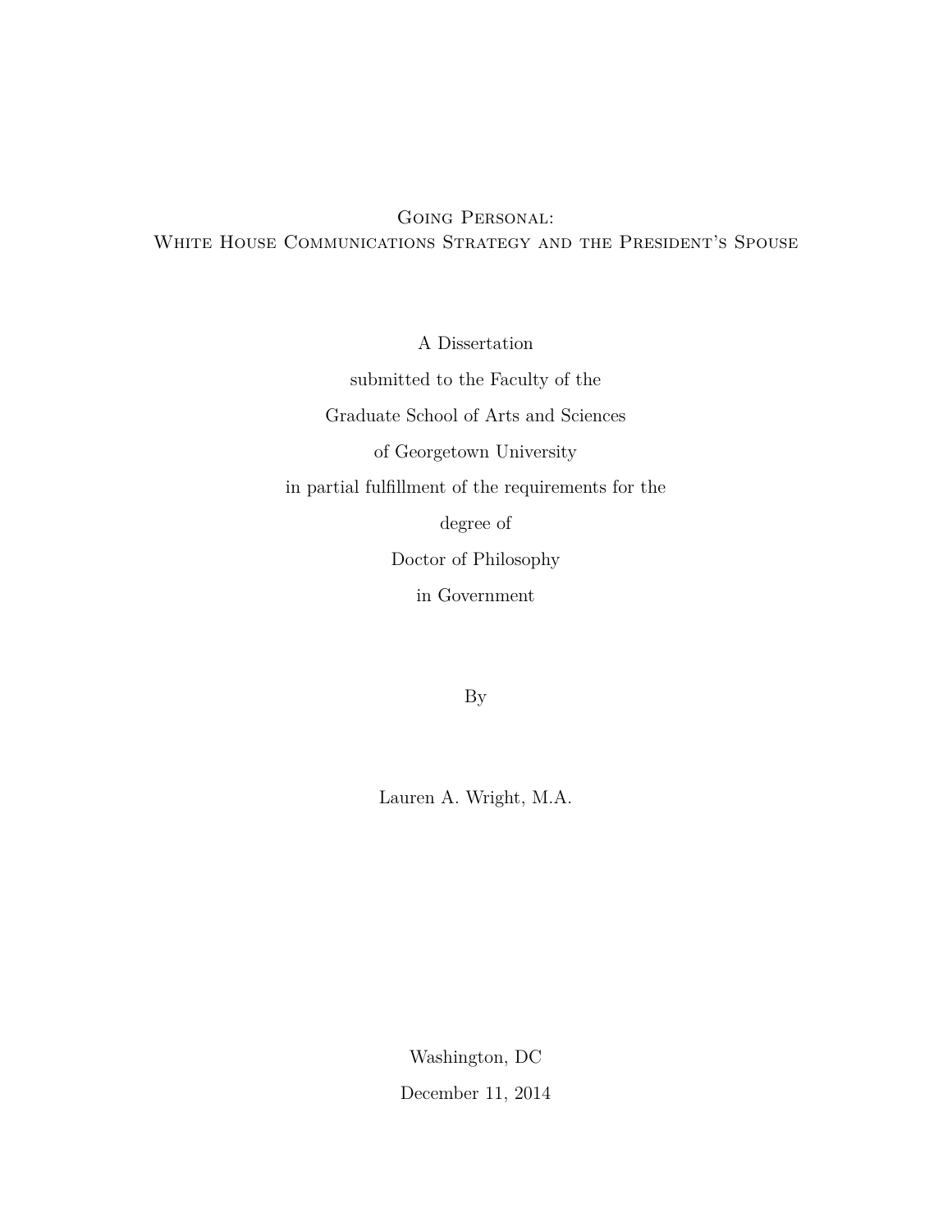# Going Personal:
# White House Communications Strategy and the President's Spouse

A Dissertation

submitted to the Faculty of the

Graduate School of Arts and Sciences

of Georgetown University

in partial fulfillment of the requirements for the

degree of

Doctor of Philosophy

in Government

By

Lauren A. Wright, M.A.

Washington, DC

December 11, 2014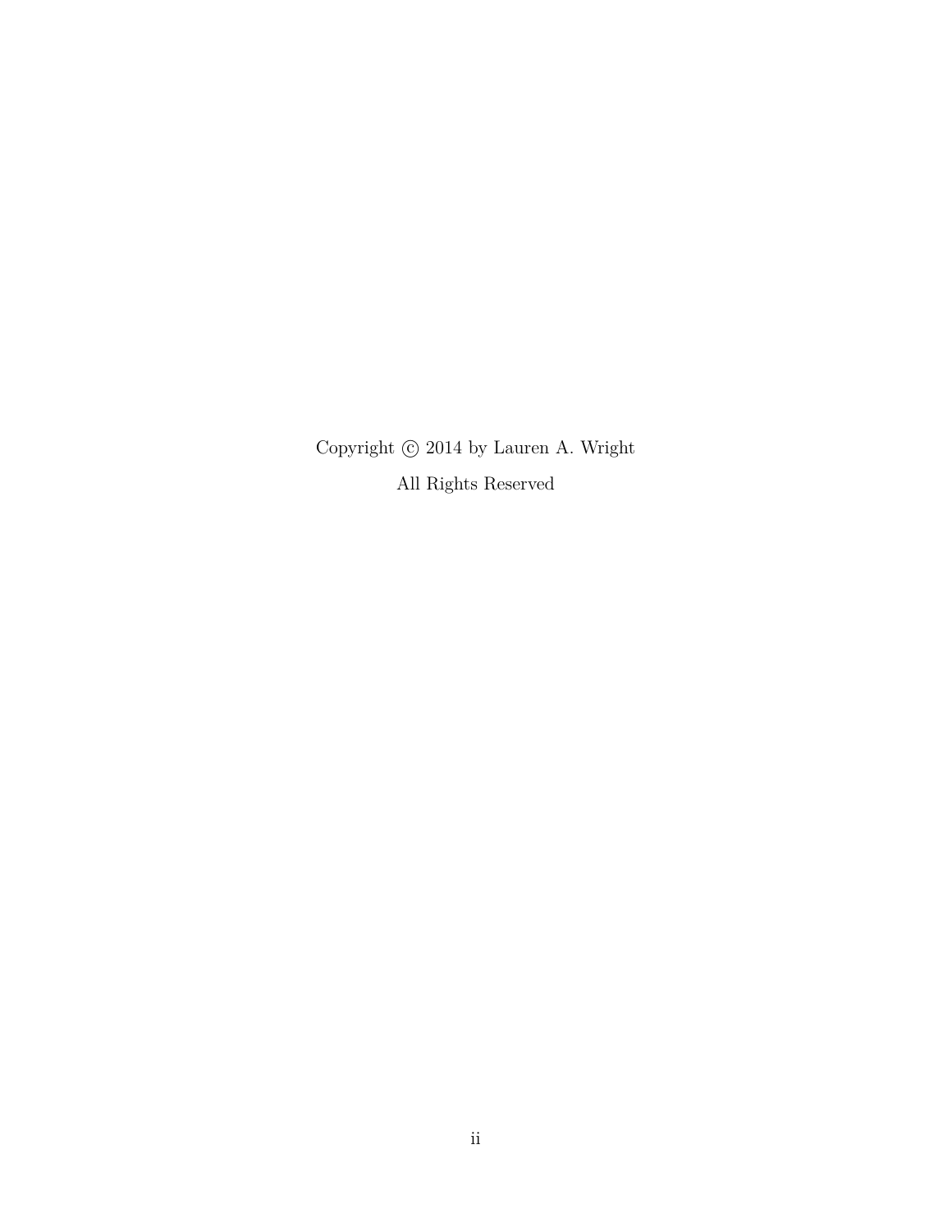Copyright © 2014 by Lauren A. Wright

All Rights Reserved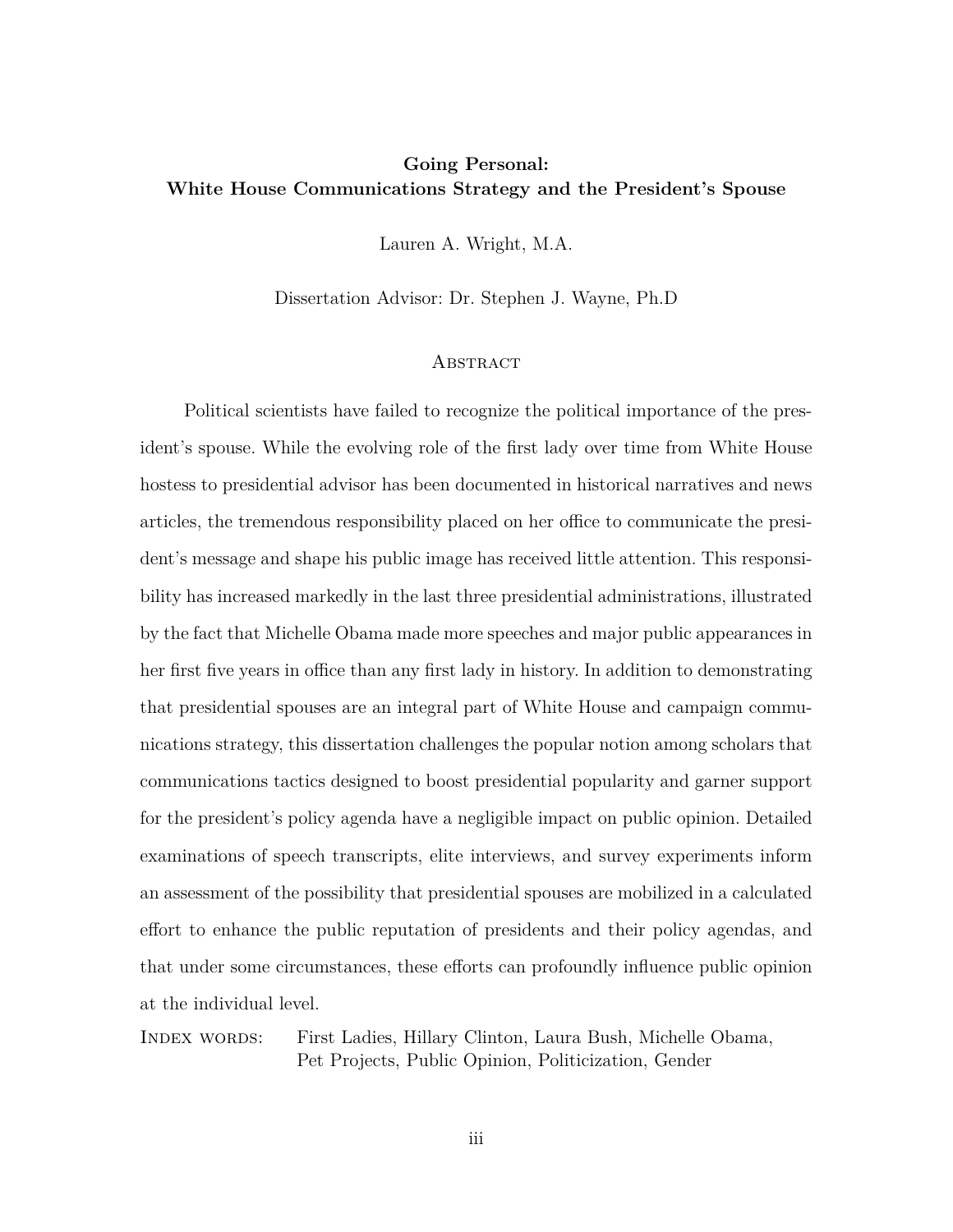**Going Personal:**
**White House Communications Strategy and the President's Spouse**

Lauren A. Wright, M.A.

Dissertation Advisor: Dr. Stephen J. Wayne, Ph.D

## Abstract

Political scientists have failed to recognize the political importance of the president's spouse. While the evolving role of the first lady over time from White House hostess to presidential advisor has been documented in historical narratives and news articles, the tremendous responsibility placed on her office to communicate the president's message and shape his public image has received little attention. This responsibility has increased markedly in the last three presidential administrations, illustrated by the fact that Michelle Obama made more speeches and major public appearances in her first five years in office than any first lady in history. In addition to demonstrating that presidential spouses are an integral part of White House and campaign communications strategy, this dissertation challenges the popular notion among scholars that communications tactics designed to boost presidential popularity and garner support for the president's policy agenda have a negligible impact on public opinion. Detailed examinations of speech transcripts, elite interviews, and survey experiments inform an assessment of the possibility that presidential spouses are mobilized in a calculated effort to enhance the public reputation of presidents and their policy agendas, and that under some circumstances, these efforts can profoundly influence public opinion at the individual level.

Index words: First Ladies, Hillary Clinton, Laura Bush, Michelle Obama, Pet Projects, Public Opinion, Politicization, Gender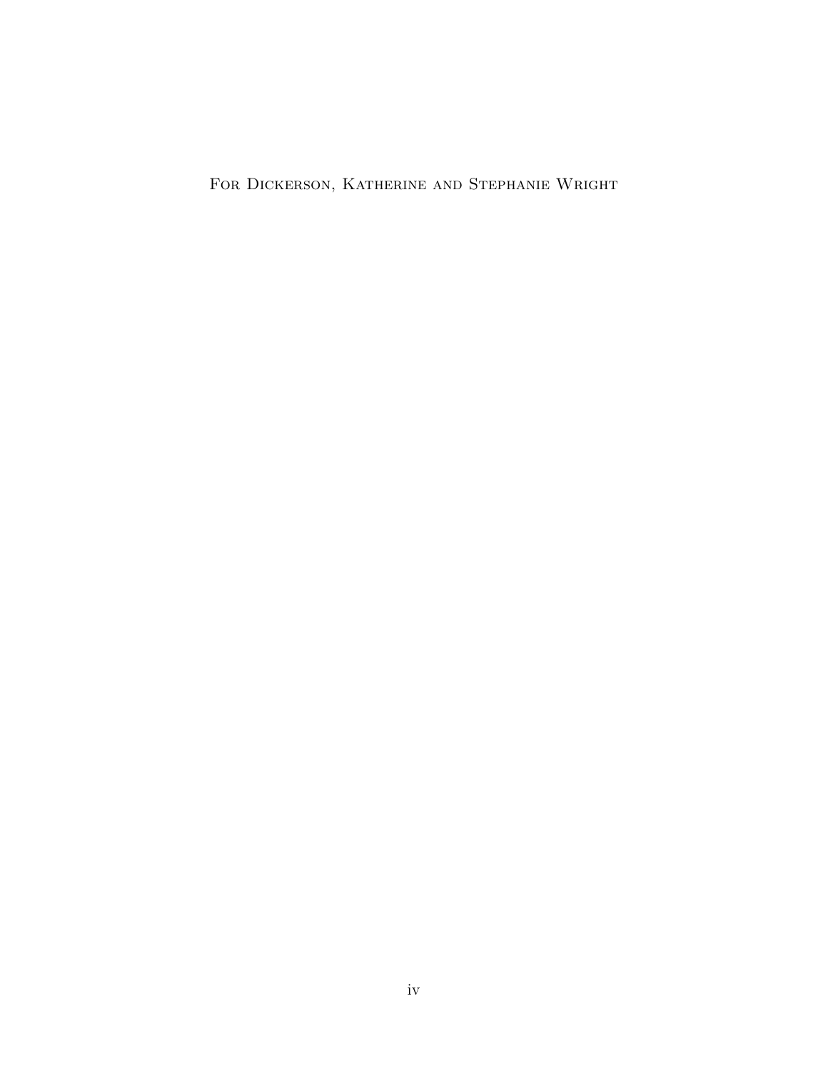For Dickerson, Katherine and Stephanie Wright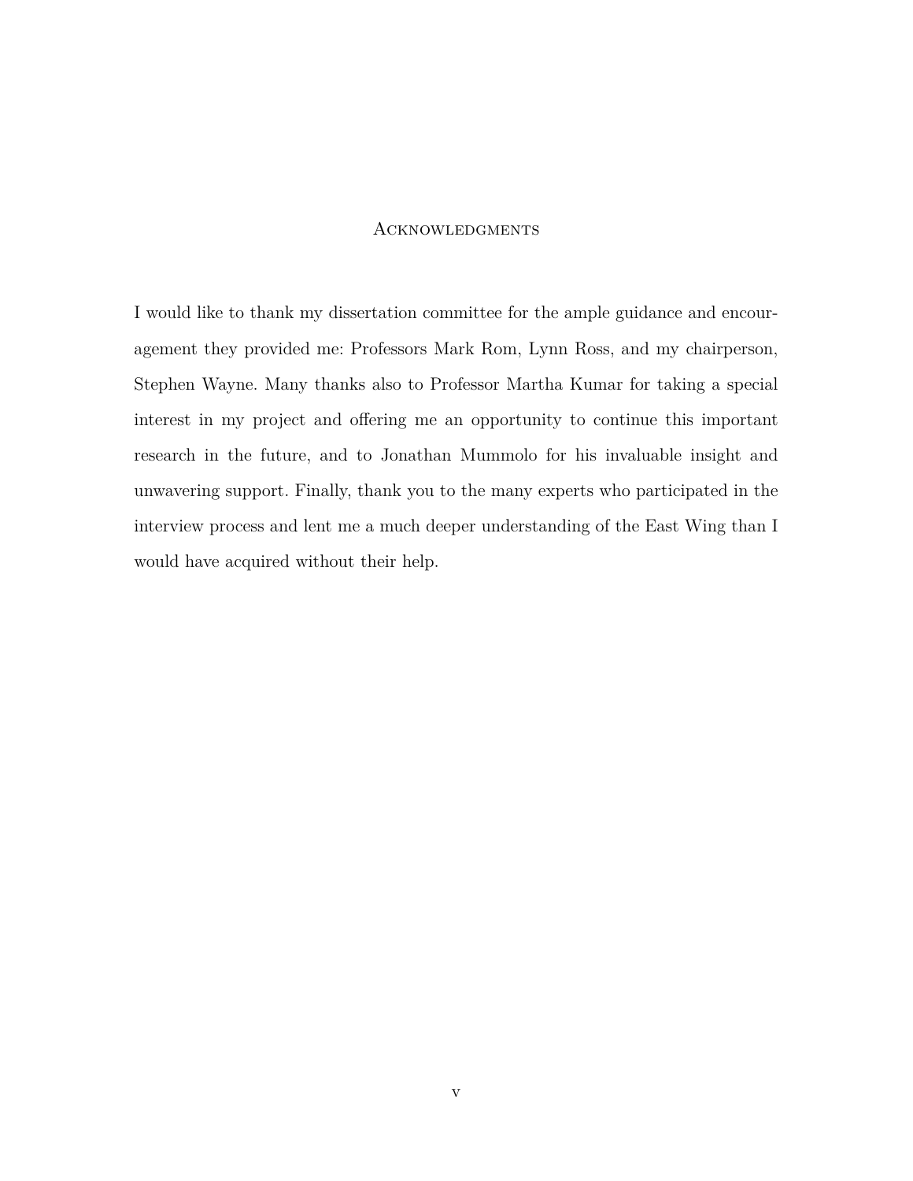# Acknowledgments

I would like to thank my dissertation committee for the ample guidance and encouragement they provided me: Professors Mark Rom, Lynn Ross, and my chairperson, Stephen Wayne. Many thanks also to Professor Martha Kumar for taking a special interest in my project and offering me an opportunity to continue this important research in the future, and to Jonathan Mummolo for his invaluable insight and unwavering support. Finally, thank you to the many experts who participated in the interview process and lent me a much deeper understanding of the East Wing than I would have acquired without their help.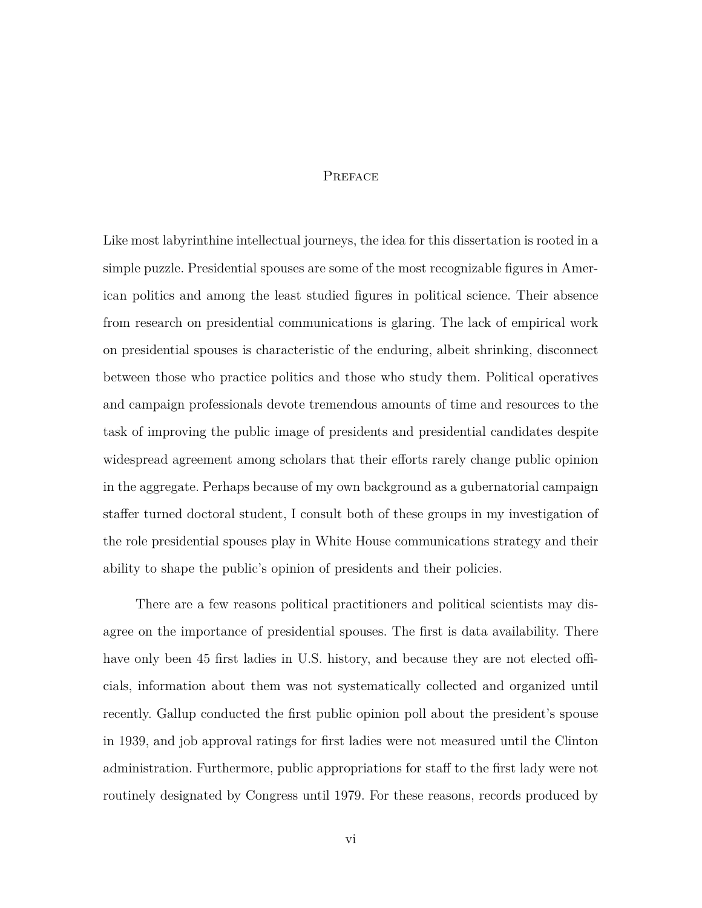# Preface

Like most labyrinthine intellectual journeys, the idea for this dissertation is rooted in a simple puzzle. Presidential spouses are some of the most recognizable figures in American politics and among the least studied figures in political science. Their absence from research on presidential communications is glaring. The lack of empirical work on presidential spouses is characteristic of the enduring, albeit shrinking, disconnect between those who practice politics and those who study them. Political operatives and campaign professionals devote tremendous amounts of time and resources to the task of improving the public image of presidents and presidential candidates despite widespread agreement among scholars that their efforts rarely change public opinion in the aggregate. Perhaps because of my own background as a gubernatorial campaign staffer turned doctoral student, I consult both of these groups in my investigation of the role presidential spouses play in White House communications strategy and their ability to shape the public's opinion of presidents and their policies.

There are a few reasons political practitioners and political scientists may disagree on the importance of presidential spouses. The first is data availability. There have only been 45 first ladies in U.S. history, and because they are not elected officials, information about them was not systematically collected and organized until recently. Gallup conducted the first public opinion poll about the president's spouse in 1939, and job approval ratings for first ladies were not measured until the Clinton administration. Furthermore, public appropriations for staff to the first lady were not routinely designated by Congress until 1979. For these reasons, records produced by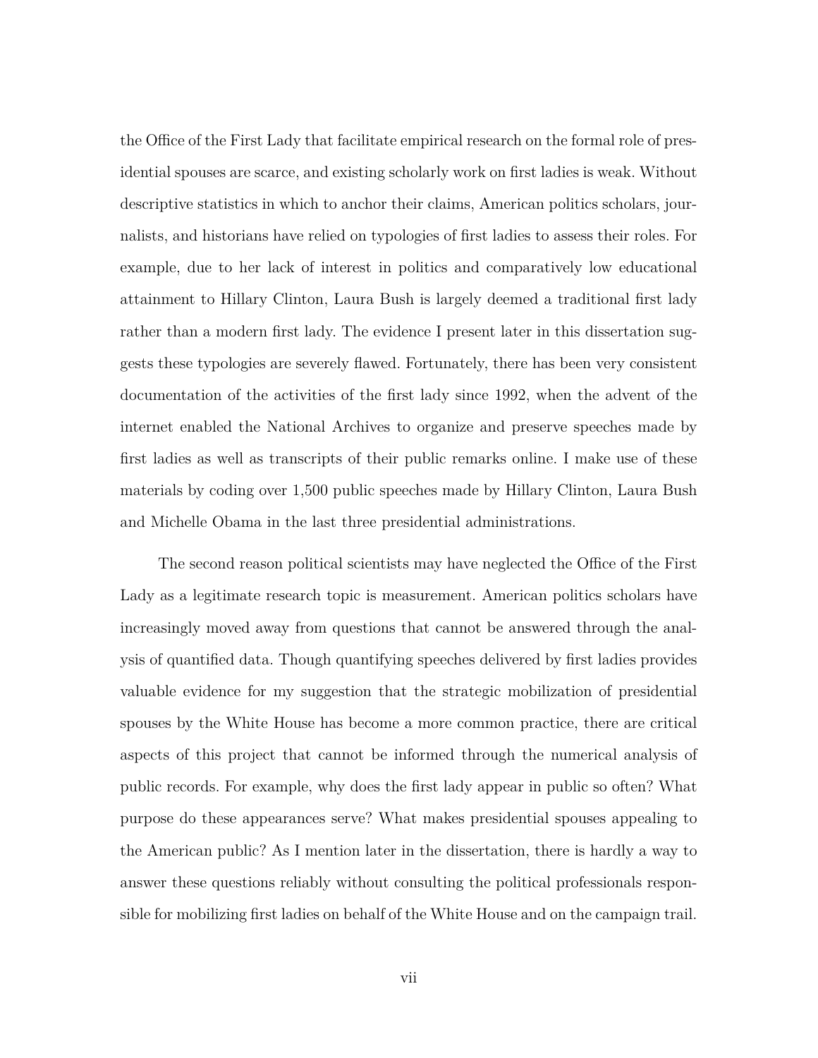the Office of the First Lady that facilitate empirical research on the formal role of presidential spouses are scarce, and existing scholarly work on first ladies is weak. Without descriptive statistics in which to anchor their claims, American politics scholars, journalists, and historians have relied on typologies of first ladies to assess their roles. For example, due to her lack of interest in politics and comparatively low educational attainment to Hillary Clinton, Laura Bush is largely deemed a traditional first lady rather than a modern first lady. The evidence I present later in this dissertation suggests these typologies are severely flawed. Fortunately, there has been very consistent documentation of the activities of the first lady since 1992, when the advent of the internet enabled the National Archives to organize and preserve speeches made by first ladies as well as transcripts of their public remarks online. I make use of these materials by coding over 1,500 public speeches made by Hillary Clinton, Laura Bush and Michelle Obama in the last three presidential administrations.

The second reason political scientists may have neglected the Office of the First Lady as a legitimate research topic is measurement. American politics scholars have increasingly moved away from questions that cannot be answered through the analysis of quantified data. Though quantifying speeches delivered by first ladies provides valuable evidence for my suggestion that the strategic mobilization of presidential spouses by the White House has become a more common practice, there are critical aspects of this project that cannot be informed through the numerical analysis of public records. For example, why does the first lady appear in public so often? What purpose do these appearances serve? What makes presidential spouses appealing to the American public? As I mention later in the dissertation, there is hardly a way to answer these questions reliably without consulting the political professionals responsible for mobilizing first ladies on behalf of the White House and on the campaign trail.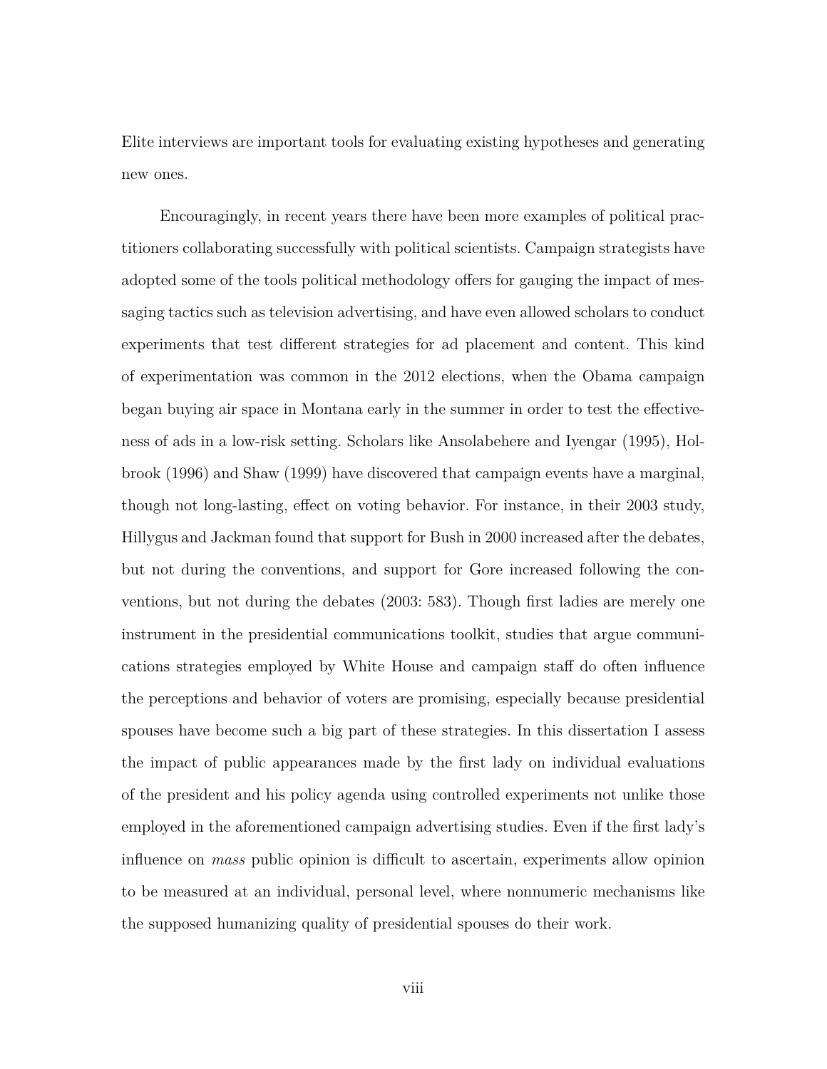Elite interviews are important tools for evaluating existing hypotheses and generating new ones.

Encouragingly, in recent years there have been more examples of political practitioners collaborating successfully with political scientists. Campaign strategists have adopted some of the tools political methodology offers for gauging the impact of messaging tactics such as television advertising, and have even allowed scholars to conduct experiments that test different strategies for ad placement and content. This kind of experimentation was common in the 2012 elections, when the Obama campaign began buying air space in Montana early in the summer in order to test the effectiveness of ads in a low-risk setting. Scholars like Ansolabehere and Iyengar (1995), Holbrook (1996) and Shaw (1999) have discovered that campaign events have a marginal, though not long-lasting, effect on voting behavior. For instance, in their 2003 study, Hillygus and Jackman found that support for Bush in 2000 increased after the debates, but not during the conventions, and support for Gore increased following the conventions, but not during the debates (2003: 583). Though first ladies are merely one instrument in the presidential communications toolkit, studies that argue communications strategies employed by White House and campaign staff do often influence the perceptions and behavior of voters are promising, especially because presidential spouses have become such a big part of these strategies. In this dissertation I assess the impact of public appearances made by the first lady on individual evaluations of the president and his policy agenda using controlled experiments not unlike those employed in the aforementioned campaign advertising studies. Even if the first lady's influence on *mass* public opinion is difficult to ascertain, experiments allow opinion to be measured at an individual, personal level, where nonnumeric mechanisms like the supposed humanizing quality of presidential spouses do their work.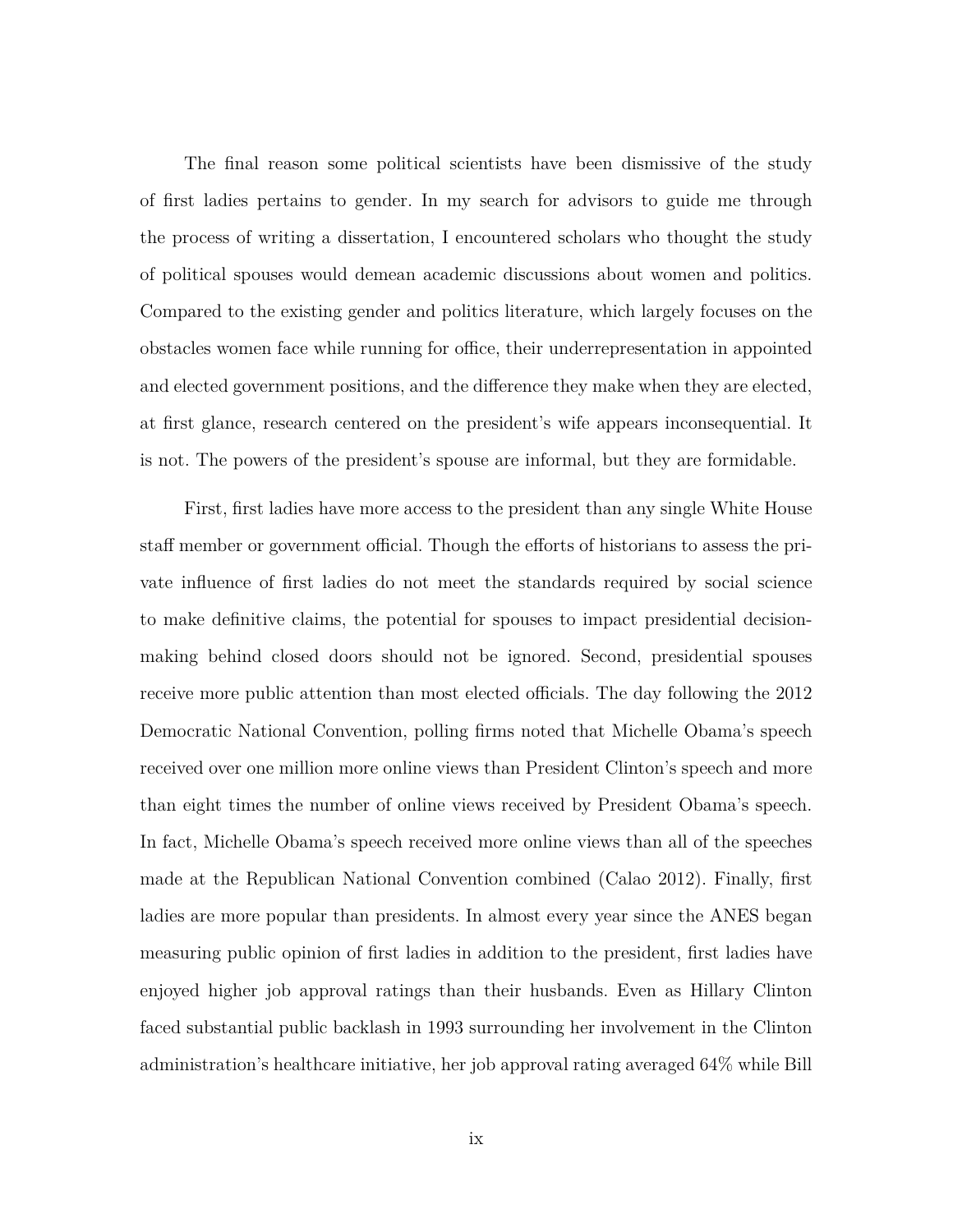The final reason some political scientists have been dismissive of the study of first ladies pertains to gender. In my search for advisors to guide me through the process of writing a dissertation, I encountered scholars who thought the study of political spouses would demean academic discussions about women and politics. Compared to the existing gender and politics literature, which largely focuses on the obstacles women face while running for office, their underrepresentation in appointed and elected government positions, and the difference they make when they are elected, at first glance, research centered on the president's wife appears inconsequential. It is not. The powers of the president's spouse are informal, but they are formidable.

First, first ladies have more access to the president than any single White House staff member or government official. Though the efforts of historians to assess the private influence of first ladies do not meet the standards required by social science to make definitive claims, the potential for spouses to impact presidential decision-making behind closed doors should not be ignored. Second, presidential spouses receive more public attention than most elected officials. The day following the 2012 Democratic National Convention, polling firms noted that Michelle Obama's speech received over one million more online views than President Clinton's speech and more than eight times the number of online views received by President Obama's speech. In fact, Michelle Obama's speech received more online views than all of the speeches made at the Republican National Convention combined (Calao 2012). Finally, first ladies are more popular than presidents. In almost every year since the ANES began measuring public opinion of first ladies in addition to the president, first ladies have enjoyed higher job approval ratings than their husbands. Even as Hillary Clinton faced substantial public backlash in 1993 surrounding her involvement in the Clinton administration's healthcare initiative, her job approval rating averaged 64% while Bill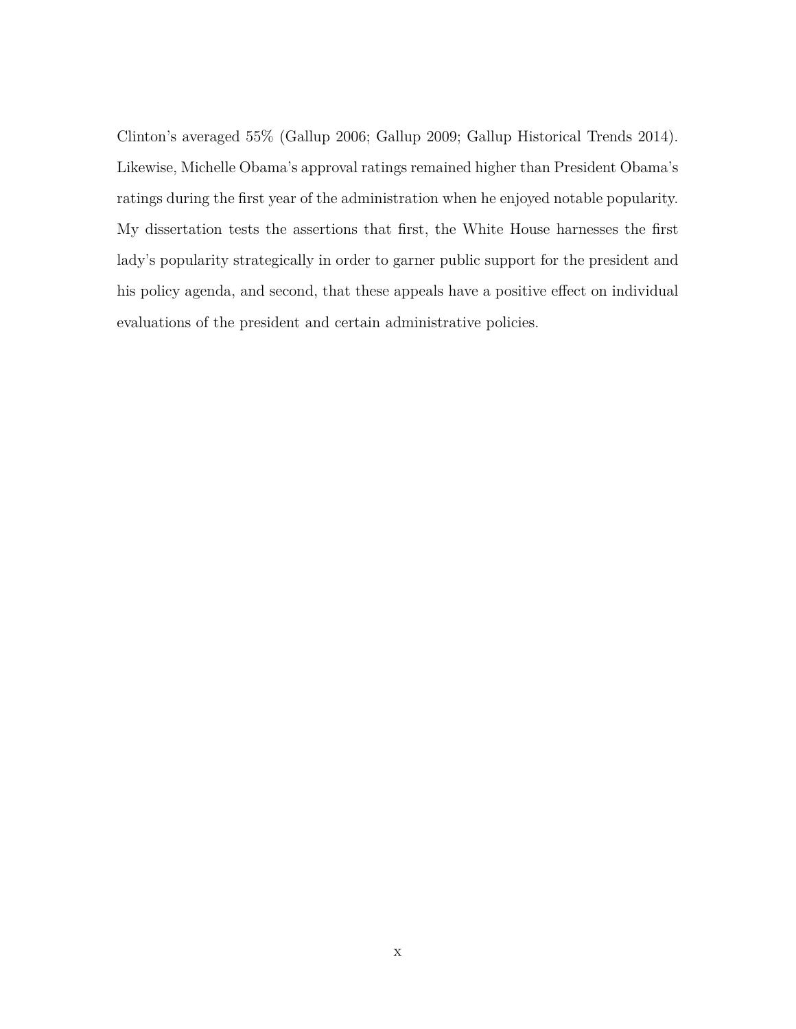Clinton's averaged 55% (Gallup 2006; Gallup 2009; Gallup Historical Trends 2014). Likewise, Michelle Obama's approval ratings remained higher than President Obama's ratings during the first year of the administration when he enjoyed notable popularity. My dissertation tests the assertions that first, the White House harnesses the first lady's popularity strategically in order to garner public support for the president and his policy agenda, and second, that these appeals have a positive effect on individual evaluations of the president and certain administrative policies.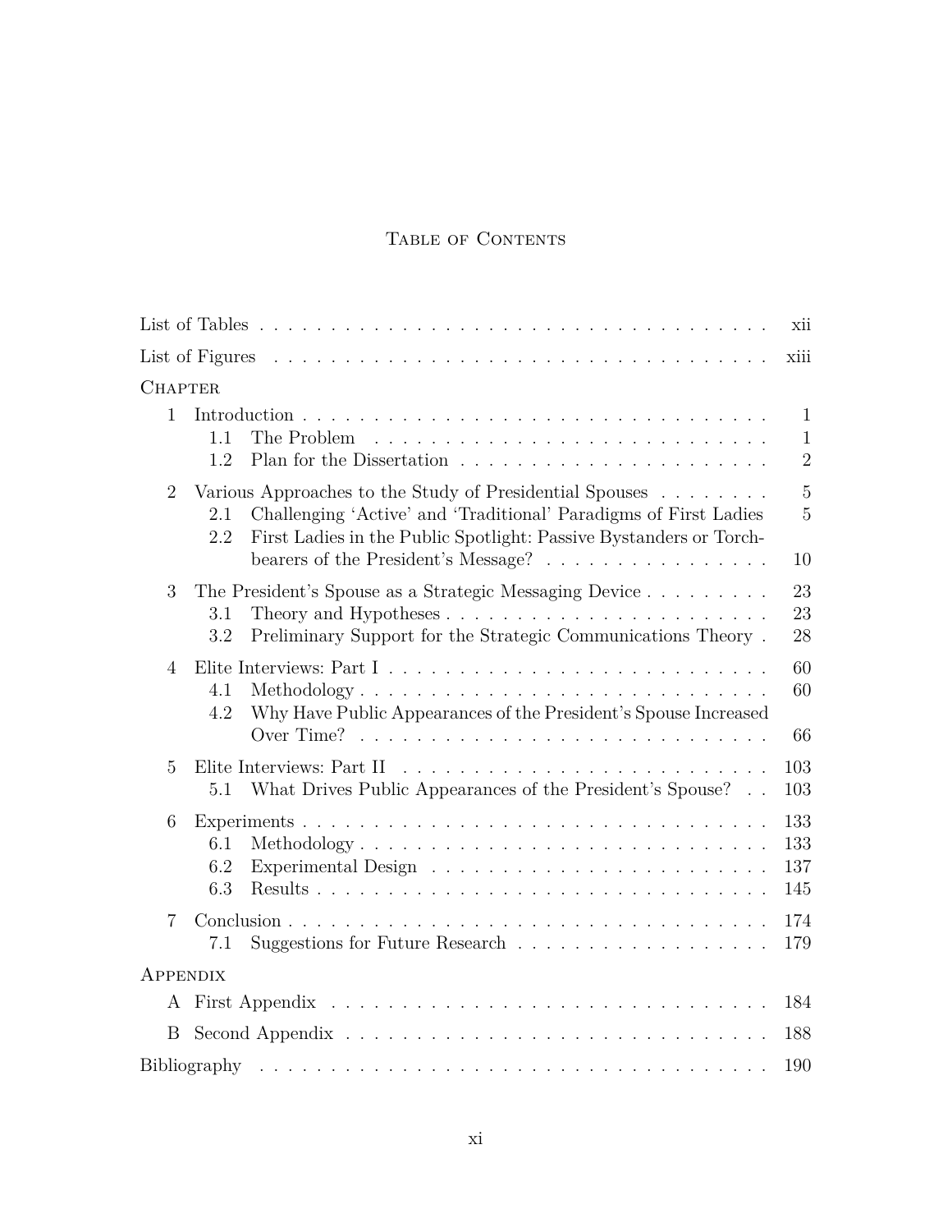# Table of Contents

List of Tables . . . . . . . . . . . . . . . . . . . . . . . . . . . . . . . . . . . . . . xii

List of Figures . . . . . . . . . . . . . . . . . . . . . . . . . . . . . . . . . . . . . . xiii

Chapter

1 Introduction . . . . . . . . . . . . . . . . . . . . . . . . . . . . . . . . . . . 1
   1.1 The Problem . . . . . . . . . . . . . . . . . . . . . . . . . . . . . . 1
   1.2 Plan for the Dissertation . . . . . . . . . . . . . . . . . . . . . . . 2

2 Various Approaches to the Study of Presidential Spouses . . . . . . . . 5
   2.1 Challenging 'Active' and 'Traditional' Paradigms of First Ladies 5
   2.2 First Ladies in the Public Spotlight: Passive Bystanders or Torch-bearers of the President's Message? . . . . . . . . . . . . . . . . 10

3 The President's Spouse as a Strategic Messaging Device . . . . . . . . . 23
   3.1 Theory and Hypotheses . . . . . . . . . . . . . . . . . . . . . . . . 23
   3.2 Preliminary Support for the Strategic Communications Theory . 28

4 Elite Interviews: Part I . . . . . . . . . . . . . . . . . . . . . . . . . . . 60
   4.1 Methodology . . . . . . . . . . . . . . . . . . . . . . . . . . . . . 60
   4.2 Why Have Public Appearances of the President's Spouse Increased Over Time? . . . . . . . . . . . . . . . . . . . . . . . . . . . . 66

5 Elite Interviews: Part II . . . . . . . . . . . . . . . . . . . . . . . . . . 103
   5.1 What Drives Public Appearances of the President's Spouse? . . 103

6 Experiments . . . . . . . . . . . . . . . . . . . . . . . . . . . . . . . . . 133
   6.1 Methodology . . . . . . . . . . . . . . . . . . . . . . . . . . . . . 133
   6.2 Experimental Design . . . . . . . . . . . . . . . . . . . . . . . . . 137
   6.3 Results . . . . . . . . . . . . . . . . . . . . . . . . . . . . . . . . 145

7 Conclusion . . . . . . . . . . . . . . . . . . . . . . . . . . . . . . . . . . 174
   7.1 Suggestions for Future Research . . . . . . . . . . . . . . . . . . 179

Appendix

A First Appendix . . . . . . . . . . . . . . . . . . . . . . . . . . . . . . . 184

B Second Appendix . . . . . . . . . . . . . . . . . . . . . . . . . . . . . . 188

Bibliography . . . . . . . . . . . . . . . . . . . . . . . . . . . . . . . . . . . 190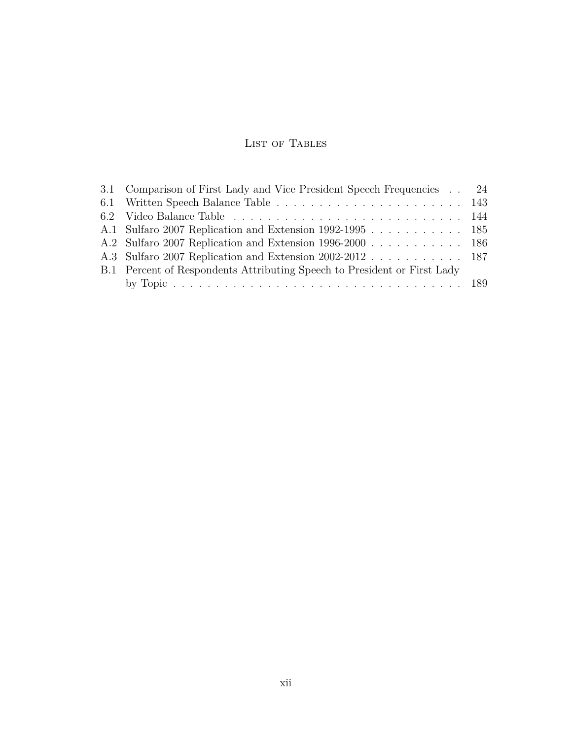# List of Tables

3.1 Comparison of First Lady and Vice President Speech Frequencies . . 24
6.1 Written Speech Balance Table . . . . . . . . . . . . . . . . . . . . . . 143
6.2 Video Balance Table . . . . . . . . . . . . . . . . . . . . . . . . . . . 144
A.1 Sulfaro 2007 Replication and Extension 1992-1995 . . . . . . . . . . . 185
A.2 Sulfaro 2007 Replication and Extension 1996-2000 . . . . . . . . . . . 186
A.3 Sulfaro 2007 Replication and Extension 2002-2012 . . . . . . . . . . . 187
B.1 Percent of Respondents Attributing Speech to President or First Lady by Topic . . . . . . . . . . . . . . . . . . . . . . . . . . . . . . . . . 189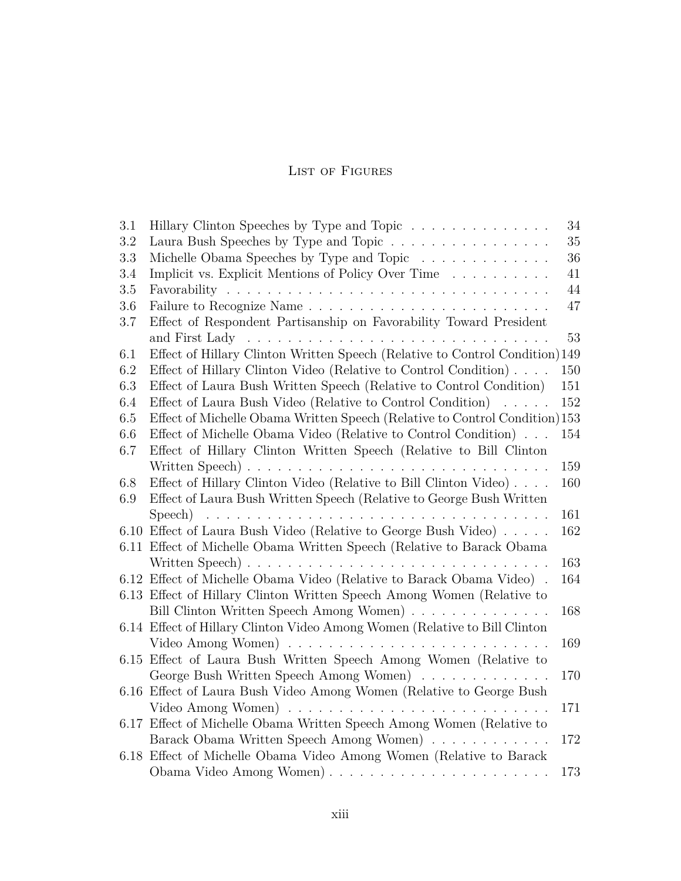# List of Figures

| | | |
|---|---|---|
| 3.1 | Hillary Clinton Speeches by Type and Topic | 34 |
| 3.2 | Laura Bush Speeches by Type and Topic | 35 |
| 3.3 | Michelle Obama Speeches by Type and Topic | 36 |
| 3.4 | Implicit vs. Explicit Mentions of Policy Over Time | 41 |
| 3.5 | Favorability | 44 |
| 3.6 | Failure to Recognize Name | 47 |
| 3.7 | Effect of Respondent Partisanship on Favorability Toward President and First Lady | 53 |
| 6.1 | Effect of Hillary Clinton Written Speech (Relative to Control Condition) | 149 |
| 6.2 | Effect of Hillary Clinton Video (Relative to Control Condition) | 150 |
| 6.3 | Effect of Laura Bush Written Speech (Relative to Control Condition) | 151 |
| 6.4 | Effect of Laura Bush Video (Relative to Control Condition) | 152 |
| 6.5 | Effect of Michelle Obama Written Speech (Relative to Control Condition) | 153 |
| 6.6 | Effect of Michelle Obama Video (Relative to Control Condition) | 154 |
| 6.7 | Effect of Hillary Clinton Written Speech (Relative to Bill Clinton Written Speech) | 159 |
| 6.8 | Effect of Hillary Clinton Video (Relative to Bill Clinton Video) | 160 |
| 6.9 | Effect of Laura Bush Written Speech (Relative to George Bush Written Speech) | 161 |
| 6.10 | Effect of Laura Bush Video (Relative to George Bush Video) | 162 |
| 6.11 | Effect of Michelle Obama Written Speech (Relative to Barack Obama Written Speech) | 163 |
| 6.12 | Effect of Michelle Obama Video (Relative to Barack Obama Video) | 164 |
| 6.13 | Effect of Hillary Clinton Written Speech Among Women (Relative to Bill Clinton Written Speech Among Women) | 168 |
| 6.14 | Effect of Hillary Clinton Video Among Women (Relative to Bill Clinton Video Among Women) | 169 |
| 6.15 | Effect of Laura Bush Written Speech Among Women (Relative to George Bush Written Speech Among Women) | 170 |
| 6.16 | Effect of Laura Bush Video Among Women (Relative to George Bush Video Among Women) | 171 |
| 6.17 | Effect of Michelle Obama Written Speech Among Women (Relative to Barack Obama Written Speech Among Women) | 172 |
| 6.18 | Effect of Michelle Obama Video Among Women (Relative to Barack Obama Video Among Women) | 173 |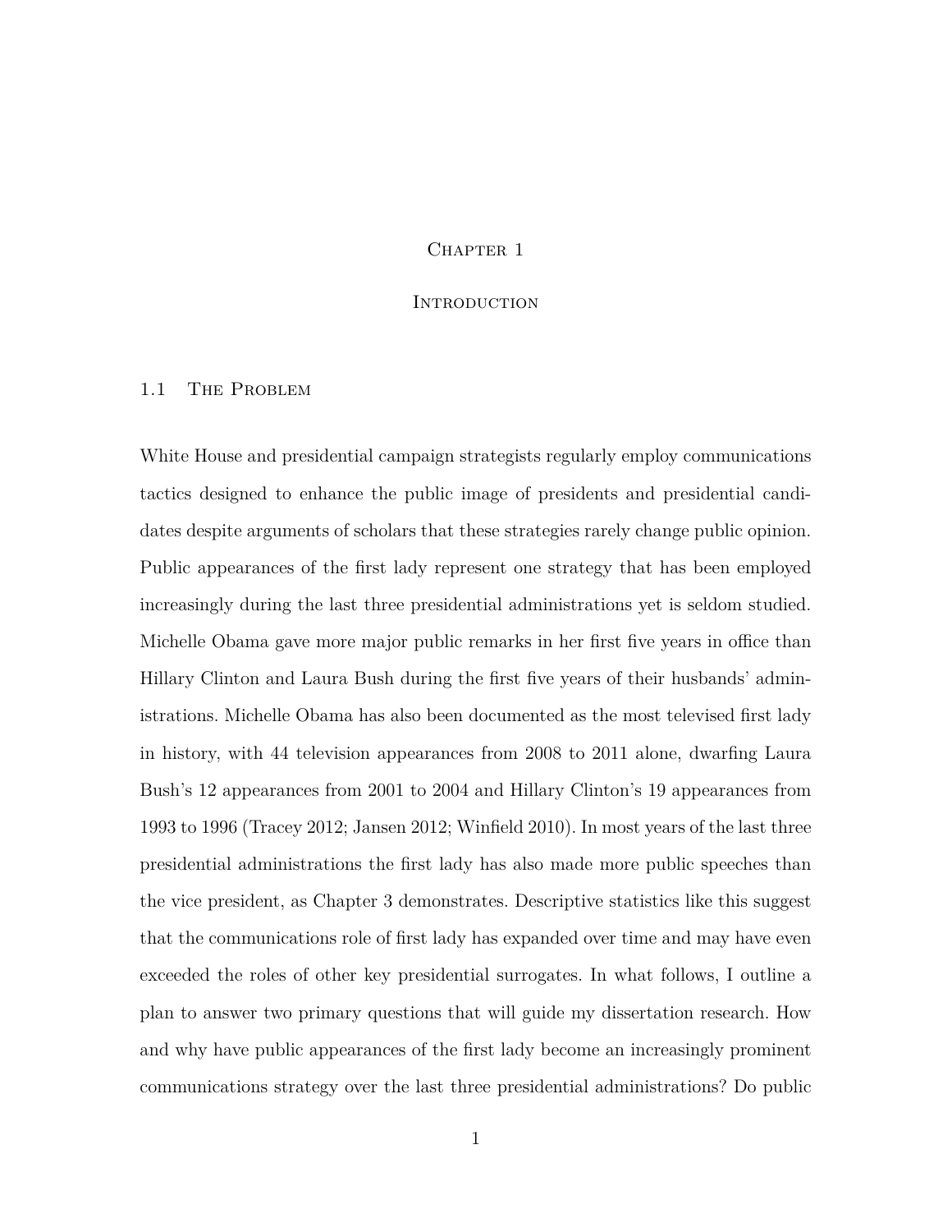# Chapter 1

# Introduction

## 1.1 The Problem

White House and presidential campaign strategists regularly employ communications tactics designed to enhance the public image of presidents and presidential candidates despite arguments of scholars that these strategies rarely change public opinion. Public appearances of the first lady represent one strategy that has been employed increasingly during the last three presidential administrations yet is seldom studied. Michelle Obama gave more major public remarks in her first five years in office than Hillary Clinton and Laura Bush during the first five years of their husbands' administrations. Michelle Obama has also been documented as the most televised first lady in history, with 44 television appearances from 2008 to 2011 alone, dwarfing Laura Bush's 12 appearances from 2001 to 2004 and Hillary Clinton's 19 appearances from 1993 to 1996 (Tracey 2012; Jansen 2012; Winfield 2010). In most years of the last three presidential administrations the first lady has also made more public speeches than the vice president, as Chapter 3 demonstrates. Descriptive statistics like this suggest that the communications role of first lady has expanded over time and may have even exceeded the roles of other key presidential surrogates. In what follows, I outline a plan to answer two primary questions that will guide my dissertation research. How and why have public appearances of the first lady become an increasingly prominent communications strategy over the last three presidential administrations? Do public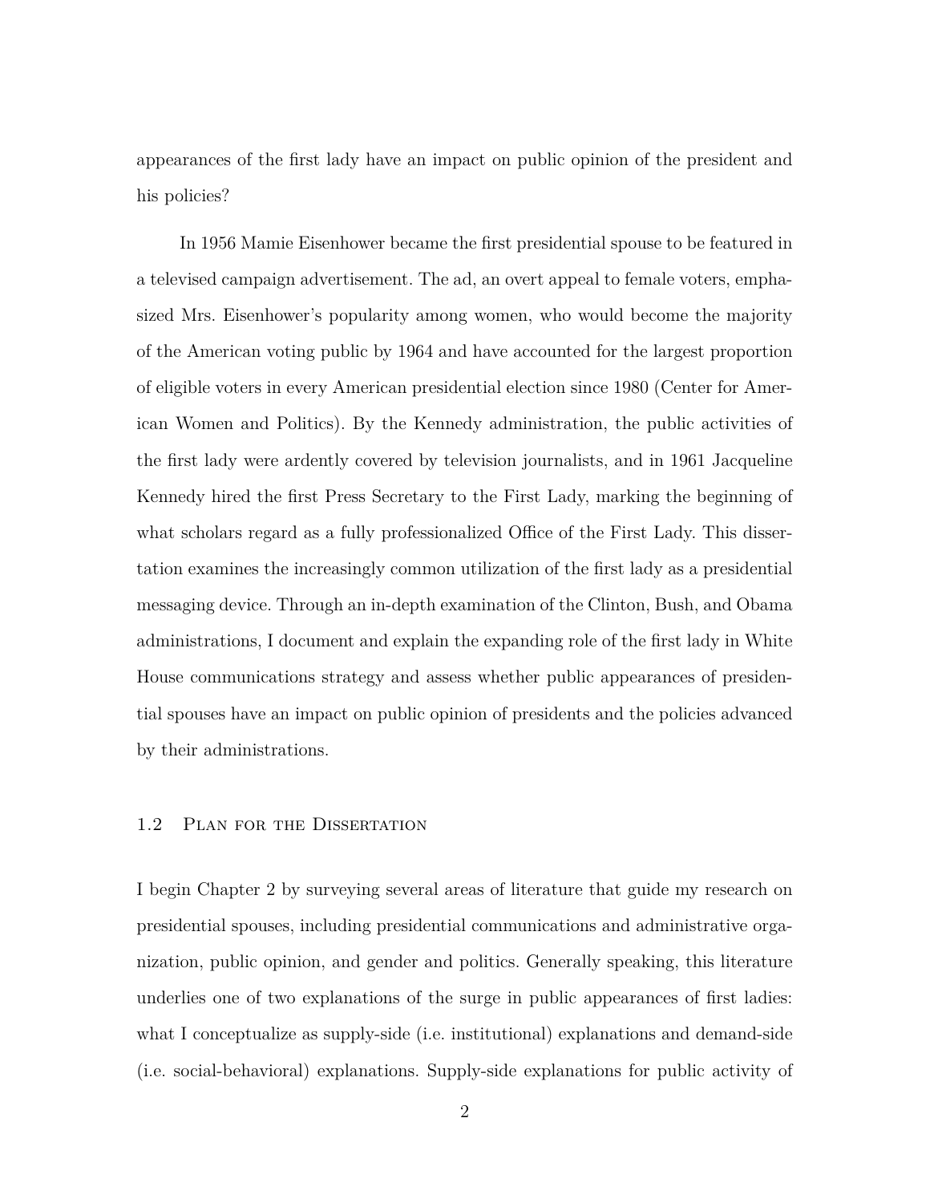appearances of the first lady have an impact on public opinion of the president and his policies?

In 1956 Mamie Eisenhower became the first presidential spouse to be featured in a televised campaign advertisement. The ad, an overt appeal to female voters, emphasized Mrs. Eisenhower's popularity among women, who would become the majority of the American voting public by 1964 and have accounted for the largest proportion of eligible voters in every American presidential election since 1980 (Center for American Women and Politics). By the Kennedy administration, the public activities of the first lady were ardently covered by television journalists, and in 1961 Jacqueline Kennedy hired the first Press Secretary to the First Lady, marking the beginning of what scholars regard as a fully professionalized Office of the First Lady. This dissertation examines the increasingly common utilization of the first lady as a presidential messaging device. Through an in-depth examination of the Clinton, Bush, and Obama administrations, I document and explain the expanding role of the first lady in White House communications strategy and assess whether public appearances of presidential spouses have an impact on public opinion of presidents and the policies advanced by their administrations.

## 1.2 Plan for the Dissertation

I begin Chapter 2 by surveying several areas of literature that guide my research on presidential spouses, including presidential communications and administrative organization, public opinion, and gender and politics. Generally speaking, this literature underlies one of two explanations of the surge in public appearances of first ladies: what I conceptualize as supply-side (i.e. institutional) explanations and demand-side (i.e. social-behavioral) explanations. Supply-side explanations for public activity of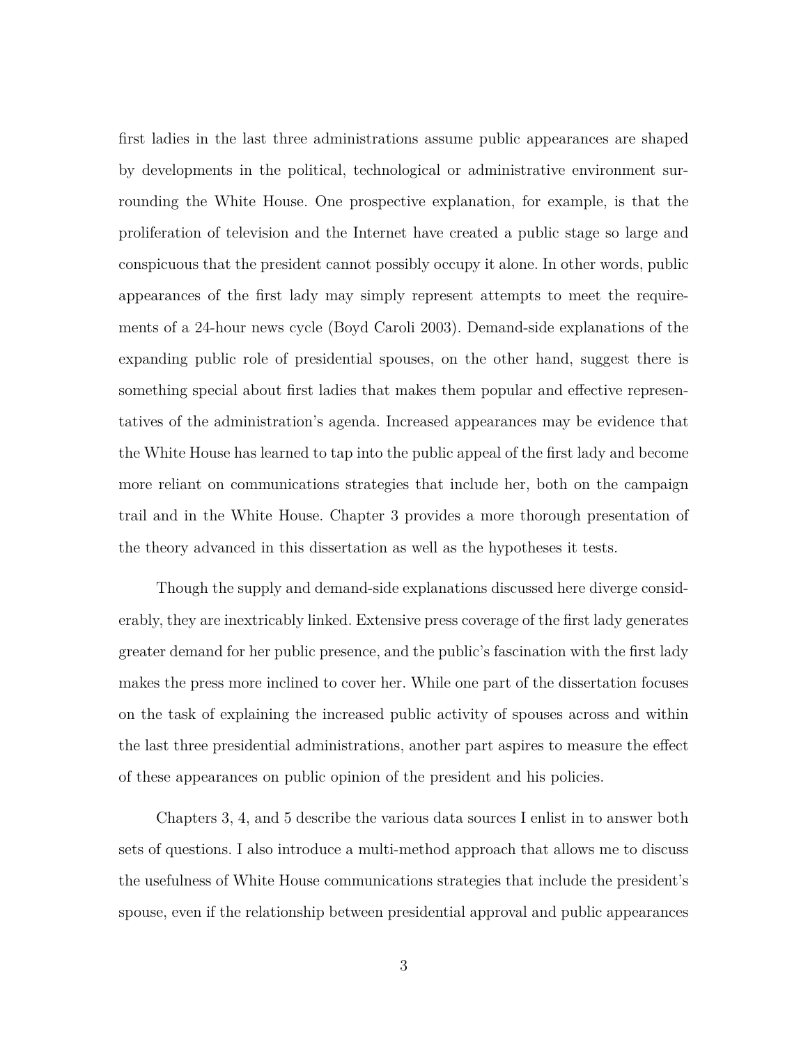first ladies in the last three administrations assume public appearances are shaped by developments in the political, technological or administrative environment surrounding the White House. One prospective explanation, for example, is that the proliferation of television and the Internet have created a public stage so large and conspicuous that the president cannot possibly occupy it alone. In other words, public appearances of the first lady may simply represent attempts to meet the requirements of a 24-hour news cycle (Boyd Caroli 2003). Demand-side explanations of the expanding public role of presidential spouses, on the other hand, suggest there is something special about first ladies that makes them popular and effective representatives of the administration's agenda. Increased appearances may be evidence that the White House has learned to tap into the public appeal of the first lady and become more reliant on communications strategies that include her, both on the campaign trail and in the White House. Chapter 3 provides a more thorough presentation of the theory advanced in this dissertation as well as the hypotheses it tests.

Though the supply and demand-side explanations discussed here diverge considerably, they are inextricably linked. Extensive press coverage of the first lady generates greater demand for her public presence, and the public's fascination with the first lady makes the press more inclined to cover her. While one part of the dissertation focuses on the task of explaining the increased public activity of spouses across and within the last three presidential administrations, another part aspires to measure the effect of these appearances on public opinion of the president and his policies.

Chapters 3, 4, and 5 describe the various data sources I enlist in to answer both sets of questions. I also introduce a multi-method approach that allows me to discuss the usefulness of White House communications strategies that include the president's spouse, even if the relationship between presidential approval and public appearances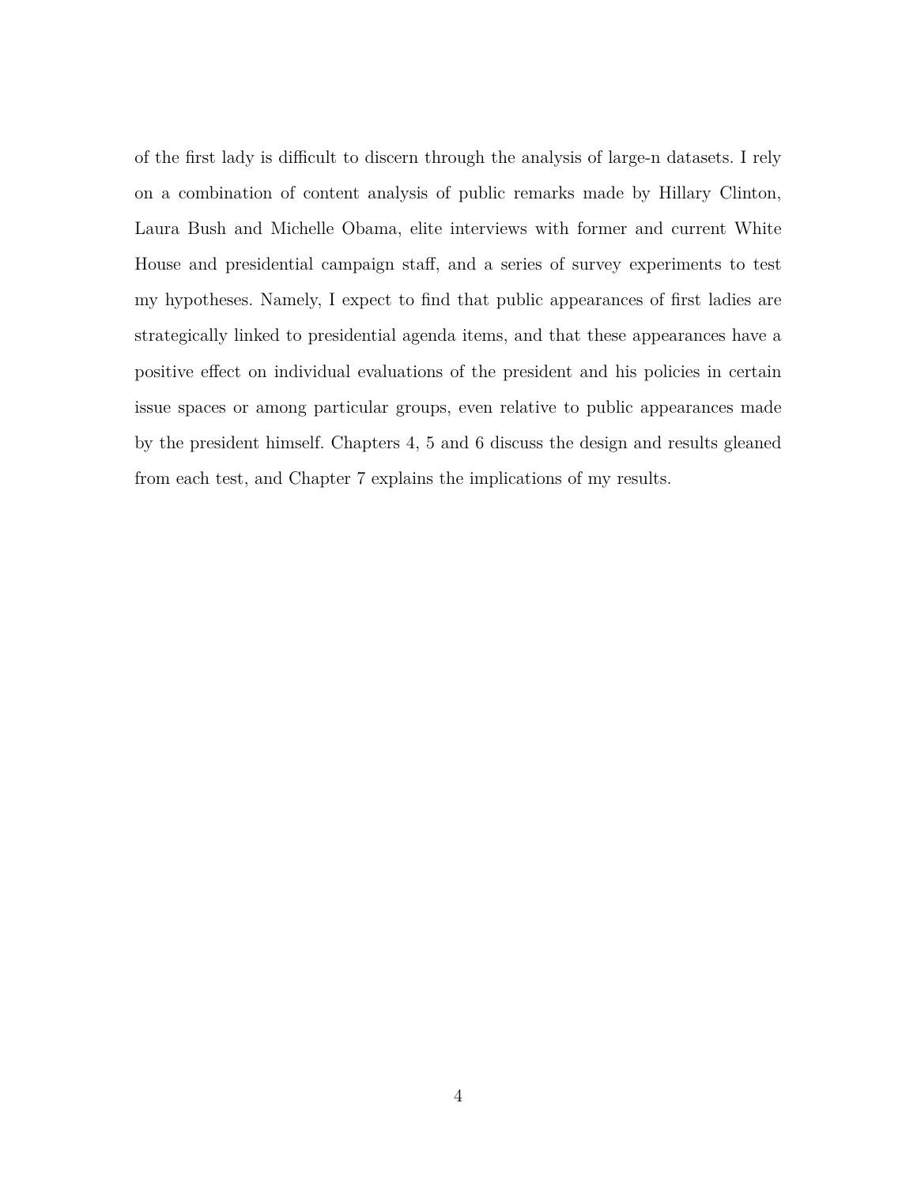of the first lady is difficult to discern through the analysis of large-n datasets. I rely on a combination of content analysis of public remarks made by Hillary Clinton, Laura Bush and Michelle Obama, elite interviews with former and current White House and presidential campaign staff, and a series of survey experiments to test my hypotheses. Namely, I expect to find that public appearances of first ladies are strategically linked to presidential agenda items, and that these appearances have a positive effect on individual evaluations of the president and his policies in certain issue spaces or among particular groups, even relative to public appearances made by the president himself. Chapters 4, 5 and 6 discuss the design and results gleaned from each test, and Chapter 7 explains the implications of my results.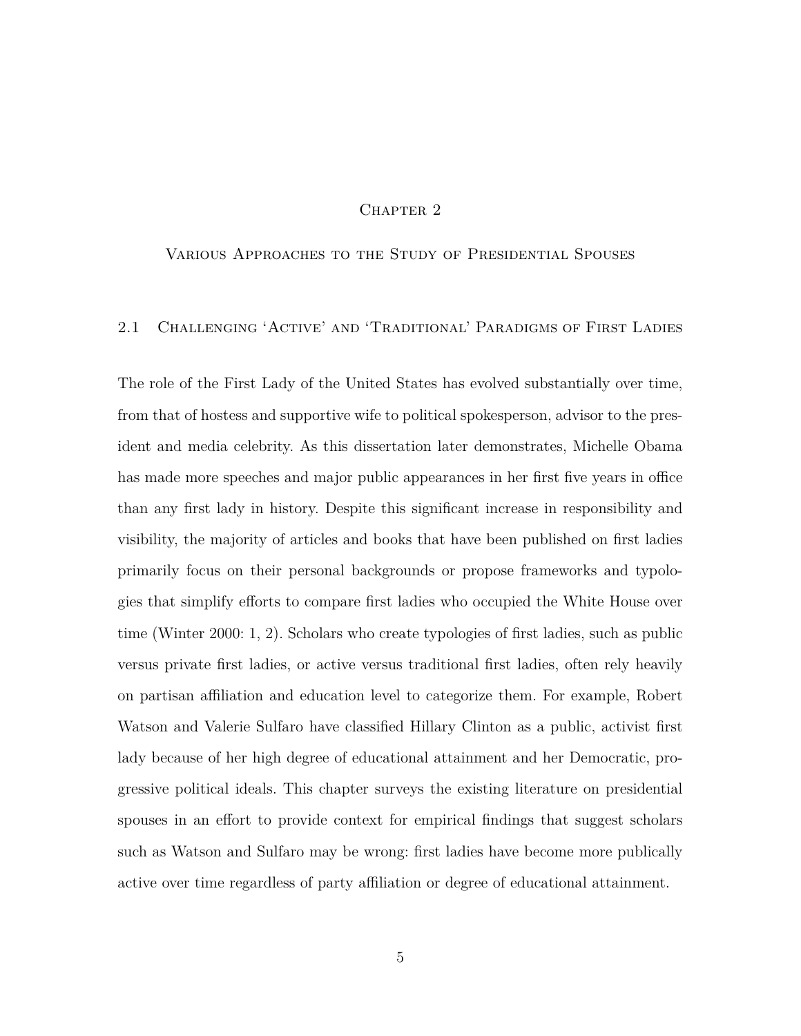# Chapter 2

# Various Approaches to the Study of Presidential Spouses

## 2.1 Challenging 'Active' and 'Traditional' Paradigms of First Ladies

The role of the First Lady of the United States has evolved substantially over time, from that of hostess and supportive wife to political spokesperson, advisor to the president and media celebrity. As this dissertation later demonstrates, Michelle Obama has made more speeches and major public appearances in her first five years in office than any first lady in history. Despite this significant increase in responsibility and visibility, the majority of articles and books that have been published on first ladies primarily focus on their personal backgrounds or propose frameworks and typologies that simplify efforts to compare first ladies who occupied the White House over time (Winter 2000: 1, 2). Scholars who create typologies of first ladies, such as public versus private first ladies, or active versus traditional first ladies, often rely heavily on partisan affiliation and education level to categorize them. For example, Robert Watson and Valerie Sulfaro have classified Hillary Clinton as a public, activist first lady because of her high degree of educational attainment and her Democratic, progressive political ideals. This chapter surveys the existing literature on presidential spouses in an effort to provide context for empirical findings that suggest scholars such as Watson and Sulfaro may be wrong: first ladies have become more publically active over time regardless of party affiliation or degree of educational attainment.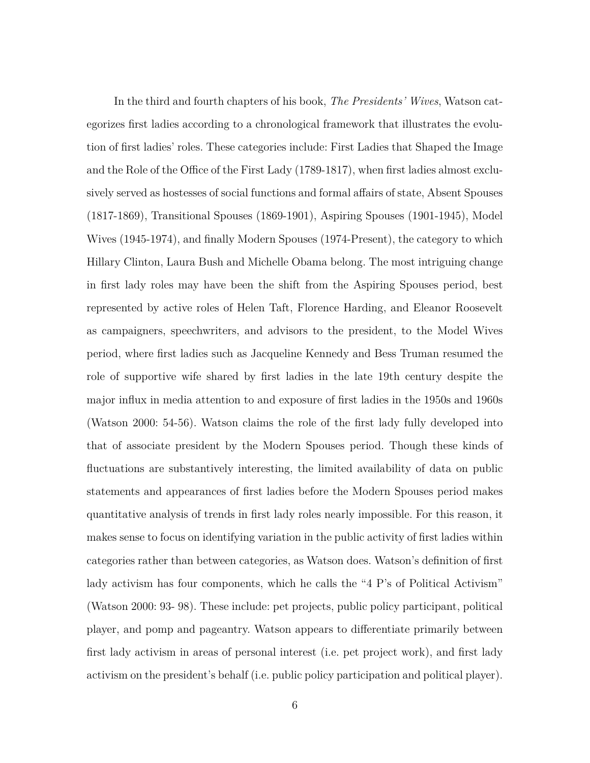In the third and fourth chapters of his book, *The Presidents' Wives*, Watson categorizes first ladies according to a chronological framework that illustrates the evolution of first ladies' roles. These categories include: First Ladies that Shaped the Image and the Role of the Office of the First Lady (1789-1817), when first ladies almost exclusively served as hostesses of social functions and formal affairs of state, Absent Spouses (1817-1869), Transitional Spouses (1869-1901), Aspiring Spouses (1901-1945), Model Wives (1945-1974), and finally Modern Spouses (1974-Present), the category to which Hillary Clinton, Laura Bush and Michelle Obama belong. The most intriguing change in first lady roles may have been the shift from the Aspiring Spouses period, best represented by active roles of Helen Taft, Florence Harding, and Eleanor Roosevelt as campaigners, speechwriters, and advisors to the president, to the Model Wives period, where first ladies such as Jacqueline Kennedy and Bess Truman resumed the role of supportive wife shared by first ladies in the late 19th century despite the major influx in media attention to and exposure of first ladies in the 1950s and 1960s (Watson 2000: 54-56). Watson claims the role of the first lady fully developed into that of associate president by the Modern Spouses period. Though these kinds of fluctuations are substantively interesting, the limited availability of data on public statements and appearances of first ladies before the Modern Spouses period makes quantitative analysis of trends in first lady roles nearly impossible. For this reason, it makes sense to focus on identifying variation in the public activity of first ladies within categories rather than between categories, as Watson does. Watson's definition of first lady activism has four components, which he calls the "4 P's of Political Activism" (Watson 2000: 93- 98). These include: pet projects, public policy participant, political player, and pomp and pageantry. Watson appears to differentiate primarily between first lady activism in areas of personal interest (i.e. pet project work), and first lady activism on the president's behalf (i.e. public policy participation and political player).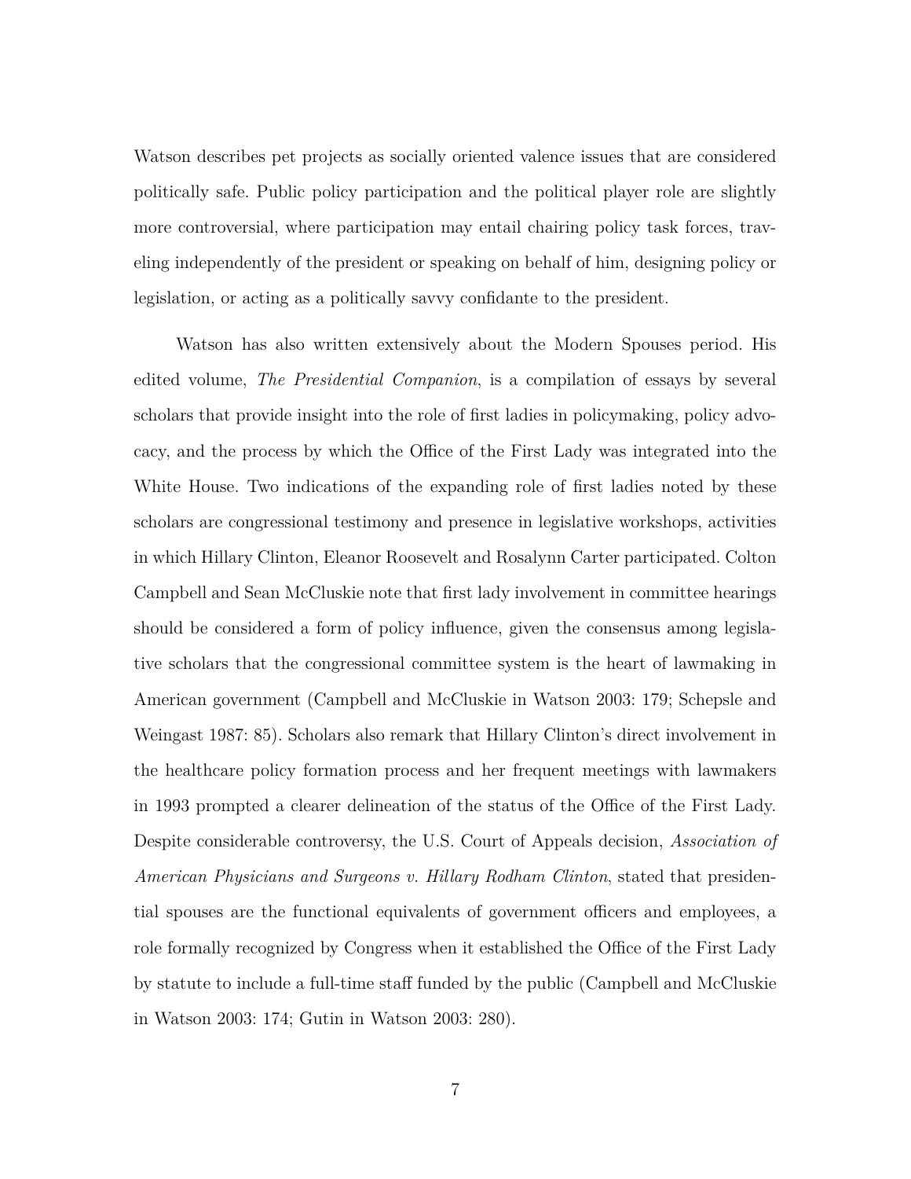Watson describes pet projects as socially oriented valence issues that are considered politically safe. Public policy participation and the political player role are slightly more controversial, where participation may entail chairing policy task forces, traveling independently of the president or speaking on behalf of him, designing policy or legislation, or acting as a politically savvy confidante to the president.

Watson has also written extensively about the Modern Spouses period. His edited volume, *The Presidential Companion*, is a compilation of essays by several scholars that provide insight into the role of first ladies in policymaking, policy advocacy, and the process by which the Office of the First Lady was integrated into the White House. Two indications of the expanding role of first ladies noted by these scholars are congressional testimony and presence in legislative workshops, activities in which Hillary Clinton, Eleanor Roosevelt and Rosalynn Carter participated. Colton Campbell and Sean McCluskie note that first lady involvement in committee hearings should be considered a form of policy influence, given the consensus among legislative scholars that the congressional committee system is the heart of lawmaking in American government (Campbell and McCluskie in Watson 2003: 179; Schepsle and Weingast 1987: 85). Scholars also remark that Hillary Clinton's direct involvement in the healthcare policy formation process and her frequent meetings with lawmakers in 1993 prompted a clearer delineation of the status of the Office of the First Lady. Despite considerable controversy, the U.S. Court of Appeals decision, *Association of American Physicians and Surgeons v. Hillary Rodham Clinton*, stated that presidential spouses are the functional equivalents of government officers and employees, a role formally recognized by Congress when it established the Office of the First Lady by statute to include a full-time staff funded by the public (Campbell and McCluskie in Watson 2003: 174; Gutin in Watson 2003: 280).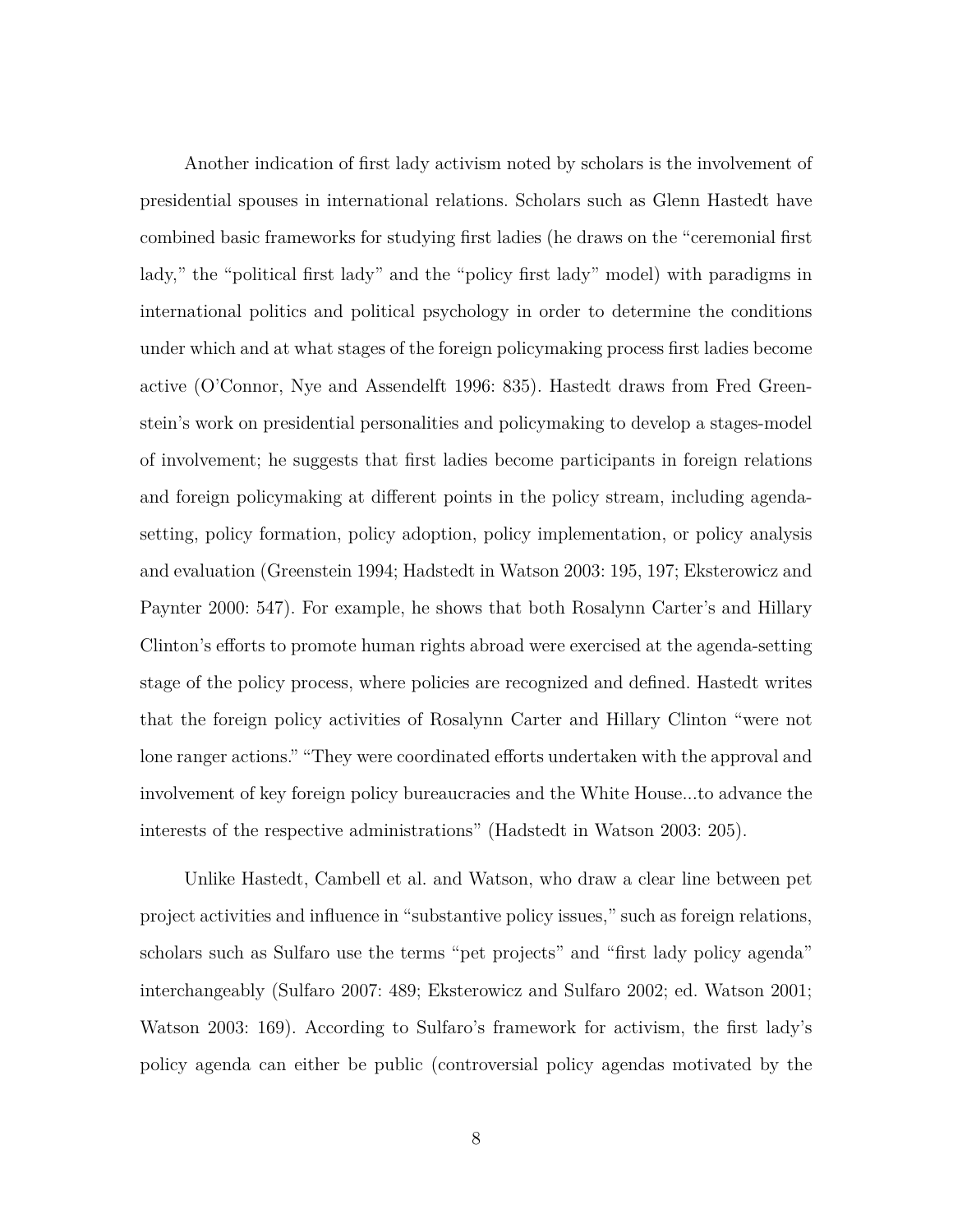Another indication of first lady activism noted by scholars is the involvement of presidential spouses in international relations. Scholars such as Glenn Hastedt have combined basic frameworks for studying first ladies (he draws on the "ceremonial first lady," the "political first lady" and the "policy first lady" model) with paradigms in international politics and political psychology in order to determine the conditions under which and at what stages of the foreign policymaking process first ladies become active (O'Connor, Nye and Assendelft 1996: 835). Hastedt draws from Fred Greenstein's work on presidential personalities and policymaking to develop a stages-model of involvement; he suggests that first ladies become participants in foreign relations and foreign policymaking at different points in the policy stream, including agenda-setting, policy formation, policy adoption, policy implementation, or policy analysis and evaluation (Greenstein 1994; Hadstedt in Watson 2003: 195, 197; Eksterowicz and Paynter 2000: 547). For example, he shows that both Rosalynn Carter's and Hillary Clinton's efforts to promote human rights abroad were exercised at the agenda-setting stage of the policy process, where policies are recognized and defined. Hastedt writes that the foreign policy activities of Rosalynn Carter and Hillary Clinton "were not lone ranger actions." "They were coordinated efforts undertaken with the approval and involvement of key foreign policy bureaucracies and the White House...to advance the interests of the respective administrations" (Hadstedt in Watson 2003: 205).

Unlike Hastedt, Cambell et al. and Watson, who draw a clear line between pet project activities and influence in "substantive policy issues," such as foreign relations, scholars such as Sulfaro use the terms "pet projects" and "first lady policy agenda" interchangeably (Sulfaro 2007: 489; Eksterowicz and Sulfaro 2002; ed. Watson 2001; Watson 2003: 169). According to Sulfaro's framework for activism, the first lady's policy agenda can either be public (controversial policy agendas motivated by the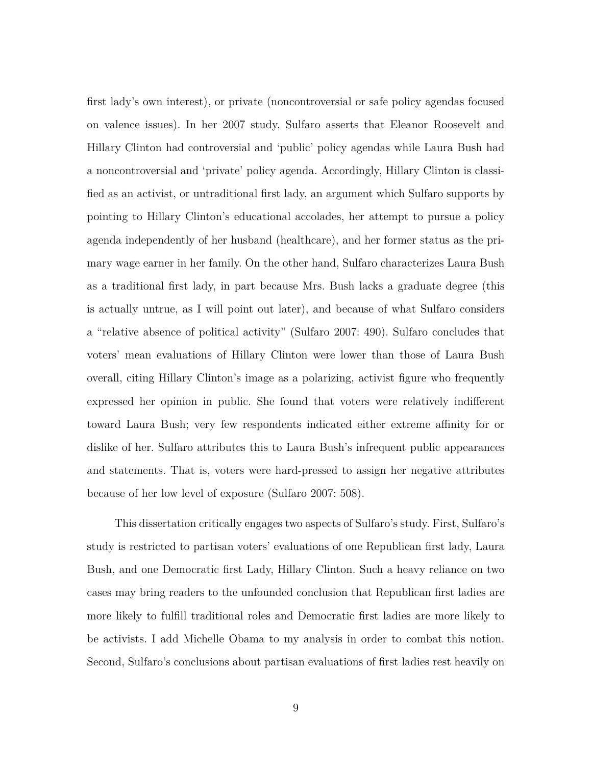first lady's own interest), or private (noncontroversial or safe policy agendas focused on valence issues). In her 2007 study, Sulfaro asserts that Eleanor Roosevelt and Hillary Clinton had controversial and 'public' policy agendas while Laura Bush had a noncontroversial and 'private' policy agenda. Accordingly, Hillary Clinton is classified as an activist, or untraditional first lady, an argument which Sulfaro supports by pointing to Hillary Clinton's educational accolades, her attempt to pursue a policy agenda independently of her husband (healthcare), and her former status as the primary wage earner in her family. On the other hand, Sulfaro characterizes Laura Bush as a traditional first lady, in part because Mrs. Bush lacks a graduate degree (this is actually untrue, as I will point out later), and because of what Sulfaro considers a "relative absence of political activity" (Sulfaro 2007: 490). Sulfaro concludes that voters' mean evaluations of Hillary Clinton were lower than those of Laura Bush overall, citing Hillary Clinton's image as a polarizing, activist figure who frequently expressed her opinion in public. She found that voters were relatively indifferent toward Laura Bush; very few respondents indicated either extreme affinity for or dislike of her. Sulfaro attributes this to Laura Bush's infrequent public appearances and statements. That is, voters were hard-pressed to assign her negative attributes because of her low level of exposure (Sulfaro 2007: 508).

This dissertation critically engages two aspects of Sulfaro's study. First, Sulfaro's study is restricted to partisan voters' evaluations of one Republican first lady, Laura Bush, and one Democratic first Lady, Hillary Clinton. Such a heavy reliance on two cases may bring readers to the unfounded conclusion that Republican first ladies are more likely to fulfill traditional roles and Democratic first ladies are more likely to be activists. I add Michelle Obama to my analysis in order to combat this notion. Second, Sulfaro's conclusions about partisan evaluations of first ladies rest heavily on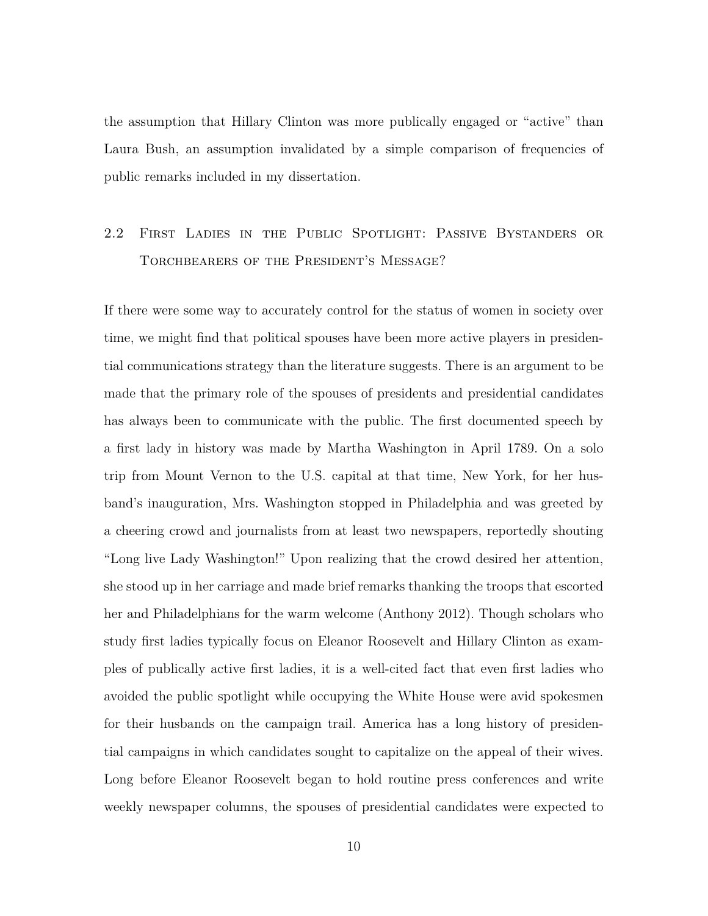the assumption that Hillary Clinton was more publically engaged or "active" than Laura Bush, an assumption invalidated by a simple comparison of frequencies of public remarks included in my dissertation.

## 2.2 First Ladies in the Public Spotlight: Passive Bystanders or Torchbearers of the President's Message?

If there were some way to accurately control for the status of women in society over time, we might find that political spouses have been more active players in presidential communications strategy than the literature suggests. There is an argument to be made that the primary role of the spouses of presidents and presidential candidates has always been to communicate with the public. The first documented speech by a first lady in history was made by Martha Washington in April 1789. On a solo trip from Mount Vernon to the U.S. capital at that time, New York, for her husband's inauguration, Mrs. Washington stopped in Philadelphia and was greeted by a cheering crowd and journalists from at least two newspapers, reportedly shouting "Long live Lady Washington!" Upon realizing that the crowd desired her attention, she stood up in her carriage and made brief remarks thanking the troops that escorted her and Philadelphians for the warm welcome (Anthony 2012). Though scholars who study first ladies typically focus on Eleanor Roosevelt and Hillary Clinton as examples of publically active first ladies, it is a well-cited fact that even first ladies who avoided the public spotlight while occupying the White House were avid spokesmen for their husbands on the campaign trail. America has a long history of presidential campaigns in which candidates sought to capitalize on the appeal of their wives. Long before Eleanor Roosevelt began to hold routine press conferences and write weekly newspaper columns, the spouses of presidential candidates were expected to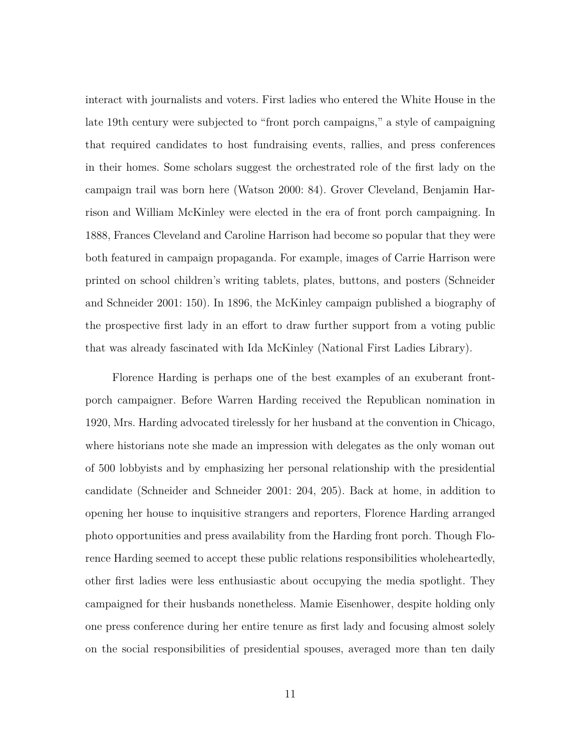interact with journalists and voters. First ladies who entered the White House in the late 19th century were subjected to "front porch campaigns," a style of campaigning that required candidates to host fundraising events, rallies, and press conferences in their homes. Some scholars suggest the orchestrated role of the first lady on the campaign trail was born here (Watson 2000: 84). Grover Cleveland, Benjamin Harrison and William McKinley were elected in the era of front porch campaigning. In 1888, Frances Cleveland and Caroline Harrison had become so popular that they were both featured in campaign propaganda. For example, images of Carrie Harrison were printed on school children's writing tablets, plates, buttons, and posters (Schneider and Schneider 2001: 150). In 1896, the McKinley campaign published a biography of the prospective first lady in an effort to draw further support from a voting public that was already fascinated with Ida McKinley (National First Ladies Library).

Florence Harding is perhaps one of the best examples of an exuberant front-porch campaigner. Before Warren Harding received the Republican nomination in 1920, Mrs. Harding advocated tirelessly for her husband at the convention in Chicago, where historians note she made an impression with delegates as the only woman out of 500 lobbyists and by emphasizing her personal relationship with the presidential candidate (Schneider and Schneider 2001: 204, 205). Back at home, in addition to opening her house to inquisitive strangers and reporters, Florence Harding arranged photo opportunities and press availability from the Harding front porch. Though Florence Harding seemed to accept these public relations responsibilities wholeheartedly, other first ladies were less enthusiastic about occupying the media spotlight. They campaigned for their husbands nonetheless. Mamie Eisenhower, despite holding only one press conference during her entire tenure as first lady and focusing almost solely on the social responsibilities of presidential spouses, averaged more than ten daily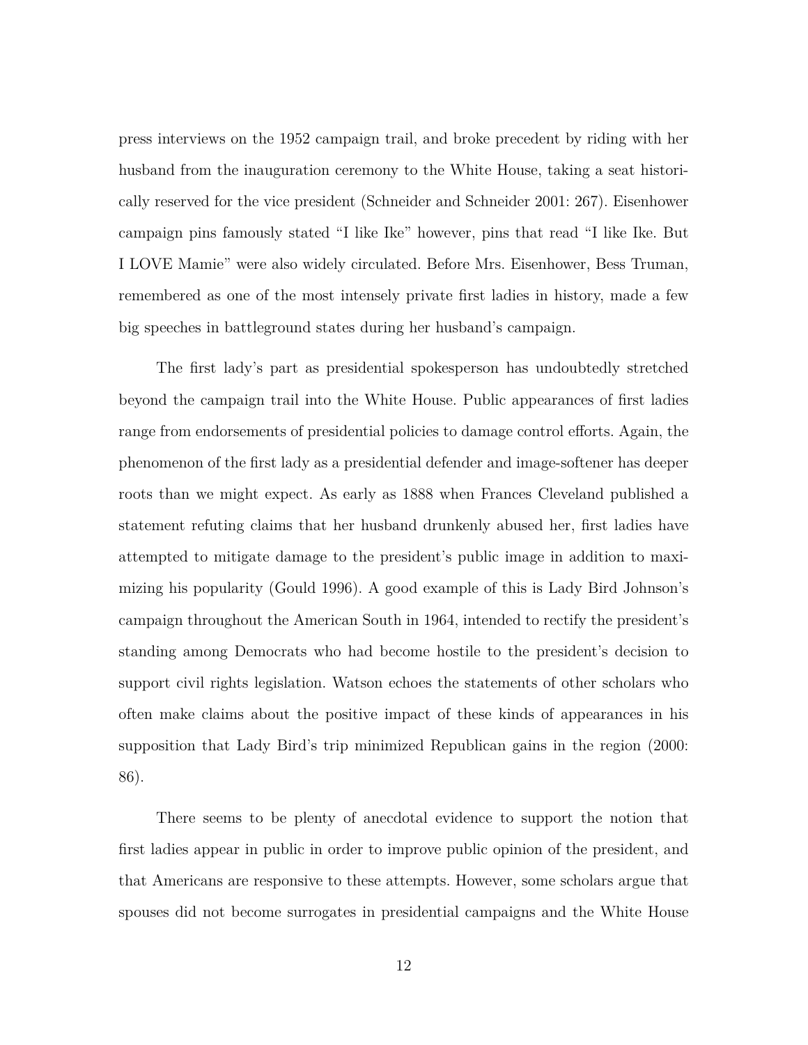press interviews on the 1952 campaign trail, and broke precedent by riding with her husband from the inauguration ceremony to the White House, taking a seat historically reserved for the vice president (Schneider and Schneider 2001: 267). Eisenhower campaign pins famously stated "I like Ike" however, pins that read "I like Ike. But I LOVE Mamie" were also widely circulated. Before Mrs. Eisenhower, Bess Truman, remembered as one of the most intensely private first ladies in history, made a few big speeches in battleground states during her husband's campaign.

The first lady's part as presidential spokesperson has undoubtedly stretched beyond the campaign trail into the White House. Public appearances of first ladies range from endorsements of presidential policies to damage control efforts. Again, the phenomenon of the first lady as a presidential defender and image-softener has deeper roots than we might expect. As early as 1888 when Frances Cleveland published a statement refuting claims that her husband drunkenly abused her, first ladies have attempted to mitigate damage to the president's public image in addition to maximizing his popularity (Gould 1996). A good example of this is Lady Bird Johnson's campaign throughout the American South in 1964, intended to rectify the president's standing among Democrats who had become hostile to the president's decision to support civil rights legislation. Watson echoes the statements of other scholars who often make claims about the positive impact of these kinds of appearances in his supposition that Lady Bird's trip minimized Republican gains in the region (2000: 86).

There seems to be plenty of anecdotal evidence to support the notion that first ladies appear in public in order to improve public opinion of the president, and that Americans are responsive to these attempts. However, some scholars argue that spouses did not become surrogates in presidential campaigns and the White House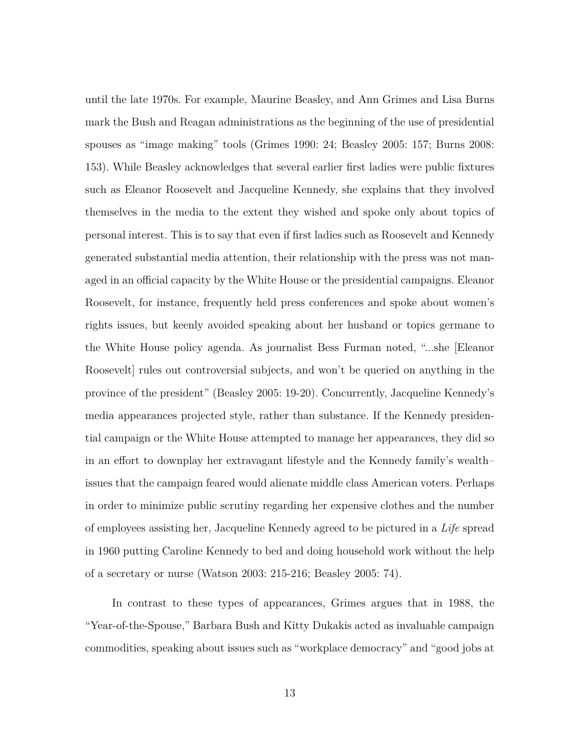until the late 1970s. For example, Maurine Beasley, and Ann Grimes and Lisa Burns mark the Bush and Reagan administrations as the beginning of the use of presidential spouses as "image making" tools (Grimes 1990: 24; Beasley 2005: 157; Burns 2008: 153). While Beasley acknowledges that several earlier first ladies were public fixtures such as Eleanor Roosevelt and Jacqueline Kennedy, she explains that they involved themselves in the media to the extent they wished and spoke only about topics of personal interest. This is to say that even if first ladies such as Roosevelt and Kennedy generated substantial media attention, their relationship with the press was not managed in an official capacity by the White House or the presidential campaigns. Eleanor Roosevelt, for instance, frequently held press conferences and spoke about women's rights issues, but keenly avoided speaking about her husband or topics germane to the White House policy agenda. As journalist Bess Furman noted, "...she [Eleanor Roosevelt] rules out controversial subjects, and won't be queried on anything in the province of the president" (Beasley 2005: 19-20). Concurrently, Jacqueline Kennedy's media appearances projected style, rather than substance. If the Kennedy presidential campaign or the White House attempted to manage her appearances, they did so in an effort to downplay her extravagant lifestyle and the Kennedy family's wealth–issues that the campaign feared would alienate middle class American voters. Perhaps in order to minimize public scrutiny regarding her expensive clothes and the number of employees assisting her, Jacqueline Kennedy agreed to be pictured in a *Life* spread in 1960 putting Caroline Kennedy to bed and doing household work without the help of a secretary or nurse (Watson 2003: 215-216; Beasley 2005: 74).

In contrast to these types of appearances, Grimes argues that in 1988, the "Year-of-the-Spouse," Barbara Bush and Kitty Dukakis acted as invaluable campaign commodities, speaking about issues such as "workplace democracy" and "good jobs at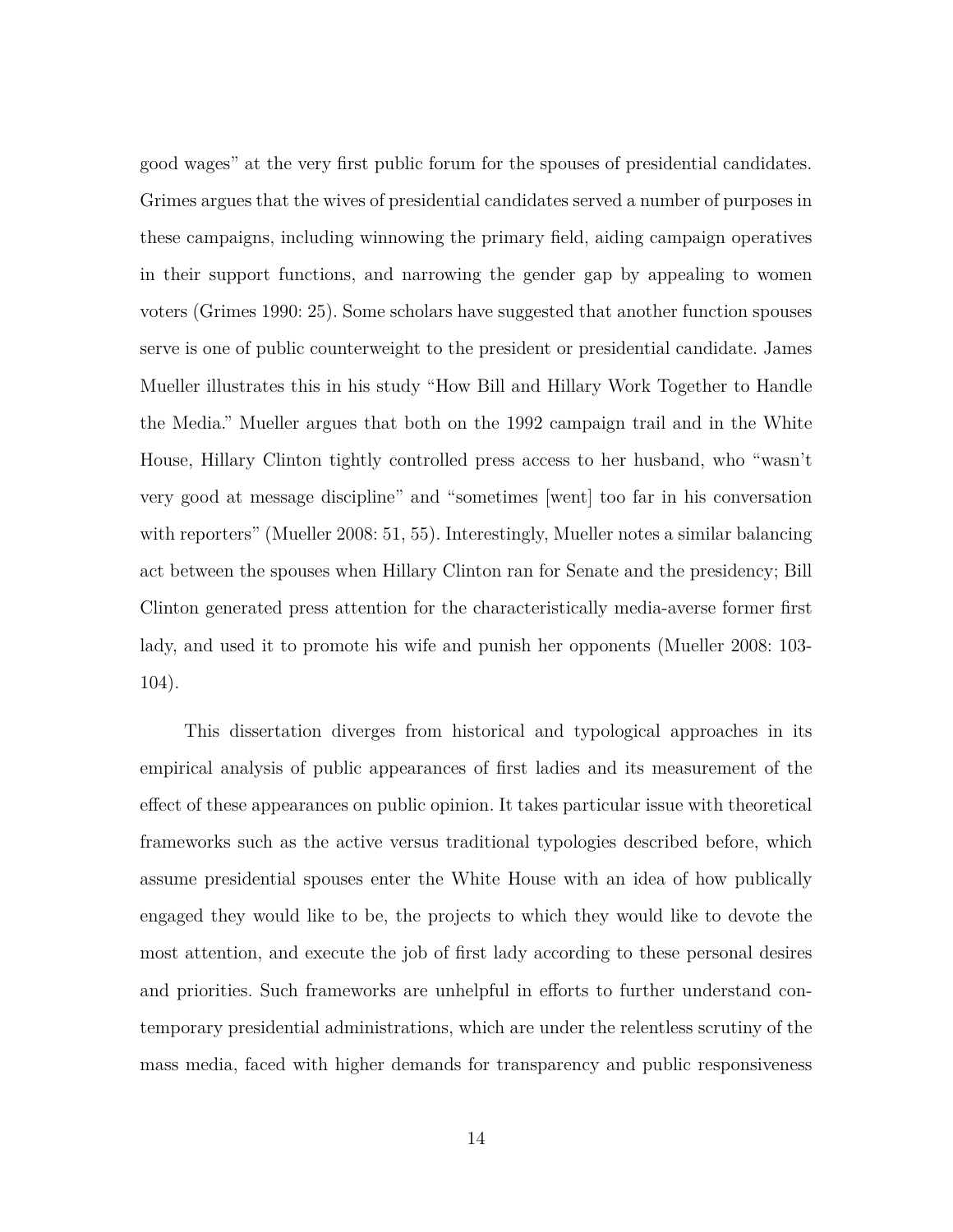good wages" at the very first public forum for the spouses of presidential candidates. Grimes argues that the wives of presidential candidates served a number of purposes in these campaigns, including winnowing the primary field, aiding campaign operatives in their support functions, and narrowing the gender gap by appealing to women voters (Grimes 1990: 25). Some scholars have suggested that another function spouses serve is one of public counterweight to the president or presidential candidate. James Mueller illustrates this in his study "How Bill and Hillary Work Together to Handle the Media." Mueller argues that both on the 1992 campaign trail and in the White House, Hillary Clinton tightly controlled press access to her husband, who "wasn't very good at message discipline" and "sometimes [went] too far in his conversation with reporters" (Mueller 2008: 51, 55). Interestingly, Mueller notes a similar balancing act between the spouses when Hillary Clinton ran for Senate and the presidency; Bill Clinton generated press attention for the characteristically media-averse former first lady, and used it to promote his wife and punish her opponents (Mueller 2008: 103-104).

This dissertation diverges from historical and typological approaches in its empirical analysis of public appearances of first ladies and its measurement of the effect of these appearances on public opinion. It takes particular issue with theoretical frameworks such as the active versus traditional typologies described before, which assume presidential spouses enter the White House with an idea of how publically engaged they would like to be, the projects to which they would like to devote the most attention, and execute the job of first lady according to these personal desires and priorities. Such frameworks are unhelpful in efforts to further understand contemporary presidential administrations, which are under the relentless scrutiny of the mass media, faced with higher demands for transparency and public responsiveness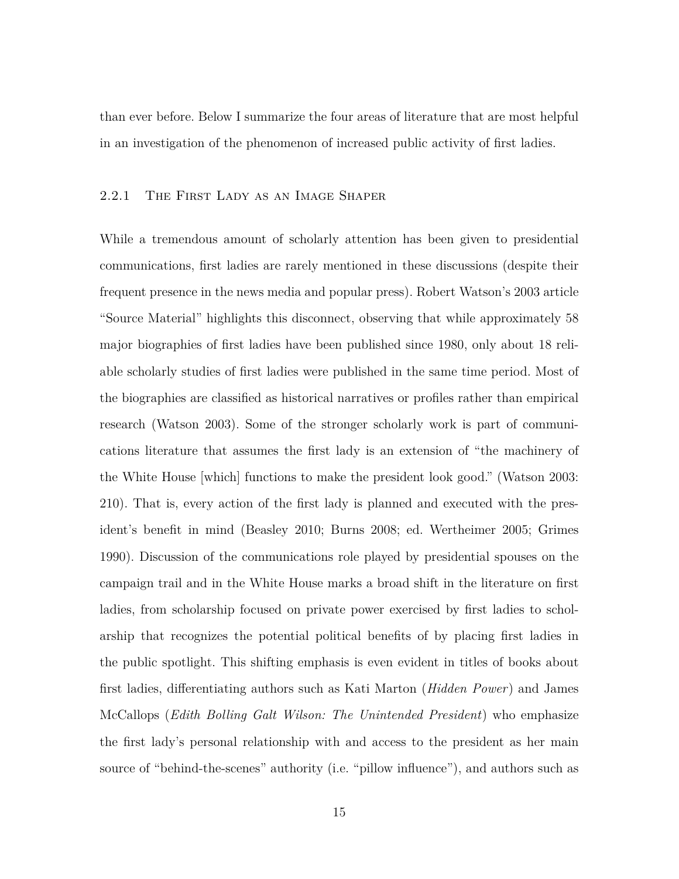than ever before. Below I summarize the four areas of literature that are most helpful in an investigation of the phenomenon of increased public activity of first ladies.

### 2.2.1 The First Lady as an Image Shaper

While a tremendous amount of scholarly attention has been given to presidential communications, first ladies are rarely mentioned in these discussions (despite their frequent presence in the news media and popular press). Robert Watson's 2003 article "Source Material" highlights this disconnect, observing that while approximately 58 major biographies of first ladies have been published since 1980, only about 18 reliable scholarly studies of first ladies were published in the same time period. Most of the biographies are classified as historical narratives or profiles rather than empirical research (Watson 2003). Some of the stronger scholarly work is part of communications literature that assumes the first lady is an extension of "the machinery of the White House [which] functions to make the president look good." (Watson 2003: 210). That is, every action of the first lady is planned and executed with the president's benefit in mind (Beasley 2010; Burns 2008; ed. Wertheimer 2005; Grimes 1990). Discussion of the communications role played by presidential spouses on the campaign trail and in the White House marks a broad shift in the literature on first ladies, from scholarship focused on private power exercised by first ladies to scholarship that recognizes the potential political benefits of by placing first ladies in the public spotlight. This shifting emphasis is even evident in titles of books about first ladies, differentiating authors such as Kati Marton (*Hidden Power*) and James McCallops (*Edith Bolling Galt Wilson: The Unintended President*) who emphasize the first lady's personal relationship with and access to the president as her main source of "behind-the-scenes" authority (i.e. "pillow influence"), and authors such as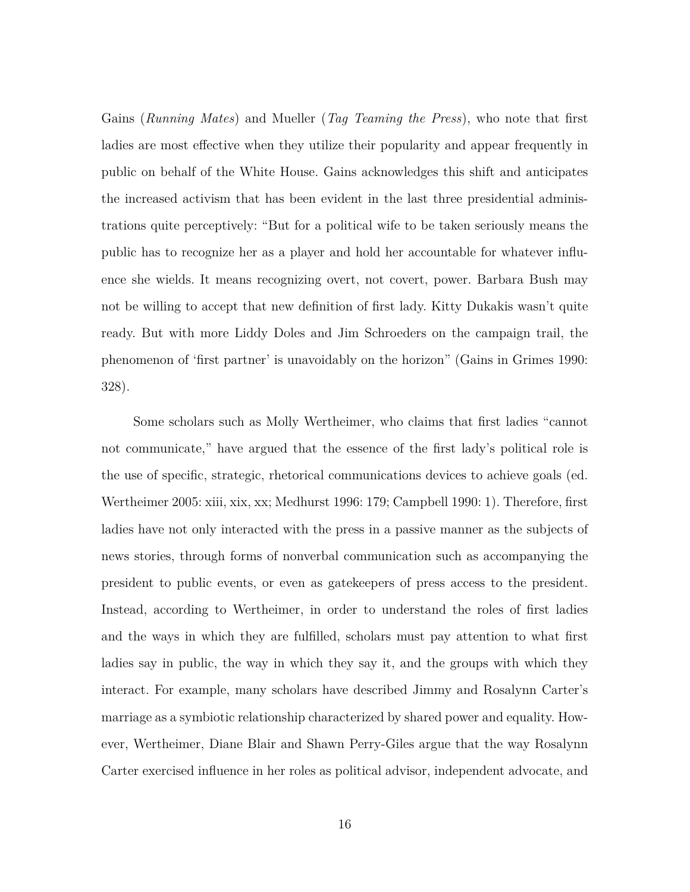Gains (*Running Mates*) and Mueller (*Tag Teaming the Press*), who note that first ladies are most effective when they utilize their popularity and appear frequently in public on behalf of the White House. Gains acknowledges this shift and anticipates the increased activism that has been evident in the last three presidential administrations quite perceptively: "But for a political wife to be taken seriously means the public has to recognize her as a player and hold her accountable for whatever influence she wields. It means recognizing overt, not covert, power. Barbara Bush may not be willing to accept that new definition of first lady. Kitty Dukakis wasn't quite ready. But with more Liddy Doles and Jim Schroeders on the campaign trail, the phenomenon of 'first partner' is unavoidably on the horizon" (Gains in Grimes 1990: 328).

Some scholars such as Molly Wertheimer, who claims that first ladies "cannot not communicate," have argued that the essence of the first lady's political role is the use of specific, strategic, rhetorical communications devices to achieve goals (ed. Wertheimer 2005: xiii, xix, xx; Medhurst 1996: 179; Campbell 1990: 1). Therefore, first ladies have not only interacted with the press in a passive manner as the subjects of news stories, through forms of nonverbal communication such as accompanying the president to public events, or even as gatekeepers of press access to the president. Instead, according to Wertheimer, in order to understand the roles of first ladies and the ways in which they are fulfilled, scholars must pay attention to what first ladies say in public, the way in which they say it, and the groups with which they interact. For example, many scholars have described Jimmy and Rosalynn Carter's marriage as a symbiotic relationship characterized by shared power and equality. However, Wertheimer, Diane Blair and Shawn Perry-Giles argue that the way Rosalynn Carter exercised influence in her roles as political advisor, independent advocate, and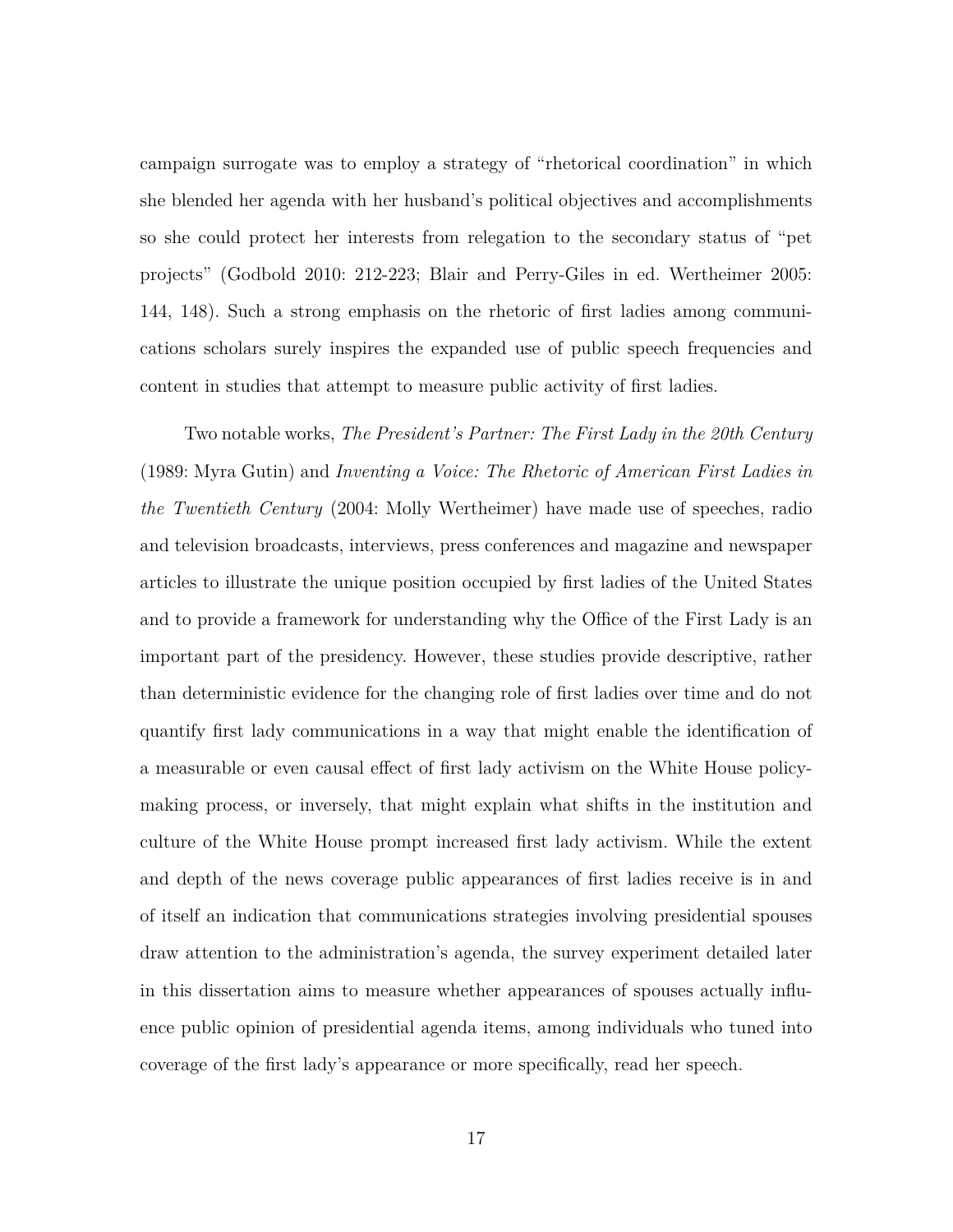campaign surrogate was to employ a strategy of "rhetorical coordination" in which she blended her agenda with her husband's political objectives and accomplishments so she could protect her interests from relegation to the secondary status of "pet projects" (Godbold 2010: 212-223; Blair and Perry-Giles in ed. Wertheimer 2005: 144, 148). Such a strong emphasis on the rhetoric of first ladies among communications scholars surely inspires the expanded use of public speech frequencies and content in studies that attempt to measure public activity of first ladies.

Two notable works, *The President's Partner: The First Lady in the 20th Century* (1989: Myra Gutin) and *Inventing a Voice: The Rhetoric of American First Ladies in the Twentieth Century* (2004: Molly Wertheimer) have made use of speeches, radio and television broadcasts, interviews, press conferences and magazine and newspaper articles to illustrate the unique position occupied by first ladies of the United States and to provide a framework for understanding why the Office of the First Lady is an important part of the presidency. However, these studies provide descriptive, rather than deterministic evidence for the changing role of first ladies over time and do not quantify first lady communications in a way that might enable the identification of a measurable or even causal effect of first lady activism on the White House policy-making process, or inversely, that might explain what shifts in the institution and culture of the White House prompt increased first lady activism. While the extent and depth of the news coverage public appearances of first ladies receive is in and of itself an indication that communications strategies involving presidential spouses draw attention to the administration's agenda, the survey experiment detailed later in this dissertation aims to measure whether appearances of spouses actually influence public opinion of presidential agenda items, among individuals who tuned into coverage of the first lady's appearance or more specifically, read her speech.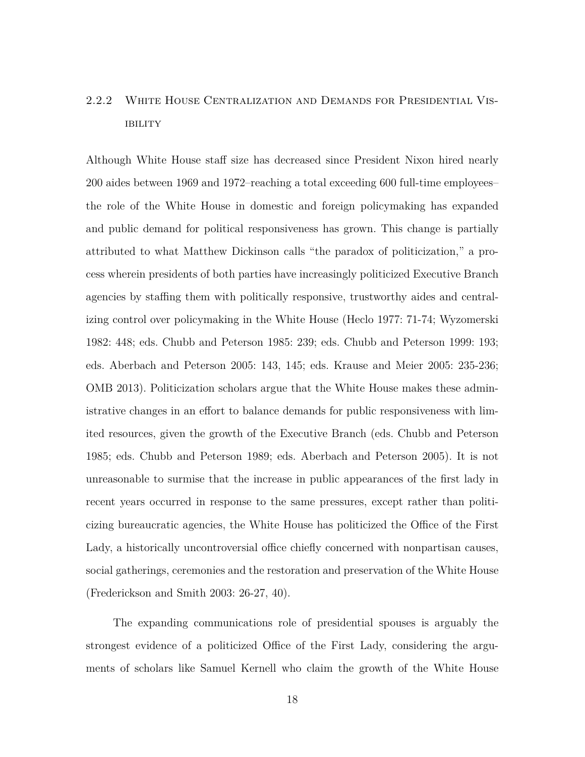### 2.2.2 White House Centralization and Demands for Presidential Visibility

Although White House staff size has decreased since President Nixon hired nearly 200 aides between 1969 and 1972–reaching a total exceeding 600 full-time employees–the role of the White House in domestic and foreign policymaking has expanded and public demand for political responsiveness has grown. This change is partially attributed to what Matthew Dickinson calls "the paradox of politicization," a process wherein presidents of both parties have increasingly politicized Executive Branch agencies by staffing them with politically responsive, trustworthy aides and centralizing control over policymaking in the White House (Heclo 1977: 71-74; Wyzomerski 1982: 448; eds. Chubb and Peterson 1985: 239; eds. Chubb and Peterson 1999: 193; eds. Aberbach and Peterson 2005: 143, 145; eds. Krause and Meier 2005: 235-236; OMB 2013). Politicization scholars argue that the White House makes these administrative changes in an effort to balance demands for public responsiveness with limited resources, given the growth of the Executive Branch (eds. Chubb and Peterson 1985; eds. Chubb and Peterson 1989; eds. Aberbach and Peterson 2005). It is not unreasonable to surmise that the increase in public appearances of the first lady in recent years occurred in response to the same pressures, except rather than politicizing bureaucratic agencies, the White House has politicized the Office of the First Lady, a historically uncontroversial office chiefly concerned with nonpartisan causes, social gatherings, ceremonies and the restoration and preservation of the White House (Frederickson and Smith 2003: 26-27, 40).

The expanding communications role of presidential spouses is arguably the strongest evidence of a politicized Office of the First Lady, considering the arguments of scholars like Samuel Kernell who claim the growth of the White House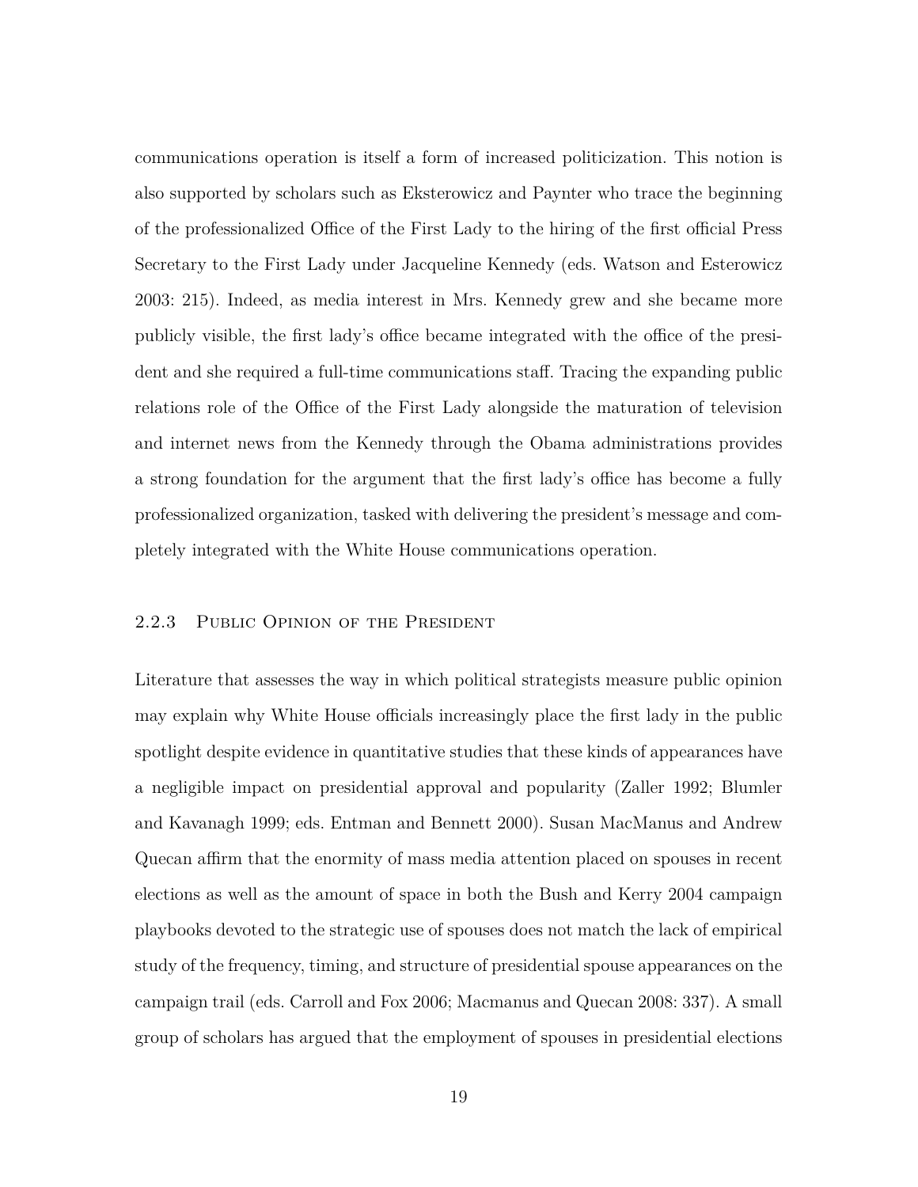communications operation is itself a form of increased politicization. This notion is also supported by scholars such as Eksterowicz and Paynter who trace the beginning of the professionalized Office of the First Lady to the hiring of the first official Press Secretary to the First Lady under Jacqueline Kennedy (eds. Watson and Esterowicz 2003: 215). Indeed, as media interest in Mrs. Kennedy grew and she became more publicly visible, the first lady's office became integrated with the office of the president and she required a full-time communications staff. Tracing the expanding public relations role of the Office of the First Lady alongside the maturation of television and internet news from the Kennedy through the Obama administrations provides a strong foundation for the argument that the first lady's office has become a fully professionalized organization, tasked with delivering the president's message and completely integrated with the White House communications operation.

### 2.2.3 Public Opinion of the President

Literature that assesses the way in which political strategists measure public opinion may explain why White House officials increasingly place the first lady in the public spotlight despite evidence in quantitative studies that these kinds of appearances have a negligible impact on presidential approval and popularity (Zaller 1992; Blumler and Kavanagh 1999; eds. Entman and Bennett 2000). Susan MacManus and Andrew Quecan affirm that the enormity of mass media attention placed on spouses in recent elections as well as the amount of space in both the Bush and Kerry 2004 campaign playbooks devoted to the strategic use of spouses does not match the lack of empirical study of the frequency, timing, and structure of presidential spouse appearances on the campaign trail (eds. Carroll and Fox 2006; Macmanus and Quecan 2008: 337). A small group of scholars has argued that the employment of spouses in presidential elections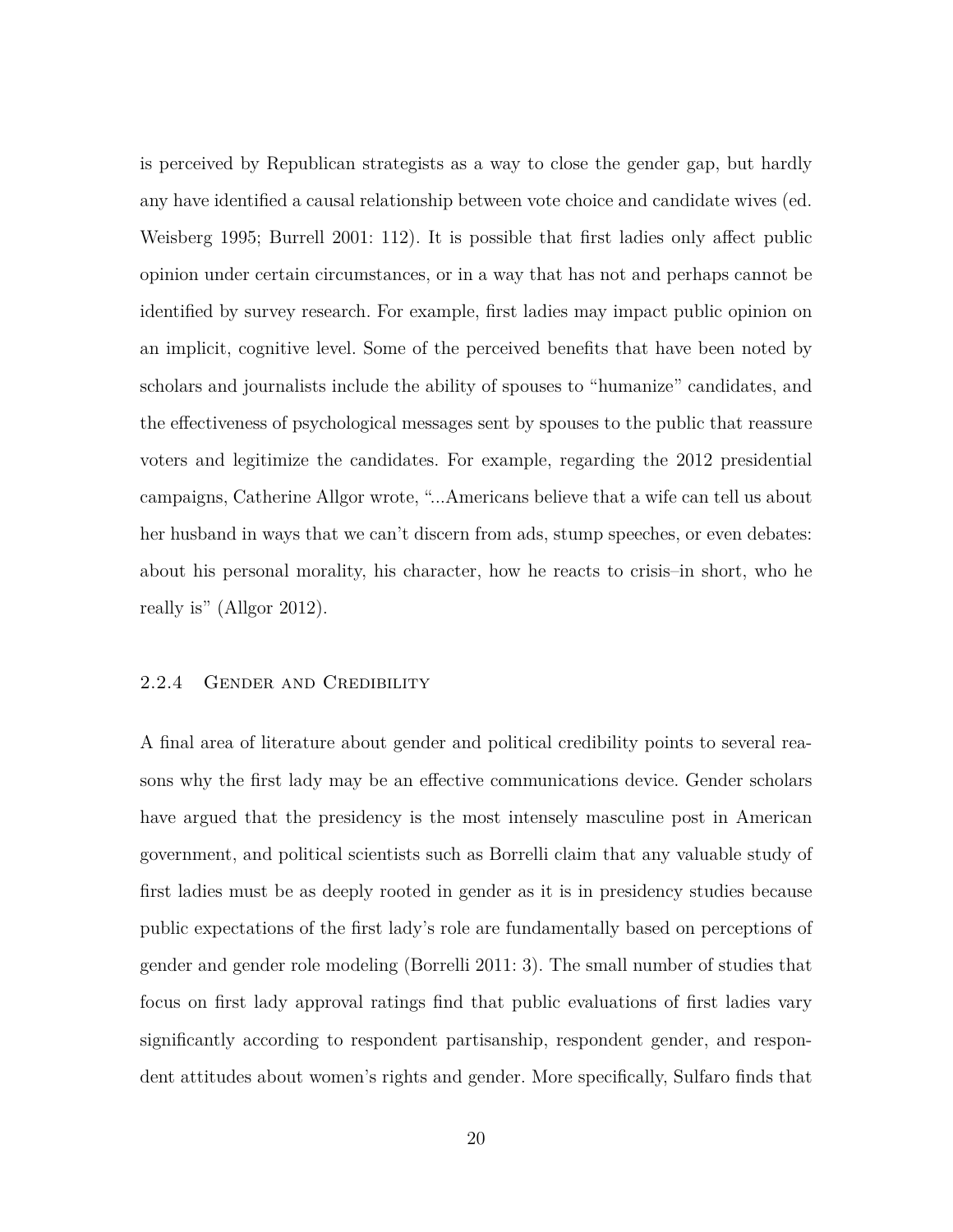is perceived by Republican strategists as a way to close the gender gap, but hardly any have identified a causal relationship between vote choice and candidate wives (ed. Weisberg 1995; Burrell 2001: 112). It is possible that first ladies only affect public opinion under certain circumstances, or in a way that has not and perhaps cannot be identified by survey research. For example, first ladies may impact public opinion on an implicit, cognitive level. Some of the perceived benefits that have been noted by scholars and journalists include the ability of spouses to "humanize" candidates, and the effectiveness of psychological messages sent by spouses to the public that reassure voters and legitimize the candidates. For example, regarding the 2012 presidential campaigns, Catherine Allgor wrote, "...Americans believe that a wife can tell us about her husband in ways that we can't discern from ads, stump speeches, or even debates: about his personal morality, his character, how he reacts to crisis–in short, who he really is" (Allgor 2012).

### 2.2.4 Gender and Credibility

A final area of literature about gender and political credibility points to several reasons why the first lady may be an effective communications device. Gender scholars have argued that the presidency is the most intensely masculine post in American government, and political scientists such as Borrelli claim that any valuable study of first ladies must be as deeply rooted in gender as it is in presidency studies because public expectations of the first lady's role are fundamentally based on perceptions of gender and gender role modeling (Borrelli 2011: 3). The small number of studies that focus on first lady approval ratings find that public evaluations of first ladies vary significantly according to respondent partisanship, respondent gender, and respondent attitudes about women's rights and gender. More specifically, Sulfaro finds that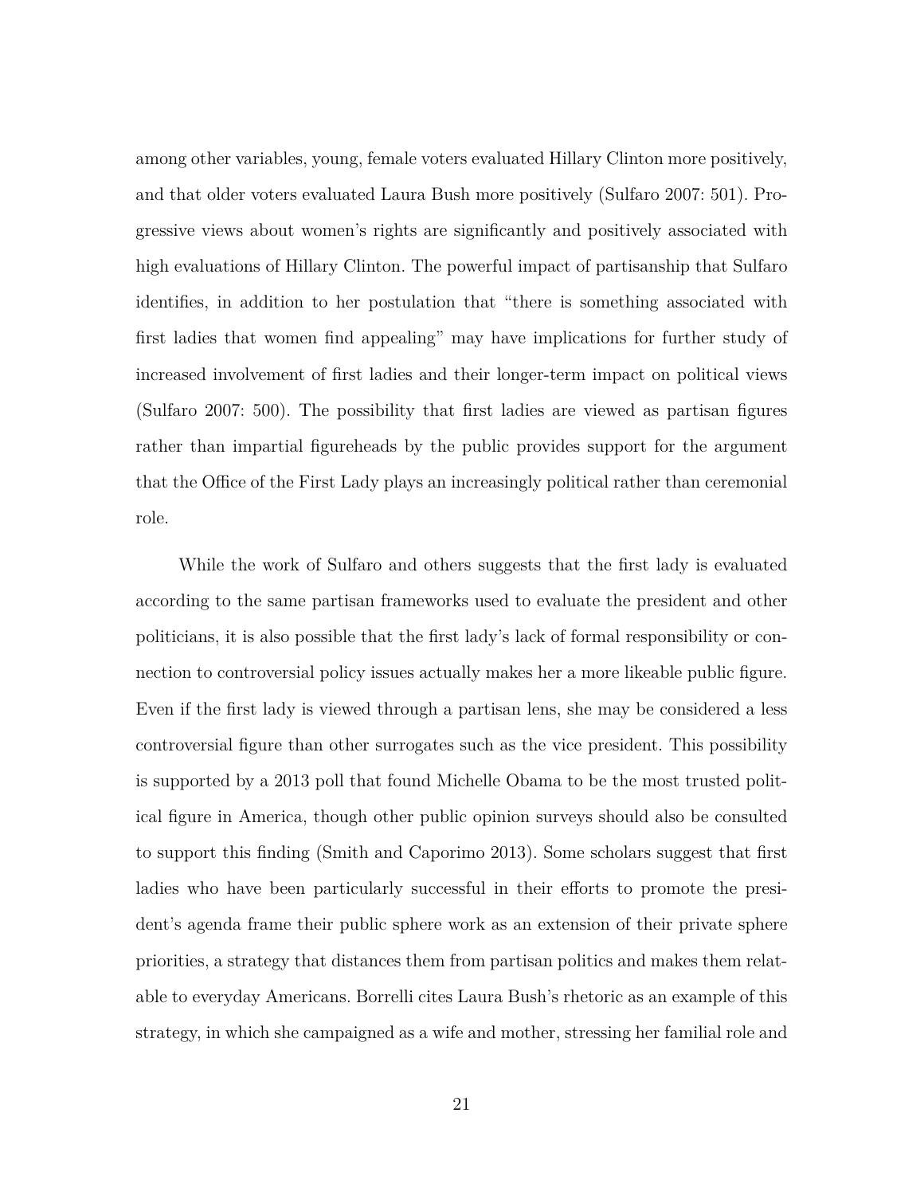among other variables, young, female voters evaluated Hillary Clinton more positively, and that older voters evaluated Laura Bush more positively (Sulfaro 2007: 501). Progressive views about women's rights are significantly and positively associated with high evaluations of Hillary Clinton. The powerful impact of partisanship that Sulfaro identifies, in addition to her postulation that "there is something associated with first ladies that women find appealing" may have implications for further study of increased involvement of first ladies and their longer-term impact on political views (Sulfaro 2007: 500). The possibility that first ladies are viewed as partisan figures rather than impartial figureheads by the public provides support for the argument that the Office of the First Lady plays an increasingly political rather than ceremonial role.

While the work of Sulfaro and others suggests that the first lady is evaluated according to the same partisan frameworks used to evaluate the president and other politicians, it is also possible that the first lady's lack of formal responsibility or connection to controversial policy issues actually makes her a more likeable public figure. Even if the first lady is viewed through a partisan lens, she may be considered a less controversial figure than other surrogates such as the vice president. This possibility is supported by a 2013 poll that found Michelle Obama to be the most trusted political figure in America, though other public opinion surveys should also be consulted to support this finding (Smith and Caporimo 2013). Some scholars suggest that first ladies who have been particularly successful in their efforts to promote the president's agenda frame their public sphere work as an extension of their private sphere priorities, a strategy that distances them from partisan politics and makes them relatable to everyday Americans. Borrelli cites Laura Bush's rhetoric as an example of this strategy, in which she campaigned as a wife and mother, stressing her familial role and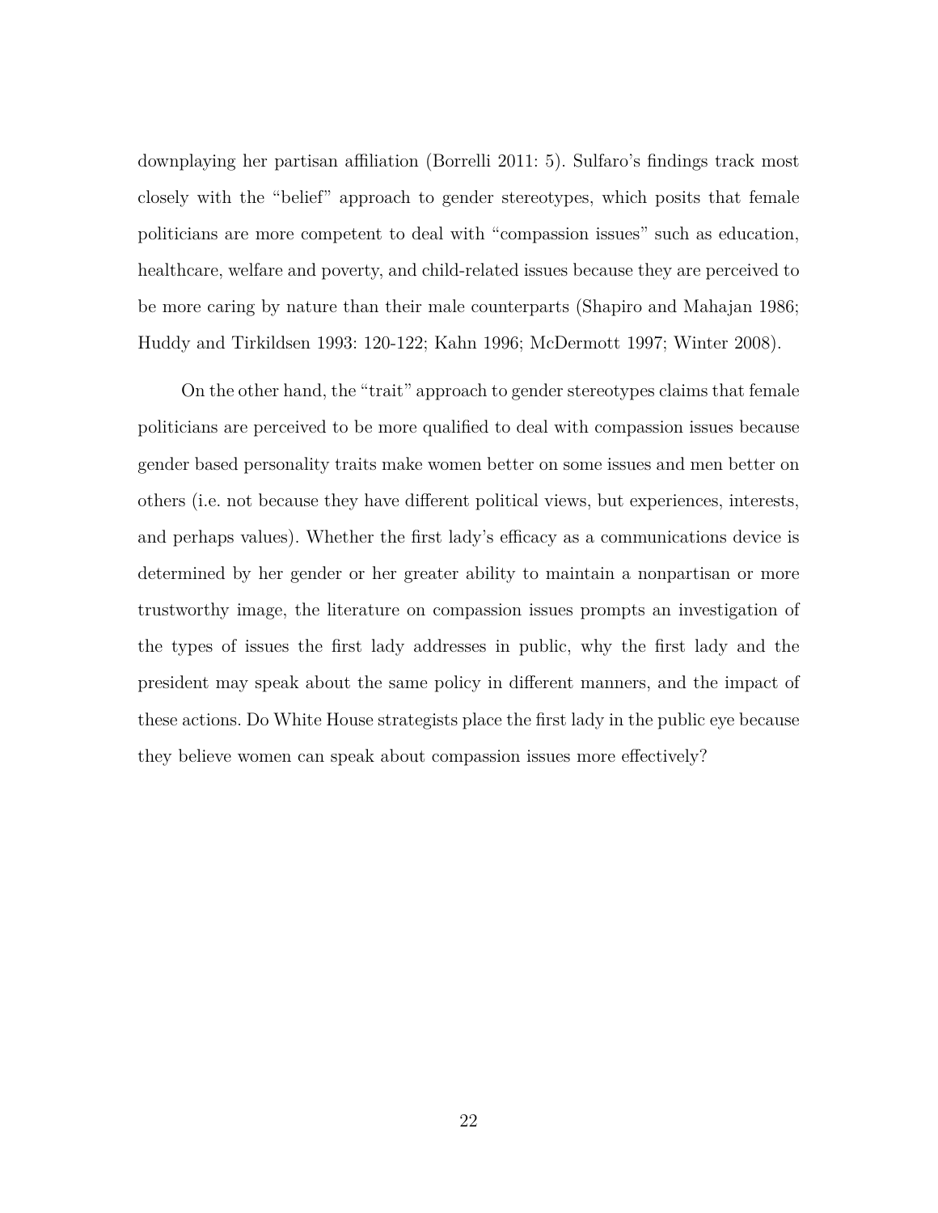downplaying her partisan affiliation (Borrelli 2011: 5). Sulfaro's findings track most closely with the "belief" approach to gender stereotypes, which posits that female politicians are more competent to deal with "compassion issues" such as education, healthcare, welfare and poverty, and child-related issues because they are perceived to be more caring by nature than their male counterparts (Shapiro and Mahajan 1986; Huddy and Tirkildsen 1993: 120-122; Kahn 1996; McDermott 1997; Winter 2008).

On the other hand, the "trait" approach to gender stereotypes claims that female politicians are perceived to be more qualified to deal with compassion issues because gender based personality traits make women better on some issues and men better on others (i.e. not because they have different political views, but experiences, interests, and perhaps values). Whether the first lady's efficacy as a communications device is determined by her gender or her greater ability to maintain a nonpartisan or more trustworthy image, the literature on compassion issues prompts an investigation of the types of issues the first lady addresses in public, why the first lady and the president may speak about the same policy in different manners, and the impact of these actions. Do White House strategists place the first lady in the public eye because they believe women can speak about compassion issues more effectively?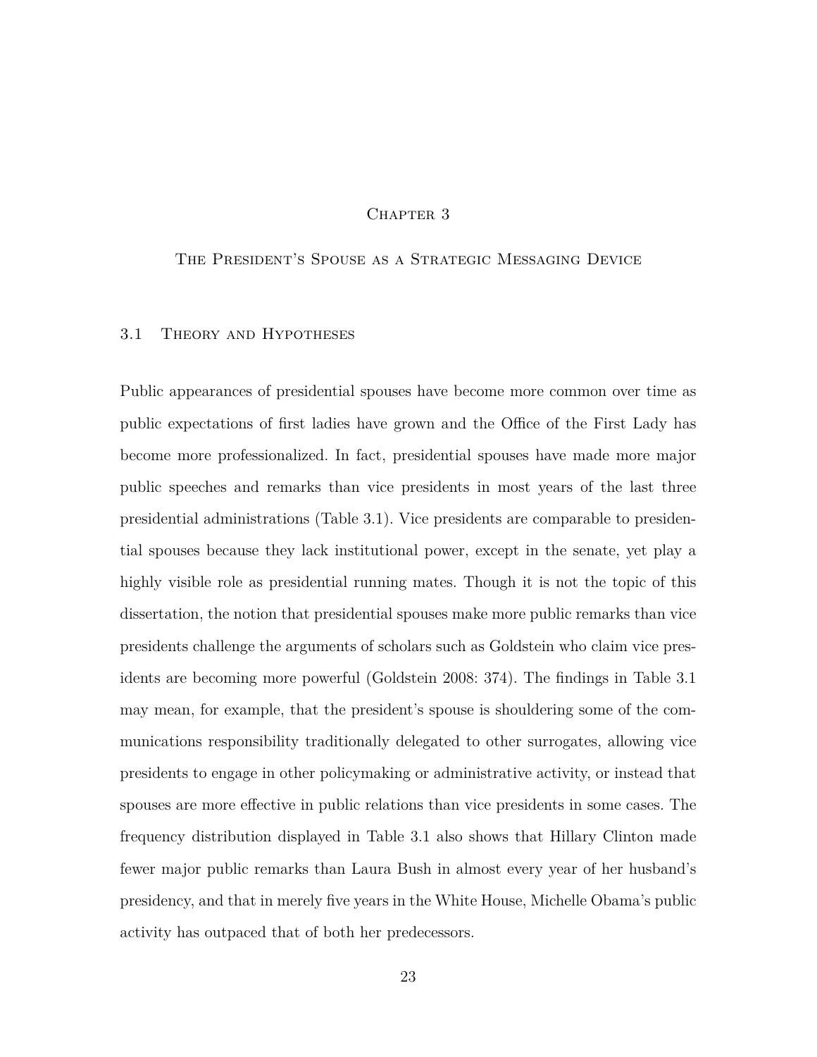# Chapter 3

# The President's Spouse as a Strategic Messaging Device

## 3.1 Theory and Hypotheses

Public appearances of presidential spouses have become more common over time as public expectations of first ladies have grown and the Office of the First Lady has become more professionalized. In fact, presidential spouses have made more major public speeches and remarks than vice presidents in most years of the last three presidential administrations (Table 3.1). Vice presidents are comparable to presidential spouses because they lack institutional power, except in the senate, yet play a highly visible role as presidential running mates. Though it is not the topic of this dissertation, the notion that presidential spouses make more public remarks than vice presidents challenge the arguments of scholars such as Goldstein who claim vice presidents are becoming more powerful (Goldstein 2008: 374). The findings in Table 3.1 may mean, for example, that the president's spouse is shouldering some of the communications responsibility traditionally delegated to other surrogates, allowing vice presidents to engage in other policymaking or administrative activity, or instead that spouses are more effective in public relations than vice presidents in some cases. The frequency distribution displayed in Table 3.1 also shows that Hillary Clinton made fewer major public remarks than Laura Bush in almost every year of her husband's presidency, and that in merely five years in the White House, Michelle Obama's public activity has outpaced that of both her predecessors.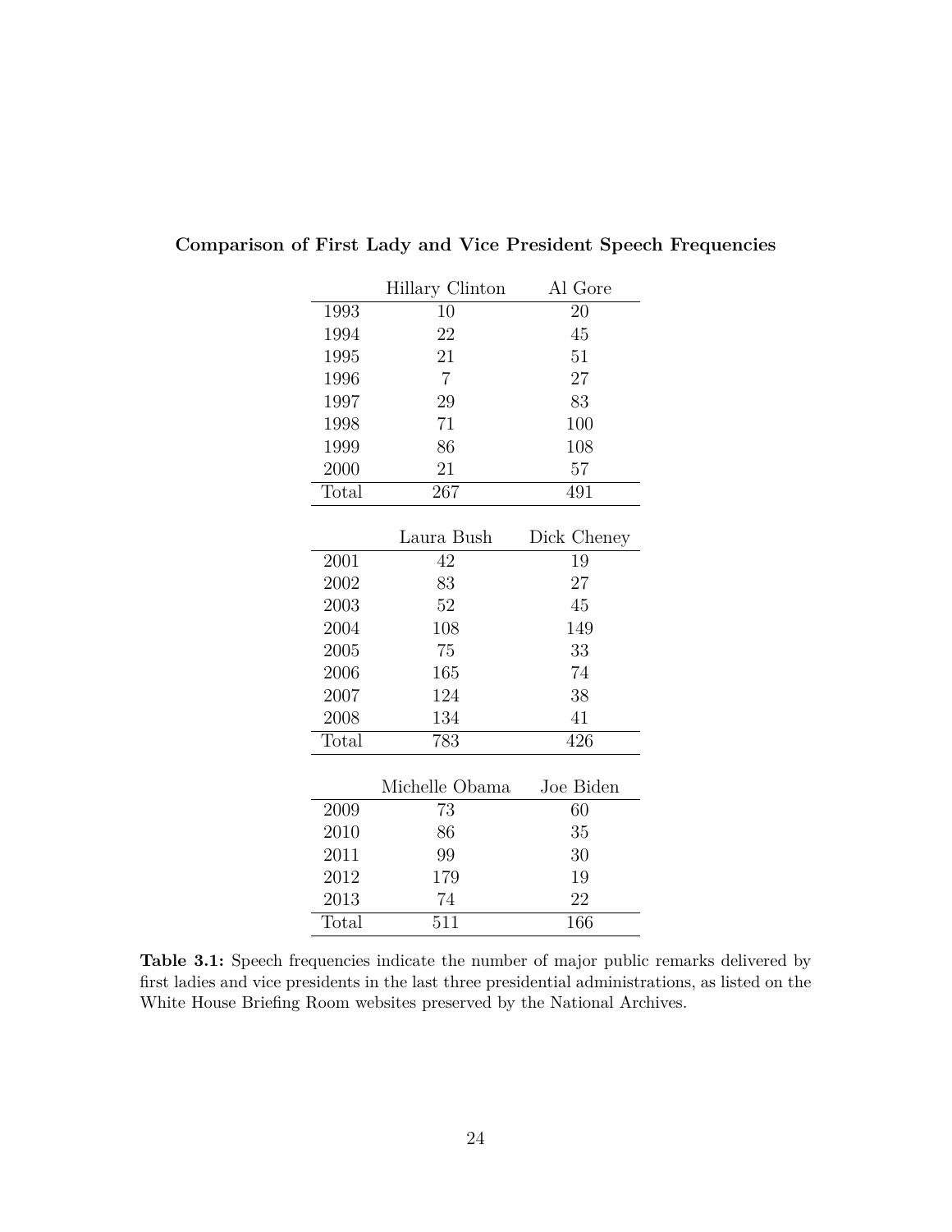**Comparison of First Lady and Vice President Speech Frequencies**

| | Hillary Clinton | Al Gore |
|---|---|---|
| 1993 | 10 | 20 |
| 1994 | 22 | 45 |
| 1995 | 21 | 51 |
| 1996 | 7 | 27 |
| 1997 | 29 | 83 |
| 1998 | 71 | 100 |
| 1999 | 86 | 108 |
| 2000 | 21 | 57 |
| Total | 267 | 491 |

| | Laura Bush | Dick Cheney |
|---|---|---|
| 2001 | 42 | 19 |
| 2002 | 83 | 27 |
| 2003 | 52 | 45 |
| 2004 | 108 | 149 |
| 2005 | 75 | 33 |
| 2006 | 165 | 74 |
| 2007 | 124 | 38 |
| 2008 | 134 | 41 |
| Total | 783 | 426 |

| | Michelle Obama | Joe Biden |
|---|---|---|
| 2009 | 73 | 60 |
| 2010 | 86 | 35 |
| 2011 | 99 | 30 |
| 2012 | 179 | 19 |
| 2013 | 74 | 22 |
| Total | 511 | 166 |

**Table 3.1:** Speech frequencies indicate the number of major public remarks delivered by first ladies and vice presidents in the last three presidential administrations, as listed on the White House Briefing Room websites preserved by the National Archives.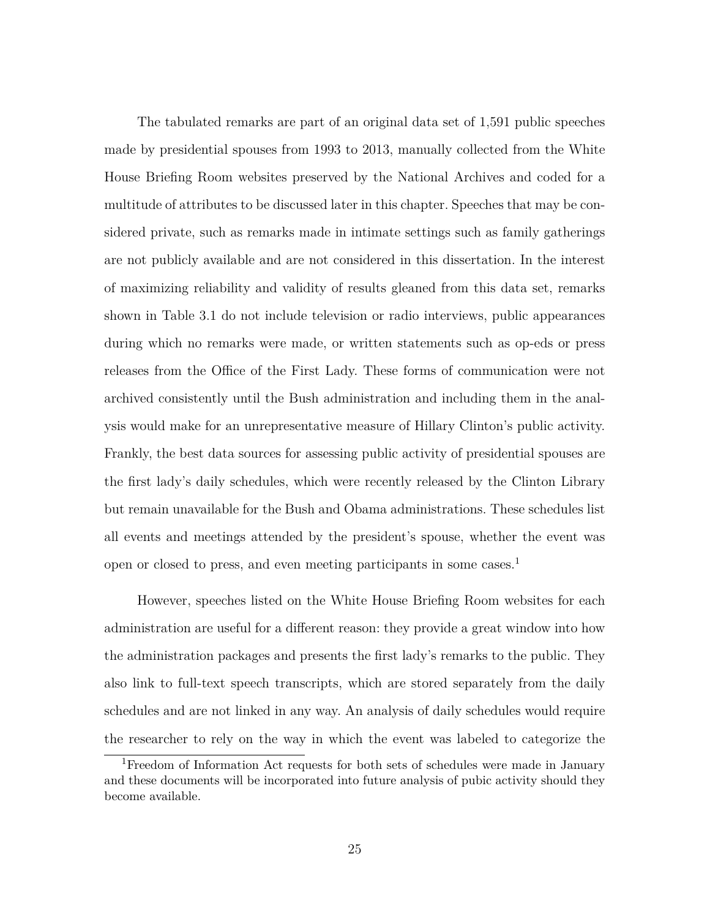The tabulated remarks are part of an original data set of 1,591 public speeches made by presidential spouses from 1993 to 2013, manually collected from the White House Briefing Room websites preserved by the National Archives and coded for a multitude of attributes to be discussed later in this chapter. Speeches that may be considered private, such as remarks made in intimate settings such as family gatherings are not publicly available and are not considered in this dissertation. In the interest of maximizing reliability and validity of results gleaned from this data set, remarks shown in Table 3.1 do not include television or radio interviews, public appearances during which no remarks were made, or written statements such as op-eds or press releases from the Office of the First Lady. These forms of communication were not archived consistently until the Bush administration and including them in the analysis would make for an unrepresentative measure of Hillary Clinton's public activity. Frankly, the best data sources for assessing public activity of presidential spouses are the first lady's daily schedules, which were recently released by the Clinton Library but remain unavailable for the Bush and Obama administrations. These schedules list all events and meetings attended by the president's spouse, whether the event was open or closed to press, and even meeting participants in some cases.[1]

However, speeches listed on the White House Briefing Room websites for each administration are useful for a different reason: they provide a great window into how the administration packages and presents the first lady's remarks to the public. They also link to full-text speech transcripts, which are stored separately from the daily schedules and are not linked in any way. An analysis of daily schedules would require the researcher to rely on the way in which the event was labeled to categorize the

[1] Freedom of Information Act requests for both sets of schedules were made in January and these documents will be incorporated into future analysis of pubic activity should they become available.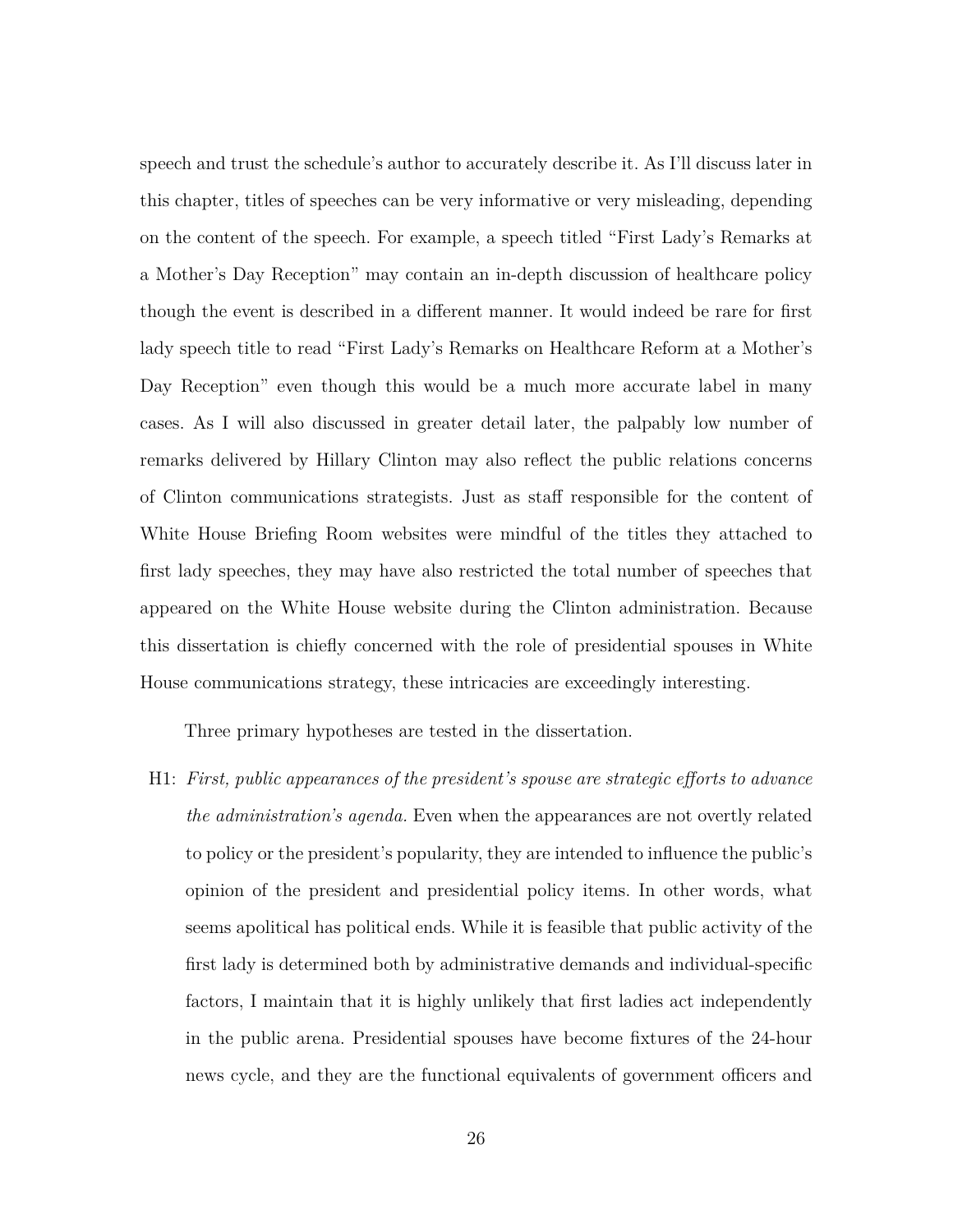speech and trust the schedule's author to accurately describe it. As I'll discuss later in this chapter, titles of speeches can be very informative or very misleading, depending on the content of the speech. For example, a speech titled "First Lady's Remarks at a Mother's Day Reception" may contain an in-depth discussion of healthcare policy though the event is described in a different manner. It would indeed be rare for first lady speech title to read "First Lady's Remarks on Healthcare Reform at a Mother's Day Reception" even though this would be a much more accurate label in many cases. As I will also discussed in greater detail later, the palpably low number of remarks delivered by Hillary Clinton may also reflect the public relations concerns of Clinton communications strategists. Just as staff responsible for the content of White House Briefing Room websites were mindful of the titles they attached to first lady speeches, they may have also restricted the total number of speeches that appeared on the White House website during the Clinton administration. Because this dissertation is chiefly concerned with the role of presidential spouses in White House communications strategy, these intricacies are exceedingly interesting.

Three primary hypotheses are tested in the dissertation.

H1: *First, public appearances of the president's spouse are strategic efforts to advance the administration's agenda.* Even when the appearances are not overtly related to policy or the president's popularity, they are intended to influence the public's opinion of the president and presidential policy items. In other words, what seems apolitical has political ends. While it is feasible that public activity of the first lady is determined both by administrative demands and individual-specific factors, I maintain that it is highly unlikely that first ladies act independently in the public arena. Presidential spouses have become fixtures of the 24-hour news cycle, and they are the functional equivalents of government officers and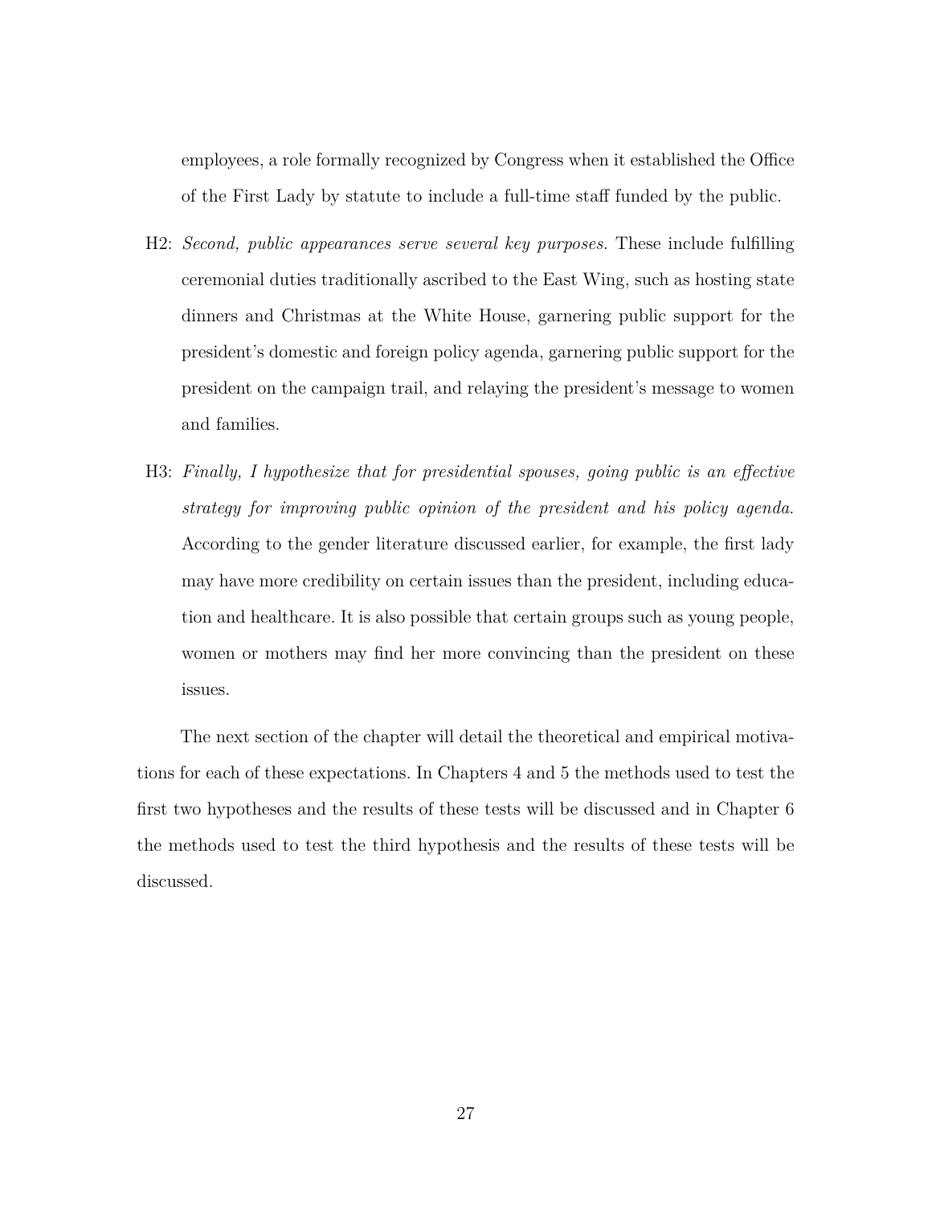employees, a role formally recognized by Congress when it established the Office of the First Lady by statute to include a full-time staff funded by the public.

H2: *Second, public appearances serve several key purposes.* These include fulfilling ceremonial duties traditionally ascribed to the East Wing, such as hosting state dinners and Christmas at the White House, garnering public support for the president's domestic and foreign policy agenda, garnering public support for the president on the campaign trail, and relaying the president's message to women and families.

H3: *Finally, I hypothesize that for presidential spouses, going public is an effective strategy for improving public opinion of the president and his policy agenda.* According to the gender literature discussed earlier, for example, the first lady may have more credibility on certain issues than the president, including education and healthcare. It is also possible that certain groups such as young people, women or mothers may find her more convincing than the president on these issues.

The next section of the chapter will detail the theoretical and empirical motivations for each of these expectations. In Chapters 4 and 5 the methods used to test the first two hypotheses and the results of these tests will be discussed and in Chapter 6 the methods used to test the third hypothesis and the results of these tests will be discussed.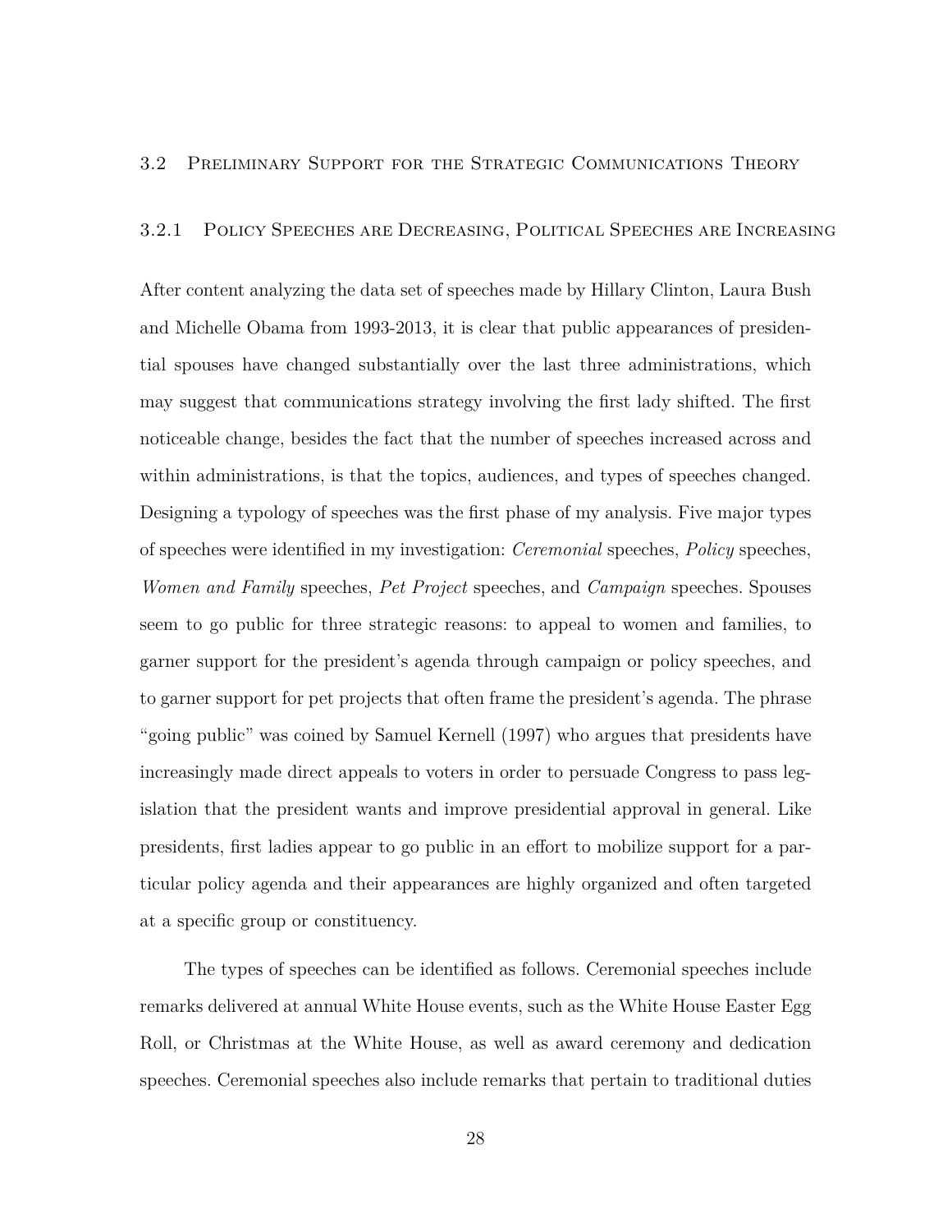## 3.2 Preliminary Support for the Strategic Communications Theory

### 3.2.1 Policy Speeches are Decreasing, Political Speeches are Increasing

After content analyzing the data set of speeches made by Hillary Clinton, Laura Bush and Michelle Obama from 1993-2013, it is clear that public appearances of presidential spouses have changed substantially over the last three administrations, which may suggest that communications strategy involving the first lady shifted. The first noticeable change, besides the fact that the number of speeches increased across and within administrations, is that the topics, audiences, and types of speeches changed. Designing a typology of speeches was the first phase of my analysis. Five major types of speeches were identified in my investigation: *Ceremonial* speeches, *Policy* speeches, *Women and Family* speeches, *Pet Project* speeches, and *Campaign* speeches. Spouses seem to go public for three strategic reasons: to appeal to women and families, to garner support for the president's agenda through campaign or policy speeches, and to garner support for pet projects that often frame the president's agenda. The phrase "going public" was coined by Samuel Kernell (1997) who argues that presidents have increasingly made direct appeals to voters in order to persuade Congress to pass legislation that the president wants and improve presidential approval in general. Like presidents, first ladies appear to go public in an effort to mobilize support for a particular policy agenda and their appearances are highly organized and often targeted at a specific group or constituency.

The types of speeches can be identified as follows. Ceremonial speeches include remarks delivered at annual White House events, such as the White House Easter Egg Roll, or Christmas at the White House, as well as award ceremony and dedication speeches. Ceremonial speeches also include remarks that pertain to traditional duties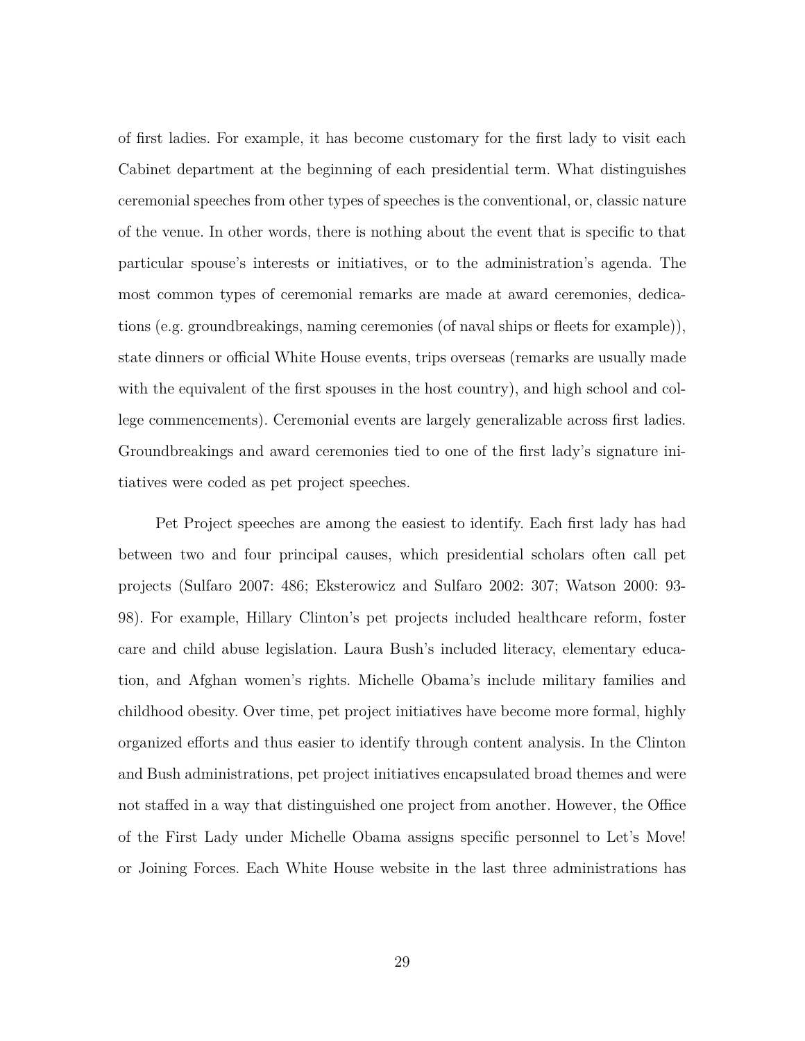of first ladies. For example, it has become customary for the first lady to visit each Cabinet department at the beginning of each presidential term. What distinguishes ceremonial speeches from other types of speeches is the conventional, or, classic nature of the venue. In other words, there is nothing about the event that is specific to that particular spouse's interests or initiatives, or to the administration's agenda. The most common types of ceremonial remarks are made at award ceremonies, dedications (e.g. groundbreakings, naming ceremonies (of naval ships or fleets for example)), state dinners or official White House events, trips overseas (remarks are usually made with the equivalent of the first spouses in the host country), and high school and college commencements). Ceremonial events are largely generalizable across first ladies. Groundbreakings and award ceremonies tied to one of the first lady's signature initiatives were coded as pet project speeches.

Pet Project speeches are among the easiest to identify. Each first lady has had between two and four principal causes, which presidential scholars often call pet projects (Sulfaro 2007: 486; Eksterowicz and Sulfaro 2002: 307; Watson 2000: 93-98). For example, Hillary Clinton's pet projects included healthcare reform, foster care and child abuse legislation. Laura Bush's included literacy, elementary education, and Afghan women's rights. Michelle Obama's include military families and childhood obesity. Over time, pet project initiatives have become more formal, highly organized efforts and thus easier to identify through content analysis. In the Clinton and Bush administrations, pet project initiatives encapsulated broad themes and were not staffed in a way that distinguished one project from another. However, the Office of the First Lady under Michelle Obama assigns specific personnel to Let's Move! or Joining Forces. Each White House website in the last three administrations has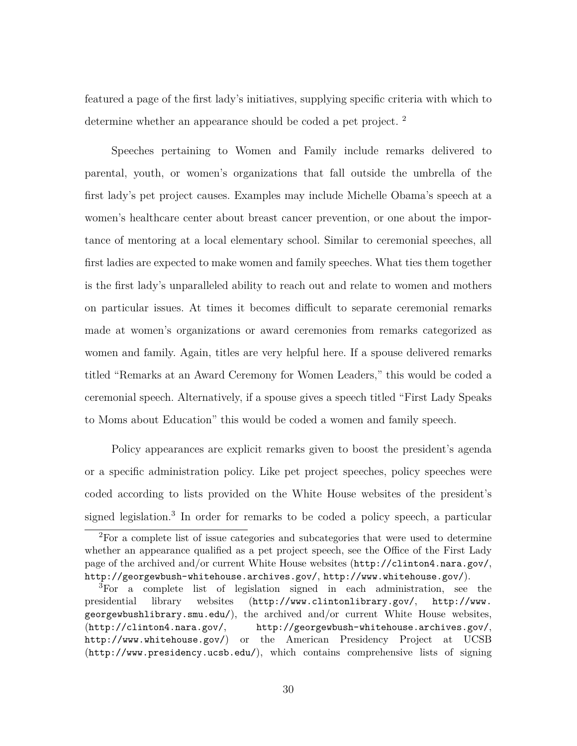featured a page of the first lady's initiatives, supplying specific criteria with which to determine whether an appearance should be coded a pet project. [2]

Speeches pertaining to Women and Family include remarks delivered to parental, youth, or women's organizations that fall outside the umbrella of the first lady's pet project causes. Examples may include Michelle Obama's speech at a women's healthcare center about breast cancer prevention, or one about the importance of mentoring at a local elementary school. Similar to ceremonial speeches, all first ladies are expected to make women and family speeches. What ties them together is the first lady's unparalleled ability to reach out and relate to women and mothers on particular issues. At times it becomes difficult to separate ceremonial remarks made at women's organizations or award ceremonies from remarks categorized as women and family. Again, titles are very helpful here. If a spouse delivered remarks titled "Remarks at an Award Ceremony for Women Leaders," this would be coded a ceremonial speech. Alternatively, if a spouse gives a speech titled "First Lady Speaks to Moms about Education" this would be coded a women and family speech.

Policy appearances are explicit remarks given to boost the president's agenda or a specific administration policy. Like pet project speeches, policy speeches were coded according to lists provided on the White House websites of the president's signed legislation.[3] In order for remarks to be coded a policy speech, a particular

---

[2] For a complete list of issue categories and subcategories that were used to determine whether an appearance qualified as a pet project speech, see the Office of the First Lady page of the archived and/or current White House websites (http://clinton4.nara.gov/, http://georgewbush-whitehouse.archives.gov/, http://www.whitehouse.gov/).

[3] For a complete list of legislation signed in each administration, see the presidential library websites (http://www.clintonlibrary.gov/, http://www.georgewbushlibrary.smu.edu/), the archived and/or current White House websites, (http://clinton4.nara.gov/, http://georgewbush-whitehouse.archives.gov/, http://www.whitehouse.gov/) or the American Presidency Project at UCSB (http://www.presidency.ucsb.edu/), which contains comprehensive lists of signing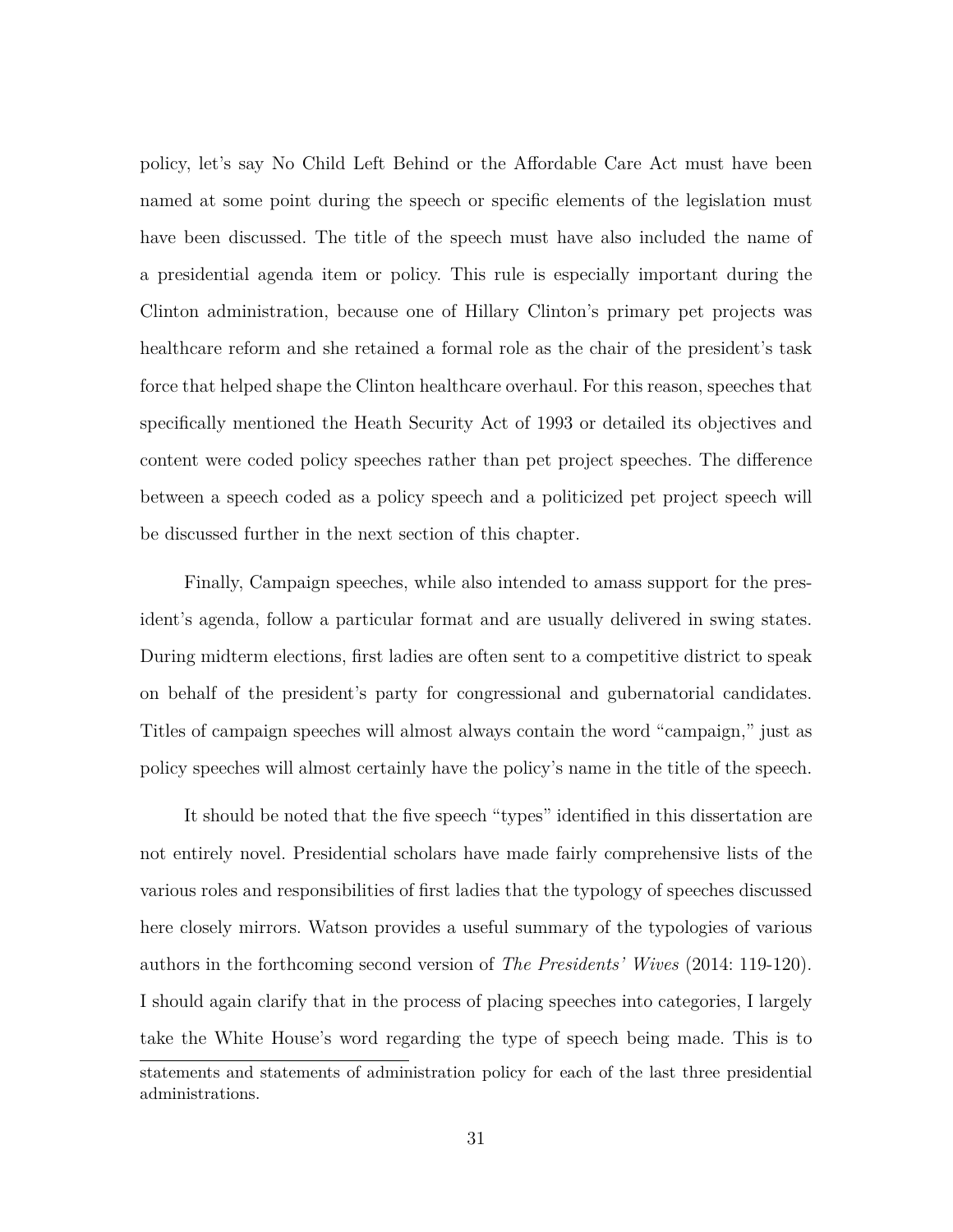policy, let's say No Child Left Behind or the Affordable Care Act must have been named at some point during the speech or specific elements of the legislation must have been discussed. The title of the speech must have also included the name of a presidential agenda item or policy. This rule is especially important during the Clinton administration, because one of Hillary Clinton's primary pet projects was healthcare reform and she retained a formal role as the chair of the president's task force that helped shape the Clinton healthcare overhaul. For this reason, speeches that specifically mentioned the Heath Security Act of 1993 or detailed its objectives and content were coded policy speeches rather than pet project speeches. The difference between a speech coded as a policy speech and a politicized pet project speech will be discussed further in the next section of this chapter.

Finally, Campaign speeches, while also intended to amass support for the president's agenda, follow a particular format and are usually delivered in swing states. During midterm elections, first ladies are often sent to a competitive district to speak on behalf of the president's party for congressional and gubernatorial candidates. Titles of campaign speeches will almost always contain the word "campaign," just as policy speeches will almost certainly have the policy's name in the title of the speech.

It should be noted that the five speech "types" identified in this dissertation are not entirely novel. Presidential scholars have made fairly comprehensive lists of the various roles and responsibilities of first ladies that the typology of speeches discussed here closely mirrors. Watson provides a useful summary of the typologies of various authors in the forthcoming second version of *The Presidents' Wives* (2014: 119-120). I should again clarify that in the process of placing speeches into categories, I largely take the White House's word regarding the type of speech being made. This is to

statements and statements of administration policy for each of the last three presidential administrations.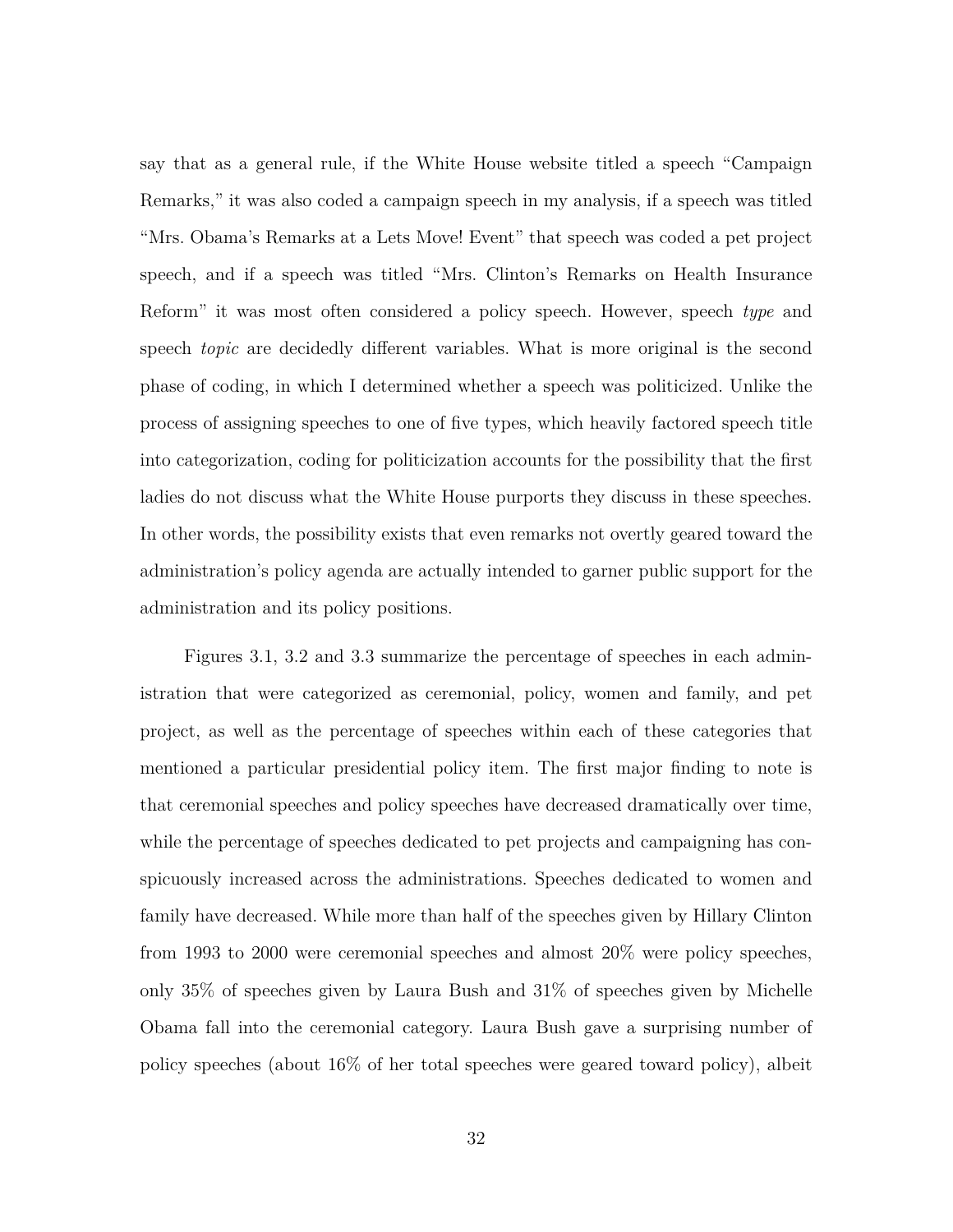say that as a general rule, if the White House website titled a speech "Campaign Remarks," it was also coded a campaign speech in my analysis, if a speech was titled "Mrs. Obama's Remarks at a Lets Move! Event" that speech was coded a pet project speech, and if a speech was titled "Mrs. Clinton's Remarks on Health Insurance Reform" it was most often considered a policy speech. However, speech *type* and speech *topic* are decidedly different variables. What is more original is the second phase of coding, in which I determined whether a speech was politicized. Unlike the process of assigning speeches to one of five types, which heavily factored speech title into categorization, coding for politicization accounts for the possibility that the first ladies do not discuss what the White House purports they discuss in these speeches. In other words, the possibility exists that even remarks not overtly geared toward the administration's policy agenda are actually intended to garner public support for the administration and its policy positions.

Figures 3.1, 3.2 and 3.3 summarize the percentage of speeches in each administration that were categorized as ceremonial, policy, women and family, and pet project, as well as the percentage of speeches within each of these categories that mentioned a particular presidential policy item. The first major finding to note is that ceremonial speeches and policy speeches have decreased dramatically over time, while the percentage of speeches dedicated to pet projects and campaigning has conspicuously increased across the administrations. Speeches dedicated to women and family have decreased. While more than half of the speeches given by Hillary Clinton from 1993 to 2000 were ceremonial speeches and almost 20% were policy speeches, only 35% of speeches given by Laura Bush and 31% of speeches given by Michelle Obama fall into the ceremonial category. Laura Bush gave a surprising number of policy speeches (about 16% of her total speeches were geared toward policy), albeit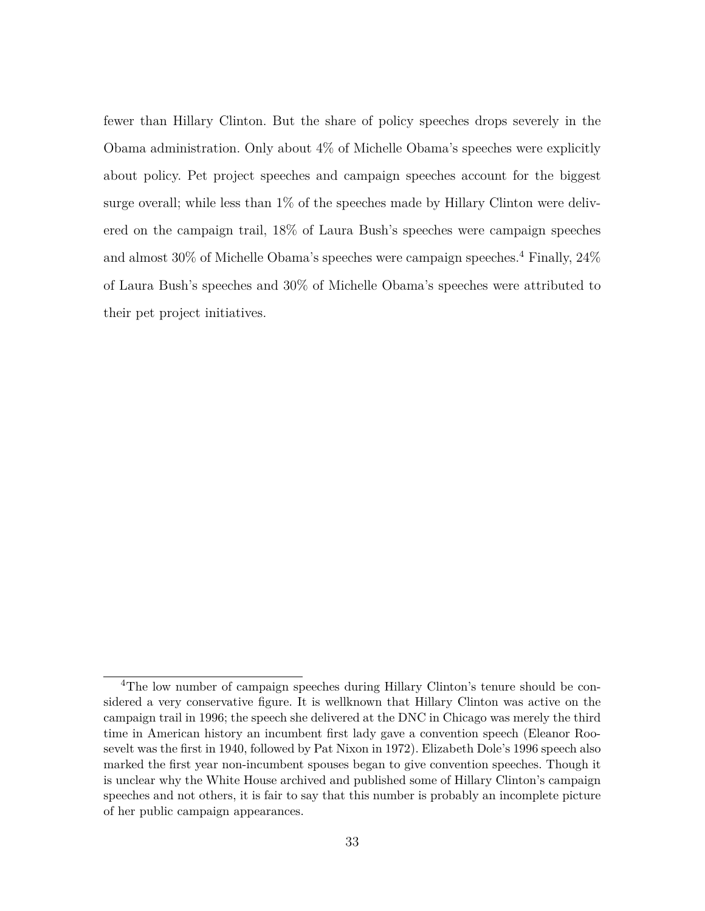fewer than Hillary Clinton. But the share of policy speeches drops severely in the Obama administration. Only about 4% of Michelle Obama's speeches were explicitly about policy. Pet project speeches and campaign speeches account for the biggest surge overall; while less than 1% of the speeches made by Hillary Clinton were delivered on the campaign trail, 18% of Laura Bush's speeches were campaign speeches and almost 30% of Michelle Obama's speeches were campaign speeches.[4] Finally, 24% of Laura Bush's speeches and 30% of Michelle Obama's speeches were attributed to their pet project initiatives.

[4] The low number of campaign speeches during Hillary Clinton's tenure should be considered a very conservative figure. It is wellknown that Hillary Clinton was active on the campaign trail in 1996; the speech she delivered at the DNC in Chicago was merely the third time in American history an incumbent first lady gave a convention speech (Eleanor Roosevelt was the first in 1940, followed by Pat Nixon in 1972). Elizabeth Dole's 1996 speech also marked the first year non-incumbent spouses began to give convention speeches. Though it is unclear why the White House archived and published some of Hillary Clinton's campaign speeches and not others, it is fair to say that this number is probably an incomplete picture of her public campaign appearances.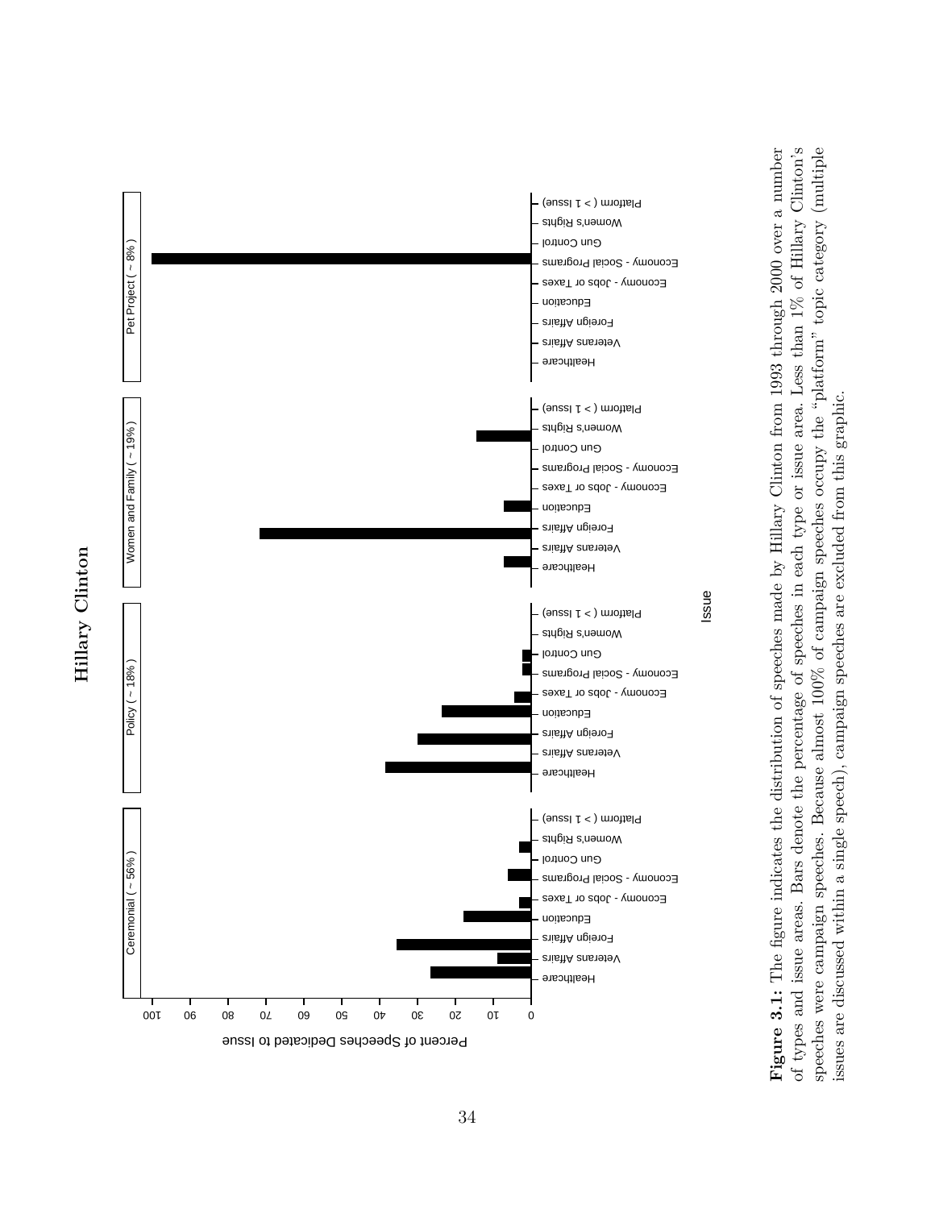**Hillary Clinton**

**Figure 3.1:** The figure indicates the distribution of speeches made by Hillary Clinton from 1993 through 2000 over a number of types and issue areas. Bars denote the percentage of speeches in each type or issue area. Less than 1% of Hillary Clinton's speeches were campaign speeches. Because almost 100% of campaign speeches occupy the "platform" topic category (multiple issues are discussed within a single speech), campaign speeches are excluded from this graphic.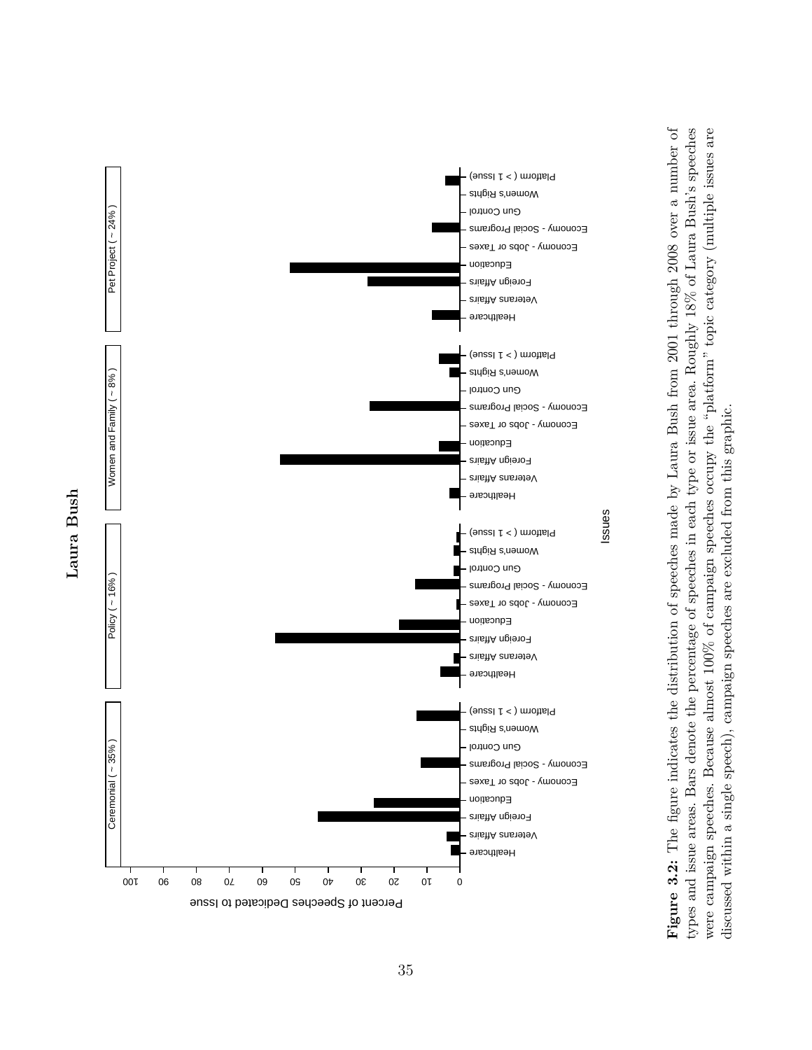**Laura Bush**

**Figure 3.2:** The figure indicates the distribution of speeches made by Laura Bush from 2001 through 2008 over a number of types and issue areas. Bars denote the percentage of speeches in each type or issue area. Roughly 18% of Laura Bush's speeches were campaign speeches. Because almost 100% of campaign speeches occupy the "platform" topic category (multiple issues are discussed within a single speech), campaign speeches are excluded from this graphic.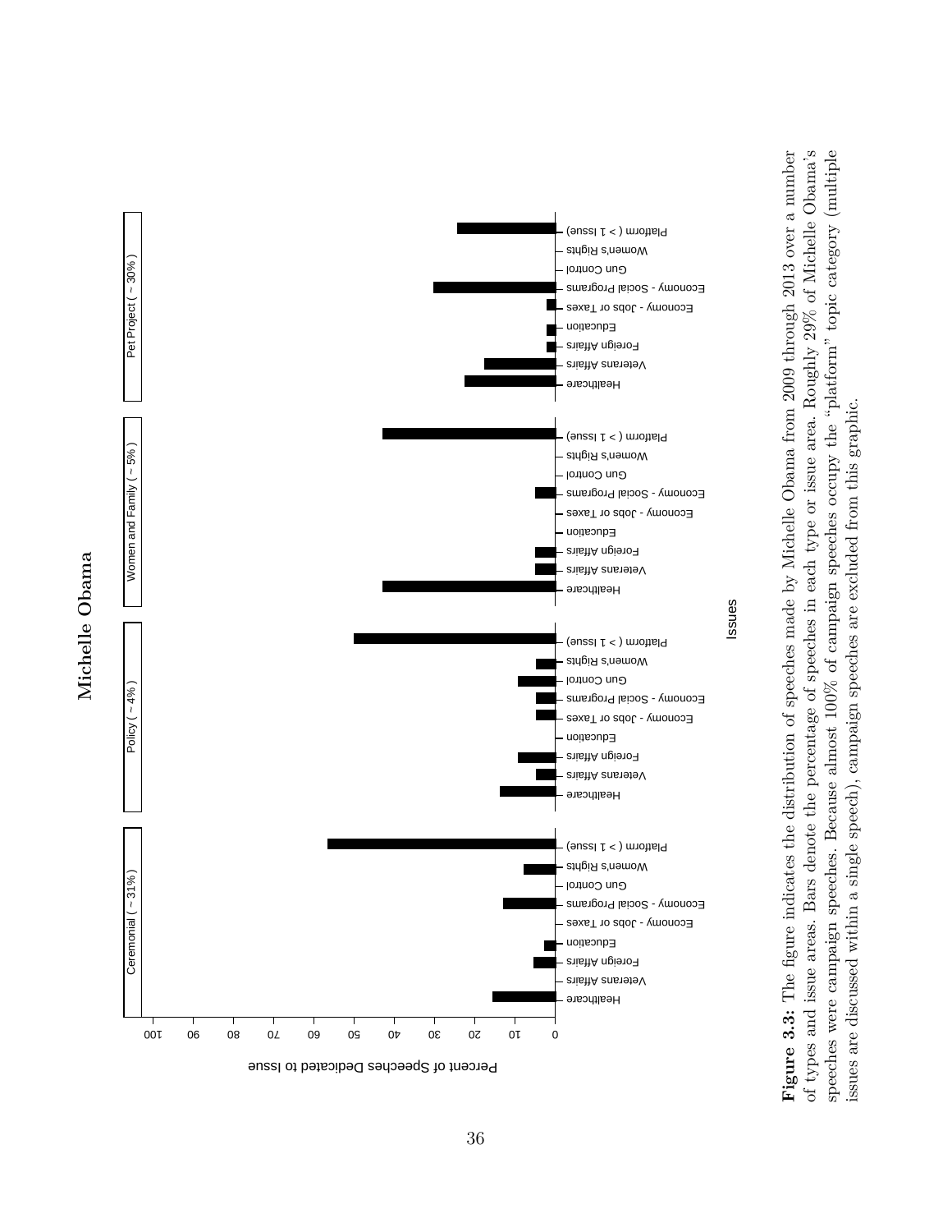**Michelle Obama**

**Figure 3.3:** The figure indicates the distribution of speeches made by Michelle Obama from 2009 through 2013 over a number of types and issue areas. Bars denote the percentage of speeches in each type or issue area. Roughly 29% of Michelle Obama's speeches were campaign speeches. Because almost 100% of campaign speeches occupy the "platform" topic category (multiple issues are discussed within a single speech), campaign speeches are excluded from this graphic.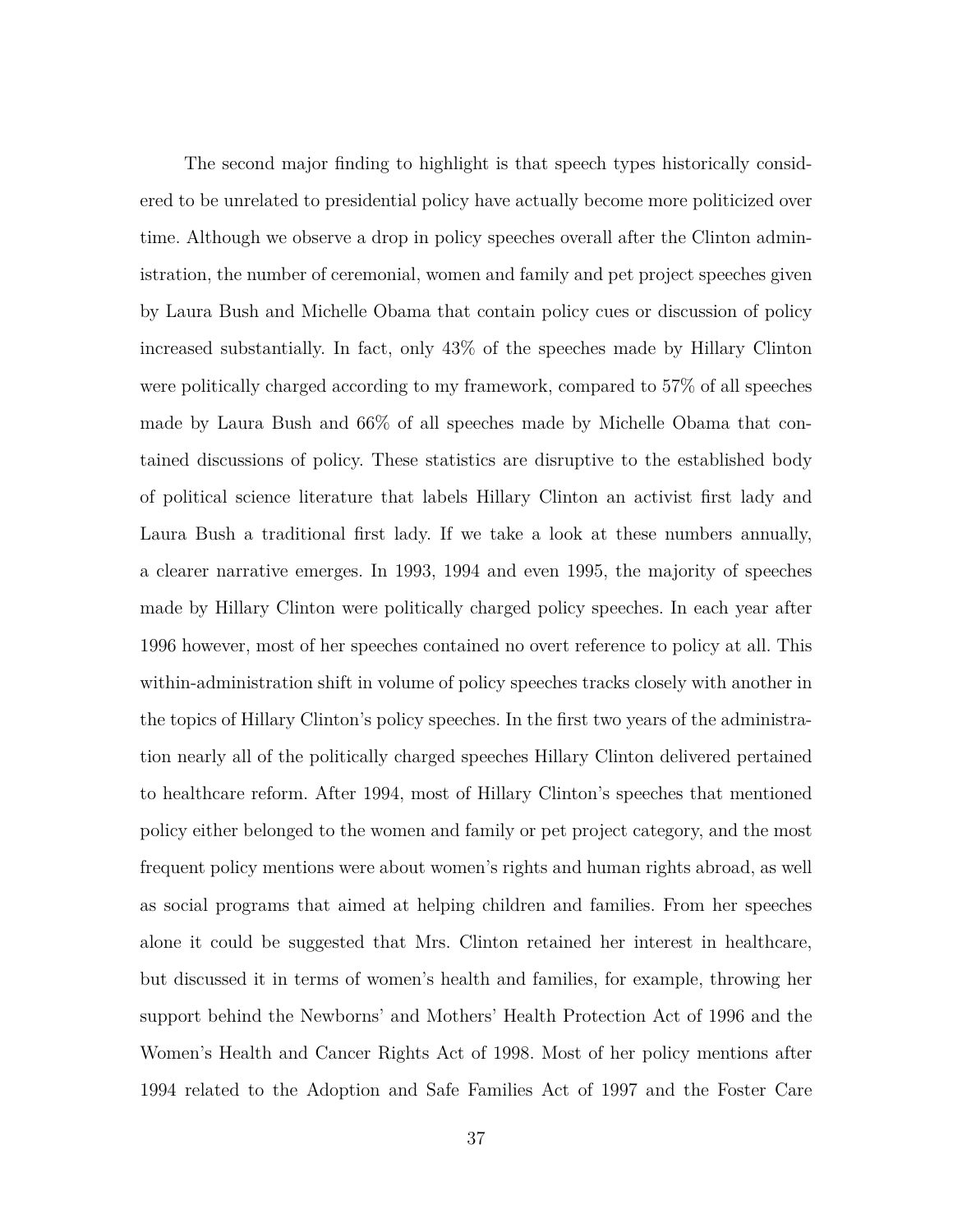The second major finding to highlight is that speech types historically considered to be unrelated to presidential policy have actually become more politicized over time. Although we observe a drop in policy speeches overall after the Clinton administration, the number of ceremonial, women and family and pet project speeches given by Laura Bush and Michelle Obama that contain policy cues or discussion of policy increased substantially. In fact, only 43% of the speeches made by Hillary Clinton were politically charged according to my framework, compared to 57% of all speeches made by Laura Bush and 66% of all speeches made by Michelle Obama that contained discussions of policy. These statistics are disruptive to the established body of political science literature that labels Hillary Clinton an activist first lady and Laura Bush a traditional first lady. If we take a look at these numbers annually, a clearer narrative emerges. In 1993, 1994 and even 1995, the majority of speeches made by Hillary Clinton were politically charged policy speeches. In each year after 1996 however, most of her speeches contained no overt reference to policy at all. This within-administration shift in volume of policy speeches tracks closely with another in the topics of Hillary Clinton's policy speeches. In the first two years of the administration nearly all of the politically charged speeches Hillary Clinton delivered pertained to healthcare reform. After 1994, most of Hillary Clinton's speeches that mentioned policy either belonged to the women and family or pet project category, and the most frequent policy mentions were about women's rights and human rights abroad, as well as social programs that aimed at helping children and families. From her speeches alone it could be suggested that Mrs. Clinton retained her interest in healthcare, but discussed it in terms of women's health and families, for example, throwing her support behind the Newborns' and Mothers' Health Protection Act of 1996 and the Women's Health and Cancer Rights Act of 1998. Most of her policy mentions after 1994 related to the Adoption and Safe Families Act of 1997 and the Foster Care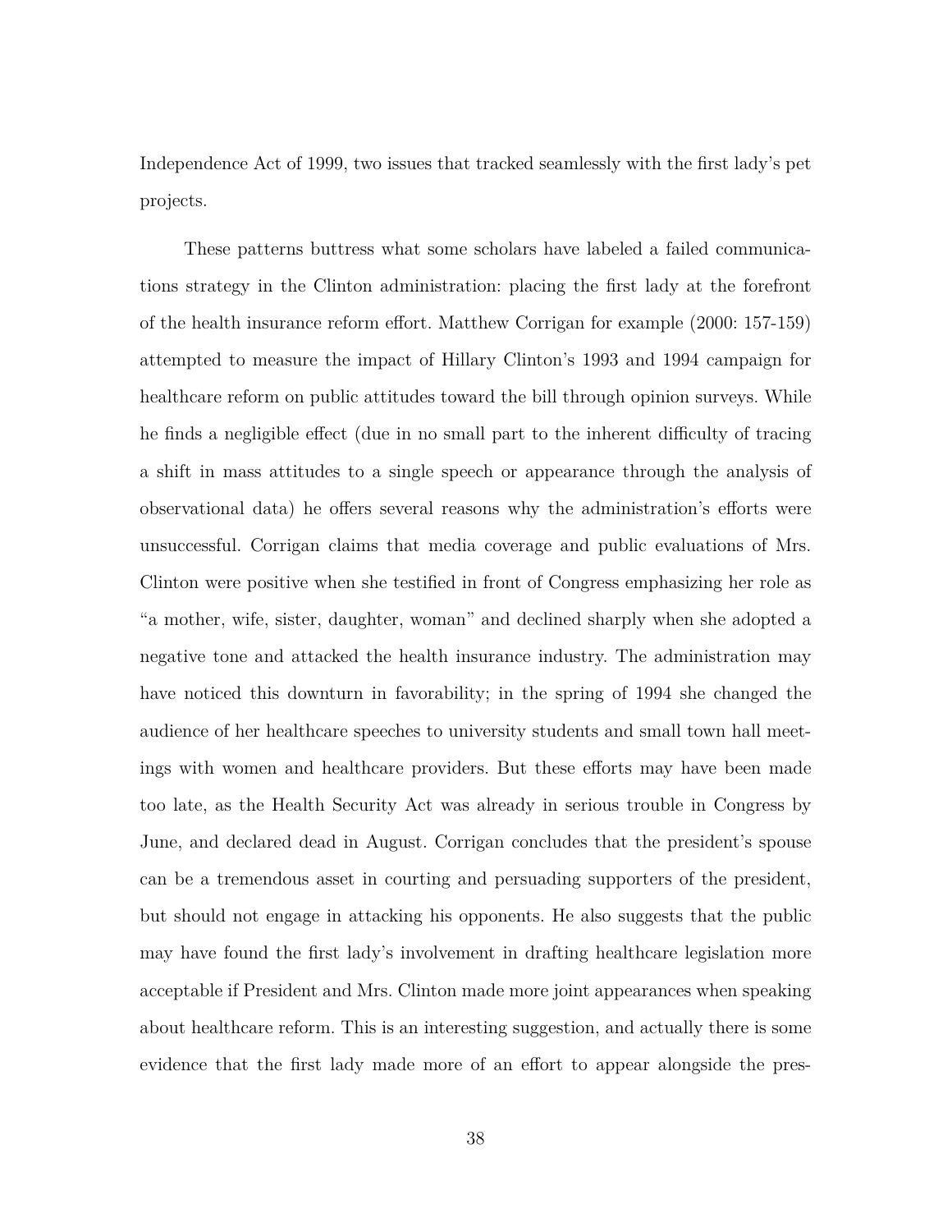Independence Act of 1999, two issues that tracked seamlessly with the first lady's pet projects.

These patterns buttress what some scholars have labeled a failed communications strategy in the Clinton administration: placing the first lady at the forefront of the health insurance reform effort. Matthew Corrigan for example (2000: 157-159) attempted to measure the impact of Hillary Clinton's 1993 and 1994 campaign for healthcare reform on public attitudes toward the bill through opinion surveys. While he finds a negligible effect (due in no small part to the inherent difficulty of tracing a shift in mass attitudes to a single speech or appearance through the analysis of observational data) he offers several reasons why the administration's efforts were unsuccessful. Corrigan claims that media coverage and public evaluations of Mrs. Clinton were positive when she testified in front of Congress emphasizing her role as "a mother, wife, sister, daughter, woman" and declined sharply when she adopted a negative tone and attacked the health insurance industry. The administration may have noticed this downturn in favorability; in the spring of 1994 she changed the audience of her healthcare speeches to university students and small town hall meetings with women and healthcare providers. But these efforts may have been made too late, as the Health Security Act was already in serious trouble in Congress by June, and declared dead in August. Corrigan concludes that the president's spouse can be a tremendous asset in courting and persuading supporters of the president, but should not engage in attacking his opponents. He also suggests that the public may have found the first lady's involvement in drafting healthcare legislation more acceptable if President and Mrs. Clinton made more joint appearances when speaking about healthcare reform. This is an interesting suggestion, and actually there is some evidence that the first lady made more of an effort to appear alongside the pres-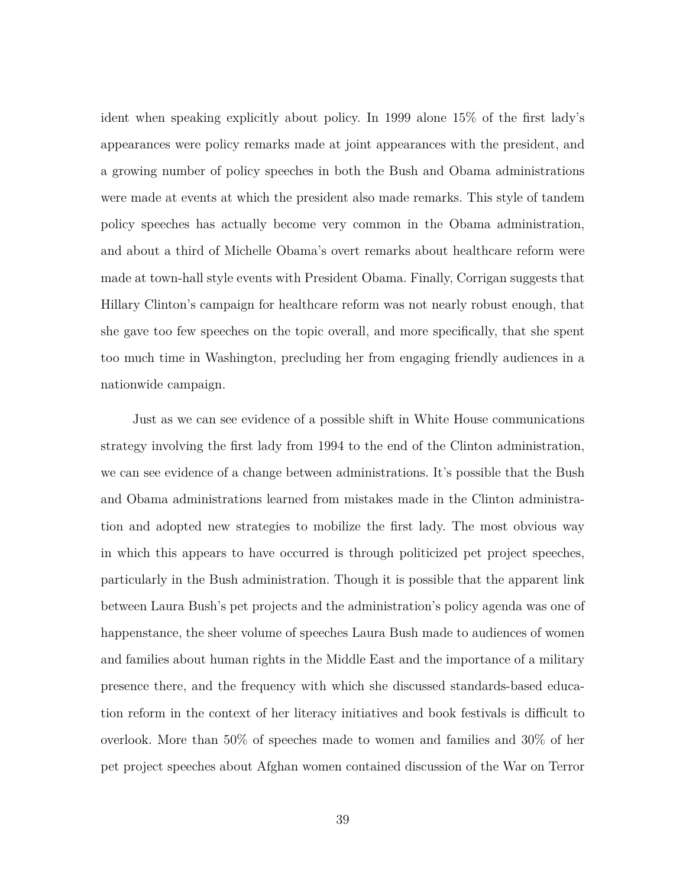ident when speaking explicitly about policy. In 1999 alone 15% of the first lady's appearances were policy remarks made at joint appearances with the president, and a growing number of policy speeches in both the Bush and Obama administrations were made at events at which the president also made remarks. This style of tandem policy speeches has actually become very common in the Obama administration, and about a third of Michelle Obama's overt remarks about healthcare reform were made at town-hall style events with President Obama. Finally, Corrigan suggests that Hillary Clinton's campaign for healthcare reform was not nearly robust enough, that she gave too few speeches on the topic overall, and more specifically, that she spent too much time in Washington, precluding her from engaging friendly audiences in a nationwide campaign.

Just as we can see evidence of a possible shift in White House communications strategy involving the first lady from 1994 to the end of the Clinton administration, we can see evidence of a change between administrations. It's possible that the Bush and Obama administrations learned from mistakes made in the Clinton administration and adopted new strategies to mobilize the first lady. The most obvious way in which this appears to have occurred is through politicized pet project speeches, particularly in the Bush administration. Though it is possible that the apparent link between Laura Bush's pet projects and the administration's policy agenda was one of happenstance, the sheer volume of speeches Laura Bush made to audiences of women and families about human rights in the Middle East and the importance of a military presence there, and the frequency with which she discussed standards-based education reform in the context of her literacy initiatives and book festivals is difficult to overlook. More than 50% of speeches made to women and families and 30% of her pet project speeches about Afghan women contained discussion of the War on Terror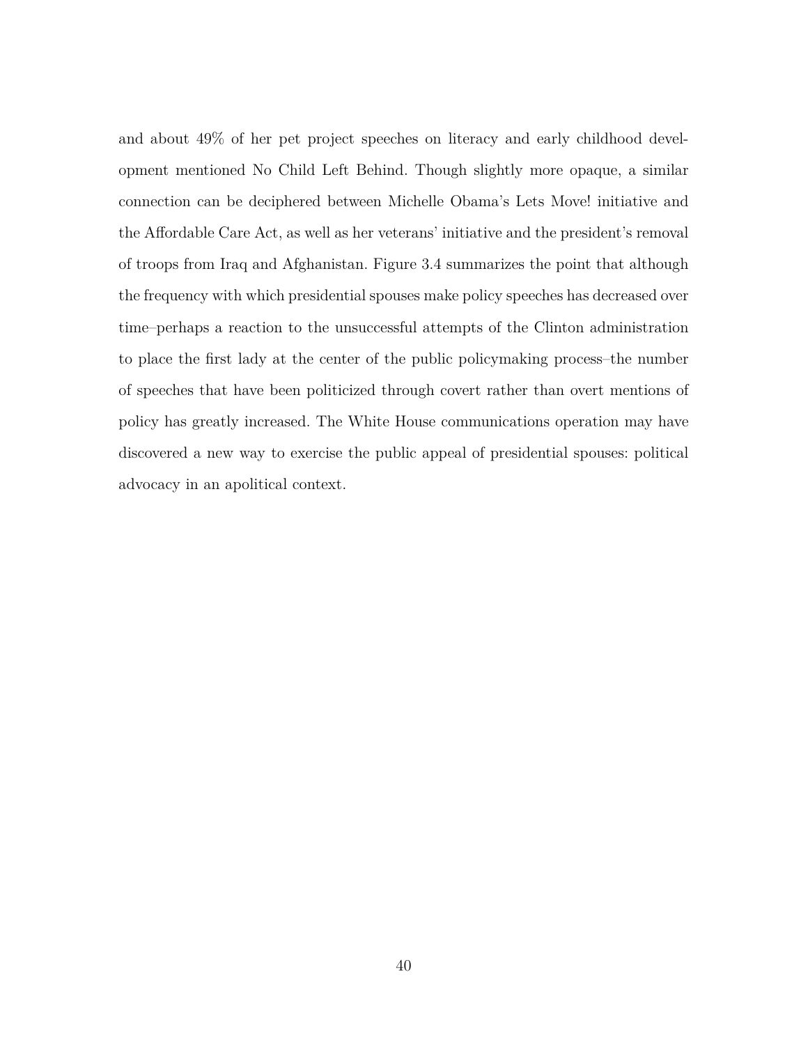and about 49% of her pet project speeches on literacy and early childhood development mentioned No Child Left Behind. Though slightly more opaque, a similar connection can be deciphered between Michelle Obama's Lets Move! initiative and the Affordable Care Act, as well as her veterans' initiative and the president's removal of troops from Iraq and Afghanistan. Figure 3.4 summarizes the point that although the frequency with which presidential spouses make policy speeches has decreased over time–perhaps a reaction to the unsuccessful attempts of the Clinton administration to place the first lady at the center of the public policymaking process–the number of speeches that have been politicized through covert rather than overt mentions of policy has greatly increased. The White House communications operation may have discovered a new way to exercise the public appeal of presidential spouses: political advocacy in an apolitical context.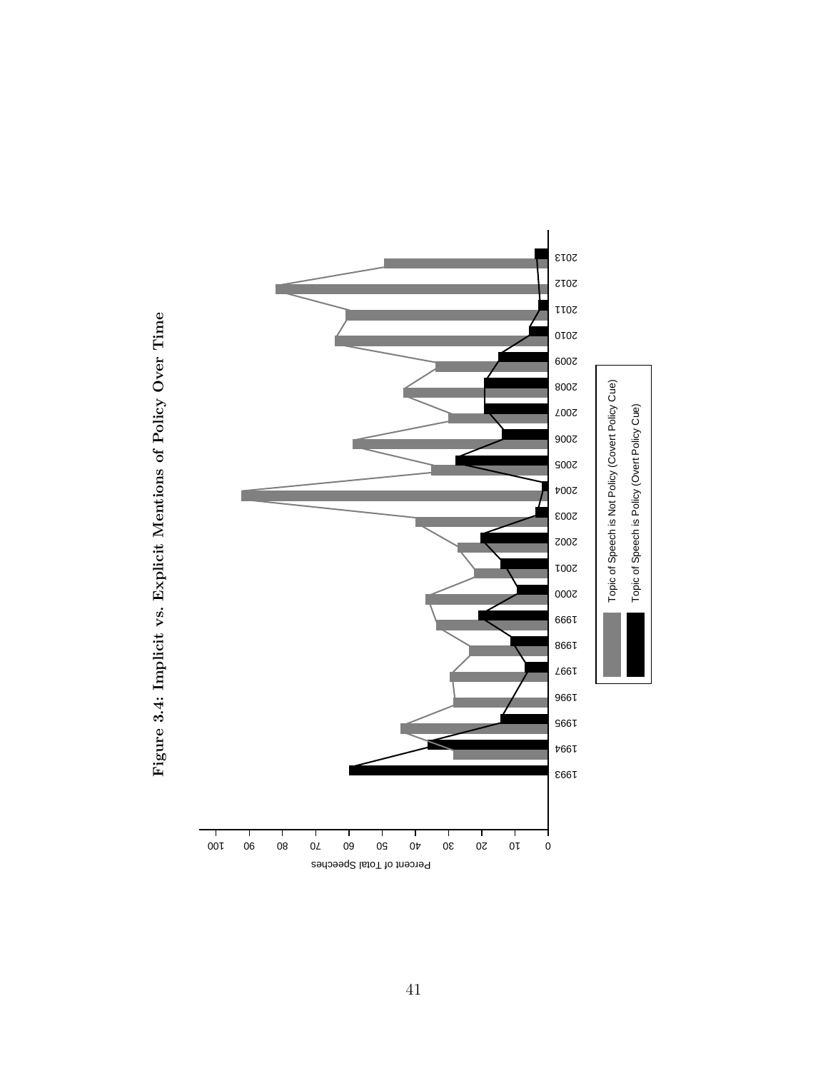**Figure 3.4: Implicit vs. Explicit Mentions of Policy Over Time**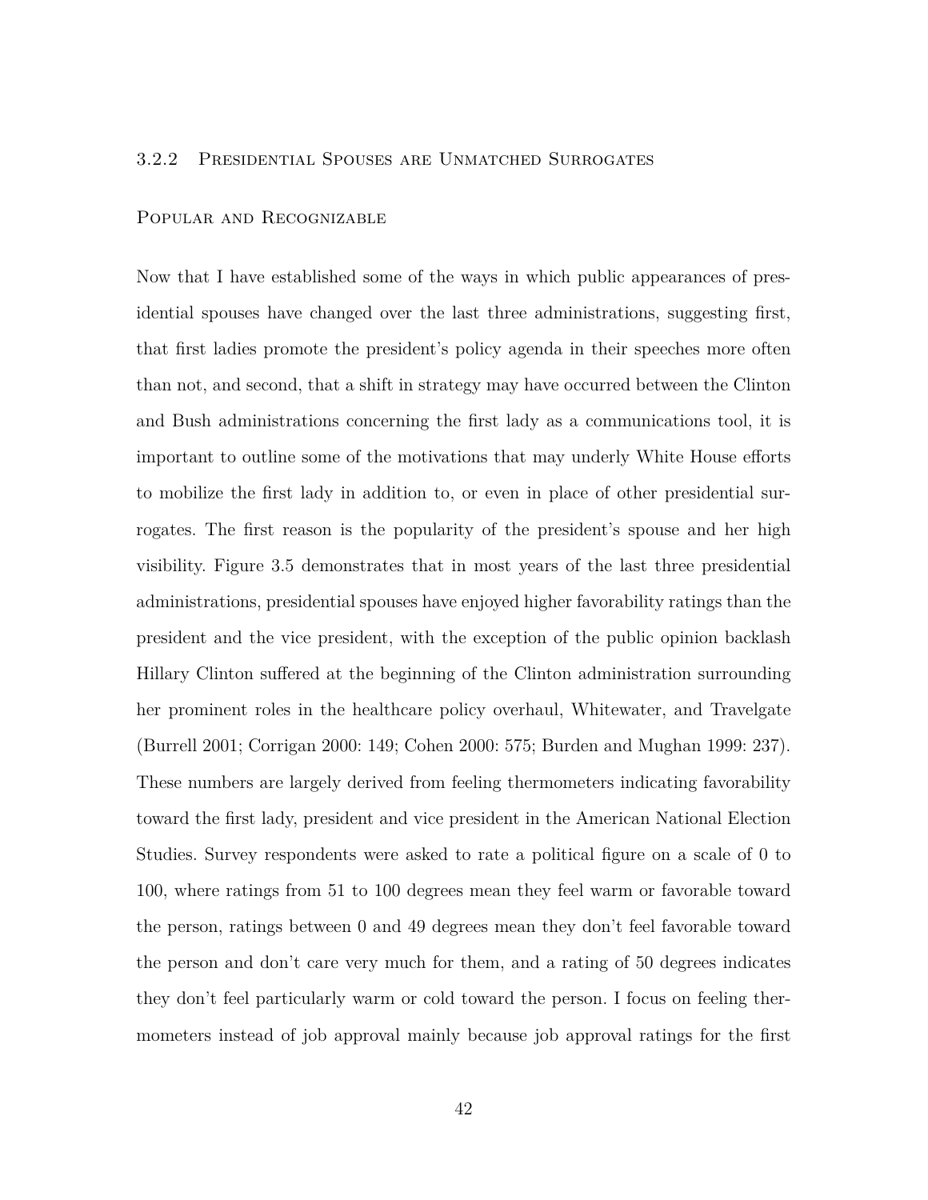### 3.2.2 Presidential Spouses are Unmatched Surrogates

#### Popular and Recognizable

Now that I have established some of the ways in which public appearances of presidential spouses have changed over the last three administrations, suggesting first, that first ladies promote the president's policy agenda in their speeches more often than not, and second, that a shift in strategy may have occurred between the Clinton and Bush administrations concerning the first lady as a communications tool, it is important to outline some of the motivations that may underly White House efforts to mobilize the first lady in addition to, or even in place of other presidential surrogates. The first reason is the popularity of the president's spouse and her high visibility. Figure 3.5 demonstrates that in most years of the last three presidential administrations, presidential spouses have enjoyed higher favorability ratings than the president and the vice president, with the exception of the public opinion backlash Hillary Clinton suffered at the beginning of the Clinton administration surrounding her prominent roles in the healthcare policy overhaul, Whitewater, and Travelgate (Burrell 2001; Corrigan 2000: 149; Cohen 2000: 575; Burden and Mughan 1999: 237). These numbers are largely derived from feeling thermometers indicating favorability toward the first lady, president and vice president in the American National Election Studies. Survey respondents were asked to rate a political figure on a scale of 0 to 100, where ratings from 51 to 100 degrees mean they feel warm or favorable toward the person, ratings between 0 and 49 degrees mean they don't feel favorable toward the person and don't care very much for them, and a rating of 50 degrees indicates they don't feel particularly warm or cold toward the person. I focus on feeling thermometers instead of job approval mainly because job approval ratings for the first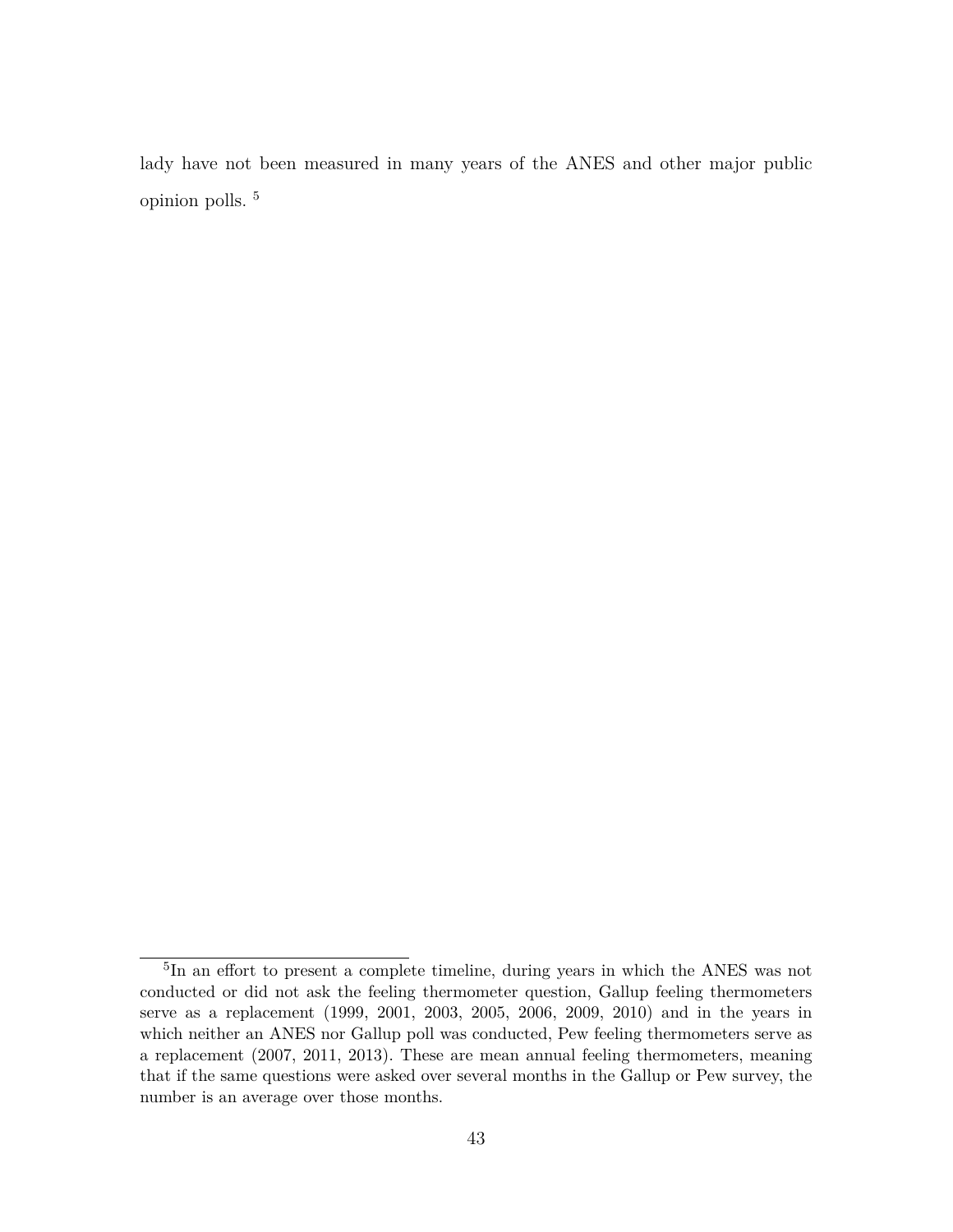lady have not been measured in many years of the ANES and other major public opinion polls. [5]

[5] In an effort to present a complete timeline, during years in which the ANES was not conducted or did not ask the feeling thermometer question, Gallup feeling thermometers serve as a replacement (1999, 2001, 2003, 2005, 2006, 2009, 2010) and in the years in which neither an ANES nor Gallup poll was conducted, Pew feeling thermometers serve as a replacement (2007, 2011, 2013). These are mean annual feeling thermometers, meaning that if the same questions were asked over several months in the Gallup or Pew survey, the number is an average over those months.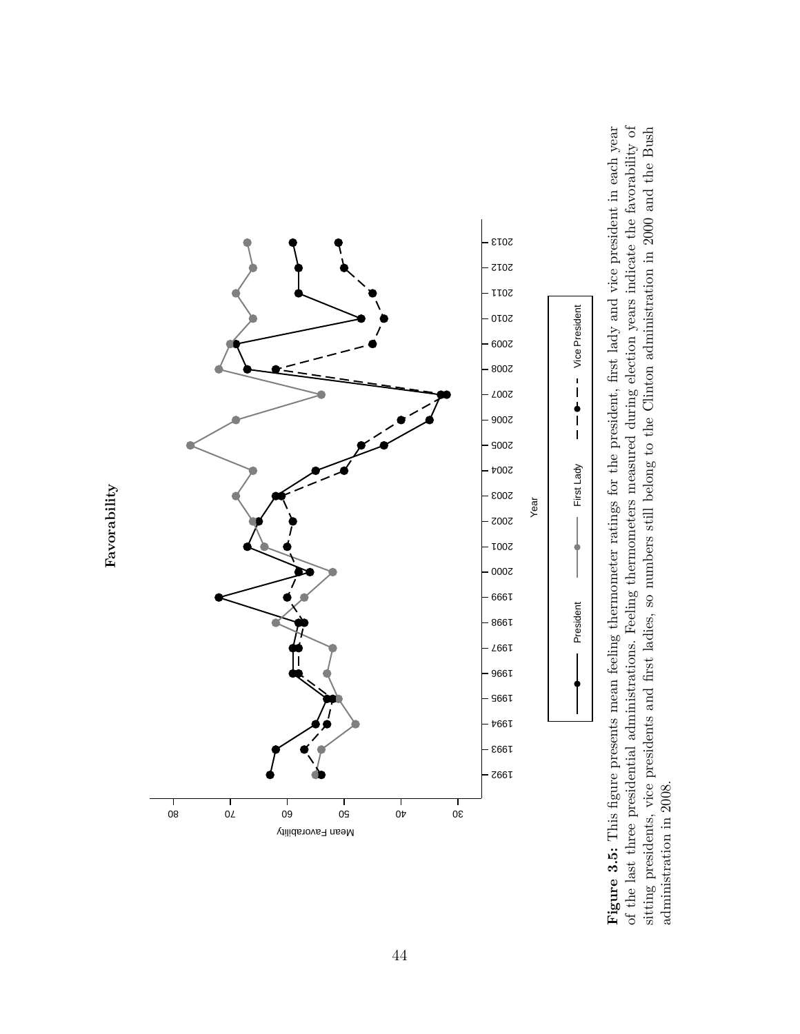**Figure 3.5:** This figure presents mean feeling thermometer ratings for the president, first lady and vice president in each year of the last three presidential administrations. Feeling thermometers measured during election years indicate the favorability of sitting presidents, vice presidents and first ladies, so numbers still belong to the Clinton administration in 2000 and the Bush administration in 2008.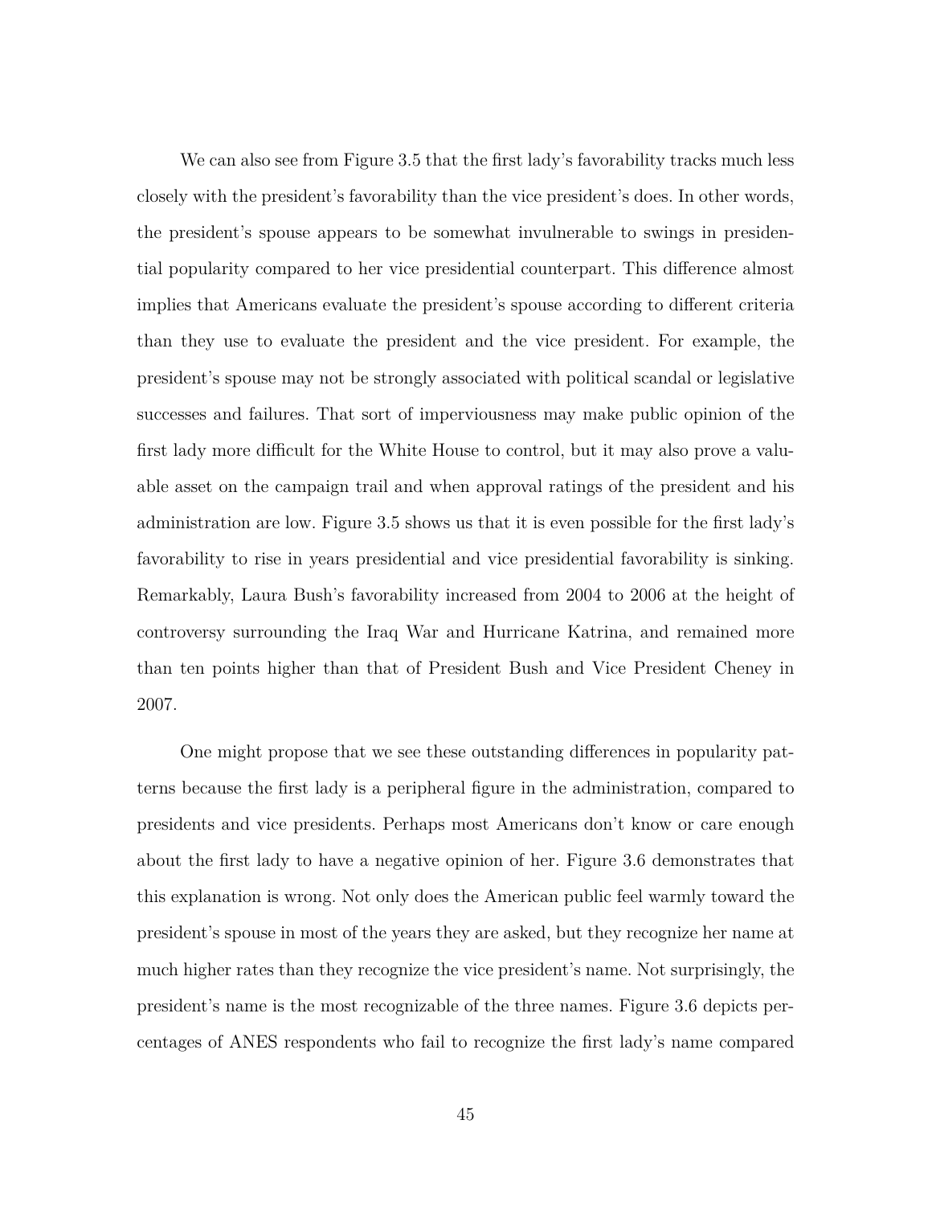We can also see from Figure 3.5 that the first lady's favorability tracks much less closely with the president's favorability than the vice president's does. In other words, the president's spouse appears to be somewhat invulnerable to swings in presidential popularity compared to her vice presidential counterpart. This difference almost implies that Americans evaluate the president's spouse according to different criteria than they use to evaluate the president and the vice president. For example, the president's spouse may not be strongly associated with political scandal or legislative successes and failures. That sort of imperviousness may make public opinion of the first lady more difficult for the White House to control, but it may also prove a valuable asset on the campaign trail and when approval ratings of the president and his administration are low. Figure 3.5 shows us that it is even possible for the first lady's favorability to rise in years presidential and vice presidential favorability is sinking. Remarkably, Laura Bush's favorability increased from 2004 to 2006 at the height of controversy surrounding the Iraq War and Hurricane Katrina, and remained more than ten points higher than that of President Bush and Vice President Cheney in 2007.

One might propose that we see these outstanding differences in popularity patterns because the first lady is a peripheral figure in the administration, compared to presidents and vice presidents. Perhaps most Americans don't know or care enough about the first lady to have a negative opinion of her. Figure 3.6 demonstrates that this explanation is wrong. Not only does the American public feel warmly toward the president's spouse in most of the years they are asked, but they recognize her name at much higher rates than they recognize the vice president's name. Not surprisingly, the president's name is the most recognizable of the three names. Figure 3.6 depicts percentages of ANES respondents who fail to recognize the first lady's name compared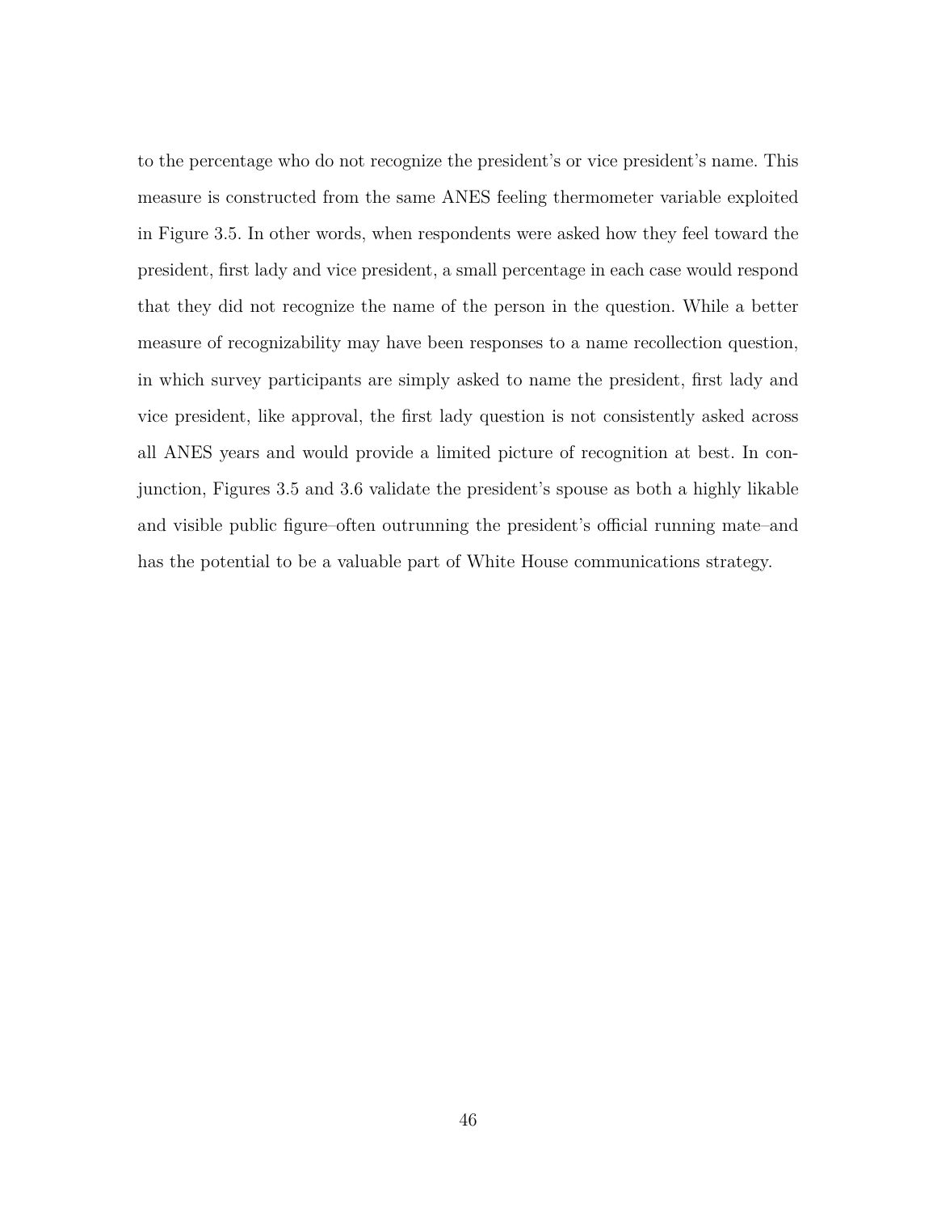to the percentage who do not recognize the president's or vice president's name. This measure is constructed from the same ANES feeling thermometer variable exploited in Figure 3.5. In other words, when respondents were asked how they feel toward the president, first lady and vice president, a small percentage in each case would respond that they did not recognize the name of the person in the question. While a better measure of recognizability may have been responses to a name recollection question, in which survey participants are simply asked to name the president, first lady and vice president, like approval, the first lady question is not consistently asked across all ANES years and would provide a limited picture of recognition at best. In conjunction, Figures 3.5 and 3.6 validate the president's spouse as both a highly likable and visible public figure–often outrunning the president's official running mate–and has the potential to be a valuable part of White House communications strategy.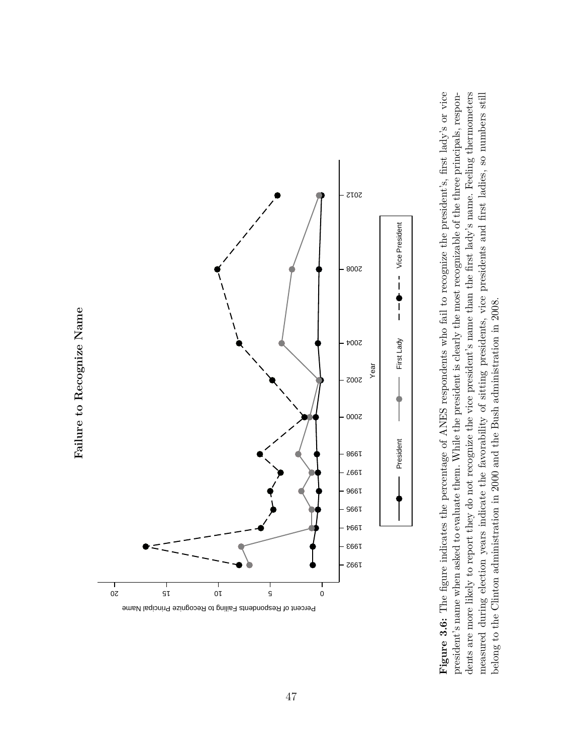**Failure to Recognize Name**

**Figure 3.6:** The figure indicates the percentage of ANES respondents who fail to recognize the president's, first lady's or vice president's name when asked to evaluate them. While the president is clearly the most recognizable of the three principals, respondents are more likely to report they do not recognize the vice president's name than the first lady's name. Feeling thermometers measured during election years indicate the favorability of sitting presidents, vice presidents and first ladies, so numbers still belong to the Clinton administration in 2000 and the Bush administration in 2008.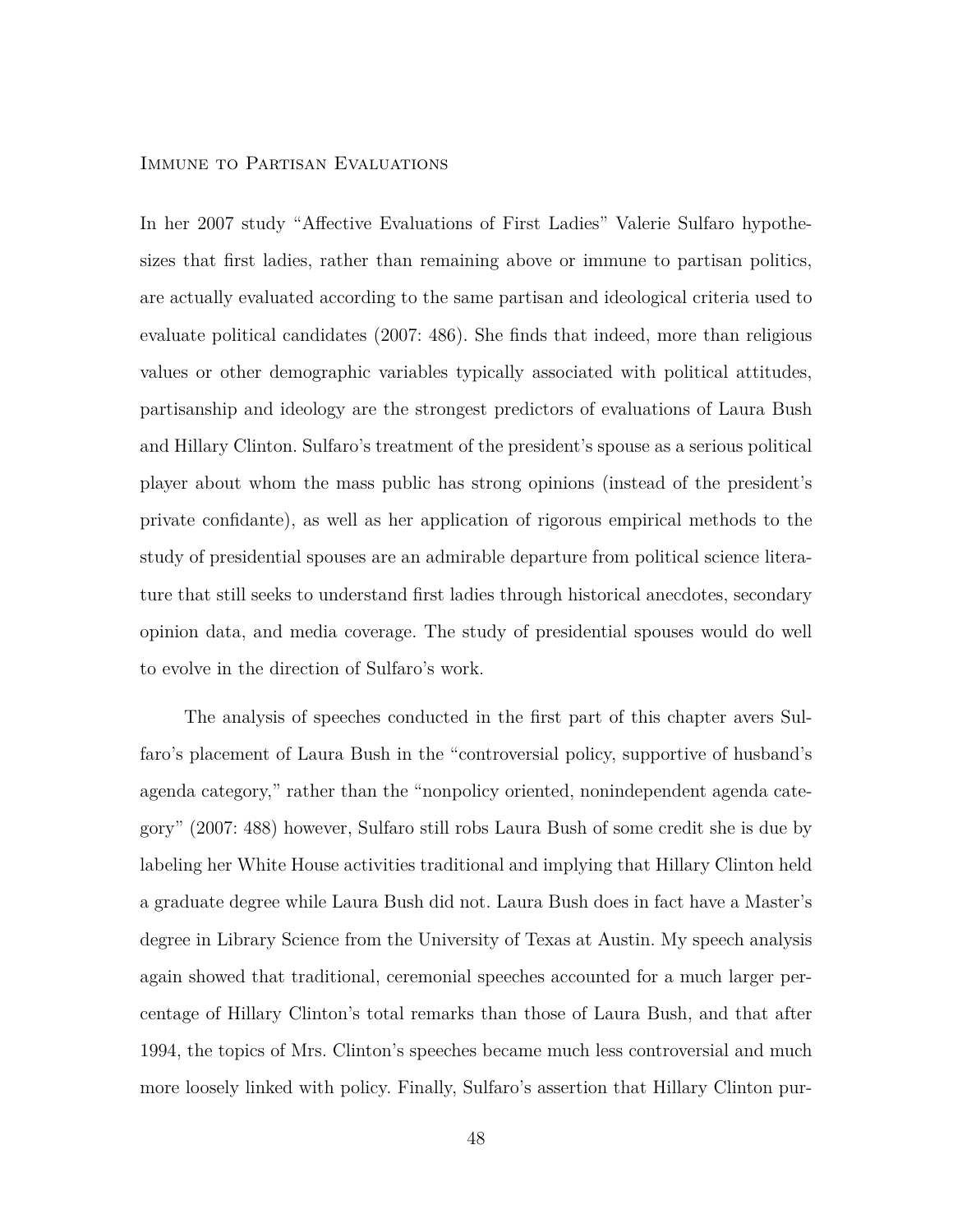### Immune to Partisan Evaluations

In her 2007 study "Affective Evaluations of First Ladies" Valerie Sulfaro hypothesizes that first ladies, rather than remaining above or immune to partisan politics, are actually evaluated according to the same partisan and ideological criteria used to evaluate political candidates (2007: 486). She finds that indeed, more than religious values or other demographic variables typically associated with political attitudes, partisanship and ideology are the strongest predictors of evaluations of Laura Bush and Hillary Clinton. Sulfaro's treatment of the president's spouse as a serious political player about whom the mass public has strong opinions (instead of the president's private confidante), as well as her application of rigorous empirical methods to the study of presidential spouses are an admirable departure from political science literature that still seeks to understand first ladies through historical anecdotes, secondary opinion data, and media coverage. The study of presidential spouses would do well to evolve in the direction of Sulfaro's work.

The analysis of speeches conducted in the first part of this chapter avers Sulfaro's placement of Laura Bush in the "controversial policy, supportive of husband's agenda category," rather than the "nonpolicy oriented, nonindependent agenda category" (2007: 488) however, Sulfaro still robs Laura Bush of some credit she is due by labeling her White House activities traditional and implying that Hillary Clinton held a graduate degree while Laura Bush did not. Laura Bush does in fact have a Master's degree in Library Science from the University of Texas at Austin. My speech analysis again showed that traditional, ceremonial speeches accounted for a much larger percentage of Hillary Clinton's total remarks than those of Laura Bush, and that after 1994, the topics of Mrs. Clinton's speeches became much less controversial and much more loosely linked with policy. Finally, Sulfaro's assertion that Hillary Clinton pur-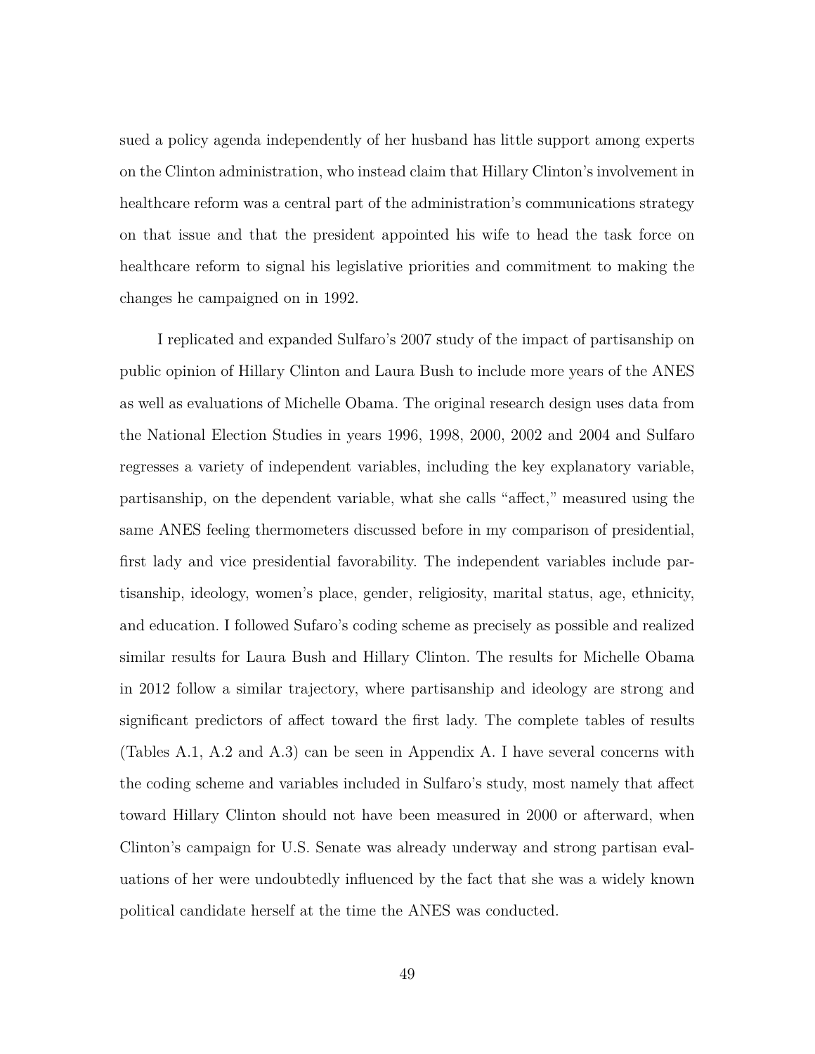sued a policy agenda independently of her husband has little support among experts on the Clinton administration, who instead claim that Hillary Clinton's involvement in healthcare reform was a central part of the administration's communications strategy on that issue and that the president appointed his wife to head the task force on healthcare reform to signal his legislative priorities and commitment to making the changes he campaigned on in 1992.

I replicated and expanded Sulfaro's 2007 study of the impact of partisanship on public opinion of Hillary Clinton and Laura Bush to include more years of the ANES as well as evaluations of Michelle Obama. The original research design uses data from the National Election Studies in years 1996, 1998, 2000, 2002 and 2004 and Sulfaro regresses a variety of independent variables, including the key explanatory variable, partisanship, on the dependent variable, what she calls "affect," measured using the same ANES feeling thermometers discussed before in my comparison of presidential, first lady and vice presidential favorability. The independent variables include partisanship, ideology, women's place, gender, religiosity, marital status, age, ethnicity, and education. I followed Sufaro's coding scheme as precisely as possible and realized similar results for Laura Bush and Hillary Clinton. The results for Michelle Obama in 2012 follow a similar trajectory, where partisanship and ideology are strong and significant predictors of affect toward the first lady. The complete tables of results (Tables A.1, A.2 and A.3) can be seen in Appendix A. I have several concerns with the coding scheme and variables included in Sulfaro's study, most namely that affect toward Hillary Clinton should not have been measured in 2000 or afterward, when Clinton's campaign for U.S. Senate was already underway and strong partisan evaluations of her were undoubtedly influenced by the fact that she was a widely known political candidate herself at the time the ANES was conducted.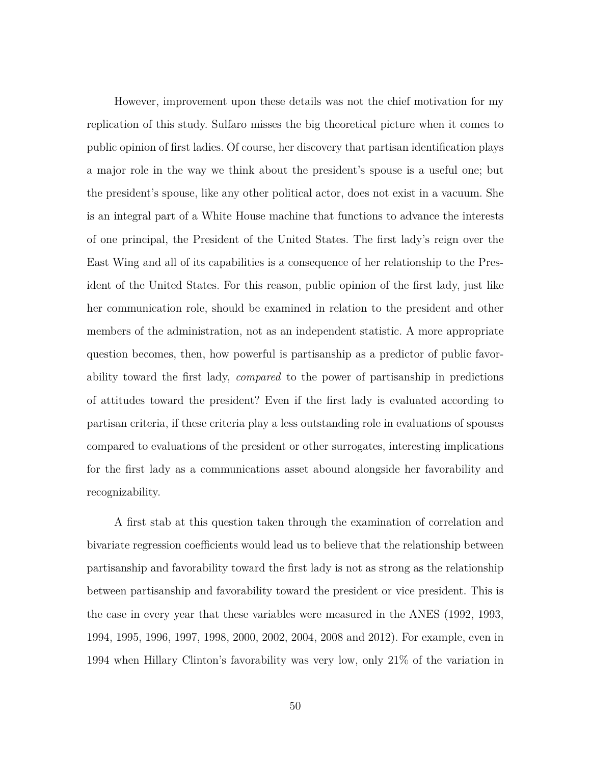However, improvement upon these details was not the chief motivation for my replication of this study. Sulfaro misses the big theoretical picture when it comes to public opinion of first ladies. Of course, her discovery that partisan identification plays a major role in the way we think about the president's spouse is a useful one; but the president's spouse, like any other political actor, does not exist in a vacuum. She is an integral part of a White House machine that functions to advance the interests of one principal, the President of the United States. The first lady's reign over the East Wing and all of its capabilities is a consequence of her relationship to the President of the United States. For this reason, public opinion of the first lady, just like her communication role, should be examined in relation to the president and other members of the administration, not as an independent statistic. A more appropriate question becomes, then, how powerful is partisanship as a predictor of public favorability toward the first lady, *compared* to the power of partisanship in predictions of attitudes toward the president? Even if the first lady is evaluated according to partisan criteria, if these criteria play a less outstanding role in evaluations of spouses compared to evaluations of the president or other surrogates, interesting implications for the first lady as a communications asset abound alongside her favorability and recognizability.

A first stab at this question taken through the examination of correlation and bivariate regression coefficients would lead us to believe that the relationship between partisanship and favorability toward the first lady is not as strong as the relationship between partisanship and favorability toward the president or vice president. This is the case in every year that these variables were measured in the ANES (1992, 1993, 1994, 1995, 1996, 1997, 1998, 2000, 2002, 2004, 2008 and 2012). For example, even in 1994 when Hillary Clinton's favorability was very low, only 21% of the variation in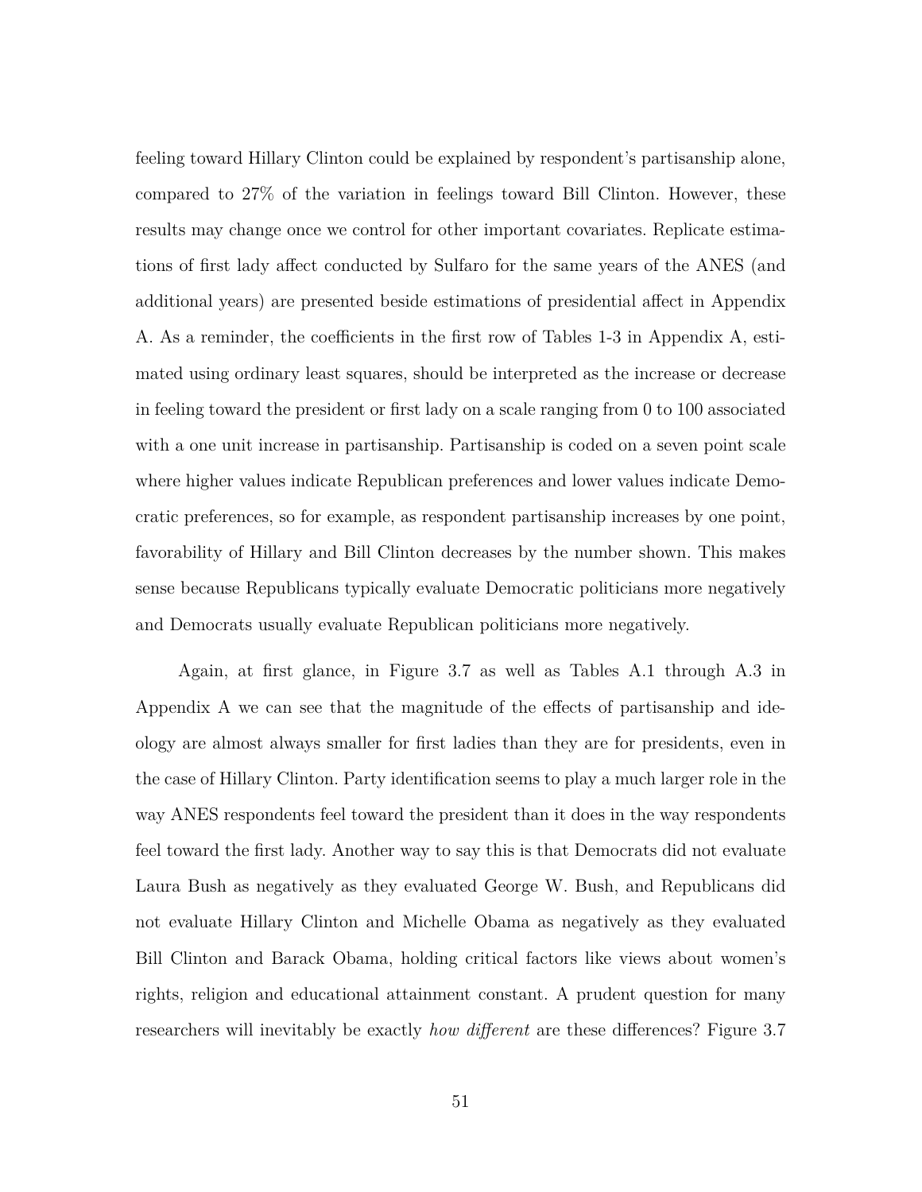feeling toward Hillary Clinton could be explained by respondent's partisanship alone, compared to 27% of the variation in feelings toward Bill Clinton. However, these results may change once we control for other important covariates. Replicate estimations of first lady affect conducted by Sulfaro for the same years of the ANES (and additional years) are presented beside estimations of presidential affect in Appendix A. As a reminder, the coefficients in the first row of Tables 1-3 in Appendix A, estimated using ordinary least squares, should be interpreted as the increase or decrease in feeling toward the president or first lady on a scale ranging from 0 to 100 associated with a one unit increase in partisanship. Partisanship is coded on a seven point scale where higher values indicate Republican preferences and lower values indicate Democratic preferences, so for example, as respondent partisanship increases by one point, favorability of Hillary and Bill Clinton decreases by the number shown. This makes sense because Republicans typically evaluate Democratic politicians more negatively and Democrats usually evaluate Republican politicians more negatively.

Again, at first glance, in Figure 3.7 as well as Tables A.1 through A.3 in Appendix A we can see that the magnitude of the effects of partisanship and ideology are almost always smaller for first ladies than they are for presidents, even in the case of Hillary Clinton. Party identification seems to play a much larger role in the way ANES respondents feel toward the president than it does in the way respondents feel toward the first lady. Another way to say this is that Democrats did not evaluate Laura Bush as negatively as they evaluated George W. Bush, and Republicans did not evaluate Hillary Clinton and Michelle Obama as negatively as they evaluated Bill Clinton and Barack Obama, holding critical factors like views about women's rights, religion and educational attainment constant. A prudent question for many researchers will inevitably be exactly *how different* are these differences? Figure 3.7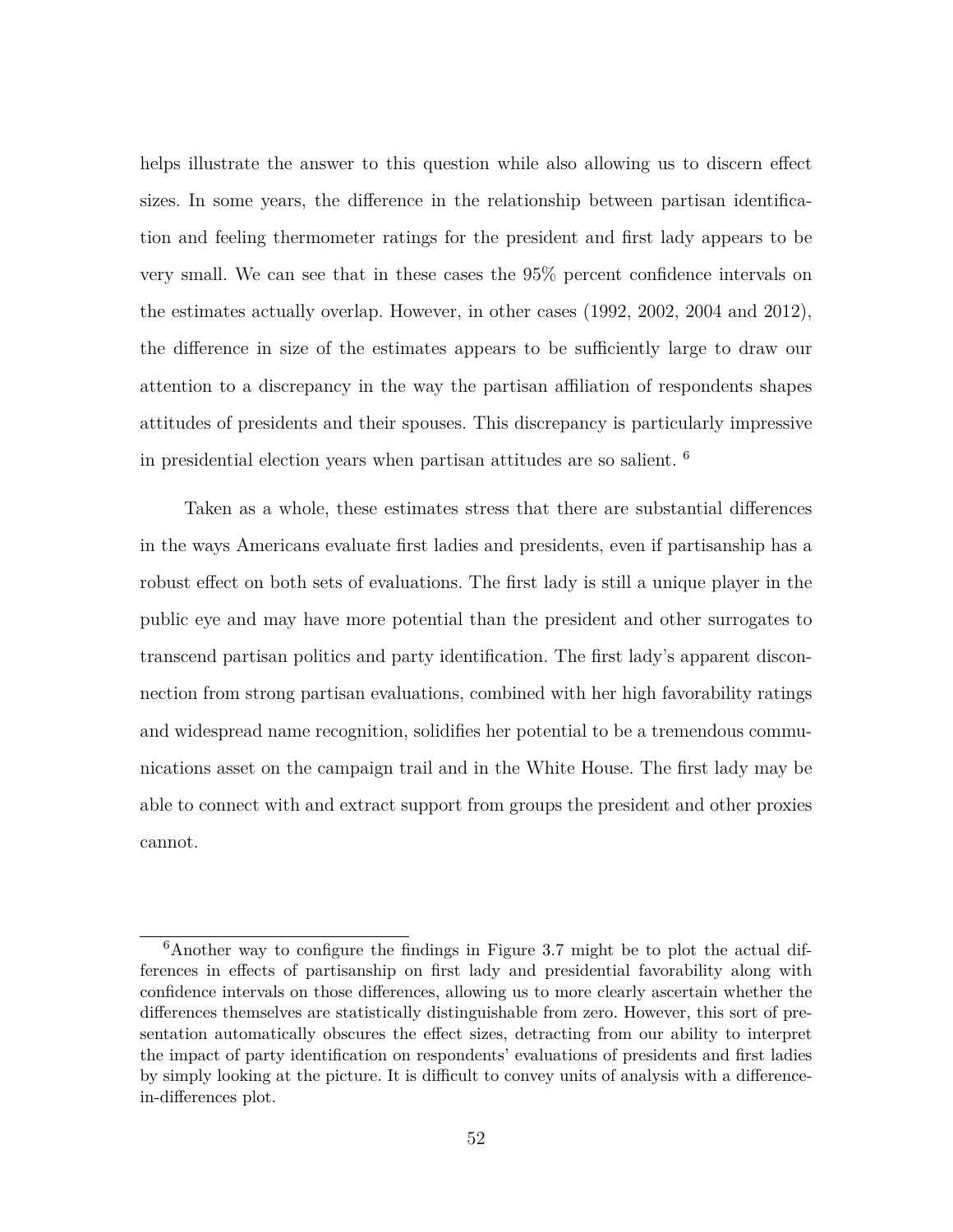helps illustrate the answer to this question while also allowing us to discern effect sizes. In some years, the difference in the relationship between partisan identification and feeling thermometer ratings for the president and first lady appears to be very small. We can see that in these cases the 95% percent confidence intervals on the estimates actually overlap. However, in other cases (1992, 2002, 2004 and 2012), the difference in size of the estimates appears to be sufficiently large to draw our attention to a discrepancy in the way the partisan affiliation of respondents shapes attitudes of presidents and their spouses. This discrepancy is particularly impressive in presidential election years when partisan attitudes are so salient. [6]

Taken as a whole, these estimates stress that there are substantial differences in the ways Americans evaluate first ladies and presidents, even if partisanship has a robust effect on both sets of evaluations. The first lady is still a unique player in the public eye and may have more potential than the president and other surrogates to transcend partisan politics and party identification. The first lady's apparent disconnection from strong partisan evaluations, combined with her high favorability ratings and widespread name recognition, solidifies her potential to be a tremendous communications asset on the campaign trail and in the White House. The first lady may be able to connect with and extract support from groups the president and other proxies cannot.

---

[6] Another way to configure the findings in Figure 3.7 might be to plot the actual differences in effects of partisanship on first lady and presidential favorability along with confidence intervals on those differences, allowing us to more clearly ascertain whether the differences themselves are statistically distinguishable from zero. However, this sort of presentation automatically obscures the effect sizes, detracting from our ability to interpret the impact of party identification on respondents' evaluations of presidents and first ladies by simply looking at the picture. It is difficult to convey units of analysis with a difference-in-differences plot.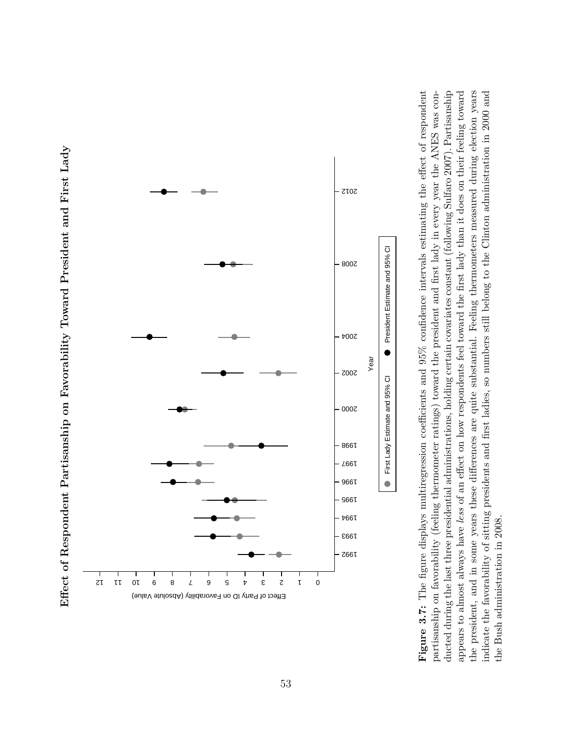**Figure 3.7:** The figure displays multiregression coefficients and 95% confidence intervals estimating the effect of respondent partisanship on favorability (feeling thermometer ratings) toward the president and first lady in every year the ANES was conducted during the last three presidential administrations, holding certain covariates constant (following Sulfaro 2007). Partisanship appears to almost always have *less* of an effect on how respondents feel toward the first lady than it does on their feeling toward the president, and in some years these differences are quite substantial. Feeling thermometers measured during election years indicate the favorability of sitting presidents and first ladies, so numbers still belong to the Clinton administration in 2000 and the Bush administration in 2008.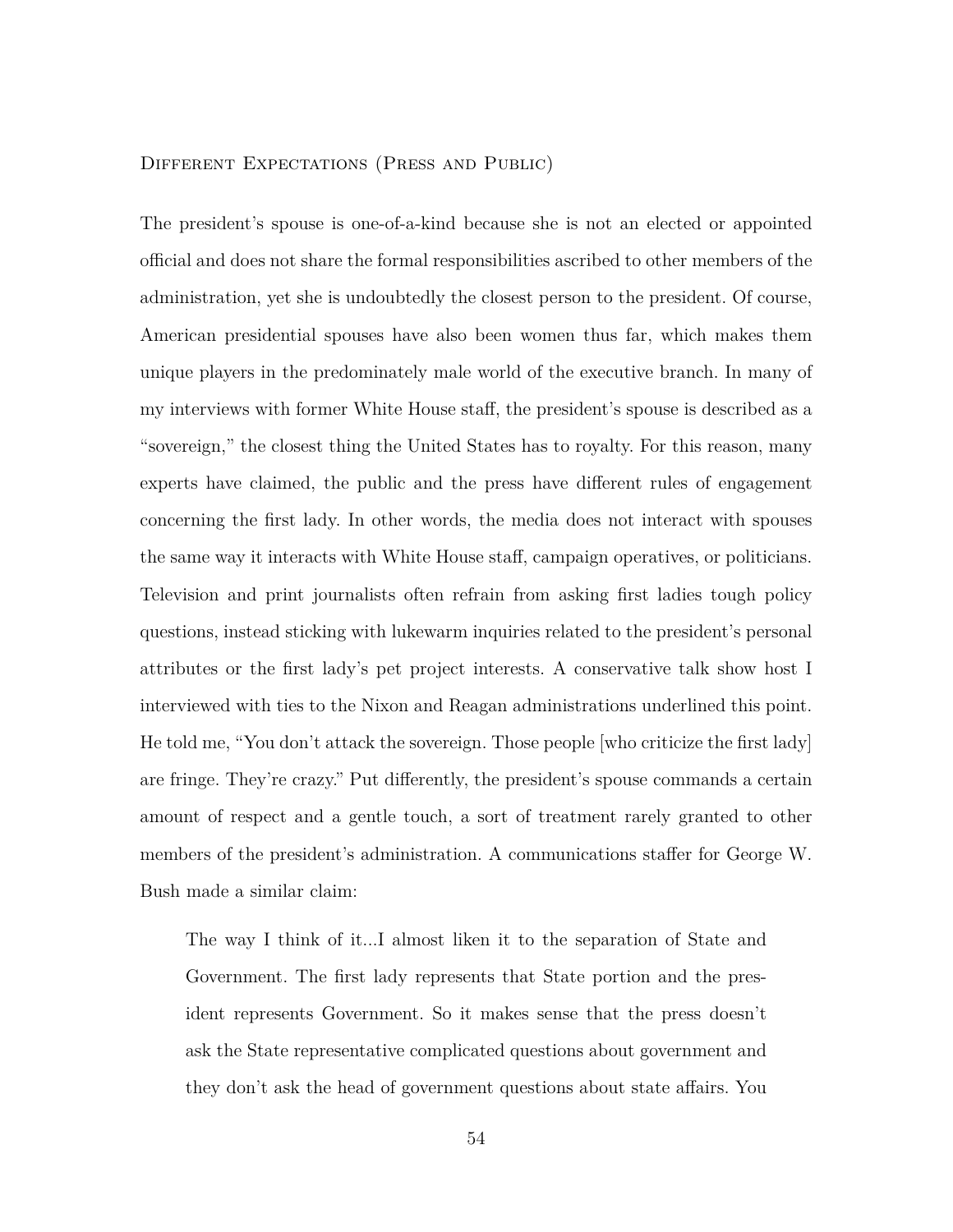### Different Expectations (Press and Public)

The president's spouse is one-of-a-kind because she is not an elected or appointed official and does not share the formal responsibilities ascribed to other members of the administration, yet she is undoubtedly the closest person to the president. Of course, American presidential spouses have also been women thus far, which makes them unique players in the predominately male world of the executive branch. In many of my interviews with former White House staff, the president's spouse is described as a "sovereign," the closest thing the United States has to royalty. For this reason, many experts have claimed, the public and the press have different rules of engagement concerning the first lady. In other words, the media does not interact with spouses the same way it interacts with White House staff, campaign operatives, or politicians. Television and print journalists often refrain from asking first ladies tough policy questions, instead sticking with lukewarm inquiries related to the president's personal attributes or the first lady's pet project interests. A conservative talk show host I interviewed with ties to the Nixon and Reagan administrations underlined this point. He told me, "You don't attack the sovereign. Those people [who criticize the first lady] are fringe. They're crazy." Put differently, the president's spouse commands a certain amount of respect and a gentle touch, a sort of treatment rarely granted to other members of the president's administration. A communications staffer for George W. Bush made a similar claim:

> The way I think of it...I almost liken it to the separation of State and Government. The first lady represents that State portion and the president represents Government. So it makes sense that the press doesn't ask the State representative complicated questions about government and they don't ask the head of government questions about state affairs. You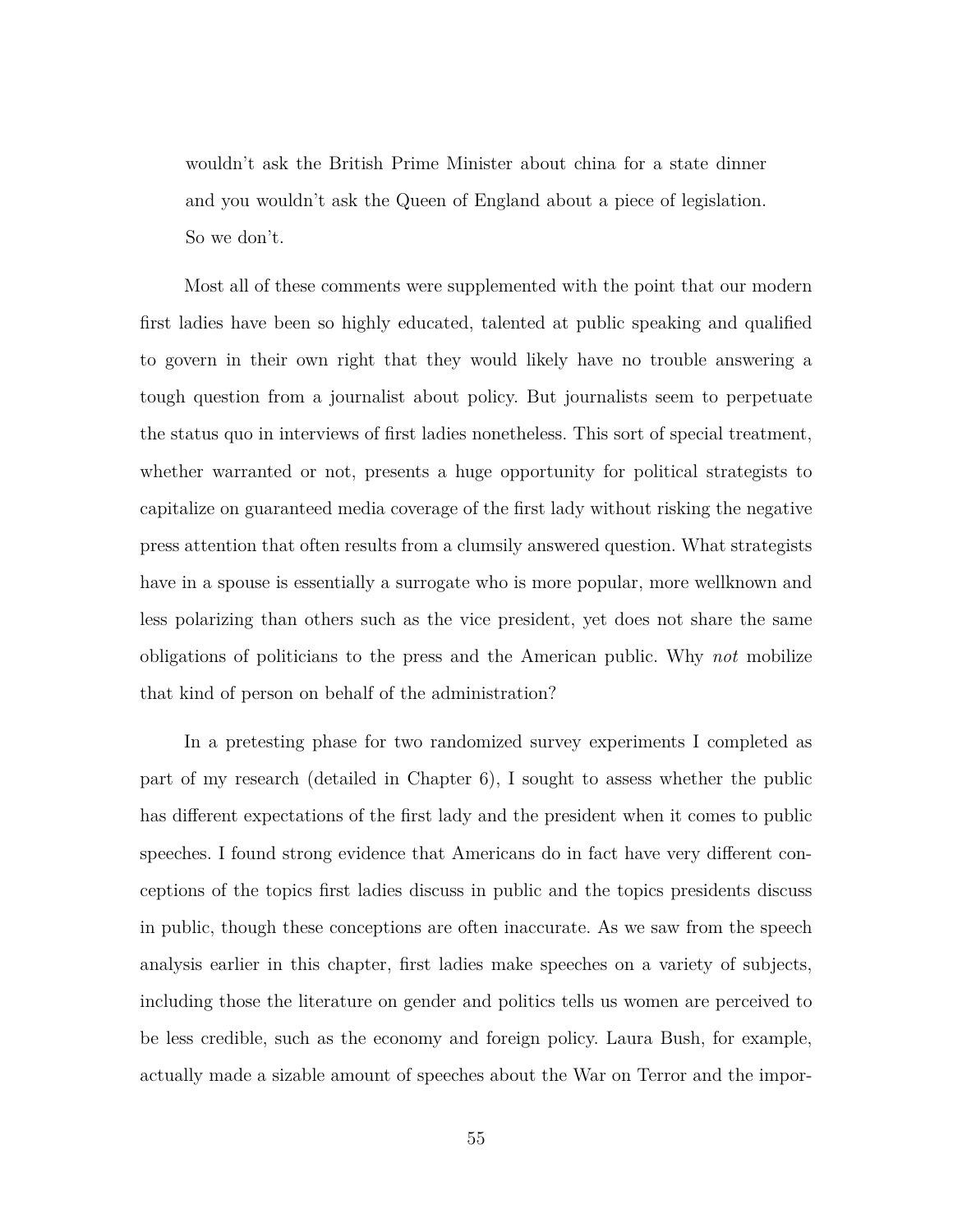> wouldn't ask the British Prime Minister about china for a state dinner and you wouldn't ask the Queen of England about a piece of legislation. So we don't.

Most all of these comments were supplemented with the point that our modern first ladies have been so highly educated, talented at public speaking and qualified to govern in their own right that they would likely have no trouble answering a tough question from a journalist about policy. But journalists seem to perpetuate the status quo in interviews of first ladies nonetheless. This sort of special treatment, whether warranted or not, presents a huge opportunity for political strategists to capitalize on guaranteed media coverage of the first lady without risking the negative press attention that often results from a clumsily answered question. What strategists have in a spouse is essentially a surrogate who is more popular, more wellknown and less polarizing than others such as the vice president, yet does not share the same obligations of politicians to the press and the American public. Why *not* mobilize that kind of person on behalf of the administration?

In a pretesting phase for two randomized survey experiments I completed as part of my research (detailed in Chapter 6), I sought to assess whether the public has different expectations of the first lady and the president when it comes to public speeches. I found strong evidence that Americans do in fact have very different conceptions of the topics first ladies discuss in public and the topics presidents discuss in public, though these conceptions are often inaccurate. As we saw from the speech analysis earlier in this chapter, first ladies make speeches on a variety of subjects, including those the literature on gender and politics tells us women are perceived to be less credible, such as the economy and foreign policy. Laura Bush, for example, actually made a sizable amount of speeches about the War on Terror and the impor-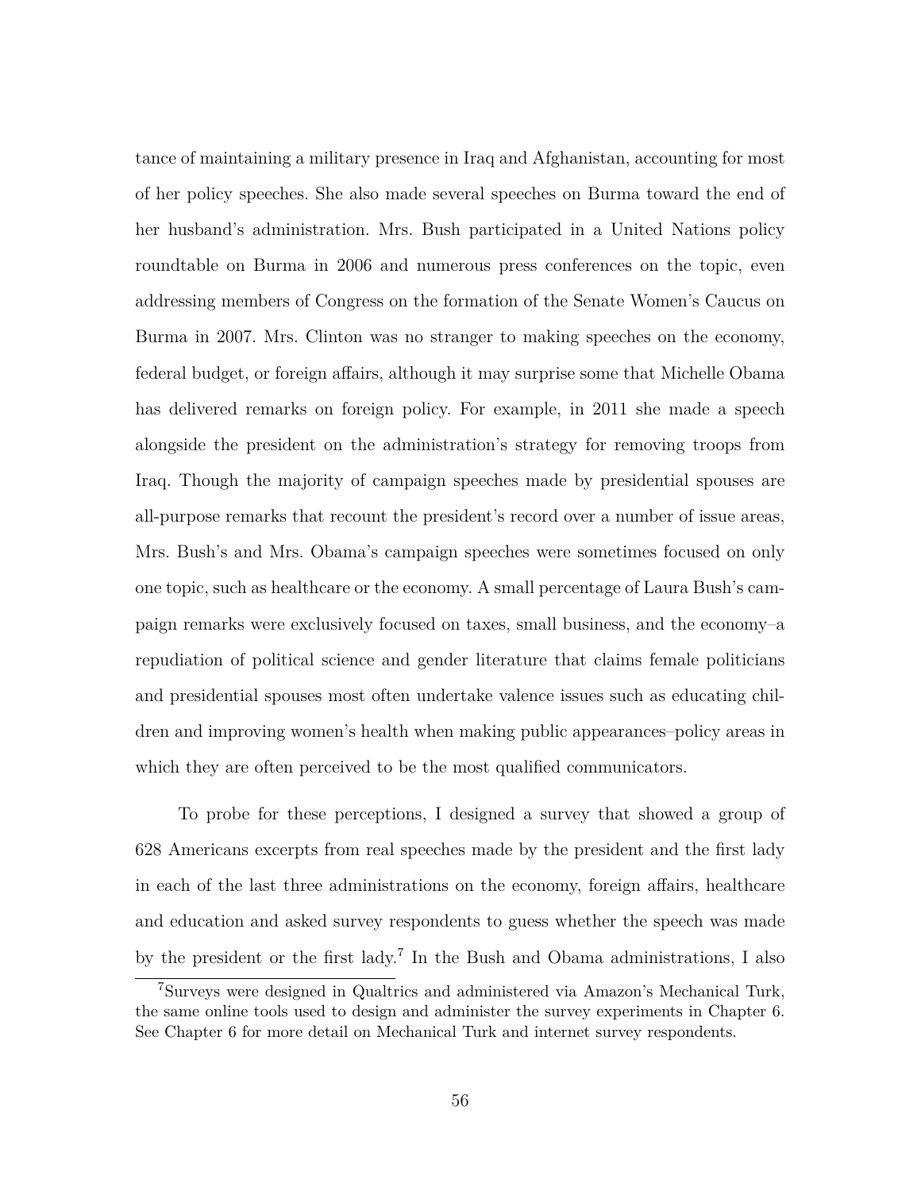tance of maintaining a military presence in Iraq and Afghanistan, accounting for most of her policy speeches. She also made several speeches on Burma toward the end of her husband's administration. Mrs. Bush participated in a United Nations policy roundtable on Burma in 2006 and numerous press conferences on the topic, even addressing members of Congress on the formation of the Senate Women's Caucus on Burma in 2007. Mrs. Clinton was no stranger to making speeches on the economy, federal budget, or foreign affairs, although it may surprise some that Michelle Obama has delivered remarks on foreign policy. For example, in 2011 she made a speech alongside the president on the administration's strategy for removing troops from Iraq. Though the majority of campaign speeches made by presidential spouses are all-purpose remarks that recount the president's record over a number of issue areas, Mrs. Bush's and Mrs. Obama's campaign speeches were sometimes focused on only one topic, such as healthcare or the economy. A small percentage of Laura Bush's campaign remarks were exclusively focused on taxes, small business, and the economy–a repudiation of political science and gender literature that claims female politicians and presidential spouses most often undertake valence issues such as educating children and improving women's health when making public appearances–policy areas in which they are often perceived to be the most qualified communicators.

To probe for these perceptions, I designed a survey that showed a group of 628 Americans excerpts from real speeches made by the president and the first lady in each of the last three administrations on the economy, foreign affairs, healthcare and education and asked survey respondents to guess whether the speech was made by the president or the first lady.[7] In the Bush and Obama administrations, I also

[7] Surveys were designed in Qualtrics and administered via Amazon's Mechanical Turk, the same online tools used to design and administer the survey experiments in Chapter 6. See Chapter 6 for more detail on Mechanical Turk and internet survey respondents.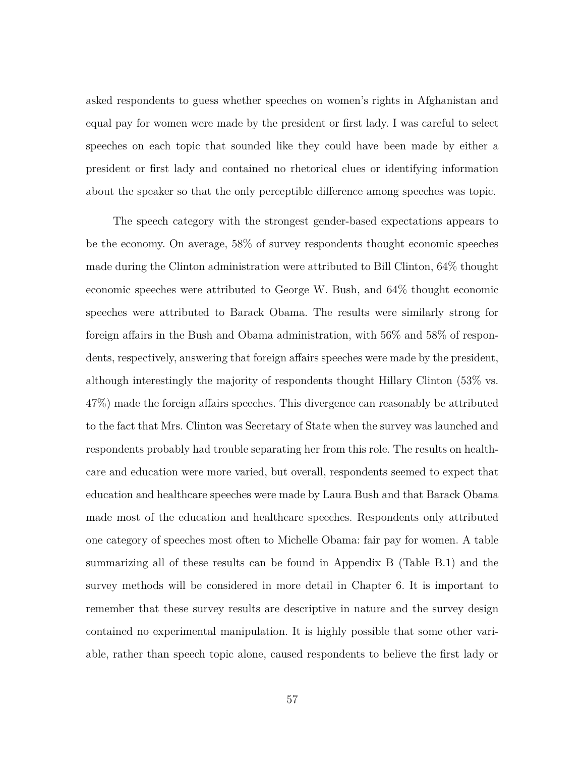asked respondents to guess whether speeches on women's rights in Afghanistan and equal pay for women were made by the president or first lady. I was careful to select speeches on each topic that sounded like they could have been made by either a president or first lady and contained no rhetorical clues or identifying information about the speaker so that the only perceptible difference among speeches was topic.

The speech category with the strongest gender-based expectations appears to be the economy. On average, 58% of survey respondents thought economic speeches made during the Clinton administration were attributed to Bill Clinton, 64% thought economic speeches were attributed to George W. Bush, and 64% thought economic speeches were attributed to Barack Obama. The results were similarly strong for foreign affairs in the Bush and Obama administration, with 56% and 58% of respondents, respectively, answering that foreign affairs speeches were made by the president, although interestingly the majority of respondents thought Hillary Clinton (53% vs. 47%) made the foreign affairs speeches. This divergence can reasonably be attributed to the fact that Mrs. Clinton was Secretary of State when the survey was launched and respondents probably had trouble separating her from this role. The results on healthcare and education were more varied, but overall, respondents seemed to expect that education and healthcare speeches were made by Laura Bush and that Barack Obama made most of the education and healthcare speeches. Respondents only attributed one category of speeches most often to Michelle Obama: fair pay for women. A table summarizing all of these results can be found in Appendix B (Table B.1) and the survey methods will be considered in more detail in Chapter 6. It is important to remember that these survey results are descriptive in nature and the survey design contained no experimental manipulation. It is highly possible that some other variable, rather than speech topic alone, caused respondents to believe the first lady or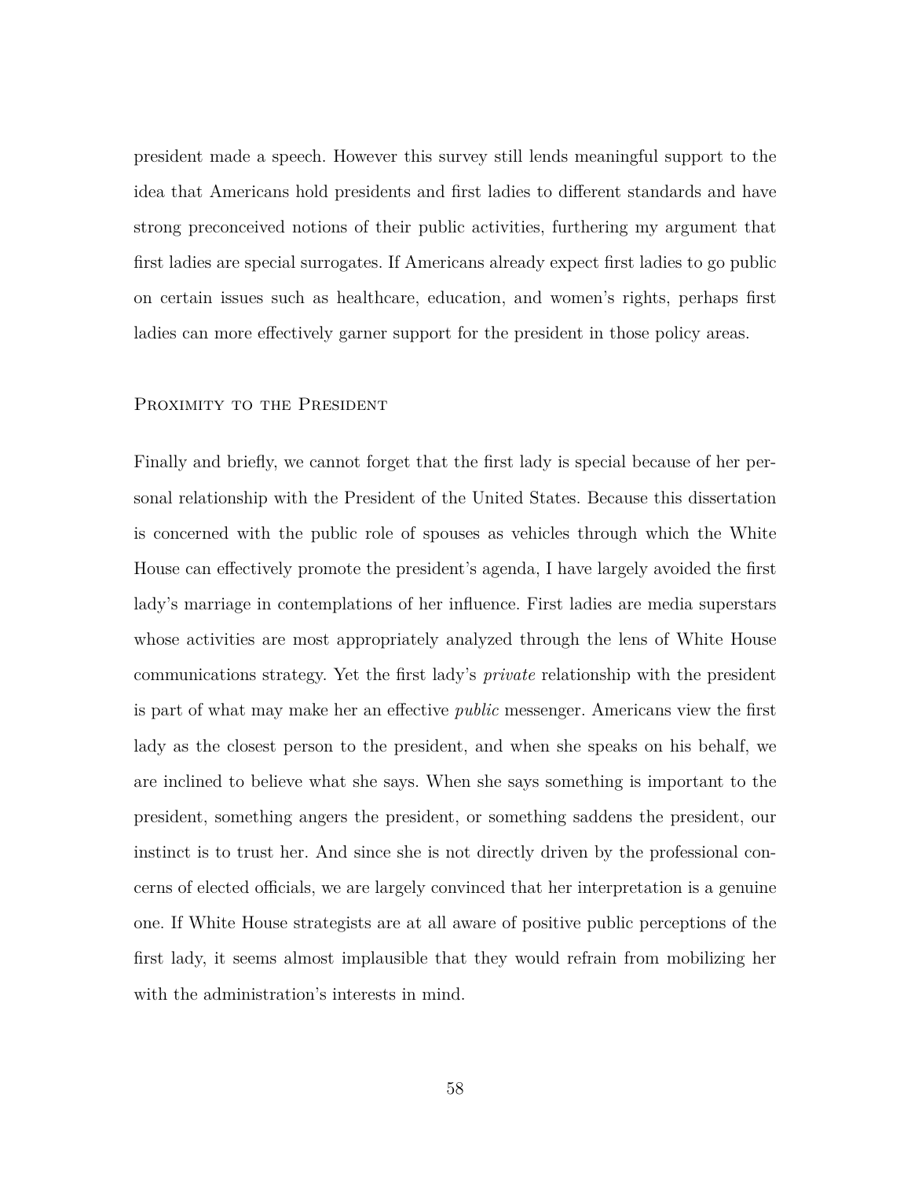president made a speech. However this survey still lends meaningful support to the idea that Americans hold presidents and first ladies to different standards and have strong preconceived notions of their public activities, furthering my argument that first ladies are special surrogates. If Americans already expect first ladies to go public on certain issues such as healthcare, education, and women's rights, perhaps first ladies can more effectively garner support for the president in those policy areas.

### Proximity to the President

Finally and briefly, we cannot forget that the first lady is special because of her personal relationship with the President of the United States. Because this dissertation is concerned with the public role of spouses as vehicles through which the White House can effectively promote the president's agenda, I have largely avoided the first lady's marriage in contemplations of her influence. First ladies are media superstars whose activities are most appropriately analyzed through the lens of White House communications strategy. Yet the first lady's *private* relationship with the president is part of what may make her an effective *public* messenger. Americans view the first lady as the closest person to the president, and when she speaks on his behalf, we are inclined to believe what she says. When she says something is important to the president, something angers the president, or something saddens the president, our instinct is to trust her. And since she is not directly driven by the professional concerns of elected officials, we are largely convinced that her interpretation is a genuine one. If White House strategists are at all aware of positive public perceptions of the first lady, it seems almost implausible that they would refrain from mobilizing her with the administration's interests in mind.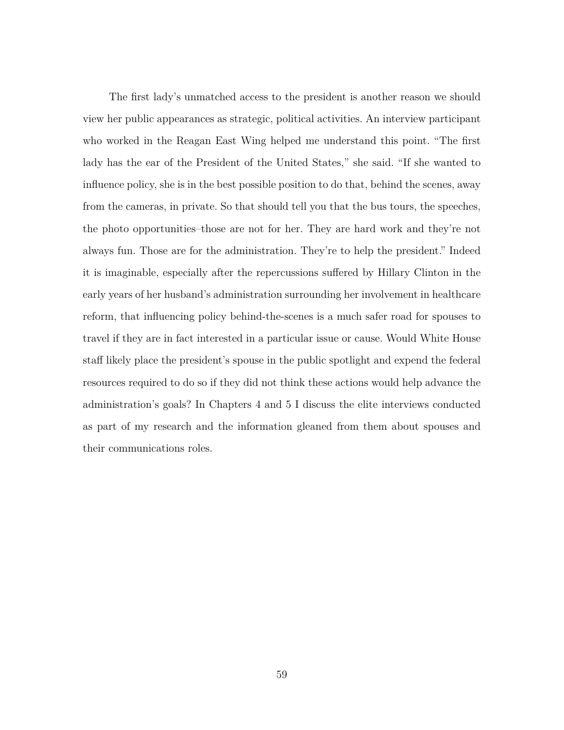The first lady's unmatched access to the president is another reason we should view her public appearances as strategic, political activities. An interview participant who worked in the Reagan East Wing helped me understand this point. "The first lady has the ear of the President of the United States," she said. "If she wanted to influence policy, she is in the best possible position to do that, behind the scenes, away from the cameras, in private. So that should tell you that the bus tours, the speeches, the photo opportunities–those are not for her. They are hard work and they're not always fun. Those are for the administration. They're to help the president." Indeed it is imaginable, especially after the repercussions suffered by Hillary Clinton in the early years of her husband's administration surrounding her involvement in healthcare reform, that influencing policy behind-the-scenes is a much safer road for spouses to travel if they are in fact interested in a particular issue or cause. Would White House staff likely place the president's spouse in the public spotlight and expend the federal resources required to do so if they did not think these actions would help advance the administration's goals? In Chapters 4 and 5 I discuss the elite interviews conducted as part of my research and the information gleaned from them about spouses and their communications roles.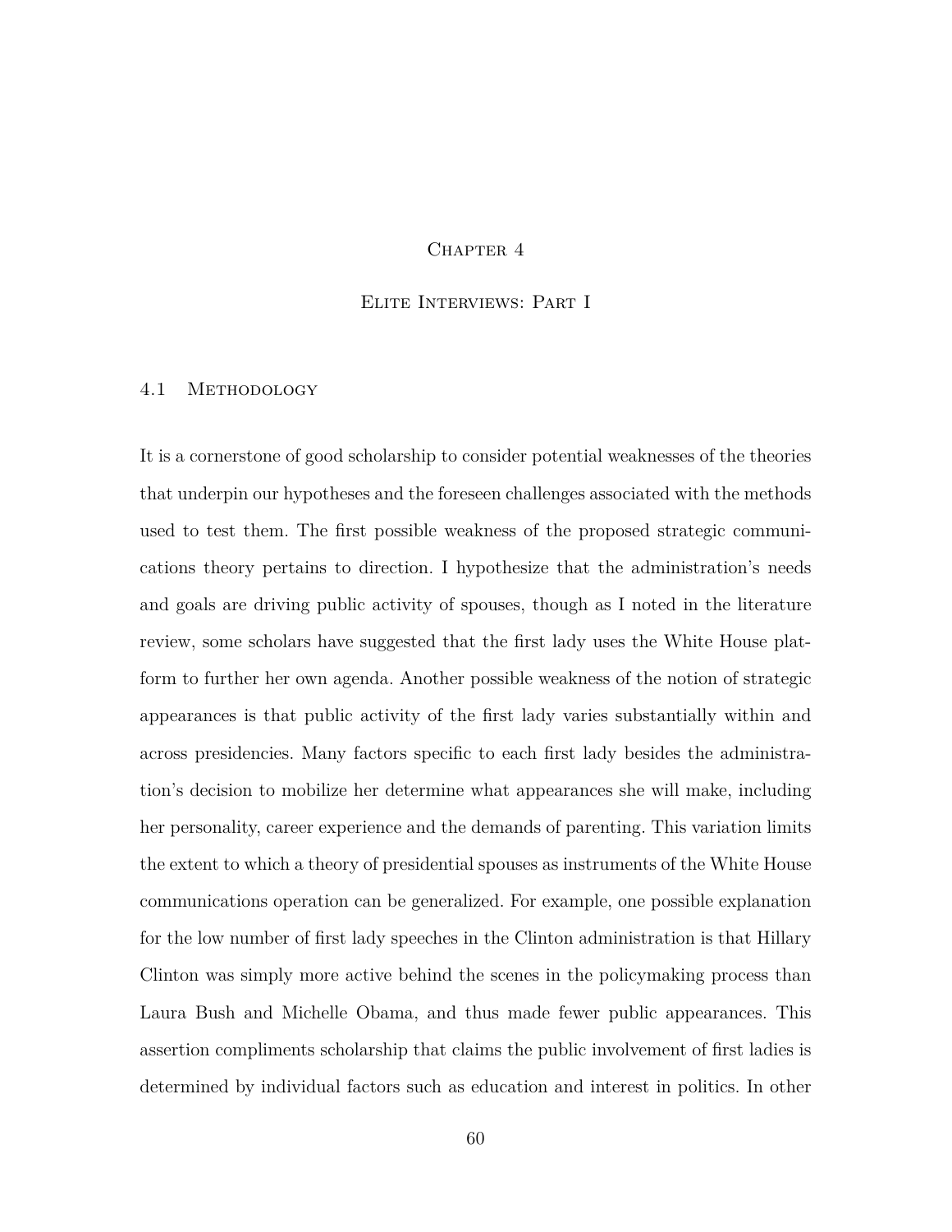# Chapter 4

# Elite Interviews: Part I

## 4.1 Methodology

It is a cornerstone of good scholarship to consider potential weaknesses of the theories that underpin our hypotheses and the foreseen challenges associated with the methods used to test them. The first possible weakness of the proposed strategic communications theory pertains to direction. I hypothesize that the administration's needs and goals are driving public activity of spouses, though as I noted in the literature review, some scholars have suggested that the first lady uses the White House platform to further her own agenda. Another possible weakness of the notion of strategic appearances is that public activity of the first lady varies substantially within and across presidencies. Many factors specific to each first lady besides the administration's decision to mobilize her determine what appearances she will make, including her personality, career experience and the demands of parenting. This variation limits the extent to which a theory of presidential spouses as instruments of the White House communications operation can be generalized. For example, one possible explanation for the low number of first lady speeches in the Clinton administration is that Hillary Clinton was simply more active behind the scenes in the policymaking process than Laura Bush and Michelle Obama, and thus made fewer public appearances. This assertion compliments scholarship that claims the public involvement of first ladies is determined by individual factors such as education and interest in politics. In other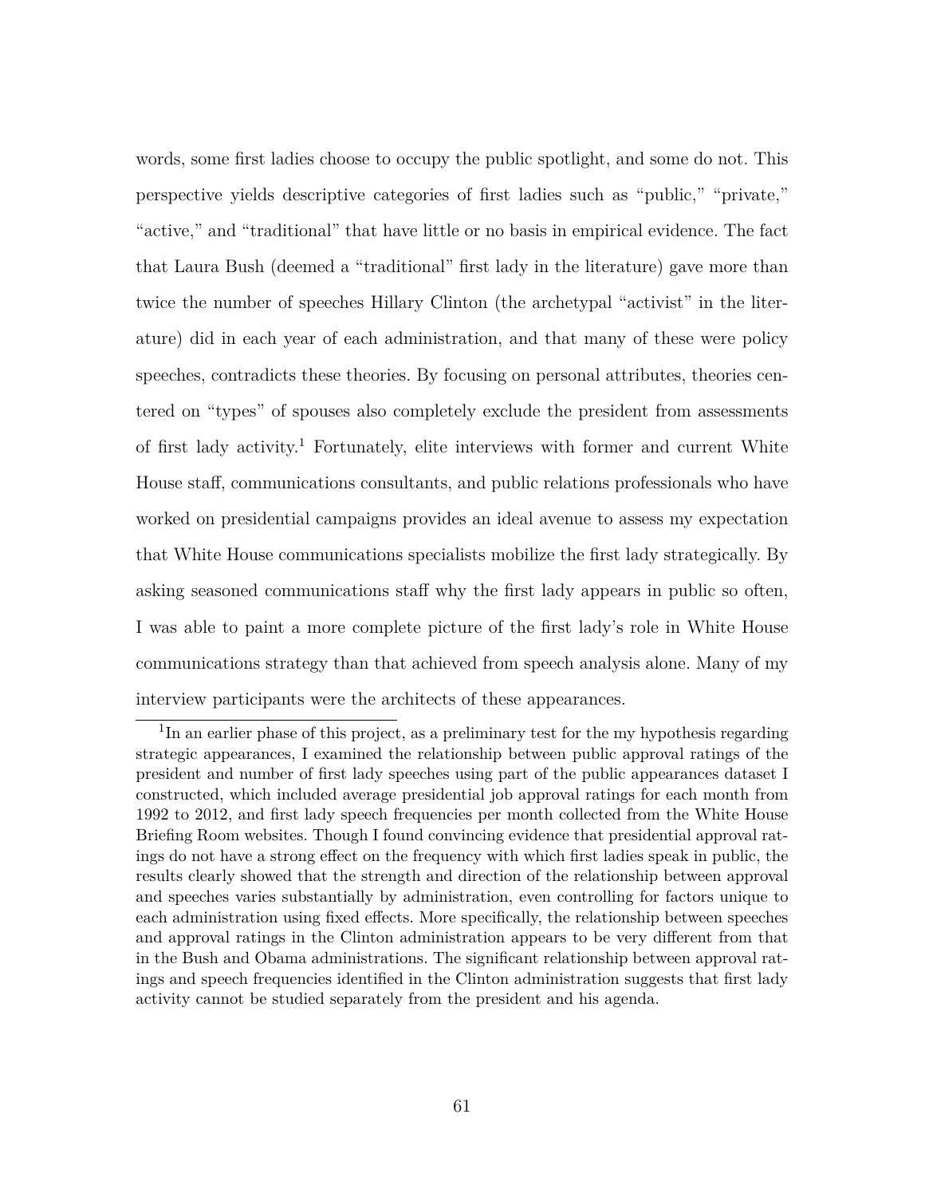words, some first ladies choose to occupy the public spotlight, and some do not. This perspective yields descriptive categories of first ladies such as "public," "private," "active," and "traditional" that have little or no basis in empirical evidence. The fact that Laura Bush (deemed a "traditional" first lady in the literature) gave more than twice the number of speeches Hillary Clinton (the archetypal "activist" in the literature) did in each year of each administration, and that many of these were policy speeches, contradicts these theories. By focusing on personal attributes, theories centered on "types" of spouses also completely exclude the president from assessments of first lady activity.[1] Fortunately, elite interviews with former and current White House staff, communications consultants, and public relations professionals who have worked on presidential campaigns provides an ideal avenue to assess my expectation that White House communications specialists mobilize the first lady strategically. By asking seasoned communications staff why the first lady appears in public so often, I was able to paint a more complete picture of the first lady's role in White House communications strategy than that achieved from speech analysis alone. Many of my interview participants were the architects of these appearances.

[1] In an earlier phase of this project, as a preliminary test for the my hypothesis regarding strategic appearances, I examined the relationship between public approval ratings of the president and number of first lady speeches using part of the public appearances dataset I constructed, which included average presidential job approval ratings for each month from 1992 to 2012, and first lady speech frequencies per month collected from the White House Briefing Room websites. Though I found convincing evidence that presidential approval ratings do not have a strong effect on the frequency with which first ladies speak in public, the results clearly showed that the strength and direction of the relationship between approval and speeches varies substantially by administration, even controlling for factors unique to each administration using fixed effects. More specifically, the relationship between speeches and approval ratings in the Clinton administration appears to be very different from that in the Bush and Obama administrations. The significant relationship between approval ratings and speech frequencies identified in the Clinton administration suggests that first lady activity cannot be studied separately from the president and his agenda.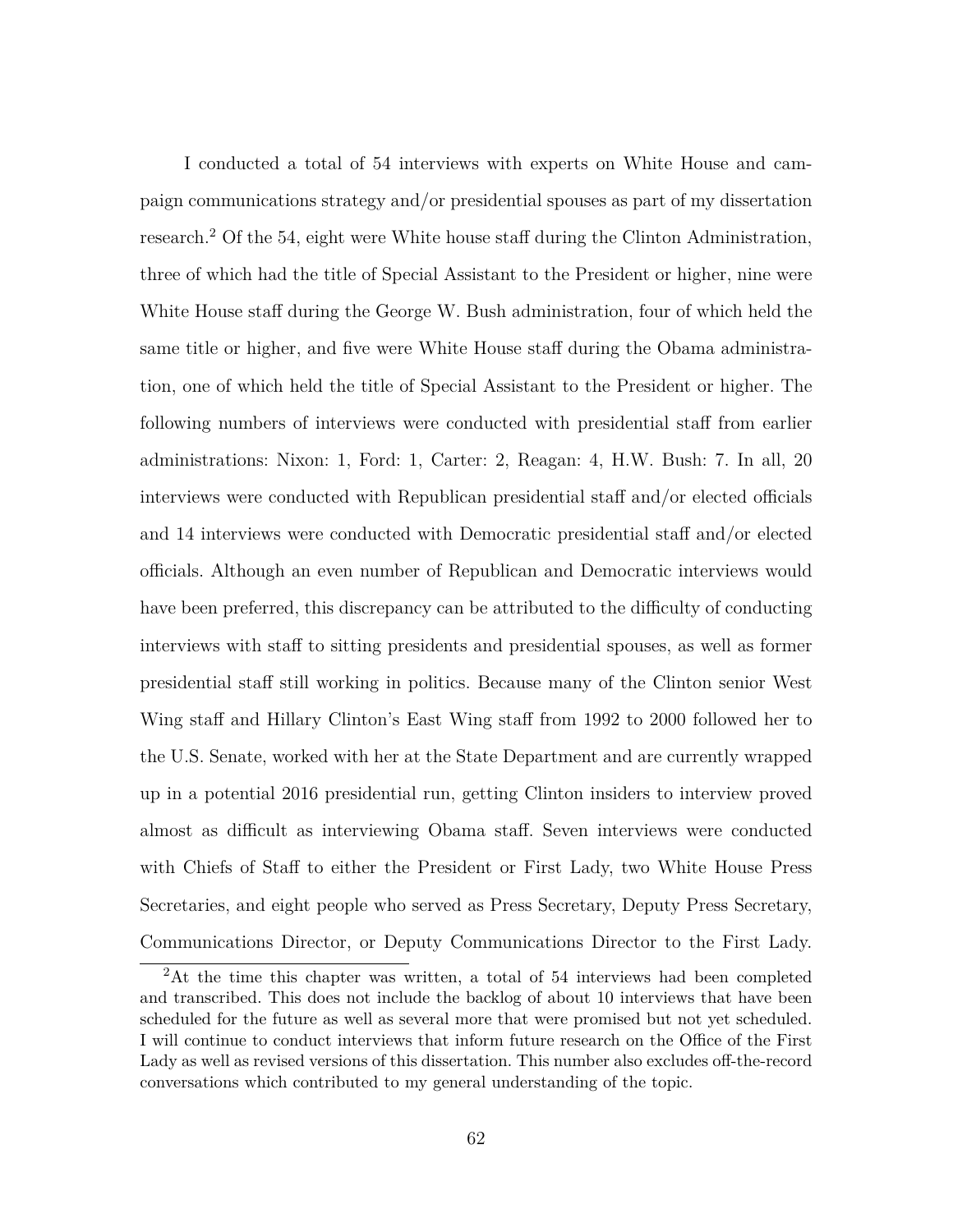I conducted a total of 54 interviews with experts on White House and campaign communications strategy and/or presidential spouses as part of my dissertation research.[2] Of the 54, eight were White house staff during the Clinton Administration, three of which had the title of Special Assistant to the President or higher, nine were White House staff during the George W. Bush administration, four of which held the same title or higher, and five were White House staff during the Obama administration, one of which held the title of Special Assistant to the President or higher. The following numbers of interviews were conducted with presidential staff from earlier administrations: Nixon: 1, Ford: 1, Carter: 2, Reagan: 4, H.W. Bush: 7. In all, 20 interviews were conducted with Republican presidential staff and/or elected officials and 14 interviews were conducted with Democratic presidential staff and/or elected officials. Although an even number of Republican and Democratic interviews would have been preferred, this discrepancy can be attributed to the difficulty of conducting interviews with staff to sitting presidents and presidential spouses, as well as former presidential staff still working in politics. Because many of the Clinton senior West Wing staff and Hillary Clinton's East Wing staff from 1992 to 2000 followed her to the U.S. Senate, worked with her at the State Department and are currently wrapped up in a potential 2016 presidential run, getting Clinton insiders to interview proved almost as difficult as interviewing Obama staff. Seven interviews were conducted with Chiefs of Staff to either the President or First Lady, two White House Press Secretaries, and eight people who served as Press Secretary, Deputy Press Secretary, Communications Director, or Deputy Communications Director to the First Lady.

[2] At the time this chapter was written, a total of 54 interviews had been completed and transcribed. This does not include the backlog of about 10 interviews that have been scheduled for the future as well as several more that were promised but not yet scheduled. I will continue to conduct interviews that inform future research on the Office of the First Lady as well as revised versions of this dissertation. This number also excludes off-the-record conversations which contributed to my general understanding of the topic.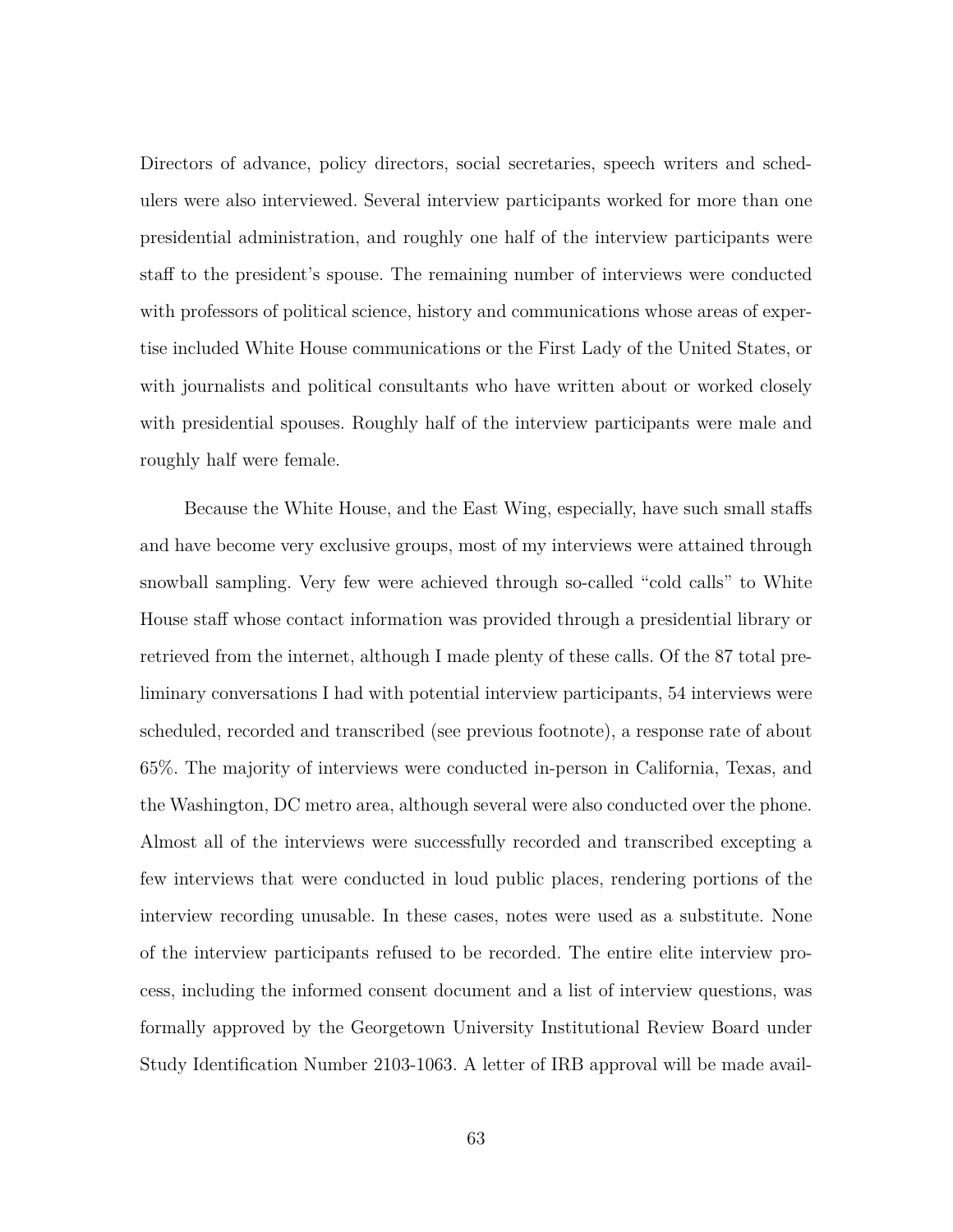Directors of advance, policy directors, social secretaries, speech writers and schedulers were also interviewed. Several interview participants worked for more than one presidential administration, and roughly one half of the interview participants were staff to the president's spouse. The remaining number of interviews were conducted with professors of political science, history and communications whose areas of expertise included White House communications or the First Lady of the United States, or with journalists and political consultants who have written about or worked closely with presidential spouses. Roughly half of the interview participants were male and roughly half were female.

Because the White House, and the East Wing, especially, have such small staffs and have become very exclusive groups, most of my interviews were attained through snowball sampling. Very few were achieved through so-called "cold calls" to White House staff whose contact information was provided through a presidential library or retrieved from the internet, although I made plenty of these calls. Of the 87 total preliminary conversations I had with potential interview participants, 54 interviews were scheduled, recorded and transcribed (see previous footnote), a response rate of about 65%. The majority of interviews were conducted in-person in California, Texas, and the Washington, DC metro area, although several were also conducted over the phone. Almost all of the interviews were successfully recorded and transcribed excepting a few interviews that were conducted in loud public places, rendering portions of the interview recording unusable. In these cases, notes were used as a substitute. None of the interview participants refused to be recorded. The entire elite interview process, including the informed consent document and a list of interview questions, was formally approved by the Georgetown University Institutional Review Board under Study Identification Number 2103-1063. A letter of IRB approval will be made avail-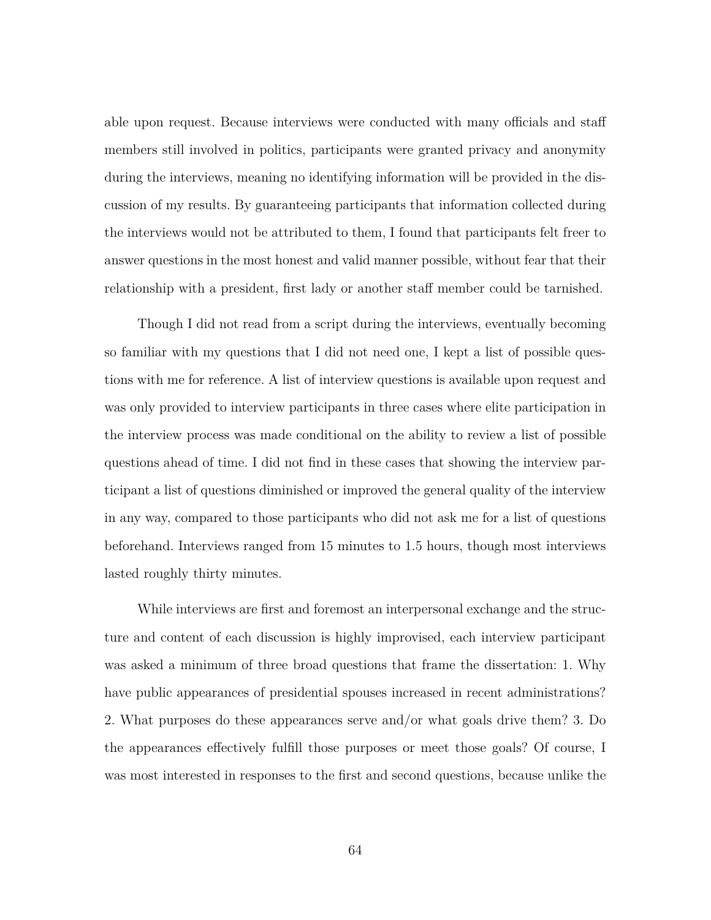able upon request. Because interviews were conducted with many officials and staff members still involved in politics, participants were granted privacy and anonymity during the interviews, meaning no identifying information will be provided in the discussion of my results. By guaranteeing participants that information collected during the interviews would not be attributed to them, I found that participants felt freer to answer questions in the most honest and valid manner possible, without fear that their relationship with a president, first lady or another staff member could be tarnished.

Though I did not read from a script during the interviews, eventually becoming so familiar with my questions that I did not need one, I kept a list of possible questions with me for reference. A list of interview questions is available upon request and was only provided to interview participants in three cases where elite participation in the interview process was made conditional on the ability to review a list of possible questions ahead of time. I did not find in these cases that showing the interview participant a list of questions diminished or improved the general quality of the interview in any way, compared to those participants who did not ask me for a list of questions beforehand. Interviews ranged from 15 minutes to 1.5 hours, though most interviews lasted roughly thirty minutes.

While interviews are first and foremost an interpersonal exchange and the structure and content of each discussion is highly improvised, each interview participant was asked a minimum of three broad questions that frame the dissertation: 1. Why have public appearances of presidential spouses increased in recent administrations? 2. What purposes do these appearances serve and/or what goals drive them? 3. Do the appearances effectively fulfill those purposes or meet those goals? Of course, I was most interested in responses to the first and second questions, because unlike the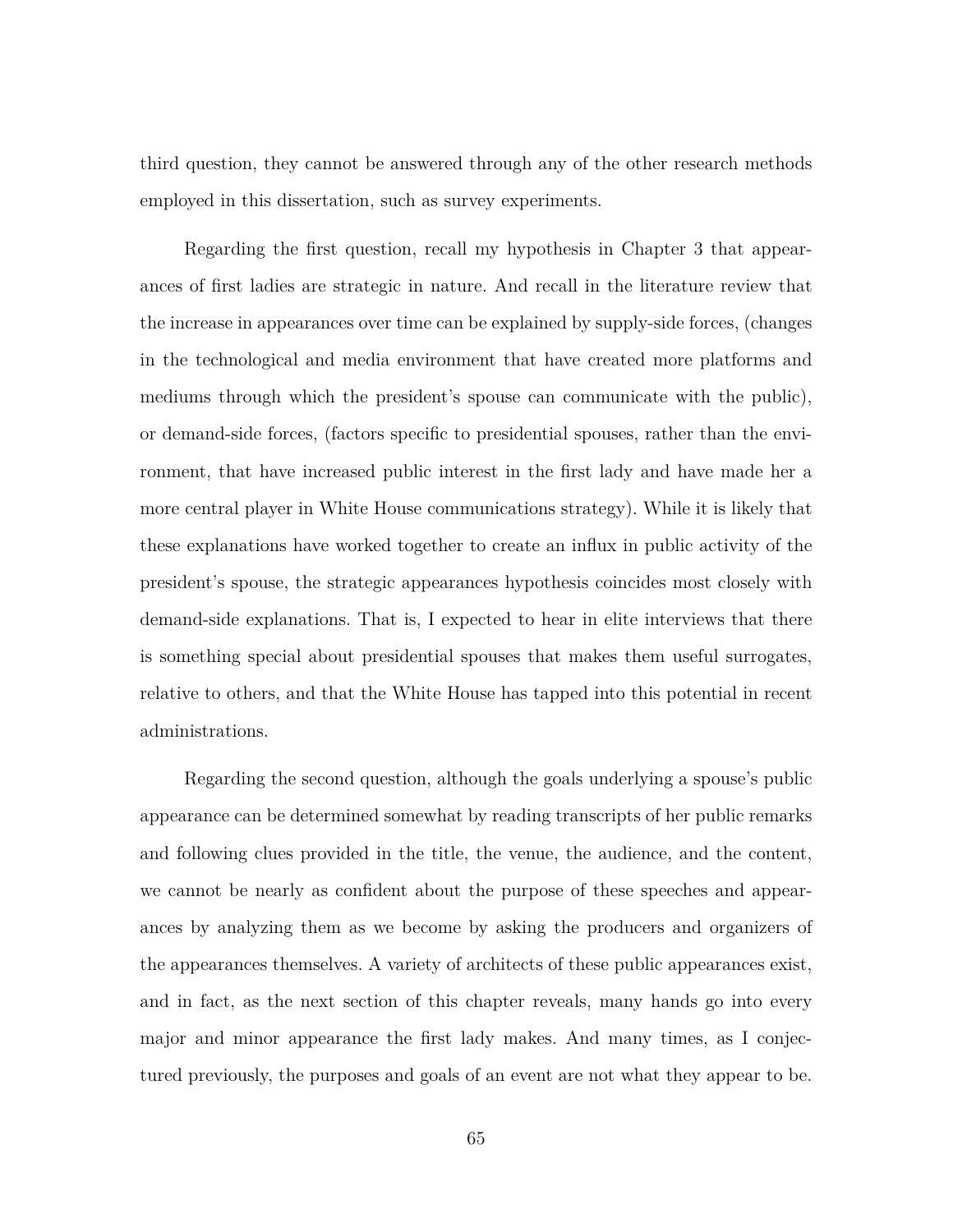third question, they cannot be answered through any of the other research methods employed in this dissertation, such as survey experiments.

Regarding the first question, recall my hypothesis in Chapter 3 that appearances of first ladies are strategic in nature. And recall in the literature review that the increase in appearances over time can be explained by supply-side forces, (changes in the technological and media environment that have created more platforms and mediums through which the president's spouse can communicate with the public), or demand-side forces, (factors specific to presidential spouses, rather than the environment, that have increased public interest in the first lady and have made her a more central player in White House communications strategy). While it is likely that these explanations have worked together to create an influx in public activity of the president's spouse, the strategic appearances hypothesis coincides most closely with demand-side explanations. That is, I expected to hear in elite interviews that there is something special about presidential spouses that makes them useful surrogates, relative to others, and that the White House has tapped into this potential in recent administrations.

Regarding the second question, although the goals underlying a spouse's public appearance can be determined somewhat by reading transcripts of her public remarks and following clues provided in the title, the venue, the audience, and the content, we cannot be nearly as confident about the purpose of these speeches and appearances by analyzing them as we become by asking the producers and organizers of the appearances themselves. A variety of architects of these public appearances exist, and in fact, as the next section of this chapter reveals, many hands go into every major and minor appearance the first lady makes. And many times, as I conjectured previously, the purposes and goals of an event are not what they appear to be.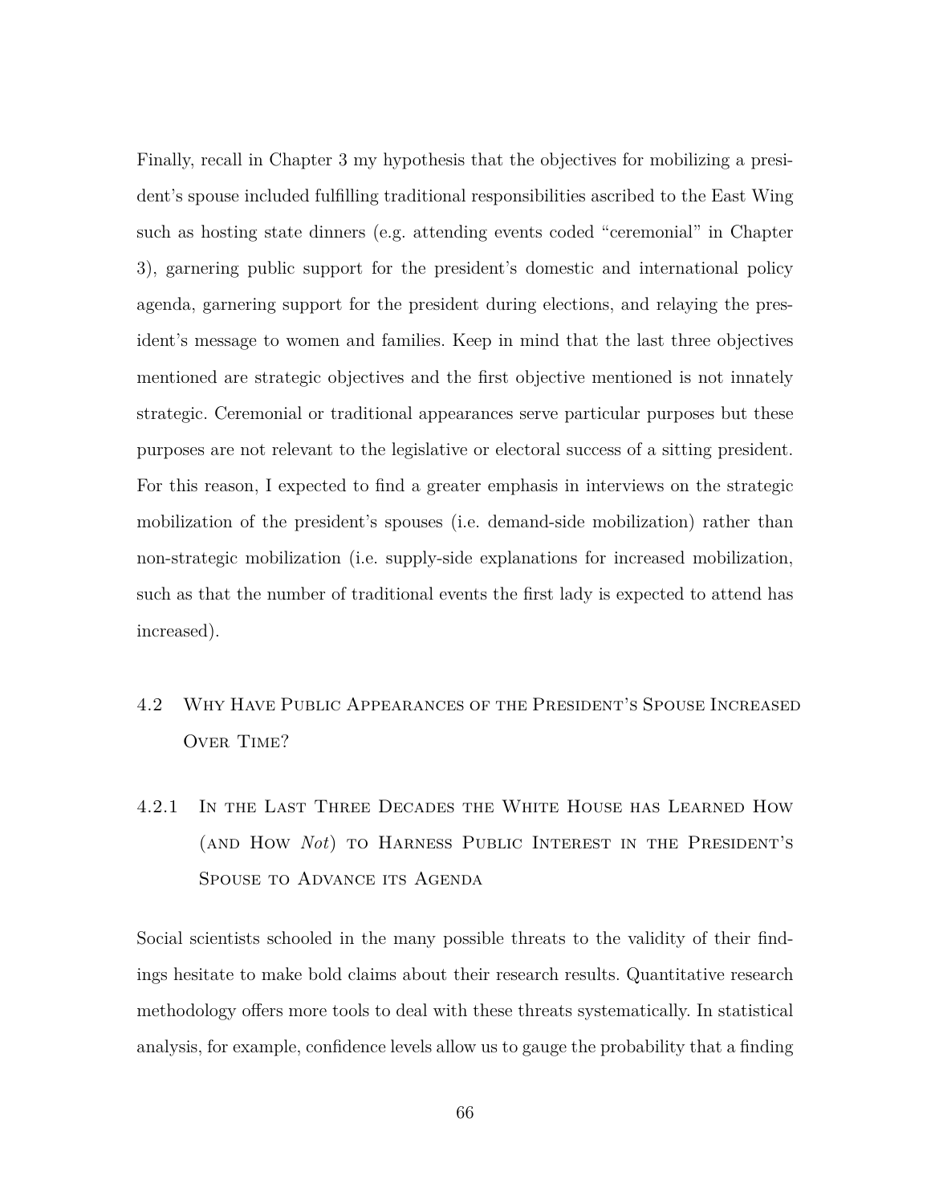Finally, recall in Chapter 3 my hypothesis that the objectives for mobilizing a president's spouse included fulfilling traditional responsibilities ascribed to the East Wing such as hosting state dinners (e.g. attending events coded "ceremonial" in Chapter 3), garnering public support for the president's domestic and international policy agenda, garnering support for the president during elections, and relaying the president's message to women and families. Keep in mind that the last three objectives mentioned are strategic objectives and the first objective mentioned is not innately strategic. Ceremonial or traditional appearances serve particular purposes but these purposes are not relevant to the legislative or electoral success of a sitting president. For this reason, I expected to find a greater emphasis in interviews on the strategic mobilization of the president's spouses (i.e. demand-side mobilization) rather than non-strategic mobilization (i.e. supply-side explanations for increased mobilization, such as that the number of traditional events the first lady is expected to attend has increased).

## 4.2 Why Have Public Appearances of the President's Spouse Increased Over Time?

### 4.2.1 In the Last Three Decades the White House has Learned How (and How *Not*) to Harness Public Interest in the President's Spouse to Advance its Agenda

Social scientists schooled in the many possible threats to the validity of their findings hesitate to make bold claims about their research results. Quantitative research methodology offers more tools to deal with these threats systematically. In statistical analysis, for example, confidence levels allow us to gauge the probability that a finding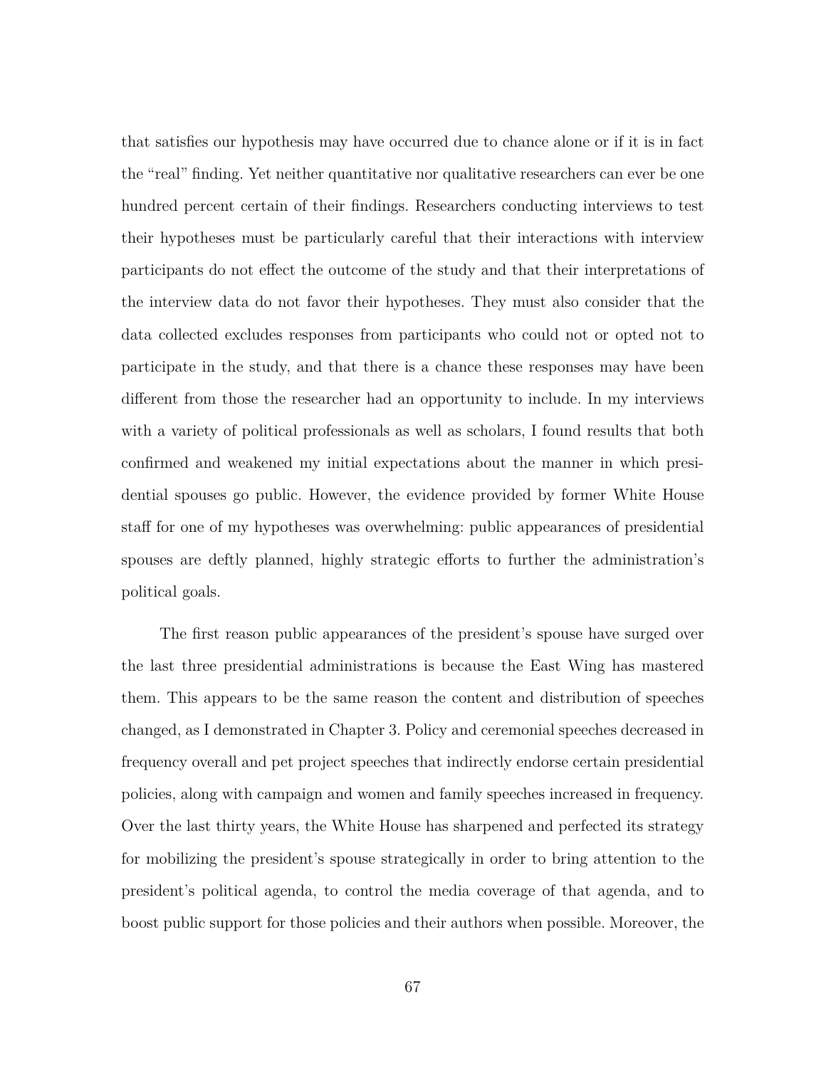that satisfies our hypothesis may have occurred due to chance alone or if it is in fact the "real" finding. Yet neither quantitative nor qualitative researchers can ever be one hundred percent certain of their findings. Researchers conducting interviews to test their hypotheses must be particularly careful that their interactions with interview participants do not effect the outcome of the study and that their interpretations of the interview data do not favor their hypotheses. They must also consider that the data collected excludes responses from participants who could not or opted not to participate in the study, and that there is a chance these responses may have been different from those the researcher had an opportunity to include. In my interviews with a variety of political professionals as well as scholars, I found results that both confirmed and weakened my initial expectations about the manner in which presidential spouses go public. However, the evidence provided by former White House staff for one of my hypotheses was overwhelming: public appearances of presidential spouses are deftly planned, highly strategic efforts to further the administration's political goals.

The first reason public appearances of the president's spouse have surged over the last three presidential administrations is because the East Wing has mastered them. This appears to be the same reason the content and distribution of speeches changed, as I demonstrated in Chapter 3. Policy and ceremonial speeches decreased in frequency overall and pet project speeches that indirectly endorse certain presidential policies, along with campaign and women and family speeches increased in frequency. Over the last thirty years, the White House has sharpened and perfected its strategy for mobilizing the president's spouse strategically in order to bring attention to the president's political agenda, to control the media coverage of that agenda, and to boost public support for those policies and their authors when possible. Moreover, the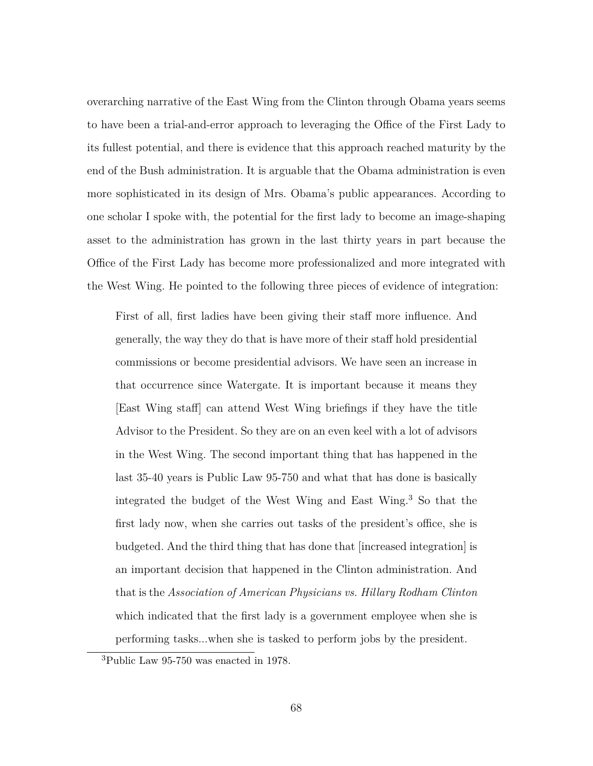overarching narrative of the East Wing from the Clinton through Obama years seems to have been a trial-and-error approach to leveraging the Office of the First Lady to its fullest potential, and there is evidence that this approach reached maturity by the end of the Bush administration. It is arguable that the Obama administration is even more sophisticated in its design of Mrs. Obama's public appearances. According to one scholar I spoke with, the potential for the first lady to become an image-shaping asset to the administration has grown in the last thirty years in part because the Office of the First Lady has become more professionalized and more integrated with the West Wing. He pointed to the following three pieces of evidence of integration:

> First of all, first ladies have been giving their staff more influence. And generally, the way they do that is have more of their staff hold presidential commissions or become presidential advisors. We have seen an increase in that occurrence since Watergate. It is important because it means they [East Wing staff] can attend West Wing briefings if they have the title Advisor to the President. So they are on an even keel with a lot of advisors in the West Wing. The second important thing that has happened in the last 35-40 years is Public Law 95-750 and what that has done is basically integrated the budget of the West Wing and East Wing.[3] So that the first lady now, when she carries out tasks of the president's office, she is budgeted. And the third thing that has done that [increased integration] is an important decision that happened in the Clinton administration. And that is the *Association of American Physicians vs. Hillary Rodham Clinton* which indicated that the first lady is a government employee when she is performing tasks...when she is tasked to perform jobs by the president.

[3] Public Law 95-750 was enacted in 1978.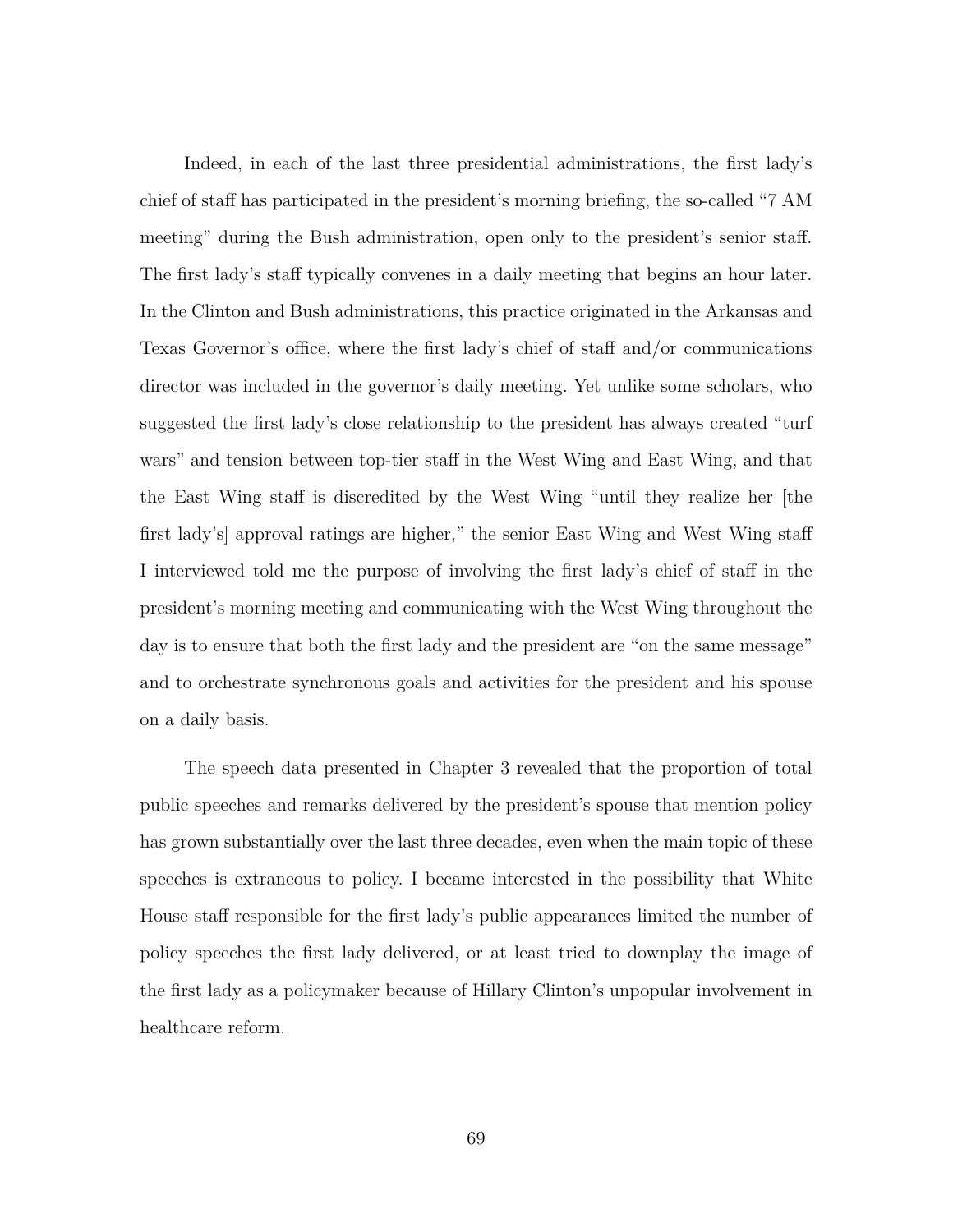Indeed, in each of the last three presidential administrations, the first lady's chief of staff has participated in the president's morning briefing, the so-called "7 AM meeting" during the Bush administration, open only to the president's senior staff. The first lady's staff typically convenes in a daily meeting that begins an hour later. In the Clinton and Bush administrations, this practice originated in the Arkansas and Texas Governor's office, where the first lady's chief of staff and/or communications director was included in the governor's daily meeting. Yet unlike some scholars, who suggested the first lady's close relationship to the president has always created "turf wars" and tension between top-tier staff in the West Wing and East Wing, and that the East Wing staff is discredited by the West Wing "until they realize her [the first lady's] approval ratings are higher," the senior East Wing and West Wing staff I interviewed told me the purpose of involving the first lady's chief of staff in the president's morning meeting and communicating with the West Wing throughout the day is to ensure that both the first lady and the president are "on the same message" and to orchestrate synchronous goals and activities for the president and his spouse on a daily basis.

The speech data presented in Chapter 3 revealed that the proportion of total public speeches and remarks delivered by the president's spouse that mention policy has grown substantially over the last three decades, even when the main topic of these speeches is extraneous to policy. I became interested in the possibility that White House staff responsible for the first lady's public appearances limited the number of policy speeches the first lady delivered, or at least tried to downplay the image of the first lady as a policymaker because of Hillary Clinton's unpopular involvement in healthcare reform.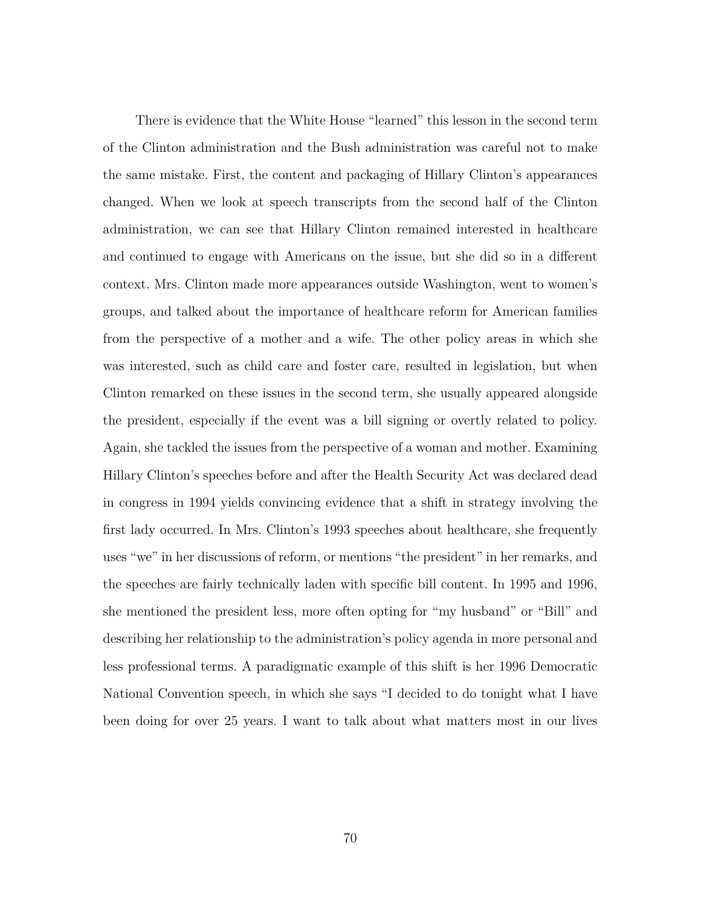There is evidence that the White House "learned" this lesson in the second term of the Clinton administration and the Bush administration was careful not to make the same mistake. First, the content and packaging of Hillary Clinton's appearances changed. When we look at speech transcripts from the second half of the Clinton administration, we can see that Hillary Clinton remained interested in healthcare and continued to engage with Americans on the issue, but she did so in a different context. Mrs. Clinton made more appearances outside Washington, went to women's groups, and talked about the importance of healthcare reform for American families from the perspective of a mother and a wife. The other policy areas in which she was interested, such as child care and foster care, resulted in legislation, but when Clinton remarked on these issues in the second term, she usually appeared alongside the president, especially if the event was a bill signing or overtly related to policy. Again, she tackled the issues from the perspective of a woman and mother. Examining Hillary Clinton's speeches before and after the Health Security Act was declared dead in congress in 1994 yields convincing evidence that a shift in strategy involving the first lady occurred. In Mrs. Clinton's 1993 speeches about healthcare, she frequently uses "we" in her discussions of reform, or mentions "the president" in her remarks, and the speeches are fairly technically laden with specific bill content. In 1995 and 1996, she mentioned the president less, more often opting for "my husband" or "Bill" and describing her relationship to the administration's policy agenda in more personal and less professional terms. A paradigmatic example of this shift is her 1996 Democratic National Convention speech, in which she says "I decided to do tonight what I have been doing for over 25 years. I want to talk about what matters most in our lives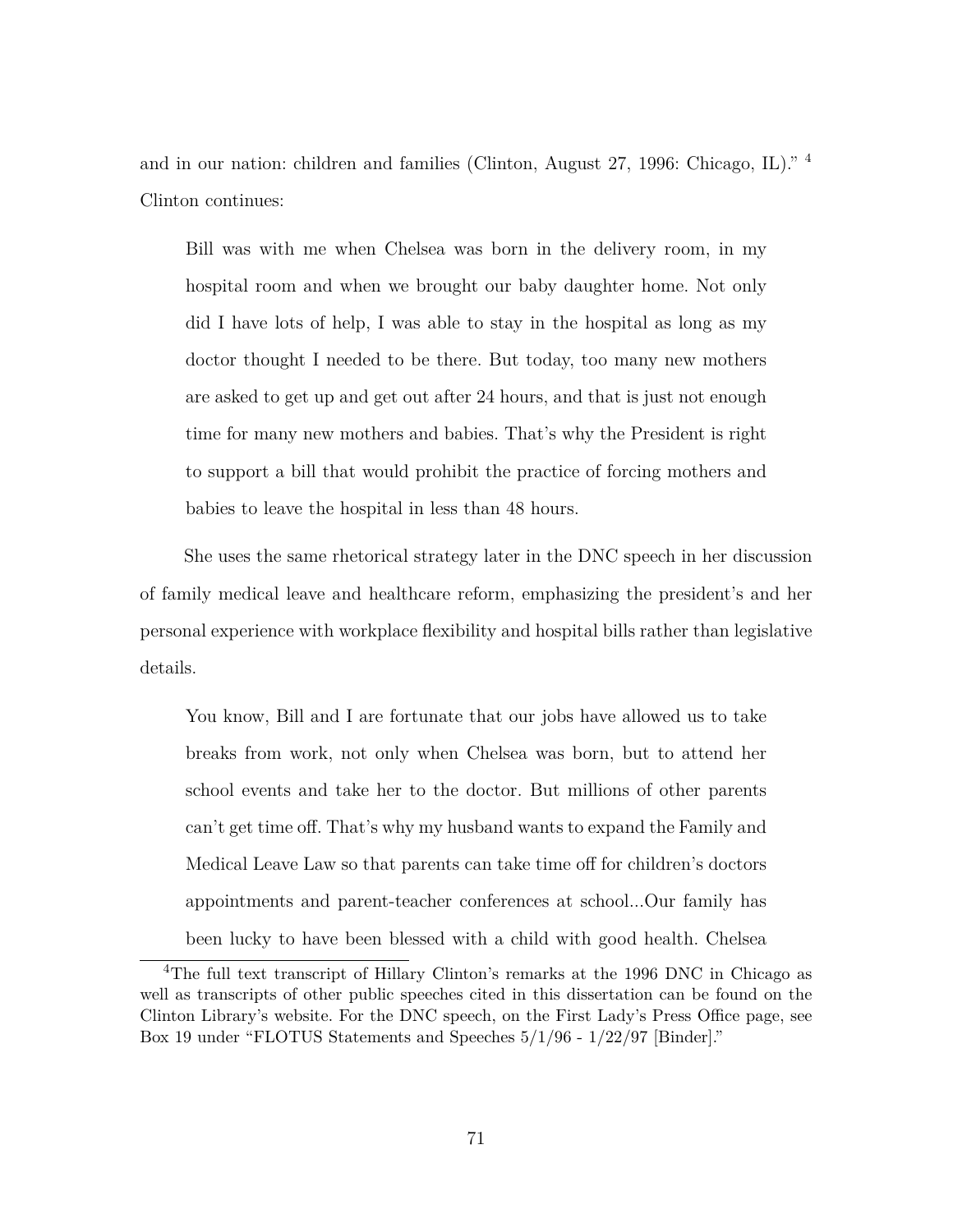and in our nation: children and families (Clinton, August 27, 1996: Chicago, IL)."[4] Clinton continues:

> Bill was with me when Chelsea was born in the delivery room, in my hospital room and when we brought our baby daughter home. Not only did I have lots of help, I was able to stay in the hospital as long as my doctor thought I needed to be there. But today, too many new mothers are asked to get up and get out after 24 hours, and that is just not enough time for many new mothers and babies. That's why the President is right to support a bill that would prohibit the practice of forcing mothers and babies to leave the hospital in less than 48 hours.

She uses the same rhetorical strategy later in the DNC speech in her discussion of family medical leave and healthcare reform, emphasizing the president's and her personal experience with workplace flexibility and hospital bills rather than legislative details.

> You know, Bill and I are fortunate that our jobs have allowed us to take breaks from work, not only when Chelsea was born, but to attend her school events and take her to the doctor. But millions of other parents can't get time off. That's why my husband wants to expand the Family and Medical Leave Law so that parents can take time off for children's doctors appointments and parent-teacher conferences at school...Our family has been lucky to have been blessed with a child with good health. Chelsea

[4] The full text transcript of Hillary Clinton's remarks at the 1996 DNC in Chicago as well as transcripts of other public speeches cited in this dissertation can be found on the Clinton Library's website. For the DNC speech, on the First Lady's Press Office page, see Box 19 under "FLOTUS Statements and Speeches 5/1/96 - 1/22/97 [Binder]."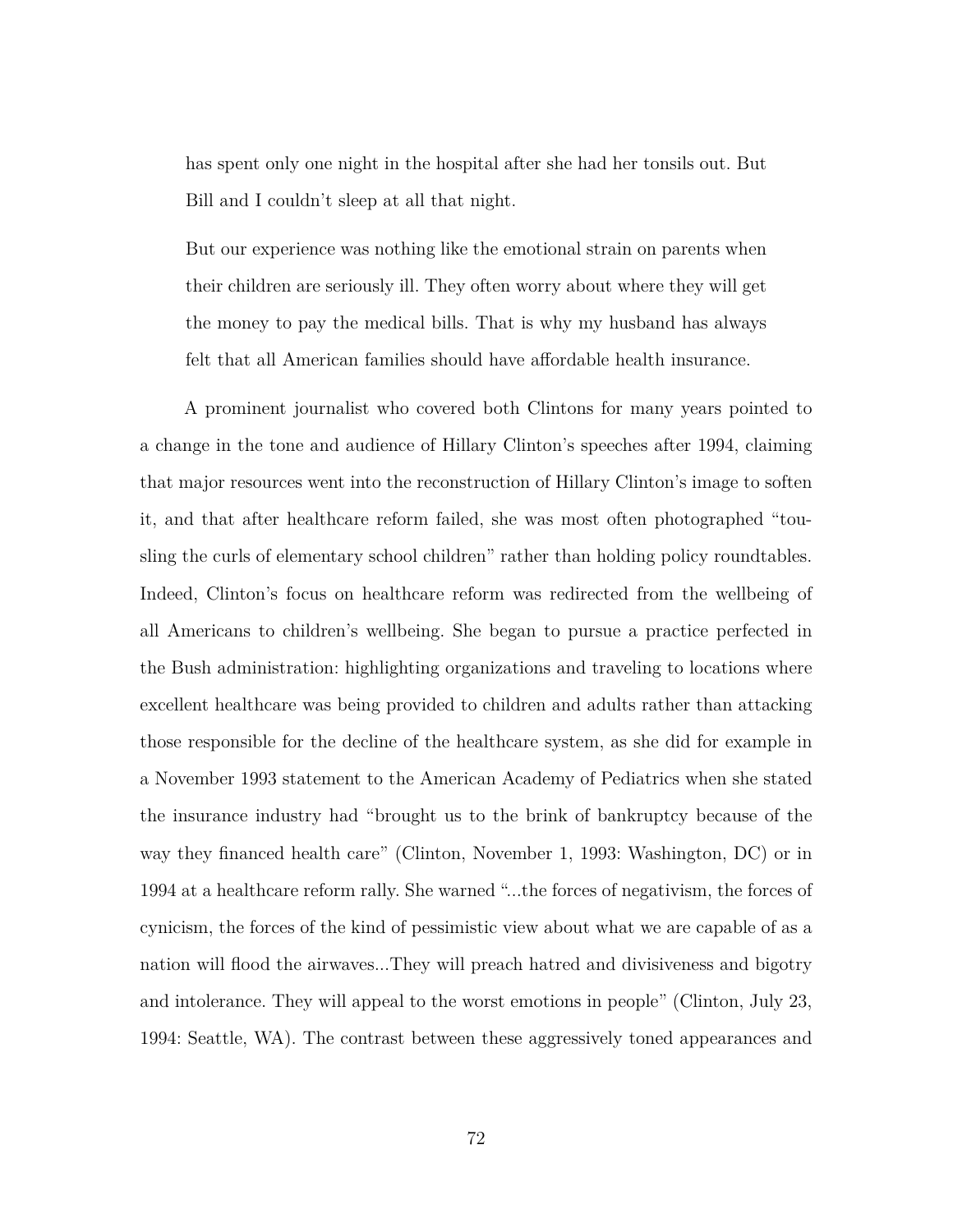> has spent only one night in the hospital after she had her tonsils out. But Bill and I couldn't sleep at all that night.
>
> But our experience was nothing like the emotional strain on parents when their children are seriously ill. They often worry about where they will get the money to pay the medical bills. That is why my husband has always felt that all American families should have affordable health insurance.

A prominent journalist who covered both Clintons for many years pointed to a change in the tone and audience of Hillary Clinton's speeches after 1994, claiming that major resources went into the reconstruction of Hillary Clinton's image to soften it, and that after healthcare reform failed, she was most often photographed "tousling the curls of elementary school children" rather than holding policy roundtables. Indeed, Clinton's focus on healthcare reform was redirected from the wellbeing of all Americans to children's wellbeing. She began to pursue a practice perfected in the Bush administration: highlighting organizations and traveling to locations where excellent healthcare was being provided to children and adults rather than attacking those responsible for the decline of the healthcare system, as she did for example in a November 1993 statement to the American Academy of Pediatrics when she stated the insurance industry had "brought us to the brink of bankruptcy because of the way they financed health care" (Clinton, November 1, 1993: Washington, DC) or in 1994 at a healthcare reform rally. She warned "...the forces of negativism, the forces of cynicism, the forces of the kind of pessimistic view about what we are capable of as a nation will flood the airwaves...They will preach hatred and divisiveness and bigotry and intolerance. They will appeal to the worst emotions in people" (Clinton, July 23, 1994: Seattle, WA). The contrast between these aggressively toned appearances and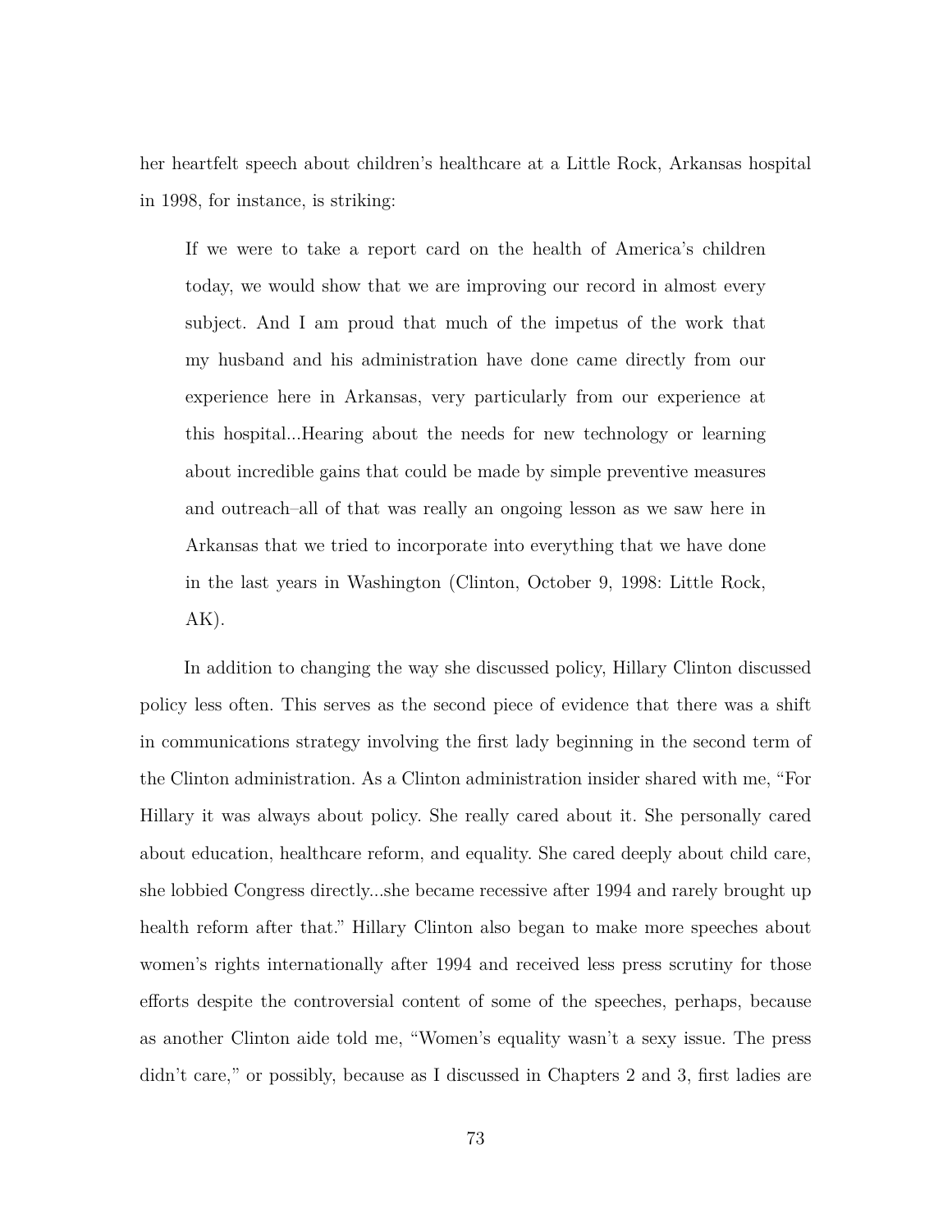her heartfelt speech about children's healthcare at a Little Rock, Arkansas hospital in 1998, for instance, is striking:

> If we were to take a report card on the health of America's children today, we would show that we are improving our record in almost every subject. And I am proud that much of the impetus of the work that my husband and his administration have done came directly from our experience here in Arkansas, very particularly from our experience at this hospital...Hearing about the needs for new technology or learning about incredible gains that could be made by simple preventive measures and outreach–all of that was really an ongoing lesson as we saw here in Arkansas that we tried to incorporate into everything that we have done in the last years in Washington (Clinton, October 9, 1998: Little Rock, AK).

In addition to changing the way she discussed policy, Hillary Clinton discussed policy less often. This serves as the second piece of evidence that there was a shift in communications strategy involving the first lady beginning in the second term of the Clinton administration. As a Clinton administration insider shared with me, "For Hillary it was always about policy. She really cared about it. She personally cared about education, healthcare reform, and equality. She cared deeply about child care, she lobbied Congress directly...she became recessive after 1994 and rarely brought up health reform after that." Hillary Clinton also began to make more speeches about women's rights internationally after 1994 and received less press scrutiny for those efforts despite the controversial content of some of the speeches, perhaps, because as another Clinton aide told me, "Women's equality wasn't a sexy issue. The press didn't care," or possibly, because as I discussed in Chapters 2 and 3, first ladies are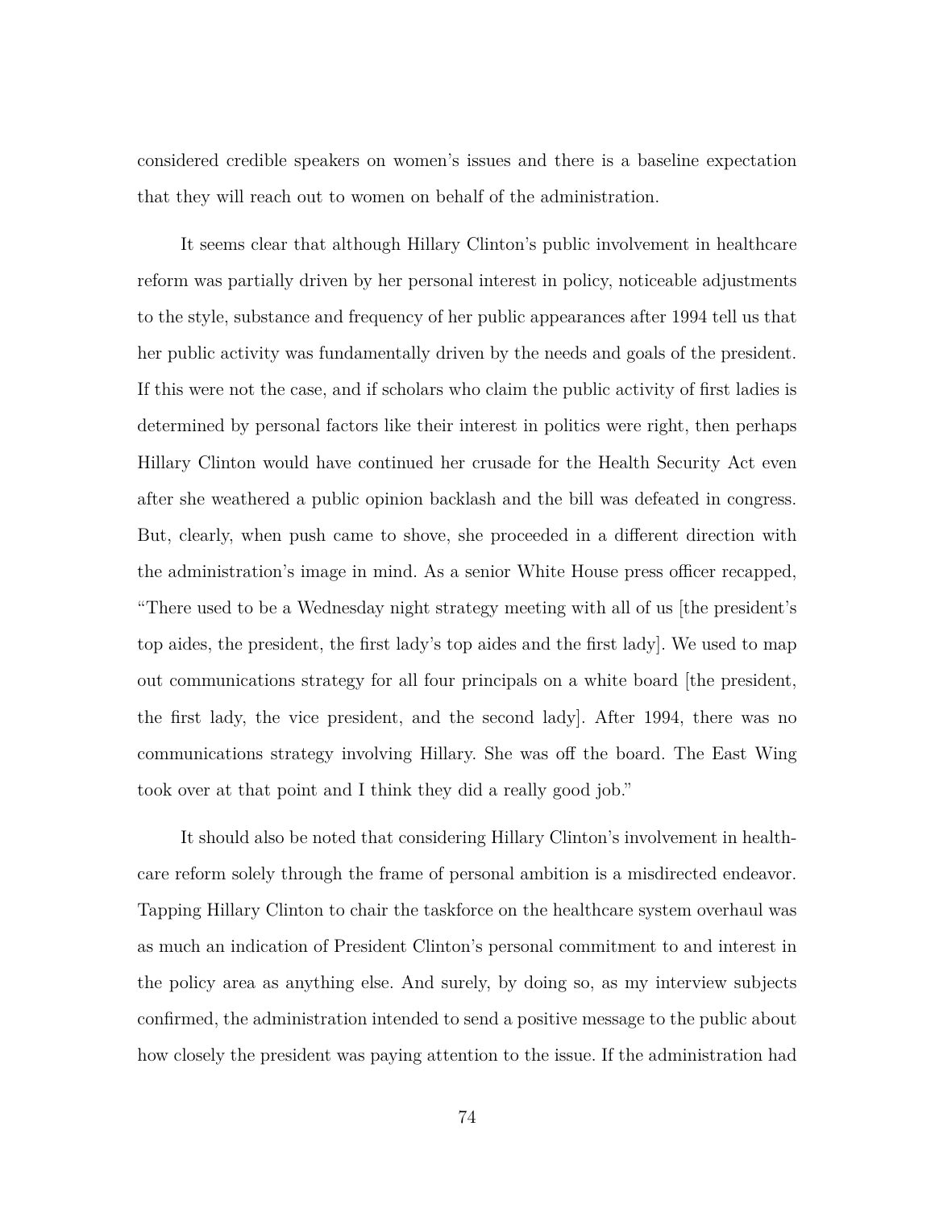considered credible speakers on women's issues and there is a baseline expectation that they will reach out to women on behalf of the administration.

It seems clear that although Hillary Clinton's public involvement in healthcare reform was partially driven by her personal interest in policy, noticeable adjustments to the style, substance and frequency of her public appearances after 1994 tell us that her public activity was fundamentally driven by the needs and goals of the president. If this were not the case, and if scholars who claim the public activity of first ladies is determined by personal factors like their interest in politics were right, then perhaps Hillary Clinton would have continued her crusade for the Health Security Act even after she weathered a public opinion backlash and the bill was defeated in congress. But, clearly, when push came to shove, she proceeded in a different direction with the administration's image in mind. As a senior White House press officer recapped, "There used to be a Wednesday night strategy meeting with all of us [the president's top aides, the president, the first lady's top aides and the first lady]. We used to map out communications strategy for all four principals on a white board [the president, the first lady, the vice president, and the second lady]. After 1994, there was no communications strategy involving Hillary. She was off the board. The East Wing took over at that point and I think they did a really good job."

It should also be noted that considering Hillary Clinton's involvement in healthcare reform solely through the frame of personal ambition is a misdirected endeavor. Tapping Hillary Clinton to chair the taskforce on the healthcare system overhaul was as much an indication of President Clinton's personal commitment to and interest in the policy area as anything else. And surely, by doing so, as my interview subjects confirmed, the administration intended to send a positive message to the public about how closely the president was paying attention to the issue. If the administration had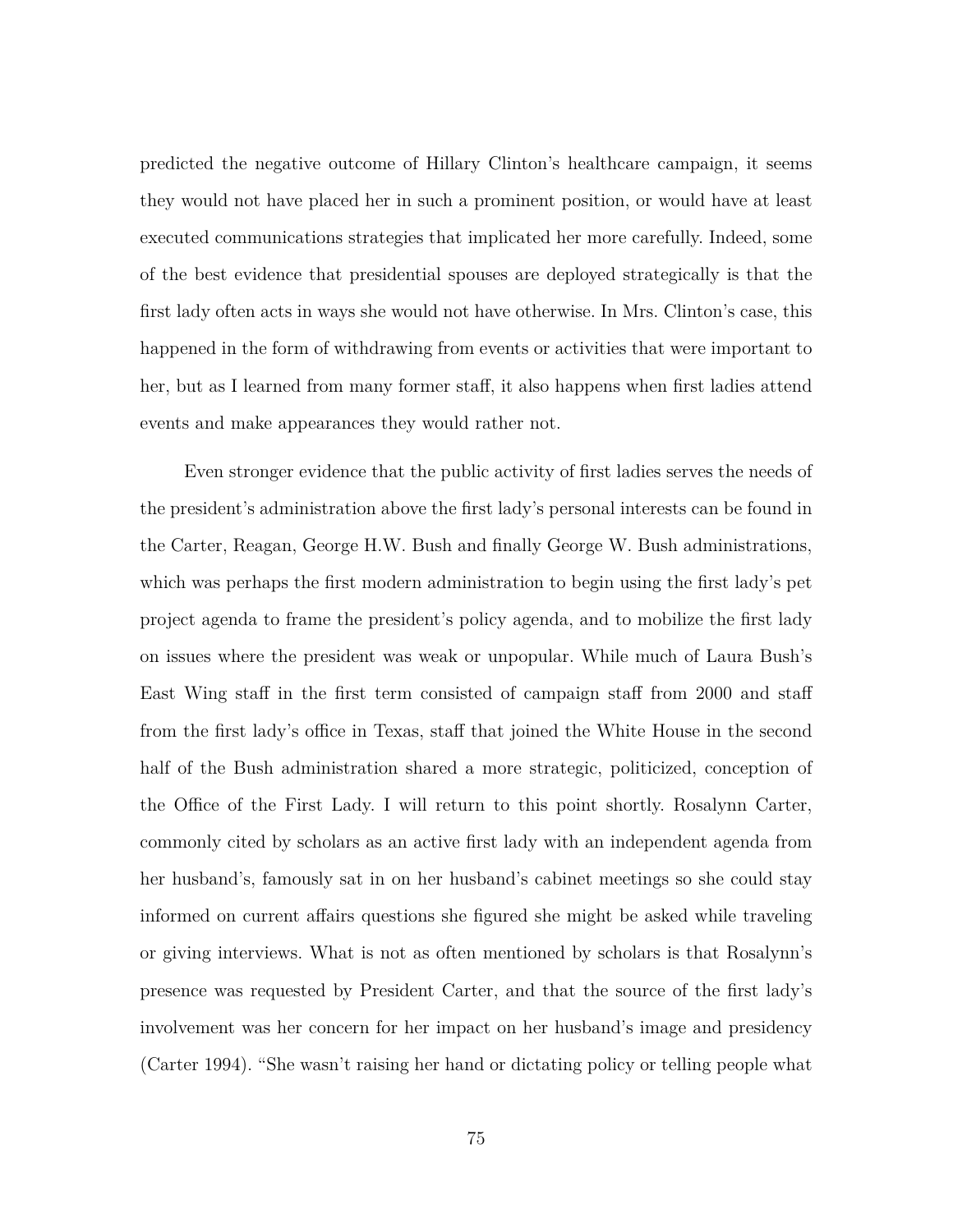predicted the negative outcome of Hillary Clinton's healthcare campaign, it seems they would not have placed her in such a prominent position, or would have at least executed communications strategies that implicated her more carefully. Indeed, some of the best evidence that presidential spouses are deployed strategically is that the first lady often acts in ways she would not have otherwise. In Mrs. Clinton's case, this happened in the form of withdrawing from events or activities that were important to her, but as I learned from many former staff, it also happens when first ladies attend events and make appearances they would rather not.

Even stronger evidence that the public activity of first ladies serves the needs of the president's administration above the first lady's personal interests can be found in the Carter, Reagan, George H.W. Bush and finally George W. Bush administrations, which was perhaps the first modern administration to begin using the first lady's pet project agenda to frame the president's policy agenda, and to mobilize the first lady on issues where the president was weak or unpopular. While much of Laura Bush's East Wing staff in the first term consisted of campaign staff from 2000 and staff from the first lady's office in Texas, staff that joined the White House in the second half of the Bush administration shared a more strategic, politicized, conception of the Office of the First Lady. I will return to this point shortly. Rosalynn Carter, commonly cited by scholars as an active first lady with an independent agenda from her husband's, famously sat in on her husband's cabinet meetings so she could stay informed on current affairs questions she figured she might be asked while traveling or giving interviews. What is not as often mentioned by scholars is that Rosalynn's presence was requested by President Carter, and that the source of the first lady's involvement was her concern for her impact on her husband's image and presidency (Carter 1994). "She wasn't raising her hand or dictating policy or telling people what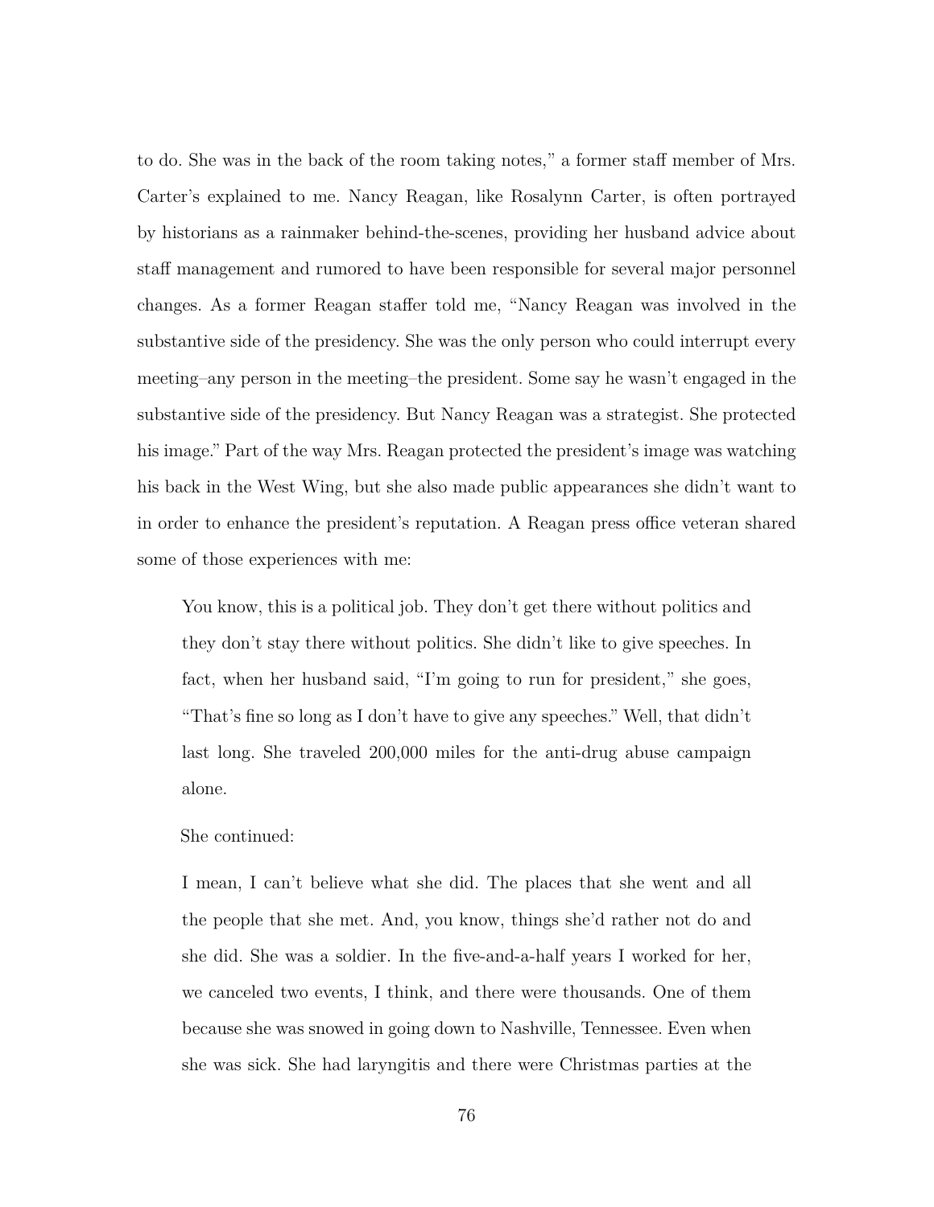to do. She was in the back of the room taking notes," a former staff member of Mrs. Carter's explained to me. Nancy Reagan, like Rosalynn Carter, is often portrayed by historians as a rainmaker behind-the-scenes, providing her husband advice about staff management and rumored to have been responsible for several major personnel changes. As a former Reagan staffer told me, "Nancy Reagan was involved in the substantive side of the presidency. She was the only person who could interrupt every meeting–any person in the meeting–the president. Some say he wasn't engaged in the substantive side of the presidency. But Nancy Reagan was a strategist. She protected his image." Part of the way Mrs. Reagan protected the president's image was watching his back in the West Wing, but she also made public appearances she didn't want to in order to enhance the president's reputation. A Reagan press office veteran shared some of those experiences with me:

> You know, this is a political job. They don't get there without politics and they don't stay there without politics. She didn't like to give speeches. In fact, when her husband said, "I'm going to run for president," she goes, "That's fine so long as I don't have to give any speeches." Well, that didn't last long. She traveled 200,000 miles for the anti-drug abuse campaign alone.
>
> She continued:
>
> I mean, I can't believe what she did. The places that she went and all the people that she met. And, you know, things she'd rather not do and she did. She was a soldier. In the five-and-a-half years I worked for her, we canceled two events, I think, and there were thousands. One of them because she was snowed in going down to Nashville, Tennessee. Even when she was sick. She had laryngitis and there were Christmas parties at the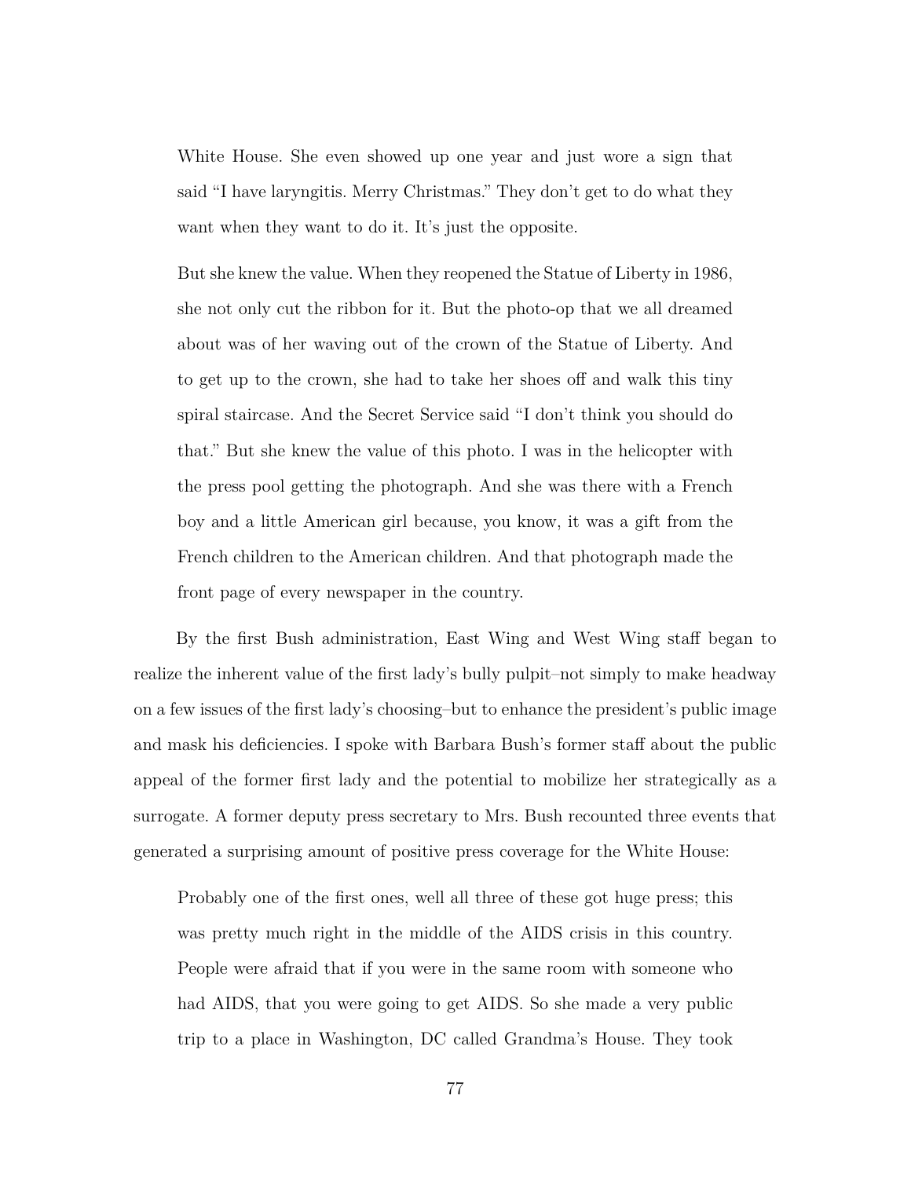> White House. She even showed up one year and just wore a sign that said "I have laryngitis. Merry Christmas." They don't get to do what they want when they want to do it. It's just the opposite.
>
> But she knew the value. When they reopened the Statue of Liberty in 1986, she not only cut the ribbon for it. But the photo-op that we all dreamed about was of her waving out of the crown of the Statue of Liberty. And to get up to the crown, she had to take her shoes off and walk this tiny spiral staircase. And the Secret Service said "I don't think you should do that." But she knew the value of this photo. I was in the helicopter with the press pool getting the photograph. And she was there with a French boy and a little American girl because, you know, it was a gift from the French children to the American children. And that photograph made the front page of every newspaper in the country.

By the first Bush administration, East Wing and West Wing staff began to realize the inherent value of the first lady's bully pulpit–not simply to make headway on a few issues of the first lady's choosing–but to enhance the president's public image and mask his deficiencies. I spoke with Barbara Bush's former staff about the public appeal of the former first lady and the potential to mobilize her strategically as a surrogate. A former deputy press secretary to Mrs. Bush recounted three events that generated a surprising amount of positive press coverage for the White House:

> Probably one of the first ones, well all three of these got huge press; this was pretty much right in the middle of the AIDS crisis in this country. People were afraid that if you were in the same room with someone who had AIDS, that you were going to get AIDS. So she made a very public trip to a place in Washington, DC called Grandma's House. They took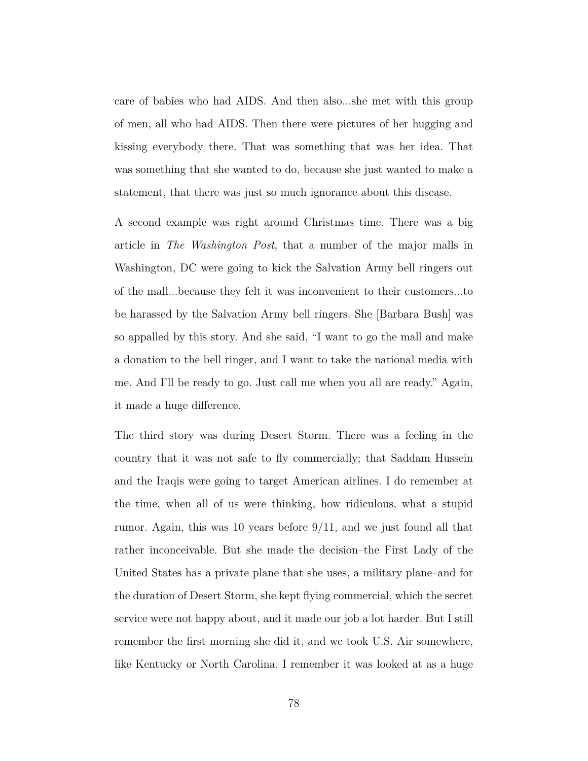care of babies who had AIDS. And then also...she met with this group of men, all who had AIDS. Then there were pictures of her hugging and kissing everybody there. That was something that was her idea. That was something that she wanted to do, because she just wanted to make a statement, that there was just so much ignorance about this disease.

A second example was right around Christmas time. There was a big article in *The Washington Post*, that a number of the major malls in Washington, DC were going to kick the Salvation Army bell ringers out of the mall...because they felt it was inconvenient to their customers...to be harassed by the Salvation Army bell ringers. She [Barbara Bush] was so appalled by this story. And she said, "I want to go the mall and make a donation to the bell ringer, and I want to take the national media with me. And I'll be ready to go. Just call me when you all are ready." Again, it made a huge difference.

The third story was during Desert Storm. There was a feeling in the country that it was not safe to fly commercially; that Saddam Hussein and the Iraqis were going to target American airlines. I do remember at the time, when all of us were thinking, how ridiculous, what a stupid rumor. Again, this was 10 years before 9/11, and we just found all that rather inconceivable. But she made the decision–the First Lady of the United States has a private plane that she uses, a military plane–and for the duration of Desert Storm, she kept flying commercial, which the secret service were not happy about, and it made our job a lot harder. But I still remember the first morning she did it, and we took U.S. Air somewhere, like Kentucky or North Carolina. I remember it was looked at as a huge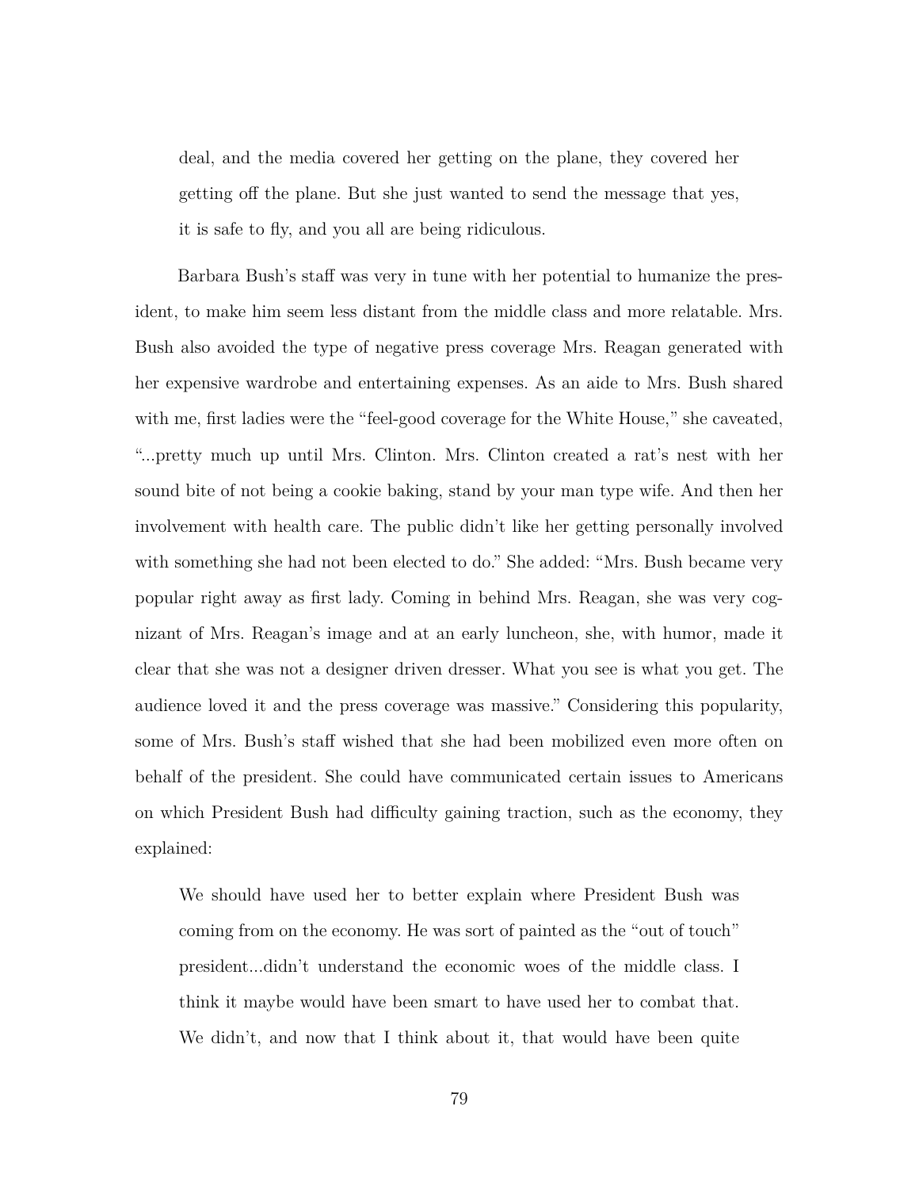> deal, and the media covered her getting on the plane, they covered her getting off the plane. But she just wanted to send the message that yes, it is safe to fly, and you all are being ridiculous.

Barbara Bush's staff was very in tune with her potential to humanize the president, to make him seem less distant from the middle class and more relatable. Mrs. Bush also avoided the type of negative press coverage Mrs. Reagan generated with her expensive wardrobe and entertaining expenses. As an aide to Mrs. Bush shared with me, first ladies were the "feel-good coverage for the White House," she caveated, "...pretty much up until Mrs. Clinton. Mrs. Clinton created a rat's nest with her sound bite of not being a cookie baking, stand by your man type wife. And then her involvement with health care. The public didn't like her getting personally involved with something she had not been elected to do." She added: "Mrs. Bush became very popular right away as first lady. Coming in behind Mrs. Reagan, she was very cognizant of Mrs. Reagan's image and at an early luncheon, she, with humor, made it clear that she was not a designer driven dresser. What you see is what you get. The audience loved it and the press coverage was massive." Considering this popularity, some of Mrs. Bush's staff wished that she had been mobilized even more often on behalf of the president. She could have communicated certain issues to Americans on which President Bush had difficulty gaining traction, such as the economy, they explained:

> We should have used her to better explain where President Bush was coming from on the economy. He was sort of painted as the "out of touch" president...didn't understand the economic woes of the middle class. I think it maybe would have been smart to have used her to combat that. We didn't, and now that I think about it, that would have been quite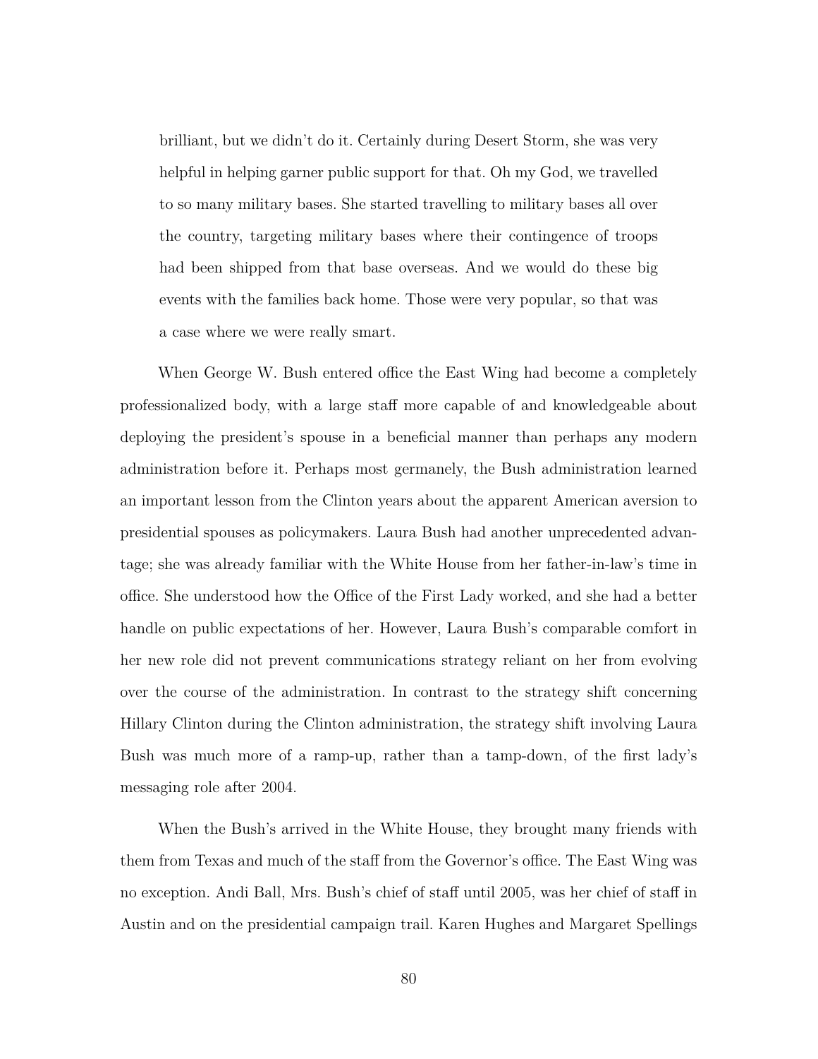> brilliant, but we didn't do it. Certainly during Desert Storm, she was very helpful in helping garner public support for that. Oh my God, we travelled to so many military bases. She started travelling to military bases all over the country, targeting military bases where their contingence of troops had been shipped from that base overseas. And we would do these big events with the families back home. Those were very popular, so that was a case where we were really smart.

When George W. Bush entered office the East Wing had become a completely professionalized body, with a large staff more capable of and knowledgeable about deploying the president's spouse in a beneficial manner than perhaps any modern administration before it. Perhaps most germanely, the Bush administration learned an important lesson from the Clinton years about the apparent American aversion to presidential spouses as policymakers. Laura Bush had another unprecedented advantage; she was already familiar with the White House from her father-in-law's time in office. She understood how the Office of the First Lady worked, and she had a better handle on public expectations of her. However, Laura Bush's comparable comfort in her new role did not prevent communications strategy reliant on her from evolving over the course of the administration. In contrast to the strategy shift concerning Hillary Clinton during the Clinton administration, the strategy shift involving Laura Bush was much more of a ramp-up, rather than a tamp-down, of the first lady's messaging role after 2004.

When the Bush's arrived in the White House, they brought many friends with them from Texas and much of the staff from the Governor's office. The East Wing was no exception. Andi Ball, Mrs. Bush's chief of staff until 2005, was her chief of staff in Austin and on the presidential campaign trail. Karen Hughes and Margaret Spellings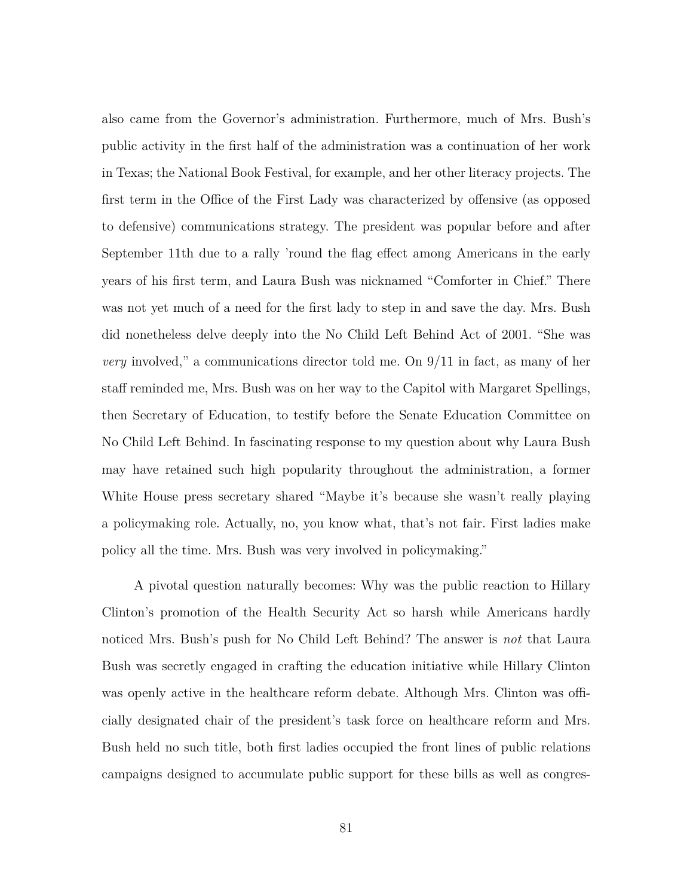also came from the Governor's administration. Furthermore, much of Mrs. Bush's public activity in the first half of the administration was a continuation of her work in Texas; the National Book Festival, for example, and her other literacy projects. The first term in the Office of the First Lady was characterized by offensive (as opposed to defensive) communications strategy. The president was popular before and after September 11th due to a rally 'round the flag effect among Americans in the early years of his first term, and Laura Bush was nicknamed "Comforter in Chief." There was not yet much of a need for the first lady to step in and save the day. Mrs. Bush did nonetheless delve deeply into the No Child Left Behind Act of 2001. "She was *very* involved," a communications director told me. On 9/11 in fact, as many of her staff reminded me, Mrs. Bush was on her way to the Capitol with Margaret Spellings, then Secretary of Education, to testify before the Senate Education Committee on No Child Left Behind. In fascinating response to my question about why Laura Bush may have retained such high popularity throughout the administration, a former White House press secretary shared "Maybe it's because she wasn't really playing a policymaking role. Actually, no, you know what, that's not fair. First ladies make policy all the time. Mrs. Bush was very involved in policymaking."

A pivotal question naturally becomes: Why was the public reaction to Hillary Clinton's promotion of the Health Security Act so harsh while Americans hardly noticed Mrs. Bush's push for No Child Left Behind? The answer is *not* that Laura Bush was secretly engaged in crafting the education initiative while Hillary Clinton was openly active in the healthcare reform debate. Although Mrs. Clinton was officially designated chair of the president's task force on healthcare reform and Mrs. Bush held no such title, both first ladies occupied the front lines of public relations campaigns designed to accumulate public support for these bills as well as congres-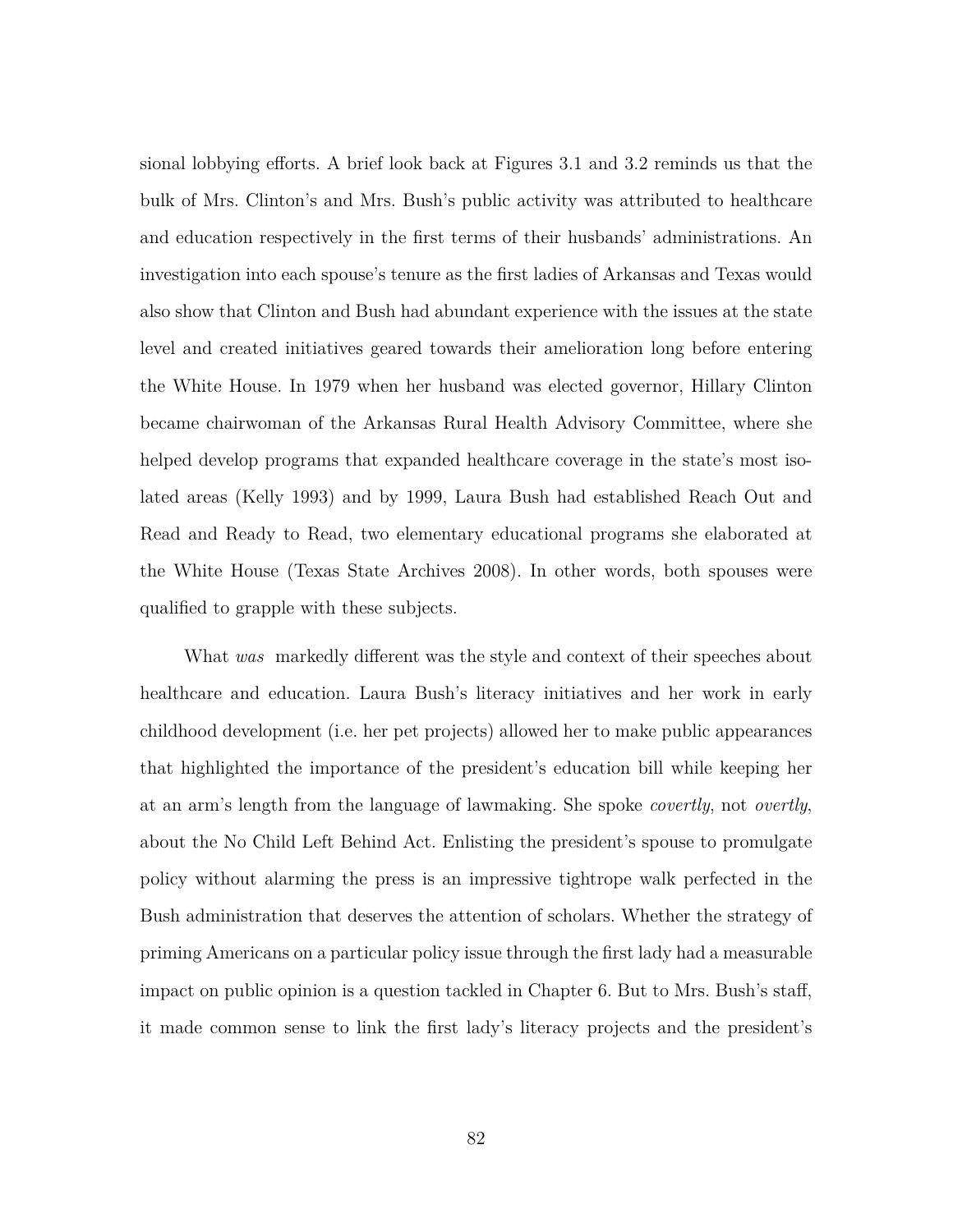sional lobbying efforts. A brief look back at Figures 3.1 and 3.2 reminds us that the bulk of Mrs. Clinton's and Mrs. Bush's public activity was attributed to healthcare and education respectively in the first terms of their husbands' administrations. An investigation into each spouse's tenure as the first ladies of Arkansas and Texas would also show that Clinton and Bush had abundant experience with the issues at the state level and created initiatives geared towards their amelioration long before entering the White House. In 1979 when her husband was elected governor, Hillary Clinton became chairwoman of the Arkansas Rural Health Advisory Committee, where she helped develop programs that expanded healthcare coverage in the state's most isolated areas (Kelly 1993) and by 1999, Laura Bush had established Reach Out and Read and Ready to Read, two elementary educational programs she elaborated at the White House (Texas State Archives 2008). In other words, both spouses were qualified to grapple with these subjects.

What *was* markedly different was the style and context of their speeches about healthcare and education. Laura Bush's literacy initiatives and her work in early childhood development (i.e. her pet projects) allowed her to make public appearances that highlighted the importance of the president's education bill while keeping her at an arm's length from the language of lawmaking. She spoke *covertly*, not *overtly*, about the No Child Left Behind Act. Enlisting the president's spouse to promulgate policy without alarming the press is an impressive tightrope walk perfected in the Bush administration that deserves the attention of scholars. Whether the strategy of priming Americans on a particular policy issue through the first lady had a measurable impact on public opinion is a question tackled in Chapter 6. But to Mrs. Bush's staff, it made common sense to link the first lady's literacy projects and the president's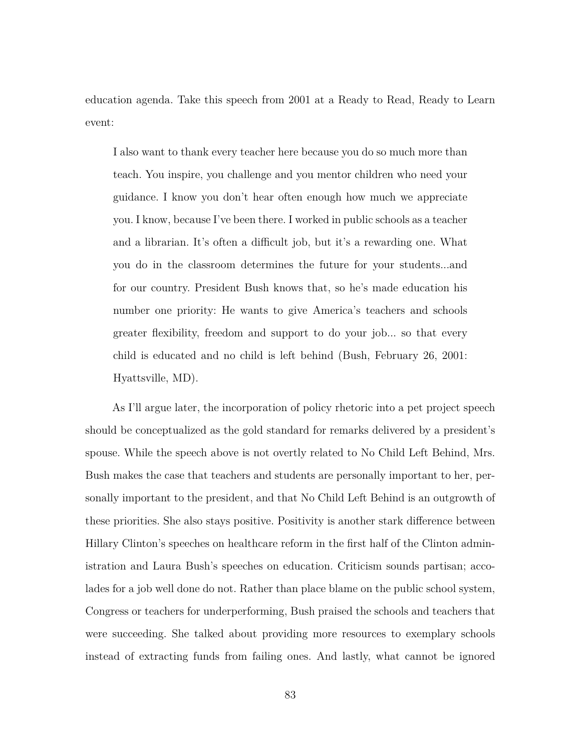education agenda. Take this speech from 2001 at a Ready to Read, Ready to Learn event:

> I also want to thank every teacher here because you do so much more than teach. You inspire, you challenge and you mentor children who need your guidance. I know you don't hear often enough how much we appreciate you. I know, because I've been there. I worked in public schools as a teacher and a librarian. It's often a difficult job, but it's a rewarding one. What you do in the classroom determines the future for your students...and for our country. President Bush knows that, so he's made education his number one priority: He wants to give America's teachers and schools greater flexibility, freedom and support to do your job... so that every child is educated and no child is left behind (Bush, February 26, 2001: Hyattsville, MD).

As I'll argue later, the incorporation of policy rhetoric into a pet project speech should be conceptualized as the gold standard for remarks delivered by a president's spouse. While the speech above is not overtly related to No Child Left Behind, Mrs. Bush makes the case that teachers and students are personally important to her, personally important to the president, and that No Child Left Behind is an outgrowth of these priorities. She also stays positive. Positivity is another stark difference between Hillary Clinton's speeches on healthcare reform in the first half of the Clinton administration and Laura Bush's speeches on education. Criticism sounds partisan; accolades for a job well done do not. Rather than place blame on the public school system, Congress or teachers for underperforming, Bush praised the schools and teachers that were succeeding. She talked about providing more resources to exemplary schools instead of extracting funds from failing ones. And lastly, what cannot be ignored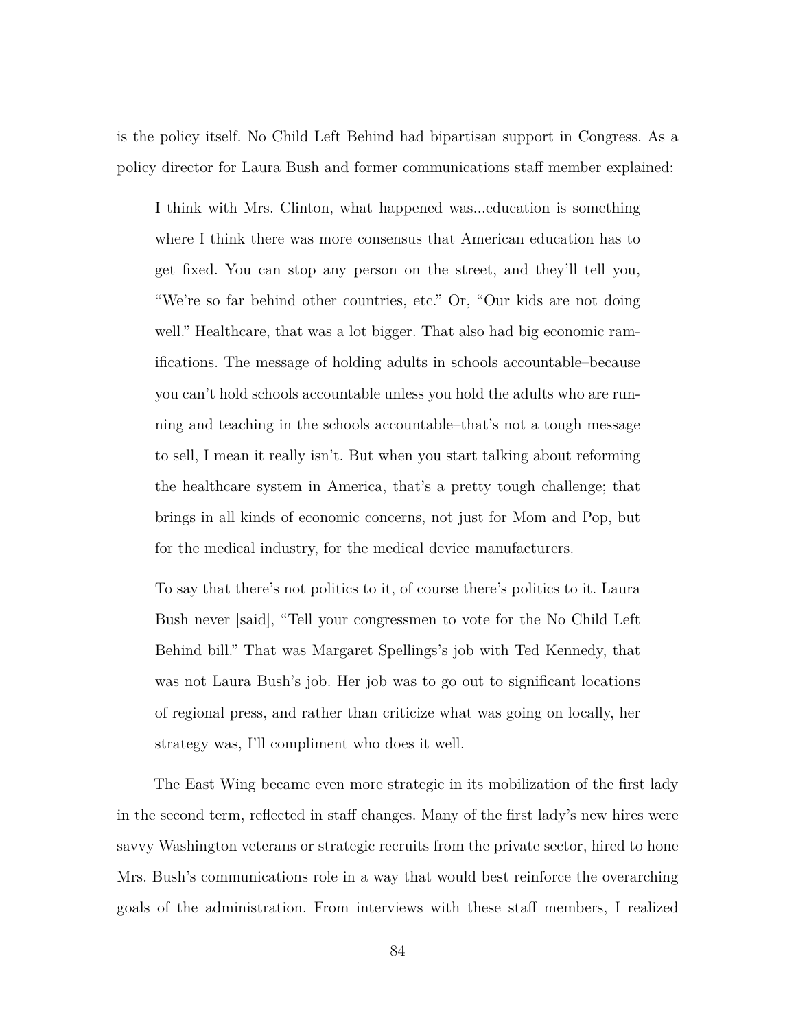is the policy itself. No Child Left Behind had bipartisan support in Congress. As a policy director for Laura Bush and former communications staff member explained:

> I think with Mrs. Clinton, what happened was...education is something where I think there was more consensus that American education has to get fixed. You can stop any person on the street, and they'll tell you, "We're so far behind other countries, etc." Or, "Our kids are not doing well." Healthcare, that was a lot bigger. That also had big economic ramifications. The message of holding adults in schools accountable–because you can't hold schools accountable unless you hold the adults who are running and teaching in the schools accountable–that's not a tough message to sell, I mean it really isn't. But when you start talking about reforming the healthcare system in America, that's a pretty tough challenge; that brings in all kinds of economic concerns, not just for Mom and Pop, but for the medical industry, for the medical device manufacturers.
>
> To say that there's not politics to it, of course there's politics to it. Laura Bush never [said], "Tell your congressmen to vote for the No Child Left Behind bill." That was Margaret Spellings's job with Ted Kennedy, that was not Laura Bush's job. Her job was to go out to significant locations of regional press, and rather than criticize what was going on locally, her strategy was, I'll compliment who does it well.

The East Wing became even more strategic in its mobilization of the first lady in the second term, reflected in staff changes. Many of the first lady's new hires were savvy Washington veterans or strategic recruits from the private sector, hired to hone Mrs. Bush's communications role in a way that would best reinforce the overarching goals of the administration. From interviews with these staff members, I realized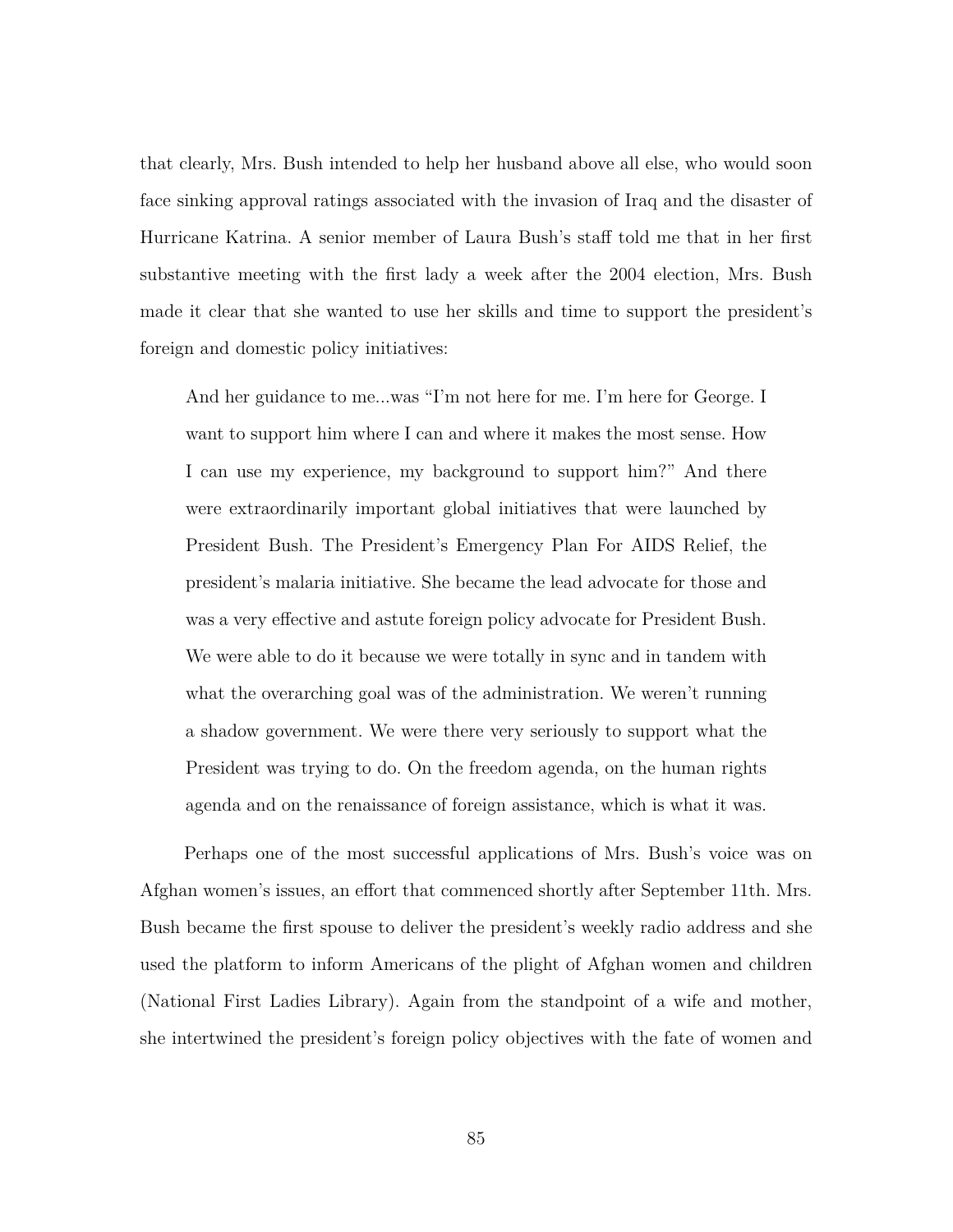that clearly, Mrs. Bush intended to help her husband above all else, who would soon face sinking approval ratings associated with the invasion of Iraq and the disaster of Hurricane Katrina. A senior member of Laura Bush's staff told me that in her first substantive meeting with the first lady a week after the 2004 election, Mrs. Bush made it clear that she wanted to use her skills and time to support the president's foreign and domestic policy initiatives:

> And her guidance to me...was "I'm not here for me. I'm here for George. I want to support him where I can and where it makes the most sense. How I can use my experience, my background to support him?" And there were extraordinarily important global initiatives that were launched by President Bush. The President's Emergency Plan For AIDS Relief, the president's malaria initiative. She became the lead advocate for those and was a very effective and astute foreign policy advocate for President Bush. We were able to do it because we were totally in sync and in tandem with what the overarching goal was of the administration. We weren't running a shadow government. We were there very seriously to support what the President was trying to do. On the freedom agenda, on the human rights agenda and on the renaissance of foreign assistance, which is what it was.

Perhaps one of the most successful applications of Mrs. Bush's voice was on Afghan women's issues, an effort that commenced shortly after September 11th. Mrs. Bush became the first spouse to deliver the president's weekly radio address and she used the platform to inform Americans of the plight of Afghan women and children (National First Ladies Library). Again from the standpoint of a wife and mother, she intertwined the president's foreign policy objectives with the fate of women and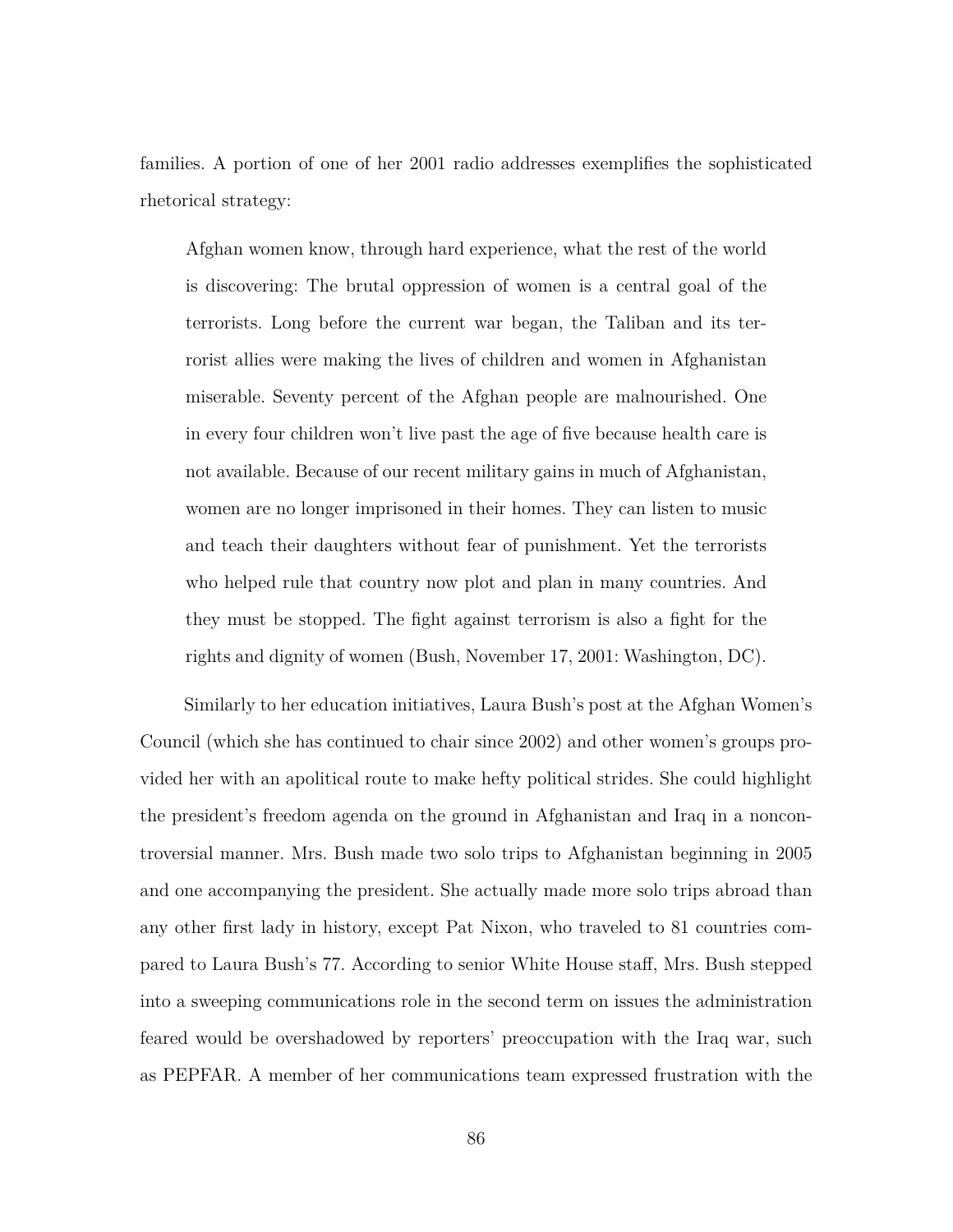families. A portion of one of her 2001 radio addresses exemplifies the sophisticated rhetorical strategy:

> Afghan women know, through hard experience, what the rest of the world is discovering: The brutal oppression of women is a central goal of the terrorists. Long before the current war began, the Taliban and its terrorist allies were making the lives of children and women in Afghanistan miserable. Seventy percent of the Afghan people are malnourished. One in every four children won't live past the age of five because health care is not available. Because of our recent military gains in much of Afghanistan, women are no longer imprisoned in their homes. They can listen to music and teach their daughters without fear of punishment. Yet the terrorists who helped rule that country now plot and plan in many countries. And they must be stopped. The fight against terrorism is also a fight for the rights and dignity of women (Bush, November 17, 2001: Washington, DC).

Similarly to her education initiatives, Laura Bush's post at the Afghan Women's Council (which she has continued to chair since 2002) and other women's groups provided her with an apolitical route to make hefty political strides. She could highlight the president's freedom agenda on the ground in Afghanistan and Iraq in a noncontroversial manner. Mrs. Bush made two solo trips to Afghanistan beginning in 2005 and one accompanying the president. She actually made more solo trips abroad than any other first lady in history, except Pat Nixon, who traveled to 81 countries compared to Laura Bush's 77. According to senior White House staff, Mrs. Bush stepped into a sweeping communications role in the second term on issues the administration feared would be overshadowed by reporters' preoccupation with the Iraq war, such as PEPFAR. A member of her communications team expressed frustration with the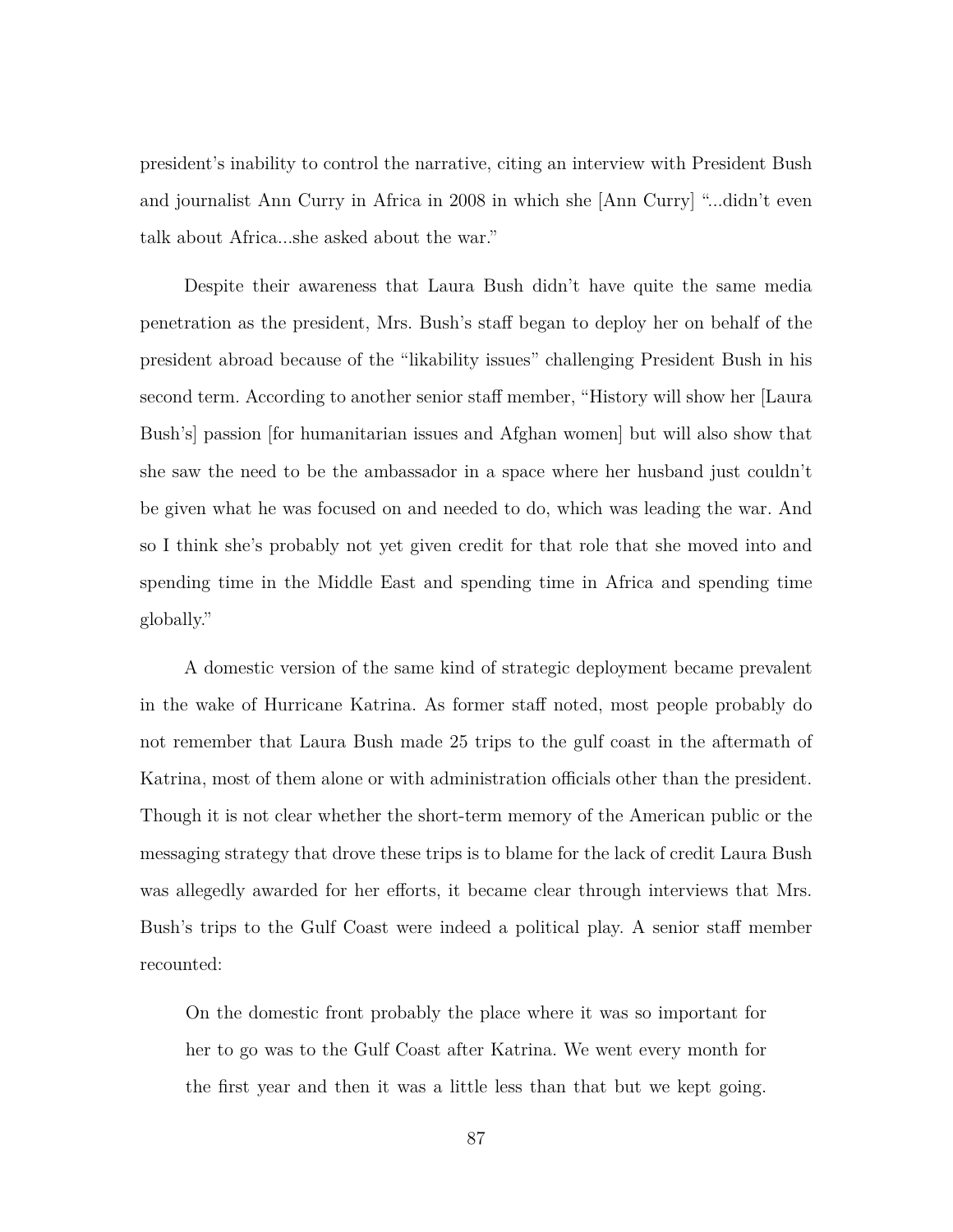president's inability to control the narrative, citing an interview with President Bush and journalist Ann Curry in Africa in 2008 in which she [Ann Curry] "...didn't even talk about Africa...she asked about the war."

Despite their awareness that Laura Bush didn't have quite the same media penetration as the president, Mrs. Bush's staff began to deploy her on behalf of the president abroad because of the "likability issues" challenging President Bush in his second term. According to another senior staff member, "History will show her [Laura Bush's] passion [for humanitarian issues and Afghan women] but will also show that she saw the need to be the ambassador in a space where her husband just couldn't be given what he was focused on and needed to do, which was leading the war. And so I think she's probably not yet given credit for that role that she moved into and spending time in the Middle East and spending time in Africa and spending time globally."

A domestic version of the same kind of strategic deployment became prevalent in the wake of Hurricane Katrina. As former staff noted, most people probably do not remember that Laura Bush made 25 trips to the gulf coast in the aftermath of Katrina, most of them alone or with administration officials other than the president. Though it is not clear whether the short-term memory of the American public or the messaging strategy that drove these trips is to blame for the lack of credit Laura Bush was allegedly awarded for her efforts, it became clear through interviews that Mrs. Bush's trips to the Gulf Coast were indeed a political play. A senior staff member recounted:

> On the domestic front probably the place where it was so important for her to go was to the Gulf Coast after Katrina. We went every month for the first year and then it was a little less than that but we kept going.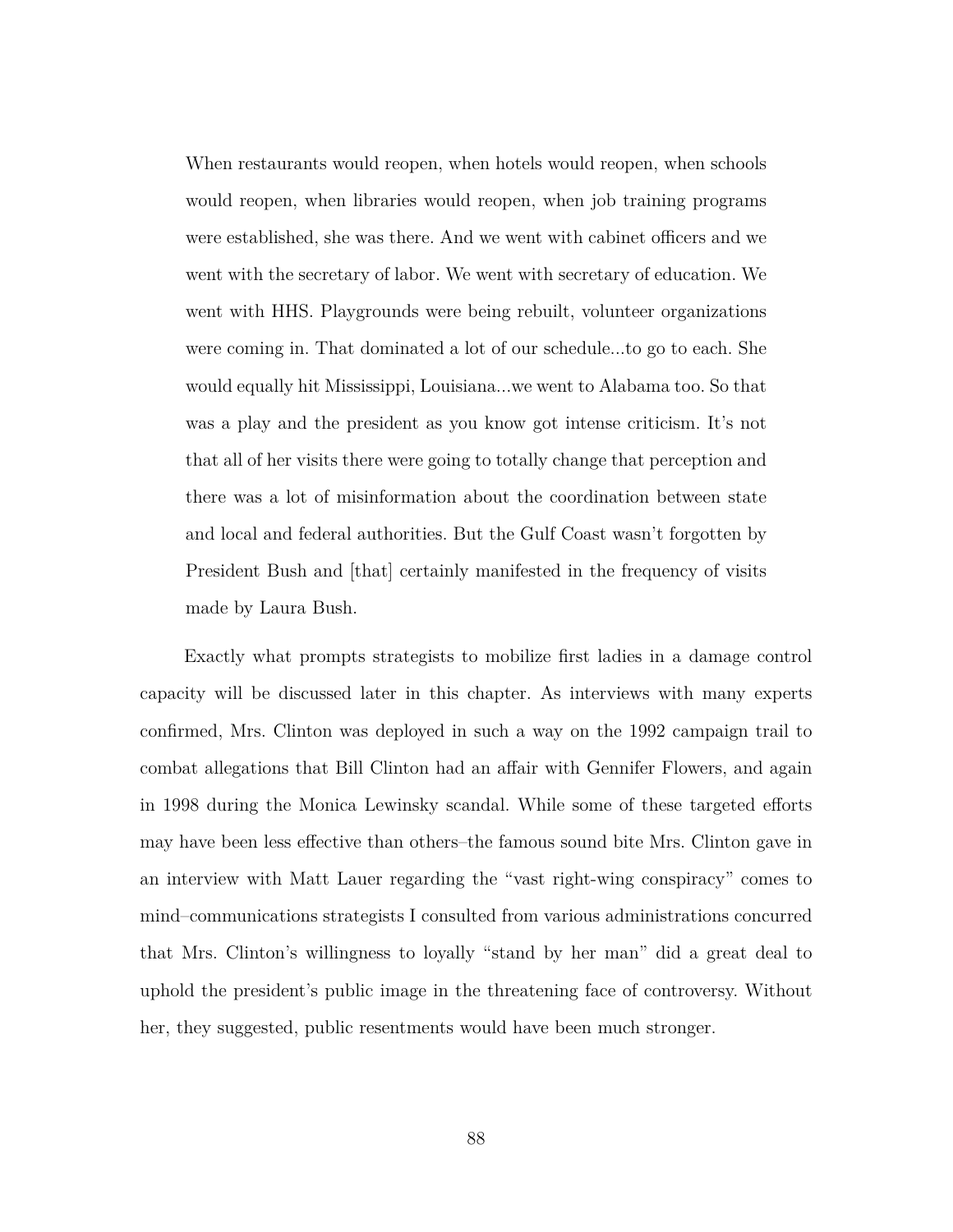> When restaurants would reopen, when hotels would reopen, when schools would reopen, when libraries would reopen, when job training programs were established, she was there. And we went with cabinet officers and we went with the secretary of labor. We went with secretary of education. We went with HHS. Playgrounds were being rebuilt, volunteer organizations were coming in. That dominated a lot of our schedule...to go to each. She would equally hit Mississippi, Louisiana...we went to Alabama too. So that was a play and the president as you know got intense criticism. It's not that all of her visits there were going to totally change that perception and there was a lot of misinformation about the coordination between state and local and federal authorities. But the Gulf Coast wasn't forgotten by President Bush and [that] certainly manifested in the frequency of visits made by Laura Bush.

Exactly what prompts strategists to mobilize first ladies in a damage control capacity will be discussed later in this chapter. As interviews with many experts confirmed, Mrs. Clinton was deployed in such a way on the 1992 campaign trail to combat allegations that Bill Clinton had an affair with Gennifer Flowers, and again in 1998 during the Monica Lewinsky scandal. While some of these targeted efforts may have been less effective than others–the famous sound bite Mrs. Clinton gave in an interview with Matt Lauer regarding the "vast right-wing conspiracy" comes to mind–communications strategists I consulted from various administrations concurred that Mrs. Clinton's willingness to loyally "stand by her man" did a great deal to uphold the president's public image in the threatening face of controversy. Without her, they suggested, public resentments would have been much stronger.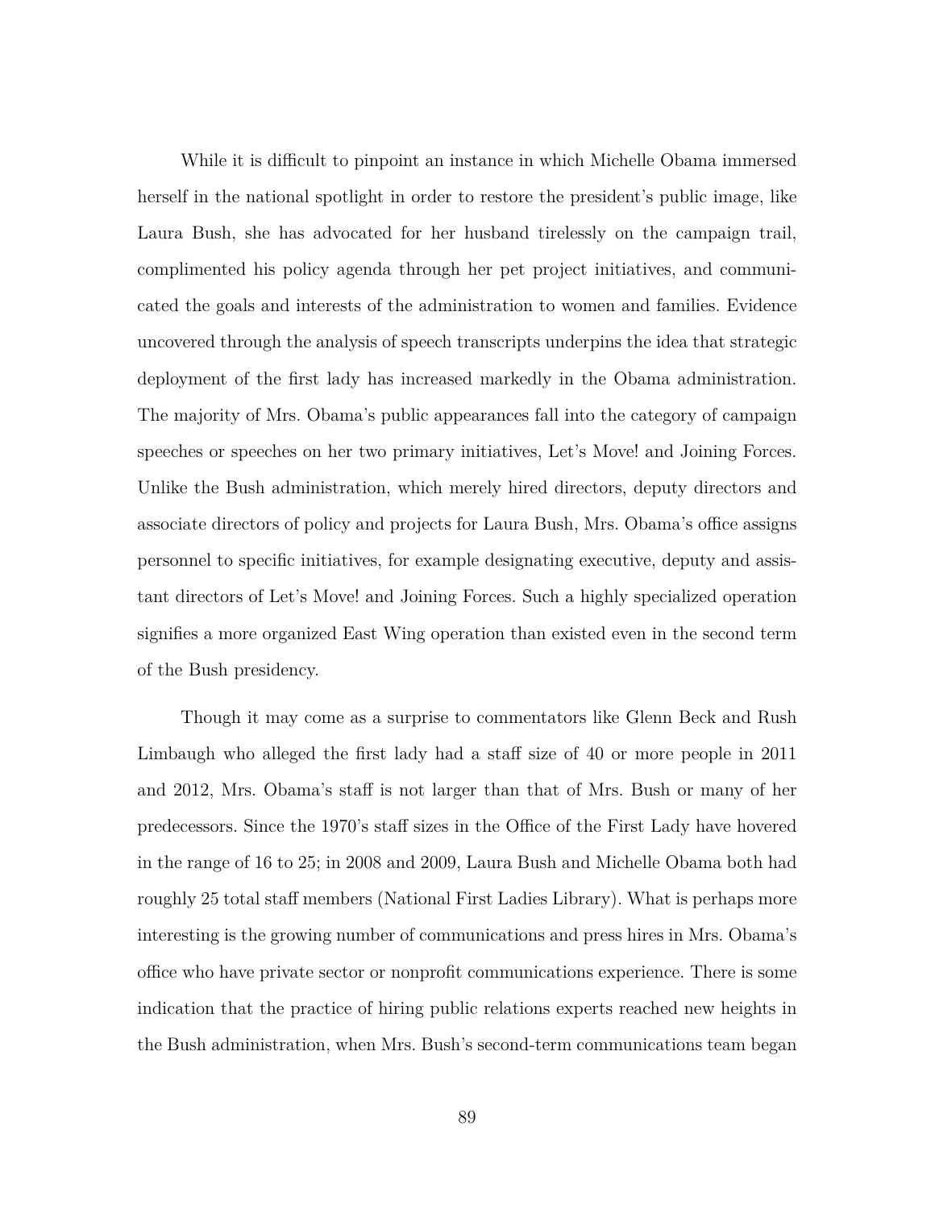While it is difficult to pinpoint an instance in which Michelle Obama immersed herself in the national spotlight in order to restore the president's public image, like Laura Bush, she has advocated for her husband tirelessly on the campaign trail, complimented his policy agenda through her pet project initiatives, and communicated the goals and interests of the administration to women and families. Evidence uncovered through the analysis of speech transcripts underpins the idea that strategic deployment of the first lady has increased markedly in the Obama administration. The majority of Mrs. Obama's public appearances fall into the category of campaign speeches or speeches on her two primary initiatives, Let's Move! and Joining Forces. Unlike the Bush administration, which merely hired directors, deputy directors and associate directors of policy and projects for Laura Bush, Mrs. Obama's office assigns personnel to specific initiatives, for example designating executive, deputy and assistant directors of Let's Move! and Joining Forces. Such a highly specialized operation signifies a more organized East Wing operation than existed even in the second term of the Bush presidency.

Though it may come as a surprise to commentators like Glenn Beck and Rush Limbaugh who alleged the first lady had a staff size of 40 or more people in 2011 and 2012, Mrs. Obama's staff is not larger than that of Mrs. Bush or many of her predecessors. Since the 1970's staff sizes in the Office of the First Lady have hovered in the range of 16 to 25; in 2008 and 2009, Laura Bush and Michelle Obama both had roughly 25 total staff members (National First Ladies Library). What is perhaps more interesting is the growing number of communications and press hires in Mrs. Obama's office who have private sector or nonprofit communications experience. There is some indication that the practice of hiring public relations experts reached new heights in the Bush administration, when Mrs. Bush's second-term communications team began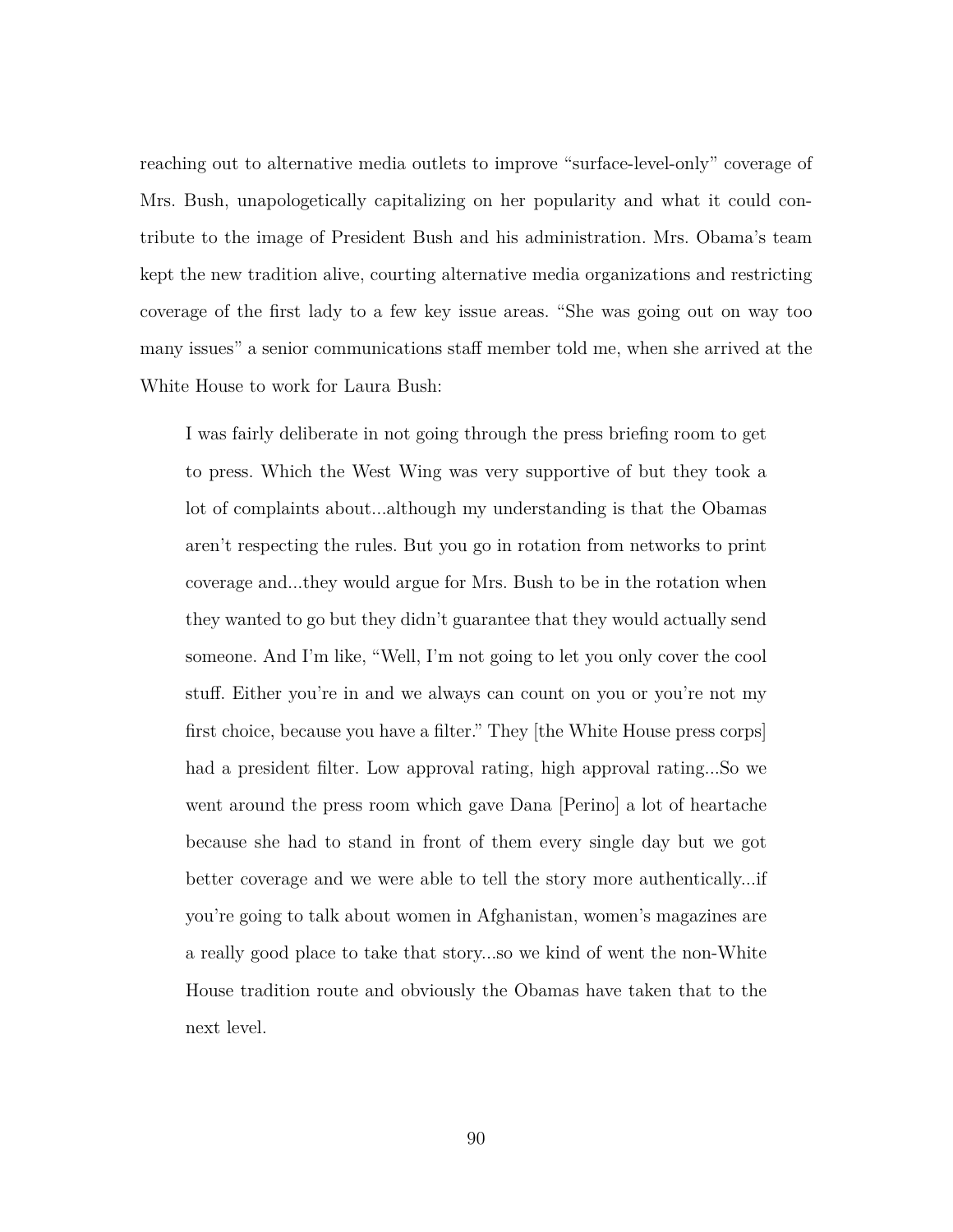reaching out to alternative media outlets to improve "surface-level-only" coverage of Mrs. Bush, unapologetically capitalizing on her popularity and what it could contribute to the image of President Bush and his administration. Mrs. Obama's team kept the new tradition alive, courting alternative media organizations and restricting coverage of the first lady to a few key issue areas. "She was going out on way too many issues" a senior communications staff member told me, when she arrived at the White House to work for Laura Bush:

> I was fairly deliberate in not going through the press briefing room to get to press. Which the West Wing was very supportive of but they took a lot of complaints about...although my understanding is that the Obamas aren't respecting the rules. But you go in rotation from networks to print coverage and...they would argue for Mrs. Bush to be in the rotation when they wanted to go but they didn't guarantee that they would actually send someone. And I'm like, "Well, I'm not going to let you only cover the cool stuff. Either you're in and we always can count on you or you're not my first choice, because you have a filter." They [the White House press corps] had a president filter. Low approval rating, high approval rating...So we went around the press room which gave Dana [Perino] a lot of heartache because she had to stand in front of them every single day but we got better coverage and we were able to tell the story more authentically...if you're going to talk about women in Afghanistan, women's magazines are a really good place to take that story...so we kind of went the non-White House tradition route and obviously the Obamas have taken that to the next level.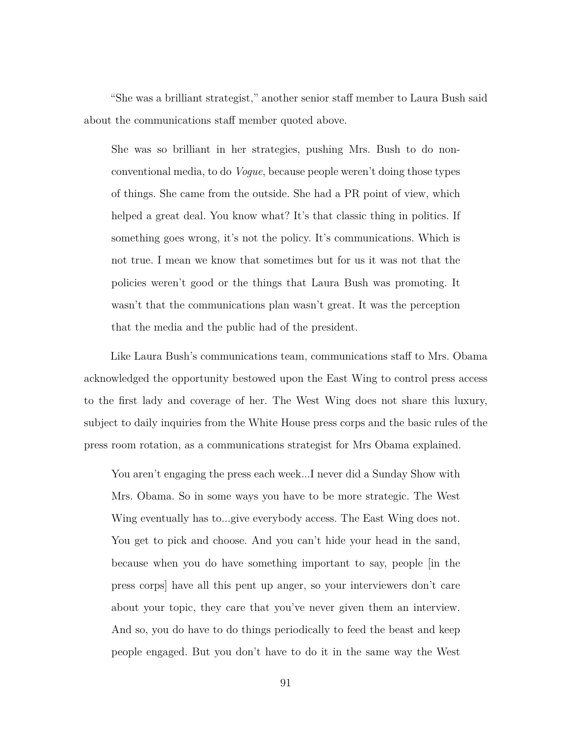"She was a brilliant strategist," another senior staff member to Laura Bush said about the communications staff member quoted above.

> She was so brilliant in her strategies, pushing Mrs. Bush to do non-conventional media, to do *Vogue*, because people weren't doing those types of things. She came from the outside. She had a PR point of view, which helped a great deal. You know what? It's that classic thing in politics. If something goes wrong, it's not the policy. It's communications. Which is not true. I mean we know that sometimes but for us it was not that the policies weren't good or the things that Laura Bush was promoting. It wasn't that the communications plan wasn't great. It was the perception that the media and the public had of the president.

Like Laura Bush's communications team, communications staff to Mrs. Obama acknowledged the opportunity bestowed upon the East Wing to control press access to the first lady and coverage of her. The West Wing does not share this luxury, subject to daily inquiries from the White House press corps and the basic rules of the press room rotation, as a communications strategist for Mrs Obama explained.

> You aren't engaging the press each week...I never did a Sunday Show with Mrs. Obama. So in some ways you have to be more strategic. The West Wing eventually has to...give everybody access. The East Wing does not. You get to pick and choose. And you can't hide your head in the sand, because when you do have something important to say, people [in the press corps] have all this pent up anger, so your interviewers don't care about your topic, they care that you've never given them an interview. And so, you do have to do things periodically to feed the beast and keep people engaged. But you don't have to do it in the same way the West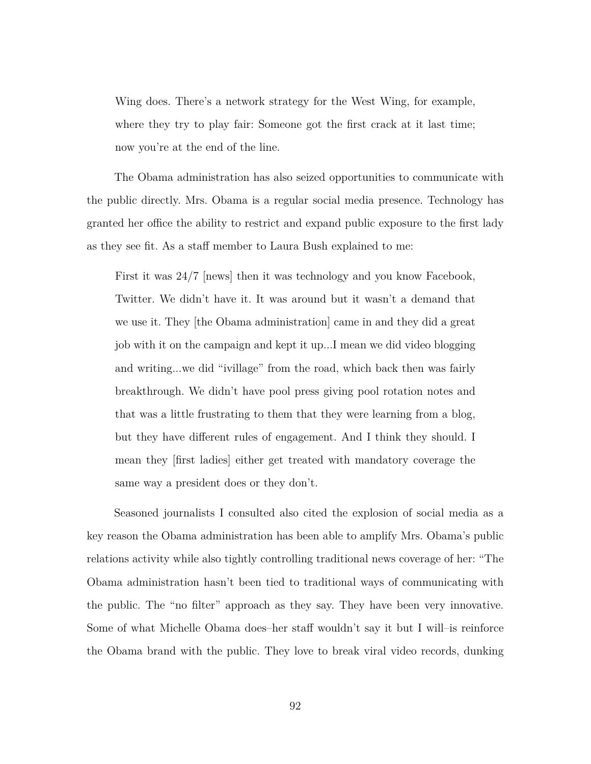> Wing does. There's a network strategy for the West Wing, for example, where they try to play fair: Someone got the first crack at it last time; now you're at the end of the line.

The Obama administration has also seized opportunities to communicate with the public directly. Mrs. Obama is a regular social media presence. Technology has granted her office the ability to restrict and expand public exposure to the first lady as they see fit. As a staff member to Laura Bush explained to me:

> First it was 24/7 [news] then it was technology and you know Facebook, Twitter. We didn't have it. It was around but it wasn't a demand that we use it. They [the Obama administration] came in and they did a great job with it on the campaign and kept it up...I mean we did video blogging and writing...we did "ivillage" from the road, which back then was fairly breakthrough. We didn't have pool press giving pool rotation notes and that was a little frustrating to them that they were learning from a blog, but they have different rules of engagement. And I think they should. I mean they [first ladies] either get treated with mandatory coverage the same way a president does or they don't.

Seasoned journalists I consulted also cited the explosion of social media as a key reason the Obama administration has been able to amplify Mrs. Obama's public relations activity while also tightly controlling traditional news coverage of her: "The Obama administration hasn't been tied to traditional ways of communicating with the public. The "no filter" approach as they say. They have been very innovative. Some of what Michelle Obama does–her staff wouldn't say it but I will–is reinforce the Obama brand with the public. They love to break viral video records, dunking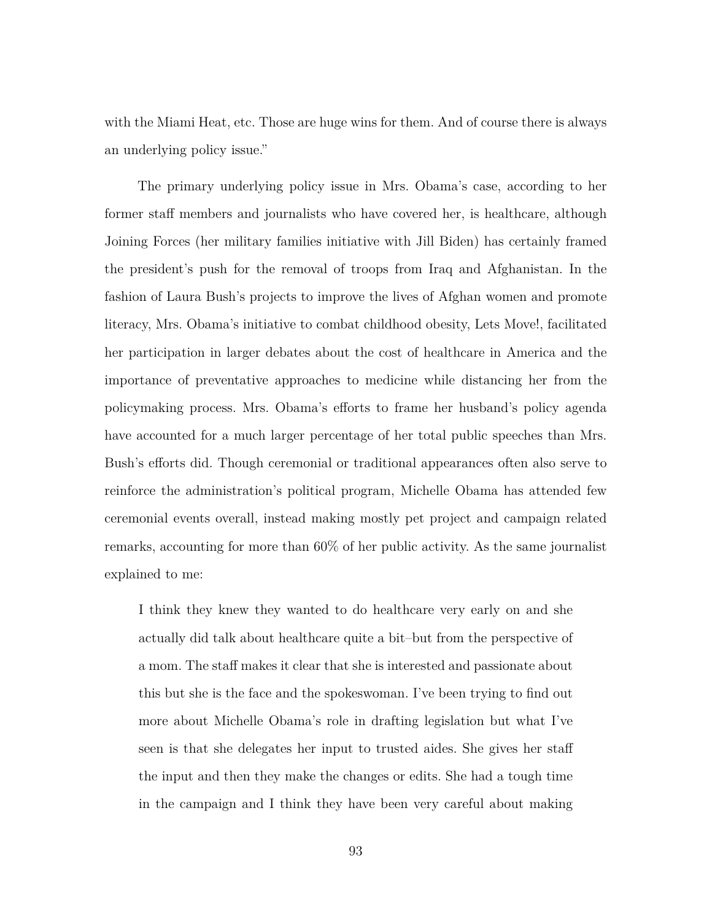with the Miami Heat, etc. Those are huge wins for them. And of course there is always an underlying policy issue."

The primary underlying policy issue in Mrs. Obama's case, according to her former staff members and journalists who have covered her, is healthcare, although Joining Forces (her military families initiative with Jill Biden) has certainly framed the president's push for the removal of troops from Iraq and Afghanistan. In the fashion of Laura Bush's projects to improve the lives of Afghan women and promote literacy, Mrs. Obama's initiative to combat childhood obesity, Lets Move!, facilitated her participation in larger debates about the cost of healthcare in America and the importance of preventative approaches to medicine while distancing her from the policymaking process. Mrs. Obama's efforts to frame her husband's policy agenda have accounted for a much larger percentage of her total public speeches than Mrs. Bush's efforts did. Though ceremonial or traditional appearances often also serve to reinforce the administration's political program, Michelle Obama has attended few ceremonial events overall, instead making mostly pet project and campaign related remarks, accounting for more than 60% of her public activity. As the same journalist explained to me:

> I think they knew they wanted to do healthcare very early on and she actually did talk about healthcare quite a bit–but from the perspective of a mom. The staff makes it clear that she is interested and passionate about this but she is the face and the spokeswoman. I've been trying to find out more about Michelle Obama's role in drafting legislation but what I've seen is that she delegates her input to trusted aides. She gives her staff the input and then they make the changes or edits. She had a tough time in the campaign and I think they have been very careful about making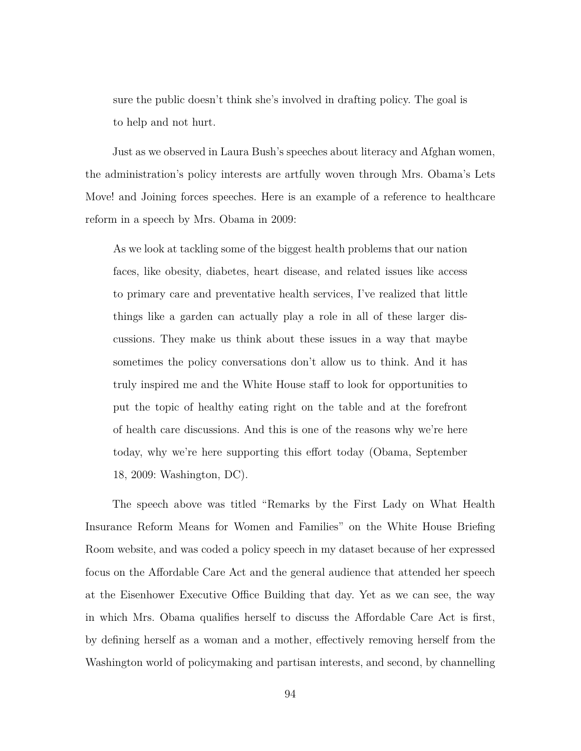sure the public doesn't think she's involved in drafting policy. The goal is to help and not hurt.

Just as we observed in Laura Bush's speeches about literacy and Afghan women, the administration's policy interests are artfully woven through Mrs. Obama's Lets Move! and Joining forces speeches. Here is an example of a reference to healthcare reform in a speech by Mrs. Obama in 2009:

> As we look at tackling some of the biggest health problems that our nation faces, like obesity, diabetes, heart disease, and related issues like access to primary care and preventative health services, I've realized that little things like a garden can actually play a role in all of these larger discussions. They make us think about these issues in a way that maybe sometimes the policy conversations don't allow us to think. And it has truly inspired me and the White House staff to look for opportunities to put the topic of healthy eating right on the table and at the forefront of health care discussions. And this is one of the reasons why we're here today, why we're here supporting this effort today (Obama, September 18, 2009: Washington, DC).

The speech above was titled "Remarks by the First Lady on What Health Insurance Reform Means for Women and Families" on the White House Briefing Room website, and was coded a policy speech in my dataset because of her expressed focus on the Affordable Care Act and the general audience that attended her speech at the Eisenhower Executive Office Building that day. Yet as we can see, the way in which Mrs. Obama qualifies herself to discuss the Affordable Care Act is first, by defining herself as a woman and a mother, effectively removing herself from the Washington world of policymaking and partisan interests, and second, by channelling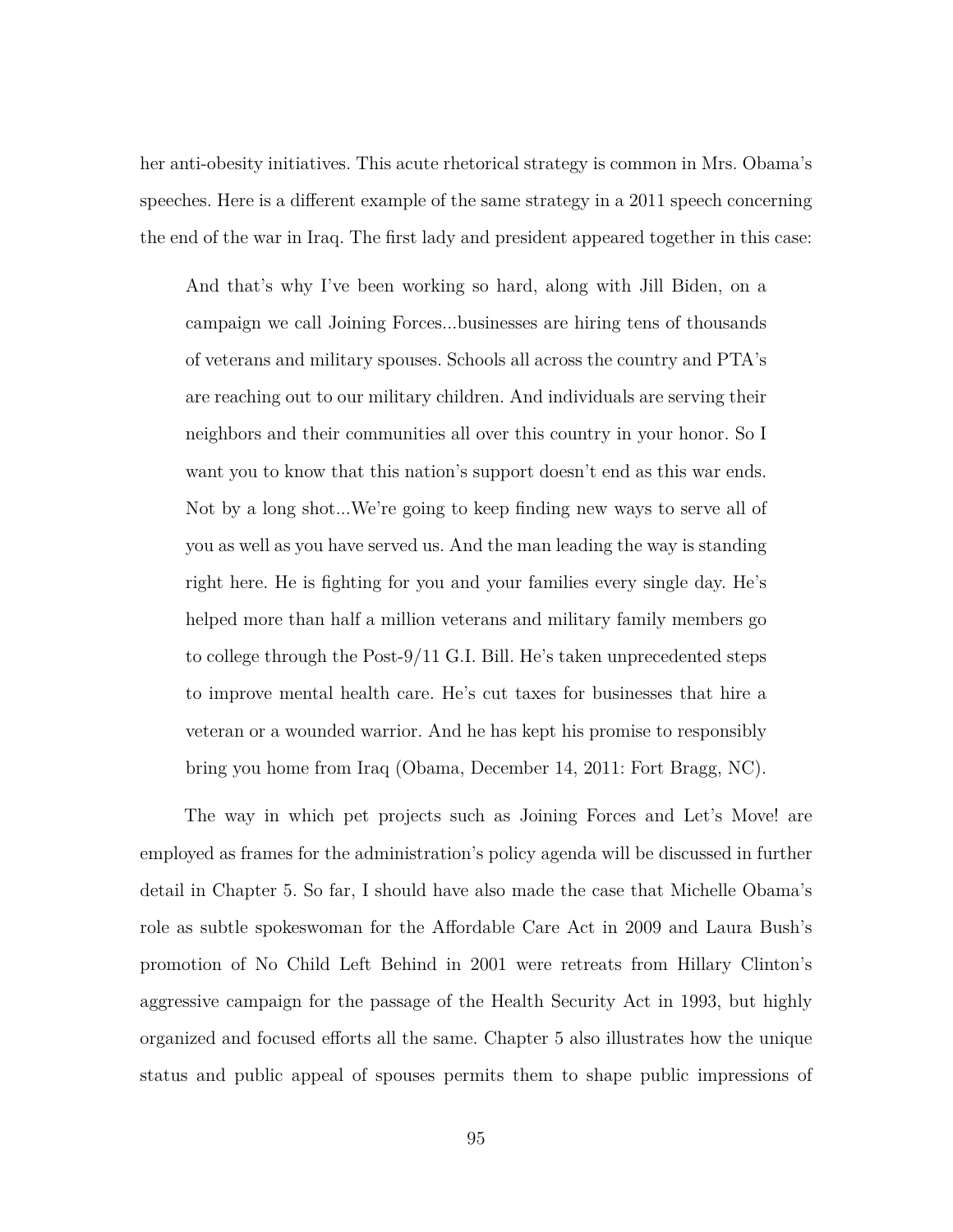her anti-obesity initiatives. This acute rhetorical strategy is common in Mrs. Obama's speeches. Here is a different example of the same strategy in a 2011 speech concerning the end of the war in Iraq. The first lady and president appeared together in this case:

> And that's why I've been working so hard, along with Jill Biden, on a campaign we call Joining Forces...businesses are hiring tens of thousands of veterans and military spouses. Schools all across the country and PTA's are reaching out to our military children. And individuals are serving their neighbors and their communities all over this country in your honor. So I want you to know that this nation's support doesn't end as this war ends. Not by a long shot...We're going to keep finding new ways to serve all of you as well as you have served us. And the man leading the way is standing right here. He is fighting for you and your families every single day. He's helped more than half a million veterans and military family members go to college through the Post-9/11 G.I. Bill. He's taken unprecedented steps to improve mental health care. He's cut taxes for businesses that hire a veteran or a wounded warrior. And he has kept his promise to responsibly bring you home from Iraq (Obama, December 14, 2011: Fort Bragg, NC).

The way in which pet projects such as Joining Forces and Let's Move! are employed as frames for the administration's policy agenda will be discussed in further detail in Chapter 5. So far, I should have also made the case that Michelle Obama's role as subtle spokeswoman for the Affordable Care Act in 2009 and Laura Bush's promotion of No Child Left Behind in 2001 were retreats from Hillary Clinton's aggressive campaign for the passage of the Health Security Act in 1993, but highly organized and focused efforts all the same. Chapter 5 also illustrates how the unique status and public appeal of spouses permits them to shape public impressions of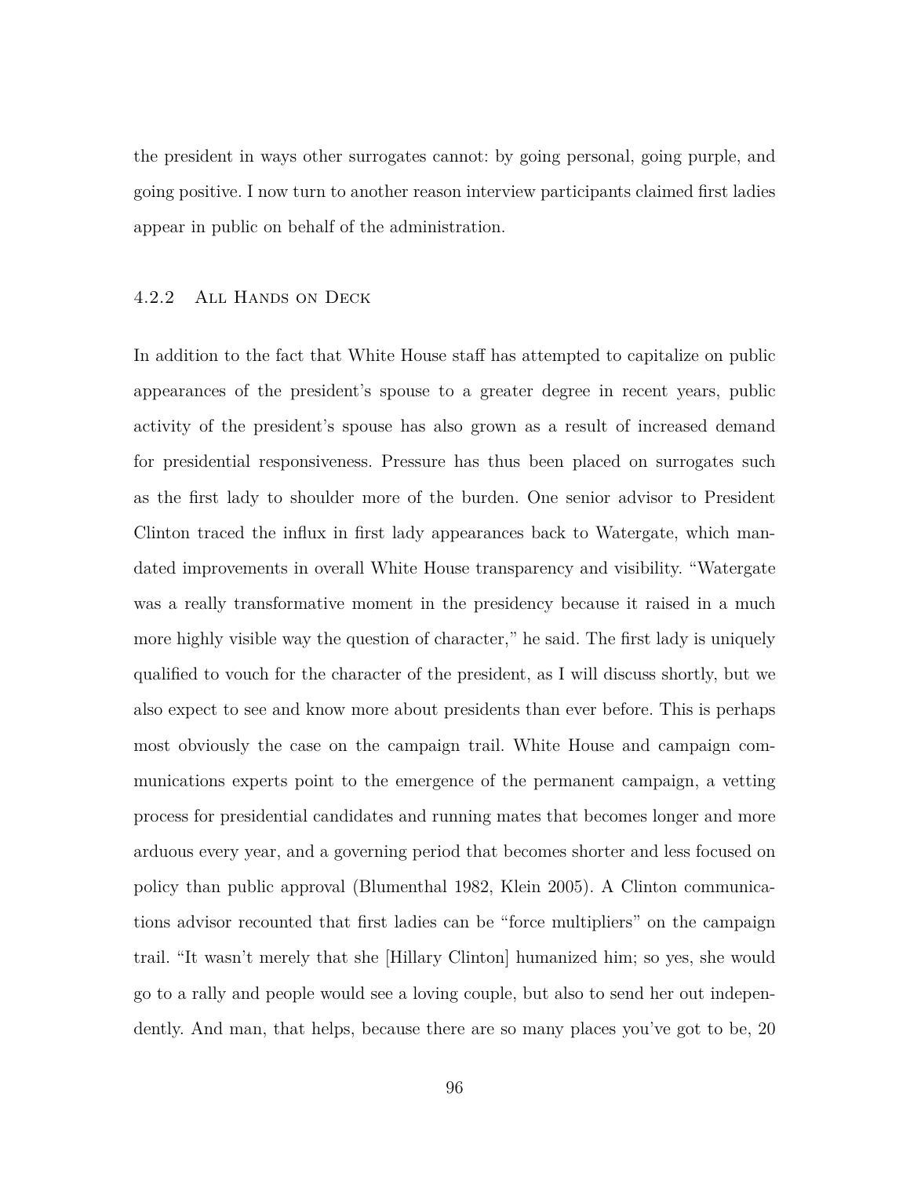the president in ways other surrogates cannot: by going personal, going purple, and going positive. I now turn to another reason interview participants claimed first ladies appear in public on behalf of the administration.

### 4.2.2 All Hands on Deck

In addition to the fact that White House staff has attempted to capitalize on public appearances of the president's spouse to a greater degree in recent years, public activity of the president's spouse has also grown as a result of increased demand for presidential responsiveness. Pressure has thus been placed on surrogates such as the first lady to shoulder more of the burden. One senior advisor to President Clinton traced the influx in first lady appearances back to Watergate, which mandated improvements in overall White House transparency and visibility. "Watergate was a really transformative moment in the presidency because it raised in a much more highly visible way the question of character," he said. The first lady is uniquely qualified to vouch for the character of the president, as I will discuss shortly, but we also expect to see and know more about presidents than ever before. This is perhaps most obviously the case on the campaign trail. White House and campaign communications experts point to the emergence of the permanent campaign, a vetting process for presidential candidates and running mates that becomes longer and more arduous every year, and a governing period that becomes shorter and less focused on policy than public approval (Blumenthal 1982, Klein 2005). A Clinton communications advisor recounted that first ladies can be "force multipliers" on the campaign trail. "It wasn't merely that she [Hillary Clinton] humanized him; so yes, she would go to a rally and people would see a loving couple, but also to send her out independently. And man, that helps, because there are so many places you've got to be, 20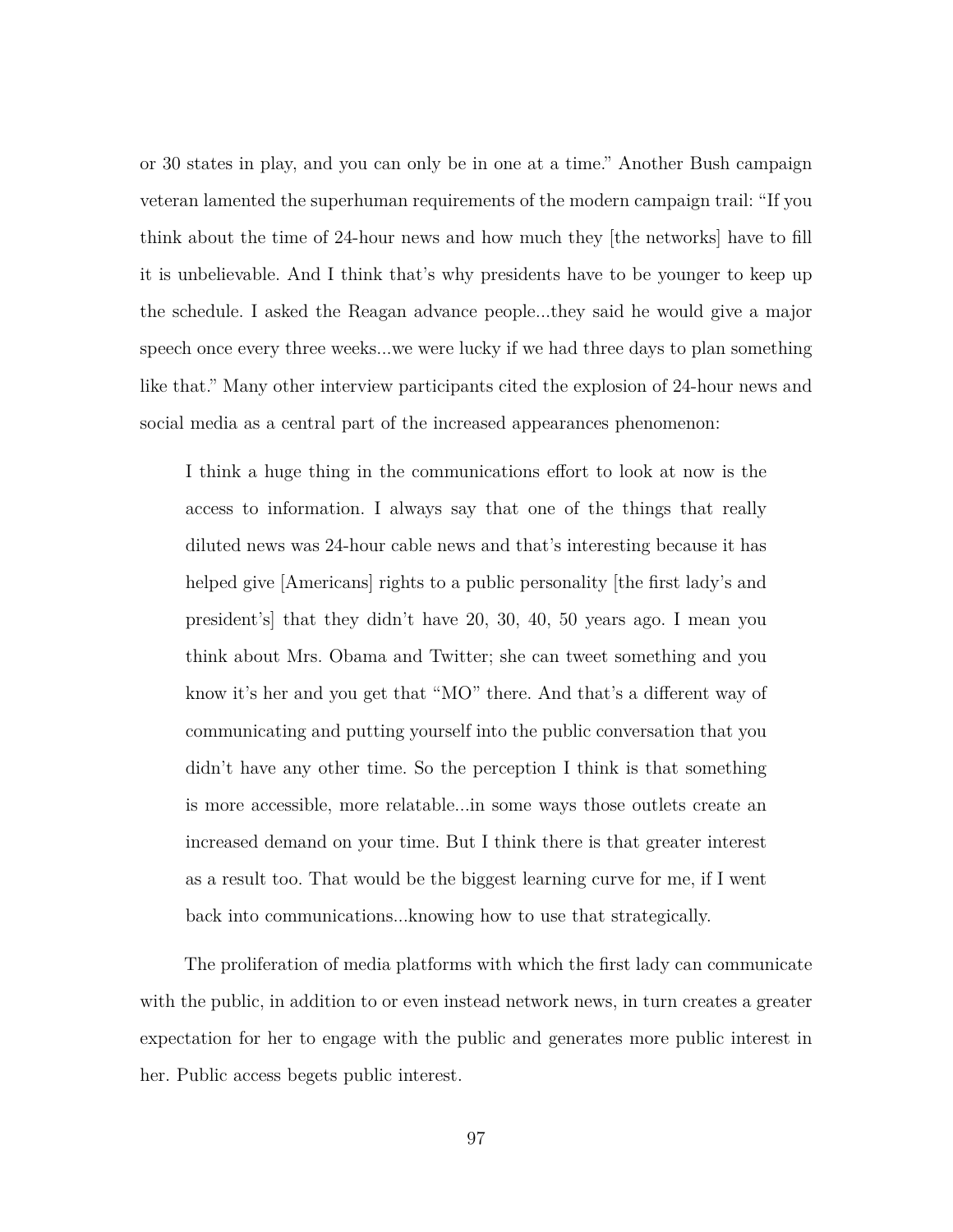or 30 states in play, and you can only be in one at a time." Another Bush campaign veteran lamented the superhuman requirements of the modern campaign trail: "If you think about the time of 24-hour news and how much they [the networks] have to fill it is unbelievable. And I think that's why presidents have to be younger to keep up the schedule. I asked the Reagan advance people...they said he would give a major speech once every three weeks...we were lucky if we had three days to plan something like that." Many other interview participants cited the explosion of 24-hour news and social media as a central part of the increased appearances phenomenon:

> I think a huge thing in the communications effort to look at now is the access to information. I always say that one of the things that really diluted news was 24-hour cable news and that's interesting because it has helped give [Americans] rights to a public personality [the first lady's and president's] that they didn't have 20, 30, 40, 50 years ago. I mean you think about Mrs. Obama and Twitter; she can tweet something and you know it's her and you get that "MO" there. And that's a different way of communicating and putting yourself into the public conversation that you didn't have any other time. So the perception I think is that something is more accessible, more relatable...in some ways those outlets create an increased demand on your time. But I think there is that greater interest as a result too. That would be the biggest learning curve for me, if I went back into communications...knowing how to use that strategically.

The proliferation of media platforms with which the first lady can communicate with the public, in addition to or even instead network news, in turn creates a greater expectation for her to engage with the public and generates more public interest in her. Public access begets public interest.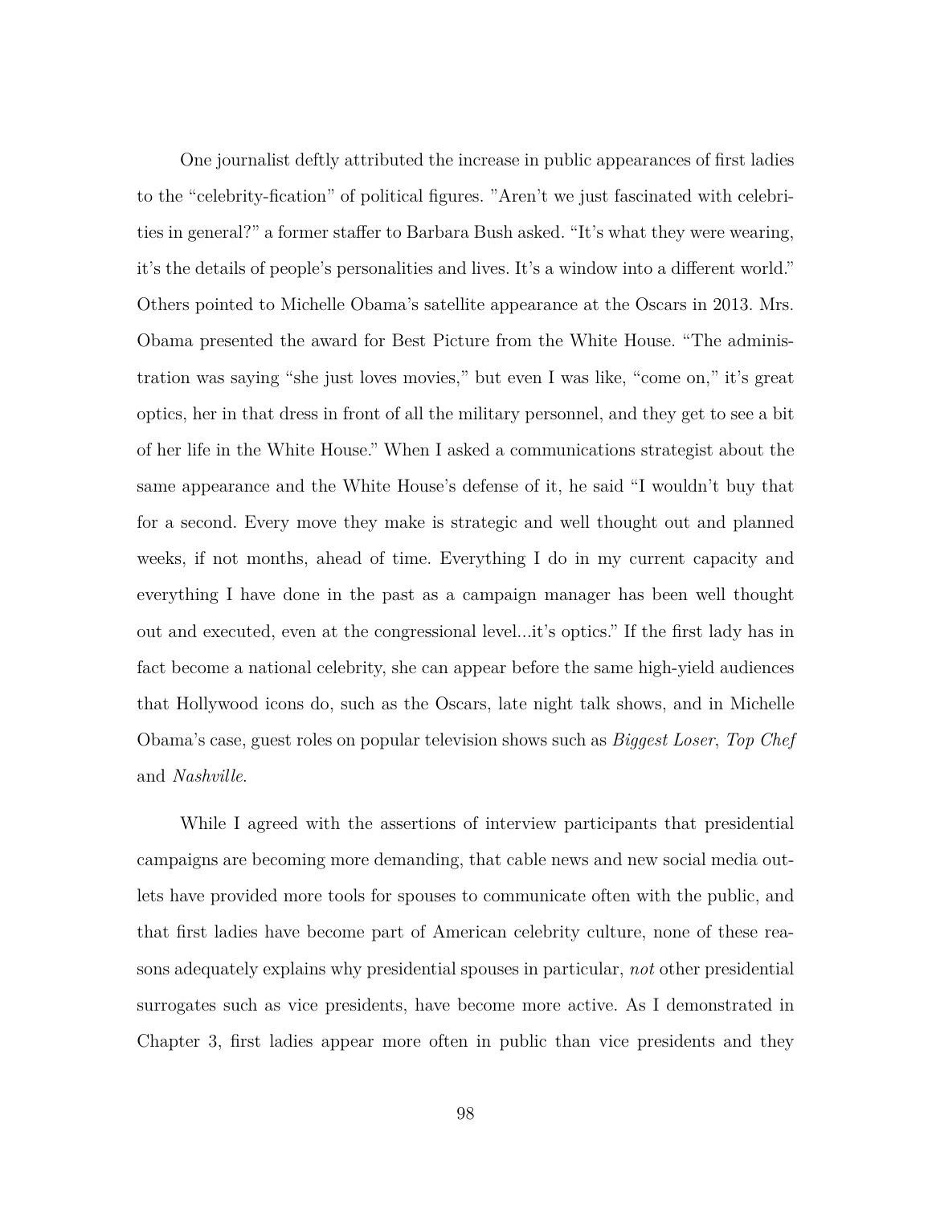One journalist deftly attributed the increase in public appearances of first ladies to the "celebrity-fication" of political figures. "Aren't we just fascinated with celebrities in general?" a former staffer to Barbara Bush asked. "It's what they were wearing, it's the details of people's personalities and lives. It's a window into a different world." Others pointed to Michelle Obama's satellite appearance at the Oscars in 2013. Mrs. Obama presented the award for Best Picture from the White House. "The administration was saying "she just loves movies," but even I was like, "come on," it's great optics, her in that dress in front of all the military personnel, and they get to see a bit of her life in the White House." When I asked a communications strategist about the same appearance and the White House's defense of it, he said "I wouldn't buy that for a second. Every move they make is strategic and well thought out and planned weeks, if not months, ahead of time. Everything I do in my current capacity and everything I have done in the past as a campaign manager has been well thought out and executed, even at the congressional level...it's optics." If the first lady has in fact become a national celebrity, she can appear before the same high-yield audiences that Hollywood icons do, such as the Oscars, late night talk shows, and in Michelle Obama's case, guest roles on popular television shows such as *Biggest Loser*, *Top Chef* and *Nashville*.

While I agreed with the assertions of interview participants that presidential campaigns are becoming more demanding, that cable news and new social media outlets have provided more tools for spouses to communicate often with the public, and that first ladies have become part of American celebrity culture, none of these reasons adequately explains why presidential spouses in particular, *not* other presidential surrogates such as vice presidents, have become more active. As I demonstrated in Chapter 3, first ladies appear more often in public than vice presidents and they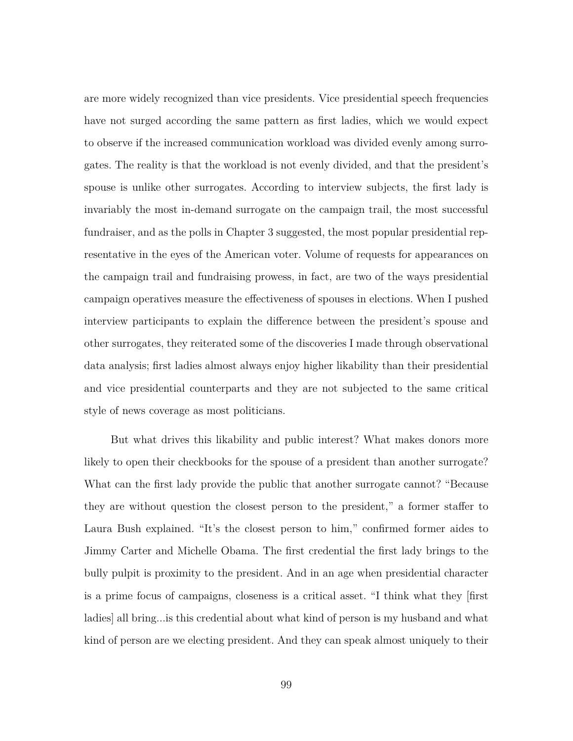are more widely recognized than vice presidents. Vice presidential speech frequencies have not surged according the same pattern as first ladies, which we would expect to observe if the increased communication workload was divided evenly among surrogates. The reality is that the workload is not evenly divided, and that the president's spouse is unlike other surrogates. According to interview subjects, the first lady is invariably the most in-demand surrogate on the campaign trail, the most successful fundraiser, and as the polls in Chapter 3 suggested, the most popular presidential representative in the eyes of the American voter. Volume of requests for appearances on the campaign trail and fundraising prowess, in fact, are two of the ways presidential campaign operatives measure the effectiveness of spouses in elections. When I pushed interview participants to explain the difference between the president's spouse and other surrogates, they reiterated some of the discoveries I made through observational data analysis; first ladies almost always enjoy higher likability than their presidential and vice presidential counterparts and they are not subjected to the same critical style of news coverage as most politicians.

But what drives this likability and public interest? What makes donors more likely to open their checkbooks for the spouse of a president than another surrogate? What can the first lady provide the public that another surrogate cannot? "Because they are without question the closest person to the president," a former staffer to Laura Bush explained. "It's the closest person to him," confirmed former aides to Jimmy Carter and Michelle Obama. The first credential the first lady brings to the bully pulpit is proximity to the president. And in an age when presidential character is a prime focus of campaigns, closeness is a critical asset. "I think what they [first ladies] all bring...is this credential about what kind of person is my husband and what kind of person are we electing president. And they can speak almost uniquely to their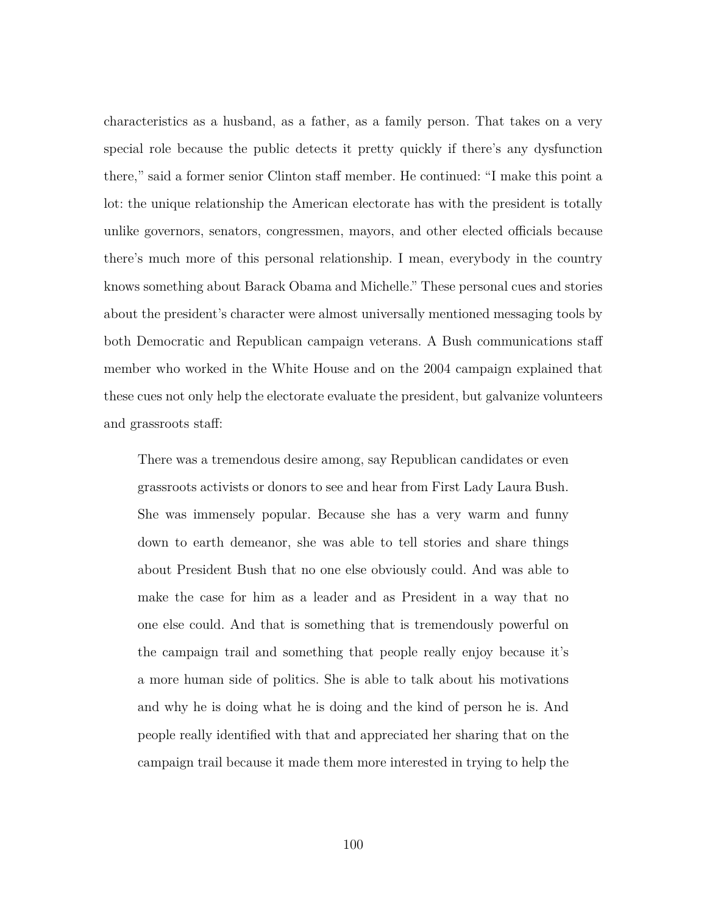characteristics as a husband, as a father, as a family person. That takes on a very special role because the public detects it pretty quickly if there's any dysfunction there," said a former senior Clinton staff member. He continued: "I make this point a lot: the unique relationship the American electorate has with the president is totally unlike governors, senators, congressmen, mayors, and other elected officials because there's much more of this personal relationship. I mean, everybody in the country knows something about Barack Obama and Michelle." These personal cues and stories about the president's character were almost universally mentioned messaging tools by both Democratic and Republican campaign veterans. A Bush communications staff member who worked in the White House and on the 2004 campaign explained that these cues not only help the electorate evaluate the president, but galvanize volunteers and grassroots staff:

> There was a tremendous desire among, say Republican candidates or even grassroots activists or donors to see and hear from First Lady Laura Bush. She was immensely popular. Because she has a very warm and funny down to earth demeanor, she was able to tell stories and share things about President Bush that no one else obviously could. And was able to make the case for him as a leader and as President in a way that no one else could. And that is something that is tremendously powerful on the campaign trail and something that people really enjoy because it's a more human side of politics. She is able to talk about his motivations and why he is doing what he is doing and the kind of person he is. And people really identified with that and appreciated her sharing that on the campaign trail because it made them more interested in trying to help the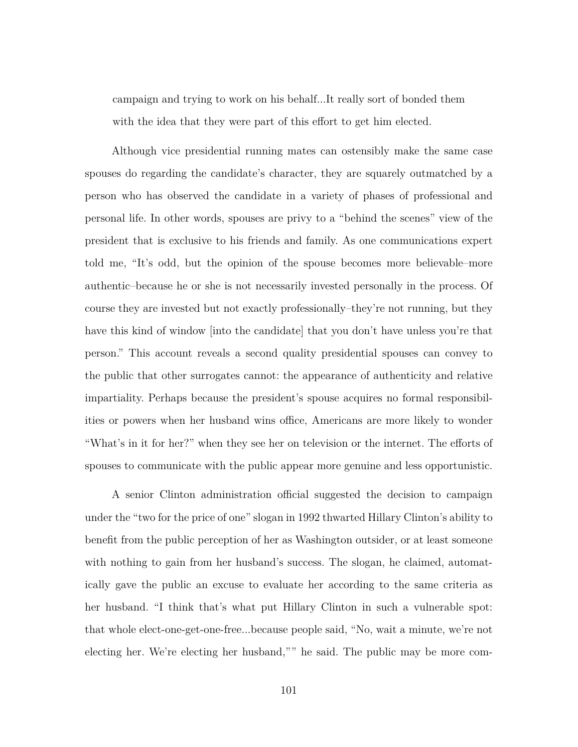> campaign and trying to work on his behalf...It really sort of bonded them with the idea that they were part of this effort to get him elected.

Although vice presidential running mates can ostensibly make the same case spouses do regarding the candidate's character, they are squarely outmatched by a person who has observed the candidate in a variety of phases of professional and personal life. In other words, spouses are privy to a "behind the scenes" view of the president that is exclusive to his friends and family. As one communications expert told me, "It's odd, but the opinion of the spouse becomes more believable–more authentic–because he or she is not necessarily invested personally in the process. Of course they are invested but not exactly professionally–they're not running, but they have this kind of window [into the candidate] that you don't have unless you're that person." This account reveals a second quality presidential spouses can convey to the public that other surrogates cannot: the appearance of authenticity and relative impartiality. Perhaps because the president's spouse acquires no formal responsibilities or powers when her husband wins office, Americans are more likely to wonder "What's in it for her?" when they see her on television or the internet. The efforts of spouses to communicate with the public appear more genuine and less opportunistic.

A senior Clinton administration official suggested the decision to campaign under the "two for the price of one" slogan in 1992 thwarted Hillary Clinton's ability to benefit from the public perception of her as Washington outsider, or at least someone with nothing to gain from her husband's success. The slogan, he claimed, automatically gave the public an excuse to evaluate her according to the same criteria as her husband. "I think that's what put Hillary Clinton in such a vulnerable spot: that whole elect-one-get-one-free...because people said, "No, wait a minute, we're not electing her. We're electing her husband,"" he said. The public may be more com-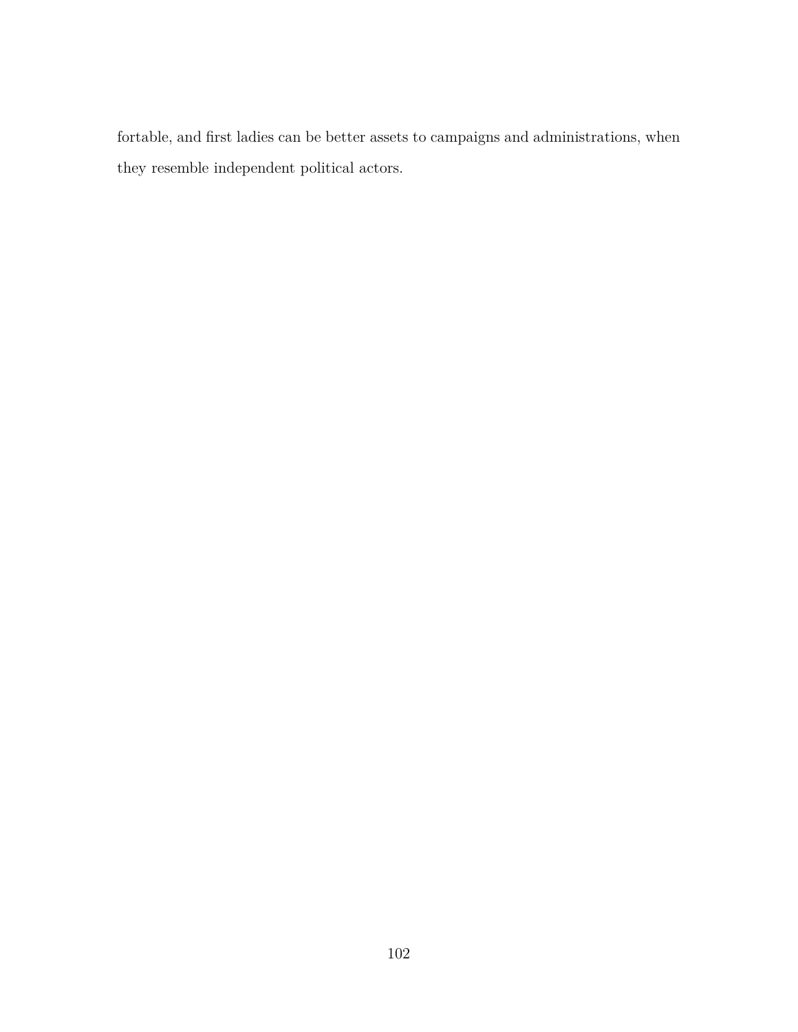fortable, and first ladies can be better assets to campaigns and administrations, when they resemble independent political actors.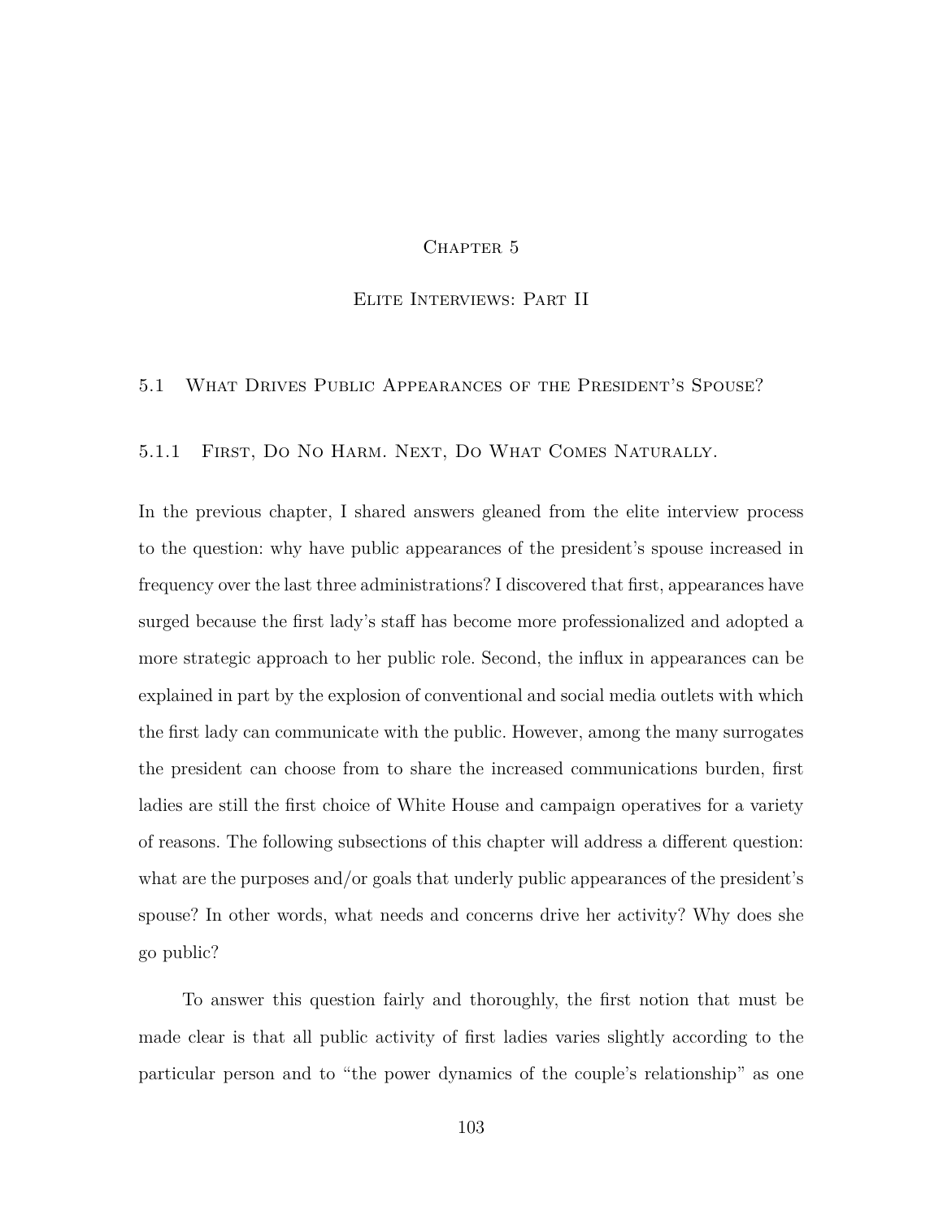# Chapter 5

# Elite Interviews: Part II

## 5.1 What Drives Public Appearances of the President's Spouse?

### 5.1.1 First, Do No Harm. Next, Do What Comes Naturally.

In the previous chapter, I shared answers gleaned from the elite interview process to the question: why have public appearances of the president's spouse increased in frequency over the last three administrations? I discovered that first, appearances have surged because the first lady's staff has become more professionalized and adopted a more strategic approach to her public role. Second, the influx in appearances can be explained in part by the explosion of conventional and social media outlets with which the first lady can communicate with the public. However, among the many surrogates the president can choose from to share the increased communications burden, first ladies are still the first choice of White House and campaign operatives for a variety of reasons. The following subsections of this chapter will address a different question: what are the purposes and/or goals that underly public appearances of the president's spouse? In other words, what needs and concerns drive her activity? Why does she go public?

To answer this question fairly and thoroughly, the first notion that must be made clear is that all public activity of first ladies varies slightly according to the particular person and to "the power dynamics of the couple's relationship" as one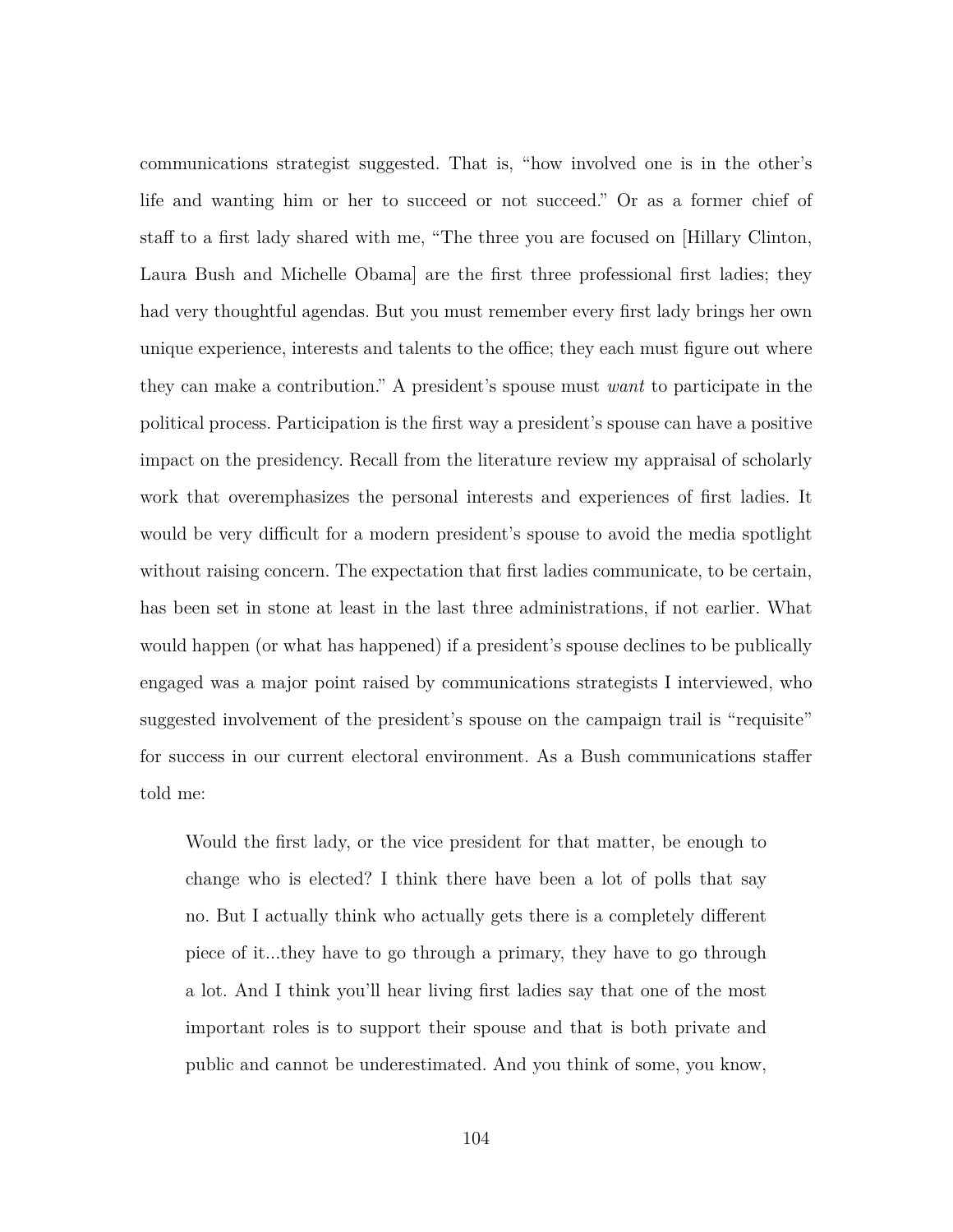communications strategist suggested. That is, "how involved one is in the other's life and wanting him or her to succeed or not succeed." Or as a former chief of staff to a first lady shared with me, "The three you are focused on [Hillary Clinton, Laura Bush and Michelle Obama] are the first three professional first ladies; they had very thoughtful agendas. But you must remember every first lady brings her own unique experience, interests and talents to the office; they each must figure out where they can make a contribution." A president's spouse must *want* to participate in the political process. Participation is the first way a president's spouse can have a positive impact on the presidency. Recall from the literature review my appraisal of scholarly work that overemphasizes the personal interests and experiences of first ladies. It would be very difficult for a modern president's spouse to avoid the media spotlight without raising concern. The expectation that first ladies communicate, to be certain, has been set in stone at least in the last three administrations, if not earlier. What would happen (or what has happened) if a president's spouse declines to be publically engaged was a major point raised by communications strategists I interviewed, who suggested involvement of the president's spouse on the campaign trail is "requisite" for success in our current electoral environment. As a Bush communications staffer told me:

> Would the first lady, or the vice president for that matter, be enough to change who is elected? I think there have been a lot of polls that say no. But I actually think who actually gets there is a completely different piece of it...they have to go through a primary, they have to go through a lot. And I think you'll hear living first ladies say that one of the most important roles is to support their spouse and that is both private and public and cannot be underestimated. And you think of some, you know,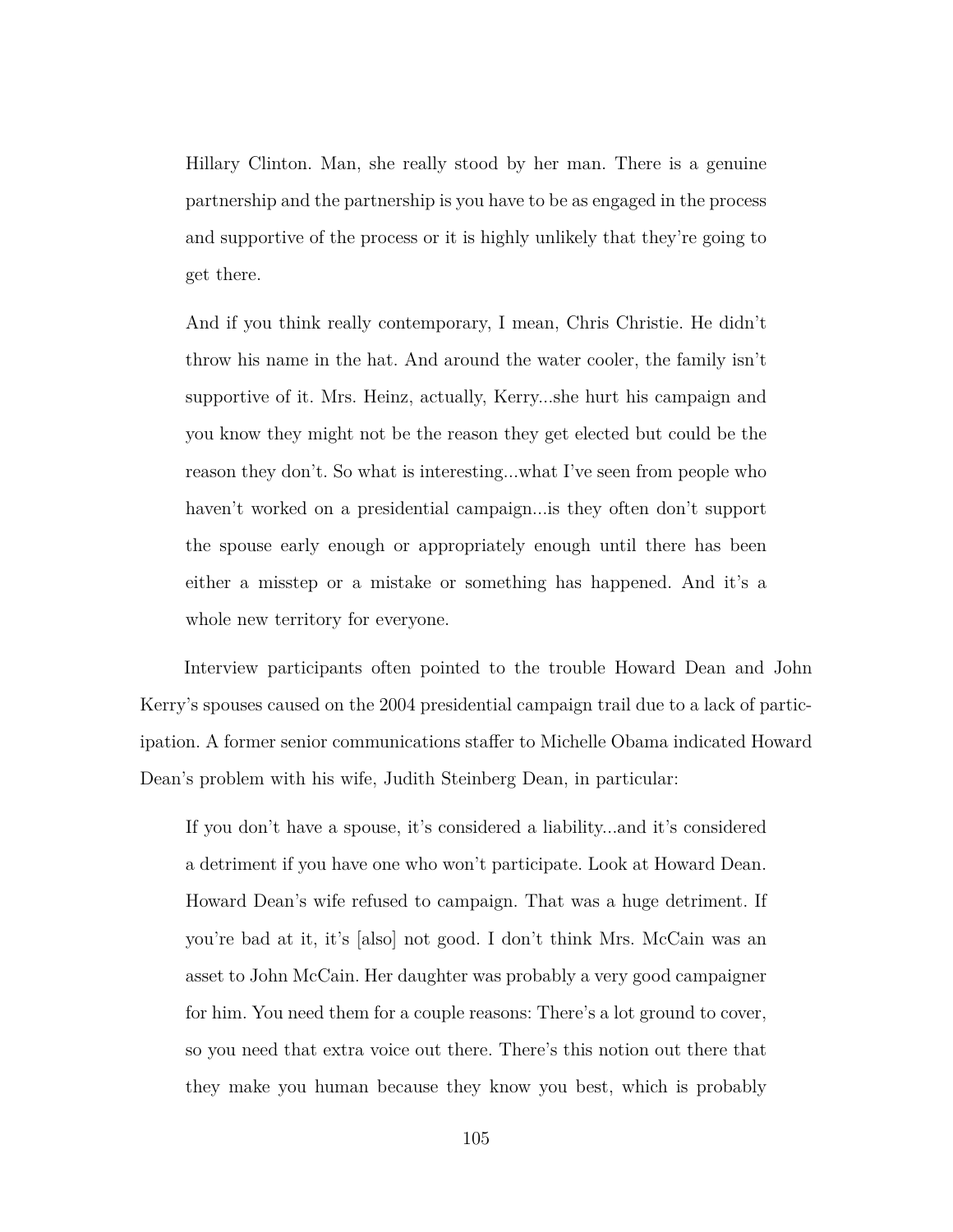> Hillary Clinton. Man, she really stood by her man. There is a genuine partnership and the partnership is you have to be as engaged in the process and supportive of the process or it is highly unlikely that they're going to get there.
>
> And if you think really contemporary, I mean, Chris Christie. He didn't throw his name in the hat. And around the water cooler, the family isn't supportive of it. Mrs. Heinz, actually, Kerry...she hurt his campaign and you know they might not be the reason they get elected but could be the reason they don't. So what is interesting...what I've seen from people who haven't worked on a presidential campaign...is they often don't support the spouse early enough or appropriately enough until there has been either a misstep or a mistake or something has happened. And it's a whole new territory for everyone.

Interview participants often pointed to the trouble Howard Dean and John Kerry's spouses caused on the 2004 presidential campaign trail due to a lack of participation. A former senior communications staffer to Michelle Obama indicated Howard Dean's problem with his wife, Judith Steinberg Dean, in particular:

> If you don't have a spouse, it's considered a liability...and it's considered a detriment if you have one who won't participate. Look at Howard Dean. Howard Dean's wife refused to campaign. That was a huge detriment. If you're bad at it, it's [also] not good. I don't think Mrs. McCain was an asset to John McCain. Her daughter was probably a very good campaigner for him. You need them for a couple reasons: There's a lot ground to cover, so you need that extra voice out there. There's this notion out there that they make you human because they know you best, which is probably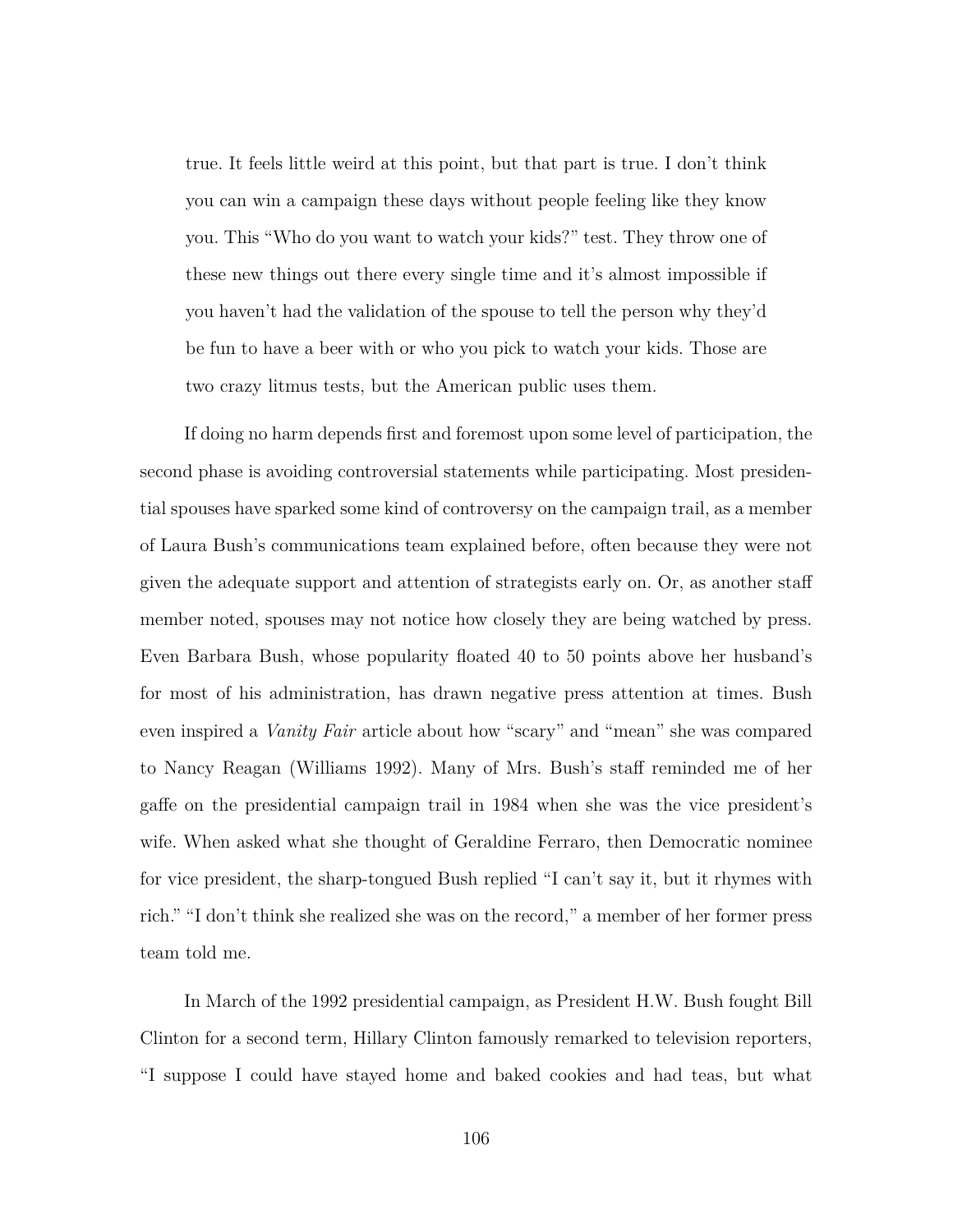> true. It feels little weird at this point, but that part is true. I don't think you can win a campaign these days without people feeling like they know you. This "Who do you want to watch your kids?" test. They throw one of these new things out there every single time and it's almost impossible if you haven't had the validation of the spouse to tell the person why they'd be fun to have a beer with or who you pick to watch your kids. Those are two crazy litmus tests, but the American public uses them.

If doing no harm depends first and foremost upon some level of participation, the second phase is avoiding controversial statements while participating. Most presidential spouses have sparked some kind of controversy on the campaign trail, as a member of Laura Bush's communications team explained before, often because they were not given the adequate support and attention of strategists early on. Or, as another staff member noted, spouses may not notice how closely they are being watched by press. Even Barbara Bush, whose popularity floated 40 to 50 points above her husband's for most of his administration, has drawn negative press attention at times. Bush even inspired a *Vanity Fair* article about how "scary" and "mean" she was compared to Nancy Reagan (Williams 1992). Many of Mrs. Bush's staff reminded me of her gaffe on the presidential campaign trail in 1984 when she was the vice president's wife. When asked what she thought of Geraldine Ferraro, then Democratic nominee for vice president, the sharp-tongued Bush replied "I can't say it, but it rhymes with rich." "I don't think she realized she was on the record," a member of her former press team told me.

In March of the 1992 presidential campaign, as President H.W. Bush fought Bill Clinton for a second term, Hillary Clinton famously remarked to television reporters, "I suppose I could have stayed home and baked cookies and had teas, but what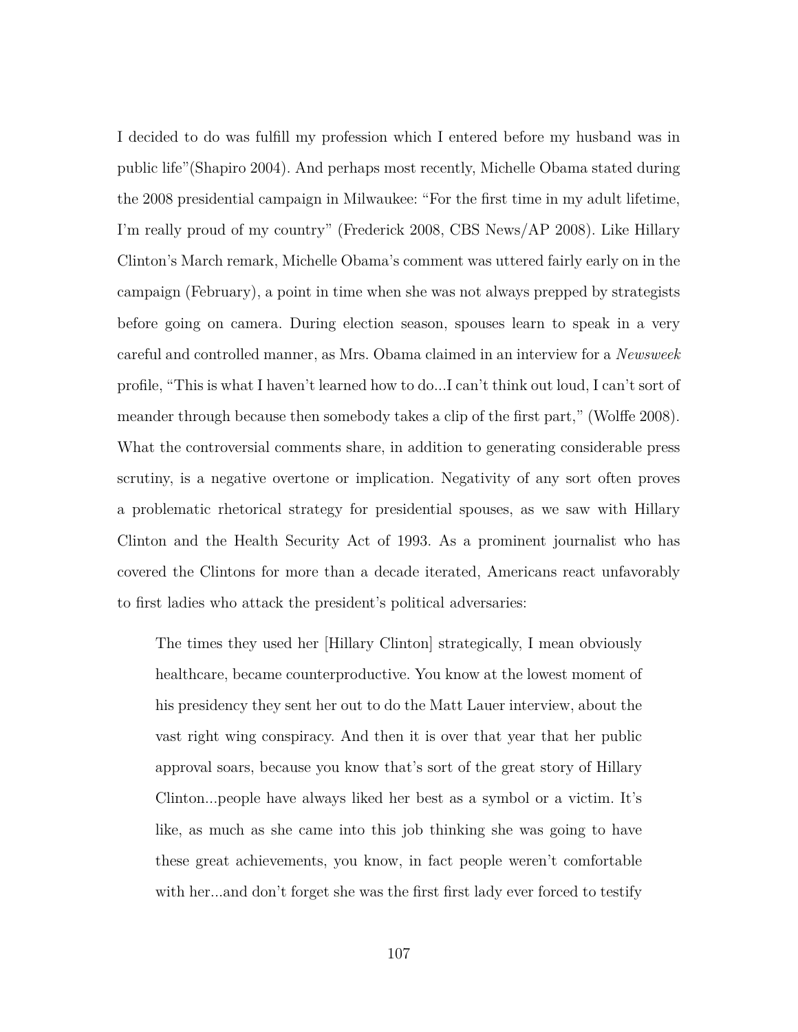I decided to do was fulfill my profession which I entered before my husband was in public life"(Shapiro 2004). And perhaps most recently, Michelle Obama stated during the 2008 presidential campaign in Milwaukee: "For the first time in my adult lifetime, I'm really proud of my country" (Frederick 2008, CBS News/AP 2008). Like Hillary Clinton's March remark, Michelle Obama's comment was uttered fairly early on in the campaign (February), a point in time when she was not always prepped by strategists before going on camera. During election season, spouses learn to speak in a very careful and controlled manner, as Mrs. Obama claimed in an interview for a *Newsweek* profile, "This is what I haven't learned how to do...I can't think out loud, I can't sort of meander through because then somebody takes a clip of the first part," (Wolffe 2008). What the controversial comments share, in addition to generating considerable press scrutiny, is a negative overtone or implication. Negativity of any sort often proves a problematic rhetorical strategy for presidential spouses, as we saw with Hillary Clinton and the Health Security Act of 1993. As a prominent journalist who has covered the Clintons for more than a decade iterated, Americans react unfavorably to first ladies who attack the president's political adversaries:

> The times they used her [Hillary Clinton] strategically, I mean obviously healthcare, became counterproductive. You know at the lowest moment of his presidency they sent her out to do the Matt Lauer interview, about the vast right wing conspiracy. And then it is over that year that her public approval soars, because you know that's sort of the great story of Hillary Clinton...people have always liked her best as a symbol or a victim. It's like, as much as she came into this job thinking she was going to have these great achievements, you know, in fact people weren't comfortable with her...and don't forget she was the first first lady ever forced to testify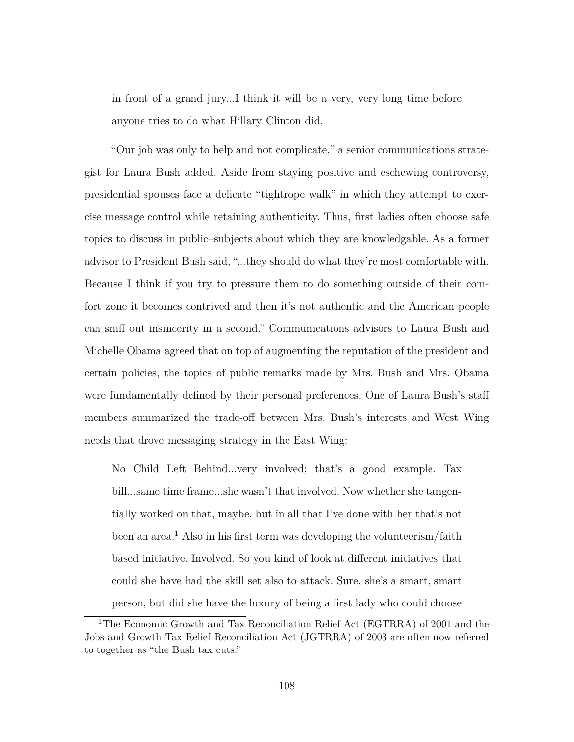> in front of a grand jury...I think it will be a very, very long time before anyone tries to do what Hillary Clinton did.

"Our job was only to help and not complicate," a senior communications strategist for Laura Bush added. Aside from staying positive and eschewing controversy, presidential spouses face a delicate "tightrope walk" in which they attempt to exercise message control while retaining authenticity. Thus, first ladies often choose safe topics to discuss in public–subjects about which they are knowledgable. As a former advisor to President Bush said, "...they should do what they're most comfortable with. Because I think if you try to pressure them to do something outside of their comfort zone it becomes contrived and then it's not authentic and the American people can sniff out insincerity in a second." Communications advisors to Laura Bush and Michelle Obama agreed that on top of augmenting the reputation of the president and certain policies, the topics of public remarks made by Mrs. Bush and Mrs. Obama were fundamentally defined by their personal preferences. One of Laura Bush's staff members summarized the trade-off between Mrs. Bush's interests and West Wing needs that drove messaging strategy in the East Wing:

> No Child Left Behind...very involved; that's a good example. Tax bill...same time frame...she wasn't that involved. Now whether she tangentially worked on that, maybe, but in all that I've done with her that's not been an area.[1] Also in his first term was developing the volunteerism/faith based initiative. Involved. So you kind of look at different initiatives that could she have had the skill set also to attack. Sure, she's a smart, smart person, but did she have the luxury of being a first lady who could choose

[1] The Economic Growth and Tax Reconciliation Relief Act (EGTRRA) of 2001 and the Jobs and Growth Tax Relief Reconciliation Act (JGTRRA) of 2003 are often now referred to together as "the Bush tax cuts."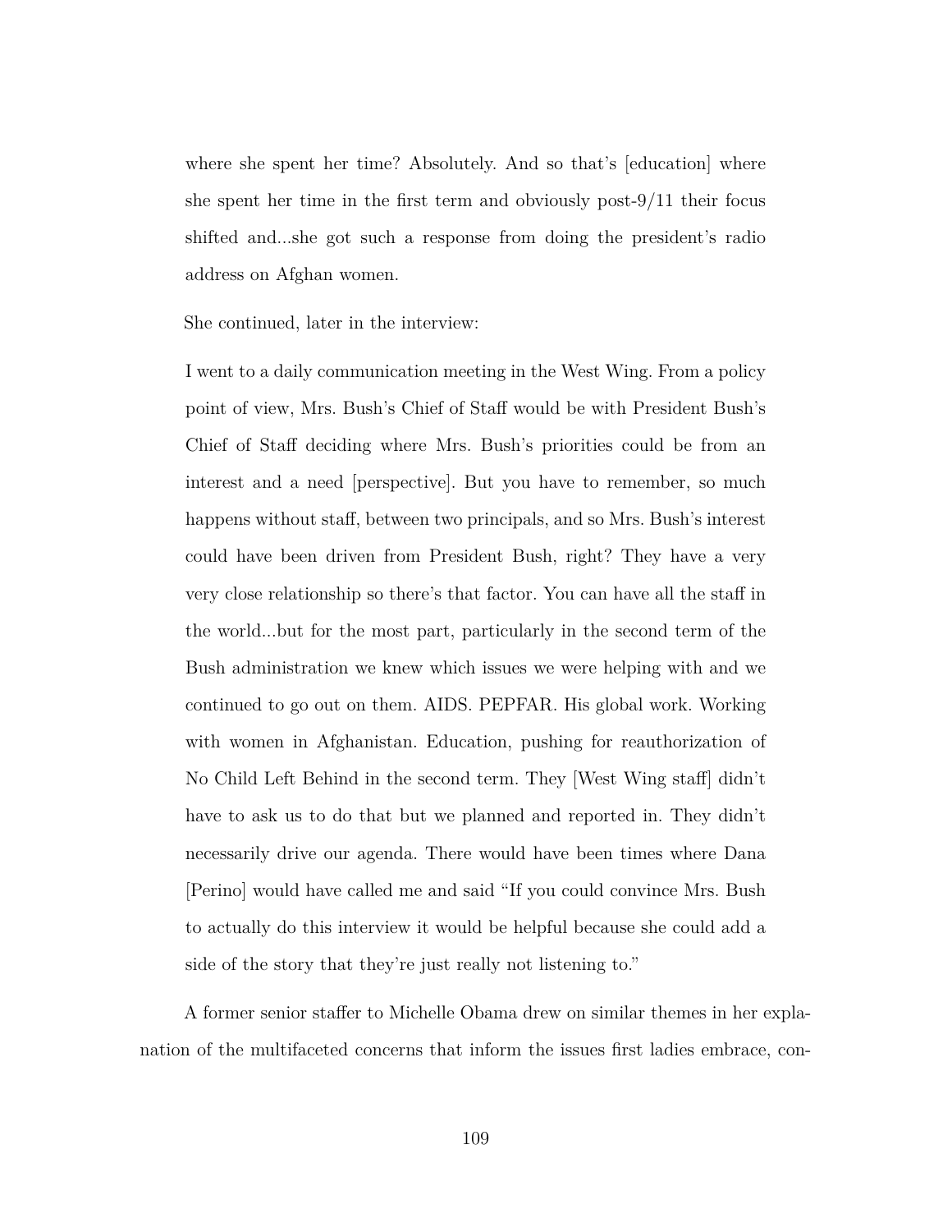where she spent her time? Absolutely. And so that's [education] where she spent her time in the first term and obviously post-9/11 their focus shifted and...she got such a response from doing the president's radio address on Afghan women.

She continued, later in the interview:

> I went to a daily communication meeting in the West Wing. From a policy point of view, Mrs. Bush's Chief of Staff would be with President Bush's Chief of Staff deciding where Mrs. Bush's priorities could be from an interest and a need [perspective]. But you have to remember, so much happens without staff, between two principals, and so Mrs. Bush's interest could have been driven from President Bush, right? They have a very very close relationship so there's that factor. You can have all the staff in the world...but for the most part, particularly in the second term of the Bush administration we knew which issues we were helping with and we continued to go out on them. AIDS. PEPFAR. His global work. Working with women in Afghanistan. Education, pushing for reauthorization of No Child Left Behind in the second term. They [West Wing staff] didn't have to ask us to do that but we planned and reported in. They didn't necessarily drive our agenda. There would have been times where Dana [Perino] would have called me and said "If you could convince Mrs. Bush to actually do this interview it would be helpful because she could add a side of the story that they're just really not listening to."

A former senior staffer to Michelle Obama drew on similar themes in her explanation of the multifaceted concerns that inform the issues first ladies embrace, con-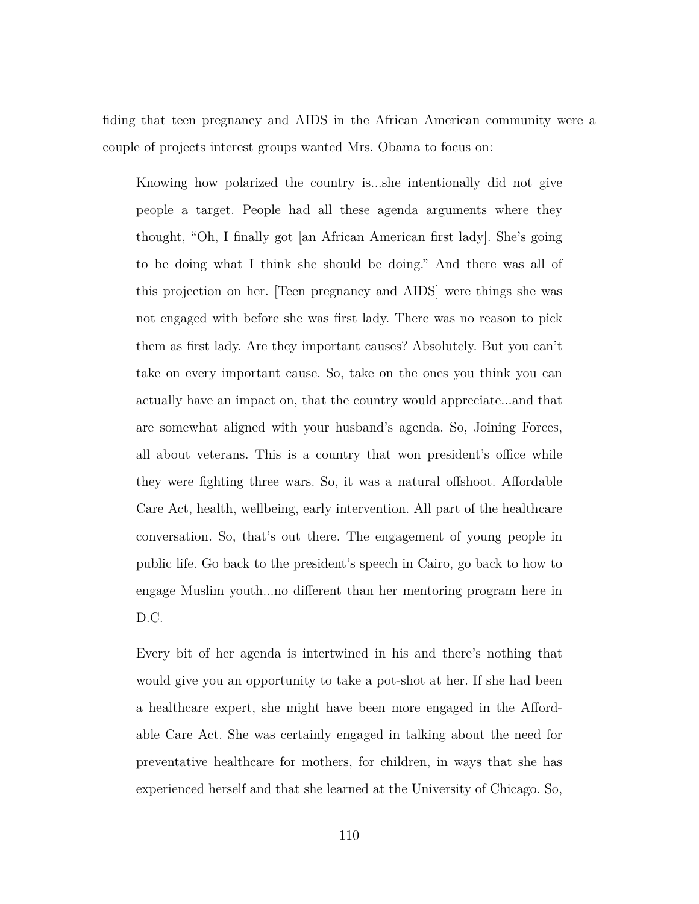fiding that teen pregnancy and AIDS in the African American community were a couple of projects interest groups wanted Mrs. Obama to focus on:

> Knowing how polarized the country is...she intentionally did not give people a target. People had all these agenda arguments where they thought, "Oh, I finally got [an African American first lady]. She's going to be doing what I think she should be doing." And there was all of this projection on her. [Teen pregnancy and AIDS] were things she was not engaged with before she was first lady. There was no reason to pick them as first lady. Are they important causes? Absolutely. But you can't take on every important cause. So, take on the ones you think you can actually have an impact on, that the country would appreciate...and that are somewhat aligned with your husband's agenda. So, Joining Forces, all about veterans. This is a country that won president's office while they were fighting three wars. So, it was a natural offshoot. Affordable Care Act, health, wellbeing, early intervention. All part of the healthcare conversation. So, that's out there. The engagement of young people in public life. Go back to the president's speech in Cairo, go back to how to engage Muslim youth...no different than her mentoring program here in D.C.
>
> Every bit of her agenda is intertwined in his and there's nothing that would give you an opportunity to take a pot-shot at her. If she had been a healthcare expert, she might have been more engaged in the Affordable Care Act. She was certainly engaged in talking about the need for preventative healthcare for mothers, for children, in ways that she has experienced herself and that she learned at the University of Chicago. So,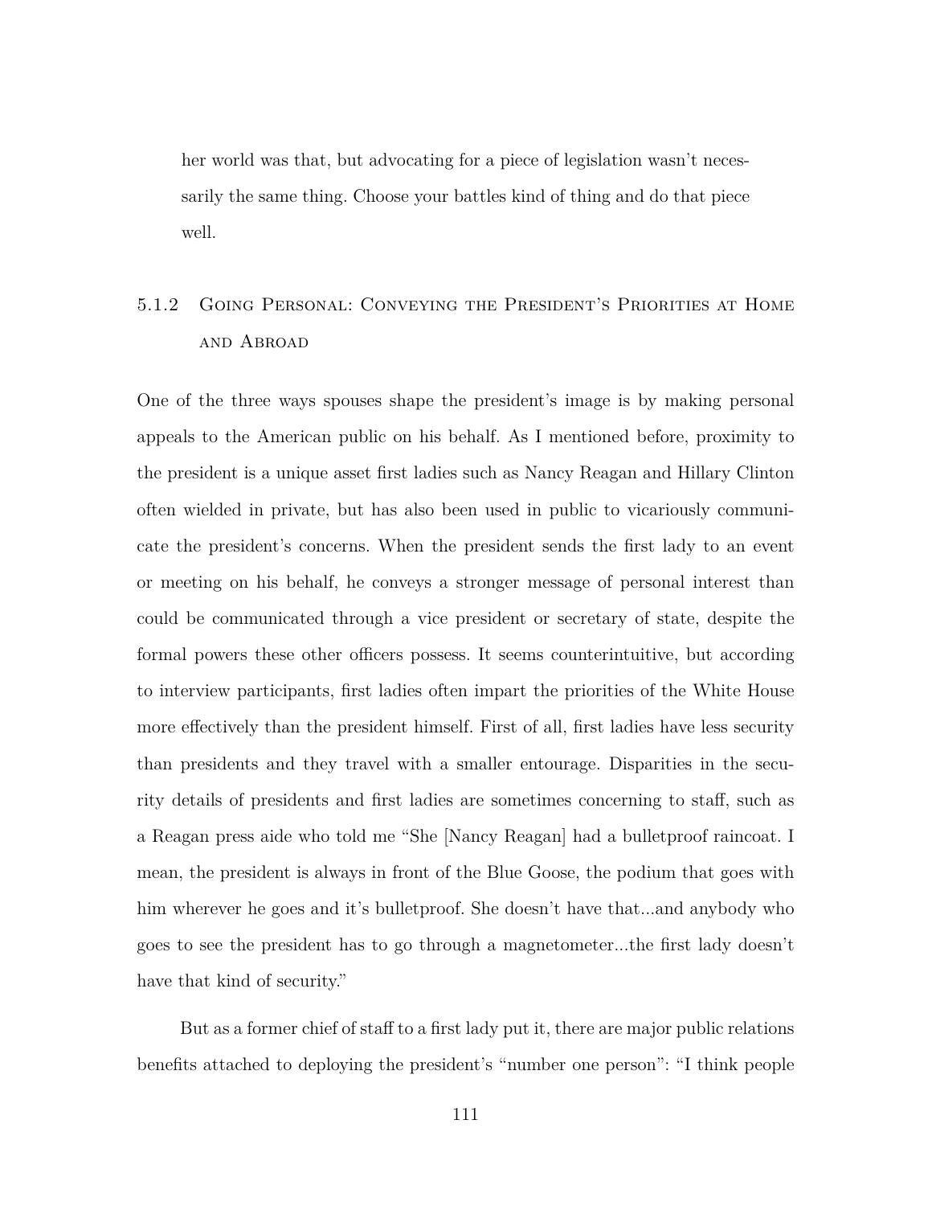her world was that, but advocating for a piece of legislation wasn't necessarily the same thing. Choose your battles kind of thing and do that piece well.

### 5.1.2 Going Personal: Conveying the President's Priorities at Home and Abroad

One of the three ways spouses shape the president's image is by making personal appeals to the American public on his behalf. As I mentioned before, proximity to the president is a unique asset first ladies such as Nancy Reagan and Hillary Clinton often wielded in private, but has also been used in public to vicariously communicate the president's concerns. When the president sends the first lady to an event or meeting on his behalf, he conveys a stronger message of personal interest than could be communicated through a vice president or secretary of state, despite the formal powers these other officers possess. It seems counterintuitive, but according to interview participants, first ladies often impart the priorities of the White House more effectively than the president himself. First of all, first ladies have less security than presidents and they travel with a smaller entourage. Disparities in the security details of presidents and first ladies are sometimes concerning to staff, such as a Reagan press aide who told me "She [Nancy Reagan] had a bulletproof raincoat. I mean, the president is always in front of the Blue Goose, the podium that goes with him wherever he goes and it's bulletproof. She doesn't have that...and anybody who goes to see the president has to go through a magnetometer...the first lady doesn't have that kind of security."

But as a former chief of staff to a first lady put it, there are major public relations benefits attached to deploying the president's "number one person": "I think people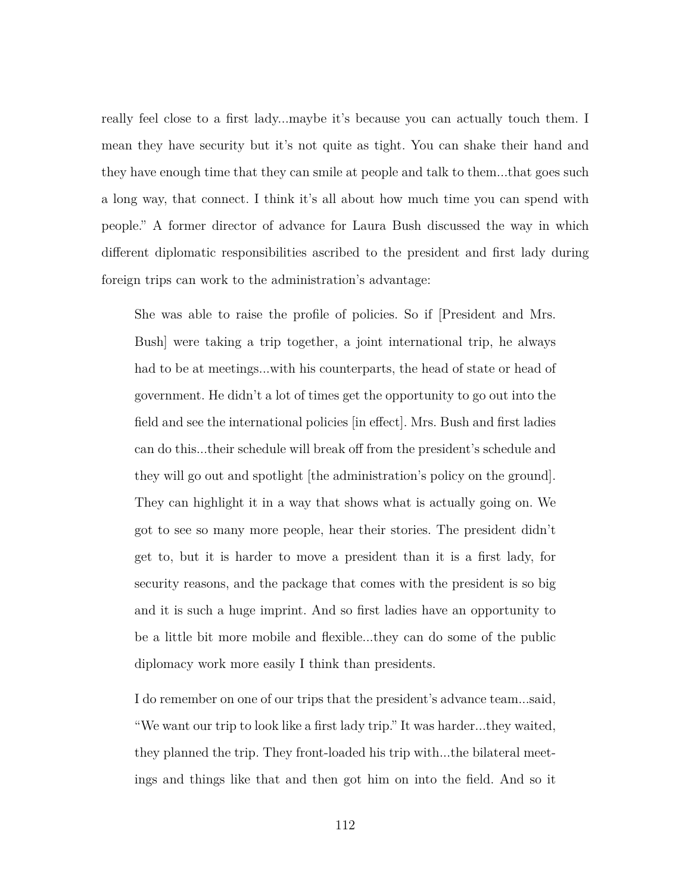really feel close to a first lady...maybe it's because you can actually touch them. I mean they have security but it's not quite as tight. You can shake their hand and they have enough time that they can smile at people and talk to them...that goes such a long way, that connect. I think it's all about how much time you can spend with people." A former director of advance for Laura Bush discussed the way in which different diplomatic responsibilities ascribed to the president and first lady during foreign trips can work to the administration's advantage:

> She was able to raise the profile of policies. So if [President and Mrs. Bush] were taking a trip together, a joint international trip, he always had to be at meetings...with his counterparts, the head of state or head of government. He didn't a lot of times get the opportunity to go out into the field and see the international policies [in effect]. Mrs. Bush and first ladies can do this...their schedule will break off from the president's schedule and they will go out and spotlight [the administration's policy on the ground]. They can highlight it in a way that shows what is actually going on. We got to see so many more people, hear their stories. The president didn't get to, but it is harder to move a president than it is a first lady, for security reasons, and the package that comes with the president is so big and it is such a huge imprint. And so first ladies have an opportunity to be a little bit more mobile and flexible...they can do some of the public diplomacy work more easily I think than presidents.
>
> I do remember on one of our trips that the president's advance team...said, "We want our trip to look like a first lady trip." It was harder...they waited, they planned the trip. They front-loaded his trip with...the bilateral meetings and things like that and then got him on into the field. And so it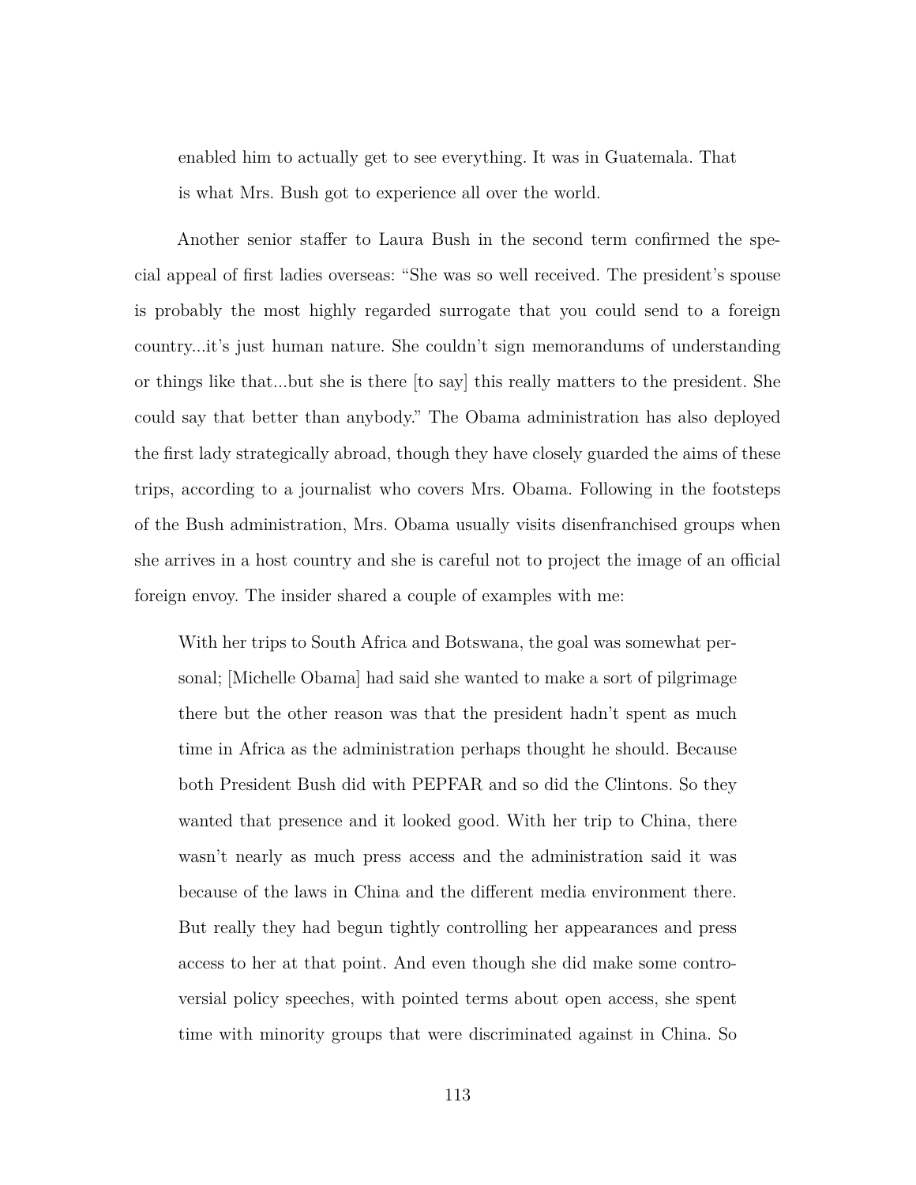> enabled him to actually get to see everything. It was in Guatemala. That is what Mrs. Bush got to experience all over the world.

Another senior staffer to Laura Bush in the second term confirmed the special appeal of first ladies overseas: "She was so well received. The president's spouse is probably the most highly regarded surrogate that you could send to a foreign country...it's just human nature. She couldn't sign memorandums of understanding or things like that...but she is there [to say] this really matters to the president. She could say that better than anybody." The Obama administration has also deployed the first lady strategically abroad, though they have closely guarded the aims of these trips, according to a journalist who covers Mrs. Obama. Following in the footsteps of the Bush administration, Mrs. Obama usually visits disenfranchised groups when she arrives in a host country and she is careful not to project the image of an official foreign envoy. The insider shared a couple of examples with me:

> With her trips to South Africa and Botswana, the goal was somewhat personal; [Michelle Obama] had said she wanted to make a sort of pilgrimage there but the other reason was that the president hadn't spent as much time in Africa as the administration perhaps thought he should. Because both President Bush did with PEPFAR and so did the Clintons. So they wanted that presence and it looked good. With her trip to China, there wasn't nearly as much press access and the administration said it was because of the laws in China and the different media environment there. But really they had begun tightly controlling her appearances and press access to her at that point. And even though she did make some controversial policy speeches, with pointed terms about open access, she spent time with minority groups that were discriminated against in China. So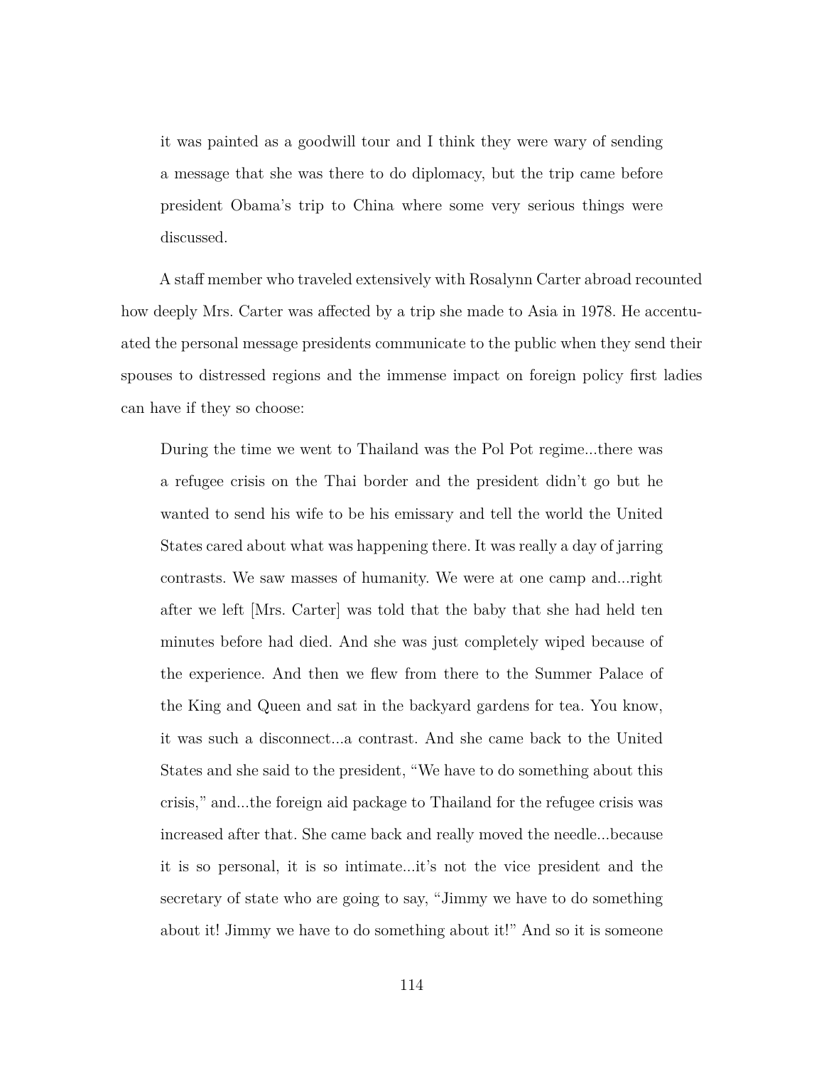> it was painted as a goodwill tour and I think they were wary of sending a message that she was there to do diplomacy, but the trip came before president Obama's trip to China where some very serious things were discussed.

A staff member who traveled extensively with Rosalynn Carter abroad recounted how deeply Mrs. Carter was affected by a trip she made to Asia in 1978. He accentuated the personal message presidents communicate to the public when they send their spouses to distressed regions and the immense impact on foreign policy first ladies can have if they so choose:

> During the time we went to Thailand was the Pol Pot regime...there was a refugee crisis on the Thai border and the president didn't go but he wanted to send his wife to be his emissary and tell the world the United States cared about what was happening there. It was really a day of jarring contrasts. We saw masses of humanity. We were at one camp and...right after we left [Mrs. Carter] was told that the baby that she had held ten minutes before had died. And she was just completely wiped because of the experience. And then we flew from there to the Summer Palace of the King and Queen and sat in the backyard gardens for tea. You know, it was such a disconnect...a contrast. And she came back to the United States and she said to the president, "We have to do something about this crisis," and...the foreign aid package to Thailand for the refugee crisis was increased after that. She came back and really moved the needle...because it is so personal, it is so intimate...it's not the vice president and the secretary of state who are going to say, "Jimmy we have to do something about it! Jimmy we have to do something about it!" And so it is someone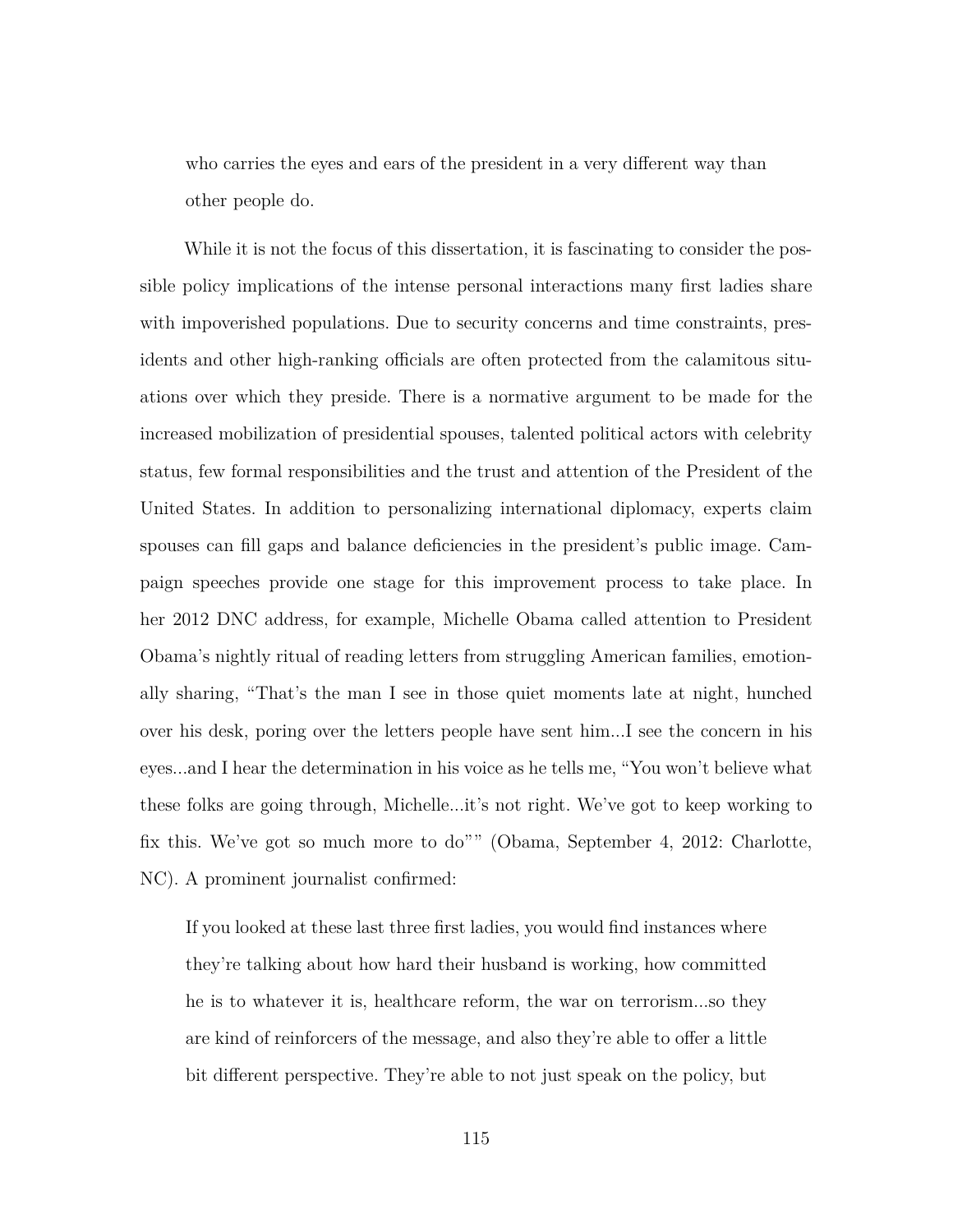> who carries the eyes and ears of the president in a very different way than other people do.

While it is not the focus of this dissertation, it is fascinating to consider the possible policy implications of the intense personal interactions many first ladies share with impoverished populations. Due to security concerns and time constraints, presidents and other high-ranking officials are often protected from the calamitous situations over which they preside. There is a normative argument to be made for the increased mobilization of presidential spouses, talented political actors with celebrity status, few formal responsibilities and the trust and attention of the President of the United States. In addition to personalizing international diplomacy, experts claim spouses can fill gaps and balance deficiencies in the president's public image. Campaign speeches provide one stage for this improvement process to take place. In her 2012 DNC address, for example, Michelle Obama called attention to President Obama's nightly ritual of reading letters from struggling American families, emotionally sharing, "That's the man I see in those quiet moments late at night, hunched over his desk, poring over the letters people have sent him...I see the concern in his eyes...and I hear the determination in his voice as he tells me, "You won't believe what these folks are going through, Michelle...it's not right. We've got to keep working to fix this. We've got so much more to do"" (Obama, September 4, 2012: Charlotte, NC). A prominent journalist confirmed:

> If you looked at these last three first ladies, you would find instances where they're talking about how hard their husband is working, how committed he is to whatever it is, healthcare reform, the war on terrorism...so they are kind of reinforcers of the message, and also they're able to offer a little bit different perspective. They're able to not just speak on the policy, but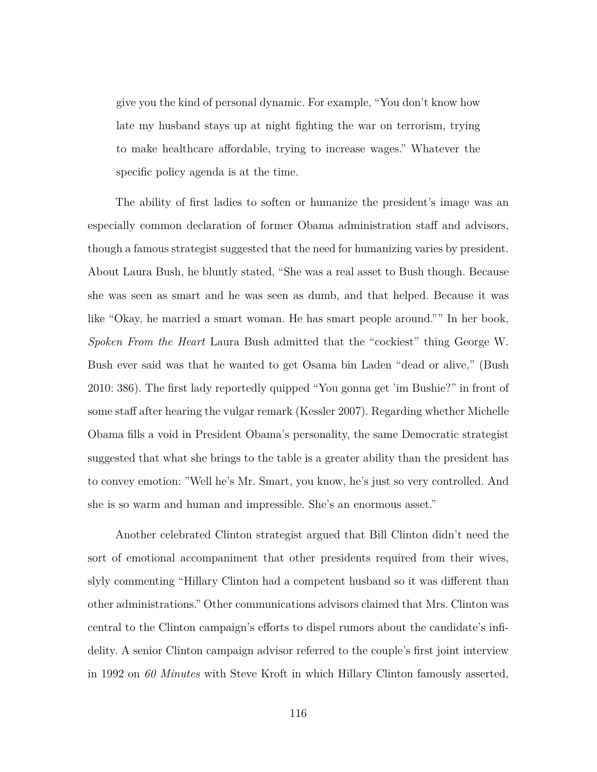> give you the kind of personal dynamic. For example, "You don't know how late my husband stays up at night fighting the war on terrorism, trying to make healthcare affordable, trying to increase wages." Whatever the specific policy agenda is at the time.

The ability of first ladies to soften or humanize the president's image was an especially common declaration of former Obama administration staff and advisors, though a famous strategist suggested that the need for humanizing varies by president. About Laura Bush, he bluntly stated, "She was a real asset to Bush though. Because she was seen as smart and he was seen as dumb, and that helped. Because it was like "Okay, he married a smart woman. He has smart people around."" In her book, *Spoken From the Heart* Laura Bush admitted that the "cockiest" thing George W. Bush ever said was that he wanted to get Osama bin Laden "dead or alive," (Bush 2010: 386). The first lady reportedly quipped "You gonna get 'im Bushie?" in front of some staff after hearing the vulgar remark (Kessler 2007). Regarding whether Michelle Obama fills a void in President Obama's personality, the same Democratic strategist suggested that what she brings to the table is a greater ability than the president has to convey emotion: "Well he's Mr. Smart, you know, he's just so very controlled. And she is so warm and human and impressible. She's an enormous asset."

Another celebrated Clinton strategist argued that Bill Clinton didn't need the sort of emotional accompaniment that other presidents required from their wives, slyly commenting "Hillary Clinton had a competent husband so it was different than other administrations." Other communications advisors claimed that Mrs. Clinton was central to the Clinton campaign's efforts to dispel rumors about the candidate's infidelity. A senior Clinton campaign advisor referred to the couple's first joint interview in 1992 on *60 Minutes* with Steve Kroft in which Hillary Clinton famously asserted,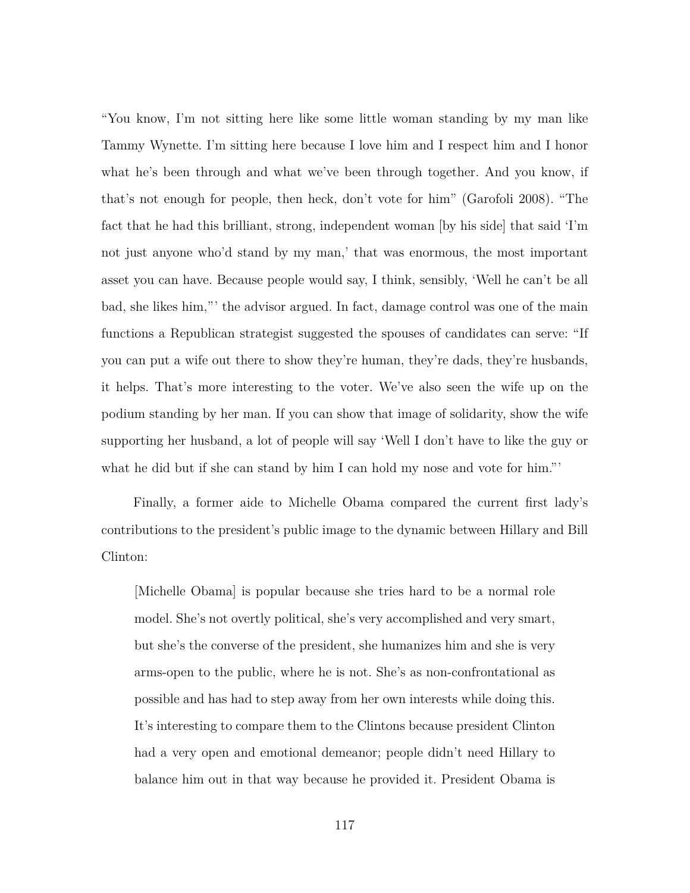"You know, I'm not sitting here like some little woman standing by my man like Tammy Wynette. I'm sitting here because I love him and I respect him and I honor what he's been through and what we've been through together. And you know, if that's not enough for people, then heck, don't vote for him" (Garofoli 2008). "The fact that he had this brilliant, strong, independent woman [by his side] that said 'I'm not just anyone who'd stand by my man,' that was enormous, the most important asset you can have. Because people would say, I think, sensibly, 'Well he can't be all bad, she likes him,"' the advisor argued. In fact, damage control was one of the main functions a Republican strategist suggested the spouses of candidates can serve: "If you can put a wife out there to show they're human, they're dads, they're husbands, it helps. That's more interesting to the voter. We've also seen the wife up on the podium standing by her man. If you can show that image of solidarity, show the wife supporting her husband, a lot of people will say 'Well I don't have to like the guy or what he did but if she can stand by him I can hold my nose and vote for him."'

Finally, a former aide to Michelle Obama compared the current first lady's contributions to the president's public image to the dynamic between Hillary and Bill Clinton:

> [Michelle Obama] is popular because she tries hard to be a normal role model. She's not overtly political, she's very accomplished and very smart, but she's the converse of the president, she humanizes him and she is very arms-open to the public, where he is not. She's as non-confrontational as possible and has had to step away from her own interests while doing this. It's interesting to compare them to the Clintons because president Clinton had a very open and emotional demeanor; people didn't need Hillary to balance him out in that way because he provided it. President Obama is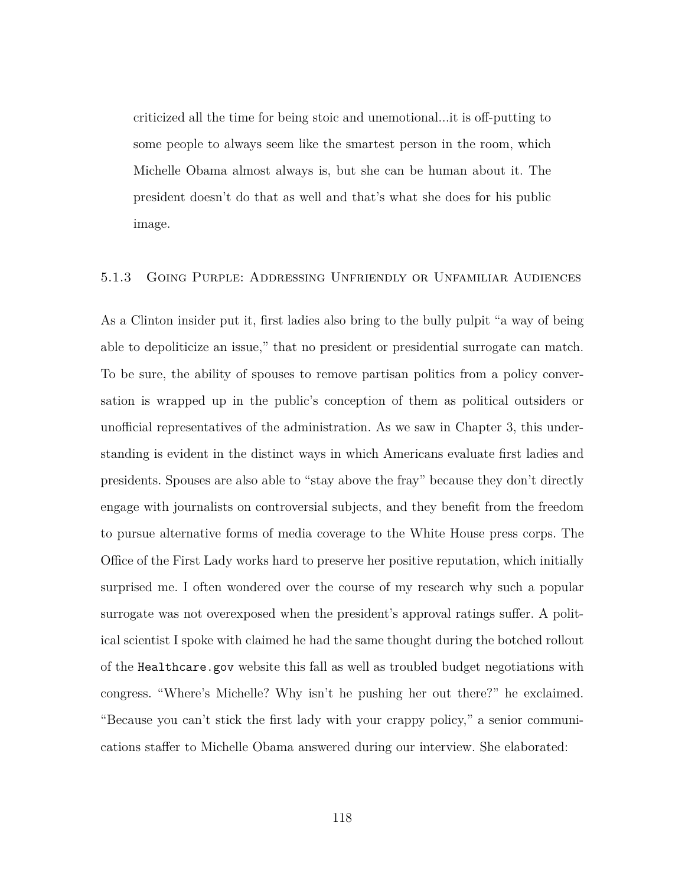> criticized all the time for being stoic and unemotional...it is off-putting to some people to always seem like the smartest person in the room, which Michelle Obama almost always is, but she can be human about it. The president doesn't do that as well and that's what she does for his public image.

### 5.1.3 Going Purple: Addressing Unfriendly or Unfamiliar Audiences

As a Clinton insider put it, first ladies also bring to the bully pulpit "a way of being able to depoliticize an issue," that no president or presidential surrogate can match. To be sure, the ability of spouses to remove partisan politics from a policy conversation is wrapped up in the public's conception of them as political outsiders or unofficial representatives of the administration. As we saw in Chapter 3, this understanding is evident in the distinct ways in which Americans evaluate first ladies and presidents. Spouses are also able to "stay above the fray" because they don't directly engage with journalists on controversial subjects, and they benefit from the freedom to pursue alternative forms of media coverage to the White House press corps. The Office of the First Lady works hard to preserve her positive reputation, which initially surprised me. I often wondered over the course of my research why such a popular surrogate was not overexposed when the president's approval ratings suffer. A political scientist I spoke with claimed he had the same thought during the botched rollout of the `Healthcare.gov` website this fall as well as troubled budget negotiations with congress. "Where's Michelle? Why isn't he pushing her out there?" he exclaimed. "Because you can't stick the first lady with your crappy policy," a senior communications staffer to Michelle Obama answered during our interview. She elaborated: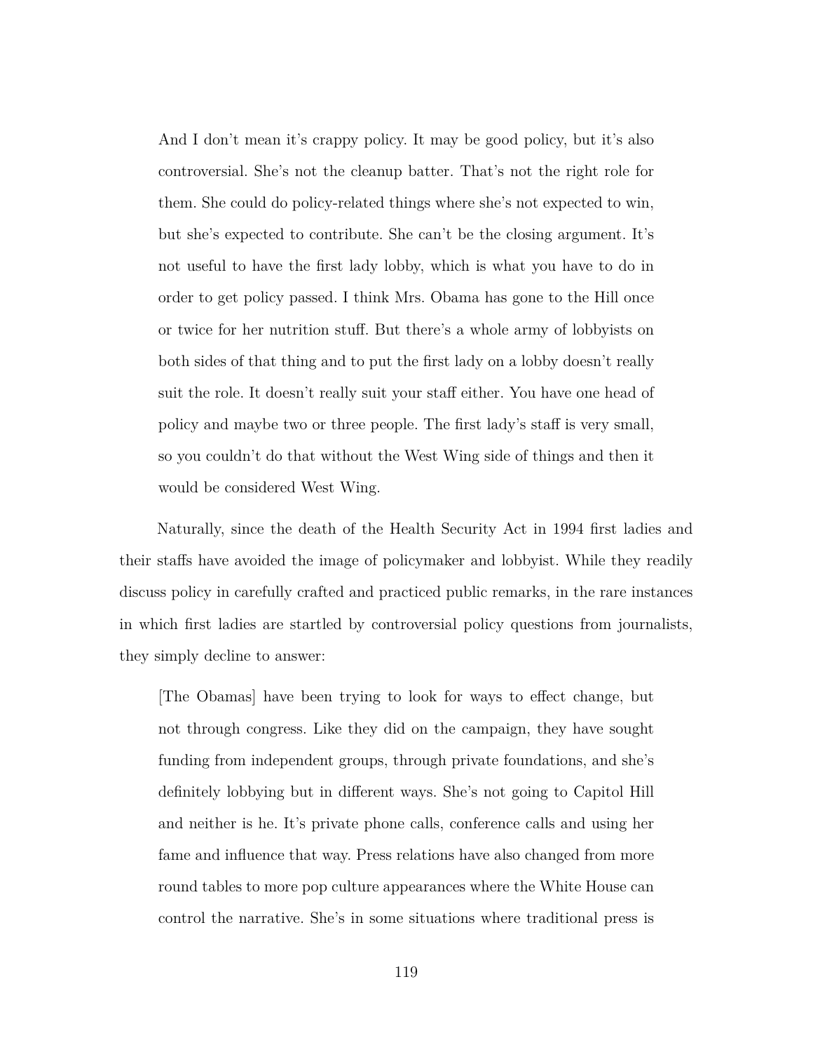> And I don't mean it's crappy policy. It may be good policy, but it's also controversial. She's not the cleanup batter. That's not the right role for them. She could do policy-related things where she's not expected to win, but she's expected to contribute. She can't be the closing argument. It's not useful to have the first lady lobby, which is what you have to do in order to get policy passed. I think Mrs. Obama has gone to the Hill once or twice for her nutrition stuff. But there's a whole army of lobbyists on both sides of that thing and to put the first lady on a lobby doesn't really suit the role. It doesn't really suit your staff either. You have one head of policy and maybe two or three people. The first lady's staff is very small, so you couldn't do that without the West Wing side of things and then it would be considered West Wing.

Naturally, since the death of the Health Security Act in 1994 first ladies and their staffs have avoided the image of policymaker and lobbyist. While they readily discuss policy in carefully crafted and practiced public remarks, in the rare instances in which first ladies are startled by controversial policy questions from journalists, they simply decline to answer:

> [The Obamas] have been trying to look for ways to effect change, but not through congress. Like they did on the campaign, they have sought funding from independent groups, through private foundations, and she's definitely lobbying but in different ways. She's not going to Capitol Hill and neither is he. It's private phone calls, conference calls and using her fame and influence that way. Press relations have also changed from more round tables to more pop culture appearances where the White House can control the narrative. She's in some situations where traditional press is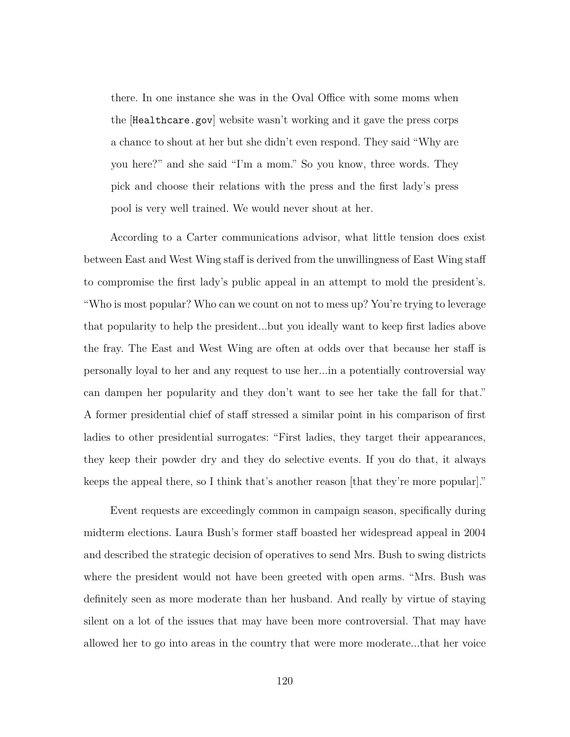> there. In one instance she was in the Oval Office with some moms when the [`Healthcare.gov`] website wasn't working and it gave the press corps a chance to shout at her but she didn't even respond. They said "Why are you here?" and she said "I'm a mom." So you know, three words. They pick and choose their relations with the press and the first lady's press pool is very well trained. We would never shout at her.

According to a Carter communications advisor, what little tension does exist between East and West Wing staff is derived from the unwillingness of East Wing staff to compromise the first lady's public appeal in an attempt to mold the president's. "Who is most popular? Who can we count on not to mess up? You're trying to leverage that popularity to help the president...but you ideally want to keep first ladies above the fray. The East and West Wing are often at odds over that because her staff is personally loyal to her and any request to use her...in a potentially controversial way can dampen her popularity and they don't want to see her take the fall for that." A former presidential chief of staff stressed a similar point in his comparison of first ladies to other presidential surrogates: "First ladies, they target their appearances, they keep their powder dry and they do selective events. If you do that, it always keeps the appeal there, so I think that's another reason [that they're more popular]."

Event requests are exceedingly common in campaign season, specifically during midterm elections. Laura Bush's former staff boasted her widespread appeal in 2004 and described the strategic decision of operatives to send Mrs. Bush to swing districts where the president would not have been greeted with open arms. "Mrs. Bush was definitely seen as more moderate than her husband. And really by virtue of staying silent on a lot of the issues that may have been more controversial. That may have allowed her to go into areas in the country that were more moderate...that her voice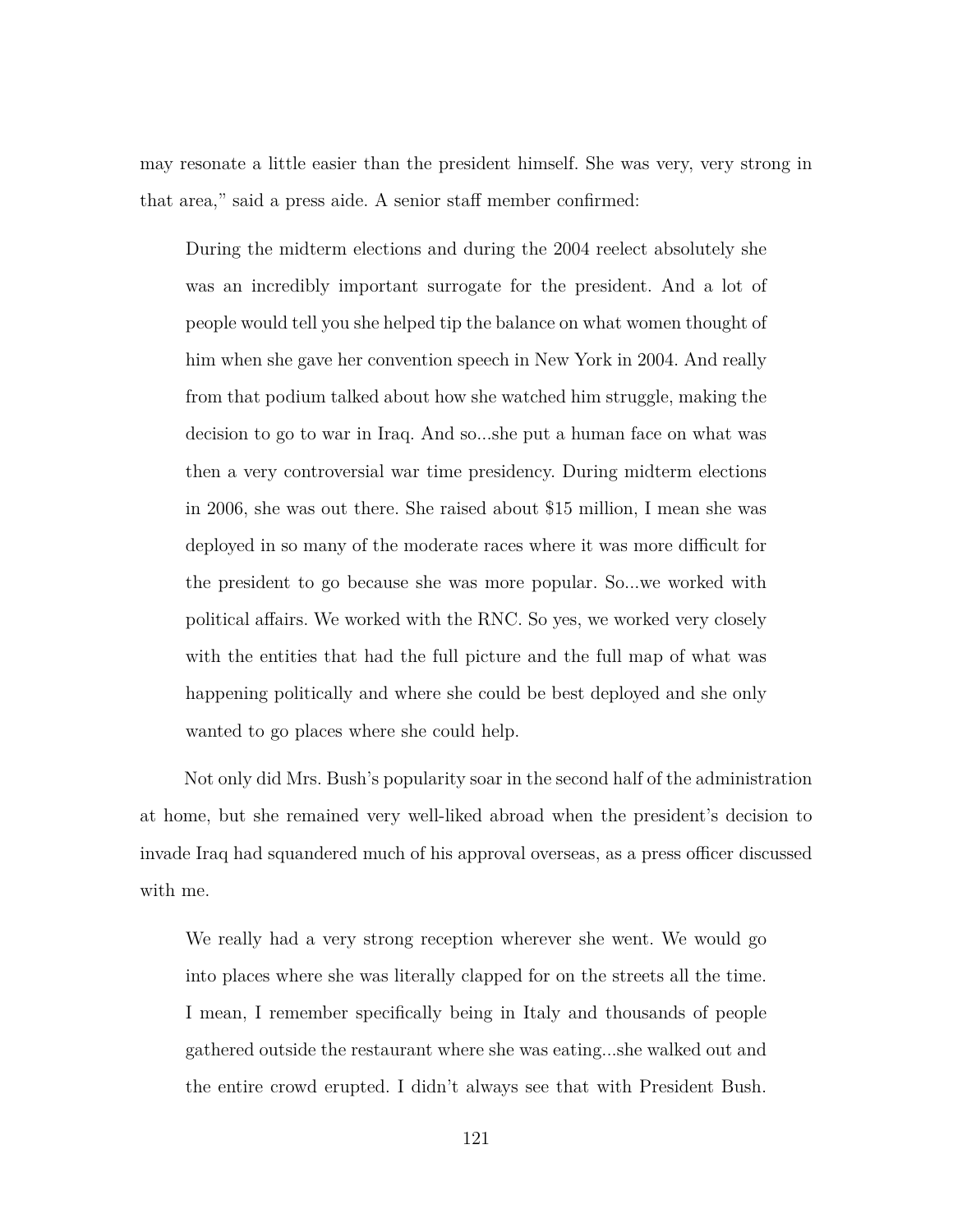may resonate a little easier than the president himself. She was very, very strong in that area," said a press aide. A senior staff member confirmed:

> During the midterm elections and during the 2004 reelect absolutely she was an incredibly important surrogate for the president. And a lot of people would tell you she helped tip the balance on what women thought of him when she gave her convention speech in New York in 2004. And really from that podium talked about how she watched him struggle, making the decision to go to war in Iraq. And so...she put a human face on what was then a very controversial war time presidency. During midterm elections in 2006, she was out there. She raised about $15 million, I mean she was deployed in so many of the moderate races where it was more difficult for the president to go because she was more popular. So...we worked with political affairs. We worked with the RNC. So yes, we worked very closely with the entities that had the full picture and the full map of what was happening politically and where she could be best deployed and she only wanted to go places where she could help.

Not only did Mrs. Bush's popularity soar in the second half of the administration at home, but she remained very well-liked abroad when the president's decision to invade Iraq had squandered much of his approval overseas, as a press officer discussed with me.

> We really had a very strong reception wherever she went. We would go into places where she was literally clapped for on the streets all the time. I mean, I remember specifically being in Italy and thousands of people gathered outside the restaurant where she was eating...she walked out and the entire crowd erupted. I didn't always see that with President Bush.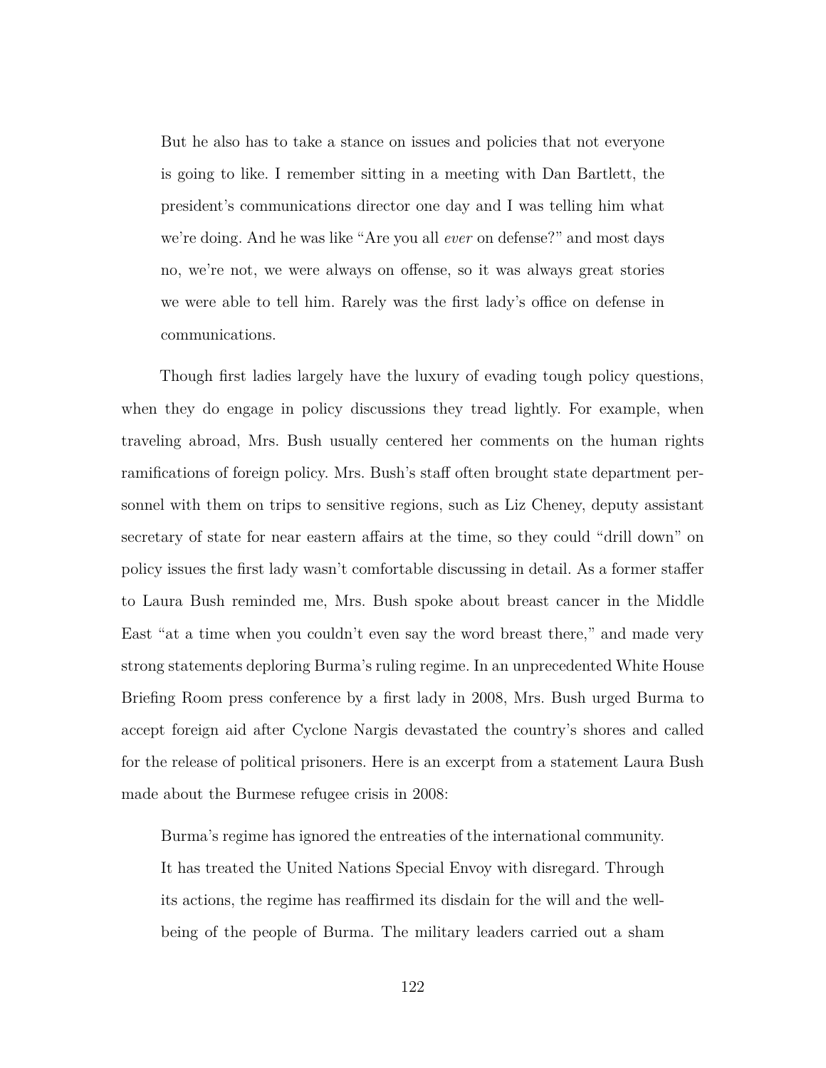> But he also has to take a stance on issues and policies that not everyone is going to like. I remember sitting in a meeting with Dan Bartlett, the president's communications director one day and I was telling him what we're doing. And he was like "Are you all *ever* on defense?" and most days no, we're not, we were always on offense, so it was always great stories we were able to tell him. Rarely was the first lady's office on defense in communications.

Though first ladies largely have the luxury of evading tough policy questions, when they do engage in policy discussions they tread lightly. For example, when traveling abroad, Mrs. Bush usually centered her comments on the human rights ramifications of foreign policy. Mrs. Bush's staff often brought state department personnel with them on trips to sensitive regions, such as Liz Cheney, deputy assistant secretary of state for near eastern affairs at the time, so they could "drill down" on policy issues the first lady wasn't comfortable discussing in detail. As a former staffer to Laura Bush reminded me, Mrs. Bush spoke about breast cancer in the Middle East "at a time when you couldn't even say the word breast there," and made very strong statements deploring Burma's ruling regime. In an unprecedented White House Briefing Room press conference by a first lady in 2008, Mrs. Bush urged Burma to accept foreign aid after Cyclone Nargis devastated the country's shores and called for the release of political prisoners. Here is an excerpt from a statement Laura Bush made about the Burmese refugee crisis in 2008:

> Burma's regime has ignored the entreaties of the international community. It has treated the United Nations Special Envoy with disregard. Through its actions, the regime has reaffirmed its disdain for the will and the well-being of the people of Burma. The military leaders carried out a sham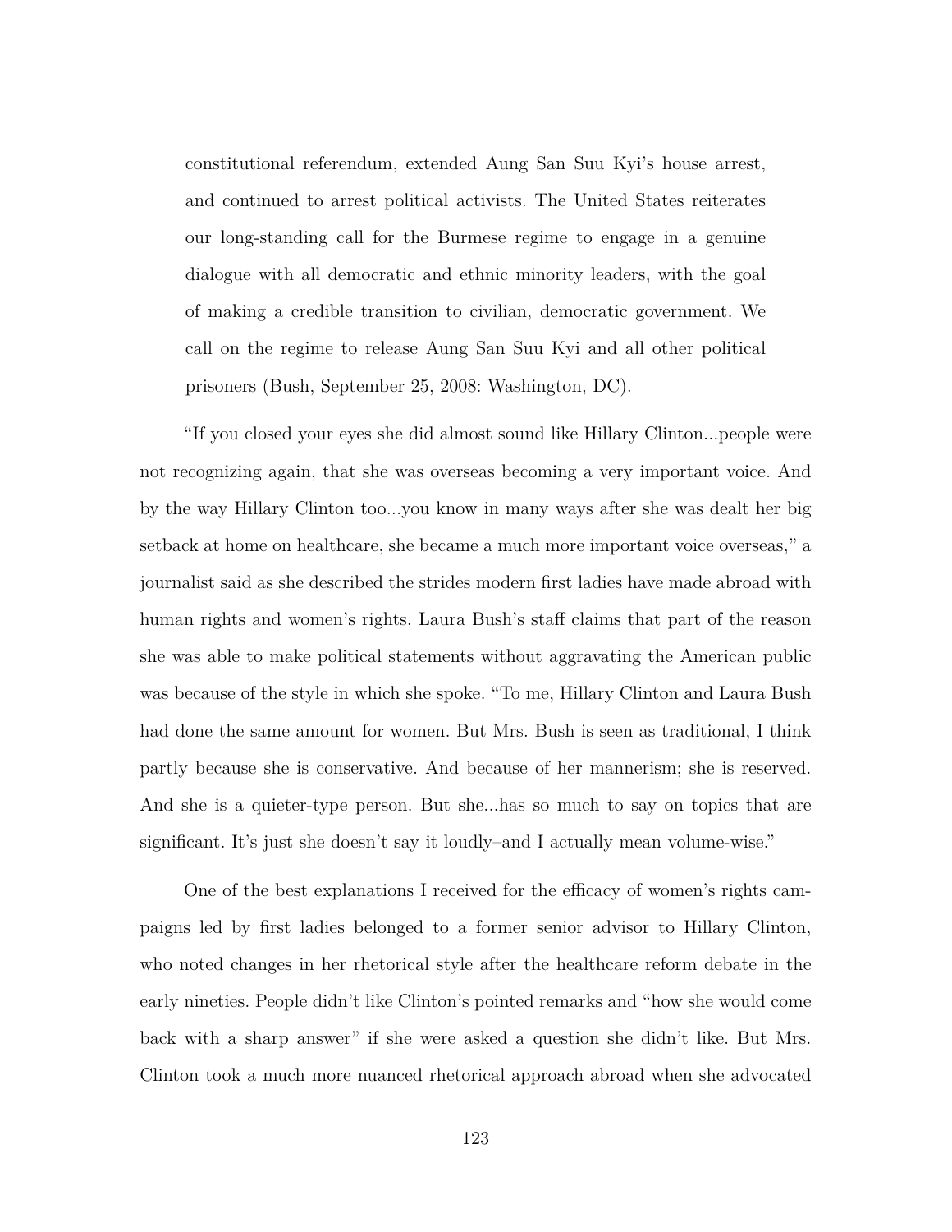> constitutional referendum, extended Aung San Suu Kyi's house arrest, and continued to arrest political activists. The United States reiterates our long-standing call for the Burmese regime to engage in a genuine dialogue with all democratic and ethnic minority leaders, with the goal of making a credible transition to civilian, democratic government. We call on the regime to release Aung San Suu Kyi and all other political prisoners (Bush, September 25, 2008: Washington, DC).

"If you closed your eyes she did almost sound like Hillary Clinton...people were not recognizing again, that she was overseas becoming a very important voice. And by the way Hillary Clinton too...you know in many ways after she was dealt her big setback at home on healthcare, she became a much more important voice overseas," a journalist said as she described the strides modern first ladies have made abroad with human rights and women's rights. Laura Bush's staff claims that part of the reason she was able to make political statements without aggravating the American public was because of the style in which she spoke. "To me, Hillary Clinton and Laura Bush had done the same amount for women. But Mrs. Bush is seen as traditional, I think partly because she is conservative. And because of her mannerism; she is reserved. And she is a quieter-type person. But she...has so much to say on topics that are significant. It's just she doesn't say it loudly–and I actually mean volume-wise."

One of the best explanations I received for the efficacy of women's rights campaigns led by first ladies belonged to a former senior advisor to Hillary Clinton, who noted changes in her rhetorical style after the healthcare reform debate in the early nineties. People didn't like Clinton's pointed remarks and "how she would come back with a sharp answer" if she were asked a question she didn't like. But Mrs. Clinton took a much more nuanced rhetorical approach abroad when she advocated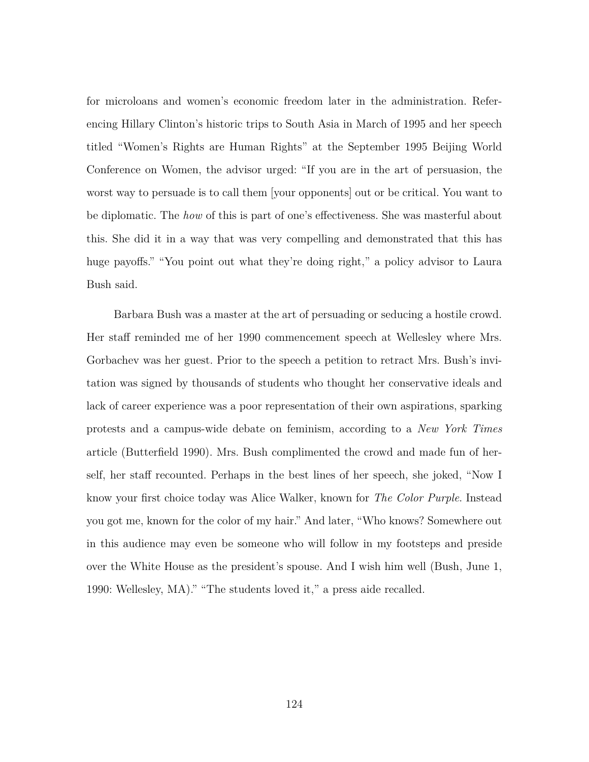for microloans and women's economic freedom later in the administration. Referencing Hillary Clinton's historic trips to South Asia in March of 1995 and her speech titled "Women's Rights are Human Rights" at the September 1995 Beijing World Conference on Women, the advisor urged: "If you are in the art of persuasion, the worst way to persuade is to call them [your opponents] out or be critical. You want to be diplomatic. The *how* of this is part of one's effectiveness. She was masterful about this. She did it in a way that was very compelling and demonstrated that this has huge payoffs." "You point out what they're doing right," a policy advisor to Laura Bush said.

Barbara Bush was a master at the art of persuading or seducing a hostile crowd. Her staff reminded me of her 1990 commencement speech at Wellesley where Mrs. Gorbachev was her guest. Prior to the speech a petition to retract Mrs. Bush's invitation was signed by thousands of students who thought her conservative ideals and lack of career experience was a poor representation of their own aspirations, sparking protests and a campus-wide debate on feminism, according to a *New York Times* article (Butterfield 1990). Mrs. Bush complimented the crowd and made fun of herself, her staff recounted. Perhaps in the best lines of her speech, she joked, "Now I know your first choice today was Alice Walker, known for *The Color Purple*. Instead you got me, known for the color of my hair." And later, "Who knows? Somewhere out in this audience may even be someone who will follow in my footsteps and preside over the White House as the president's spouse. And I wish him well (Bush, June 1, 1990: Wellesley, MA)." "The students loved it," a press aide recalled.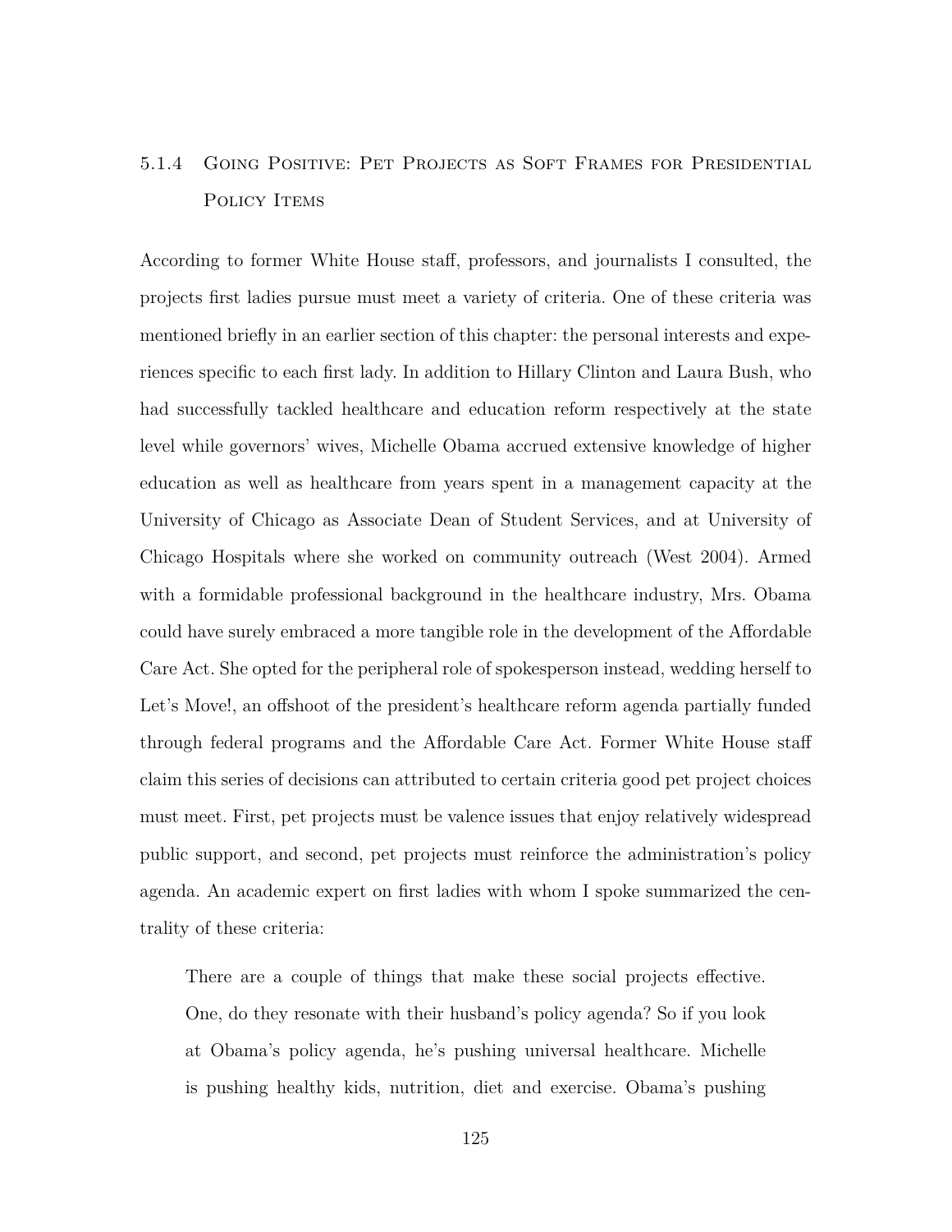### 5.1.4 Going Positive: Pet Projects as Soft Frames for Presidential Policy Items

According to former White House staff, professors, and journalists I consulted, the projects first ladies pursue must meet a variety of criteria. One of these criteria was mentioned briefly in an earlier section of this chapter: the personal interests and experiences specific to each first lady. In addition to Hillary Clinton and Laura Bush, who had successfully tackled healthcare and education reform respectively at the state level while governors' wives, Michelle Obama accrued extensive knowledge of higher education as well as healthcare from years spent in a management capacity at the University of Chicago as Associate Dean of Student Services, and at University of Chicago Hospitals where she worked on community outreach (West 2004). Armed with a formidable professional background in the healthcare industry, Mrs. Obama could have surely embraced a more tangible role in the development of the Affordable Care Act. She opted for the peripheral role of spokesperson instead, wedding herself to Let's Move!, an offshoot of the president's healthcare reform agenda partially funded through federal programs and the Affordable Care Act. Former White House staff claim this series of decisions can attributed to certain criteria good pet project choices must meet. First, pet projects must be valence issues that enjoy relatively widespread public support, and second, pet projects must reinforce the administration's policy agenda. An academic expert on first ladies with whom I spoke summarized the centrality of these criteria:

> There are a couple of things that make these social projects effective. One, do they resonate with their husband's policy agenda? So if you look at Obama's policy agenda, he's pushing universal healthcare. Michelle is pushing healthy kids, nutrition, diet and exercise. Obama's pushing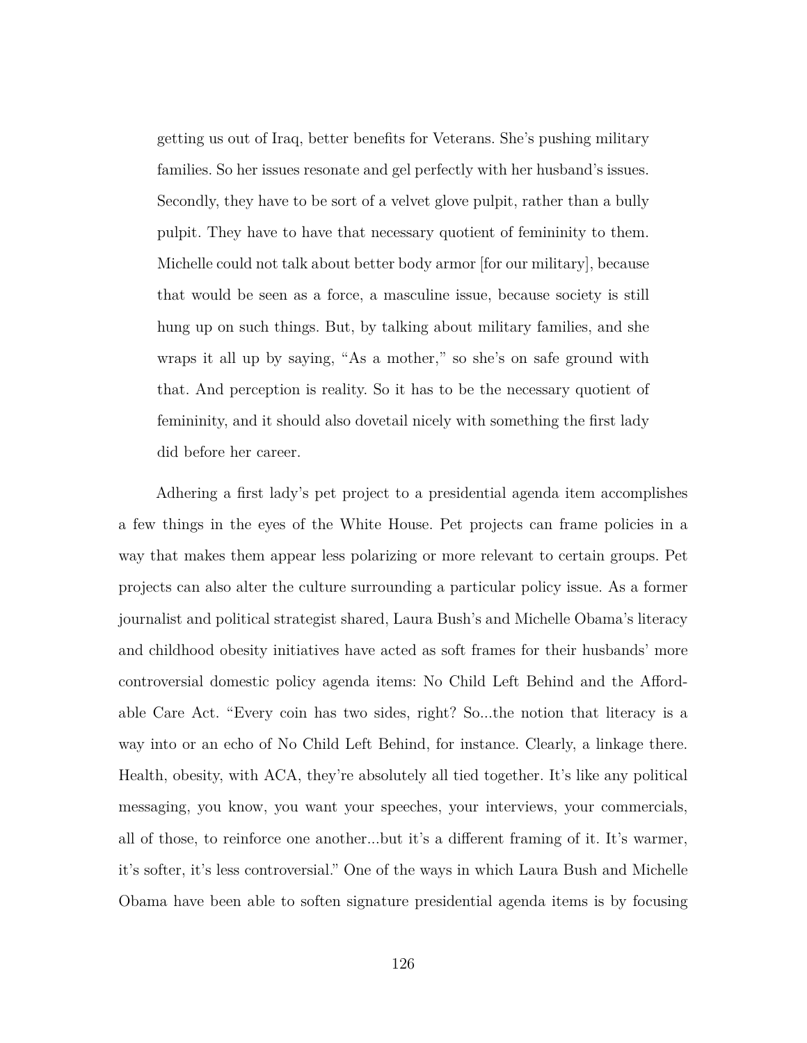> getting us out of Iraq, better benefits for Veterans. She's pushing military families. So her issues resonate and gel perfectly with her husband's issues. Secondly, they have to be sort of a velvet glove pulpit, rather than a bully pulpit. They have to have that necessary quotient of femininity to them. Michelle could not talk about better body armor [for our military], because that would be seen as a force, a masculine issue, because society is still hung up on such things. But, by talking about military families, and she wraps it all up by saying, "As a mother," so she's on safe ground with that. And perception is reality. So it has to be the necessary quotient of femininity, and it should also dovetail nicely with something the first lady did before her career.

Adhering a first lady's pet project to a presidential agenda item accomplishes a few things in the eyes of the White House. Pet projects can frame policies in a way that makes them appear less polarizing or more relevant to certain groups. Pet projects can also alter the culture surrounding a particular policy issue. As a former journalist and political strategist shared, Laura Bush's and Michelle Obama's literacy and childhood obesity initiatives have acted as soft frames for their husbands' more controversial domestic policy agenda items: No Child Left Behind and the Affordable Care Act. "Every coin has two sides, right? So...the notion that literacy is a way into or an echo of No Child Left Behind, for instance. Clearly, a linkage there. Health, obesity, with ACA, they're absolutely all tied together. It's like any political messaging, you know, you want your speeches, your interviews, your commercials, all of those, to reinforce one another...but it's a different framing of it. It's warmer, it's softer, it's less controversial." One of the ways in which Laura Bush and Michelle Obama have been able to soften signature presidential agenda items is by focusing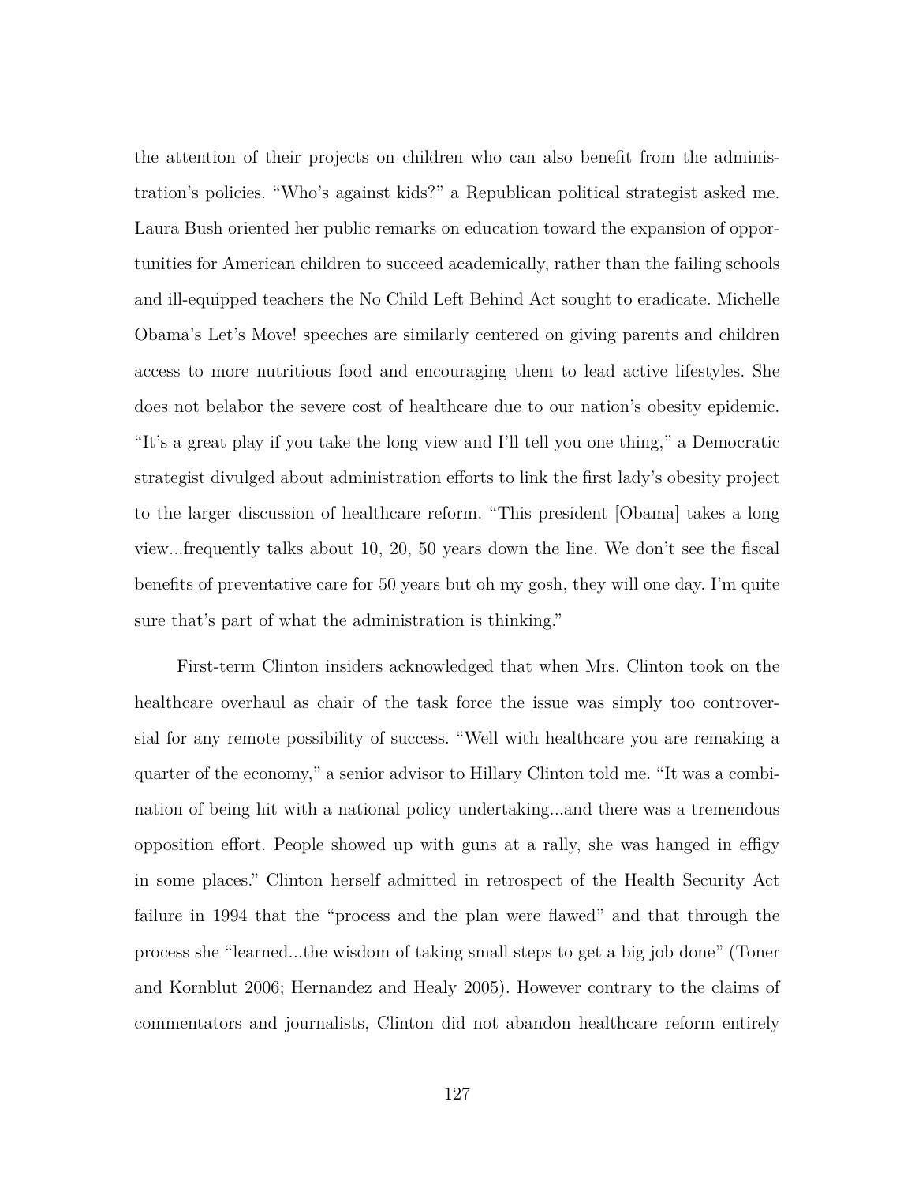the attention of their projects on children who can also benefit from the administration's policies. "Who's against kids?" a Republican political strategist asked me. Laura Bush oriented her public remarks on education toward the expansion of opportunities for American children to succeed academically, rather than the failing schools and ill-equipped teachers the No Child Left Behind Act sought to eradicate. Michelle Obama's Let's Move! speeches are similarly centered on giving parents and children access to more nutritious food and encouraging them to lead active lifestyles. She does not belabor the severe cost of healthcare due to our nation's obesity epidemic. "It's a great play if you take the long view and I'll tell you one thing," a Democratic strategist divulged about administration efforts to link the first lady's obesity project to the larger discussion of healthcare reform. "This president [Obama] takes a long view...frequently talks about 10, 20, 50 years down the line. We don't see the fiscal benefits of preventative care for 50 years but oh my gosh, they will one day. I'm quite sure that's part of what the administration is thinking."

First-term Clinton insiders acknowledged that when Mrs. Clinton took on the healthcare overhaul as chair of the task force the issue was simply too controversial for any remote possibility of success. "Well with healthcare you are remaking a quarter of the economy," a senior advisor to Hillary Clinton told me. "It was a combination of being hit with a national policy undertaking...and there was a tremendous opposition effort. People showed up with guns at a rally, she was hanged in effigy in some places." Clinton herself admitted in retrospect of the Health Security Act failure in 1994 that the "process and the plan were flawed" and that through the process she "learned...the wisdom of taking small steps to get a big job done" (Toner and Kornblut 2006; Hernandez and Healy 2005). However contrary to the claims of commentators and journalists, Clinton did not abandon healthcare reform entirely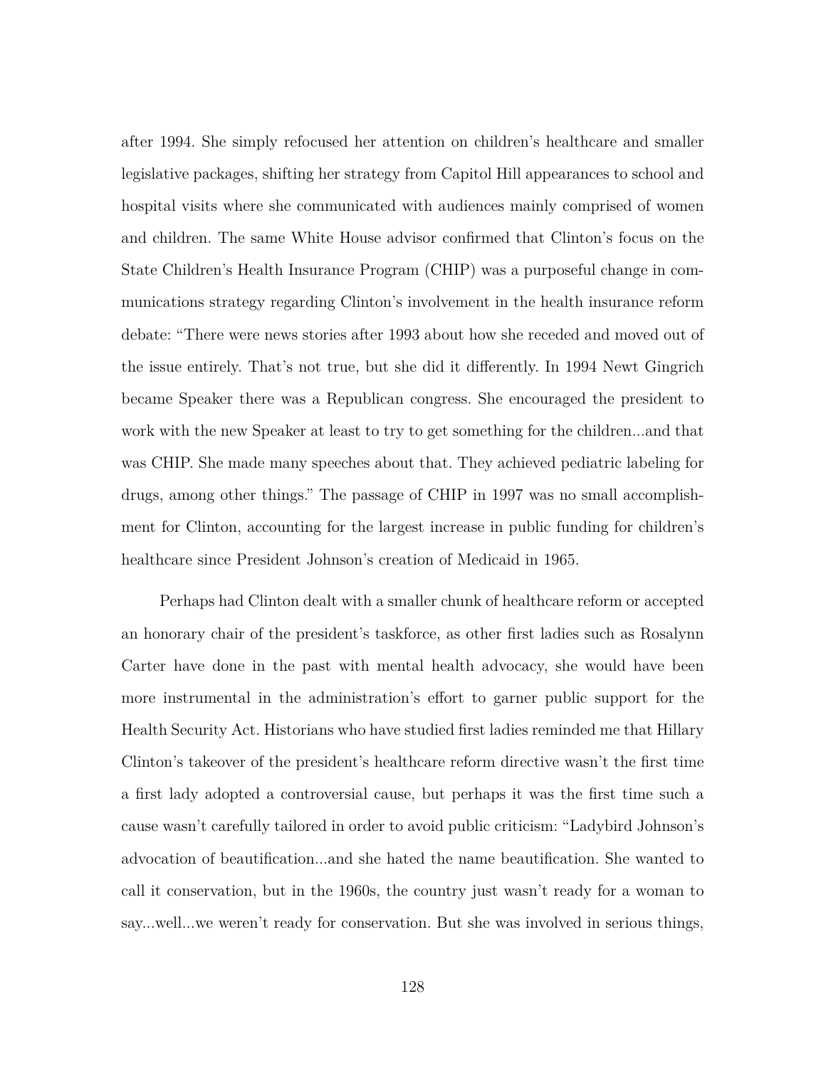after 1994. She simply refocused her attention on children's healthcare and smaller legislative packages, shifting her strategy from Capitol Hill appearances to school and hospital visits where she communicated with audiences mainly comprised of women and children. The same White House advisor confirmed that Clinton's focus on the State Children's Health Insurance Program (CHIP) was a purposeful change in communications strategy regarding Clinton's involvement in the health insurance reform debate: "There were news stories after 1993 about how she receded and moved out of the issue entirely. That's not true, but she did it differently. In 1994 Newt Gingrich became Speaker there was a Republican congress. She encouraged the president to work with the new Speaker at least to try to get something for the children...and that was CHIP. She made many speeches about that. They achieved pediatric labeling for drugs, among other things." The passage of CHIP in 1997 was no small accomplishment for Clinton, accounting for the largest increase in public funding for children's healthcare since President Johnson's creation of Medicaid in 1965.

Perhaps had Clinton dealt with a smaller chunk of healthcare reform or accepted an honorary chair of the president's taskforce, as other first ladies such as Rosalynn Carter have done in the past with mental health advocacy, she would have been more instrumental in the administration's effort to garner public support for the Health Security Act. Historians who have studied first ladies reminded me that Hillary Clinton's takeover of the president's healthcare reform directive wasn't the first time a first lady adopted a controversial cause, but perhaps it was the first time such a cause wasn't carefully tailored in order to avoid public criticism: "Ladybird Johnson's advocation of beautification...and she hated the name beautification. She wanted to call it conservation, but in the 1960s, the country just wasn't ready for a woman to say...well...we weren't ready for conservation. But she was involved in serious things,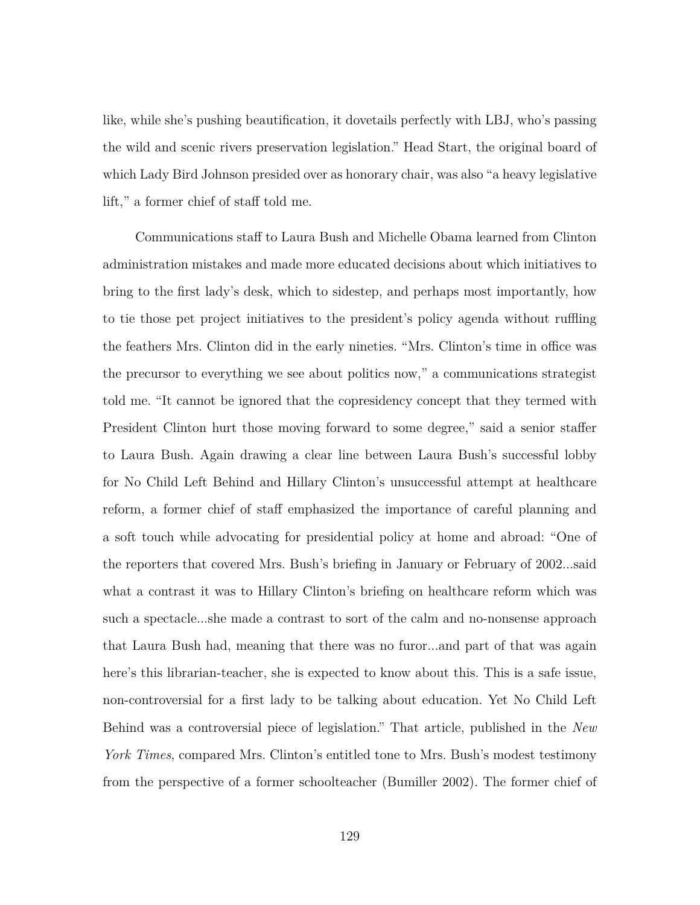like, while she's pushing beautification, it dovetails perfectly with LBJ, who's passing the wild and scenic rivers preservation legislation." Head Start, the original board of which Lady Bird Johnson presided over as honorary chair, was also "a heavy legislative lift," a former chief of staff told me.

Communications staff to Laura Bush and Michelle Obama learned from Clinton administration mistakes and made more educated decisions about which initiatives to bring to the first lady's desk, which to sidestep, and perhaps most importantly, how to tie those pet project initiatives to the president's policy agenda without ruffling the feathers Mrs. Clinton did in the early nineties. "Mrs. Clinton's time in office was the precursor to everything we see about politics now," a communications strategist told me. "It cannot be ignored that the copresidency concept that they termed with President Clinton hurt those moving forward to some degree," said a senior staffer to Laura Bush. Again drawing a clear line between Laura Bush's successful lobby for No Child Left Behind and Hillary Clinton's unsuccessful attempt at healthcare reform, a former chief of staff emphasized the importance of careful planning and a soft touch while advocating for presidential policy at home and abroad: "One of the reporters that covered Mrs. Bush's briefing in January or February of 2002...said what a contrast it was to Hillary Clinton's briefing on healthcare reform which was such a spectacle...she made a contrast to sort of the calm and no-nonsense approach that Laura Bush had, meaning that there was no furor...and part of that was again here's this librarian-teacher, she is expected to know about this. This is a safe issue, non-controversial for a first lady to be talking about education. Yet No Child Left Behind was a controversial piece of legislation." That article, published in the *New York Times*, compared Mrs. Clinton's entitled tone to Mrs. Bush's modest testimony from the perspective of a former schoolteacher (Bumiller 2002). The former chief of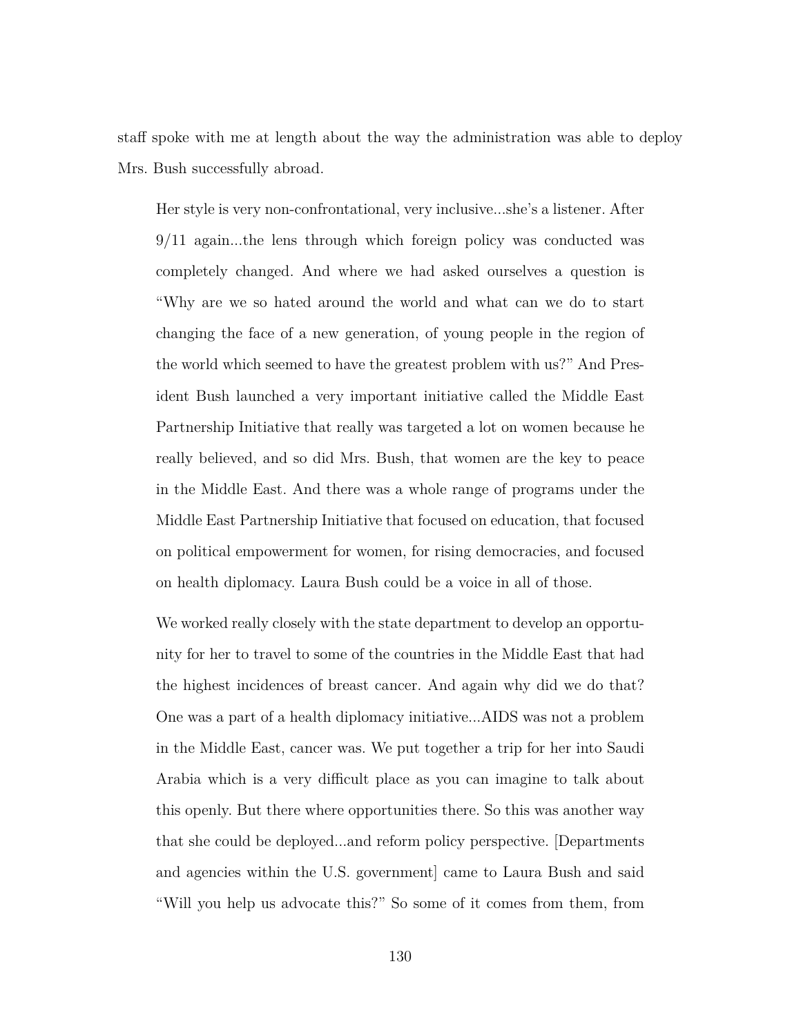staff spoke with me at length about the way the administration was able to deploy Mrs. Bush successfully abroad.

> Her style is very non-confrontational, very inclusive...she's a listener. After 9/11 again...the lens through which foreign policy was conducted was completely changed. And where we had asked ourselves a question is "Why are we so hated around the world and what can we do to start changing the face of a new generation, of young people in the region of the world which seemed to have the greatest problem with us?" And President Bush launched a very important initiative called the Middle East Partnership Initiative that really was targeted a lot on women because he really believed, and so did Mrs. Bush, that women are the key to peace in the Middle East. And there was a whole range of programs under the Middle East Partnership Initiative that focused on education, that focused on political empowerment for women, for rising democracies, and focused on health diplomacy. Laura Bush could be a voice in all of those.
>
> We worked really closely with the state department to develop an opportunity for her to travel to some of the countries in the Middle East that had the highest incidences of breast cancer. And again why did we do that? One was a part of a health diplomacy initiative...AIDS was not a problem in the Middle East, cancer was. We put together a trip for her into Saudi Arabia which is a very difficult place as you can imagine to talk about this openly. But there where opportunities there. So this was another way that she could be deployed...and reform policy perspective. [Departments and agencies within the U.S. government] came to Laura Bush and said "Will you help us advocate this?" So some of it comes from them, from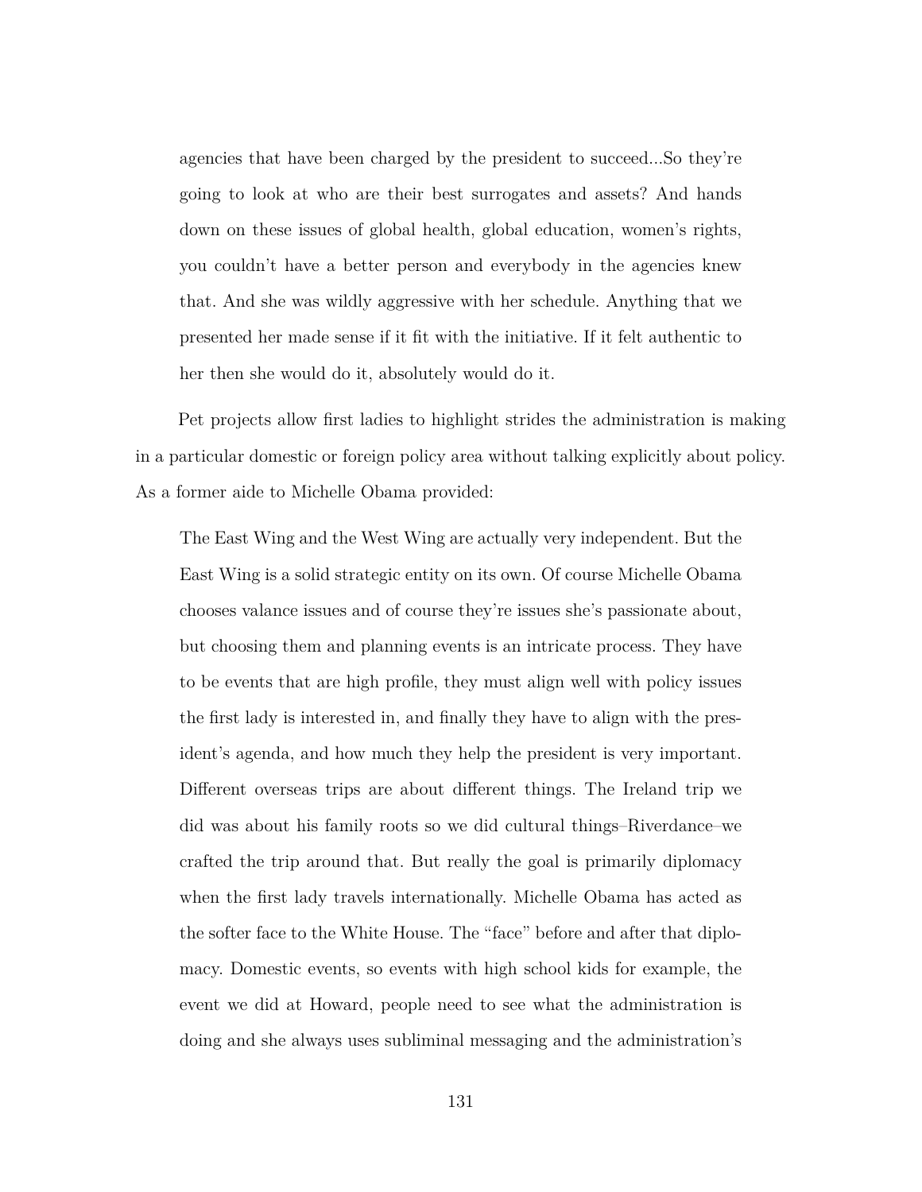> agencies that have been charged by the president to succeed...So they're going to look at who are their best surrogates and assets? And hands down on these issues of global health, global education, women's rights, you couldn't have a better person and everybody in the agencies knew that. And she was wildly aggressive with her schedule. Anything that we presented her made sense if it fit with the initiative. If it felt authentic to her then she would do it, absolutely would do it.

Pet projects allow first ladies to highlight strides the administration is making in a particular domestic or foreign policy area without talking explicitly about policy. As a former aide to Michelle Obama provided:

> The East Wing and the West Wing are actually very independent. But the East Wing is a solid strategic entity on its own. Of course Michelle Obama chooses valance issues and of course they're issues she's passionate about, but choosing them and planning events is an intricate process. They have to be events that are high profile, they must align well with policy issues the first lady is interested in, and finally they have to align with the president's agenda, and how much they help the president is very important. Different overseas trips are about different things. The Ireland trip we did was about his family roots so we did cultural things–Riverdance–we crafted the trip around that. But really the goal is primarily diplomacy when the first lady travels internationally. Michelle Obama has acted as the softer face to the White House. The "face" before and after that diplomacy. Domestic events, so events with high school kids for example, the event we did at Howard, people need to see what the administration is doing and she always uses subliminal messaging and the administration's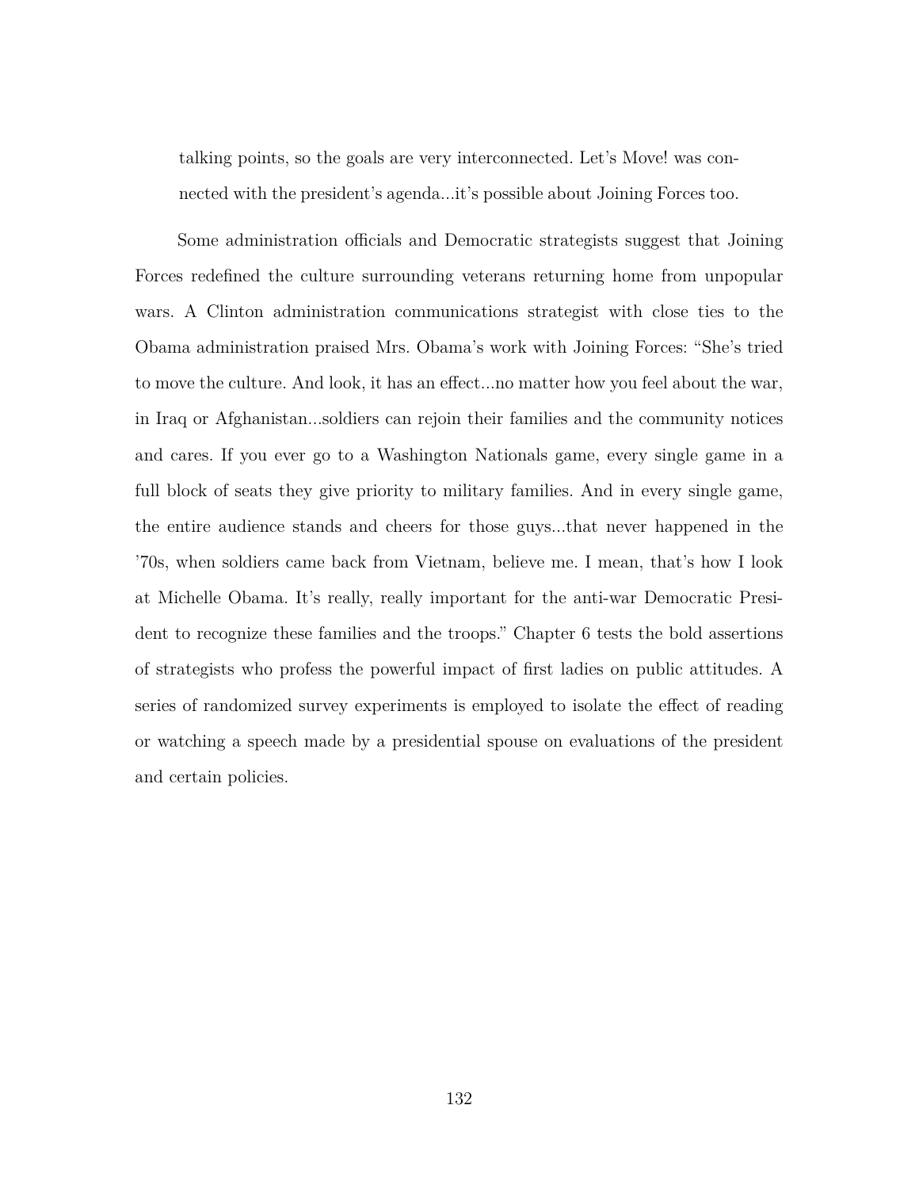> talking points, so the goals are very interconnected. Let's Move! was connected with the president's agenda...it's possible about Joining Forces too.

Some administration officials and Democratic strategists suggest that Joining Forces redefined the culture surrounding veterans returning home from unpopular wars. A Clinton administration communications strategist with close ties to the Obama administration praised Mrs. Obama's work with Joining Forces: "She's tried to move the culture. And look, it has an effect...no matter how you feel about the war, in Iraq or Afghanistan...soldiers can rejoin their families and the community notices and cares. If you ever go to a Washington Nationals game, every single game in a full block of seats they give priority to military families. And in every single game, the entire audience stands and cheers for those guys...that never happened in the '70s, when soldiers came back from Vietnam, believe me. I mean, that's how I look at Michelle Obama. It's really, really important for the anti-war Democratic President to recognize these families and the troops." Chapter 6 tests the bold assertions of strategists who profess the powerful impact of first ladies on public attitudes. A series of randomized survey experiments is employed to isolate the effect of reading or watching a speech made by a presidential spouse on evaluations of the president and certain policies.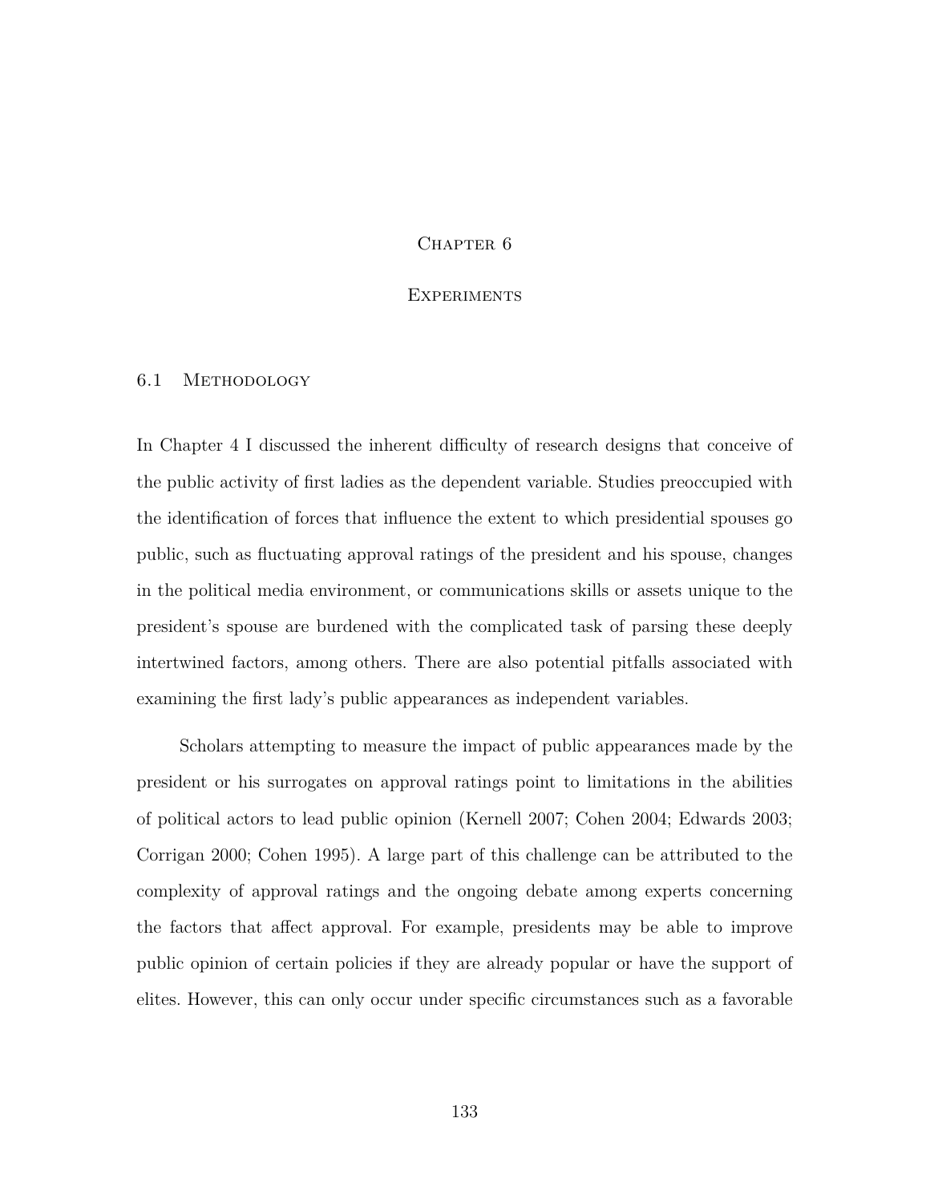# Chapter 6

# Experiments

## 6.1 Methodology

In Chapter 4 I discussed the inherent difficulty of research designs that conceive of the public activity of first ladies as the dependent variable. Studies preoccupied with the identification of forces that influence the extent to which presidential spouses go public, such as fluctuating approval ratings of the president and his spouse, changes in the political media environment, or communications skills or assets unique to the president's spouse are burdened with the complicated task of parsing these deeply intertwined factors, among others. There are also potential pitfalls associated with examining the first lady's public appearances as independent variables.

Scholars attempting to measure the impact of public appearances made by the president or his surrogates on approval ratings point to limitations in the abilities of political actors to lead public opinion (Kernell 2007; Cohen 2004; Edwards 2003; Corrigan 2000; Cohen 1995). A large part of this challenge can be attributed to the complexity of approval ratings and the ongoing debate among experts concerning the factors that affect approval. For example, presidents may be able to improve public opinion of certain policies if they are already popular or have the support of elites. However, this can only occur under specific circumstances such as a favorable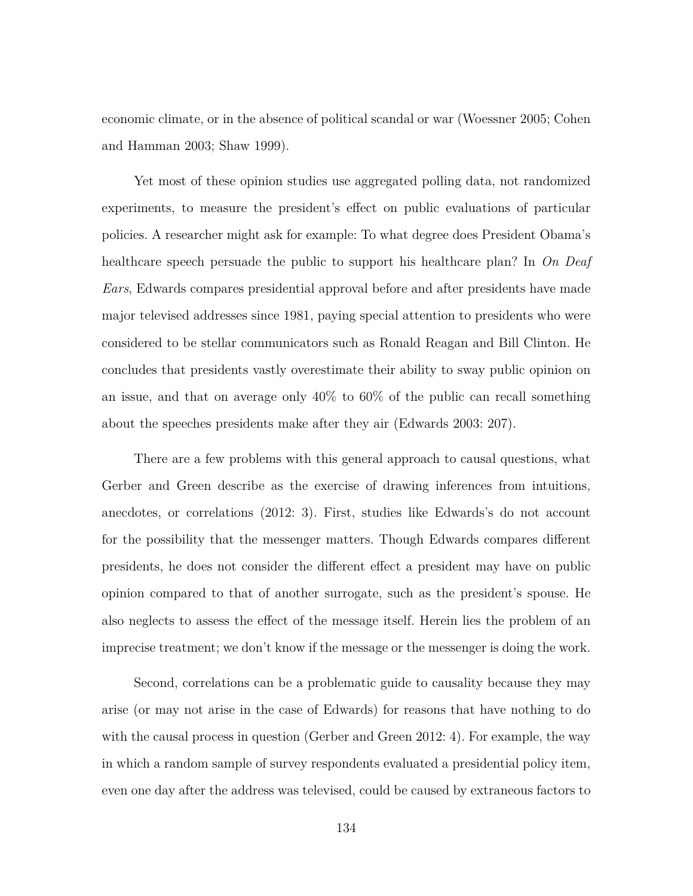economic climate, or in the absence of political scandal or war (Woessner 2005; Cohen and Hamman 2003; Shaw 1999).

Yet most of these opinion studies use aggregated polling data, not randomized experiments, to measure the president's effect on public evaluations of particular policies. A researcher might ask for example: To what degree does President Obama's healthcare speech persuade the public to support his healthcare plan? In *On Deaf Ears*, Edwards compares presidential approval before and after presidents have made major televised addresses since 1981, paying special attention to presidents who were considered to be stellar communicators such as Ronald Reagan and Bill Clinton. He concludes that presidents vastly overestimate their ability to sway public opinion on an issue, and that on average only 40% to 60% of the public can recall something about the speeches presidents make after they air (Edwards 2003: 207).

There are a few problems with this general approach to causal questions, what Gerber and Green describe as the exercise of drawing inferences from intuitions, anecdotes, or correlations (2012: 3). First, studies like Edwards's do not account for the possibility that the messenger matters. Though Edwards compares different presidents, he does not consider the different effect a president may have on public opinion compared to that of another surrogate, such as the president's spouse. He also neglects to assess the effect of the message itself. Herein lies the problem of an imprecise treatment; we don't know if the message or the messenger is doing the work.

Second, correlations can be a problematic guide to causality because they may arise (or may not arise in the case of Edwards) for reasons that have nothing to do with the causal process in question (Gerber and Green 2012: 4). For example, the way in which a random sample of survey respondents evaluated a presidential policy item, even one day after the address was televised, could be caused by extraneous factors to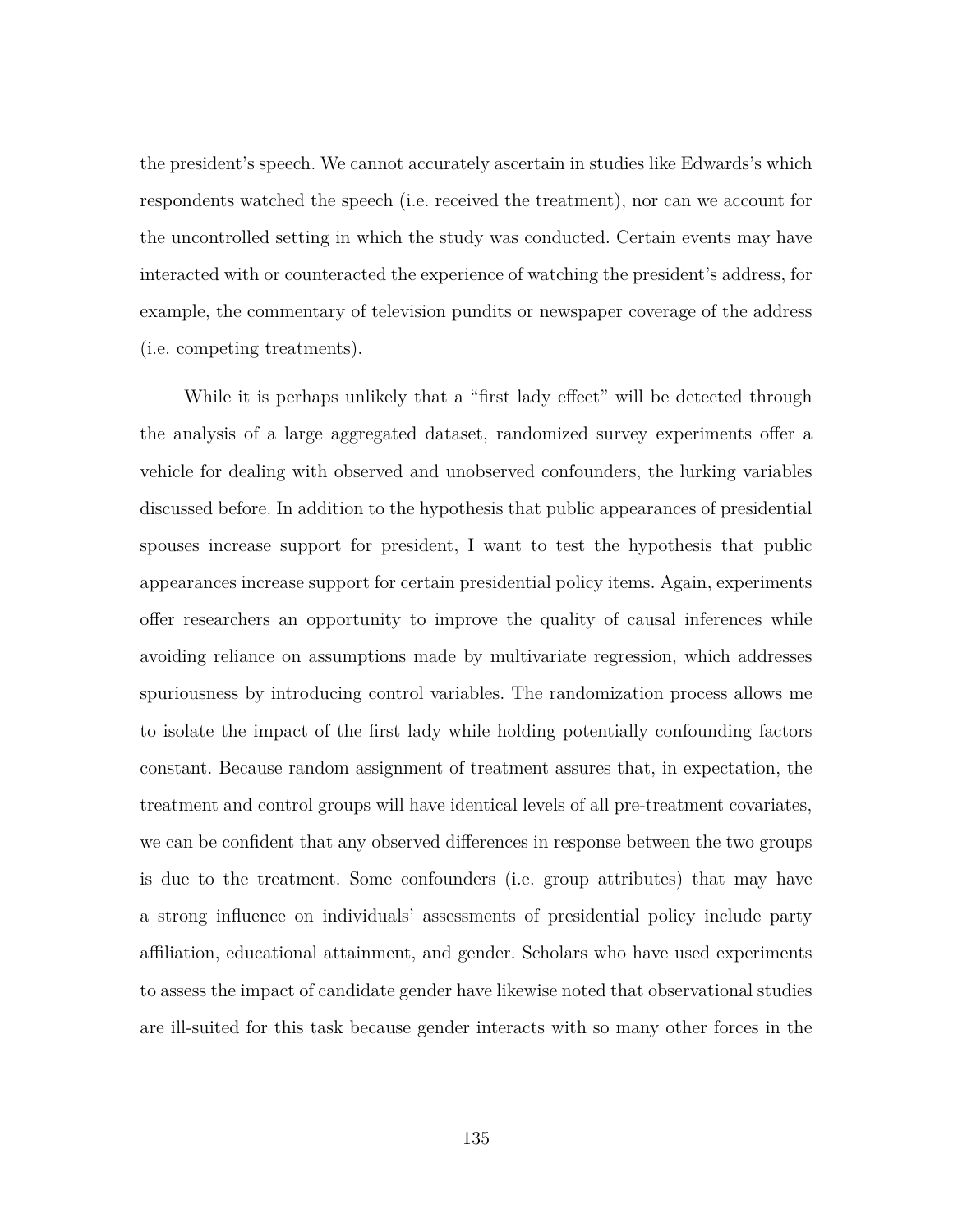the president's speech. We cannot accurately ascertain in studies like Edwards's which respondents watched the speech (i.e. received the treatment), nor can we account for the uncontrolled setting in which the study was conducted. Certain events may have interacted with or counteracted the experience of watching the president's address, for example, the commentary of television pundits or newspaper coverage of the address (i.e. competing treatments).

While it is perhaps unlikely that a "first lady effect" will be detected through the analysis of a large aggregated dataset, randomized survey experiments offer a vehicle for dealing with observed and unobserved confounders, the lurking variables discussed before. In addition to the hypothesis that public appearances of presidential spouses increase support for president, I want to test the hypothesis that public appearances increase support for certain presidential policy items. Again, experiments offer researchers an opportunity to improve the quality of causal inferences while avoiding reliance on assumptions made by multivariate regression, which addresses spuriousness by introducing control variables. The randomization process allows me to isolate the impact of the first lady while holding potentially confounding factors constant. Because random assignment of treatment assures that, in expectation, the treatment and control groups will have identical levels of all pre-treatment covariates, we can be confident that any observed differences in response between the two groups is due to the treatment. Some confounders (i.e. group attributes) that may have a strong influence on individuals' assessments of presidential policy include party affiliation, educational attainment, and gender. Scholars who have used experiments to assess the impact of candidate gender have likewise noted that observational studies are ill-suited for this task because gender interacts with so many other forces in the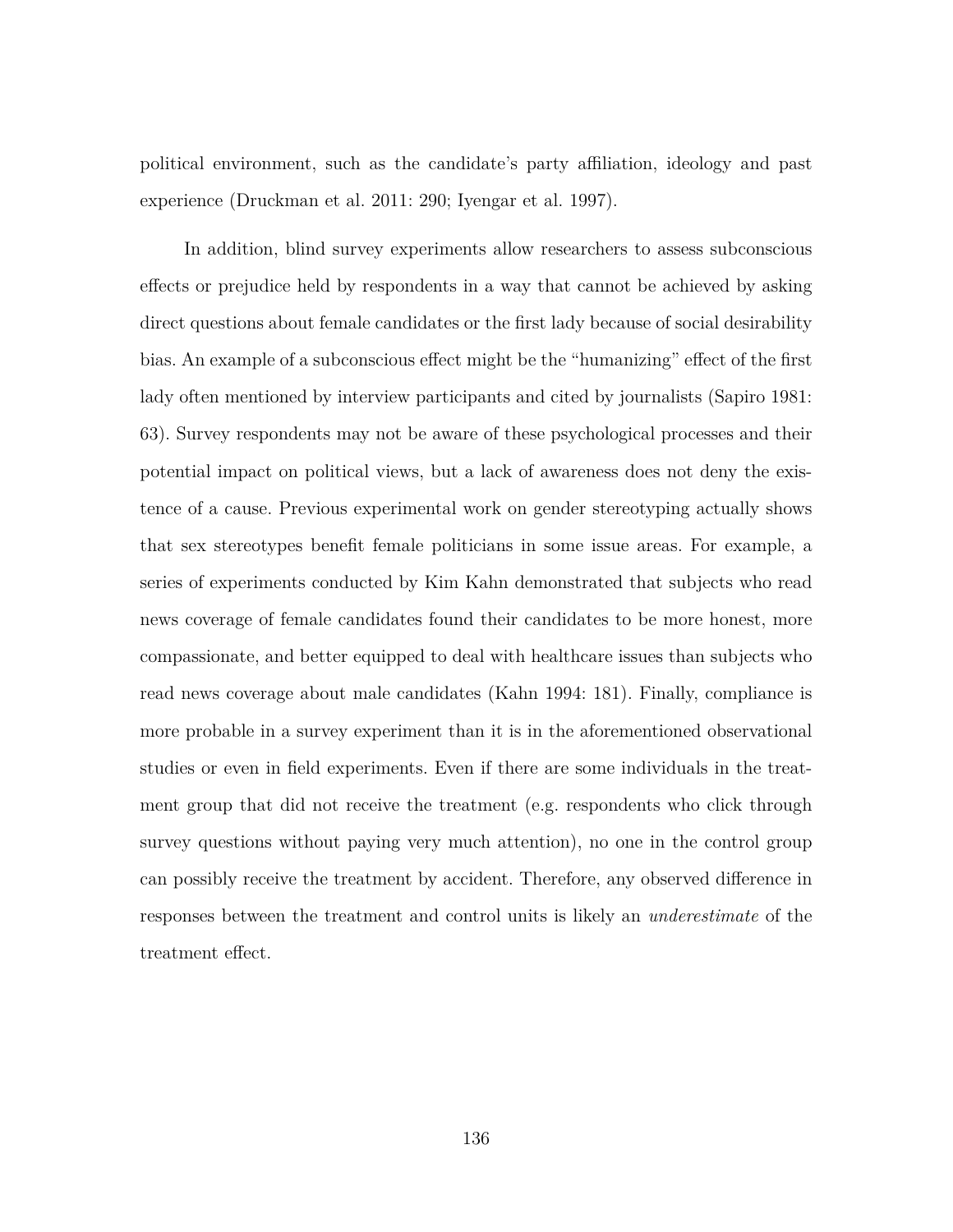political environment, such as the candidate's party affiliation, ideology and past experience (Druckman et al. 2011: 290; Iyengar et al. 1997).

In addition, blind survey experiments allow researchers to assess subconscious effects or prejudice held by respondents in a way that cannot be achieved by asking direct questions about female candidates or the first lady because of social desirability bias. An example of a subconscious effect might be the "humanizing" effect of the first lady often mentioned by interview participants and cited by journalists (Sapiro 1981: 63). Survey respondents may not be aware of these psychological processes and their potential impact on political views, but a lack of awareness does not deny the existence of a cause. Previous experimental work on gender stereotyping actually shows that sex stereotypes benefit female politicians in some issue areas. For example, a series of experiments conducted by Kim Kahn demonstrated that subjects who read news coverage of female candidates found their candidates to be more honest, more compassionate, and better equipped to deal with healthcare issues than subjects who read news coverage about male candidates (Kahn 1994: 181). Finally, compliance is more probable in a survey experiment than it is in the aforementioned observational studies or even in field experiments. Even if there are some individuals in the treatment group that did not receive the treatment (e.g. respondents who click through survey questions without paying very much attention), no one in the control group can possibly receive the treatment by accident. Therefore, any observed difference in responses between the treatment and control units is likely an *underestimate* of the treatment effect.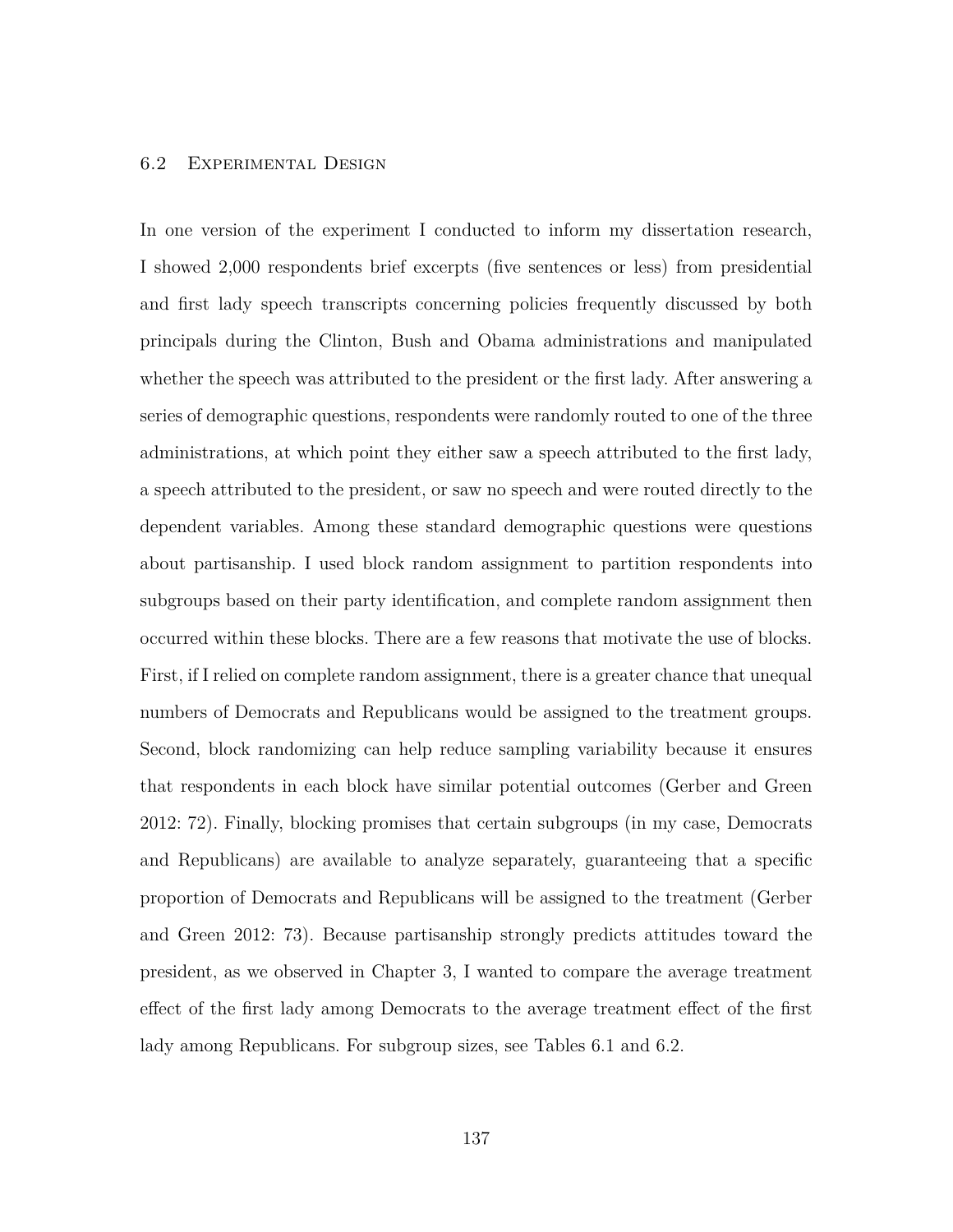## 6.2 Experimental Design

In one version of the experiment I conducted to inform my dissertation research, I showed 2,000 respondents brief excerpts (five sentences or less) from presidential and first lady speech transcripts concerning policies frequently discussed by both principals during the Clinton, Bush and Obama administrations and manipulated whether the speech was attributed to the president or the first lady. After answering a series of demographic questions, respondents were randomly routed to one of the three administrations, at which point they either saw a speech attributed to the first lady, a speech attributed to the president, or saw no speech and were routed directly to the dependent variables. Among these standard demographic questions were questions about partisanship. I used block random assignment to partition respondents into subgroups based on their party identification, and complete random assignment then occurred within these blocks. There are a few reasons that motivate the use of blocks. First, if I relied on complete random assignment, there is a greater chance that unequal numbers of Democrats and Republicans would be assigned to the treatment groups. Second, block randomizing can help reduce sampling variability because it ensures that respondents in each block have similar potential outcomes (Gerber and Green 2012: 72). Finally, blocking promises that certain subgroups (in my case, Democrats and Republicans) are available to analyze separately, guaranteeing that a specific proportion of Democrats and Republicans will be assigned to the treatment (Gerber and Green 2012: 73). Because partisanship strongly predicts attitudes toward the president, as we observed in Chapter 3, I wanted to compare the average treatment effect of the first lady among Democrats to the average treatment effect of the first lady among Republicans. For subgroup sizes, see Tables 6.1 and 6.2.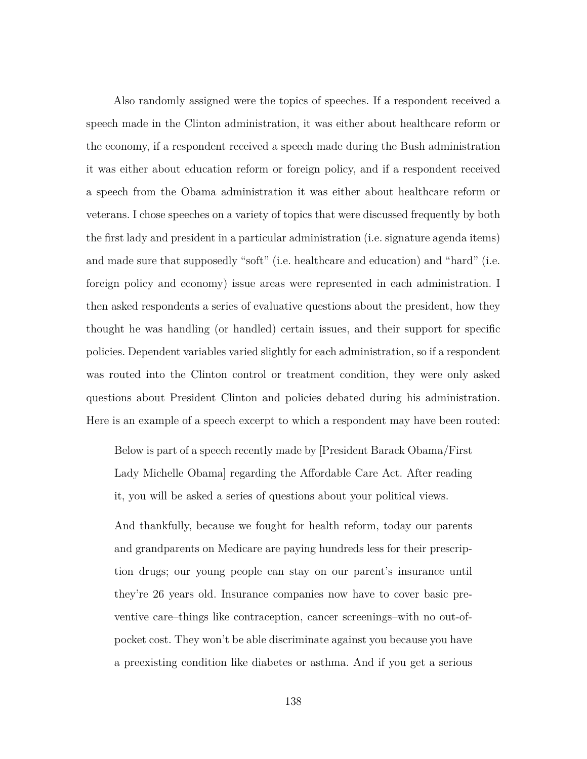Also randomly assigned were the topics of speeches. If a respondent received a speech made in the Clinton administration, it was either about healthcare reform or the economy, if a respondent received a speech made during the Bush administration it was either about education reform or foreign policy, and if a respondent received a speech from the Obama administration it was either about healthcare reform or veterans. I chose speeches on a variety of topics that were discussed frequently by both the first lady and president in a particular administration (i.e. signature agenda items) and made sure that supposedly "soft" (i.e. healthcare and education) and "hard" (i.e. foreign policy and economy) issue areas were represented in each administration. I then asked respondents a series of evaluative questions about the president, how they thought he was handling (or handled) certain issues, and their support for specific policies. Dependent variables varied slightly for each administration, so if a respondent was routed into the Clinton control or treatment condition, they were only asked questions about President Clinton and policies debated during his administration. Here is an example of a speech excerpt to which a respondent may have been routed:

> Below is part of a speech recently made by [President Barack Obama/First Lady Michelle Obama] regarding the Affordable Care Act. After reading it, you will be asked a series of questions about your political views.
>
> And thankfully, because we fought for health reform, today our parents and grandparents on Medicare are paying hundreds less for their prescription drugs; our young people can stay on our parent's insurance until they're 26 years old. Insurance companies now have to cover basic preventive care–things like contraception, cancer screenings–with no out-of-pocket cost. They won't be able discriminate against you because you have a preexisting condition like diabetes or asthma. And if you get a serious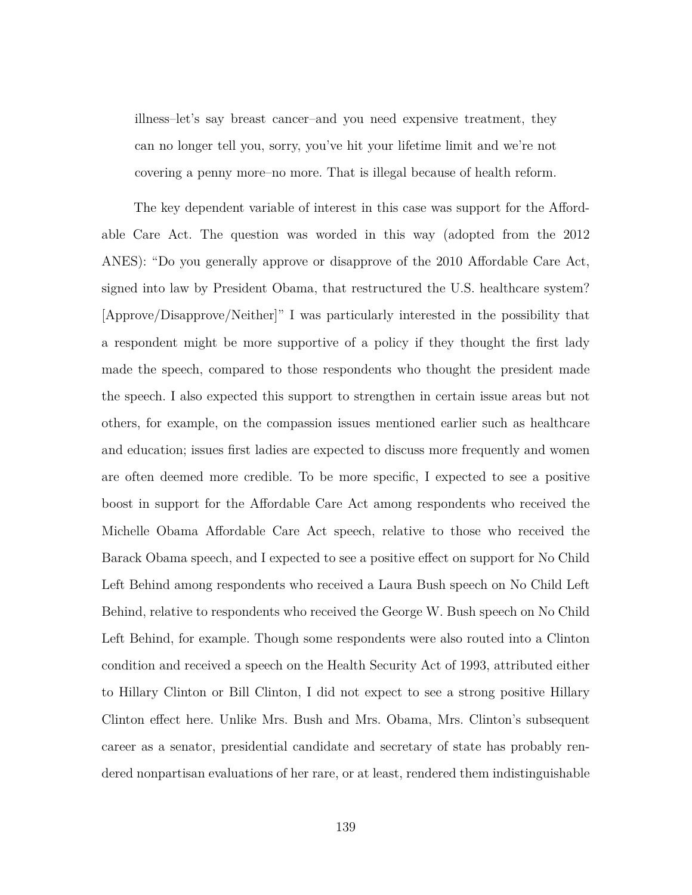illness–let's say breast cancer–and you need expensive treatment, they can no longer tell you, sorry, you've hit your lifetime limit and we're not covering a penny more–no more. That is illegal because of health reform.

The key dependent variable of interest in this case was support for the Affordable Care Act. The question was worded in this way (adopted from the 2012 ANES): "Do you generally approve or disapprove of the 2010 Affordable Care Act, signed into law by President Obama, that restructured the U.S. healthcare system? [Approve/Disapprove/Neither]" I was particularly interested in the possibility that a respondent might be more supportive of a policy if they thought the first lady made the speech, compared to those respondents who thought the president made the speech. I also expected this support to strengthen in certain issue areas but not others, for example, on the compassion issues mentioned earlier such as healthcare and education; issues first ladies are expected to discuss more frequently and women are often deemed more credible. To be more specific, I expected to see a positive boost in support for the Affordable Care Act among respondents who received the Michelle Obama Affordable Care Act speech, relative to those who received the Barack Obama speech, and I expected to see a positive effect on support for No Child Left Behind among respondents who received a Laura Bush speech on No Child Left Behind, relative to respondents who received the George W. Bush speech on No Child Left Behind, for example. Though some respondents were also routed into a Clinton condition and received a speech on the Health Security Act of 1993, attributed either to Hillary Clinton or Bill Clinton, I did not expect to see a strong positive Hillary Clinton effect here. Unlike Mrs. Bush and Mrs. Obama, Mrs. Clinton's subsequent career as a senator, presidential candidate and secretary of state has probably rendered nonpartisan evaluations of her rare, or at least, rendered them indistinguishable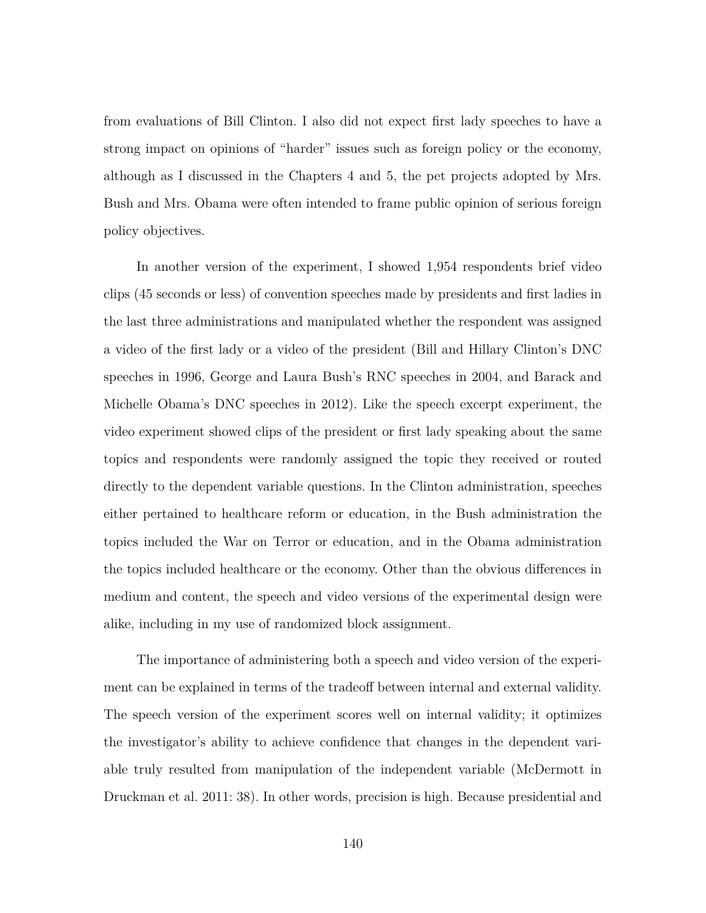from evaluations of Bill Clinton. I also did not expect first lady speeches to have a strong impact on opinions of "harder" issues such as foreign policy or the economy, although as I discussed in the Chapters 4 and 5, the pet projects adopted by Mrs. Bush and Mrs. Obama were often intended to frame public opinion of serious foreign policy objectives.

In another version of the experiment, I showed 1,954 respondents brief video clips (45 seconds or less) of convention speeches made by presidents and first ladies in the last three administrations and manipulated whether the respondent was assigned a video of the first lady or a video of the president (Bill and Hillary Clinton's DNC speeches in 1996, George and Laura Bush's RNC speeches in 2004, and Barack and Michelle Obama's DNC speeches in 2012). Like the speech excerpt experiment, the video experiment showed clips of the president or first lady speaking about the same topics and respondents were randomly assigned the topic they received or routed directly to the dependent variable questions. In the Clinton administration, speeches either pertained to healthcare reform or education, in the Bush administration the topics included the War on Terror or education, and in the Obama administration the topics included healthcare or the economy. Other than the obvious differences in medium and content, the speech and video versions of the experimental design were alike, including in my use of randomized block assignment.

The importance of administering both a speech and video version of the experiment can be explained in terms of the tradeoff between internal and external validity. The speech version of the experiment scores well on internal validity; it optimizes the investigator's ability to achieve confidence that changes in the dependent variable truly resulted from manipulation of the independent variable (McDermott in Druckman et al. 2011: 38). In other words, precision is high. Because presidential and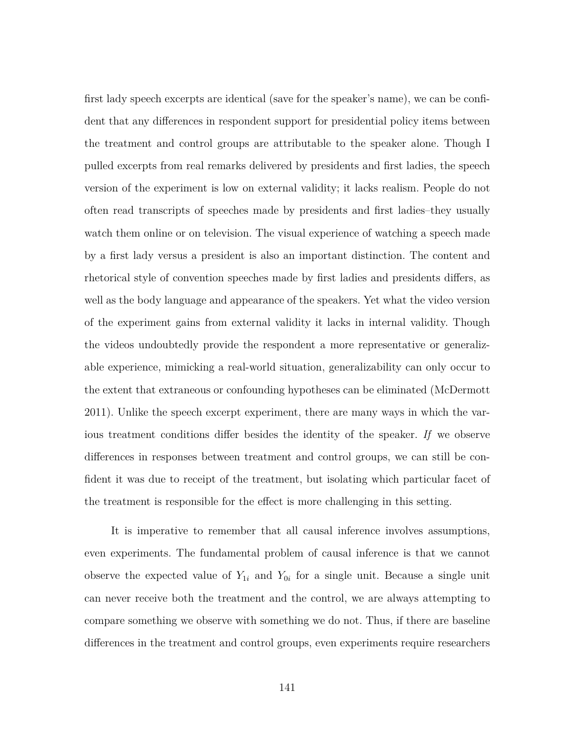first lady speech excerpts are identical (save for the speaker's name), we can be confident that any differences in respondent support for presidential policy items between the treatment and control groups are attributable to the speaker alone. Though I pulled excerpts from real remarks delivered by presidents and first ladies, the speech version of the experiment is low on external validity; it lacks realism. People do not often read transcripts of speeches made by presidents and first ladies–they usually watch them online or on television. The visual experience of watching a speech made by a first lady versus a president is also an important distinction. The content and rhetorical style of convention speeches made by first ladies and presidents differs, as well as the body language and appearance of the speakers. Yet what the video version of the experiment gains from external validity it lacks in internal validity. Though the videos undoubtedly provide the respondent a more representative or generalizable experience, mimicking a real-world situation, generalizability can only occur to the extent that extraneous or confounding hypotheses can be eliminated (McDermott 2011). Unlike the speech excerpt experiment, there are many ways in which the various treatment conditions differ besides the identity of the speaker. *If* we observe differences in responses between treatment and control groups, we can still be confident it was due to receipt of the treatment, but isolating which particular facet of the treatment is responsible for the effect is more challenging in this setting.

It is imperative to remember that all causal inference involves assumptions, even experiments. The fundamental problem of causal inference is that we cannot observe the expected value of $Y_{1i}$ and $Y_{0i}$ for a single unit. Because a single unit can never receive both the treatment and the control, we are always attempting to compare something we observe with something we do not. Thus, if there are baseline differences in the treatment and control groups, even experiments require researchers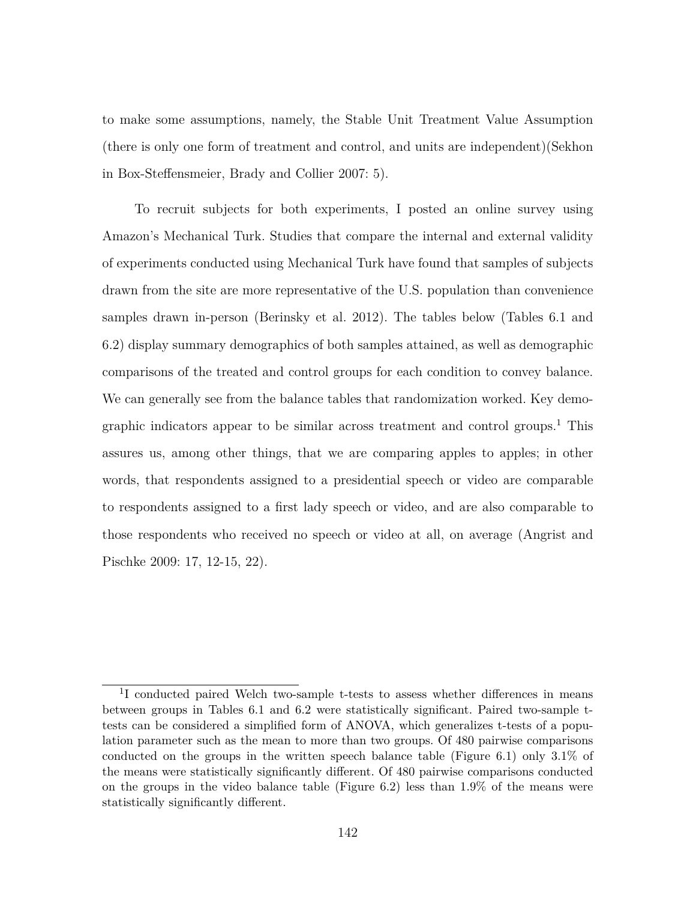to make some assumptions, namely, the Stable Unit Treatment Value Assumption (there is only one form of treatment and control, and units are independent)(Sekhon in Box-Steffensmeier, Brady and Collier 2007: 5).

To recruit subjects for both experiments, I posted an online survey using Amazon's Mechanical Turk. Studies that compare the internal and external validity of experiments conducted using Mechanical Turk have found that samples of subjects drawn from the site are more representative of the U.S. population than convenience samples drawn in-person (Berinsky et al. 2012). The tables below (Tables 6.1 and 6.2) display summary demographics of both samples attained, as well as demographic comparisons of the treated and control groups for each condition to convey balance. We can generally see from the balance tables that randomization worked. Key demographic indicators appear to be similar across treatment and control groups.[1] This assures us, among other things, that we are comparing apples to apples; in other words, that respondents assigned to a presidential speech or video are comparable to respondents assigned to a first lady speech or video, and are also comparable to those respondents who received no speech or video at all, on average (Angrist and Pischke 2009: 17, 12-15, 22).

---

[1] I conducted paired Welch two-sample t-tests to assess whether differences in means between groups in Tables 6.1 and 6.2 were statistically significant. Paired two-sample t-tests can be considered a simplified form of ANOVA, which generalizes t-tests of a population parameter such as the mean to more than two groups. Of 480 pairwise comparisons conducted on the groups in the written speech balance table (Figure 6.1) only 3.1% of the means were statistically significantly different. Of 480 pairwise comparisons conducted on the groups in the video balance table (Figure 6.2) less than 1.9% of the means were statistically significantly different.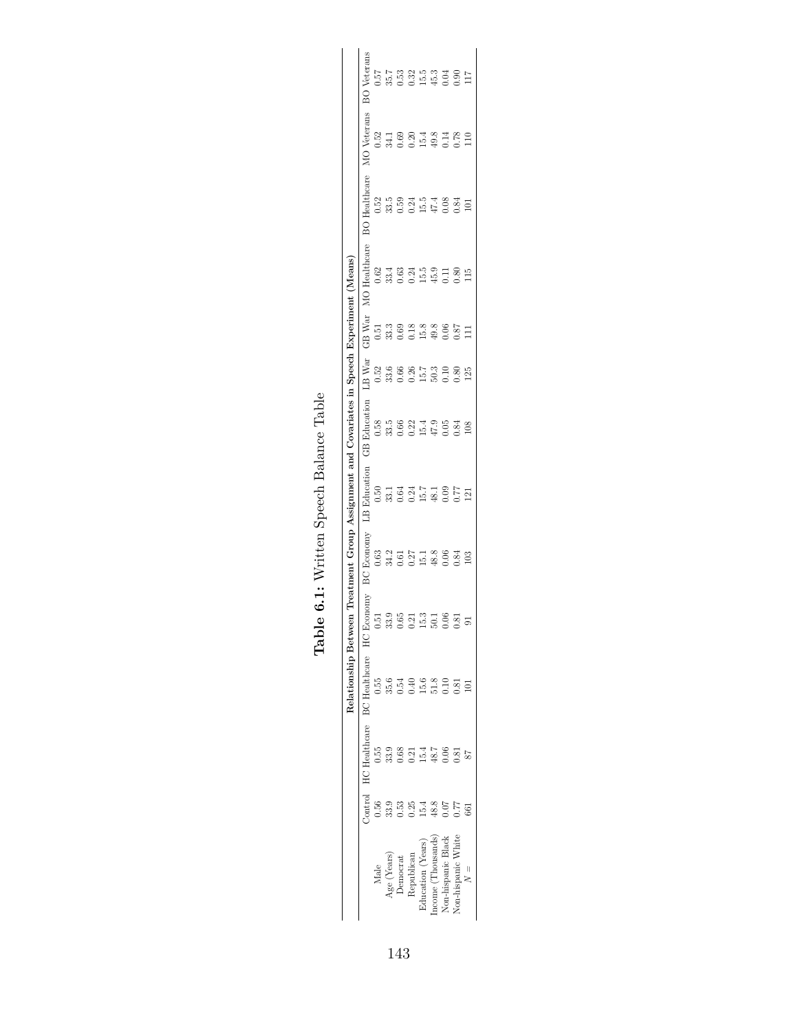**Table 6.1:** Written Speech Balance Table

| | Relationship Between Treatment Group Assignment and Covariates in Speech Experiment (Means) | | | | | | | | | | | | |
|---|---|---|---|---|---|---|---|---|---|---|---|---|---|
| | Control | HC Healthcare | BC Healthcare | HC Economy | BC Economy | LB Education | GB Education | LB War | GB War | MO Healthcare | BO Healthcare | MO Veterans | BO Veterans |
| Male | 0.56 | 0.55 | 0.55 | 0.51 | 0.63 | 0.50 | 0.58 | 0.52 | 0.51 | 0.62 | 0.52 | 0.52 | 0.57 |
| Age (Years) | 33.9 | 33.9 | 35.6 | 33.9 | 34.2 | 33.1 | 33.5 | 33.6 | 33.3 | 33.4 | 33.5 | 34.1 | 35.7 |
| Democrat | 0.53 | 0.68 | 0.54 | 0.65 | 0.61 | 0.64 | 0.66 | 0.66 | 0.69 | 0.63 | 0.59 | 0.69 | 0.53 |
| Republican | 0.25 | 0.21 | 0.40 | 0.21 | 0.27 | 0.24 | 0.22 | 0.26 | 0.18 | 0.24 | 0.24 | 0.20 | 0.32 |
| Education (Years) | 15.4 | 15.4 | 15.6 | 15.3 | 15.1 | 15.7 | 15.4 | 15.7 | 15.8 | 15.5 | 15.5 | 15.4 | 15.5 |
| Income (Thousands) | 48.8 | 48.7 | 51.8 | 50.1 | 48.8 | 48.1 | 47.9 | 50.3 | 49.8 | 45.9 | 47.4 | 49.8 | 45.3 |
| Non-hispanic Black | 0.07 | 0.06 | 0.10 | 0.06 | 0.06 | 0.09 | 0.05 | 0.10 | 0.06 | 0.11 | 0.08 | 0.14 | 0.04 |
| Non-hispanic White | 0.77 | 0.81 | 0.81 | 0.81 | 0.84 | 0.77 | 0.84 | 0.80 | 0.87 | 0.80 | 0.84 | 0.78 | 0.90 |
| $N =$ | 661 | 87 | 101 | 91 | 103 | 121 | 108 | 125 | 111 | 115 | 101 | 110 | 117 |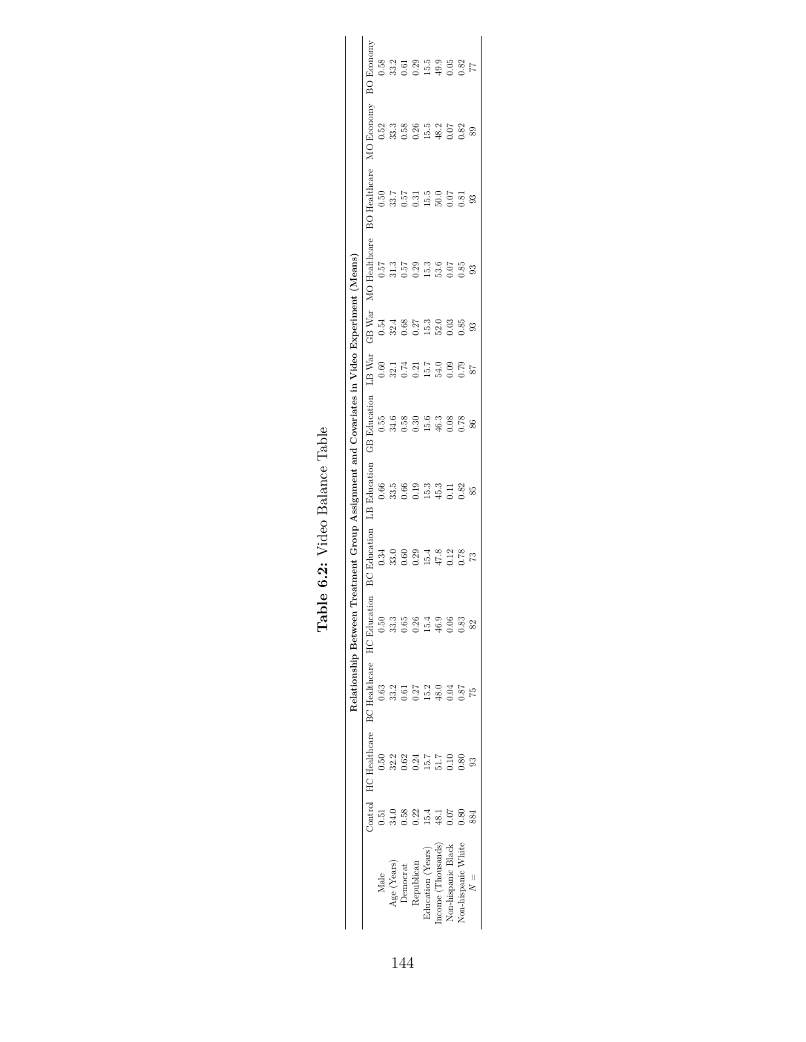**Table 6.2:** Video Balance Table

| | Relationship Between Treatment Group Assignment and Covariates in Video Experiment (Means) | | | | | | | | | | | | |
|---|---|---|---|---|---|---|---|---|---|---|---|---|---|
| | Control | HC Healthcare | BC Healthcare | HC Education | BC Education | LB Education | GB Education | LB War | GB War | MO Healthcare | BO Healthcare | MO Economy | BO Economy |
| Male | 0.51 | 0.50 | 0.63 | 0.50 | 0.34 | 0.66 | 0.55 | 0.60 | 0.54 | 0.57 | 0.50 | 0.52 | 0.58 |
| Age (Years) | 34.0 | 32.2 | 33.2 | 33.3 | 33.0 | 33.5 | 34.6 | 32.1 | 32.4 | 31.3 | 33.7 | 33.3 | 33.2 |
| Democrat | 0.58 | 0.62 | 0.61 | 0.65 | 0.60 | 0.66 | 0.58 | 0.74 | 0.68 | 0.57 | 0.57 | 0.58 | 0.61 |
| Republican | 0.22 | 0.24 | 0.27 | 0.26 | 0.29 | 0.19 | 0.30 | 0.21 | 0.27 | 0.29 | 0.31 | 0.26 | 0.29 |
| Education (Years) | 15.4 | 15.7 | 15.2 | 15.4 | 15.4 | 15.3 | 15.6 | 15.7 | 15.3 | 15.3 | 15.5 | 15.5 | 15.5 |
| Income (Thousands) | 48.1 | 51.7 | 48.0 | 46.9 | 47.8 | 45.3 | 46.3 | 54.0 | 52.0 | 53.6 | 50.0 | 48.2 | 49.9 |
| Non-hispanic Black | 0.07 | 0.10 | 0.04 | 0.06 | 0.12 | 0.11 | 0.08 | 0.09 | 0.03 | 0.07 | 0.07 | 0.07 | 0.05 |
| Non-hispanic White | 0.80 | 0.80 | 0.87 | 0.83 | 0.78 | 0.82 | 0.78 | 0.79 | 0.85 | 0.85 | 0.81 | 0.82 | 0.82 |
| $N =$ | 884 | 93 | 75 | 82 | 73 | 85 | 86 | 87 | 93 | 93 | 93 | 89 | 77 |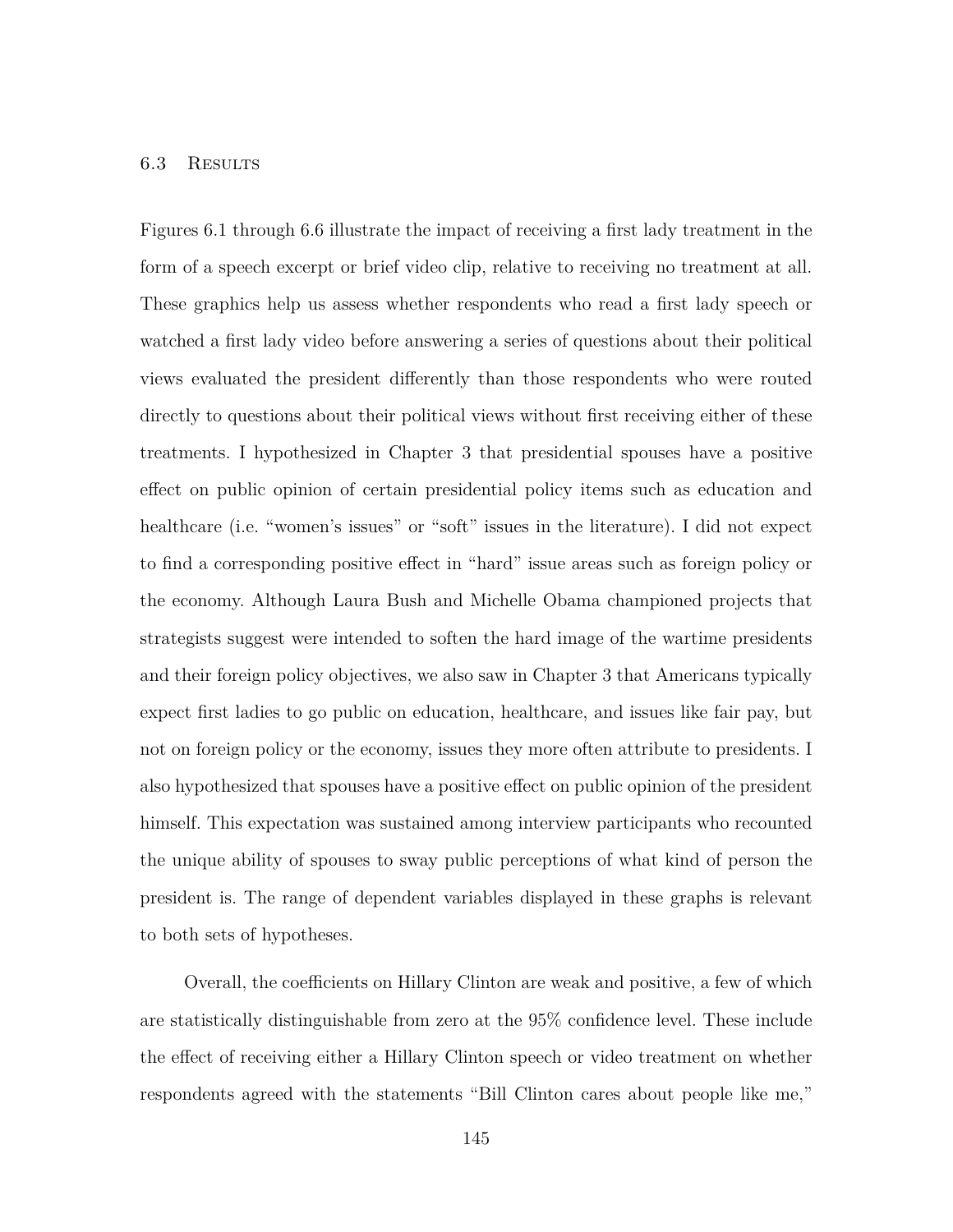## 6.3 Results

Figures 6.1 through 6.6 illustrate the impact of receiving a first lady treatment in the form of a speech excerpt or brief video clip, relative to receiving no treatment at all. These graphics help us assess whether respondents who read a first lady speech or watched a first lady video before answering a series of questions about their political views evaluated the president differently than those respondents who were routed directly to questions about their political views without first receiving either of these treatments. I hypothesized in Chapter 3 that presidential spouses have a positive effect on public opinion of certain presidential policy items such as education and healthcare (i.e. "women's issues" or "soft" issues in the literature). I did not expect to find a corresponding positive effect in "hard" issue areas such as foreign policy or the economy. Although Laura Bush and Michelle Obama championed projects that strategists suggest were intended to soften the hard image of the wartime presidents and their foreign policy objectives, we also saw in Chapter 3 that Americans typically expect first ladies to go public on education, healthcare, and issues like fair pay, but not on foreign policy or the economy, issues they more often attribute to presidents. I also hypothesized that spouses have a positive effect on public opinion of the president himself. This expectation was sustained among interview participants who recounted the unique ability of spouses to sway public perceptions of what kind of person the president is. The range of dependent variables displayed in these graphs is relevant to both sets of hypotheses.

Overall, the coefficients on Hillary Clinton are weak and positive, a few of which are statistically distinguishable from zero at the 95% confidence level. These include the effect of receiving either a Hillary Clinton speech or video treatment on whether respondents agreed with the statements "Bill Clinton cares about people like me,"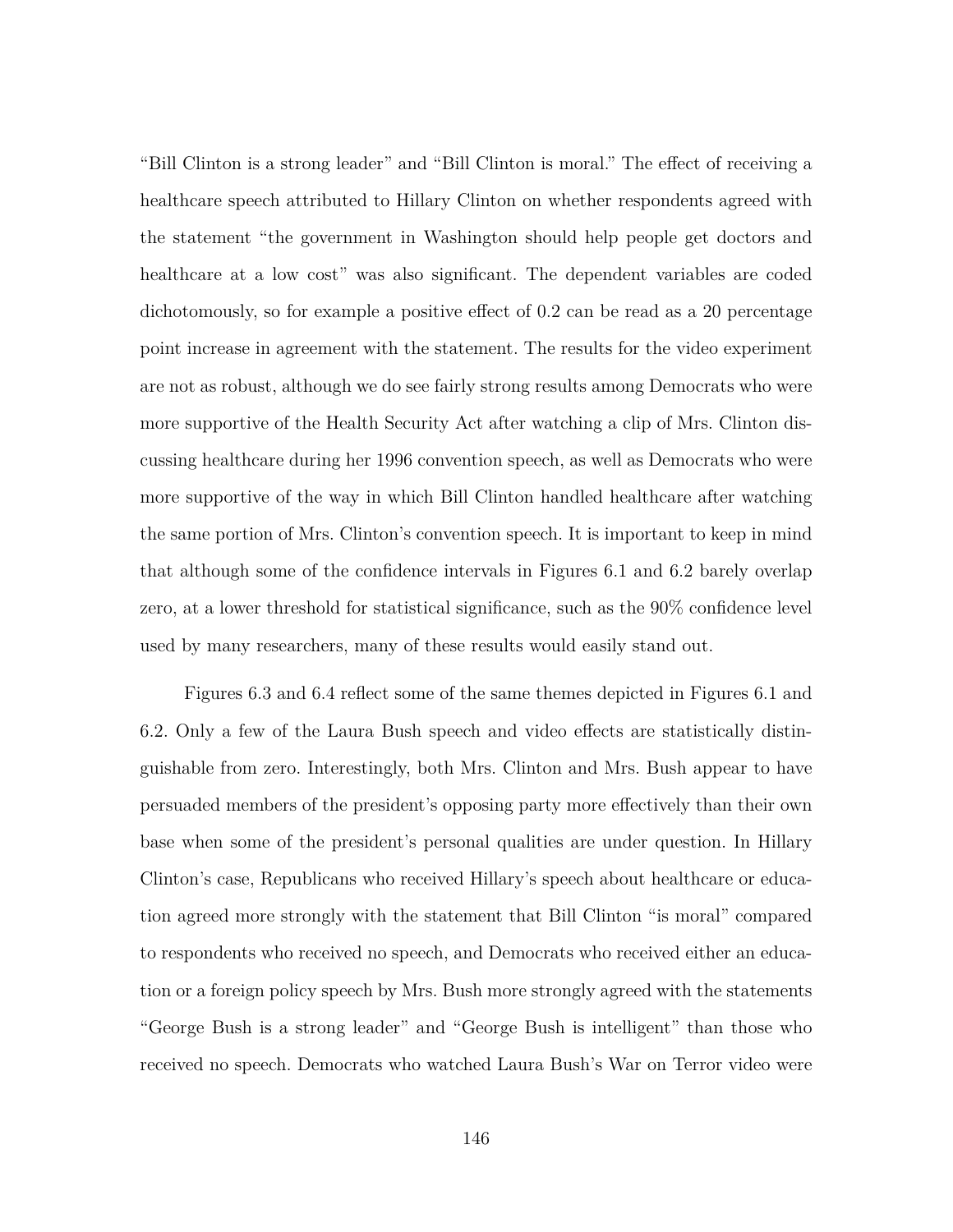"Bill Clinton is a strong leader" and "Bill Clinton is moral." The effect of receiving a healthcare speech attributed to Hillary Clinton on whether respondents agreed with the statement "the government in Washington should help people get doctors and healthcare at a low cost" was also significant. The dependent variables are coded dichotomously, so for example a positive effect of 0.2 can be read as a 20 percentage point increase in agreement with the statement. The results for the video experiment are not as robust, although we do see fairly strong results among Democrats who were more supportive of the Health Security Act after watching a clip of Mrs. Clinton discussing healthcare during her 1996 convention speech, as well as Democrats who were more supportive of the way in which Bill Clinton handled healthcare after watching the same portion of Mrs. Clinton's convention speech. It is important to keep in mind that although some of the confidence intervals in Figures 6.1 and 6.2 barely overlap zero, at a lower threshold for statistical significance, such as the 90% confidence level used by many researchers, many of these results would easily stand out.

Figures 6.3 and 6.4 reflect some of the same themes depicted in Figures 6.1 and 6.2. Only a few of the Laura Bush speech and video effects are statistically distinguishable from zero. Interestingly, both Mrs. Clinton and Mrs. Bush appear to have persuaded members of the president's opposing party more effectively than their own base when some of the president's personal qualities are under question. In Hillary Clinton's case, Republicans who received Hillary's speech about healthcare or education agreed more strongly with the statement that Bill Clinton "is moral" compared to respondents who received no speech, and Democrats who received either an education or a foreign policy speech by Mrs. Bush more strongly agreed with the statements "George Bush is a strong leader" and "George Bush is intelligent" than those who received no speech. Democrats who watched Laura Bush's War on Terror video were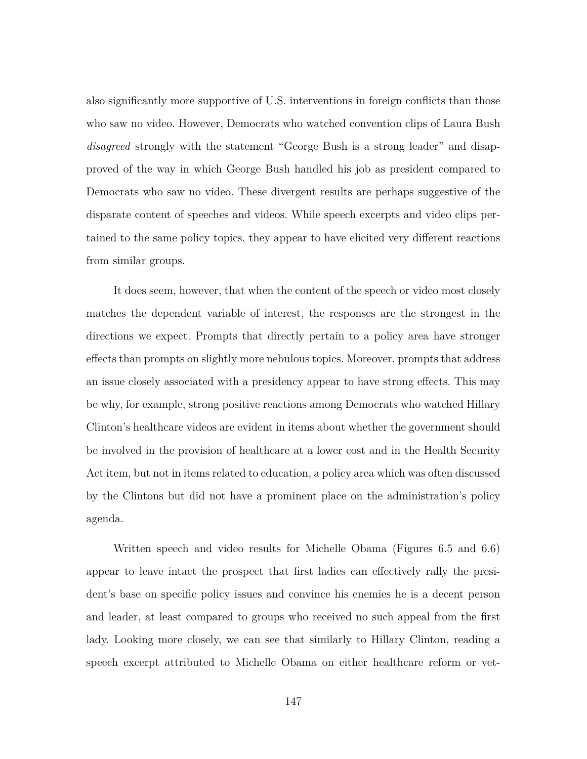also significantly more supportive of U.S. interventions in foreign conflicts than those who saw no video. However, Democrats who watched convention clips of Laura Bush *disagreed* strongly with the statement "George Bush is a strong leader" and disapproved of the way in which George Bush handled his job as president compared to Democrats who saw no video. These divergent results are perhaps suggestive of the disparate content of speeches and videos. While speech excerpts and video clips pertained to the same policy topics, they appear to have elicited very different reactions from similar groups.

It does seem, however, that when the content of the speech or video most closely matches the dependent variable of interest, the responses are the strongest in the directions we expect. Prompts that directly pertain to a policy area have stronger effects than prompts on slightly more nebulous topics. Moreover, prompts that address an issue closely associated with a presidency appear to have strong effects. This may be why, for example, strong positive reactions among Democrats who watched Hillary Clinton's healthcare videos are evident in items about whether the government should be involved in the provision of healthcare at a lower cost and in the Health Security Act item, but not in items related to education, a policy area which was often discussed by the Clintons but did not have a prominent place on the administration's policy agenda.

Written speech and video results for Michelle Obama (Figures 6.5 and 6.6) appear to leave intact the prospect that first ladies can effectively rally the president's base on specific policy issues and convince his enemies he is a decent person and leader, at least compared to groups who received no such appeal from the first lady. Looking more closely, we can see that similarly to Hillary Clinton, reading a speech excerpt attributed to Michelle Obama on either healthcare reform or vet-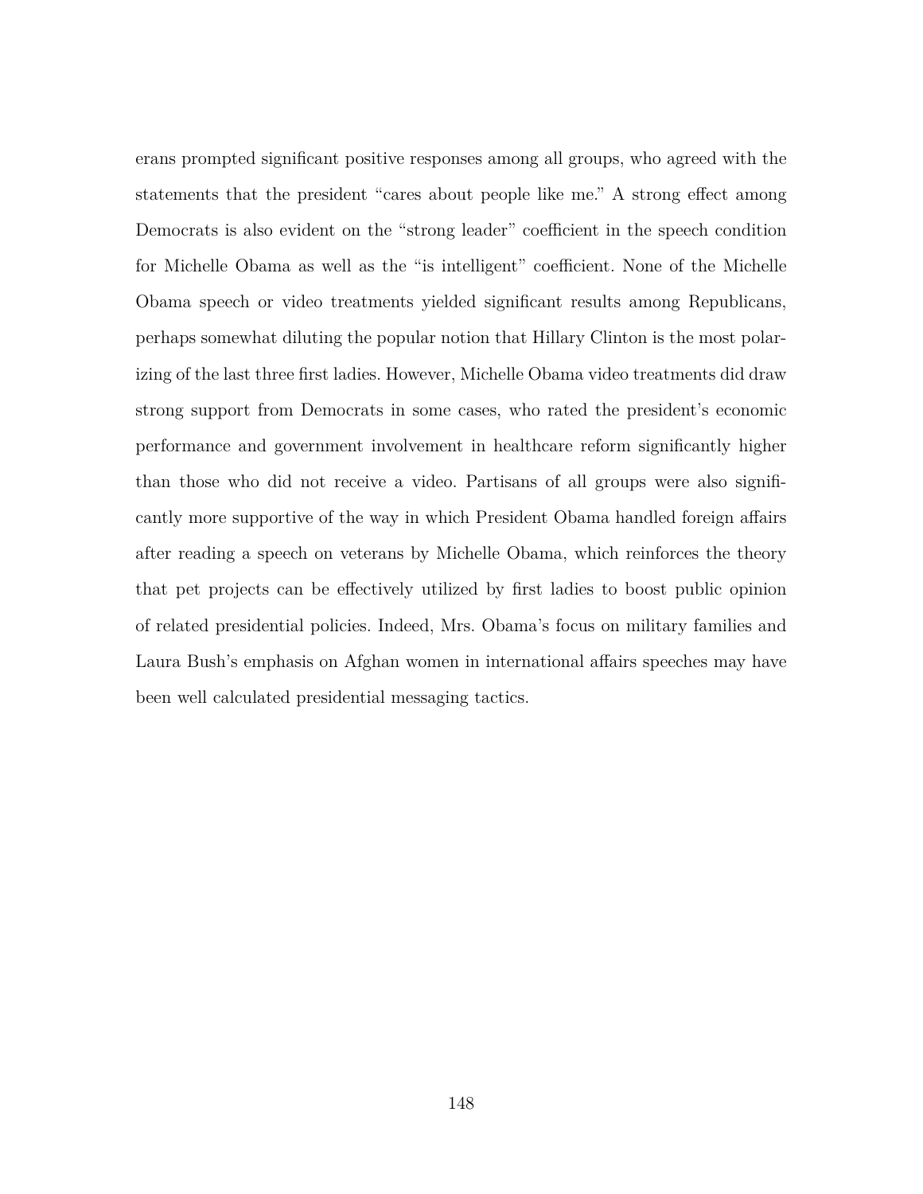erans prompted significant positive responses among all groups, who agreed with the statements that the president "cares about people like me." A strong effect among Democrats is also evident on the "strong leader" coefficient in the speech condition for Michelle Obama as well as the "is intelligent" coefficient. None of the Michelle Obama speech or video treatments yielded significant results among Republicans, perhaps somewhat diluting the popular notion that Hillary Clinton is the most polarizing of the last three first ladies. However, Michelle Obama video treatments did draw strong support from Democrats in some cases, who rated the president's economic performance and government involvement in healthcare reform significantly higher than those who did not receive a video. Partisans of all groups were also significantly more supportive of the way in which President Obama handled foreign affairs after reading a speech on veterans by Michelle Obama, which reinforces the theory that pet projects can be effectively utilized by first ladies to boost public opinion of related presidential policies. Indeed, Mrs. Obama's focus on military families and Laura Bush's emphasis on Afghan women in international affairs speeches may have been well calculated presidential messaging tactics.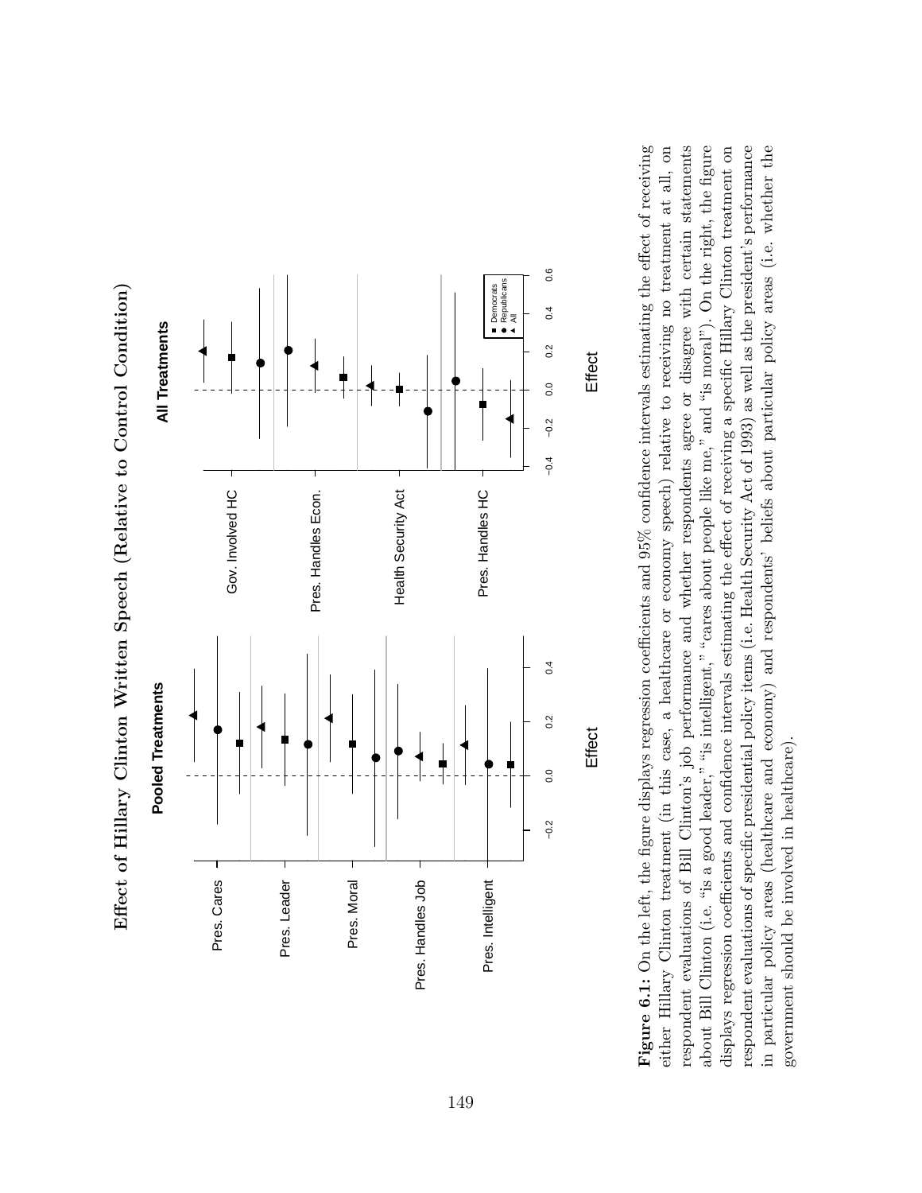**Effect of Hillary Clinton Written Speech (Relative to Control Condition)**

**Figure 6.1:** On the left, the figure displays regression coefficients and 95% confidence intervals estimating the effect of receiving either Hillary Clinton treatment (in this case, a healthcare or economy speech) relative to receiving no treatment at all, on respondent evaluations of Bill Clinton's job performance and whether respondents agree or disagree with certain statements about Bill Clinton (i.e. "is a good leader," "is intelligent," "cares about people like me," and "is moral"). On the right, the figure displays regression coefficients and confidence intervals estimating the effect of receiving a specific Hillary Clinton treatment on respondent evaluations of specific presidential policy items (i.e. Health Security Act of 1993) as well as the president's performance in particular policy areas (healthcare and economy) and respondents' beliefs about particular policy areas (i.e. whether the government should be involved in healthcare).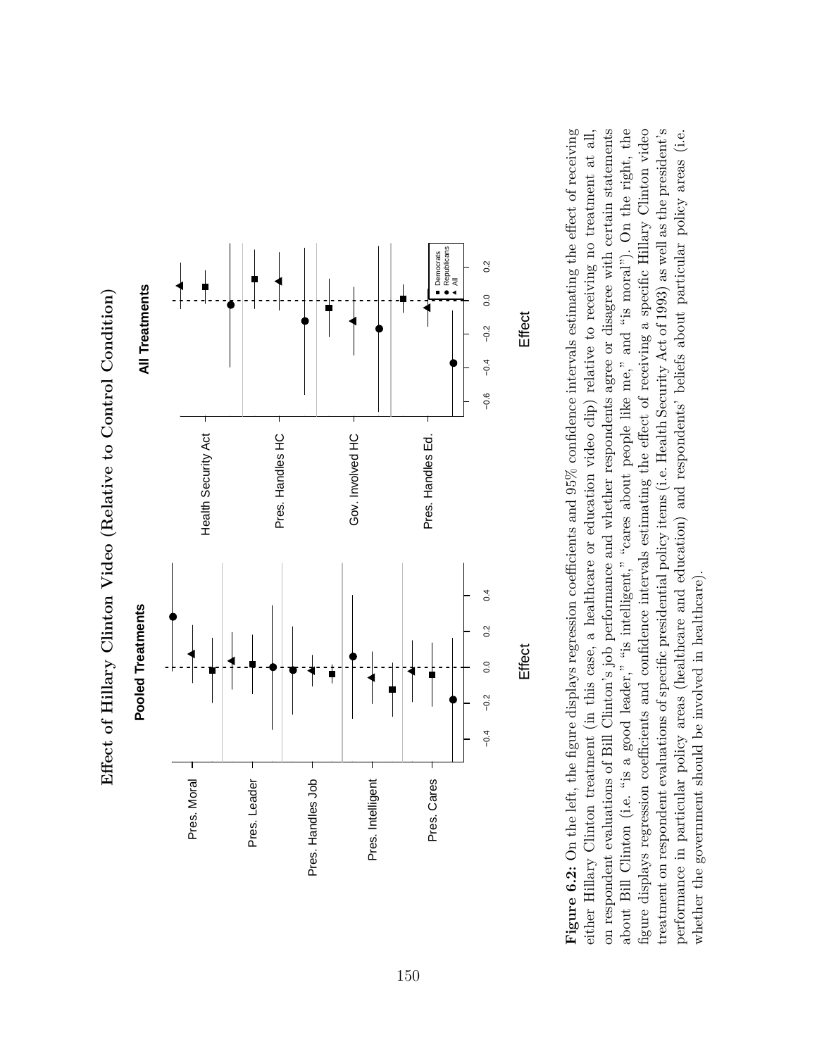# Effect of Hillary Clinton Video (Relative to Control Condition)

**Figure 6.2:** On the left, the figure displays regression coefficients and 95% confidence intervals estimating the effect of receiving either Hillary Clinton treatment (in this case, a healthcare or education video clip) relative to receiving no treatment at all, on respondent evaluations of Bill Clinton's job performance and whether respondents agree or disagree with certain statements about Bill Clinton (i.e. "is a good leader," "is intelligent," "cares about people like me," and "is moral"). On the right, the figure displays regression coefficients and confidence intervals estimating the effect of receiving a specific Hillary Clinton video treatment on respondent evaluations of specific presidential policy items (i.e. Health Security Act of 1993) as well as the president's performance in particular policy areas (healthcare and education) and respondents' beliefs about particular policy areas (i.e. whether the government should be involved in healthcare).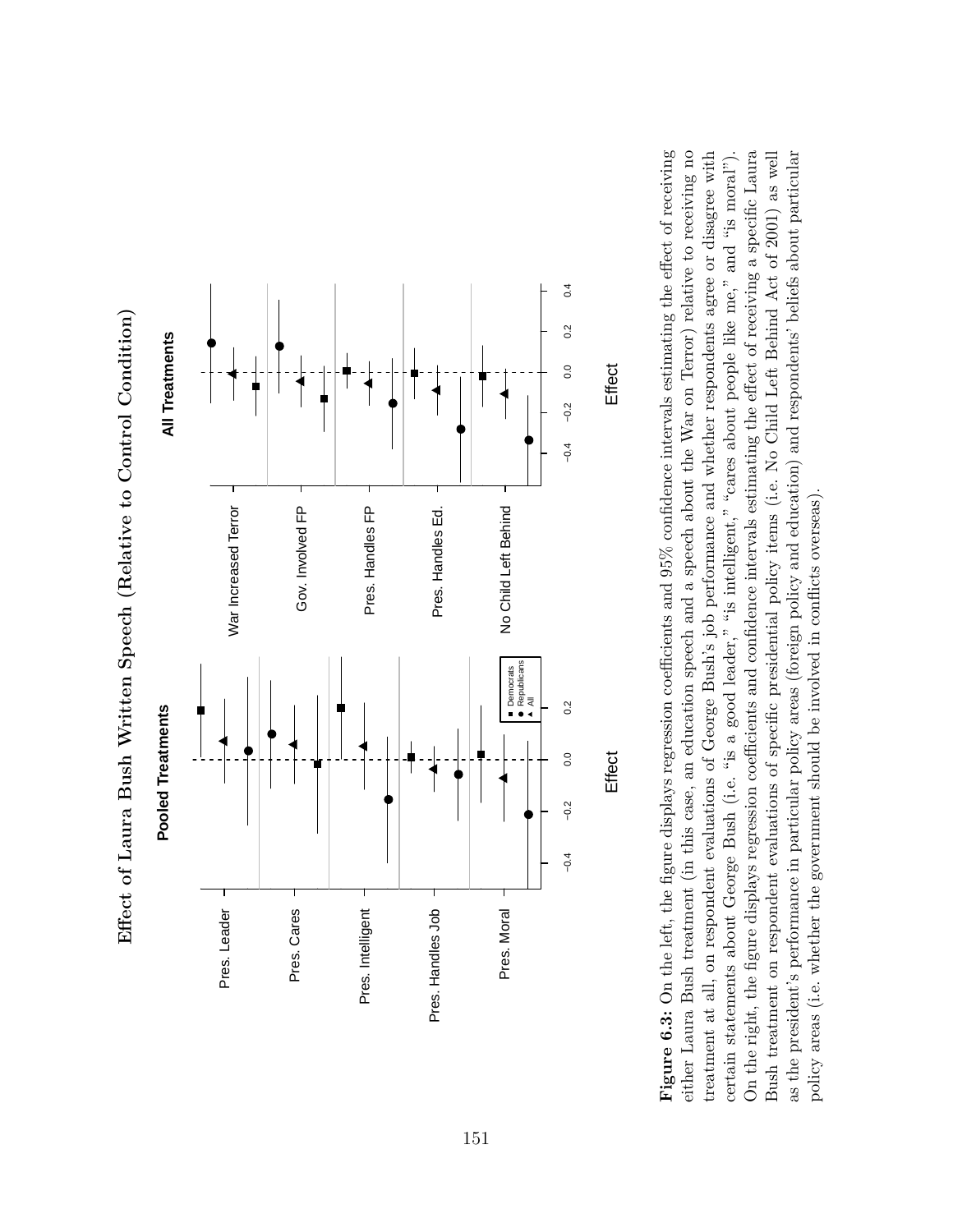# Effect of Laura Bush Written Speech (Relative to Control Condition)

**Figure 6.3:** On the left, the figure displays regression coefficients and 95% confidence intervals estimating the effect of receiving either Laura Bush treatment (in this case, an education speech and a speech about the War on Terror) relative to receiving no treatment at all, on respondent evaluations of George Bush's job performance and whether respondents agree or disagree with certain statements about George Bush (i.e. "is a good leader," "cares about people like me," "is intelligent," and "is moral"). On the right, the figure displays regression coefficients and confidence intervals estimating the effect of receiving a specific Laura Bush treatment on respondent evaluations of specific presidential policy items (i.e. No Child Left Behind Act of 2001) as well as the president's performance in particular policy areas (foreign policy and education) and respondents' beliefs about particular policy areas (i.e. whether the government should be involved in conflicts overseas).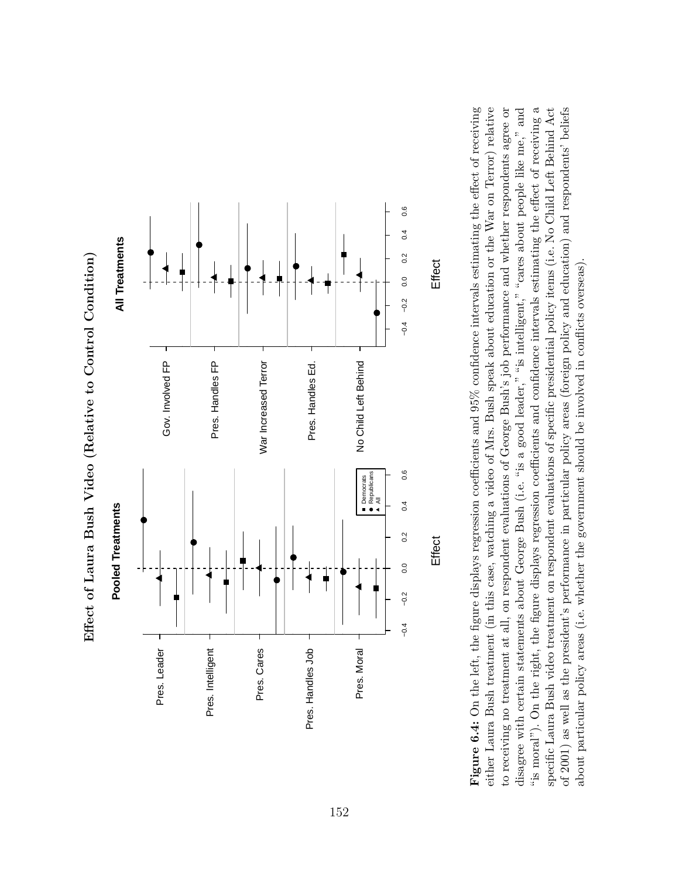**Effect of Laura Bush Video (Relative to Control Condition)**

**Figure 6.4:** On the left, the figure displays regression coefficients and 95% confidence intervals estimating the effect of receiving either Laura Bush treatment (in this case, watching a video of Mrs. Bush speak about education or the War on Terror) relative to receiving no treatment at all, on respondent evaluations of George Bush's job performance and whether respondents agree or disagree with certain statements about George Bush (i.e. "is a good leader," "is intelligent," "cares about people like me," and "is moral"). On the right, the figure displays regression coefficients and confidence intervals estimating the effect of receiving a specific Laura Bush video treatment on respondent evaluations of specific presidential policy items (i.e. No Child Left Behind Act of 2001) as well as the president's performance in particular policy areas (foreign policy and education) and respondents' beliefs about particular policy areas (i.e. whether the government should be involved in conflicts overseas).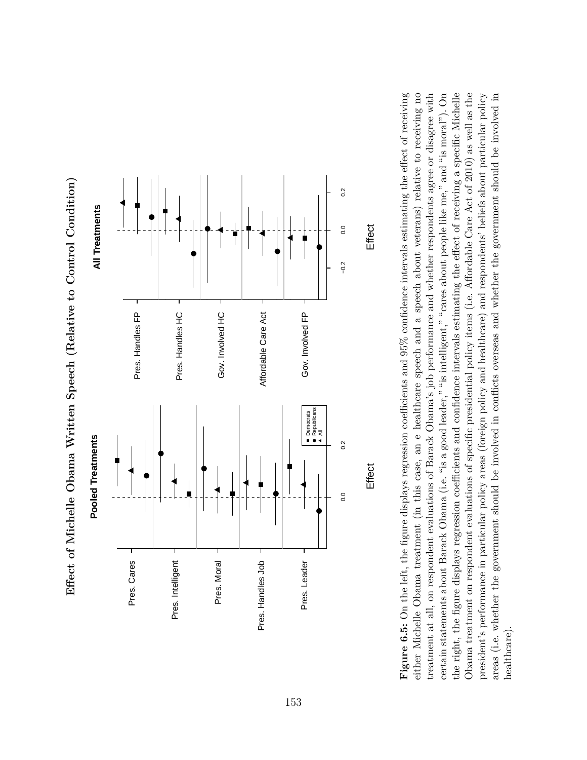**Effect of Michelle Obama Written Speech (Relative to Control Condition)**

**Figure 6.5:** On the left, the figure displays regression coefficients and 95% confidence intervals estimating the effect of receiving either Michelle Obama treatment (in this case, an e healthcare speech and a speech about veterans) relative to receiving no treatment at all, on respondent evaluations of Barack Obama's job performance and whether respondents agree or disagree with certain statements about Barack Obama (i.e. "is a good leader," "is intelligent," "cares about people like me," and "is moral"). On the right, the figure displays regression coefficients and confidence intervals estimating the effect of receiving a specific Michelle Obama treatment on respondent evaluations of specific presidential policy items (i.e. Affordable Care Act of 2010) as well as the president's performance in particular policy areas (foreign policy and healthcare) and respondents' beliefs about particular policy areas (i.e. whether the government should be involved in conflicts overseas and whether the government should be involved in healthcare).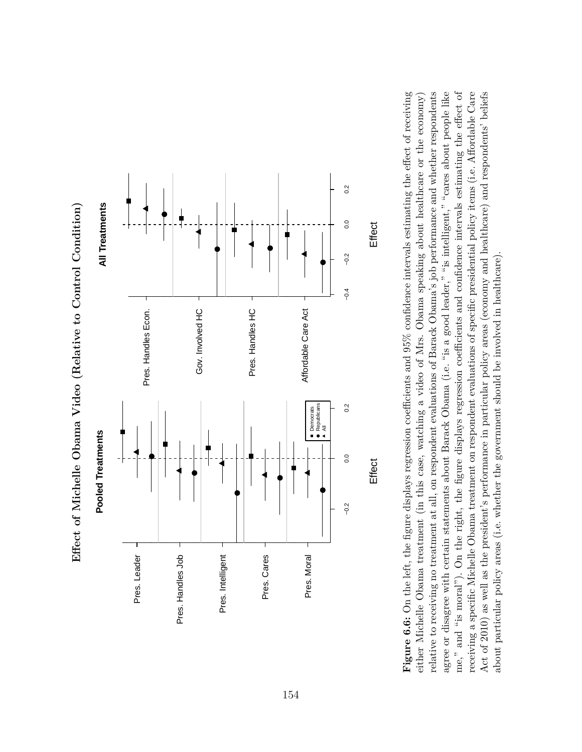**Effect of Michelle Obama Video (Relative to Control Condition)**

**Figure 6.6:** On the left, the figure displays regression coefficients and 95% confidence intervals estimating the effect of receiving either Michelle Obama treatment (in this case, watching a video of Mrs. Obama speaking about healthcare or the economy) relative to receiving no treatment at all, on respondent evaluations of Barack Obama's job performance and whether respondents agree or disagree with certain statements about Barack Obama (i.e. "is a good leader," "is intelligent," "cares about people like me," and "is moral"). On the right, the figure displays regression coefficients and confidence intervals estimating the effect of receiving a specific Michelle Obama treatment on respondent evaluations of specific presidential policy items (i.e. Affordable Care Act of 2010) as well as the president's performance in particular policy areas (economy and healthcare) and respondents' beliefs about particular policy areas (i.e. whether the government should be involved in healthcare).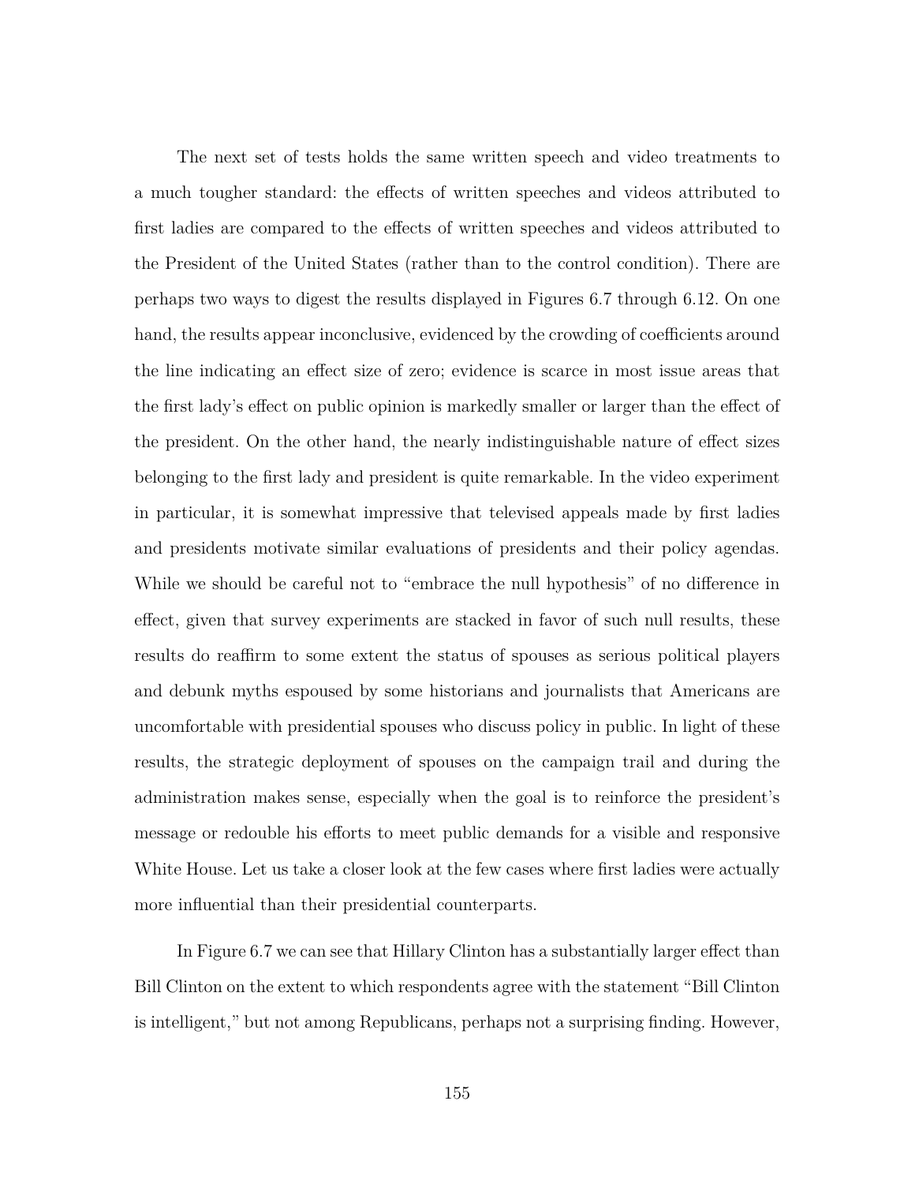The next set of tests holds the same written speech and video treatments to a much tougher standard: the effects of written speeches and videos attributed to first ladies are compared to the effects of written speeches and videos attributed to the President of the United States (rather than to the control condition). There are perhaps two ways to digest the results displayed in Figures 6.7 through 6.12. On one hand, the results appear inconclusive, evidenced by the crowding of coefficients around the line indicating an effect size of zero; evidence is scarce in most issue areas that the first lady's effect on public opinion is markedly smaller or larger than the effect of the president. On the other hand, the nearly indistinguishable nature of effect sizes belonging to the first lady and president is quite remarkable. In the video experiment in particular, it is somewhat impressive that televised appeals made by first ladies and presidents motivate similar evaluations of presidents and their policy agendas. While we should be careful not to "embrace the null hypothesis" of no difference in effect, given that survey experiments are stacked in favor of such null results, these results do reaffirm to some extent the status of spouses as serious political players and debunk myths espoused by some historians and journalists that Americans are uncomfortable with presidential spouses who discuss policy in public. In light of these results, the strategic deployment of spouses on the campaign trail and during the administration makes sense, especially when the goal is to reinforce the president's message or redouble his efforts to meet public demands for a visible and responsive White House. Let us take a closer look at the few cases where first ladies were actually more influential than their presidential counterparts.

In Figure 6.7 we can see that Hillary Clinton has a substantially larger effect than Bill Clinton on the extent to which respondents agree with the statement "Bill Clinton is intelligent," but not among Republicans, perhaps not a surprising finding. However,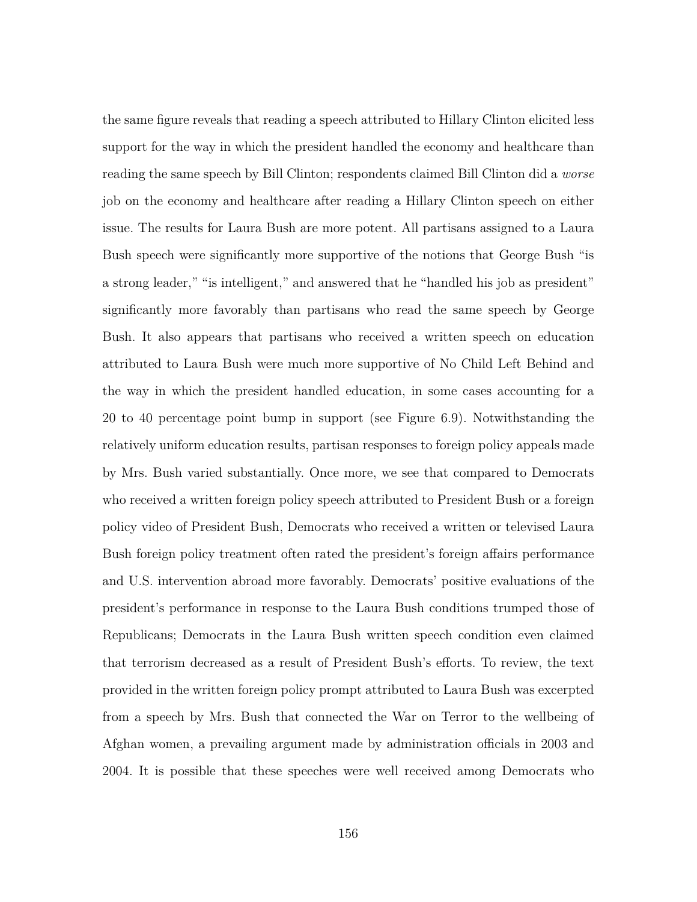the same figure reveals that reading a speech attributed to Hillary Clinton elicited less support for the way in which the president handled the economy and healthcare than reading the same speech by Bill Clinton; respondents claimed Bill Clinton did a *worse* job on the economy and healthcare after reading a Hillary Clinton speech on either issue. The results for Laura Bush are more potent. All partisans assigned to a Laura Bush speech were significantly more supportive of the notions that George Bush "is a strong leader," "is intelligent," and answered that he "handled his job as president" significantly more favorably than partisans who read the same speech by George Bush. It also appears that partisans who received a written speech on education attributed to Laura Bush were much more supportive of No Child Left Behind and the way in which the president handled education, in some cases accounting for a 20 to 40 percentage point bump in support (see Figure 6.9). Notwithstanding the relatively uniform education results, partisan responses to foreign policy appeals made by Mrs. Bush varied substantially. Once more, we see that compared to Democrats who received a written foreign policy speech attributed to President Bush or a foreign policy video of President Bush, Democrats who received a written or televised Laura Bush foreign policy treatment often rated the president's foreign affairs performance and U.S. intervention abroad more favorably. Democrats' positive evaluations of the president's performance in response to the Laura Bush conditions trumped those of Republicans; Democrats in the Laura Bush written speech condition even claimed that terrorism decreased as a result of President Bush's efforts. To review, the text provided in the written foreign policy prompt attributed to Laura Bush was excerpted from a speech by Mrs. Bush that connected the War on Terror to the wellbeing of Afghan women, a prevailing argument made by administration officials in 2003 and 2004. It is possible that these speeches were well received among Democrats who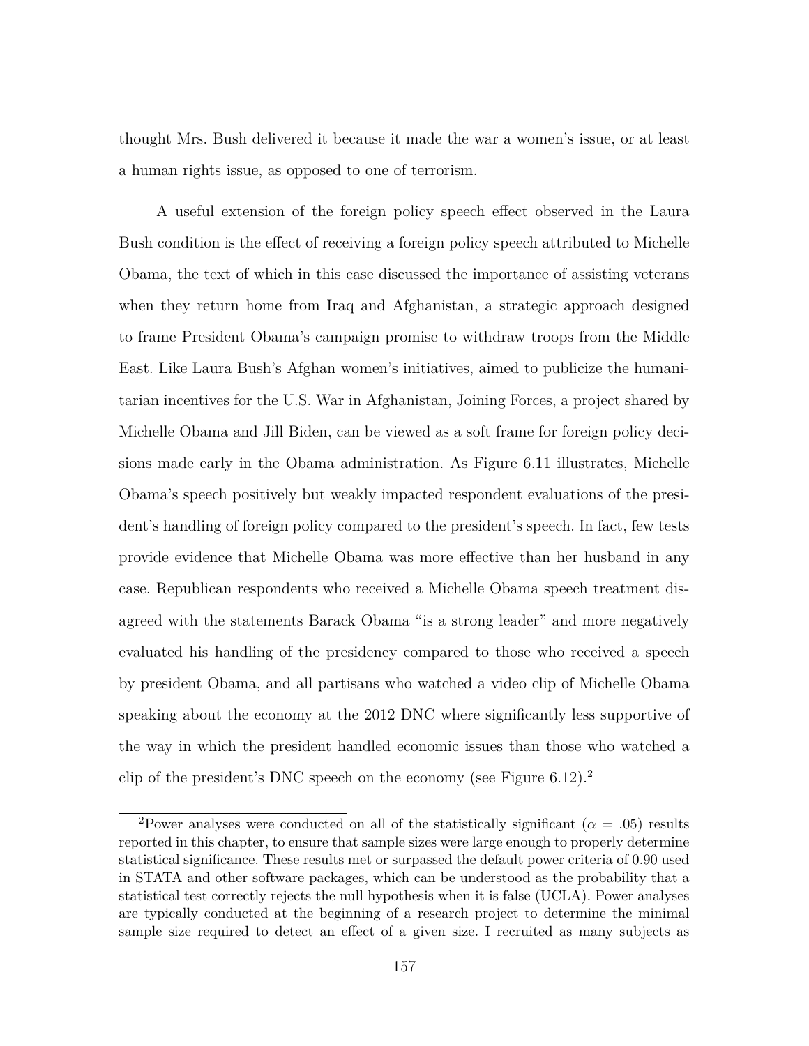thought Mrs. Bush delivered it because it made the war a women's issue, or at least a human rights issue, as opposed to one of terrorism.

A useful extension of the foreign policy speech effect observed in the Laura Bush condition is the effect of receiving a foreign policy speech attributed to Michelle Obama, the text of which in this case discussed the importance of assisting veterans when they return home from Iraq and Afghanistan, a strategic approach designed to frame President Obama's campaign promise to withdraw troops from the Middle East. Like Laura Bush's Afghan women's initiatives, aimed to publicize the humanitarian incentives for the U.S. War in Afghanistan, Joining Forces, a project shared by Michelle Obama and Jill Biden, can be viewed as a soft frame for foreign policy decisions made early in the Obama administration. As Figure 6.11 illustrates, Michelle Obama's speech positively but weakly impacted respondent evaluations of the president's handling of foreign policy compared to the president's speech. In fact, few tests provide evidence that Michelle Obama was more effective than her husband in any case. Republican respondents who received a Michelle Obama speech treatment disagreed with the statements Barack Obama "is a strong leader" and more negatively evaluated his handling of the presidency compared to those who received a speech by president Obama, and all partisans who watched a video clip of Michelle Obama speaking about the economy at the 2012 DNC where significantly less supportive of the way in which the president handled economic issues than those who watched a clip of the president's DNC speech on the economy (see Figure 6.12).[2]

[2]Power analyses were conducted on all of the statistically significant ($\alpha = .05$) results reported in this chapter, to ensure that sample sizes were large enough to properly determine statistical significance. These results met or surpassed the default power criteria of 0.90 used in STATA and other software packages, which can be understood as the probability that a statistical test correctly rejects the null hypothesis when it is false (UCLA). Power analyses are typically conducted at the beginning of a research project to determine the minimal sample size required to detect an effect of a given size. I recruited as many subjects as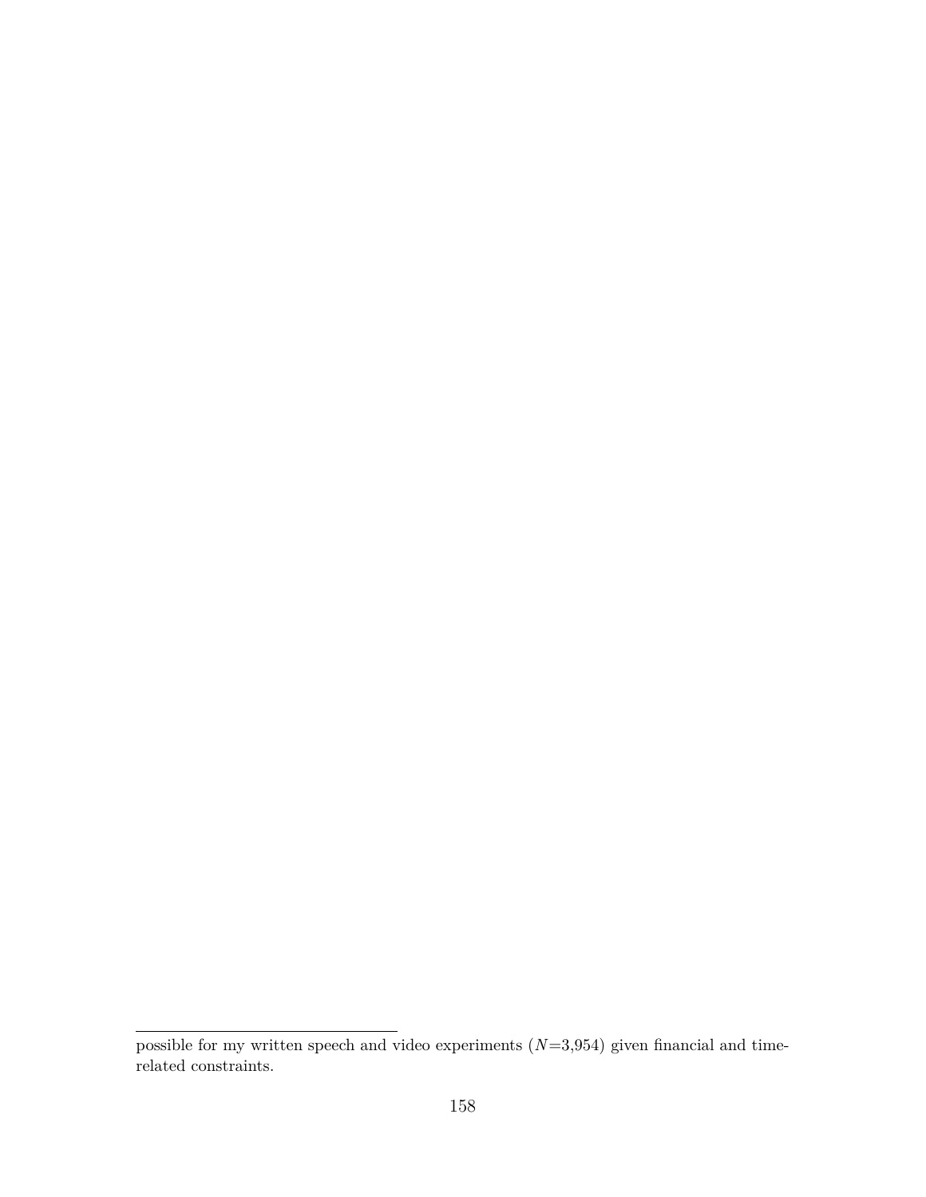possible for my written speech and video experiments ($N$=3,954) given financial and time-related constraints.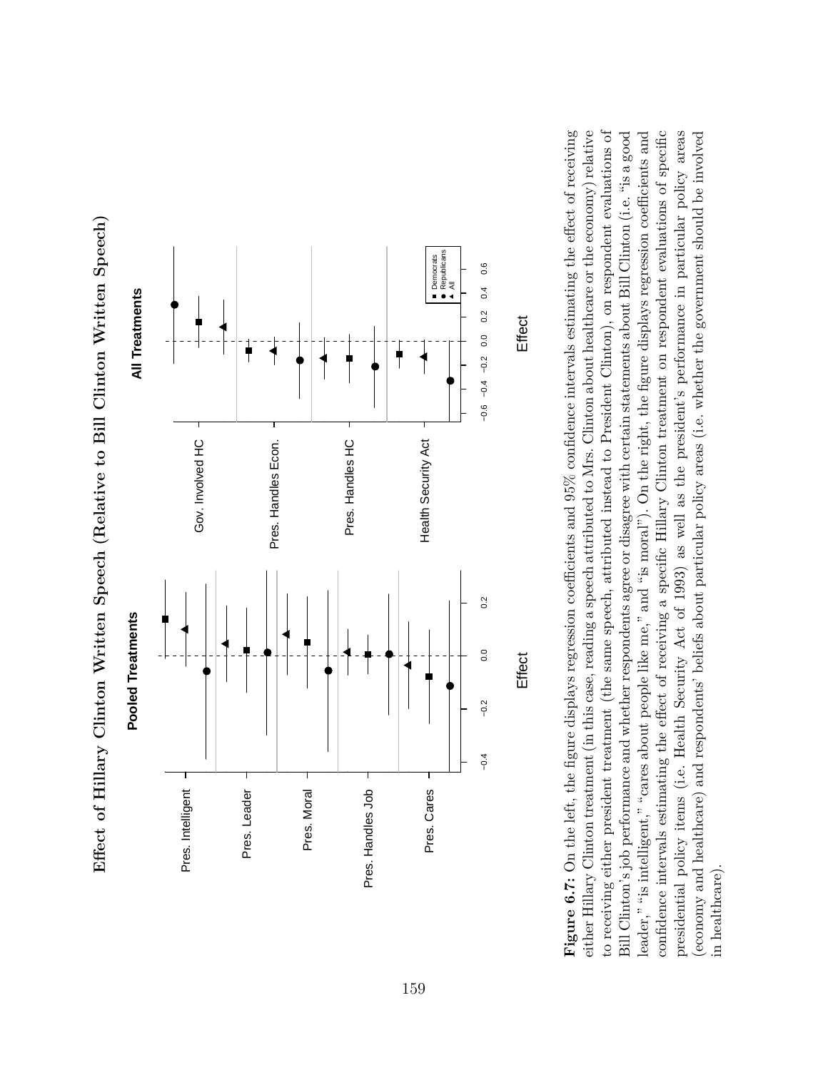**Effect of Hillary Clinton Written Speech (Relative to Bill Clinton Written Speech)**

**Figure 6.7:** On the left, the figure displays regression coefficients and 95% confidence intervals estimating the effect of receiving either Hillary Clinton treatment (in this case, reading a speech attributed to Mrs. Clinton about healthcare or the economy) relative to receiving either president treatment (the same speech, attributed instead to President Clinton), on respondent evaluations of Bill Clinton's job performance and whether respondents agree or disagree with certain statements about Bill Clinton (i.e. "is a good leader," "is intelligent," "cares about people like me," and "is moral"). On the right, the figure displays regression coefficients and confidence intervals estimating the effect of receiving a specific Hillary Clinton treatment on respondent evaluations of specific presidential policy items (i.e. Health Security Act of 1993) as well as the president's performance in particular policy areas (economy and healthcare) and respondents' beliefs about particular policy areas (i.e. whether the government should be involved in healthcare).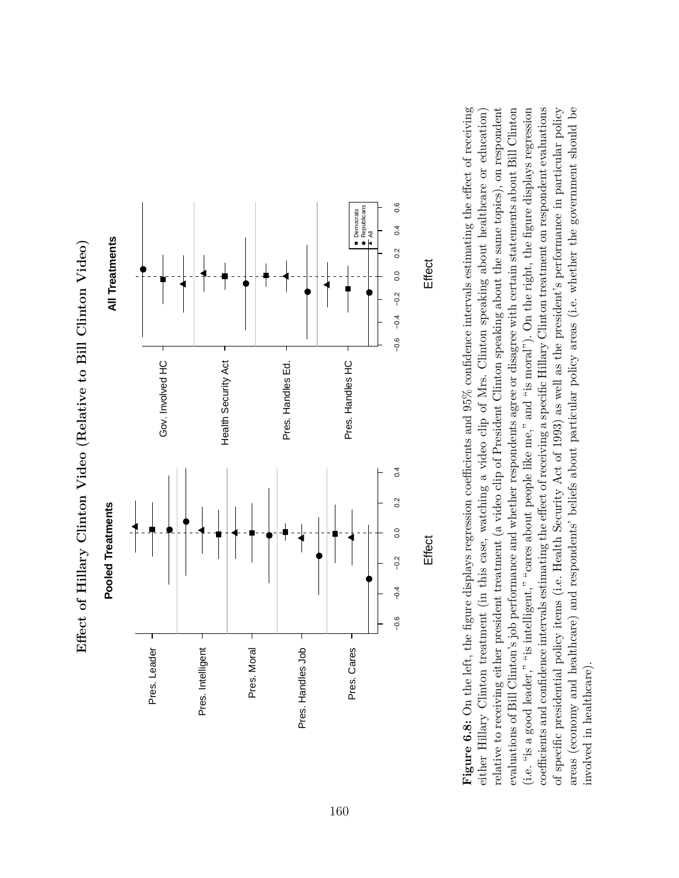**Effect of Hillary Clinton Video (Relative to Bill Clinton Video)**

**Figure 6.8:** On the left, the figure displays regression coefficients and 95% confidence intervals estimating the effect of receiving either Hillary Clinton treatment (in this case, watching a video clip of Mrs. Clinton speaking about healthcare or education) relative to receiving either president treatment (a video clip of President Clinton speaking about the same topics), on respondent evaluations of Bill Clinton's job performance and whether respondents agree or disagree with certain statements about Bill Clinton (i.e. "is a good leader," "is intelligent," "cares about people like me," and "is moral"). On the right, the figure displays regression coefficients and confidence intervals estimating the effect of receiving a specific Hillary Clinton treatment on respondent evaluations of specific presidential policy items (i.e. Health Security Act of 1993) as well as the president's performance in particular policy areas (economy and healthcare) and respondents' beliefs about particular policy areas (i.e. whether the government should be involved in healthcare).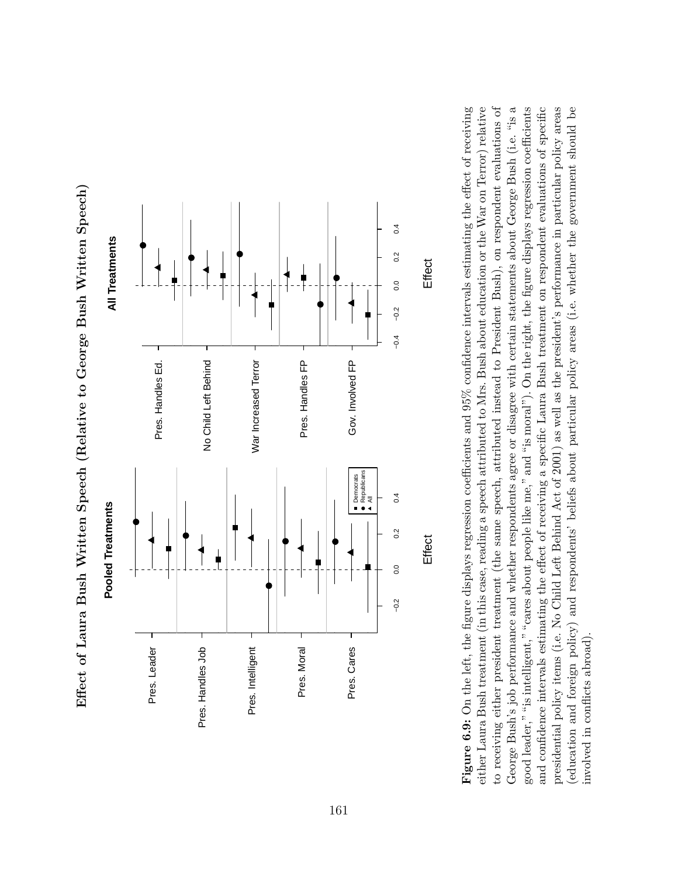## Effect of Laura Bush Written Speech (Relative to George Bush Written Speech)

**Figure 6.9:** On the left, the figure displays regression coefficients and 95% confidence intervals estimating the effect of receiving either Laura Bush treatment (in this case, reading a speech attributed to Mrs. Bush about education or the War on Terror) relative to receiving either president treatment (the same speech, attributed instead to President Bush), on respondent evaluations of George Bush's job performance and whether respondents agree or disagree with certain statements about George Bush (i.e. "is a good leader," "is intelligent," "cares about people like me," and "is moral"). On the right, the figure displays regression coefficients and confidence intervals estimating the effect of receiving a specific Laura Bush treatment on respondent evaluations of specific presidential policy items (i.e. No Child Left Behind Act of 2001) as well as the president's performance in particular policy areas (education and foreign policy) and respondents' beliefs about particular policy areas (i.e. whether the government should be involved in conflicts abroad).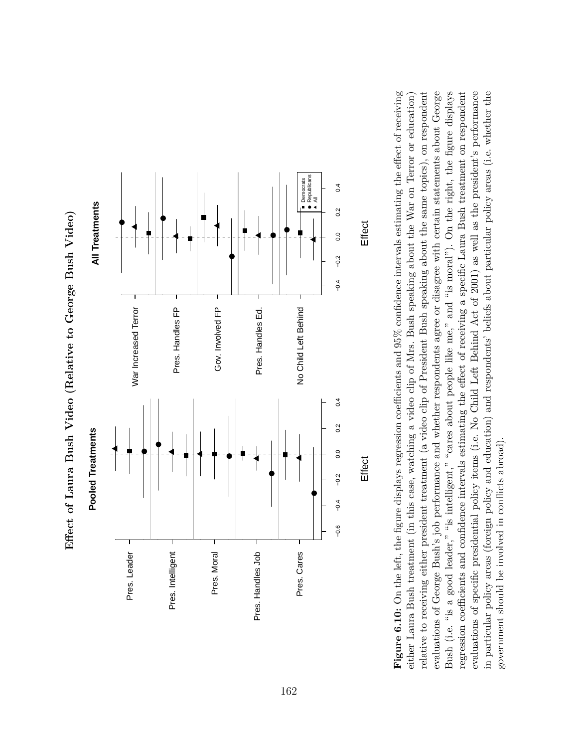**Effect of Laura Bush Video (Relative to George Bush Video)**

**Figure 6.10:** On the left, the figure displays regression coefficients and 95% confidence intervals estimating the effect of receiving either Laura Bush treatment (in this case, watching a video clip of Mrs. Bush speaking about the War on Terror or education) relative to receiving either president treatment (a video clip of President Bush speaking about the same topics), on respondent evaluations of George Bush's job performance and whether respondents agree or disagree with certain statements about George Bush (i.e. "is a good leader," "is intelligent," "cares about people like me," and "is moral"). On the right, the figure displays regression coefficients and confidence intervals estimating the effect of receiving a specific Laura Bush treatment on respondent evaluations of specific presidential policy items (i.e. No Child Left Behind Act of 2001) as well as the president's performance in particular policy areas (foreign policy and education) and respondents' beliefs about particular policy areas (i.e. whether the government should be involved in conflicts abroad).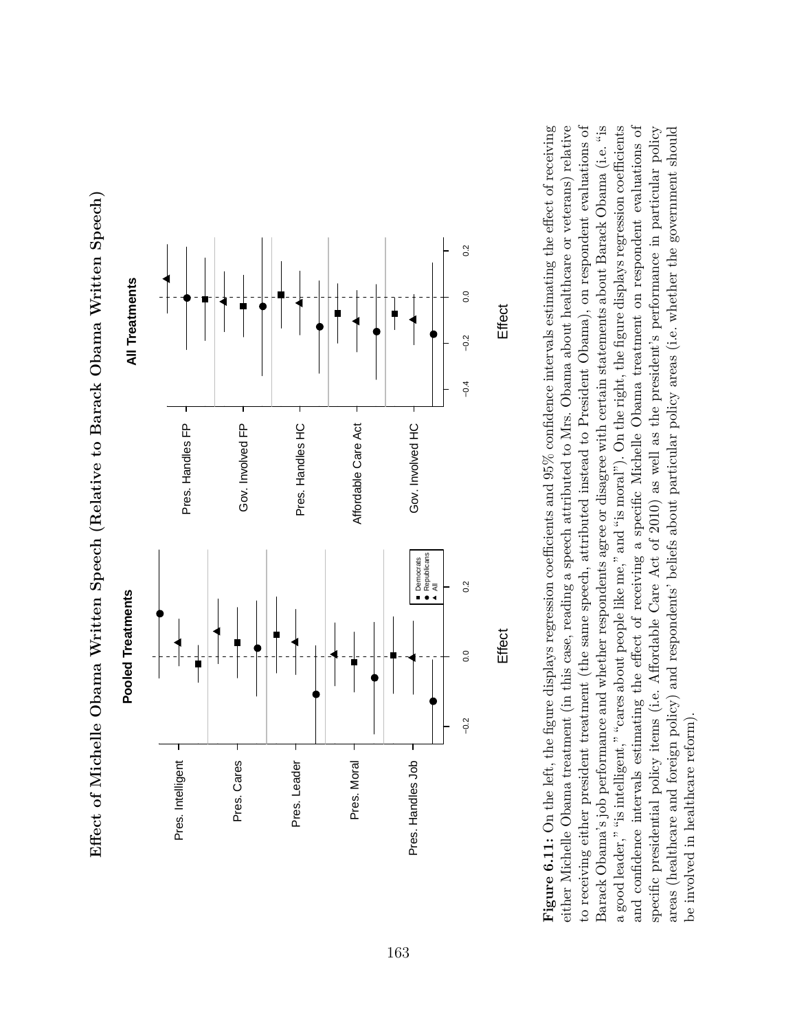**Effect of Michelle Obama Written Speech (Relative to Barack Obama Written Speech)**

**Figure 6.11:** On the left, the figure displays regression coefficients and 95% confidence intervals estimating the effect of receiving either Michelle Obama treatment (in this case, reading a speech attributed to Mrs. Obama about healthcare or veterans) relative to receiving either president treatment (the same speech, attributed instead to President Obama), on respondent evaluations of Barack Obama's job performance and whether respondents agree or disagree with certain statements about Barack Obama (i.e. "is a good leader," "is intelligent," "cares about people like me," and "is moral"). On the right, the figure displays regression coefficients and confidence intervals estimating the effect of receiving a specific Michelle Obama treatment on respondent evaluation of specific presidential policy items (i.e. Affordable Care Act of 2010) as well as the president's performance in particular policy areas (healthcare and foreign policy) and respondents' beliefs about particular policy areas (i.e. whether the government should be involved in healthcare reform).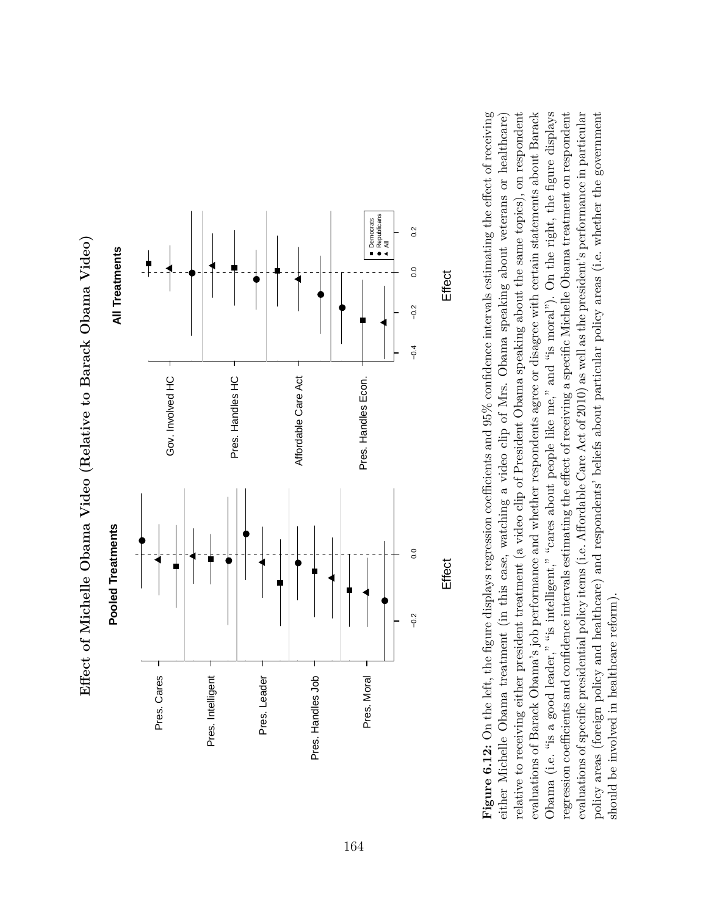**Figure 6.12:** On the left, the figure displays regression coefficients and 95% confidence intervals estimating the effect of receiving either Michelle Obama treatment (in this case, watching a video clip of Mrs. Obama speaking about veterans or healthcare) relative to receiving either president treatment (a video clip of President Obama speaking about the same topics), on respondent evaluations of Barack Obama's job performance and whether respondents agree or disagree with certain statements about Barack Obama (i.e. "is a good leader," "is intelligent," "cares about people like me," and "is moral"). On the right, the figure displays regression coefficients and confidence intervals estimating the effect of receiving a specific Michelle Obama treatment on respondent evaluations of specific presidential policy items (i.e. Affordable Care Act of 2010) as well as the president's performance in particular policy areas (foreign policy and healthcare) and respondents' beliefs about particular policy areas (i.e. whether the government should be involved in healthcare reform).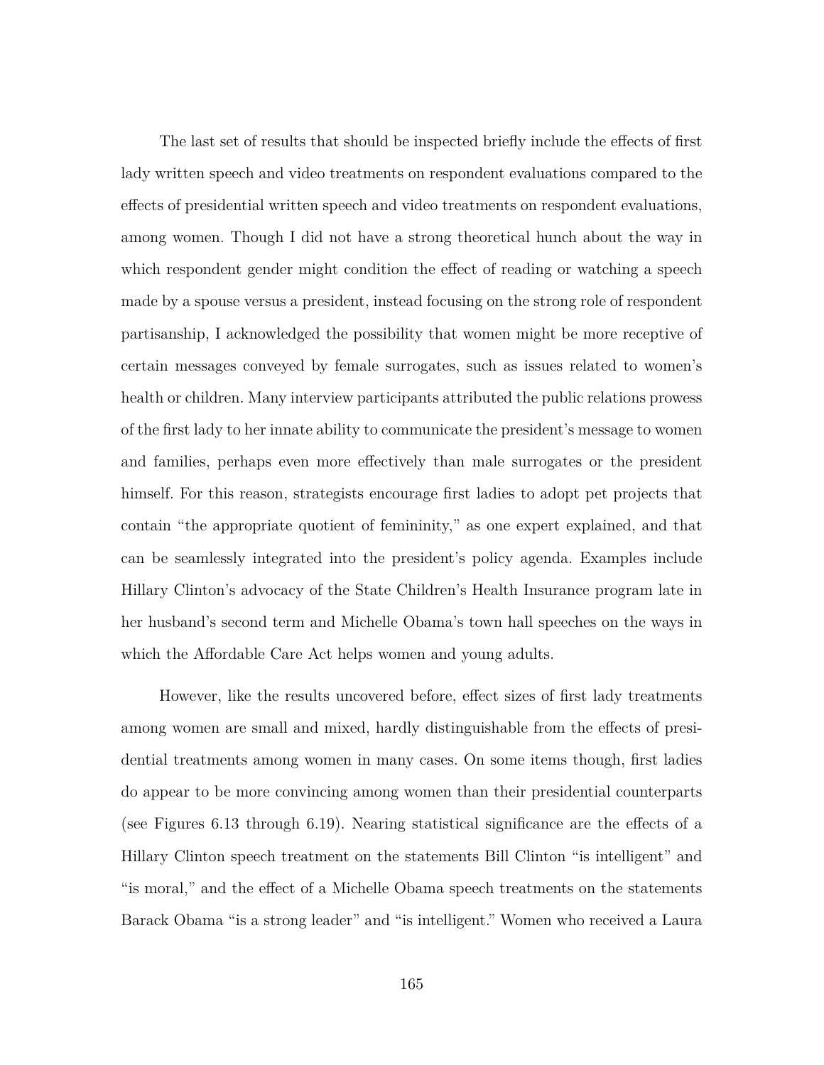The last set of results that should be inspected briefly include the effects of first lady written speech and video treatments on respondent evaluations compared to the effects of presidential written speech and video treatments on respondent evaluations, among women. Though I did not have a strong theoretical hunch about the way in which respondent gender might condition the effect of reading or watching a speech made by a spouse versus a president, instead focusing on the strong role of respondent partisanship, I acknowledged the possibility that women might be more receptive of certain messages conveyed by female surrogates, such as issues related to women's health or children. Many interview participants attributed the public relations prowess of the first lady to her innate ability to communicate the president's message to women and families, perhaps even more effectively than male surrogates or the president himself. For this reason, strategists encourage first ladies to adopt pet projects that contain "the appropriate quotient of femininity," as one expert explained, and that can be seamlessly integrated into the president's policy agenda. Examples include Hillary Clinton's advocacy of the State Children's Health Insurance program late in her husband's second term and Michelle Obama's town hall speeches on the ways in which the Affordable Care Act helps women and young adults.

However, like the results uncovered before, effect sizes of first lady treatments among women are small and mixed, hardly distinguishable from the effects of presidential treatments among women in many cases. On some items though, first ladies do appear to be more convincing among women than their presidential counterparts (see Figures 6.13 through 6.19). Nearing statistical significance are the effects of a Hillary Clinton speech treatment on the statements Bill Clinton "is intelligent" and "is moral," and the effect of a Michelle Obama speech treatments on the statements Barack Obama "is a strong leader" and "is intelligent." Women who received a Laura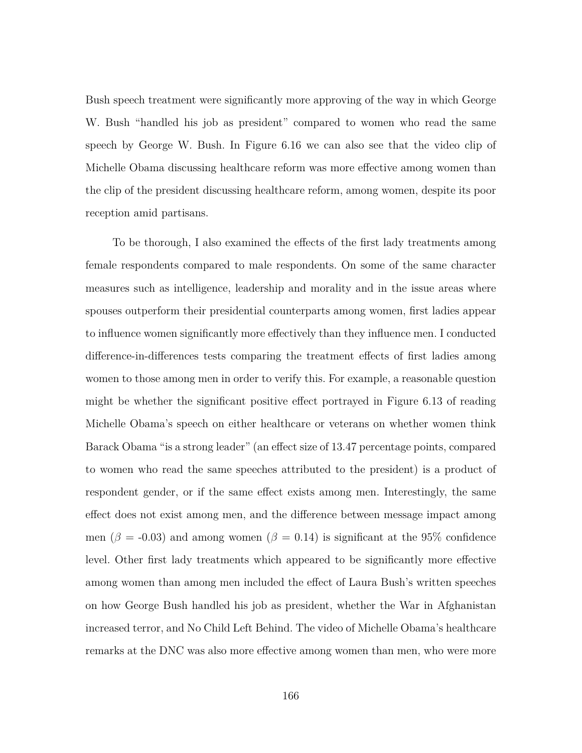Bush speech treatment were significantly more approving of the way in which George W. Bush "handled his job as president" compared to women who read the same speech by George W. Bush. In Figure 6.16 we can also see that the video clip of Michelle Obama discussing healthcare reform was more effective among women than the clip of the president discussing healthcare reform, among women, despite its poor reception amid partisans.

To be thorough, I also examined the effects of the first lady treatments among female respondents compared to male respondents. On some of the same character measures such as intelligence, leadership and morality and in the issue areas where spouses outperform their presidential counterparts among women, first ladies appear to influence women significantly more effectively than they influence men. I conducted difference-in-differences tests comparing the treatment effects of first ladies among women to those among men in order to verify this. For example, a reasonable question might be whether the significant positive effect portrayed in Figure 6.13 of reading Michelle Obama's speech on either healthcare or veterans on whether women think Barack Obama "is a strong leader" (an effect size of 13.47 percentage points, compared to women who read the same speeches attributed to the president) is a product of respondent gender, or if the same effect exists among men. Interestingly, the same effect does not exist among men, and the difference between message impact among men ($\beta$ = -0.03) and among women ($\beta$ = 0.14) is significant at the 95% confidence level. Other first lady treatments which appeared to be significantly more effective among women than among men included the effect of Laura Bush's written speeches on how George Bush handled his job as president, whether the War in Afghanistan increased terror, and No Child Left Behind. The video of Michelle Obama's healthcare remarks at the DNC was also more effective among women than men, who were more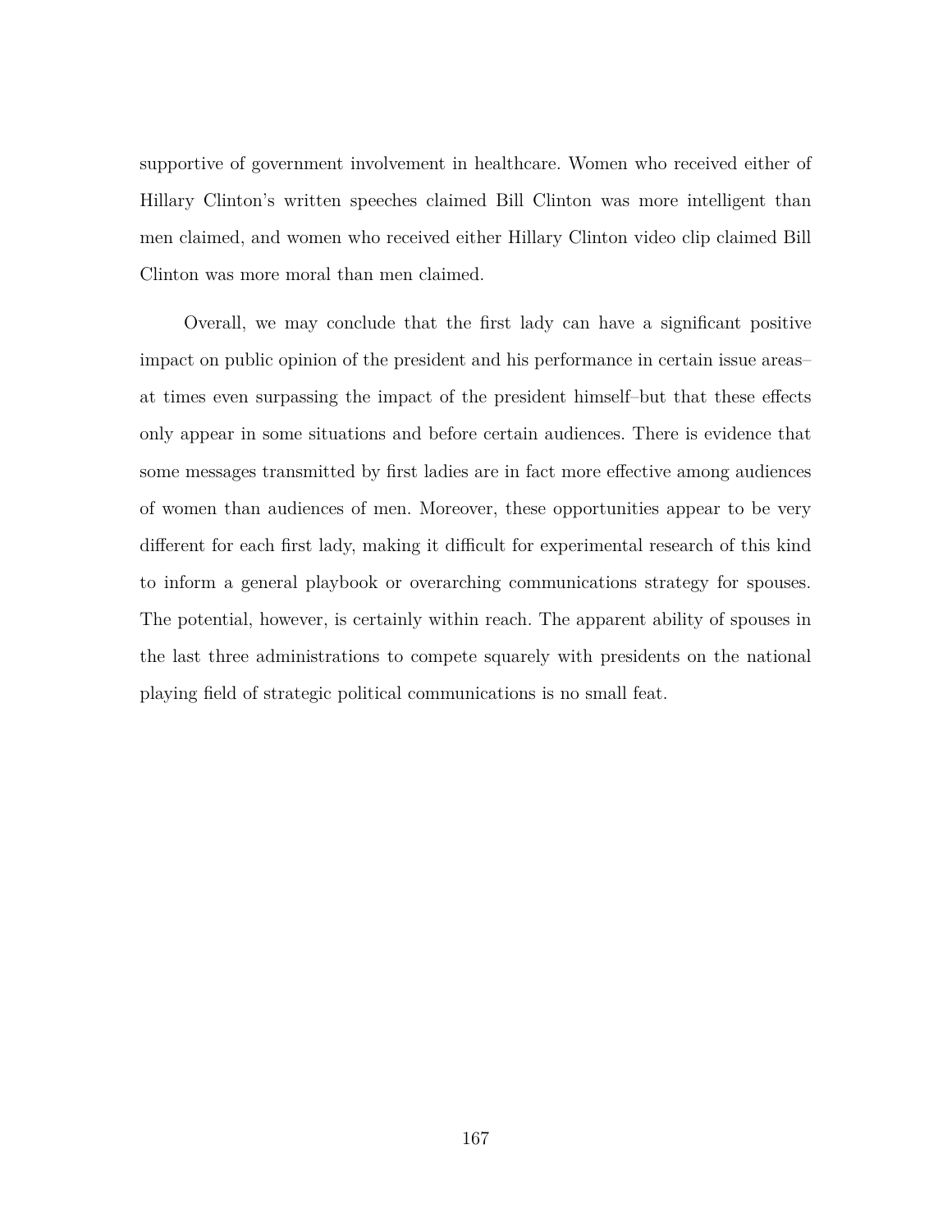supportive of government involvement in healthcare. Women who received either of Hillary Clinton's written speeches claimed Bill Clinton was more intelligent than men claimed, and women who received either Hillary Clinton video clip claimed Bill Clinton was more moral than men claimed.

Overall, we may conclude that the first lady can have a significant positive impact on public opinion of the president and his performance in certain issue areas–at times even surpassing the impact of the president himself–but that these effects only appear in some situations and before certain audiences. There is evidence that some messages transmitted by first ladies are in fact more effective among audiences of women than audiences of men. Moreover, these opportunities appear to be very different for each first lady, making it difficult for experimental research of this kind to inform a general playbook or overarching communications strategy for spouses. The potential, however, is certainly within reach. The apparent ability of spouses in the last three administrations to compete squarely with presidents on the national playing field of strategic political communications is no small feat.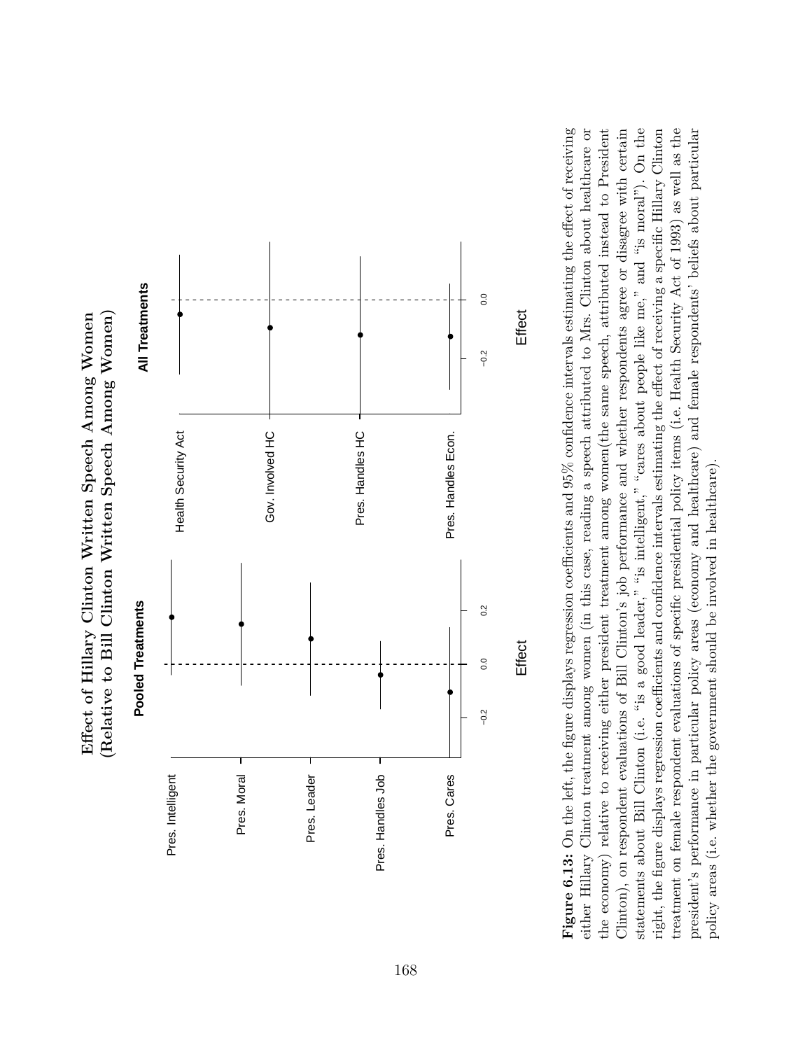**Effect of Hillary Clinton Written Speech Among Women (Relative to Bill Clinton Written Speech Among Women)**

Pooled Treatments

Pres. Intelligent

Pres. Moral

Pres. Leader

Pres. Handles Job

Pres. Cares

−0.2 0.0 0.2

Effect

All Treatments

Health Security Act

Gov. Involved HC

Pres. Handles HC

Pres. Handles Econ.

−0.2 0.0

Effect

**Figure 6.13:** On the left, the figure displays regression coefficients and 95% confidence intervals estimating the effect of receiving either Hillary Clinton treatment among women (in this case, reading a speech attributed to Mrs. Clinton about healthcare or the economy) relative to receiving either president treatment among women(the same speech, attributed instead to President Clinton), on respondent evaluations of Bill Clinton's job performance and whether respondents agree or disagree with certain statements about Bill Clinton (i.e. "is a good leader," "is intelligent," "cares about people like me," and "is moral"). On the right, the figure displays regression coefficients and confidence intervals estimating the effect of receiving a specific Hillary Clinton treatment on female respondent evaluations of specific presidential policy items (i.e. Health Security Act of 1993) as well as the president's performance in particular policy areas (economy and healthcare) and female respondents' beliefs about particular policy areas (i.e. whether the government should be involved in healthcare).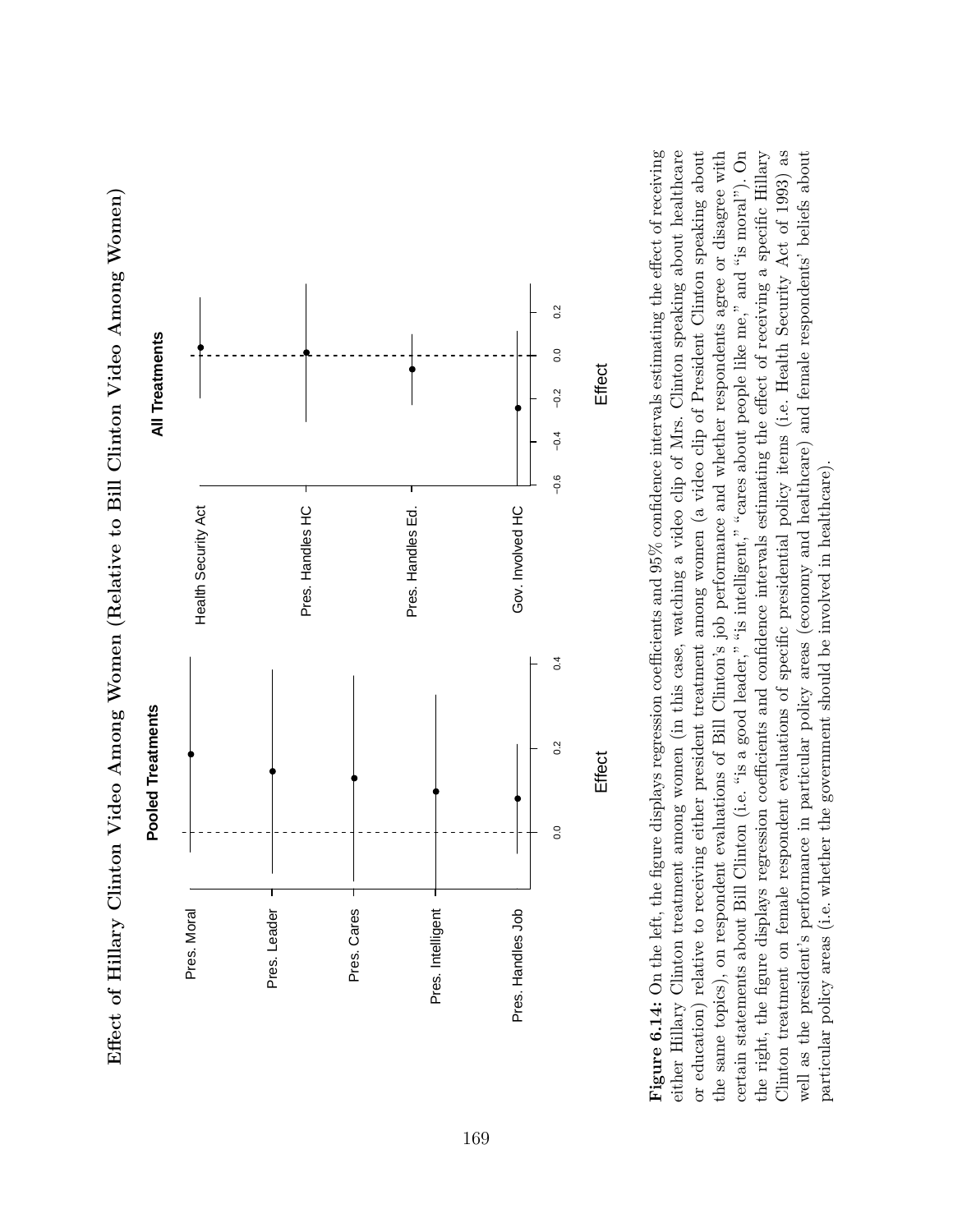**Effect of Hillary Clinton Video Among Women (Relative to Bill Clinton Video Among Women)**

**Figure 6.14:** On the left, the figure displays regression coefficients and 95% confidence intervals estimating the effect of receiving either Hillary Clinton treatment among women (in this case, watching a video clip of Mrs. Clinton speaking about healthcare or education) relative to receiving either president treatment among women (a video clip of President Clinton speaking about the same topics), on respondent evaluations of Bill Clinton's job performance and whether respondents agree or disagree with certain statements about Bill Clinton (i.e. "is a good leader," "is intelligent," "cares about people like me," and "is moral"). On the right, the figure displays regression coefficients and confidence intervals estimating the effect of receiving a specific Hillary Clinton treatment on female respondent evaluations of specific presidential policy items (i.e. Health Security Act of 1993) as well as the president's performance in particular policy areas (economy and healthcare) and female respondents' beliefs about particular policy areas (i.e. whether the government should be involved in healthcare).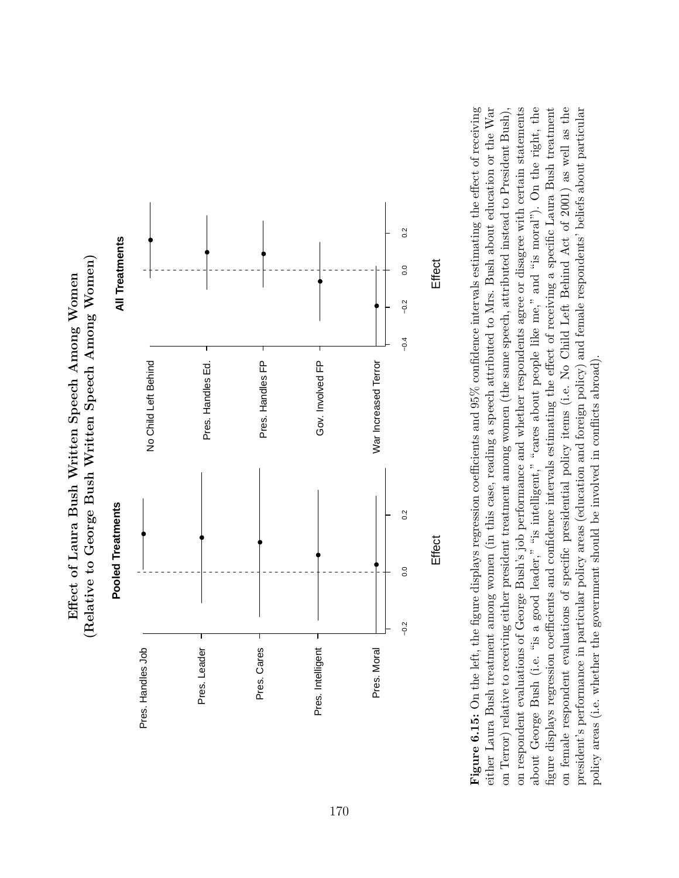**Effect of Laura Bush Written Speech Among Women (Relative to George Bush Written Speech Among Women)**

**Figure 6.15:** On the left, the figure displays regression coefficients and 95% confidence intervals estimating the effect of receiving either Laura Bush treatment among women (in this case, reading a speech attributed to Mrs. Bush about education or the War on Terror) relative to receiving either president treatment among women (the same speech, attributed instead to President Bush), on respondent evaluations of George Bush's job performance and whether respondents agree or disagree with certain statements about George Bush (i.e. "is a good leader," "is intelligent," "cares about people like me," and "is moral"). On the right, the figure displays regression coefficients and confidence intervals estimating the effect of receiving a specific Laura Bush treatment on female respondent evaluations of specific presidential policy items (i.e. No Child Left Behind Act of 2001) as well as the president's performance in particular policy areas (education and foreign policy) and female respondents' beliefs about particular policy areas (i.e. whether the government should be involved in conflicts abroad).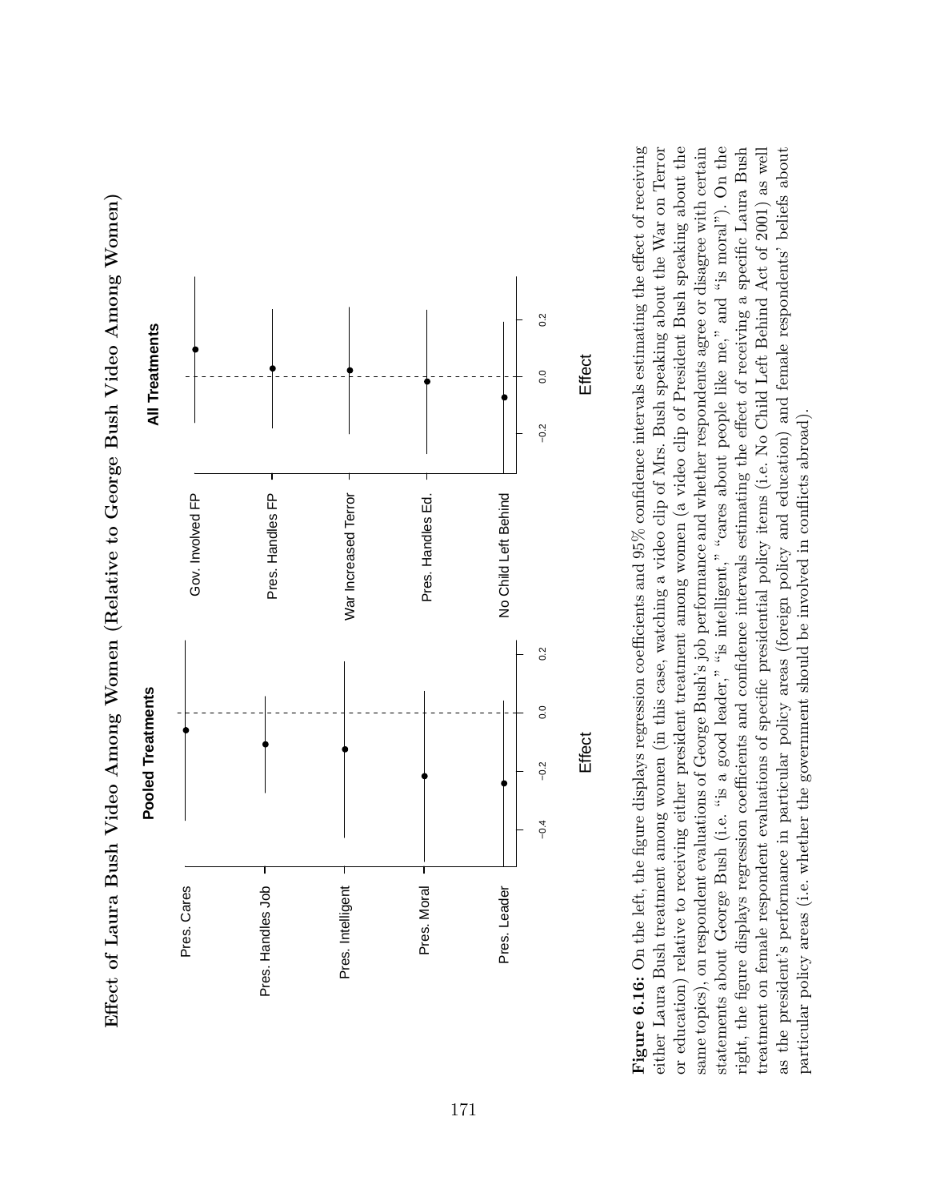**Effect of Laura Bush Video Among Women (Relative to George Bush Video Among Women)**

**Pooled Treatments**

Pres. Cares

Pres. Handles Job

Pres. Intelligent

Pres. Moral

Pres. Leader

−0.4 −0.2 0.0 0.2

Effect

**All Treatments**

Gov. Involved FP

Pres. Handles FP

War Increased Terror

Pres. Handles Ed.

No Child Left Behind

−0.2 0.0 0.2

Effect

**Figure 6.16:** On the left, the figure displays regression coefficients and 95% confidence intervals estimating the effect of receiving either Laura Bush treatment among women (in this case, watching a video clip of Mrs. Bush speaking about the War on Terror or education) relative to receiving either president treatment among women (a video clip of President Bush speaking about the same topics), on respondent evaluations of George Bush's job performance and whether respondents agree or disagree with certain statements about George Bush (i.e. "is a good leader," "is intelligent," "cares about people like me," and "is moral"). On the right, the figure displays regression coefficients and confidence intervals estimating the effect of receiving a specific Laura Bush treatment on female respondent evaluations of specific presidential policy items (i.e. No Child Left Behind Act of 2001) as well as the president's performance in particular policy areas (foreign policy and education) and female respondents' beliefs about particular policy areas (i.e. whether the government should be involved in conflicts abroad).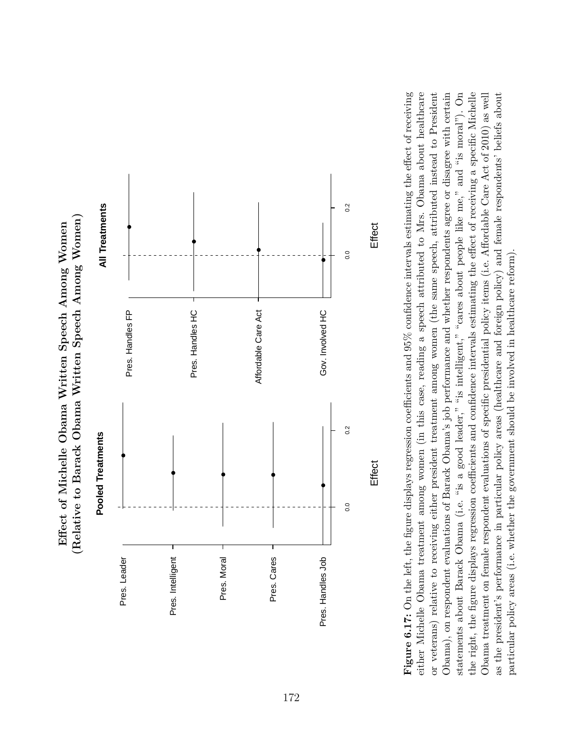**Effect of Michelle Obama Written Speech Among Women (Relative to Barack Obama Written Speech Among Women)**

**Figure 6.17:** On the left, the figure displays regression coefficients and 95% confidence intervals estimating the effect of receiving either Michelle Obama treatment among women (in this case, reading a speech attributed to Mrs. Obama about healthcare or veterans) relative to receiving either president treatment among women (the same speech, attributed instead to President Obama), on respondent evaluations of Barack Obama's job performance and whether respondents agree or disagree with certain statements about Barack Obama (i.e. "is a good leader," "is intelligent," "cares about people like me," and "is moral"). On the right, the figure displays regression coefficients and confidence intervals estimating the effect of receiving a specific Michelle Obama treatment on female respondent evaluations of specific presidential policy items (i.e. Affordable Care Act of 2010) as well as the president's performance in particular policy areas (healthcare and foreign policy) and female respondents' beliefs about particular policy areas (i.e. whether the government should be involved in healthcare reform).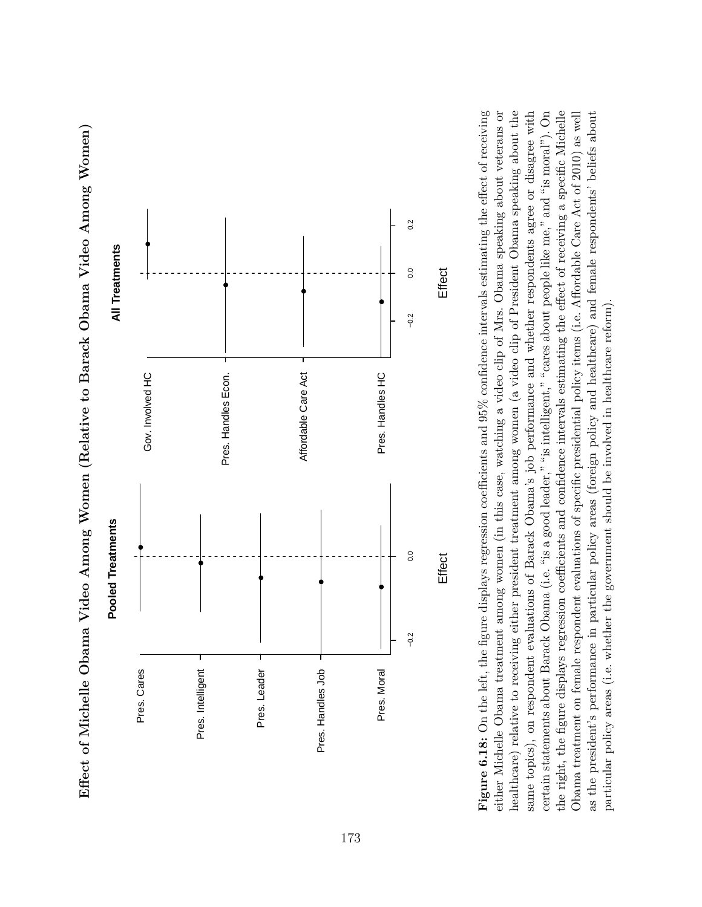**Effect of Michelle Obama Video Among Women (Relative to Barack Obama Video Among Women)**

**Figure 6.18:** On the left, the figure displays regression coefficients and 95% confidence intervals estimating the effect of receiving either Michelle Obama treatment among women (in this case, watching a video clip of Mrs. Obama speaking about veterans or healthcare) relative to receiving either president treatment among women (a video clip of President Obama speaking about the same topics), on respondent evaluations of Barack Obama's job performance and whether respondents agree or disagree with certain statements about Barack Obama (i.e. "is a good leader," "is intelligent," "cares about people like me," and "is moral"). On the right, the figure displays regression coefficients and confidence intervals estimating the effect of receiving a specific Michelle Obama treatment on female respondent evaluations of specific presidential policy items (i.e. Affordable Care Act of 2010) as well as the president's performance in particular policy areas (foreign policy and healthcare) and female respondents' beliefs about particular policy areas (i.e. whether the government should be involved in healthcare reform).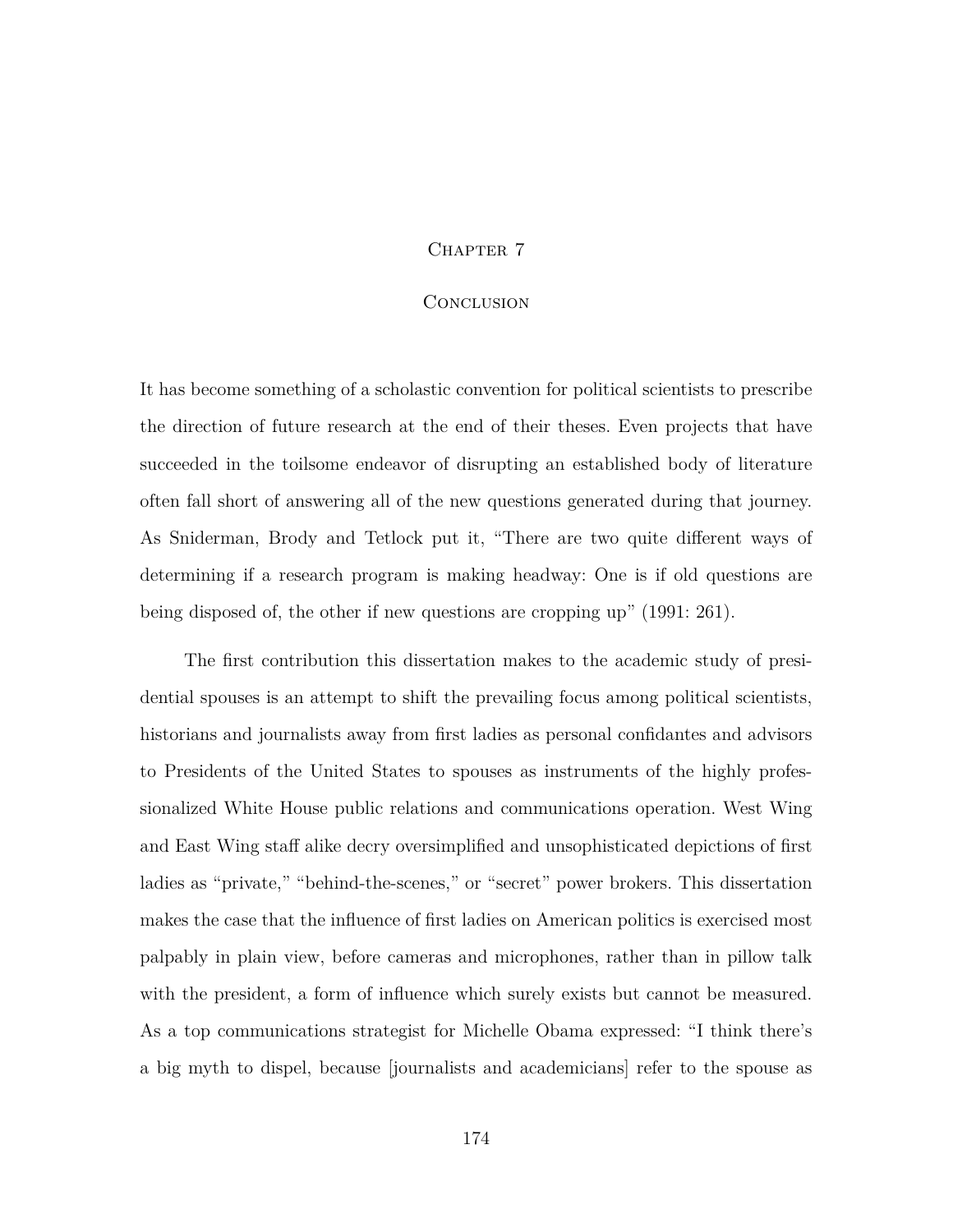# Chapter 7

## Conclusion

It has become something of a scholastic convention for political scientists to prescribe the direction of future research at the end of their theses. Even projects that have succeeded in the toilsome endeavor of disrupting an established body of literature often fall short of answering all of the new questions generated during that journey. As Sniderman, Brody and Tetlock put it, "There are two quite different ways of determining if a research program is making headway: One is if old questions are being disposed of, the other if new questions are cropping up" (1991: 261).

The first contribution this dissertation makes to the academic study of presidential spouses is an attempt to shift the prevailing focus among political scientists, historians and journalists away from first ladies as personal confidantes and advisors to Presidents of the United States to spouses as instruments of the highly professionalized White House public relations and communications operation. West Wing and East Wing staff alike decry oversimplified and unsophisticated depictions of first ladies as "private," "behind-the-scenes," or "secret" power brokers. This dissertation makes the case that the influence of first ladies on American politics is exercised most palpably in plain view, before cameras and microphones, rather than in pillow talk with the president, a form of influence which surely exists but cannot be measured. As a top communications strategist for Michelle Obama expressed: "I think there's a big myth to dispel, because [journalists and academicians] refer to the spouse as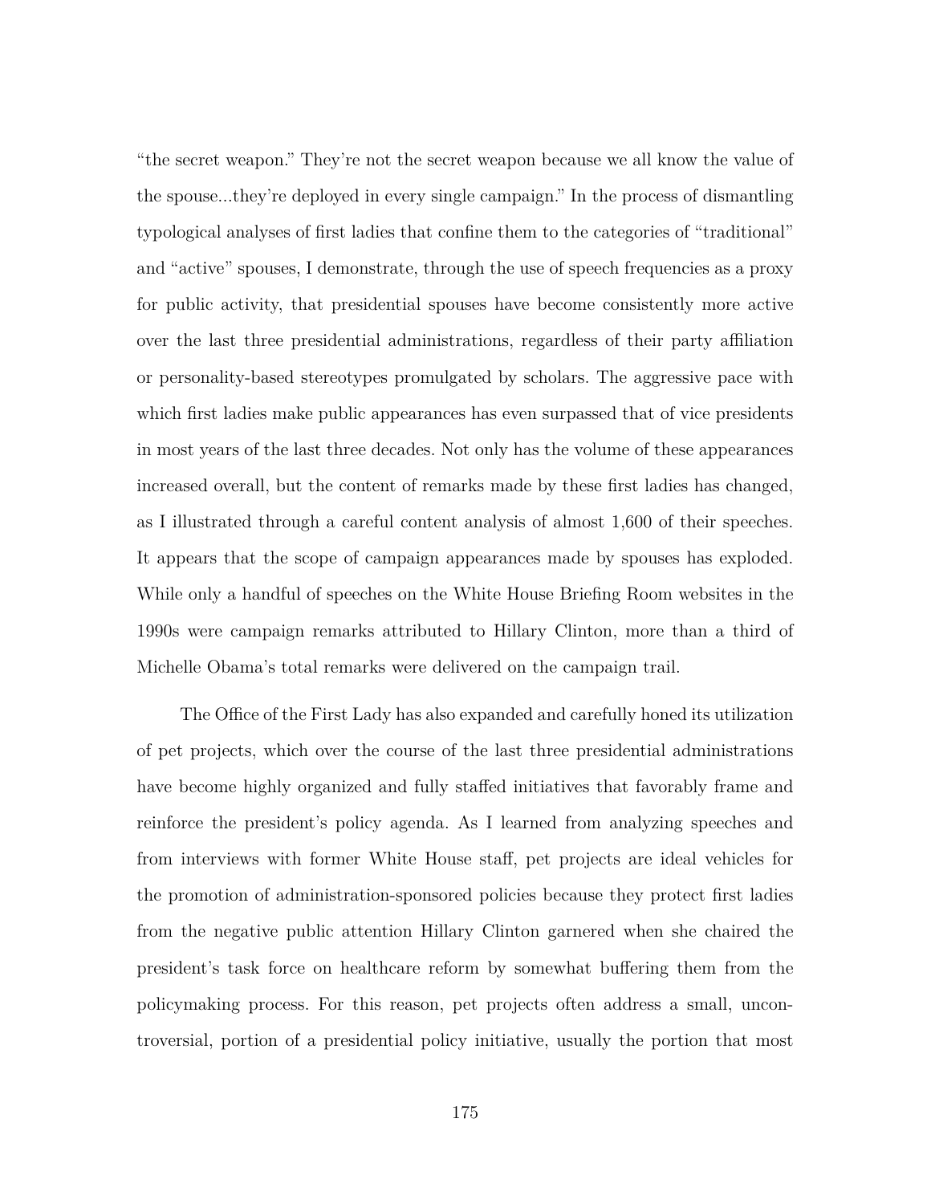"the secret weapon." They're not the secret weapon because we all know the value of the spouse...they're deployed in every single campaign." In the process of dismantling typological analyses of first ladies that confine them to the categories of "traditional" and "active" spouses, I demonstrate, through the use of speech frequencies as a proxy for public activity, that presidential spouses have become consistently more active over the last three presidential administrations, regardless of their party affiliation or personality-based stereotypes promulgated by scholars. The aggressive pace with which first ladies make public appearances has even surpassed that of vice presidents in most years of the last three decades. Not only has the volume of these appearances increased overall, but the content of remarks made by these first ladies has changed, as I illustrated through a careful content analysis of almost 1,600 of their speeches. It appears that the scope of campaign appearances made by spouses has exploded. While only a handful of speeches on the White House Briefing Room websites in the 1990s were campaign remarks attributed to Hillary Clinton, more than a third of Michelle Obama's total remarks were delivered on the campaign trail.

The Office of the First Lady has also expanded and carefully honed its utilization of pet projects, which over the course of the last three presidential administrations have become highly organized and fully staffed initiatives that favorably frame and reinforce the president's policy agenda. As I learned from analyzing speeches and from interviews with former White House staff, pet projects are ideal vehicles for the promotion of administration-sponsored policies because they protect first ladies from the negative public attention Hillary Clinton garnered when she chaired the president's task force on healthcare reform by somewhat buffering them from the policymaking process. For this reason, pet projects often address a small, uncontroversial, portion of a presidential policy initiative, usually the portion that most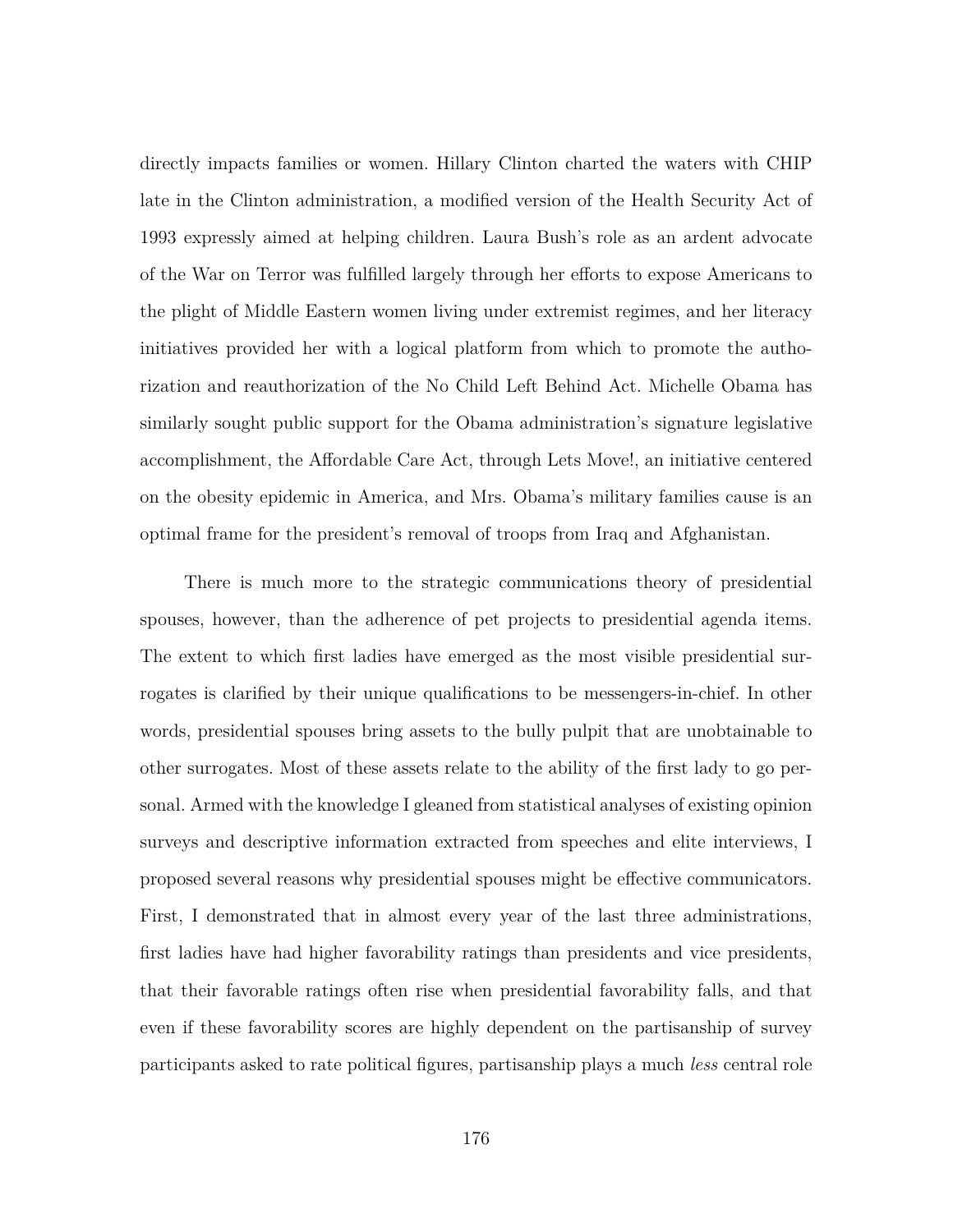directly impacts families or women. Hillary Clinton charted the waters with CHIP late in the Clinton administration, a modified version of the Health Security Act of 1993 expressly aimed at helping children. Laura Bush's role as an ardent advocate of the War on Terror was fulfilled largely through her efforts to expose Americans to the plight of Middle Eastern women living under extremist regimes, and her literacy initiatives provided her with a logical platform from which to promote the authorization and reauthorization of the No Child Left Behind Act. Michelle Obama has similarly sought public support for the Obama administration's signature legislative accomplishment, the Affordable Care Act, through Lets Move!, an initiative centered on the obesity epidemic in America, and Mrs. Obama's military families cause is an optimal frame for the president's removal of troops from Iraq and Afghanistan.

There is much more to the strategic communications theory of presidential spouses, however, than the adherence of pet projects to presidential agenda items. The extent to which first ladies have emerged as the most visible presidential surrogates is clarified by their unique qualifications to be messengers-in-chief. In other words, presidential spouses bring assets to the bully pulpit that are unobtainable to other surrogates. Most of these assets relate to the ability of the first lady to go personal. Armed with the knowledge I gleaned from statistical analyses of existing opinion surveys and descriptive information extracted from speeches and elite interviews, I proposed several reasons why presidential spouses might be effective communicators. First, I demonstrated that in almost every year of the last three administrations, first ladies have had higher favorability ratings than presidents and vice presidents, that their favorable ratings often rise when presidential favorability falls, and that even if these favorability scores are highly dependent on the partisanship of survey participants asked to rate political figures, partisanship plays a much *less* central role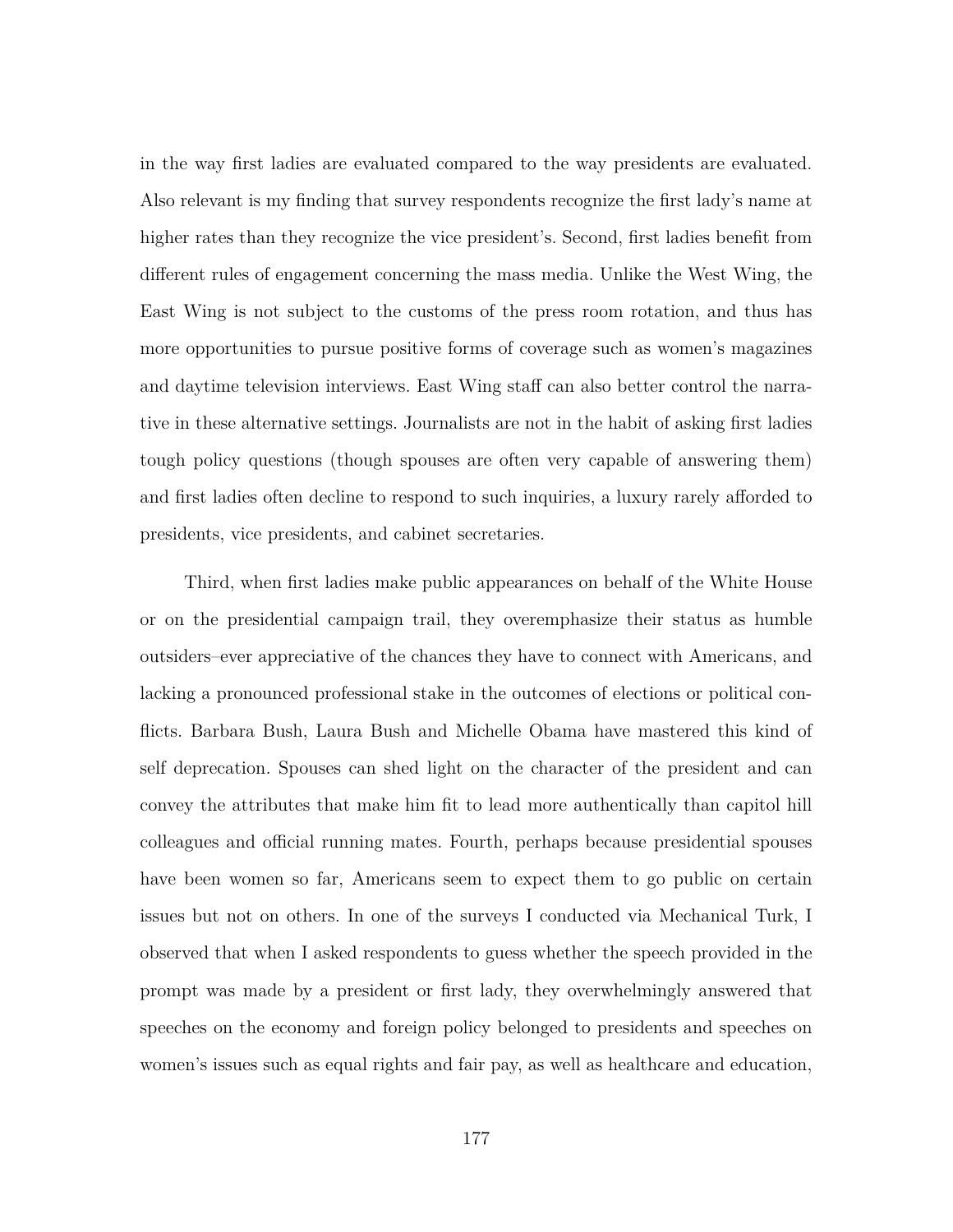in the way first ladies are evaluated compared to the way presidents are evaluated. Also relevant is my finding that survey respondents recognize the first lady's name at higher rates than they recognize the vice president's. Second, first ladies benefit from different rules of engagement concerning the mass media. Unlike the West Wing, the East Wing is not subject to the customs of the press room rotation, and thus has more opportunities to pursue positive forms of coverage such as women's magazines and daytime television interviews. East Wing staff can also better control the narrative in these alternative settings. Journalists are not in the habit of asking first ladies tough policy questions (though spouses are often very capable of answering them) and first ladies often decline to respond to such inquiries, a luxury rarely afforded to presidents, vice presidents, and cabinet secretaries.

Third, when first ladies make public appearances on behalf of the White House or on the presidential campaign trail, they overemphasize their status as humble outsiders–ever appreciative of the chances they have to connect with Americans, and lacking a pronounced professional stake in the outcomes of elections or political conflicts. Barbara Bush, Laura Bush and Michelle Obama have mastered this kind of self deprecation. Spouses can shed light on the character of the president and can convey the attributes that make him fit to lead more authentically than capitol hill colleagues and official running mates. Fourth, perhaps because presidential spouses have been women so far, Americans seem to expect them to go public on certain issues but not on others. In one of the surveys I conducted via Mechanical Turk, I observed that when I asked respondents to guess whether the speech provided in the prompt was made by a president or first lady, they overwhelmingly answered that speeches on the economy and foreign policy belonged to presidents and speeches on women's issues such as equal rights and fair pay, as well as healthcare and education,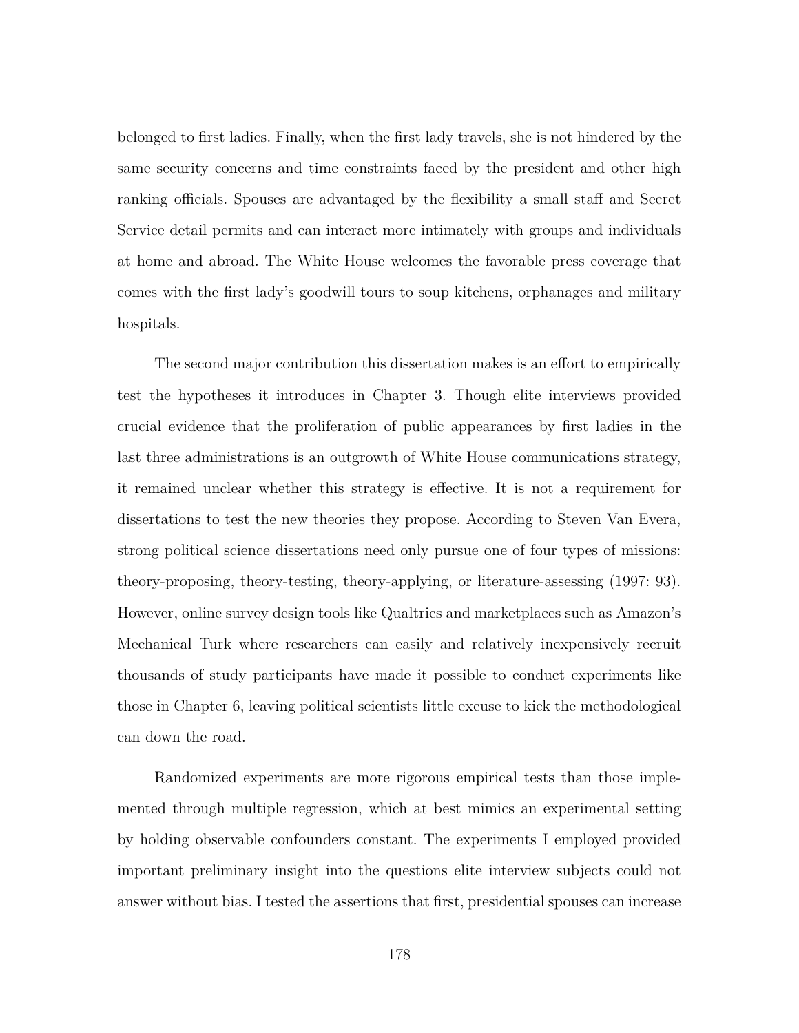belonged to first ladies. Finally, when the first lady travels, she is not hindered by the same security concerns and time constraints faced by the president and other high ranking officials. Spouses are advantaged by the flexibility a small staff and Secret Service detail permits and can interact more intimately with groups and individuals at home and abroad. The White House welcomes the favorable press coverage that comes with the first lady's goodwill tours to soup kitchens, orphanages and military hospitals.

The second major contribution this dissertation makes is an effort to empirically test the hypotheses it introduces in Chapter 3. Though elite interviews provided crucial evidence that the proliferation of public appearances by first ladies in the last three administrations is an outgrowth of White House communications strategy, it remained unclear whether this strategy is effective. It is not a requirement for dissertations to test the new theories they propose. According to Steven Van Evera, strong political science dissertations need only pursue one of four types of missions: theory-proposing, theory-testing, theory-applying, or literature-assessing (1997: 93). However, online survey design tools like Qualtrics and marketplaces such as Amazon's Mechanical Turk where researchers can easily and relatively inexpensively recruit thousands of study participants have made it possible to conduct experiments like those in Chapter 6, leaving political scientists little excuse to kick the methodological can down the road.

Randomized experiments are more rigorous empirical tests than those implemented through multiple regression, which at best mimics an experimental setting by holding observable confounders constant. The experiments I employed provided important preliminary insight into the questions elite interview subjects could not answer without bias. I tested the assertions that first, presidential spouses can increase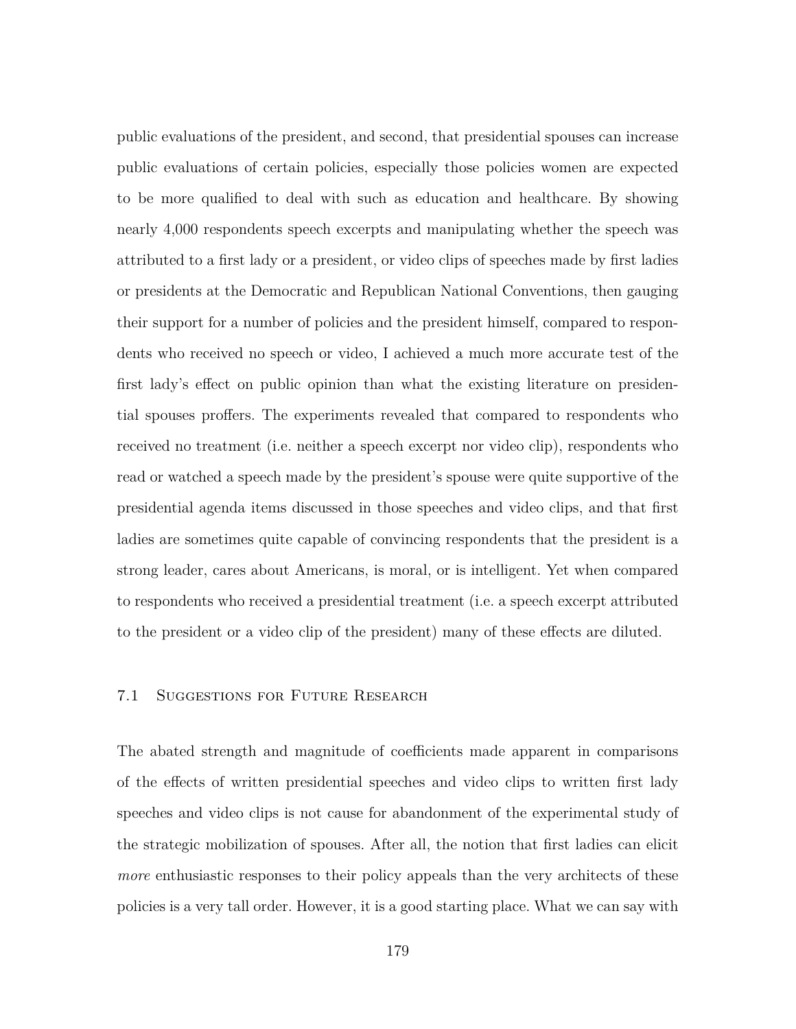public evaluations of the president, and second, that presidential spouses can increase public evaluations of certain policies, especially those policies women are expected to be more qualified to deal with such as education and healthcare. By showing nearly 4,000 respondents speech excerpts and manipulating whether the speech was attributed to a first lady or a president, or video clips of speeches made by first ladies or presidents at the Democratic and Republican National Conventions, then gauging their support for a number of policies and the president himself, compared to respondents who received no speech or video, I achieved a much more accurate test of the first lady's effect on public opinion than what the existing literature on presidential spouses proffers. The experiments revealed that compared to respondents who received no treatment (i.e. neither a speech excerpt nor video clip), respondents who read or watched a speech made by the president's spouse were quite supportive of the presidential agenda items discussed in those speeches and video clips, and that first ladies are sometimes quite capable of convincing respondents that the president is a strong leader, cares about Americans, is moral, or is intelligent. Yet when compared to respondents who received a presidential treatment (i.e. a speech excerpt attributed to the president or a video clip of the president) many of these effects are diluted.

## 7.1 Suggestions for Future Research

The abated strength and magnitude of coefficients made apparent in comparisons of the effects of written presidential speeches and video clips to written first lady speeches and video clips is not cause for abandonment of the experimental study of the strategic mobilization of spouses. After all, the notion that first ladies can elicit *more* enthusiastic responses to their policy appeals than the very architects of these policies is a very tall order. However, it is a good starting place. What we can say with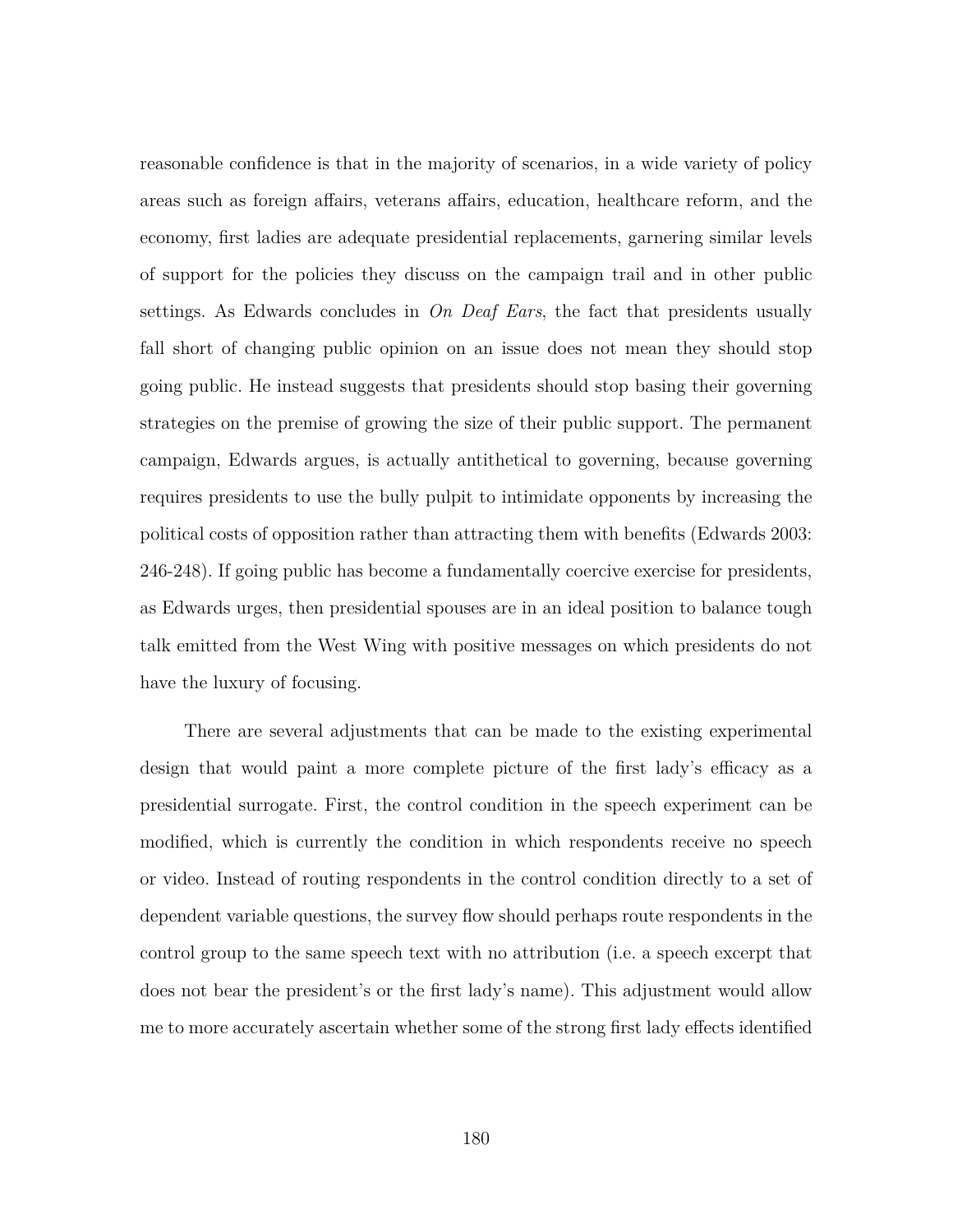reasonable confidence is that in the majority of scenarios, in a wide variety of policy areas such as foreign affairs, veterans affairs, education, healthcare reform, and the economy, first ladies are adequate presidential replacements, garnering similar levels of support for the policies they discuss on the campaign trail and in other public settings. As Edwards concludes in *On Deaf Ears*, the fact that presidents usually fall short of changing public opinion on an issue does not mean they should stop going public. He instead suggests that presidents should stop basing their governing strategies on the premise of growing the size of their public support. The permanent campaign, Edwards argues, is actually antithetical to governing, because governing requires presidents to use the bully pulpit to intimidate opponents by increasing the political costs of opposition rather than attracting them with benefits (Edwards 2003: 246-248). If going public has become a fundamentally coercive exercise for presidents, as Edwards urges, then presidential spouses are in an ideal position to balance tough talk emitted from the West Wing with positive messages on which presidents do not have the luxury of focusing.

There are several adjustments that can be made to the existing experimental design that would paint a more complete picture of the first lady's efficacy as a presidential surrogate. First, the control condition in the speech experiment can be modified, which is currently the condition in which respondents receive no speech or video. Instead of routing respondents in the control condition directly to a set of dependent variable questions, the survey flow should perhaps route respondents in the control group to the same speech text with no attribution (i.e. a speech excerpt that does not bear the president's or the first lady's name). This adjustment would allow me to more accurately ascertain whether some of the strong first lady effects identified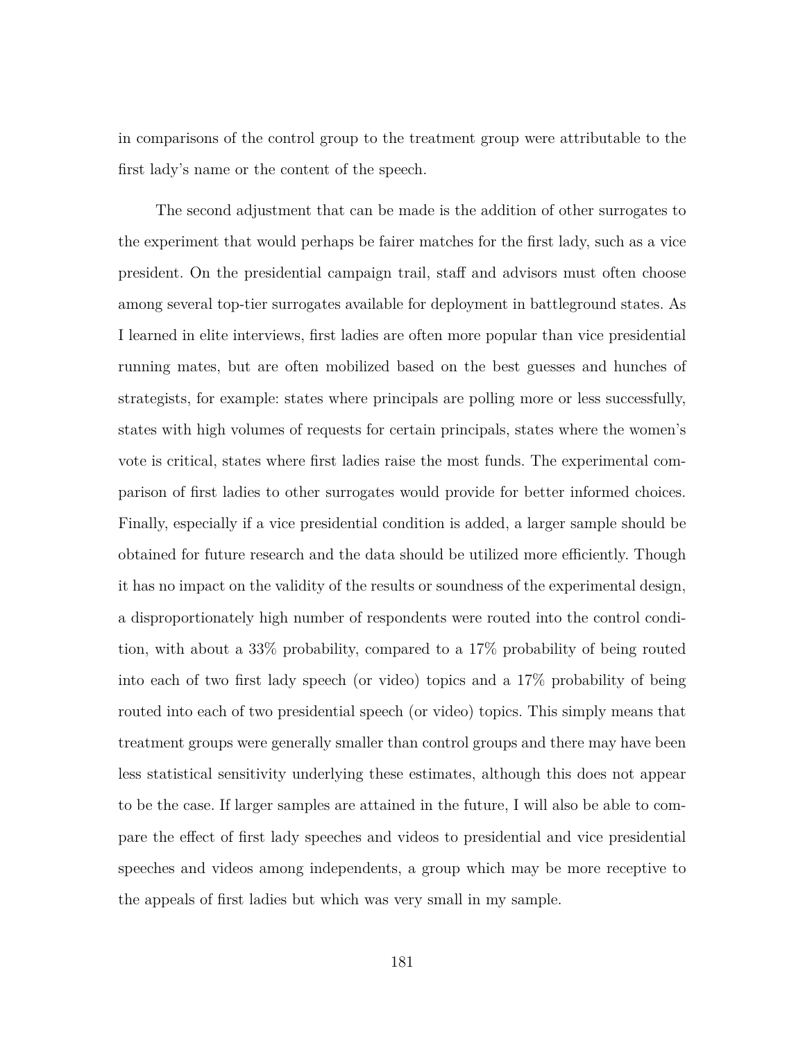in comparisons of the control group to the treatment group were attributable to the first lady's name or the content of the speech.

The second adjustment that can be made is the addition of other surrogates to the experiment that would perhaps be fairer matches for the first lady, such as a vice president. On the presidential campaign trail, staff and advisors must often choose among several top-tier surrogates available for deployment in battleground states. As I learned in elite interviews, first ladies are often more popular than vice presidential running mates, but are often mobilized based on the best guesses and hunches of strategists, for example: states where principals are polling more or less successfully, states with high volumes of requests for certain principals, states where the women's vote is critical, states where first ladies raise the most funds. The experimental comparison of first ladies to other surrogates would provide for better informed choices. Finally, especially if a vice presidential condition is added, a larger sample should be obtained for future research and the data should be utilized more efficiently. Though it has no impact on the validity of the results or soundness of the experimental design, a disproportionately high number of respondents were routed into the control condition, with about a 33% probability, compared to a 17% probability of being routed into each of two first lady speech (or video) topics and a 17% probability of being routed into each of two presidential speech (or video) topics. This simply means that treatment groups were generally smaller than control groups and there may have been less statistical sensitivity underlying these estimates, although this does not appear to be the case. If larger samples are attained in the future, I will also be able to compare the effect of first lady speeches and videos to presidential and vice presidential speeches and videos among independents, a group which may be more receptive to the appeals of first ladies but which was very small in my sample.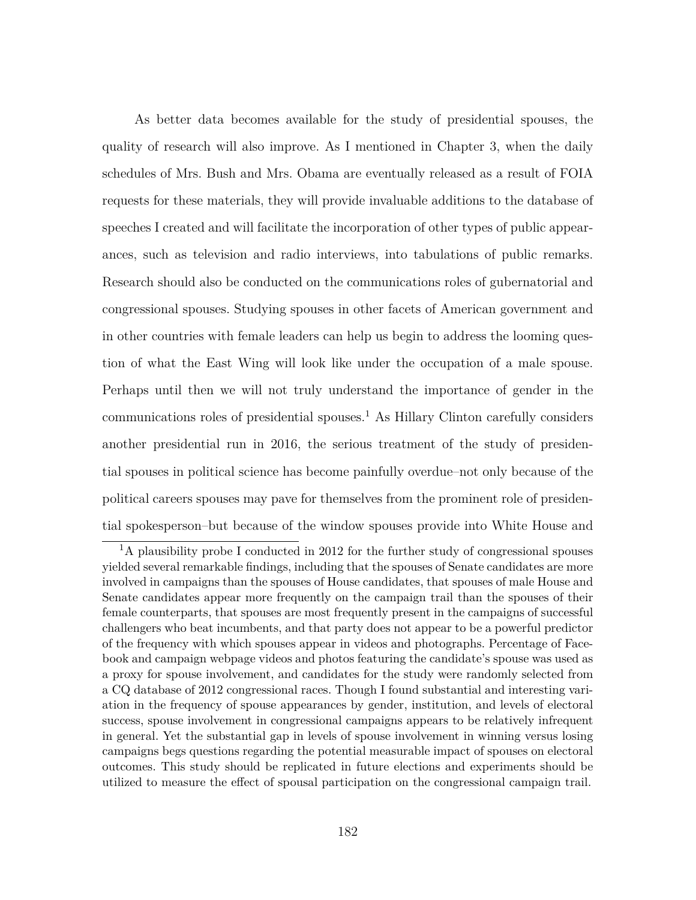As better data becomes available for the study of presidential spouses, the quality of research will also improve. As I mentioned in Chapter 3, when the daily schedules of Mrs. Bush and Mrs. Obama are eventually released as a result of FOIA requests for these materials, they will provide invaluable additions to the database of speeches I created and will facilitate the incorporation of other types of public appearances, such as television and radio interviews, into tabulations of public remarks. Research should also be conducted on the communications roles of gubernatorial and congressional spouses. Studying spouses in other facets of American government and in other countries with female leaders can help us begin to address the looming question of what the East Wing will look like under the occupation of a male spouse. Perhaps until then we will not truly understand the importance of gender in the communications roles of presidential spouses.[1] As Hillary Clinton carefully considers another presidential run in 2016, the serious treatment of the study of presidential spouses in political science has become painfully overdue–not only because of the political careers spouses may pave for themselves from the prominent role of presidential spokesperson–but because of the window spouses provide into White House and

[1]A plausibility probe I conducted in 2012 for the further study of congressional spouses yielded several remarkable findings, including that the spouses of Senate candidates are more involved in campaigns than the spouses of House candidates, that spouses of male House and Senate candidates appear more frequently on the campaign trail than the spouses of their female counterparts, that spouses are most frequently present in the campaigns of successful challengers who beat incumbents, and that party does not appear to be a powerful predictor of the frequency with which spouses appear in videos and photographs. Percentage of Facebook and campaign webpage videos and photos featuring the candidate's spouse was used as a proxy for spouse involvement, and candidates for the study were randomly selected from a CQ database of 2012 congressional races. Though I found substantial and interesting variation in the frequency of spouse appearances by gender, institution, and levels of electoral success, spouse involvement in congressional campaigns appears to be relatively infrequent in general. Yet the substantial gap in levels of spouse involvement in winning versus losing campaigns begs questions regarding the potential measurable impact of spouses on electoral outcomes. This study should be replicated in future elections and experiments should be utilized to measure the effect of spousal participation on the congressional campaign trail.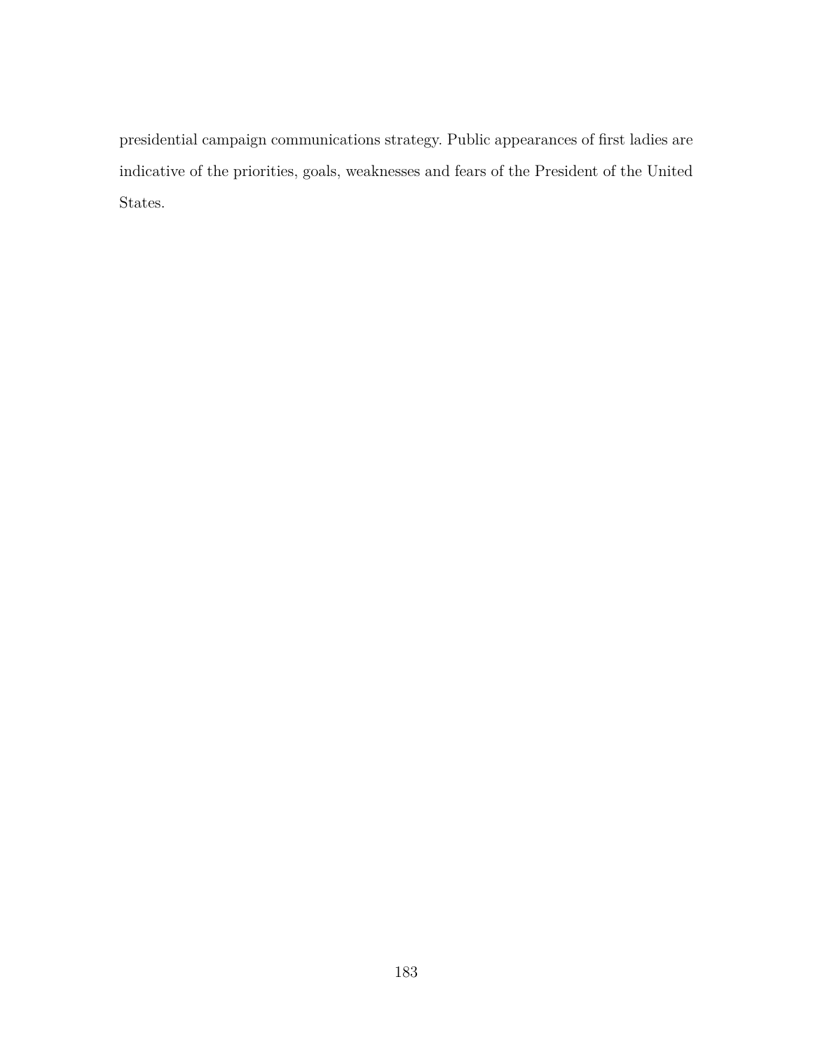presidential campaign communications strategy. Public appearances of first ladies are indicative of the priorities, goals, weaknesses and fears of the President of the United States.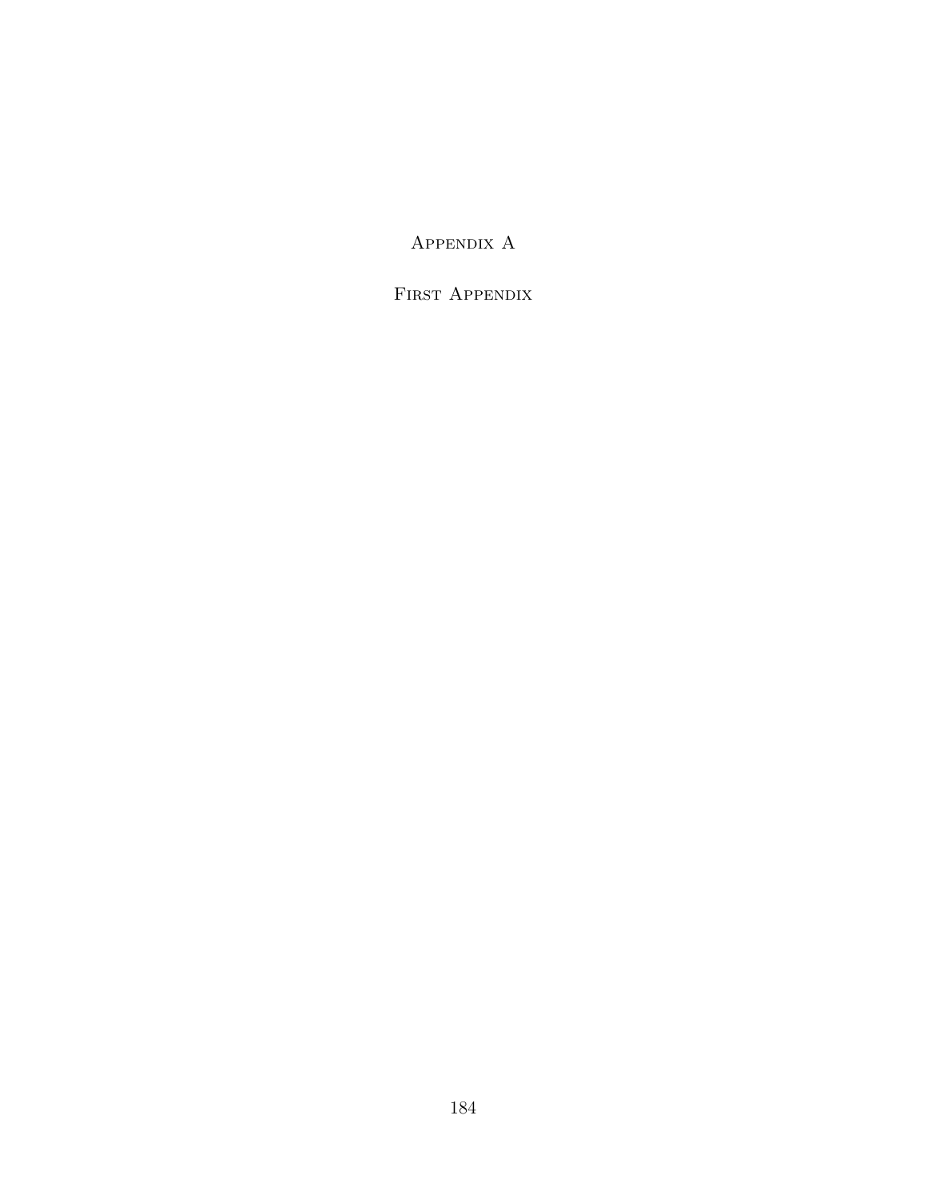# Appendix A

## First Appendix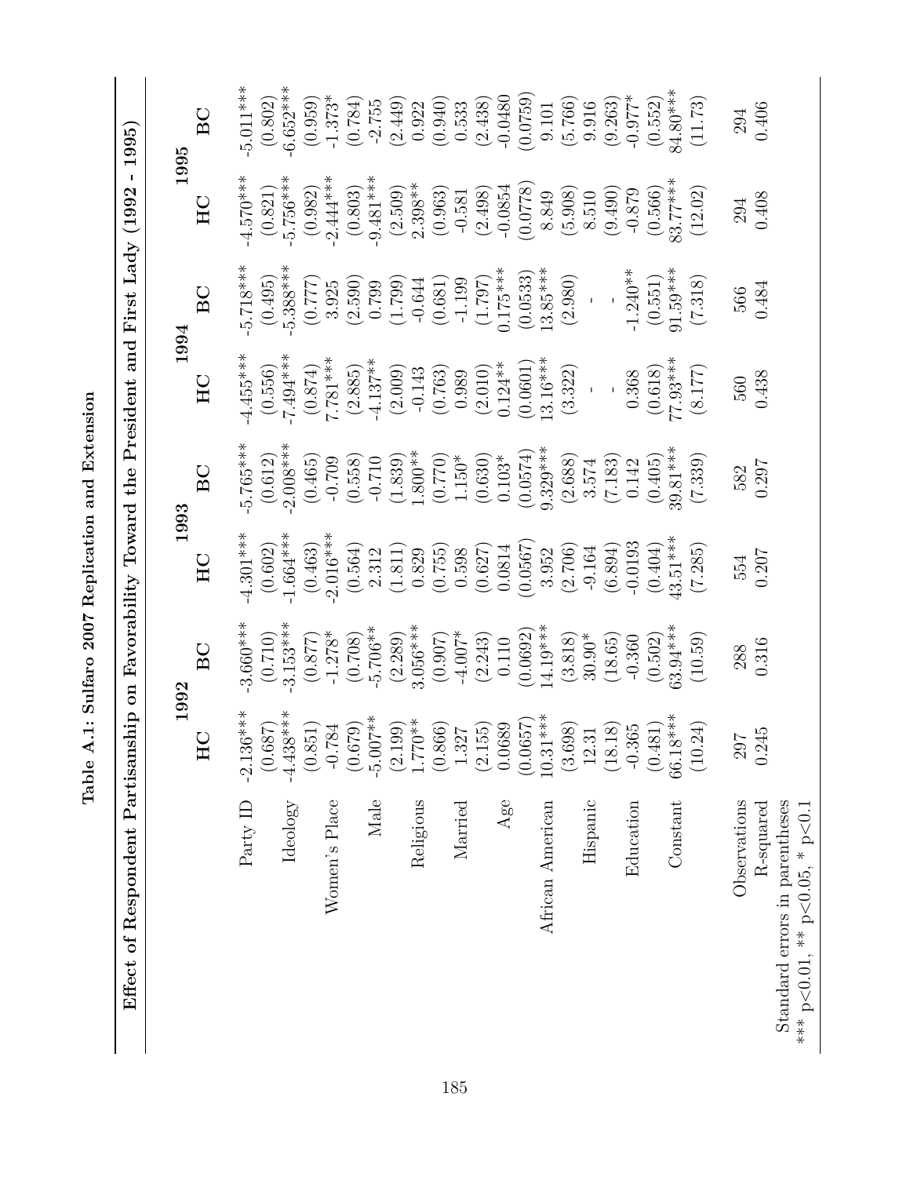**Table A.1: Sulfaro 2007 Replication and Extension**

**Effect of Respondent Partisanship on Favorability Toward the President and First Lady (1992 - 1995)**

| | 1992 | | 1993 | | 1994 | | 1995 | |
|---|---|---|---|---|---|---|---|---|
| | HC | BC | HC | BC | HC | BC | HC | BC |
| Party ID | -2.136*** | -3.660*** | -4.301*** | -5.765*** | -4.455*** | -5.718*** | -4.570*** | -5.011*** |
| | (0.687) | (0.710) | (0.602) | (0.612) | (0.556) | (0.495) | (0.821) | (0.802) |
| Ideology | -4.438*** | -3.153*** | -1.664*** | -2.008*** | -7.494*** | -5.388*** | -5.756*** | -6.652*** |
| | (0.851) | (0.877) | (0.463) | (0.465) | (0.874) | (0.777) | (0.982) | (0.959) |
| Women's Place | -0.784 | -1.278* | -2.016*** | -0.709 | 7.781*** | 3.925 | -2.444*** | -1.373* |
| | (0.679) | (0.708) | (0.564) | (0.558) | (2.885) | (2.590) | (0.803) | (0.784) |
| Male | -5.007** | -5.706** | 2.312 | -0.710 | -4.137** | 0.799 | -9.481*** | -2.755 |
| | (2.199) | (2.289) | (1.811) | (1.839) | (2.009) | (1.799) | (2.509) | (2.449) |
| Religious | 1.770** | 3.056*** | 0.829 | 1.800** | -0.143 | -0.644 | 2.398** | 0.922 |
| | (0.866) | (0.907) | (0.755) | (0.770) | (0.763) | (0.681) | (0.963) | (0.940) |
| Married | 1.327 | -4.007* | 0.598 | 1.150* | 0.989 | -1.199 | -0.581 | 0.533 |
| | (2.155) | (2.243) | (0.627) | (0.630) | (2.010) | (1.797) | (2.498) | (2.438) |
| Age | 0.0689 | 0.110 | 0.0814 | 0.103* | 0.124** | 0.175*** | -0.0854 | -0.0480 |
| | (0.0657) | (0.0692) | (0.0567) | (0.0574) | (0.0601) | (0.0533) | (0.0778) | (0.0759) |
| African American | 10.31*** | 14.19*** | 3.952 | 9.329*** | 13.16*** | 13.85*** | 8.849 | 9.101 |
| | (3.698) | (3.818) | (2.706) | (2.688) | (3.322) | (2.980) | (5.908) | (5.766) |
| Hispanic | 12.31 | 30.90* | -9.164 | 3.574 | - | - | 8.510 | 9.916 |
| | (18.18) | (18.65) | (6.894) | (7.183) | | | (9.490) | (9.263) |
| Education | -0.365 | -0.360 | -0.0193 | 0.142 | 0.368 | -1.240** | -0.879 | -0.977* |
| | (0.481) | (0.502) | (0.404) | (0.405) | (0.618) | (0.551) | (0.566) | (0.552) |
| Constant | 66.18*** | 63.94*** | 43.51*** | 39.81*** | 77.93*** | 91.59*** | 83.77*** | 84.80*** |
| | (10.24) | (10.59) | (7.285) | (7.339) | (8.177) | (7.318) | (12.02) | (11.73) |
| Observations | 297 | 288 | 554 | 582 | 560 | 566 | 294 | 294 |
| R-squared | 0.245 | 0.316 | 0.207 | 0.297 | 0.438 | 0.484 | 0.408 | 0.406 |

Standard errors in parentheses

*** p<0.01, ** p<0.05, * p<0.1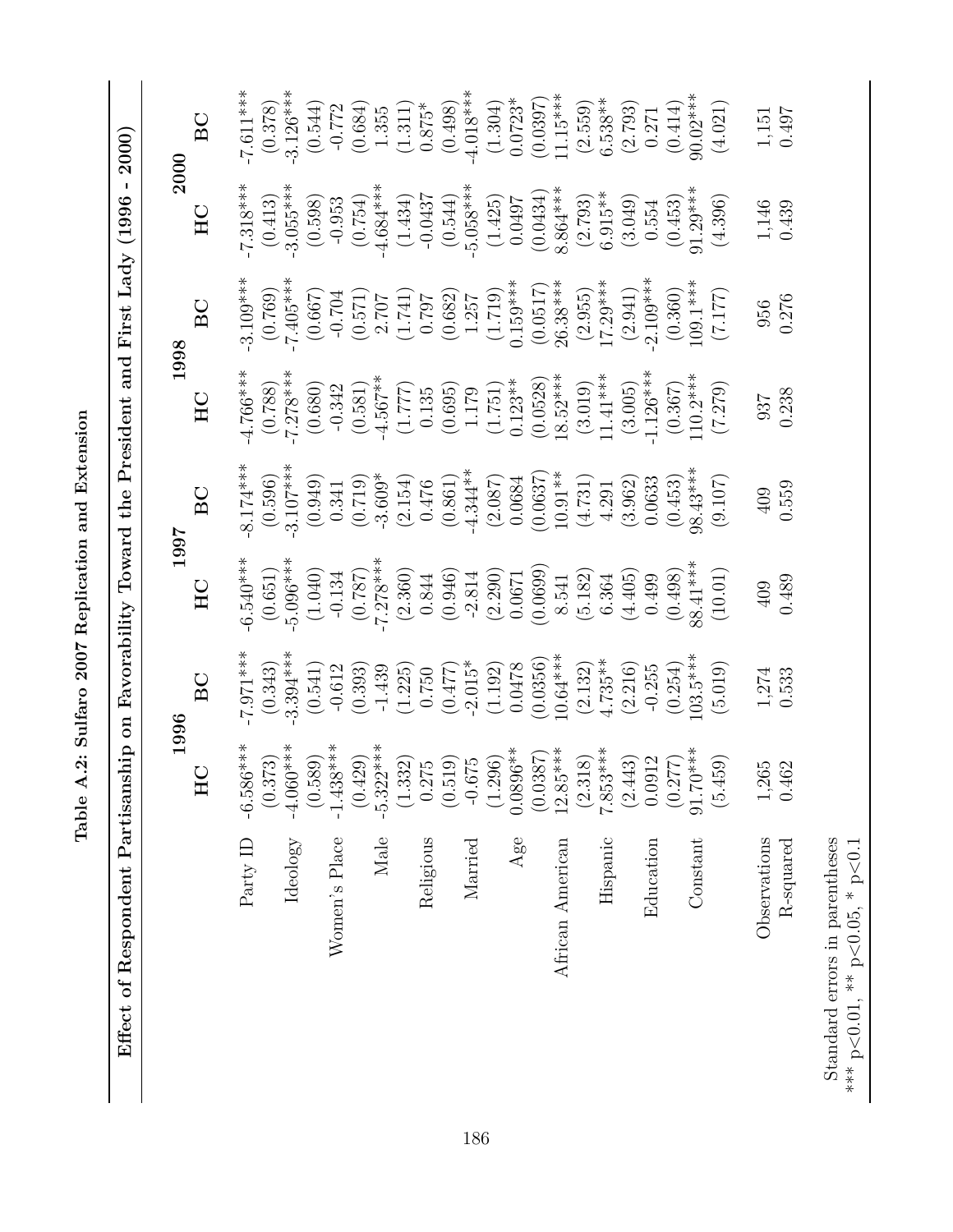**Table A.2: Sulfaro 2007 Replication and Extension**

**Effect of Respondent Partisanship on Favorability Toward the President and First Lady (1996 - 2000)**

| | 1996 | | 1997 | | 1998 | | 2000 | |
|---|---|---|---|---|---|---|---|---|
| | HC | BC | HC | BC | HC | BC | HC | BC |
| Party ID | -6.586*** | -7.971*** | -6.540*** | -8.174*** | -4.766*** | -3.109*** | -7.318*** | -7.611*** |
| | (0.373) | (0.343) | (0.651) | (0.596) | (0.788) | (0.769) | (0.413) | (0.378) |
| Ideology | -4.060*** | -3.394*** | -5.096*** | -3.107*** | -7.278*** | -7.405*** | -3.055*** | -3.126*** |
| | (0.589) | (0.541) | (1.040) | (0.949) | (0.680) | (0.667) | (0.598) | (0.544) |
| Women's Place | -1.438*** | -0.612 | -0.134 | 0.341 | -0.342 | -0.704 | -0.953 | -0.772 |
| | (0.429) | (0.393) | (0.787) | (0.719) | (0.581) | (0.571) | (0.754) | (0.684) |
| Male | -5.322*** | -1.439 | -7.278*** | -3.609* | -4.567** | 2.707 | -4.684*** | 1.355 |
| | (1.332) | (1.225) | (2.360) | (2.154) | (1.777) | (1.741) | (1.434) | (1.311) |
| Religious | 0.275 | 0.750 | 0.844 | 0.476 | 0.135 | 0.797 | -0.0437 | 0.875* |
| | (0.519) | (0.477) | (0.946) | (0.861) | (0.695) | (0.682) | (0.544) | (0.498) |
| Married | -0.675 | -2.015* | -2.814 | -4.344** | 1.179 | 1.257 | -5.058*** | -4.018*** |
| | (1.296) | (1.192) | (2.290) | (2.087) | (1.751) | (1.719) | (1.425) | (1.304) |
| Age | 0.0896** | 0.0478 | 0.0671 | 0.0684 | 0.123** | 0.159*** | 0.0497 | 0.0723* |
| | (0.0387) | (0.0356) | (0.0699) | (0.0637) | (0.0528) | (0.0517) | (0.0434) | (0.0397) |
| African American | 12.85*** | 10.64*** | 8.541 | 10.91** | 18.52*** | 26.38*** | 8.864*** | 11.15*** |
| | (2.318) | (2.132) | (5.182) | (4.731) | (3.019) | (2.955) | (2.793) | (2.559) |
| Hispanic | 7.853*** | 4.735** | 6.364 | 4.291 | 11.41*** | 17.29*** | 6.915** | 6.538** |
| | (2.443) | (2.216) | (4.405) | (3.962) | (3.005) | (2.941) | (3.049) | (2.793) |
| Education | 0.0912 | -0.255 | 0.499 | 0.0633 | -1.126*** | -2.109*** | 0.554 | 0.271 |
| | (0.277) | (0.254) | (0.498) | (0.453) | (0.367) | (0.360) | (0.453) | (0.414) |
| Constant | 91.70*** | 103.5*** | 88.41*** | 98.43*** | 110.2*** | 109.1*** | 91.29*** | 90.02*** |
| | (5.459) | (5.019) | (10.01) | (9.107) | (7.279) | (7.177) | (4.396) | (4.021) |
| Observations | 1,265 | 1,274 | 409 | 409 | 937 | 956 | 1,146 | 1,151 |
| R-squared | 0.462 | 0.533 | 0.489 | 0.559 | 0.238 | 0.276 | 0.439 | 0.497 |

Standard errors in parentheses
*** p<0.01, ** p<0.05, * p<0.1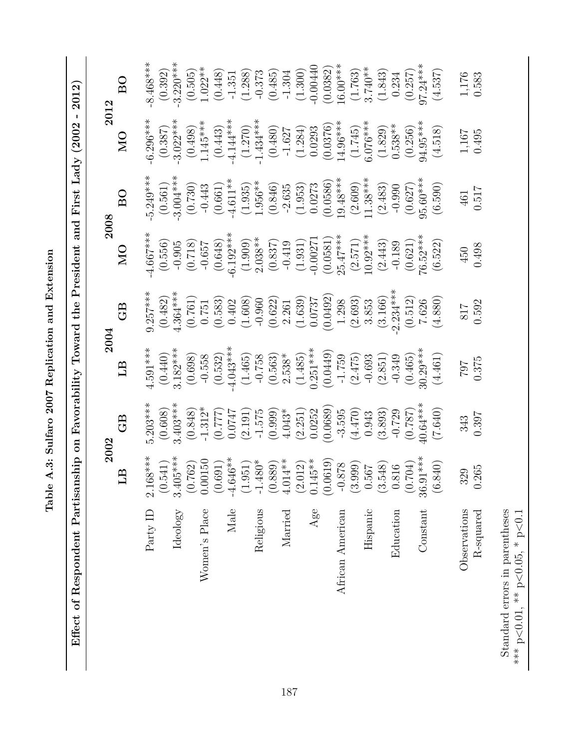**Table A.3: Sulfaro 2007 Replication and Extension**

**Effect of Respondent Partisanship on Favorability Toward the President and First Lady (2002 - 2012)**

| | 2002 | | 2004 | | 2008 | | 2012 | |
|---|---|---|---|---|---|---|---|---|
| | **LB** | **GB** | **LB** | **GB** | **MO** | **BO** | **MO** | **BO** |
| Party ID | 2.168*** | 5.203*** | 4.591*** | 9.257*** | -4.667*** | -5.249*** | -6.296*** | -8.468*** |
| | (0.541) | (0.608) | (0.440) | (0.482) | (0.556) | (0.561) | (0.387) | (0.392) |
| Ideology | 3.405*** | 3.403*** | 3.182*** | 4.364*** | -0.905 | -3.004*** | -3.022*** | -3.220*** |
| | (0.762) | (0.848) | (0.698) | (0.761) | (0.718) | (0.730) | (0.498) | (0.505) |
| Women's Place | 0.00150 | -1.312* | -0.558 | 0.751 | -0.657 | -0.443 | 1.145*** | 1.022** |
| | (0.691) | (0.777) | (0.532) | (0.583) | (0.648) | (0.661) | (0.443) | (0.448) |
| Male | -4.646** | 0.0747 | -4.043*** | 0.402 | -6.192*** | -4.611** | -4.144*** | -1.351 |
| | (1.951) | (2.191) | (1.465) | (1.608) | (1.909) | (1.935) | (1.270) | (1.288) |
| Religious | -1.480* | -1.575 | -0.758 | -0.960 | 2.038** | 1.956** | -1.434*** | -0.373 |
| | (0.889) | (0.999) | (0.563) | (0.622) | (0.837) | (0.846) | (0.480) | (0.485) |
| Married | 4.014** | 4.043* | 2.538* | 2.261 | -0.419 | -2.635 | -1.627 | -1.304 |
| | (2.012) | (2.251) | (1.485) | (1.639) | (1.931) | (1.953) | (1.284) | (1.300) |
| Age | 0.145** | 0.0252 | 0.251*** | 0.0737 | -0.00271 | 0.0273 | 0.0293 | -0.00440 |
| | (0.0619) | (0.0689) | (0.0449) | (0.0492) | (0.0581) | (0.0586) | (0.0376) | (0.0382) |
| African American | -0.878 | -3.595 | -1.759 | 1.298 | 25.47*** | 19.48*** | 14.96*** | 16.00*** |
| | (3.999) | (4.470) | (2.475) | (2.693) | (2.571) | (2.609) | (1.745) | (1.763) |
| Hispanic | 0.567 | 0.943 | -0.693 | 3.853 | 10.92*** | 11.38*** | 6.076*** | 3.740** |
| | (3.548) | (3.893) | (2.851) | (3.166) | (2.443) | (2.483) | (1.829) | (1.843) |
| Education | 0.816 | -0.729 | -0.349 | -2.234*** | -0.189 | -0.990 | 0.538** | 0.234 |
| | (0.704) | (0.787) | (0.465) | (0.512) | (0.621) | (0.627) | (0.256) | (0.257) |
| Constant | 36.91*** | 40.64*** | 30.29*** | 7.626 | 76.52*** | 95.60*** | 94.95*** | 97.24*** |
| | (6.840) | (7.640) | (4.461) | (4.880) | (6.522) | (6.590) | (4.518) | (4.537) |
| Observations | 329 | 343 | 797 | 817 | 450 | 461 | 1,167 | 1,176 |
| R-squared | 0.265 | 0.397 | 0.375 | 0.592 | 0.498 | 0.517 | 0.495 | 0.583 |

Standard errors in parentheses
*** p<0.01, ** p<0.05, * p<0.1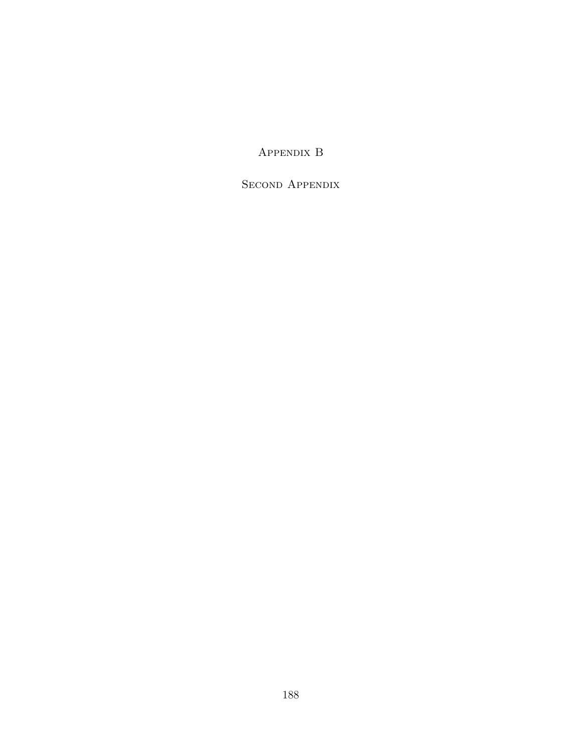# Appendix B

## Second Appendix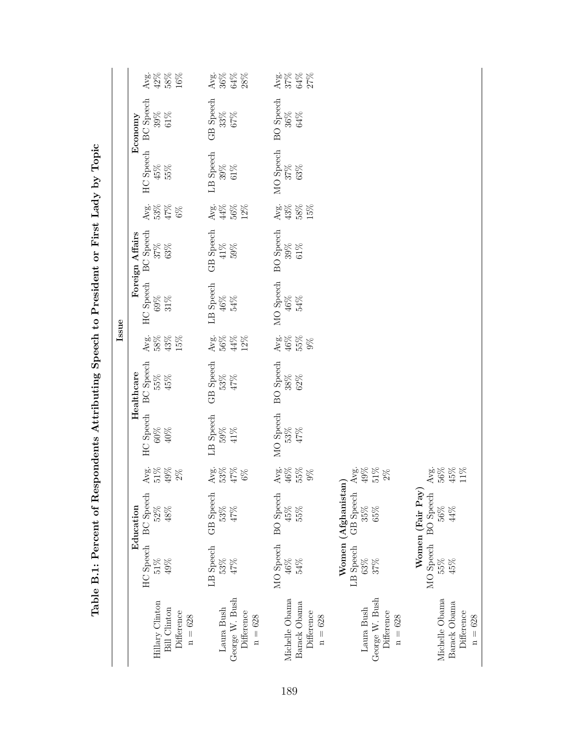**Table B.1: Percent of Respondents Attributing Speech to President or First Lady by Topic**

| | Issue | | | | | | | | | | | |
|---|---|---|---|---|---|---|---|---|---|---|---|---|
| | Education | | | Healthcare | | | Foreign Affairs | | | Economy | | |
| | HC Speech | BC Speech | Avg. | HC Speech | BC Speech | Avg. | HC Speech | BC Speech | Avg. | HC Speech | BC Speech | Avg. |
| Hillary Clinton | 51% | 52% | 51% | 60% | 55% | 58% | 69% | 37% | 53% | 45% | 39% | 42% |
| Bill Clinton | 49% | 48% | 49% | 40% | 45% | 43% | 31% | 63% | 47% | 55% | 61% | 58% |
| Difference | | | 2% | | | 15% | | | 6% | | | 16% |
| n = 628 | | | | | | | | | | | | |
| | LB Speech | GB Speech | Avg. | LB Speech | GB Speech | Avg. | LB Speech | GB Speech | Avg. | LB Speech | GB Speech | Avg. |
| Laura Bush | 53% | 53% | 53% | 59% | 53% | 56% | 46% | 41% | 44% | 39% | 33% | 36% |
| George W. Bush | 47% | 47% | 47% | 41% | 47% | 44% | 54% | 59% | 56% | 61% | 67% | 64% |
| Difference | | | 6% | | | 12% | | | 12% | | | 28% |
| n = 628 | | | | | | | | | | | | |
| | MO Speech | BO Speech | Avg. | MO Speech | BO Speech | Avg. | MO Speech | BO Speech | Avg. | MO Speech | BO Speech | Avg. |
| Michelle Obama | 46% | 45% | 46% | 53% | 38% | 46% | 46% | 39% | 43% | 37% | 36% | 37% |
| Barack Obama | 54% | 55% | 55% | 47% | 62% | 55% | 54% | 61% | 58% | 63% | 64% | 64% |
| Difference | | | 9% | | | 9% | | | 15% | | | 27% |
| n = 628 | | | | | | | | | | | | |
| | Women (Afghanistan) | | | | | | | | | | | |
| | LB Speech | GB Speech | Avg. | | | | | | | | | |
| Laura Bush | 63% | 35% | 49% | | | | | | | | | |
| George W. Bush | 37% | 65% | 51% | | | | | | | | | |
| Difference | | | 2% | | | | | | | | | |
| n = 628 | | | | | | | | | | | | |
| | Women (Fair Pay) | | | | | | | | | | | |
| | MO Speech | BO Speech | Avg. | | | | | | | | | |
| Michelle Obama | 55% | 56% | 56% | | | | | | | | | |
| Barack Obama | 45% | 44% | 45% | | | | | | | | | |
| Difference | | | 11% | | | | | | | | | |
| n = 628 | | | | | | | | | | | | |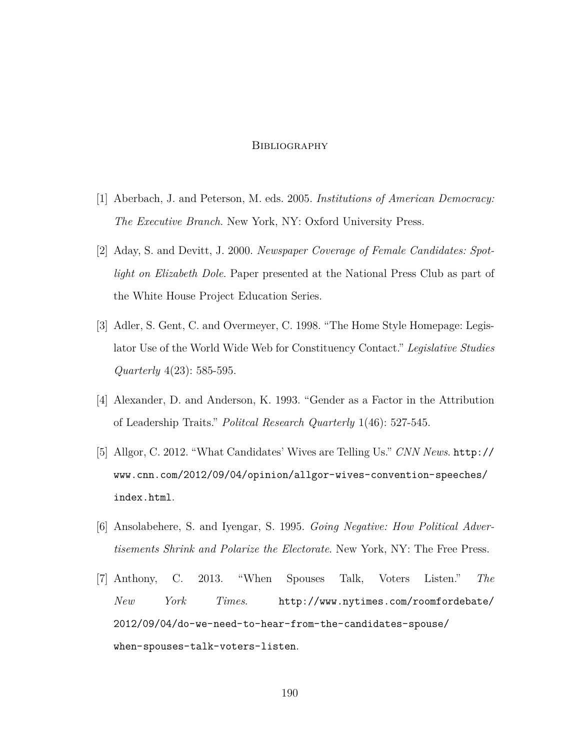# Bibliography

[1] Aberbach, J. and Peterson, M. eds. 2005. *Institutions of American Democracy: The Executive Branch*. New York, NY: Oxford University Press.

[2] Aday, S. and Devitt, J. 2000. *Newspaper Coverage of Female Candidates: Spotlight on Elizabeth Dole*. Paper presented at the National Press Club as part of the White House Project Education Series.

[3] Adler, S. Gent, C. and Overmeyer, C. 1998. "The Home Style Homepage: Legislator Use of the World Wide Web for Constituency Contact." *Legislative Studies Quarterly* 4(23): 585-595.

[4] Alexander, D. and Anderson, K. 1993. "Gender as a Factor in the Attribution of Leadership Traits." *Politcal Research Quarterly* 1(46): 527-545.

[5] Allgor, C. 2012. "What Candidates' Wives are Telling Us." *CNN News*. `http://www.cnn.com/2012/09/04/opinion/allgor-wives-convention-speeches/index.html`.

[6] Ansolabehere, S. and Iyengar, S. 1995. *Going Negative: How Political Advertisements Shrink and Polarize the Electorate*. New York, NY: The Free Press.

[7] Anthony, C. 2013. "When Spouses Talk, Voters Listen." *The New York Times*. `http://www.nytimes.com/roomfordebate/2012/09/04/do-we-need-to-hear-from-the-candidates-spouse/when-spouses-talk-voters-listen`.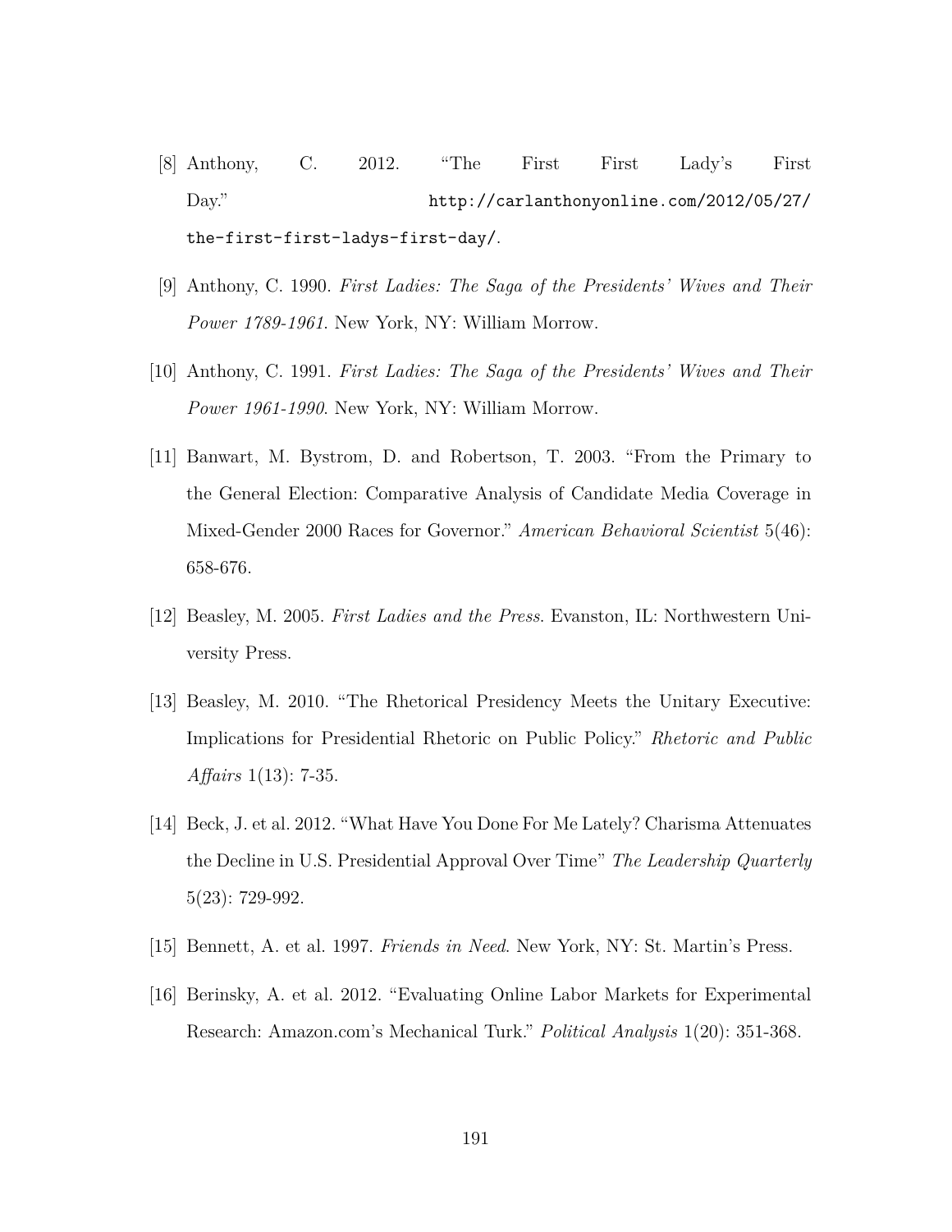[8] Anthony, C. 2012. "The First First Lady's First Day." `http://carlanthonyonline.com/2012/05/27/the-first-first-ladys-first-day/`.

[9] Anthony, C. 1990. *First Ladies: The Saga of the Presidents' Wives and Their Power 1789-1961*. New York, NY: William Morrow.

[10] Anthony, C. 1991. *First Ladies: The Saga of the Presidents' Wives and Their Power 1961-1990*. New York, NY: William Morrow.

[11] Banwart, M. Bystrom, D. and Robertson, T. 2003. "From the Primary to the General Election: Comparative Analysis of Candidate Media Coverage in Mixed-Gender 2000 Races for Governor." *American Behavioral Scientist* 5(46): 658-676.

[12] Beasley, M. 2005. *First Ladies and the Press*. Evanston, IL: Northwestern University Press.

[13] Beasley, M. 2010. "The Rhetorical Presidency Meets the Unitary Executive: Implications for Presidential Rhetoric on Public Policy." *Rhetoric and Public Affairs* 1(13): 7-35.

[14] Beck, J. et al. 2012. "What Have You Done For Me Lately? Charisma Attenuates the Decline in U.S. Presidential Approval Over Time" *The Leadership Quarterly* 5(23): 729-992.

[15] Bennett, A. et al. 1997. *Friends in Need*. New York, NY: St. Martin's Press.

[16] Berinsky, A. et al. 2012. "Evaluating Online Labor Markets for Experimental Research: Amazon.com's Mechanical Turk." *Political Analysis* 1(20): 351-368.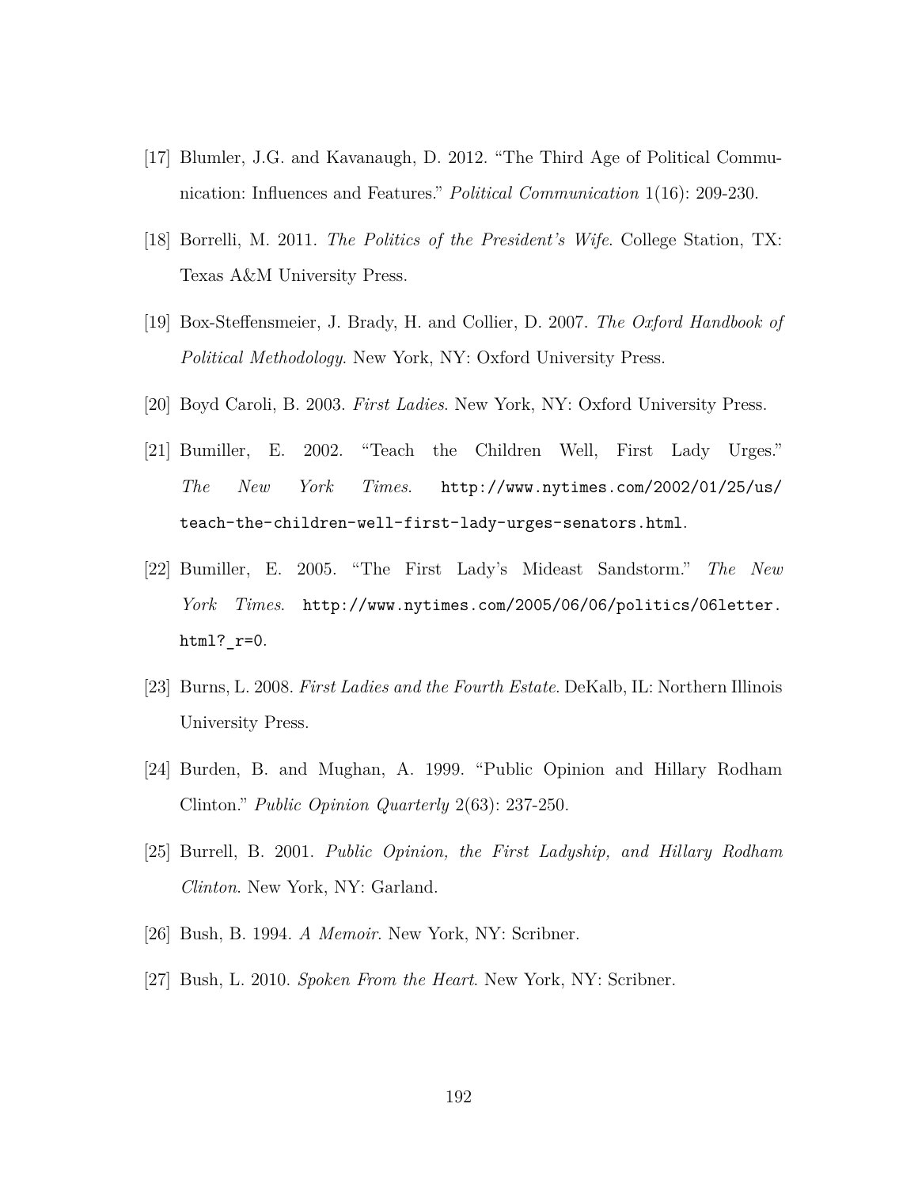[17] Blumler, J.G. and Kavanaugh, D. 2012. "The Third Age of Political Communication: Influences and Features." *Political Communication* 1(16): 209-230.

[18] Borrelli, M. 2011. *The Politics of the President's Wife*. College Station, TX: Texas A&M University Press.

[19] Box-Steffensmeier, J. Brady, H. and Collier, D. 2007. *The Oxford Handbook of Political Methodology*. New York, NY: Oxford University Press.

[20] Boyd Caroli, B. 2003. *First Ladies*. New York, NY: Oxford University Press.

[21] Bumiller, E. 2002. "Teach the Children Well, First Lady Urges." *The New York Times*. http://www.nytimes.com/2002/01/25/us/teach-the-children-well-first-lady-urges-senators.html.

[22] Bumiller, E. 2005. "The First Lady's Mideast Sandstorm." *The New York Times*. http://www.nytimes.com/2005/06/06/politics/06letter.html?_r=0.

[23] Burns, L. 2008. *First Ladies and the Fourth Estate*. DeKalb, IL: Northern Illinois University Press.

[24] Burden, B. and Mughan, A. 1999. "Public Opinion and Hillary Rodham Clinton." *Public Opinion Quarterly* 2(63): 237-250.

[25] Burrell, B. 2001. *Public Opinion, the First Ladyship, and Hillary Rodham Clinton*. New York, NY: Garland.

[26] Bush, B. 1994. *A Memoir*. New York, NY: Scribner.

[27] Bush, L. 2010. *Spoken From the Heart*. New York, NY: Scribner.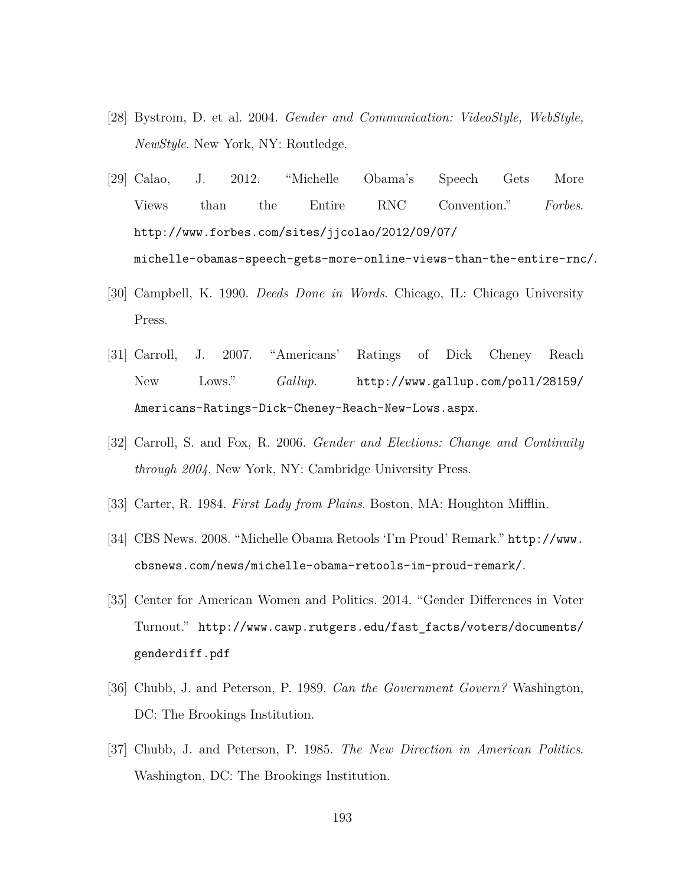[28] Bystrom, D. et al. 2004. *Gender and Communication: VideoStyle, WebStyle, NewStyle*. New York, NY: Routledge.

[29] Calao, J. 2012. "Michelle Obama's Speech Gets More Views than the Entire RNC Convention." *Forbes*. http://www.forbes.com/sites/jjcolao/2012/09/07/michelle-obamas-speech-gets-more-online-views-than-the-entire-rnc/.

[30] Campbell, K. 1990. *Deeds Done in Words*. Chicago, IL: Chicago University Press.

[31] Carroll, J. 2007. "Americans' Ratings of Dick Cheney Reach New Lows." *Gallup*. http://www.gallup.com/poll/28159/Americans-Ratings-Dick-Cheney-Reach-New-Lows.aspx.

[32] Carroll, S. and Fox, R. 2006. *Gender and Elections: Change and Continuity through 2004*. New York, NY: Cambridge University Press.

[33] Carter, R. 1984. *First Lady from Plains*. Boston, MA: Houghton Mifflin.

[34] CBS News. 2008. "Michelle Obama Retools 'I'm Proud' Remark." http://www.cbsnews.com/news/michelle-obama-retools-im-proud-remark/.

[35] Center for American Women and Politics. 2014. "Gender Differences in Voter Turnout." http://www.cawp.rutgers.edu/fast_facts/voters/documents/genderdiff.pdf

[36] Chubb, J. and Peterson, P. 1989. *Can the Government Govern?* Washington, DC: The Brookings Institution.

[37] Chubb, J. and Peterson, P. 1985. *The New Direction in American Politics*. Washington, DC: The Brookings Institution.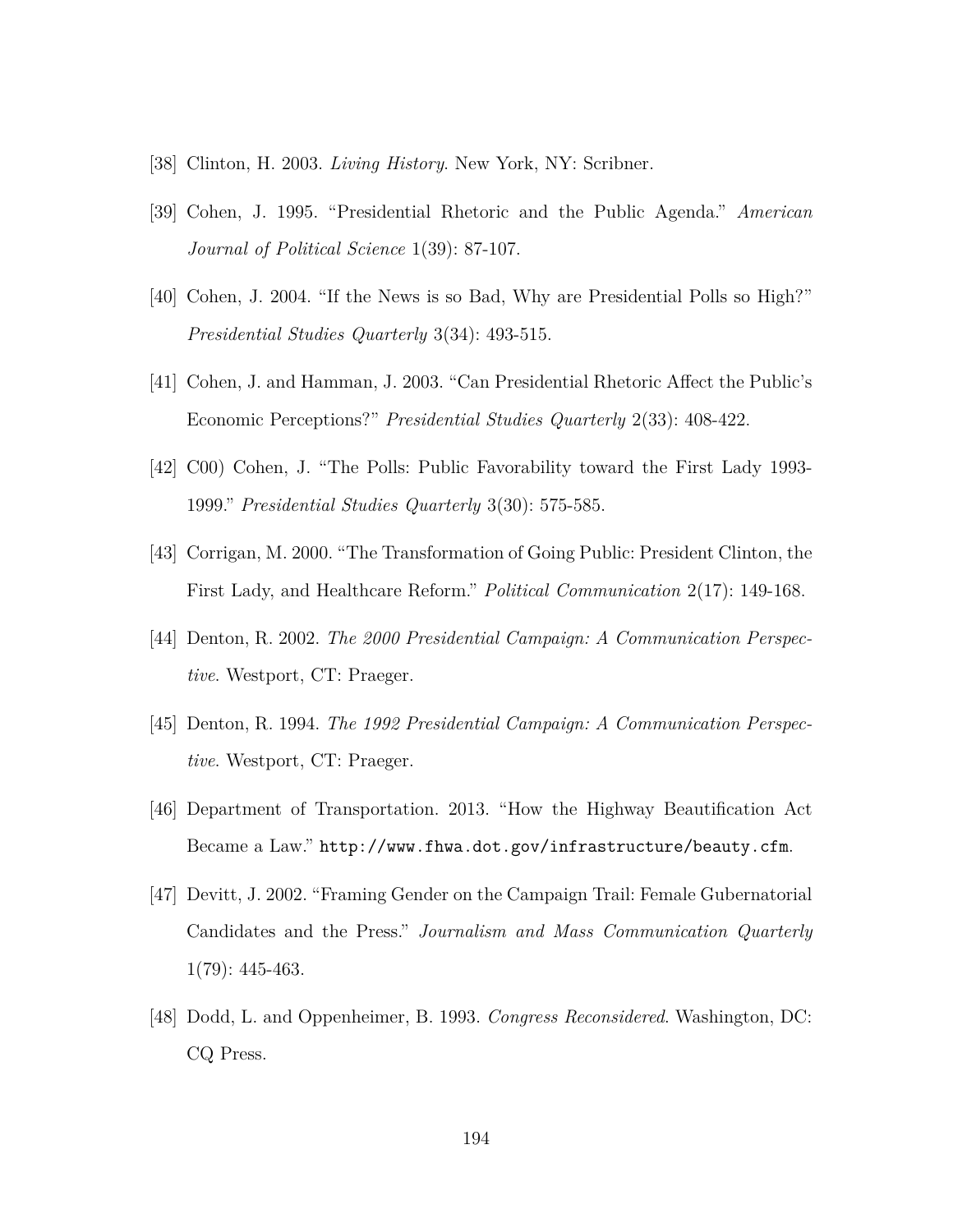[38] Clinton, H. 2003. *Living History*. New York, NY: Scribner.

[39] Cohen, J. 1995. "Presidential Rhetoric and the Public Agenda." *American Journal of Political Science* 1(39): 87-107.

[40] Cohen, J. 2004. "If the News is so Bad, Why are Presidential Polls so High?" *Presidential Studies Quarterly* 3(34): 493-515.

[41] Cohen, J. and Hamman, J. 2003. "Can Presidential Rhetoric Affect the Public's Economic Perceptions?" *Presidential Studies Quarterly* 2(33): 408-422.

[42] C00) Cohen, J. "The Polls: Public Favorability toward the First Lady 1993-1999." *Presidential Studies Quarterly* 3(30): 575-585.

[43] Corrigan, M. 2000. "The Transformation of Going Public: President Clinton, the First Lady, and Healthcare Reform." *Political Communication* 2(17): 149-168.

[44] Denton, R. 2002. *The 2000 Presidential Campaign: A Communication Perspective*. Westport, CT: Praeger.

[45] Denton, R. 1994. *The 1992 Presidential Campaign: A Communication Perspective*. Westport, CT: Praeger.

[46] Department of Transportation. 2013. "How the Highway Beautification Act Became a Law." `http://www.fhwa.dot.gov/infrastructure/beauty.cfm`.

[47] Devitt, J. 2002. "Framing Gender on the Campaign Trail: Female Gubernatorial Candidates and the Press." *Journalism and Mass Communication Quarterly* 1(79): 445-463.

[48] Dodd, L. and Oppenheimer, B. 1993. *Congress Reconsidered*. Washington, DC: CQ Press.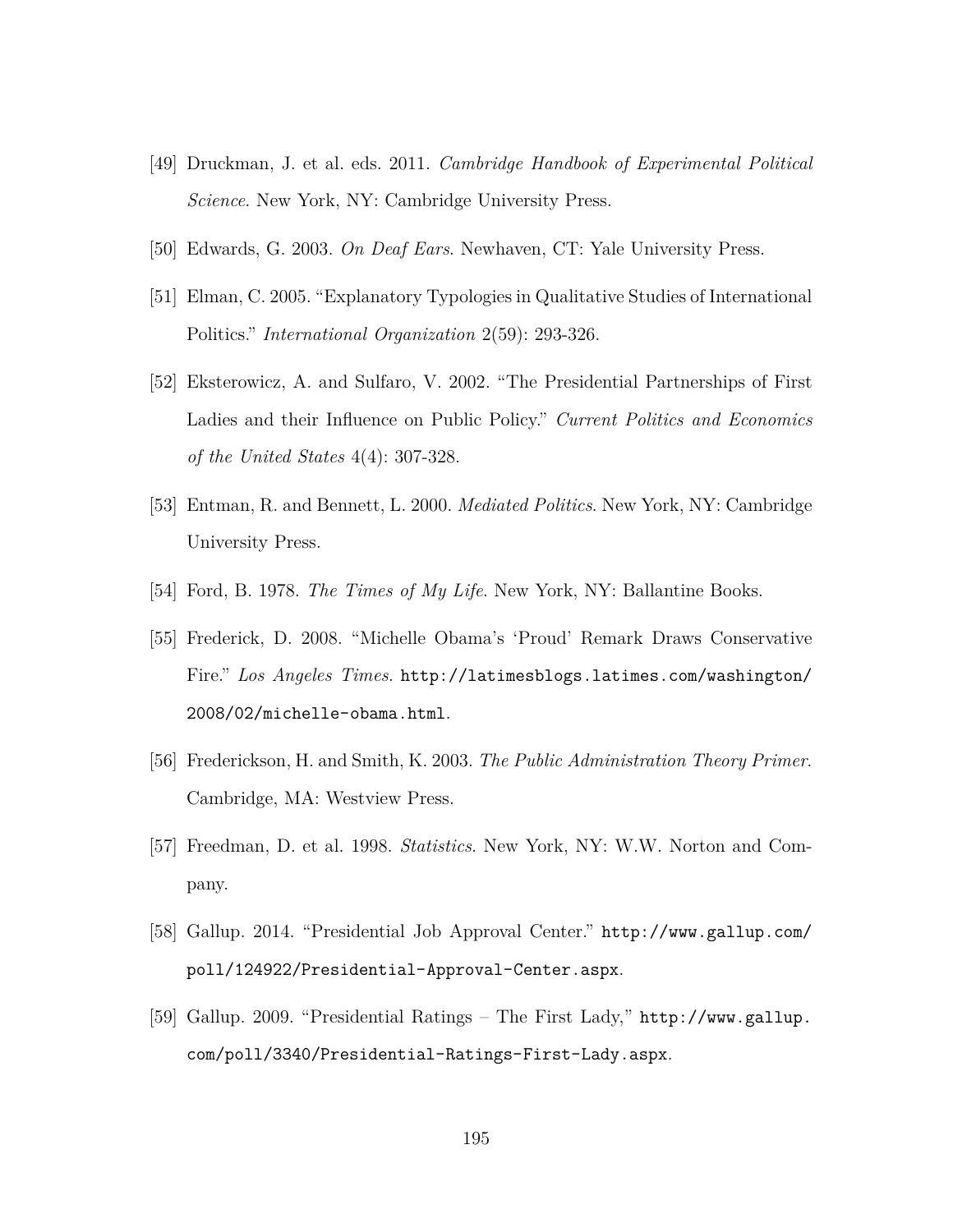[49] Druckman, J. et al. eds. 2011. *Cambridge Handbook of Experimental Political Science*. New York, NY: Cambridge University Press.

[50] Edwards, G. 2003. *On Deaf Ears*. Newhaven, CT: Yale University Press.

[51] Elman, C. 2005. "Explanatory Typologies in Qualitative Studies of International Politics." *International Organization* 2(59): 293-326.

[52] Eksterowicz, A. and Sulfaro, V. 2002. "The Presidential Partnerships of First Ladies and their Influence on Public Policy." *Current Politics and Economics of the United States* 4(4): 307-328.

[53] Entman, R. and Bennett, L. 2000. *Mediated Politics*. New York, NY: Cambridge University Press.

[54] Ford, B. 1978. *The Times of My Life*. New York, NY: Ballantine Books.

[55] Frederick, D. 2008. "Michelle Obama's 'Proud' Remark Draws Conservative Fire." *Los Angeles Times*. http://latimesblogs.latimes.com/washington/2008/02/michelle-obama.html.

[56] Frederickson, H. and Smith, K. 2003. *The Public Administration Theory Primer*. Cambridge, MA: Westview Press.

[57] Freedman, D. et al. 1998. *Statistics*. New York, NY: W.W. Norton and Company.

[58] Gallup. 2014. "Presidential Job Approval Center." http://www.gallup.com/poll/124922/Presidential-Approval-Center.aspx.

[59] Gallup. 2009. "Presidential Ratings – The First Lady," http://www.gallup.com/poll/3340/Presidential-Ratings-First-Lady.aspx.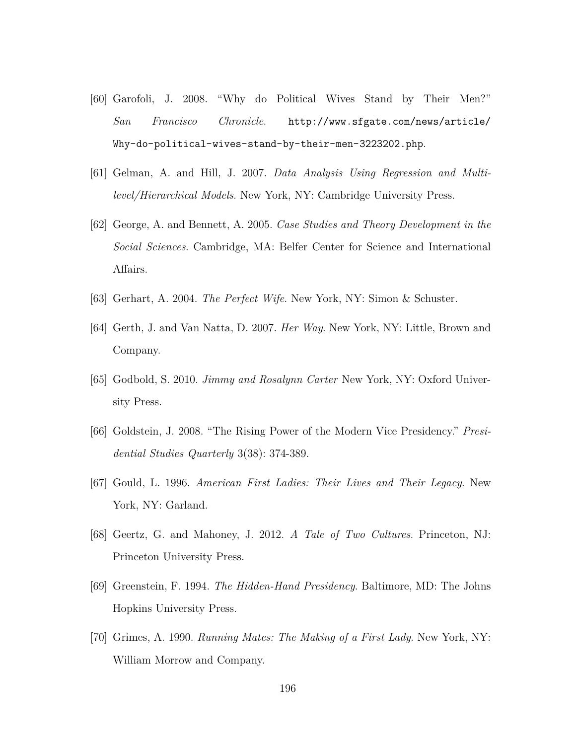[60] Garofoli, J. 2008. "Why do Political Wives Stand by Their Men?" *San Francisco Chronicle*. http://www.sfgate.com/news/article/Why-do-political-wives-stand-by-their-men-3223202.php.

[61] Gelman, A. and Hill, J. 2007. *Data Analysis Using Regression and Multilevel/Hierarchical Models*. New York, NY: Cambridge University Press.

[62] George, A. and Bennett, A. 2005. *Case Studies and Theory Development in the Social Sciences*. Cambridge, MA: Belfer Center for Science and International Affairs.

[63] Gerhart, A. 2004. *The Perfect Wife*. New York, NY: Simon & Schuster.

[64] Gerth, J. and Van Natta, D. 2007. *Her Way*. New York, NY: Little, Brown and Company.

[65] Godbold, S. 2010. *Jimmy and Rosalynn Carter* New York, NY: Oxford University Press.

[66] Goldstein, J. 2008. "The Rising Power of the Modern Vice Presidency." *Presidential Studies Quarterly* 3(38): 374-389.

[67] Gould, L. 1996. *American First Ladies: Their Lives and Their Legacy*. New York, NY: Garland.

[68] Geertz, G. and Mahoney, J. 2012. *A Tale of Two Cultures*. Princeton, NJ: Princeton University Press.

[69] Greenstein, F. 1994. *The Hidden-Hand Presidency*. Baltimore, MD: The Johns Hopkins University Press.

[70] Grimes, A. 1990. *Running Mates: The Making of a First Lady*. New York, NY: William Morrow and Company.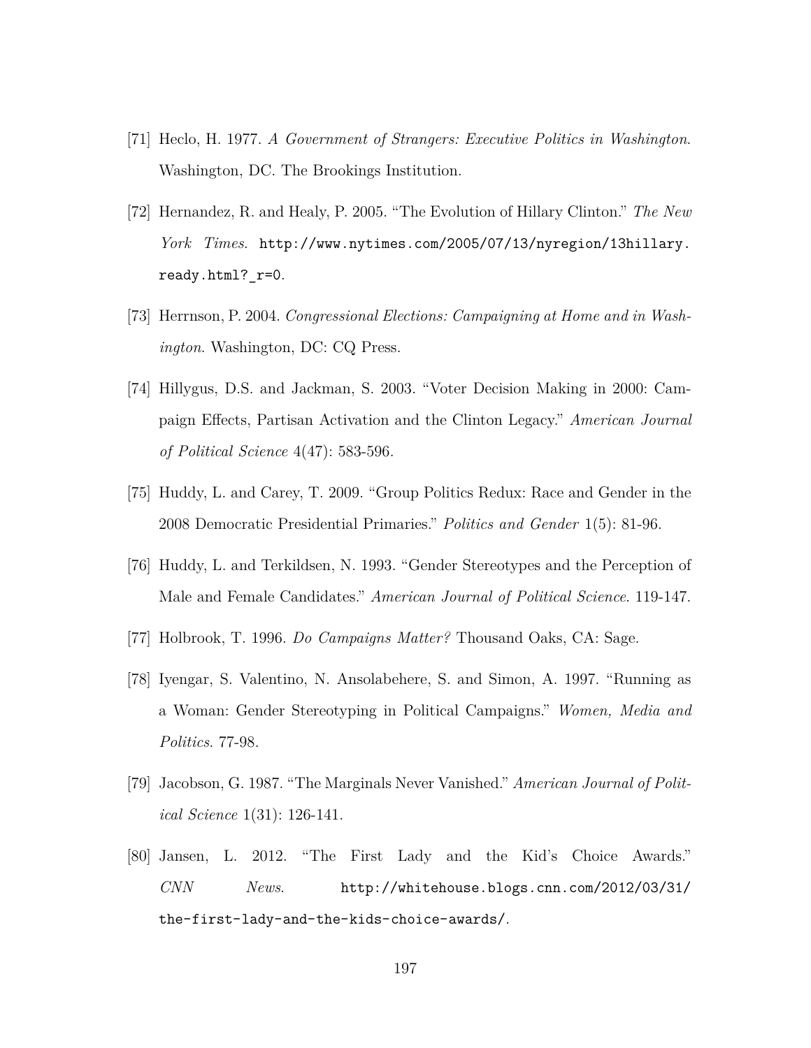[71] Heclo, H. 1977. *A Government of Strangers: Executive Politics in Washington*. Washington, DC. The Brookings Institution.

[72] Hernandez, R. and Healy, P. 2005. "The Evolution of Hillary Clinton." *The New York Times*. http://www.nytimes.com/2005/07/13/nyregion/13hillary.ready.html?_r=0.

[73] Herrnson, P. 2004. *Congressional Elections: Campaigning at Home and in Washington*. Washington, DC: CQ Press.

[74] Hillygus, D.S. and Jackman, S. 2003. "Voter Decision Making in 2000: Campaign Effects, Partisan Activation and the Clinton Legacy." *American Journal of Political Science* 4(47): 583-596.

[75] Huddy, L. and Carey, T. 2009. "Group Politics Redux: Race and Gender in the 2008 Democratic Presidential Primaries." *Politics and Gender* 1(5): 81-96.

[76] Huddy, L. and Terkildsen, N. 1993. "Gender Stereotypes and the Perception of Male and Female Candidates." *American Journal of Political Science*. 119-147.

[77] Holbrook, T. 1996. *Do Campaigns Matter?* Thousand Oaks, CA: Sage.

[78] Iyengar, S. Valentino, N. Ansolabehere, S. and Simon, A. 1997. "Running as a Woman: Gender Stereotyping in Political Campaigns." *Women, Media and Politics*. 77-98.

[79] Jacobson, G. 1987. "The Marginals Never Vanished." *American Journal of Political Science* 1(31): 126-141.

[80] Jansen, L. 2012. "The First Lady and the Kid's Choice Awards." *CNN News*. http://whitehouse.blogs.cnn.com/2012/03/31/the-first-lady-and-the-kids-choice-awards/.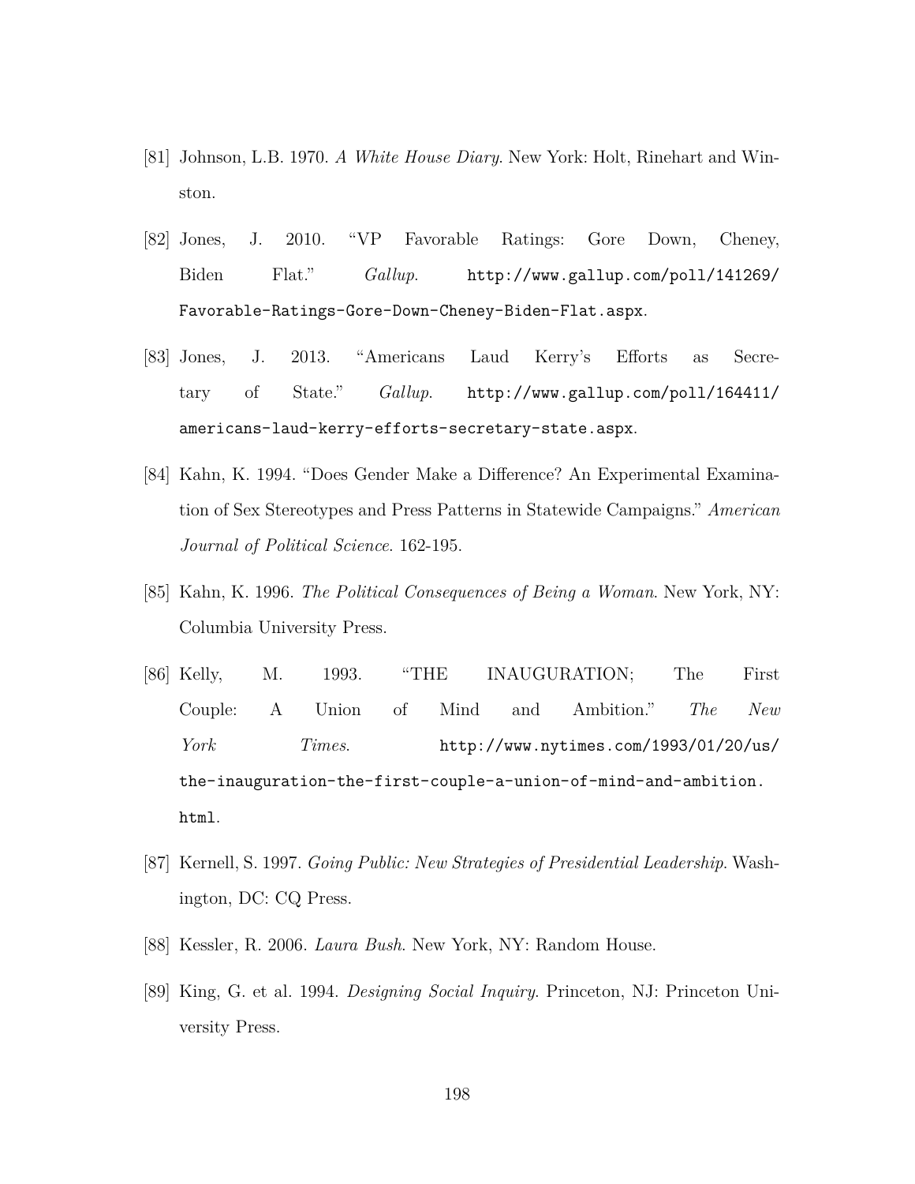[81] Johnson, L.B. 1970. *A White House Diary*. New York: Holt, Rinehart and Winston.

[82] Jones, J. 2010. "VP Favorable Ratings: Gore Down, Cheney, Biden Flat." *Gallup*. `http://www.gallup.com/poll/141269/Favorable-Ratings-Gore-Down-Cheney-Biden-Flat.aspx`.

[83] Jones, J. 2013. "Americans Laud Kerry's Efforts as Secretary of State." *Gallup*. `http://www.gallup.com/poll/164411/americans-laud-kerry-efforts-secretary-state.aspx`.

[84] Kahn, K. 1994. "Does Gender Make a Difference? An Experimental Examination of Sex Stereotypes and Press Patterns in Statewide Campaigns." *American Journal of Political Science*. 162-195.

[85] Kahn, K. 1996. *The Political Consequences of Being a Woman*. New York, NY: Columbia University Press.

[86] Kelly, M. 1993. "THE INAUGURATION; The First Couple: A Union of Mind and Ambition." *The New York Times*. `http://www.nytimes.com/1993/01/20/us/the-inauguration-the-first-couple-a-union-of-mind-and-ambition.html`.

[87] Kernell, S. 1997. *Going Public: New Strategies of Presidential Leadership*. Washington, DC: CQ Press.

[88] Kessler, R. 2006. *Laura Bush*. New York, NY: Random House.

[89] King, G. et al. 1994. *Designing Social Inquiry*. Princeton, NJ: Princeton University Press.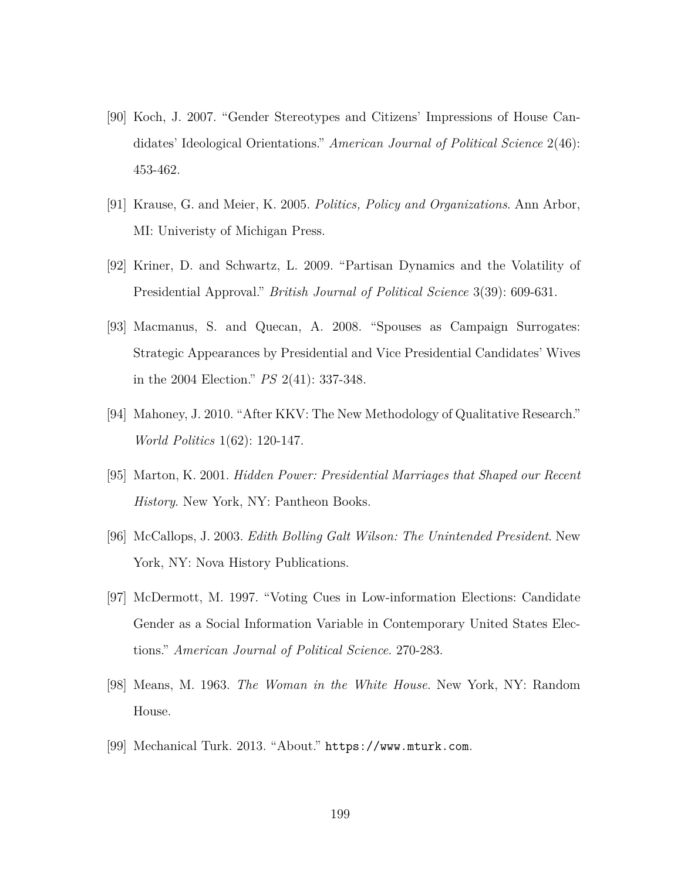[90] Koch, J. 2007. "Gender Stereotypes and Citizens' Impressions of House Candidates' Ideological Orientations." *American Journal of Political Science* 2(46): 453-462.

[91] Krause, G. and Meier, K. 2005. *Politics, Policy and Organizations*. Ann Arbor, MI: Univeristy of Michigan Press.

[92] Kriner, D. and Schwartz, L. 2009. "Partisan Dynamics and the Volatility of Presidential Approval." *British Journal of Political Science* 3(39): 609-631.

[93] Macmanus, S. and Quecan, A. 2008. "Spouses as Campaign Surrogates: Strategic Appearances by Presidential and Vice Presidential Candidates' Wives in the 2004 Election." *PS* 2(41): 337-348.

[94] Mahoney, J. 2010. "After KKV: The New Methodology of Qualitative Research." *World Politics* 1(62): 120-147.

[95] Marton, K. 2001. *Hidden Power: Presidential Marriages that Shaped our Recent History*. New York, NY: Pantheon Books.

[96] McCallops, J. 2003. *Edith Bolling Galt Wilson: The Unintended President*. New York, NY: Nova History Publications.

[97] McDermott, M. 1997. "Voting Cues in Low-information Elections: Candidate Gender as a Social Information Variable in Contemporary United States Elections." *American Journal of Political Science*. 270-283.

[98] Means, M. 1963. *The Woman in the White House*. New York, NY: Random House.

[99] Mechanical Turk. 2013. "About." `https://www.mturk.com`.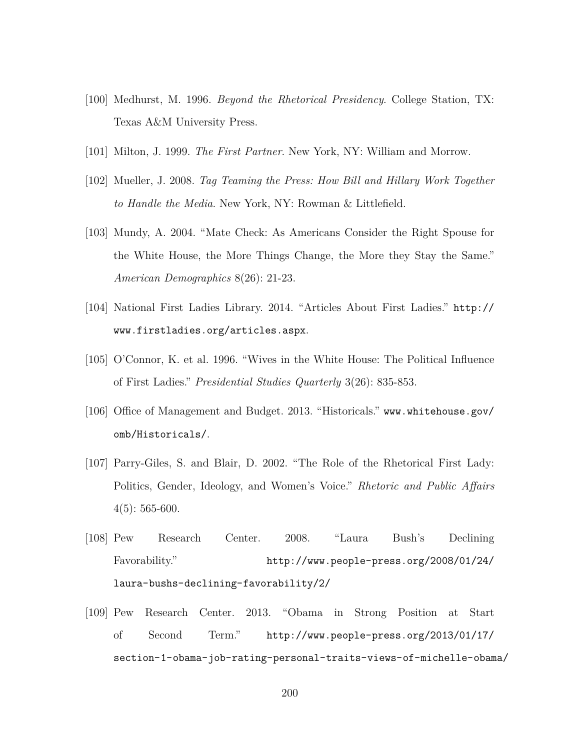[100] Medhurst, M. 1996. *Beyond the Rhetorical Presidency*. College Station, TX: Texas A&M University Press.

[101] Milton, J. 1999. *The First Partner*. New York, NY: William and Morrow.

[102] Mueller, J. 2008. *Tag Teaming the Press: How Bill and Hillary Work Together to Handle the Media*. New York, NY: Rowman & Littlefield.

[103] Mundy, A. 2004. "Mate Check: As Americans Consider the Right Spouse for the White House, the More Things Change, the More they Stay the Same." *American Demographics* 8(26): 21-23.

[104] National First Ladies Library. 2014. "Articles About First Ladies." `http://www.firstladies.org/articles.aspx`.

[105] O'Connor, K. et al. 1996. "Wives in the White House: The Political Influence of First Ladies." *Presidential Studies Quarterly* 3(26): 835-853.

[106] Office of Management and Budget. 2013. "Historicals." `www.whitehouse.gov/omb/Historicals/`.

[107] Parry-Giles, S. and Blair, D. 2002. "The Role of the Rhetorical First Lady: Politics, Gender, Ideology, and Women's Voice." *Rhetoric and Public Affairs* 4(5): 565-600.

[108] Pew Research Center. 2008. "Laura Bush's Declining Favorability." `http://www.people-press.org/2008/01/24/laura-bushs-declining-favorability/2/`

[109] Pew Research Center. 2013. "Obama in Strong Position at Start of Second Term." `http://www.people-press.org/2013/01/17/section-1-obama-job-rating-personal-traits-views-of-michelle-obama/`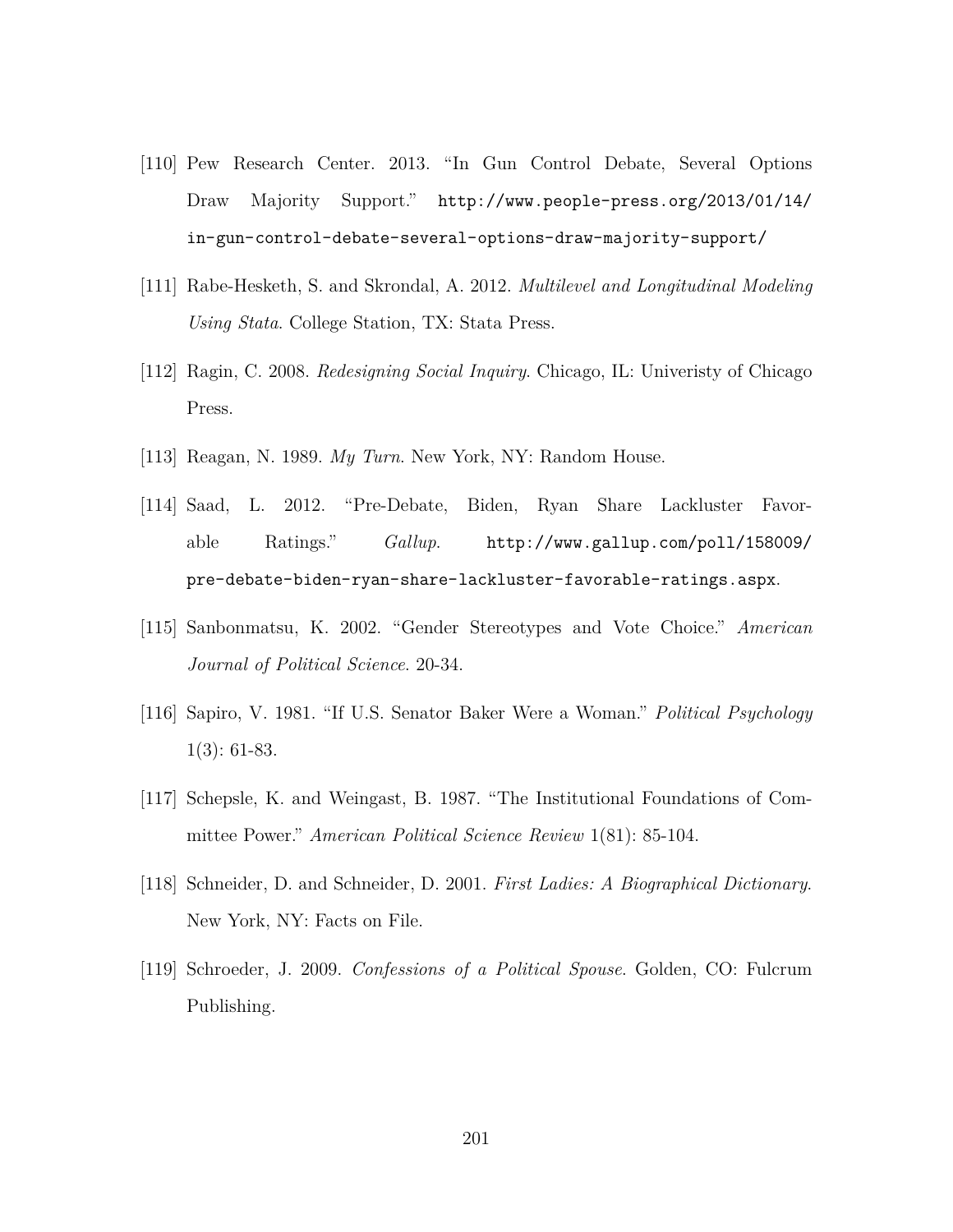[110] Pew Research Center. 2013. "In Gun Control Debate, Several Options Draw Majority Support." http://www.people-press.org/2013/01/14/in-gun-control-debate-several-options-draw-majority-support/

[111] Rabe-Hesketh, S. and Skrondal, A. 2012. *Multilevel and Longitudinal Modeling Using Stata*. College Station, TX: Stata Press.

[112] Ragin, C. 2008. *Redesigning Social Inquiry*. Chicago, IL: Univeristy of Chicago Press.

[113] Reagan, N. 1989. *My Turn*. New York, NY: Random House.

[114] Saad, L. 2012. "Pre-Debate, Biden, Ryan Share Lackluster Favorable Ratings." *Gallup*. http://www.gallup.com/poll/158009/pre-debate-biden-ryan-share-lackluster-favorable-ratings.aspx.

[115] Sanbonmatsu, K. 2002. "Gender Stereotypes and Vote Choice." *American Journal of Political Science*. 20-34.

[116] Sapiro, V. 1981. "If U.S. Senator Baker Were a Woman." *Political Psychology* 1(3): 61-83.

[117] Schepsle, K. and Weingast, B. 1987. "The Institutional Foundations of Committee Power." *American Political Science Review* 1(81): 85-104.

[118] Schneider, D. and Schneider, D. 2001. *First Ladies: A Biographical Dictionary*. New York, NY: Facts on File.

[119] Schroeder, J. 2009. *Confessions of a Political Spouse*. Golden, CO: Fulcrum Publishing.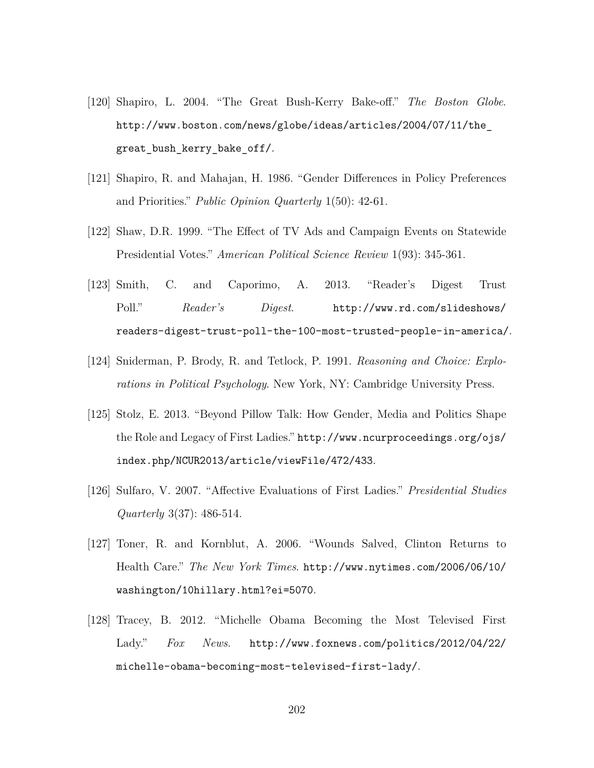[120] Shapiro, L. 2004. "The Great Bush-Kerry Bake-off." *The Boston Globe*. http://www.boston.com/news/globe/ideas/articles/2004/07/11/the_great_bush_kerry_bake_off/.

[121] Shapiro, R. and Mahajan, H. 1986. "Gender Differences in Policy Preferences and Priorities." *Public Opinion Quarterly* 1(50): 42-61.

[122] Shaw, D.R. 1999. "The Effect of TV Ads and Campaign Events on Statewide Presidential Votes." *American Political Science Review* 1(93): 345-361.

[123] Smith, C. and Caporimo, A. 2013. "Reader's Digest Trust Poll." *Reader's Digest*. http://www.rd.com/slideshows/readers-digest-trust-poll-the-100-most-trusted-people-in-america/.

[124] Sniderman, P. Brody, R. and Tetlock, P. 1991. *Reasoning and Choice: Explorations in Political Psychology*. New York, NY: Cambridge University Press.

[125] Stolz, E. 2013. "Beyond Pillow Talk: How Gender, Media and Politics Shape the Role and Legacy of First Ladies." http://www.ncurproceedings.org/ojs/index.php/NCUR2013/article/viewFile/472/433.

[126] Sulfaro, V. 2007. "Affective Evaluations of First Ladies." *Presidential Studies Quarterly* 3(37): 486-514.

[127] Toner, R. and Kornblut, A. 2006. "Wounds Salved, Clinton Returns to Health Care." *The New York Times*. http://www.nytimes.com/2006/06/10/washington/10hillary.html?ei=5070.

[128] Tracey, B. 2012. "Michelle Obama Becoming the Most Televised First Lady." *Fox News*. http://www.foxnews.com/politics/2012/04/22/michelle-obama-becoming-most-televised-first-lady/.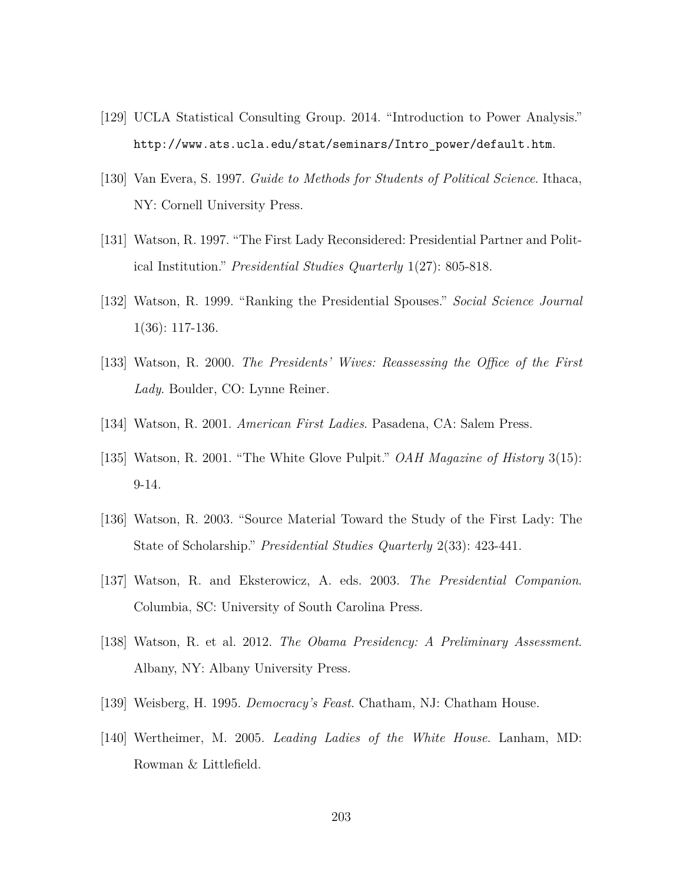[129] UCLA Statistical Consulting Group. 2014. "Introduction to Power Analysis." `http://www.ats.ucla.edu/stat/seminars/Intro_power/default.htm`.

[130] Van Evera, S. 1997. *Guide to Methods for Students of Political Science*. Ithaca, NY: Cornell University Press.

[131] Watson, R. 1997. "The First Lady Reconsidered: Presidential Partner and Political Institution." *Presidential Studies Quarterly* 1(27): 805-818.

[132] Watson, R. 1999. "Ranking the Presidential Spouses." *Social Science Journal* 1(36): 117-136.

[133] Watson, R. 2000. *The Presidents' Wives: Reassessing the Office of the First Lady*. Boulder, CO: Lynne Reiner.

[134] Watson, R. 2001. *American First Ladies*. Pasadena, CA: Salem Press.

[135] Watson, R. 2001. "The White Glove Pulpit." *OAH Magazine of History* 3(15): 9-14.

[136] Watson, R. 2003. "Source Material Toward the Study of the First Lady: The State of Scholarship." *Presidential Studies Quarterly* 2(33): 423-441.

[137] Watson, R. and Eksterowicz, A. eds. 2003. *The Presidential Companion*. Columbia, SC: University of South Carolina Press.

[138] Watson, R. et al. 2012. *The Obama Presidency: A Preliminary Assessment*. Albany, NY: Albany University Press.

[139] Weisberg, H. 1995. *Democracy's Feast*. Chatham, NJ: Chatham House.

[140] Wertheimer, M. 2005. *Leading Ladies of the White House*. Lanham, MD: Rowman & Littlefield.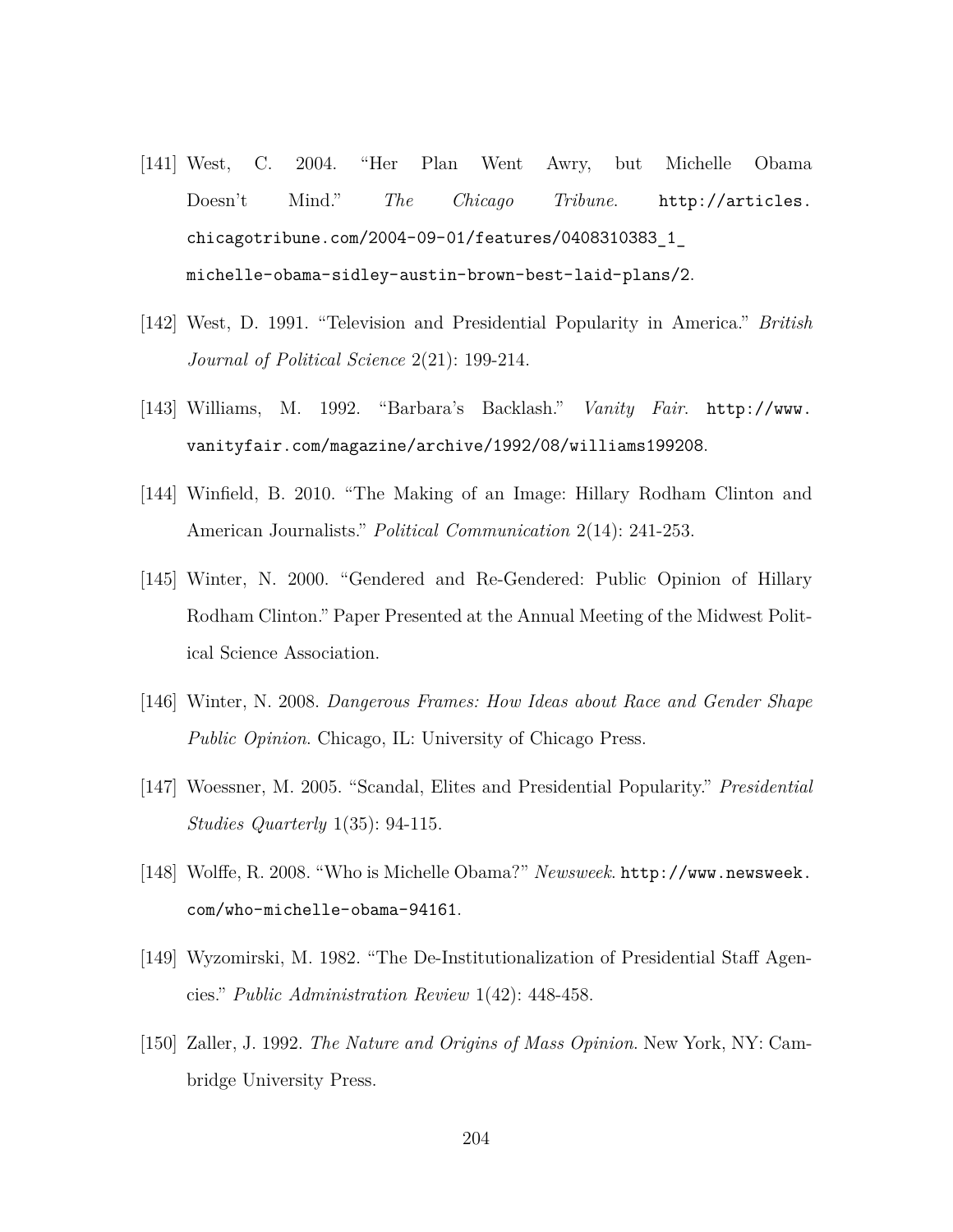[141] West, C. 2004. "Her Plan Went Awry, but Michelle Obama Doesn't Mind." *The Chicago Tribune*. `http://articles.chicagotribune.com/2004-09-01/features/0408310383_1_michelle-obama-sidley-austin-brown-best-laid-plans/2`.

[142] West, D. 1991. "Television and Presidential Popularity in America." *British Journal of Political Science* 2(21): 199-214.

[143] Williams, M. 1992. "Barbara's Backlash." *Vanity Fair*. `http://www.vanityfair.com/magazine/archive/1992/08/williams199208`.

[144] Winfield, B. 2010. "The Making of an Image: Hillary Rodham Clinton and American Journalists." *Political Communication* 2(14): 241-253.

[145] Winter, N. 2000. "Gendered and Re-Gendered: Public Opinion of Hillary Rodham Clinton." Paper Presented at the Annual Meeting of the Midwest Political Science Association.

[146] Winter, N. 2008. *Dangerous Frames: How Ideas about Race and Gender Shape Public Opinion*. Chicago, IL: University of Chicago Press.

[147] Woessner, M. 2005. "Scandal, Elites and Presidential Popularity." *Presidential Studies Quarterly* 1(35): 94-115.

[148] Wolffe, R. 2008. "Who is Michelle Obama?" *Newsweek*. `http://www.newsweek.com/who-michelle-obama-94161`.

[149] Wyzomirski, M. 1982. "The De-Institutionalization of Presidential Staff Agencies." *Public Administration Review* 1(42): 448-458.

[150] Zaller, J. 1992. *The Nature and Origins of Mass Opinion*. New York, NY: Cambridge University Press.